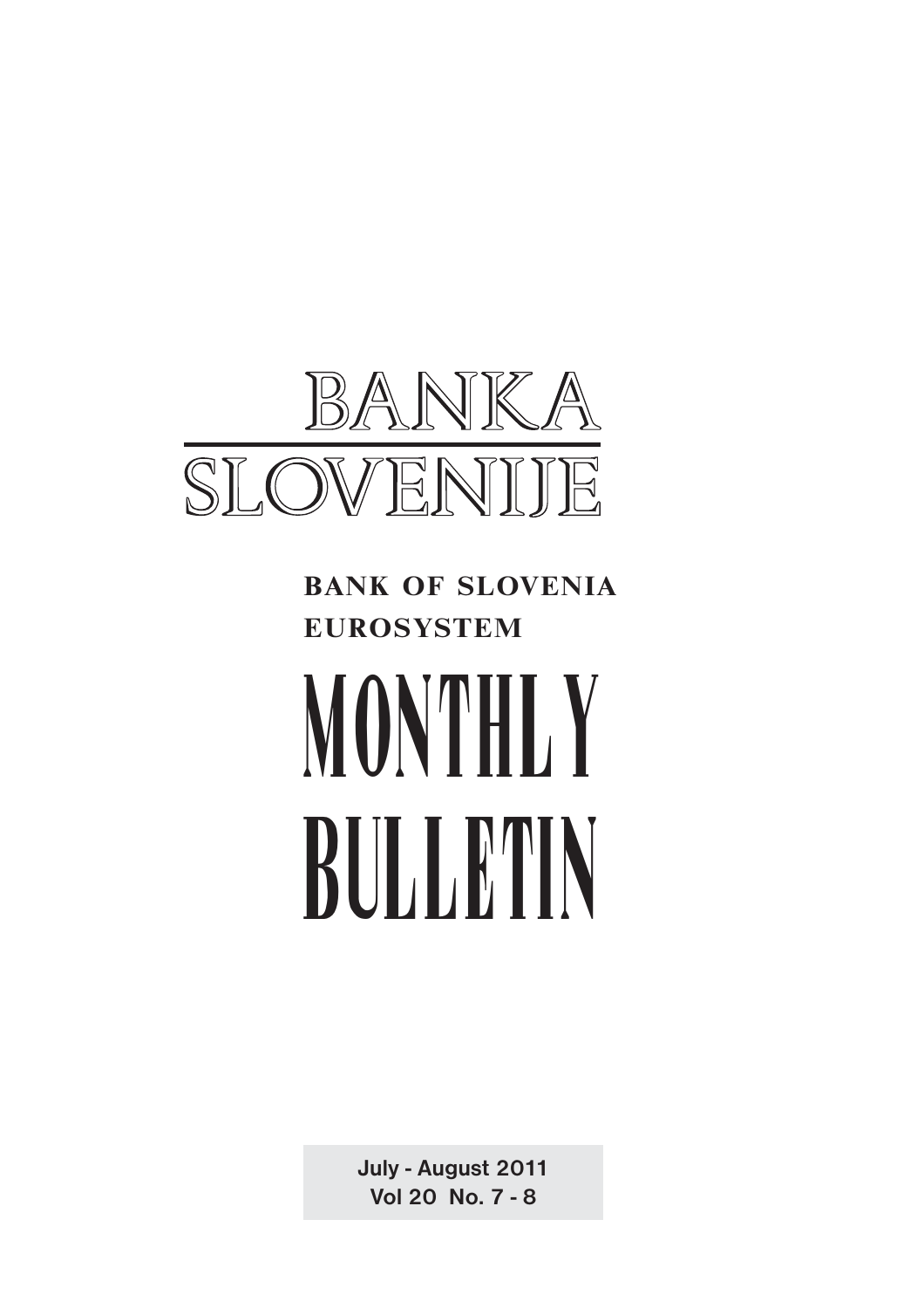# BANKA SLOVENIJE

**BANK OF SLOVENIA**
**EUROSYSTEM**

# MONTHLY BULLETIN

**July - August 2011**
**Vol 20 No. 7 - 8**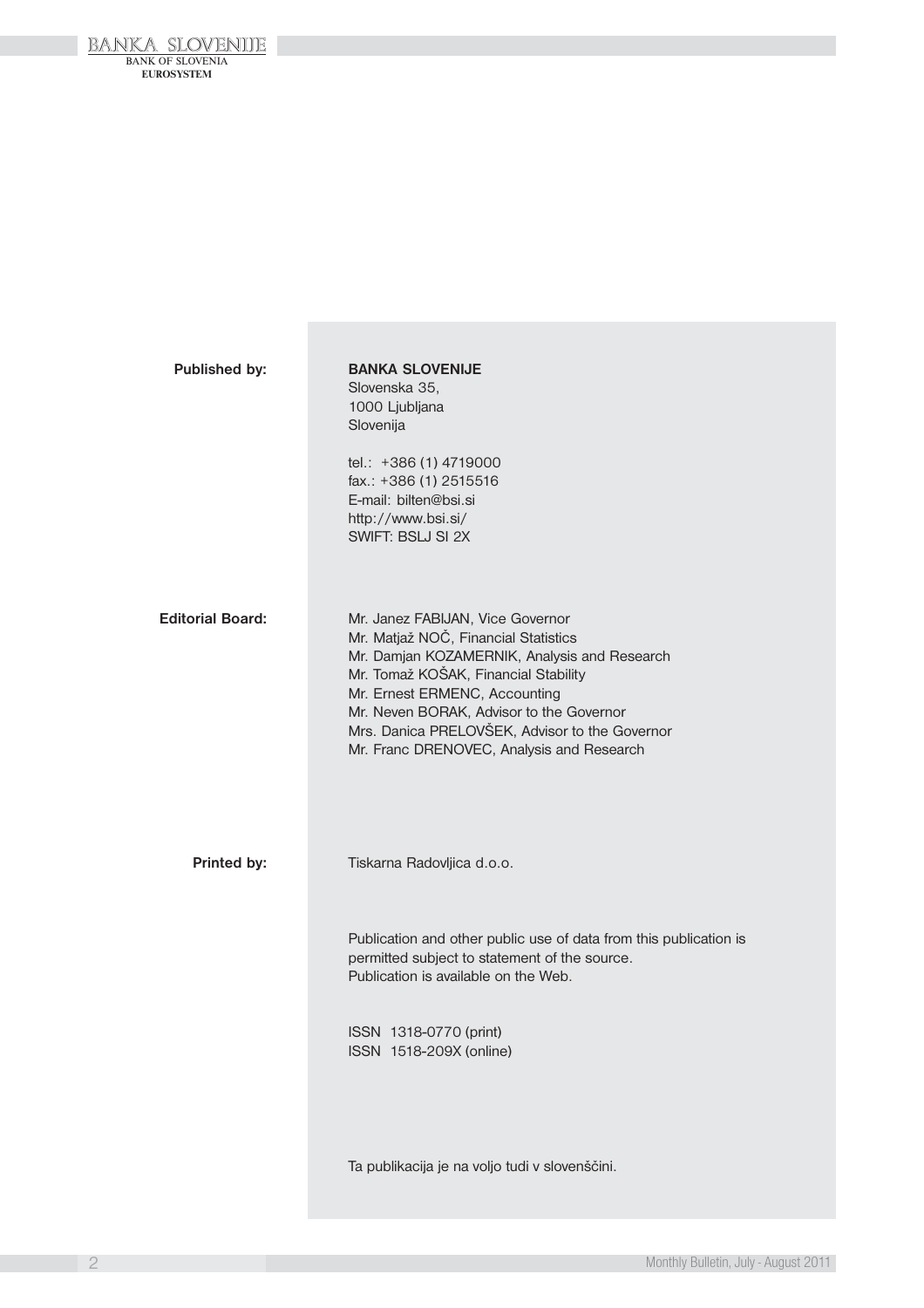**Published by:**

**BANKA SLOVENIJE**
Slovenska 35,
1000 Ljubljana
Slovenija

tel.: +386 (1) 4719000
fax.: +386 (1) 2515516
E-mail: bilten@bsi.si
http://www.bsi.si/
SWIFT: BSLJ SI 2X

**Editorial Board:**

Mr. Janez FABIJAN, Vice Governor
Mr. Matjaž NOČ, Financial Statistics
Mr. Damjan KOZAMERNIK, Analysis and Research
Mr. Tomaž KOŠAK, Financial Stability
Mr. Ernest ERMENC, Accounting
Mr. Neven BORAK, Advisor to the Governor
Mrs. Danica PRELOVŠEK, Advisor to the Governor
Mr. Franc DRENOVEC, Analysis and Research

**Printed by:**

Tiskarna Radovljica d.o.o.

Publication and other public use of data from this publication is permitted subject to statement of the source.
Publication is available on the Web.

ISSN 1318-0770 (print)
ISSN 1518-209X (online)

Ta publikacija je na voljo tudi v slovenščini.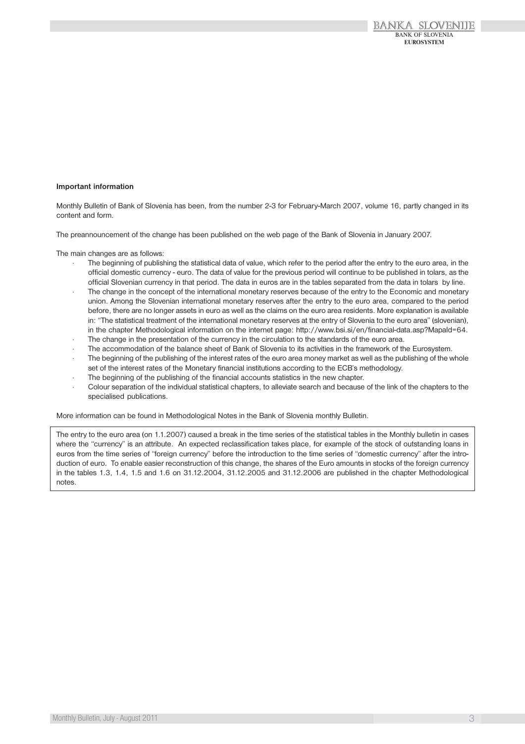**Important information**

Monthly Bulletin of Bank of Slovenia has been, from the number 2-3 for February-March 2007, volume 16, partly changed in its content and form.

The preannouncement of the change has been published on the web page of the Bank of Slovenia in January 2007.

The main changes are as follows:

- The beginning of publishing the statistical data of value, which refer to the period after the entry to the euro area, in the official domestic currency - euro. The data of value for the previous period will continue to be published in tolars, as the official Slovenian currency in that period. The data in euros are in the tables separated from the data in tolars by line.
- The change in the concept of the international monetary reserves because of the entry to the Economic and monetary union. Among the Slovenian international monetary reserves after the entry to the euro area, compared to the period before, there are no longer assets in euro as well as the claims on the euro area residents. More explanation is available in: "The statistical treatment of the international monetary reserves at the entry of Slovenia to the euro area" (slovenian), in the chapter Methodological information on the internet page: http://www.bsi.si/en/financial-data.asp?MapaId=64.
- The change in the presentation of the currency in the circulation to the standards of the euro area.
- The accommodation of the balance sheet of Bank of Slovenia to its activities in the framework of the Eurosystem.
- The beginning of the publishing of the interest rates of the euro area money market as well as the publishing of the whole set of the interest rates of the Monetary financial institutions according to the ECB's methodology.
- The beginning of the publishing of the financial accounts statistics in the new chapter.
- Colour separation of the individual statistical chapters, to alleviate search and because of the link of the chapters to the specialised publications.

More information can be found in Methodological Notes in the Bank of Slovenia monthly Bulletin.

The entry to the euro area (on 1.1.2007) caused a break in the time series of the statistical tables in the Monthly bulletin in cases where the "currency" is an attribute. An expected reclassification takes place, for example of the stock of outstanding loans in euros from the time series of "foreign currency" before the introduction to the time series of "domestic currency" after the introduction of euro. To enable easier reconstruction of this change, the shares of the Euro amounts in stocks of the foreign currency in the tables 1.3, 1.4, 1.5 and 1.6 on 31.12.2004, 31.12.2005 and 31.12.2006 are published in the chapter Methodological notes.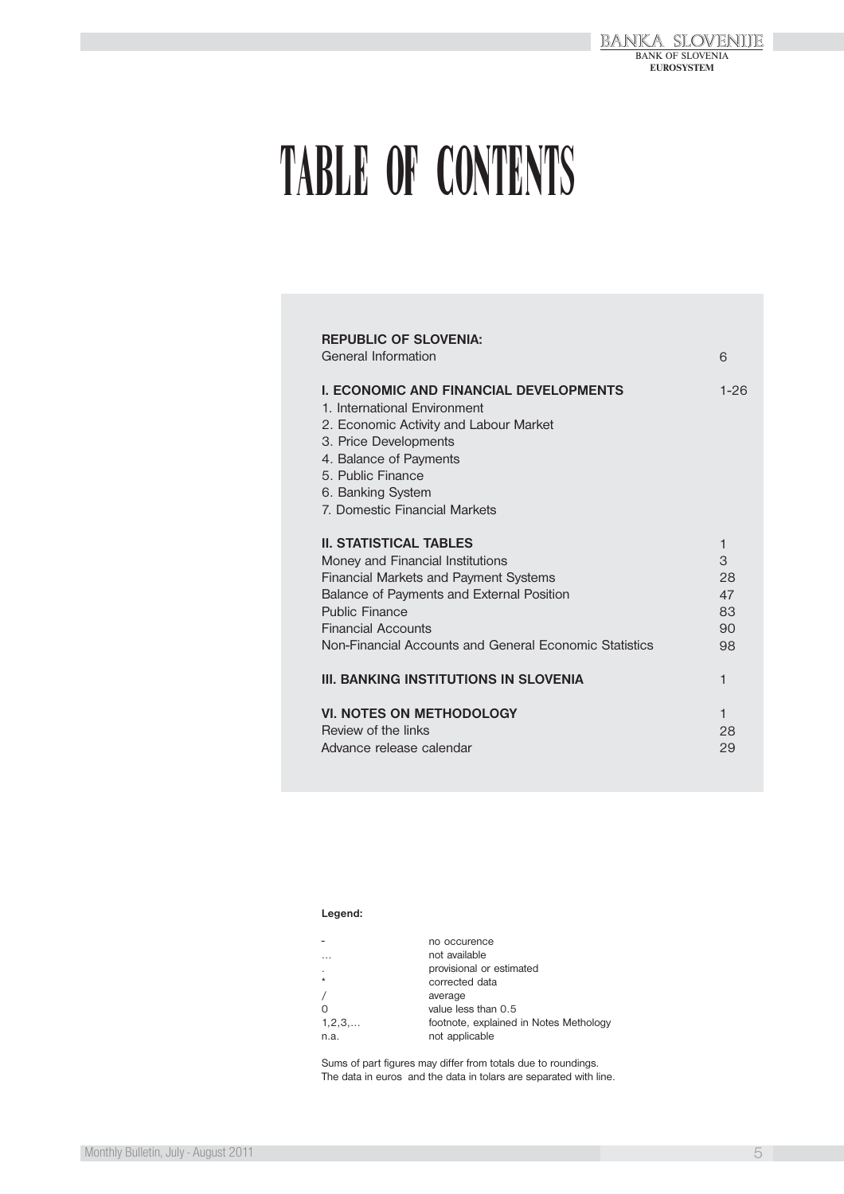# TABLE OF CONTENTS

| | |
|---|---|
| **REPUBLIC OF SLOVENIA:** | |
| General Information | 6 |
| | |
| **I. ECONOMIC AND FINANCIAL DEVELOPMENTS** | 1-26 |
| 1. International Environment | |
| 2. Economic Activity and Labour Market | |
| 3. Price Developments | |
| 4. Balance of Payments | |
| 5. Public Finance | |
| 6. Banking System | |
| 7. Domestic Financial Markets | |
| | |
| **II. STATISTICAL TABLES** | 1 |
| Money and Financial Institutions | 3 |
| Financial Markets and Payment Systems | 28 |
| Balance of Payments and External Position | 47 |
| Public Finance | 83 |
| Financial Accounts | 90 |
| Non-Financial Accounts and General Economic Statistics | 98 |
| | |
| **III. BANKING INSTITUTIONS IN SLOVENIA** | 1 |
| | |
| **VI. NOTES ON METHODOLOGY** | 1 |
| Review of the links | 28 |
| Advance release calendar | 29 |

**Legend:**

| | |
|---|---|
| - | no occurence |
| … | not available |
| . | provisional or estimated |
| * | corrected data |
| / | average |
| 0 | value less than 0.5 |
| 1,2,3,… | footnote, explained in Notes Methology |
| n.a. | not applicable |

Sums of part figures may differ from totals due to roundings.
The data in euros and the data in tolars are separated with line.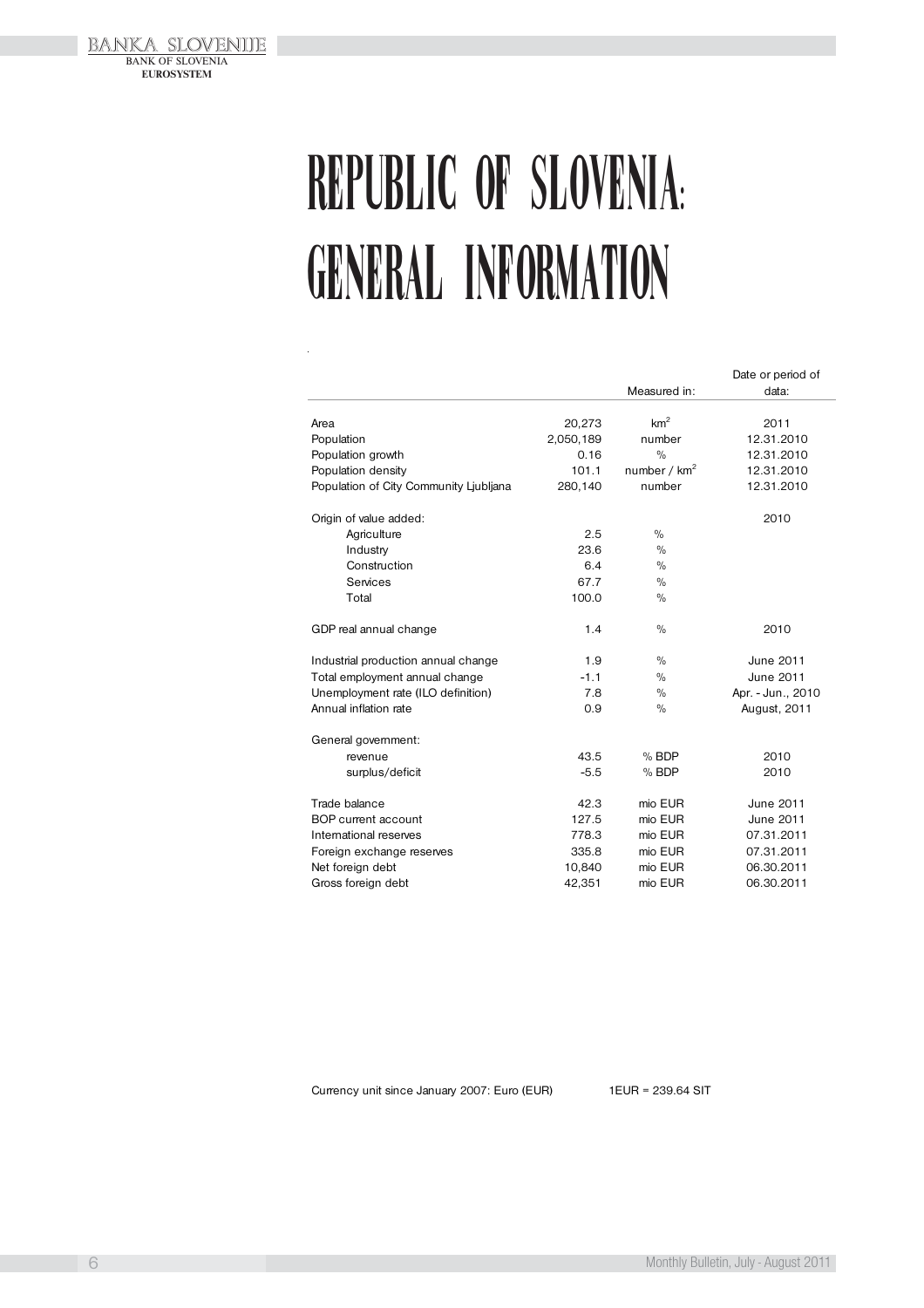# REPUBLIC OF SLOVENIA: GENERAL INFORMATION

| | | Measured in: | Date or period of data: |
|---|---|---|---|
| Area | 20,273 | $km^2$ | 2011 |
| Population | 2,050,189 | number | 12.31.2010 |
| Population growth | 0.16 | % | 12.31.2010 |
| Population density | 101.1 | number / $km^2$ | 12.31.2010 |
| Population of City Community Ljubljana | 280,140 | number | 12.31.2010 |
| | | | |
| Origin of value added: | | | 2010 |
| Agriculture | 2.5 | % | |
| Industry | 23.6 | % | |
| Construction | 6.4 | % | |
| Services | 67.7 | % | |
| Total | 100.0 | % | |
| | | | |
| GDP real annual change | 1.4 | % | 2010 |
| | | | |
| Industrial production annual change | 1.9 | % | June 2011 |
| Total employment annual change | -1.1 | % | June 2011 |
| Unemployment rate (ILO definition) | 7.8 | % | Apr. - Jun., 2010 |
| Annual inflation rate | 0.9 | % | August, 2011 |
| | | | |
| General government: | | | |
| revenue | 43.5 | % BDP | 2010 |
| surplus/deficit | -5.5 | % BDP | 2010 |
| | | | |
| Trade balance | 42.3 | mio EUR | June 2011 |
| BOP current account | 127.5 | mio EUR | June 2011 |
| International reserves | 778.3 | mio EUR | 07.31.2011 |
| Foreign exchange reserves | 335.8 | mio EUR | 07.31.2011 |
| Net foreign debt | 10,840 | mio EUR | 06.30.2011 |
| Gross foreign debt | 42,351 | mio EUR | 06.30.2011 |

Currency unit since January 2007: Euro (EUR) 1EUR = 239.64 SIT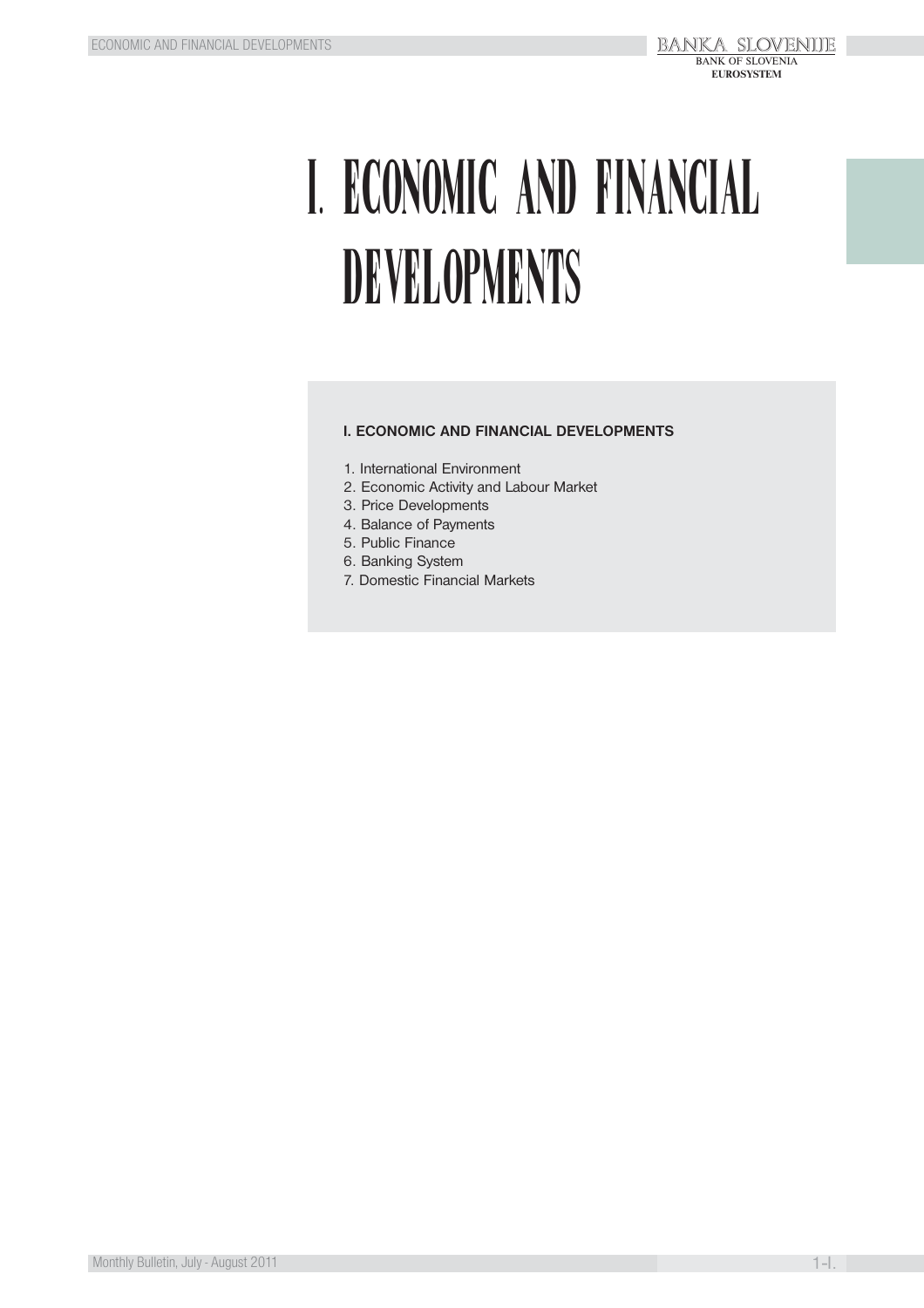# I. ECONOMIC AND FINANCIAL DEVELOPMENTS

**I. ECONOMIC AND FINANCIAL DEVELOPMENTS**

1. International Environment
2. Economic Activity and Labour Market
3. Price Developments
4. Balance of Payments
5. Public Finance
6. Banking System
7. Domestic Financial Markets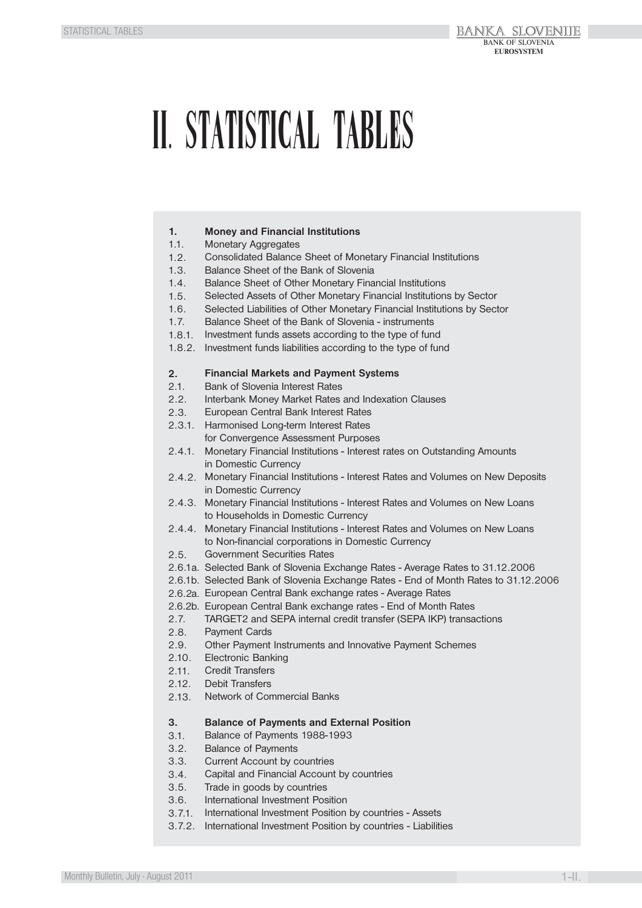# II. STATISTICAL TABLES

**1. Money and Financial Institutions**

1.1. Monetary Aggregates
1.2. Consolidated Balance Sheet of Monetary Financial Institutions
1.3. Balance Sheet of the Bank of Slovenia
1.4. Balance Sheet of Other Monetary Financial Institutions
1.5. Selected Assets of Other Monetary Financial Institutions by Sector
1.6. Selected Liabilities of Other Monetary Financial Institutions by Sector
1.7. Balance Sheet of the Bank of Slovenia - instruments
1.8.1. Investment funds assets according to the type of fund
1.8.2. Investment funds liabilities according to the type of fund

**2. Financial Markets and Payment Systems**

2.1. Bank of Slovenia Interest Rates
2.2. Interbank Money Market Rates and Indexation Clauses
2.3. European Central Bank Interest Rates
2.3.1. Harmonised Long-term Interest Rates for Convergence Assessment Purposes
2.4.1. Monetary Financial Institutions - Interest rates on Outstanding Amounts in Domestic Currency
2.4.2. Monetary Financial Institutions - Interest Rates and Volumes on New Deposits in Domestic Currency
2.4.3. Monetary Financial Institutions - Interest Rates and Volumes on New Loans to Households in Domestic Currency
2.4.4. Monetary Financial Institutions - Interest Rates and Volumes on New Loans to Non-financial corporations in Domestic Currency
2.5. Government Securities Rates
2.6.1a. Selected Bank of Slovenia Exchange Rates - Average Rates to 31.12.2006
2.6.1b. Selected Bank of Slovenia Exchange Rates - End of Month Rates to 31.12.2006
2.6.2a. European Central Bank exchange rates - Average Rates
2.6.2b. European Central Bank exchange rates - End of Month Rates
2.7. TARGET2 and SEPA internal credit transfer (SEPA IKP) transactions
2.8. Payment Cards
2.9. Other Payment Instruments and Innovative Payment Schemes
2.10. Electronic Banking
2.11. Credit Transfers
2.12. Debit Transfers
2.13. Network of Commercial Banks

**3. Balance of Payments and External Position**

3.1. Balance of Payments 1988-1993
3.2. Balance of Payments
3.3. Current Account by countries
3.4. Capital and Financial Account by countries
3.5. Trade in goods by countries
3.6. International Investment Position
3.7.1. International Investment Position by countries - Assets
3.7.2. International Investment Position by countries - Liabilities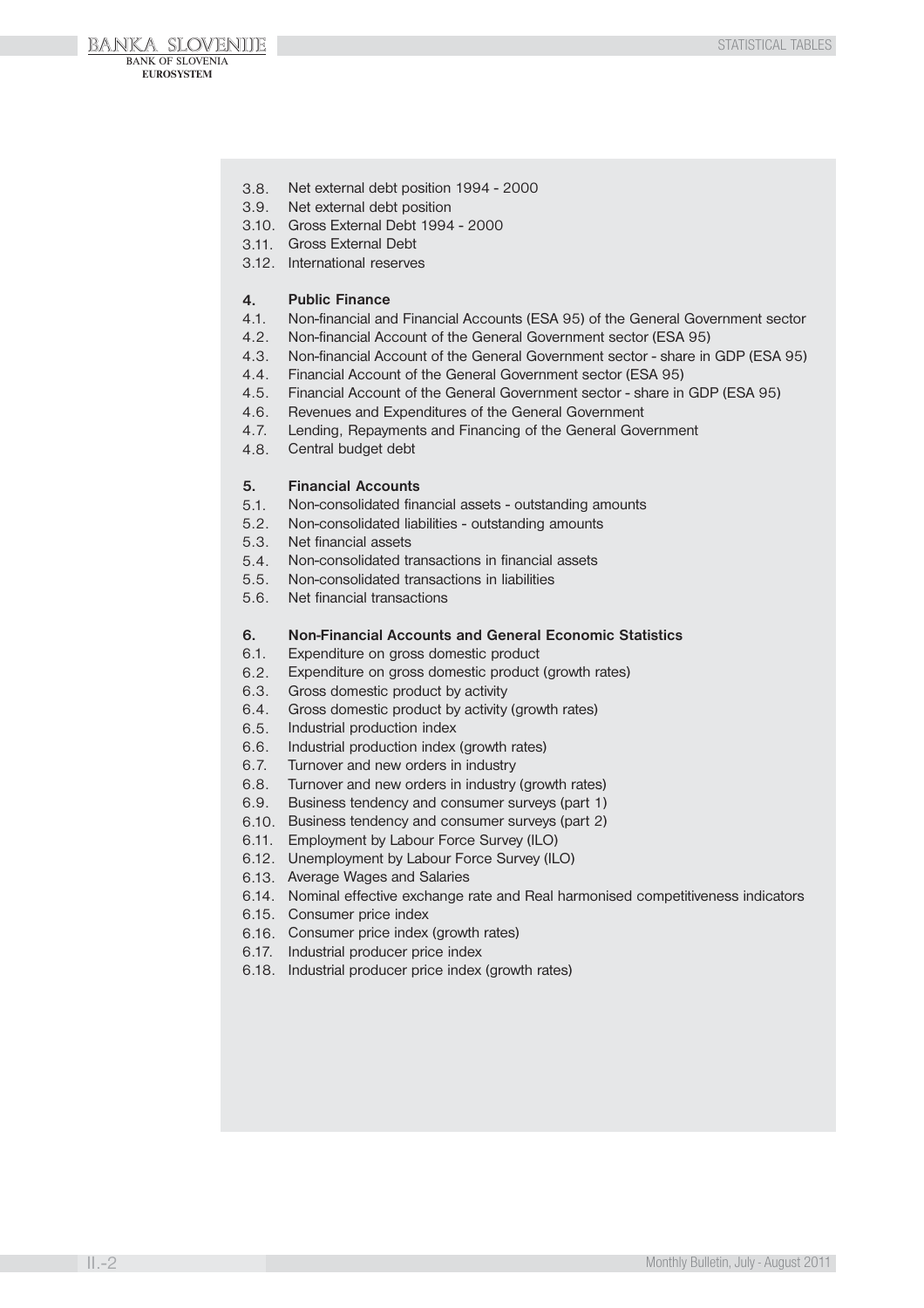3.8. Net external debt position 1994 - 2000
3.9. Net external debt position
3.10. Gross External Debt 1994 - 2000
3.11. Gross External Debt
3.12. International reserves

**4. Public Finance**

4.1. Non-financial and Financial Accounts (ESA 95) of the General Government sector
4.2. Non-financial Account of the General Government sector (ESA 95)
4.3. Non-financial Account of the General Government sector - share in GDP (ESA 95)
4.4. Financial Account of the General Government sector (ESA 95)
4.5. Financial Account of the General Government sector - share in GDP (ESA 95)
4.6. Revenues and Expenditures of the General Government
4.7. Lending, Repayments and Financing of the General Government
4.8. Central budget debt

**5. Financial Accounts**

5.1. Non-consolidated financial assets - outstanding amounts
5.2. Non-consolidated liabilities - outstanding amounts
5.3. Net financial assets
5.4. Non-consolidated transactions in financial assets
5.5. Non-consolidated transactions in liabilities
5.6. Net financial transactions

**6. Non-Financial Accounts and General Economic Statistics**

6.1. Expenditure on gross domestic product
6.2. Expenditure on gross domestic product (growth rates)
6.3. Gross domestic product by activity
6.4. Gross domestic product by activity (growth rates)
6.5. Industrial production index
6.6. Industrial production index (growth rates)
6.7. Turnover and new orders in industry
6.8. Turnover and new orders in industry (growth rates)
6.9. Business tendency and consumer surveys (part 1)
6.10. Business tendency and consumer surveys (part 2)
6.11. Employment by Labour Force Survey (ILO)
6.12. Unemployment by Labour Force Survey (ILO)
6.13. Average Wages and Salaries
6.14. Nominal effective exchange rate and Real harmonised competitiveness indicators
6.15. Consumer price index
6.16. Consumer price index (growth rates)
6.17. Industrial producer price index
6.18. Industrial producer price index (growth rates)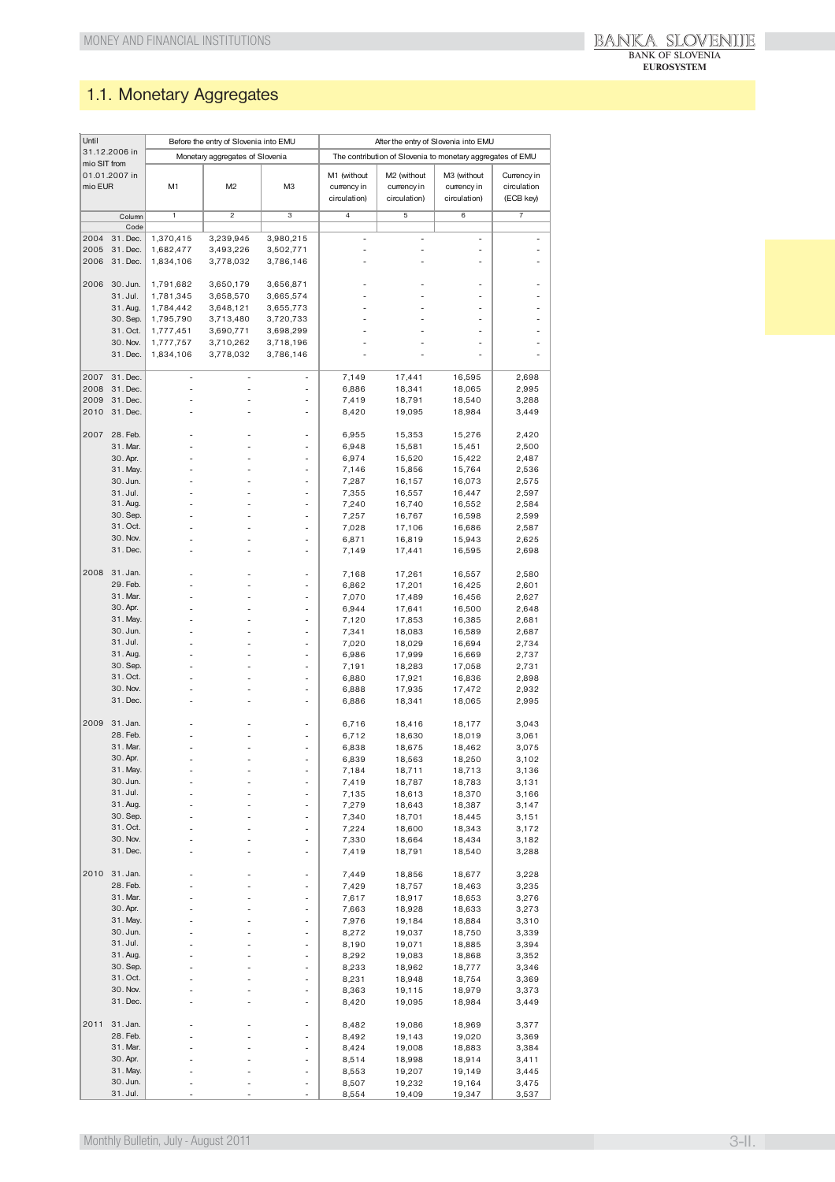## 1.1. Monetary Aggregates

| Until 31.12.2006 in mio SIT from 01.01.2007 in mio EUR | | Before the entry of Slovenia into EMU | | | After the entry of Slovenia into EMU | | | |
|---|---|---|---|---|---|---|---|---|
| | | Monetary aggregates of Slovenia | | | The contribution of Slovenia to monetary aggregates of EMU | | | |
| | | M1 | M2 | M3 | M1 (without currency in circulation) | M2 (without currency in circulation) | M3 (without currency in circulation) | Currency in circulation (ECB key) |
| | Column | 1 | 2 | 3 | 4 | 5 | 6 | 7 |
| | Code | | | | | | | |
| 2004 | 31. Dec. | 1,370,415 | 3,239,945 | 3,980,215 | - | - | - | - |
| 2005 | 31. Dec. | 1,682,477 | 3,493,226 | 3,502,771 | - | - | - | - |
| 2006 | 31. Dec. | 1,834,106 | 3,778,032 | 3,786,146 | - | - | - | - |
| 2006 | 30. Jun. | 1,791,682 | 3,650,179 | 3,656,871 | - | - | - | - |
| | 31. Jul. | 1,781,345 | 3,658,570 | 3,665,574 | - | - | - | - |
| | 31. Aug. | 1,784,442 | 3,648,121 | 3,655,773 | - | - | - | - |
| | 30. Sep. | 1,795,790 | 3,713,480 | 3,720,733 | - | - | - | - |
| | 31. Oct. | 1,777,451 | 3,690,771 | 3,698,299 | - | - | - | - |
| | 30. Nov. | 1,777,757 | 3,710,262 | 3,718,196 | - | - | - | - |
| | 31. Dec. | 1,834,106 | 3,778,032 | 3,786,146 | - | - | - | - |
| 2007 | 31. Dec. | - | - | - | 7,149 | 17,441 | 16,595 | 2,698 |
| 2008 | 31. Dec. | - | - | - | 6,886 | 18,341 | 18,065 | 2,995 |
| 2009 | 31. Dec. | - | - | - | 7,419 | 18,791 | 18,540 | 3,288 |
| 2010 | 31. Dec. | - | - | - | 8,420 | 19,095 | 18,984 | 3,449 |
| 2007 | 28. Feb. | - | - | - | 6,955 | 15,353 | 15,276 | 2,420 |
| | 31. Mar. | - | - | - | 6,948 | 15,581 | 15,451 | 2,500 |
| | 30. Apr. | - | - | - | 6,974 | 15,520 | 15,422 | 2,487 |
| | 31. May. | - | - | - | 7,146 | 15,856 | 15,764 | 2,536 |
| | 30. Jun. | - | - | - | 7,287 | 16,157 | 16,073 | 2,575 |
| | 31. Jul. | - | - | - | 7,355 | 16,557 | 16,447 | 2,597 |
| | 31. Aug. | - | - | - | 7,240 | 16,740 | 16,552 | 2,584 |
| | 30. Sep. | - | - | - | 7,257 | 16,767 | 16,598 | 2,599 |
| | 31. Oct. | - | - | - | 7,028 | 17,106 | 16,686 | 2,587 |
| | 30. Nov. | - | - | - | 6,871 | 16,819 | 15,943 | 2,625 |
| | 31. Dec. | - | - | - | 7,149 | 17,441 | 16,595 | 2,698 |
| 2008 | 31. Jan. | - | - | - | 7,168 | 17,261 | 16,557 | 2,580 |
| | 29. Feb. | - | - | - | 6,862 | 17,201 | 16,425 | 2,601 |
| | 31. Mar. | - | - | - | 7,070 | 17,489 | 16,456 | 2,627 |
| | 30. Apr. | - | - | - | 6,944 | 17,641 | 16,500 | 2,648 |
| | 31. May. | - | - | - | 7,120 | 17,853 | 16,385 | 2,681 |
| | 30. Jun. | - | - | - | 7,341 | 18,083 | 16,589 | 2,687 |
| | 31. Jul. | - | - | - | 7,020 | 18,029 | 16,694 | 2,734 |
| | 31. Aug. | - | - | - | 6,986 | 17,999 | 16,669 | 2,737 |
| | 30. Sep. | - | - | - | 7,191 | 18,283 | 17,058 | 2,731 |
| | 31. Oct. | - | - | - | 6,880 | 17,921 | 16,836 | 2,898 |
| | 30. Nov. | - | - | - | 6,888 | 17,935 | 17,472 | 2,932 |
| | 31. Dec. | - | - | - | 6,886 | 18,341 | 18,065 | 2,995 |
| 2009 | 31. Jan. | - | - | - | 6,716 | 18,416 | 18,177 | 3,043 |
| | 28. Feb. | - | - | - | 6,712 | 18,630 | 18,019 | 3,061 |
| | 31. Mar. | - | - | - | 6,838 | 18,675 | 18,462 | 3,075 |
| | 30. Apr. | - | - | - | 6,839 | 18,563 | 18,250 | 3,102 |
| | 31. May. | - | - | - | 7,184 | 18,711 | 18,713 | 3,136 |
| | 30. Jun. | - | - | - | 7,419 | 18,787 | 18,783 | 3,131 |
| | 31. Jul. | - | - | - | 7,135 | 18,613 | 18,370 | 3,166 |
| | 31. Aug. | - | - | - | 7,279 | 18,643 | 18,387 | 3,147 |
| | 30. Sep. | - | - | - | 7,340 | 18,701 | 18,445 | 3,151 |
| | 31. Oct. | - | - | - | 7,224 | 18,600 | 18,343 | 3,172 |
| | 30. Nov. | - | - | - | 7,330 | 18,664 | 18,434 | 3,182 |
| | 31. Dec. | - | - | - | 7,419 | 18,791 | 18,540 | 3,288 |
| 2010 | 31. Jan. | - | - | - | 7,449 | 18,856 | 18,677 | 3,228 |
| | 28. Feb. | - | - | - | 7,429 | 18,757 | 18,463 | 3,235 |
| | 31. Mar. | - | - | - | 7,617 | 18,917 | 18,653 | 3,276 |
| | 30. Apr. | - | - | - | 7,663 | 18,928 | 18,633 | 3,273 |
| | 31. May. | - | - | - | 7,976 | 19,184 | 18,884 | 3,310 |
| | 30. Jun. | - | - | - | 8,272 | 19,037 | 18,750 | 3,339 |
| | 31. Jul. | - | - | - | 8,190 | 19,071 | 18,885 | 3,394 |
| | 31. Aug. | - | - | - | 8,292 | 19,083 | 18,868 | 3,352 |
| | 30. Sep. | - | - | - | 8,233 | 18,962 | 18,777 | 3,346 |
| | 31. Oct. | - | - | - | 8,231 | 18,948 | 18,754 | 3,369 |
| | 30. Nov. | - | - | - | 8,363 | 19,115 | 18,979 | 3,373 |
| | 31. Dec. | - | - | - | 8,420 | 19,095 | 18,984 | 3,449 |
| 2011 | 31. Jan. | - | - | - | 8,482 | 19,086 | 18,969 | 3,377 |
| | 28. Feb. | - | - | - | 8,492 | 19,143 | 19,020 | 3,369 |
| | 31. Mar. | - | - | - | 8,424 | 19,008 | 18,883 | 3,384 |
| | 30. Apr. | - | - | - | 8,514 | 18,998 | 18,914 | 3,411 |
| | 31. May. | - | - | - | 8,553 | 19,207 | 19,149 | 3,445 |
| | 30. Jun. | - | - | - | 8,507 | 19,232 | 19,164 | 3,475 |
| | 31. Jul. | - | - | - | 8,554 | 19,409 | 19,347 | 3,537 |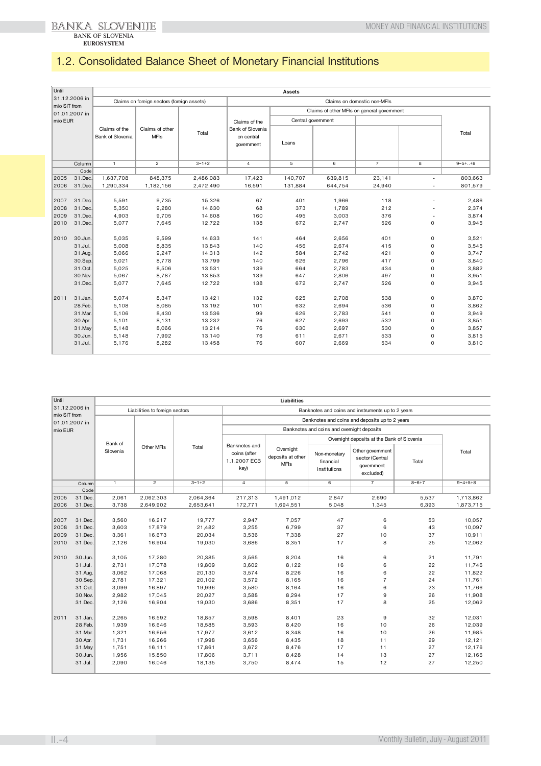# 1.2. Consolidated Balance Sheet of Monetary Financial Institutions

| Until 31.12.2006 in mio SIT from 01.01.2007 in mio EUR | | Assets | | | | | | | | |
|---|---|---|---|---|---|---|---|---|---|---|
| | | Claims on foreign sectors (foreign assets) | | | Claims on domestic non-MFIs | | | | | |
| | | | | | | Claims of other MFIs on general government | | | | |
| | | | | | | Central government | | | | |
| | | Claims of the Bank of Slovenia | Claims of other MFIs | Total | Claims of the Bank of Slovenia on central government | Loans | | | | Total |
| | Column | 1 | 2 | 3=1+2 | 4 | 5 | 6 | 7 | 8 | 9=5+..+8 |
| | Code | | | | | | | | | |
| 2005 | 31.Dec. | 1,637,708 | 848,375 | 2,486,083 | 17,423 | 140,707 | 639,815 | 23,141 | - | 803,663 |
| 2006 | 31.Dec. | 1,290,334 | 1,182,156 | 2,472,490 | 16,591 | 131,884 | 644,754 | 24,940 | - | 801,579 |
| 2007 | 31.Dec. | 5,591 | 9,735 | 15,326 | 67 | 401 | 1,966 | 118 | - | 2,486 |
| 2008 | 31.Dec. | 5,350 | 9,280 | 14,630 | 68 | 373 | 1,789 | 212 | - | 2,374 |
| 2009 | 31.Dec. | 4,903 | 9,705 | 14,608 | 160 | 495 | 3,003 | 376 | - | 3,874 |
| 2010 | 31.Dec. | 5,077 | 7,645 | 12,722 | 138 | 672 | 2,747 | 526 | 0 | 3,945 |
| 2010 | 30.Jun. | 5,035 | 9,599 | 14,633 | 141 | 464 | 2,656 | 401 | 0 | 3,521 |
| | 31.Jul. | 5,008 | 8,835 | 13,843 | 140 | 456 | 2,674 | 415 | 0 | 3,545 |
| | 31.Aug. | 5,066 | 9,247 | 14,313 | 142 | 584 | 2,742 | 421 | 0 | 3,747 |
| | 30.Sep. | 5,021 | 8,778 | 13,799 | 140 | 626 | 2,796 | 417 | 0 | 3,840 |
| | 31.Oct. | 5,025 | 8,506 | 13,531 | 139 | 664 | 2,783 | 434 | 0 | 3,882 |
| | 30.Nov. | 5,067 | 8,787 | 13,853 | 139 | 647 | 2,806 | 497 | 0 | 3,951 |
| | 31.Dec. | 5,077 | 7,645 | 12,722 | 138 | 672 | 2,747 | 526 | 0 | 3,945 |
| 2011 | 31.Jan. | 5,074 | 8,347 | 13,421 | 132 | 625 | 2,708 | 538 | 0 | 3,870 |
| | 28.Feb. | 5,108 | 8,085 | 13,192 | 101 | 632 | 2,694 | 536 | 0 | 3,862 |
| | 31.Mar. | 5,106 | 8,430 | 13,536 | 99 | 626 | 2,783 | 541 | 0 | 3,949 |
| | 30.Apr. | 5,101 | 8,131 | 13,232 | 76 | 627 | 2,693 | 532 | 0 | 3,851 |
| | 31.May | 5,148 | 8,066 | 13,214 | 76 | 630 | 2,697 | 530 | 0 | 3,857 |
| | 30.Jun. | 5,148 | 7,992 | 13,140 | 76 | 611 | 2,671 | 533 | 0 | 3,815 |
| | 31.Jul. | 5,176 | 8,282 | 13,458 | 76 | 607 | 2,669 | 534 | 0 | 3,810 |

| Until 31.12.2006 in mio SIT from 01.01.2007 in mio EUR | | Liabilities | | | | | | | | |
|---|---|---|---|---|---|---|---|---|---|---|
| | | Liabilities to foreign sectors | | | Banknotes and coins and instruments up to 2 years | | | | | |
| | | | | | Banknotes and coins and deposits up to 2 years | | | | | |
| | | | | | Banknotes and coins and overnight deposits | | | | | |
| | | | | | | | Overnight deposits at the Bank of Slovenia | | | |
| | | Bank of Slovenia | Other MFIs | Total | Banknotes and coins (after 1.1.2007 ECB key) | Overnight deposits at other MFIs | Non-monetary financial institutions | Other government sector (Central government excluded) | Total | Total |
| | Column | 1 | 2 | 3=1+2 | 4 | 5 | 6 | 7 | 8=6+7 | 9=4+5+8 |
| | Code | | | | | | | | | |
| 2005 | 31.Dec. | 2,061 | 2,062,303 | 2,064,364 | 217,313 | 1,491,012 | 2,847 | 2,690 | 5,537 | 1,713,862 |
| 2006 | 31.Dec. | 3,738 | 2,649,902 | 2,653,641 | 172,771 | 1,694,551 | 5,048 | 1,345 | 6,393 | 1,873,715 |
| 2007 | 31.Dec. | 3,560 | 16,217 | 19,777 | 2,947 | 7,057 | 47 | 6 | 53 | 10,057 |
| 2008 | 31.Dec. | 3,603 | 17,879 | 21,482 | 3,255 | 6,799 | 37 | 6 | 43 | 10,097 |
| 2009 | 31.Dec. | 3,361 | 16,673 | 20,034 | 3,536 | 7,338 | 27 | 10 | 37 | 10,911 |
| 2010 | 31.Dec. | 2,126 | 16,904 | 19,030 | 3,686 | 8,351 | 17 | 8 | 25 | 12,062 |
| 2010 | 30.Jun. | 3,105 | 17,280 | 20,385 | 3,565 | 8,204 | 16 | 6 | 21 | 11,791 |
| | 31.Jul. | 2,731 | 17,078 | 19,809 | 3,602 | 8,122 | 16 | 6 | 22 | 11,746 |
| | 31.Aug. | 3,062 | 17,068 | 20,130 | 3,574 | 8,226 | 16 | 6 | 22 | 11,822 |
| | 30.Sep. | 2,781 | 17,321 | 20,102 | 3,572 | 8,165 | 16 | 7 | 24 | 11,761 |
| | 31.Oct. | 3,099 | 16,897 | 19,996 | 3,580 | 8,164 | 16 | 6 | 23 | 11,766 |
| | 30.Nov. | 2,982 | 17,045 | 20,027 | 3,588 | 8,294 | 17 | 9 | 26 | 11,908 |
| | 31.Dec. | 2,126 | 16,904 | 19,030 | 3,686 | 8,351 | 17 | 8 | 25 | 12,062 |
| 2011 | 31.Jan. | 2,265 | 16,592 | 18,857 | 3,598 | 8,401 | 23 | 9 | 32 | 12,031 |
| | 28.Feb. | 1,939 | 16,646 | 18,585 | 3,593 | 8,420 | 16 | 10 | 26 | 12,039 |
| | 31.Mar. | 1,321 | 16,656 | 17,977 | 3,612 | 8,348 | 16 | 10 | 26 | 11,985 |
| | 30.Apr. | 1,731 | 16,266 | 17,998 | 3,656 | 8,435 | 18 | 11 | 29 | 12,121 |
| | 31.May | 1,751 | 16,111 | 17,861 | 3,672 | 8,476 | 17 | 11 | 27 | 12,176 |
| | 30.Jun. | 1,956 | 15,850 | 17,806 | 3,711 | 8,428 | 14 | 13 | 27 | 12,166 |
| | 31.Jul. | 2,090 | 16,046 | 18,135 | 3,750 | 8,474 | 15 | 12 | 27 | 12,250 |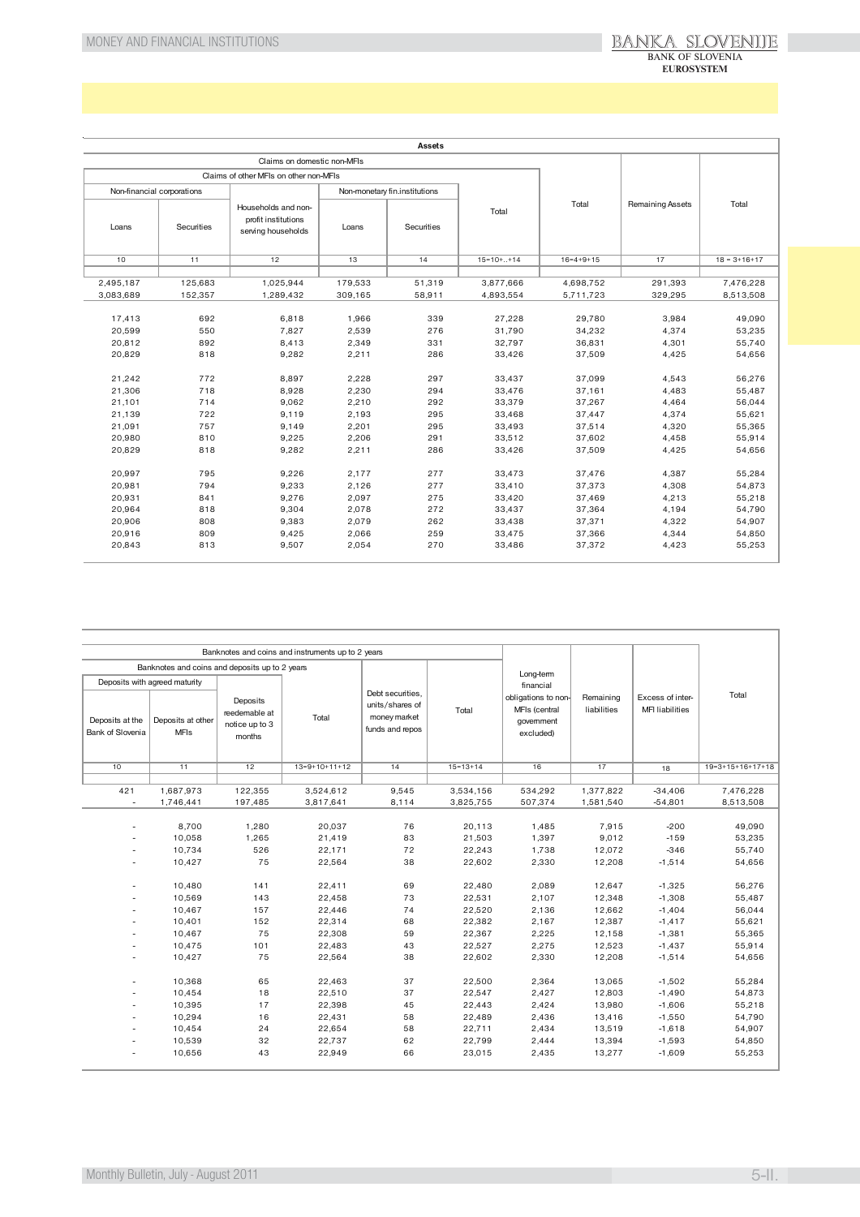## Assets

| Claims on domestic non-MFIs | | | | | | | | |
|---|---|---|---|---|---|---|---|---|
| Claims of other MFIs on other non-MFIs | | | | | | Total | Remaining Assets | Total |
| Non-financial corporations | | Households and non-profit institutions serving households | Non-monetary fin.institutions | | Total | | | |
| Loans | Securities | | Loans | Securities | | | | |
| 10 | 11 | 12 | 13 | 14 | 15=10+..+14 | 16=4+9+15 | 17 | 18 = 3+16+17 |
| 2,495,187 | 125,683 | 1,025,944 | 179,533 | 51,319 | 3,877,666 | 4,698,752 | 291,393 | 7,476,228 |
| 3,083,689 | 152,357 | 1,289,432 | 309,165 | 58,911 | 4,893,554 | 5,711,723 | 329,295 | 8,513,508 |
| 17,413 | 692 | 6,818 | 1,966 | 339 | 27,228 | 29,780 | 3,984 | 49,090 |
| 20,599 | 550 | 7,827 | 2,539 | 276 | 31,790 | 34,232 | 4,374 | 53,235 |
| 20,812 | 892 | 8,413 | 2,349 | 331 | 32,797 | 36,831 | 4,301 | 55,740 |
| 20,829 | 818 | 9,282 | 2,211 | 286 | 33,426 | 37,509 | 4,425 | 54,656 |
| 21,242 | 772 | 8,897 | 2,228 | 297 | 33,437 | 37,099 | 4,543 | 56,276 |
| 21,306 | 718 | 8,928 | 2,230 | 294 | 33,476 | 37,161 | 4,483 | 55,487 |
| 21,101 | 714 | 9,062 | 2,210 | 292 | 33,379 | 37,267 | 4,464 | 56,044 |
| 21,139 | 722 | 9,119 | 2,193 | 295 | 33,468 | 37,447 | 4,374 | 55,621 |
| 21,091 | 757 | 9,149 | 2,201 | 295 | 33,493 | 37,514 | 4,320 | 55,365 |
| 20,980 | 810 | 9,225 | 2,206 | 291 | 33,512 | 37,602 | 4,458 | 55,914 |
| 20,829 | 818 | 9,282 | 2,211 | 286 | 33,426 | 37,509 | 4,425 | 54,656 |
| 20,997 | 795 | 9,226 | 2,177 | 277 | 33,473 | 37,476 | 4,387 | 55,284 |
| 20,981 | 794 | 9,233 | 2,126 | 277 | 33,410 | 37,373 | 4,308 | 54,873 |
| 20,931 | 841 | 9,276 | 2,097 | 275 | 33,420 | 37,469 | 4,213 | 55,218 |
| 20,964 | 818 | 9,304 | 2,078 | 272 | 33,437 | 37,364 | 4,194 | 54,790 |
| 20,906 | 808 | 9,383 | 2,079 | 262 | 33,438 | 37,371 | 4,322 | 54,907 |
| 20,916 | 809 | 9,425 | 2,066 | 259 | 33,475 | 37,366 | 4,344 | 54,850 |
| 20,843 | 813 | 9,507 | 2,054 | 270 | 33,486 | 37,372 | 4,423 | 55,253 |

| Banknotes and coins and instruments up to 2 years | | | | | | Long-term financial obligations to non-MFIs (central government excluded) | Remaining liabilities | Excess of inter-MFI liabilities | Total |
|---|---|---|---|---|---|---|---|---|---|
| Banknotes and coins and deposits up to 2 years | | | | Debt securities, units/shares of money market funds and repos | Total | | | | |
| Deposits with agreed maturity | | Deposits reedemable at notice up to 3 months | Total | | | | | | |
| Deposits at the Bank of Slovenia | Deposits at other MFIs | | | | | | | | |
| 10 | 11 | 12 | 13=9+10+11+12 | 14 | 15=13+14 | 16 | 17 | 18 | 19=3+15+16+17+18 |
| 421 | 1,687,973 | 122,355 | 3,524,612 | 9,545 | 3,534,156 | 534,292 | 1,377,822 | -34,406 | 7,476,228 |
| - | 1,746,441 | 197,485 | 3,817,641 | 8,114 | 3,825,755 | 507,374 | 1,581,540 | -54,801 | 8,513,508 |
| - | 8,700 | 1,280 | 20,037 | 76 | 20,113 | 1,485 | 7,915 | -200 | 49,090 |
| - | 10,058 | 1,265 | 21,419 | 83 | 21,503 | 1,397 | 9,012 | -159 | 53,235 |
| - | 10,734 | 526 | 22,171 | 72 | 22,243 | 1,738 | 12,072 | -346 | 55,740 |
| - | 10,427 | 75 | 22,564 | 38 | 22,602 | 2,330 | 12,208 | -1,514 | 54,656 |
| - | 10,480 | 141 | 22,411 | 69 | 22,480 | 2,089 | 12,647 | -1,325 | 56,276 |
| - | 10,569 | 143 | 22,458 | 73 | 22,531 | 2,107 | 12,348 | -1,308 | 55,487 |
| - | 10,467 | 157 | 22,446 | 74 | 22,520 | 2,136 | 12,662 | -1,404 | 56,044 |
| - | 10,401 | 152 | 22,314 | 68 | 22,382 | 2,167 | 12,387 | -1,417 | 55,621 |
| - | 10,467 | 75 | 22,308 | 59 | 22,367 | 2,225 | 12,158 | -1,381 | 55,365 |
| - | 10,475 | 101 | 22,483 | 43 | 22,527 | 2,275 | 12,523 | -1,437 | 55,914 |
| - | 10,427 | 75 | 22,564 | 38 | 22,602 | 2,330 | 12,208 | -1,514 | 54,656 |
| - | 10,368 | 65 | 22,463 | 37 | 22,500 | 2,364 | 13,065 | -1,502 | 55,284 |
| - | 10,454 | 18 | 22,510 | 37 | 22,547 | 2,427 | 12,803 | -1,490 | 54,873 |
| - | 10,395 | 17 | 22,398 | 45 | 22,443 | 2,424 | 13,980 | -1,606 | 55,218 |
| - | 10,294 | 16 | 22,431 | 58 | 22,489 | 2,436 | 13,416 | -1,550 | 54,790 |
| - | 10,454 | 24 | 22,654 | 58 | 22,711 | 2,434 | 13,519 | -1,618 | 54,907 |
| - | 10,539 | 32 | 22,737 | 62 | 22,799 | 2,444 | 13,394 | -1,593 | 54,850 |
| - | 10,656 | 43 | 22,949 | 66 | 23,015 | 2,435 | 13,277 | -1,609 | 55,253 |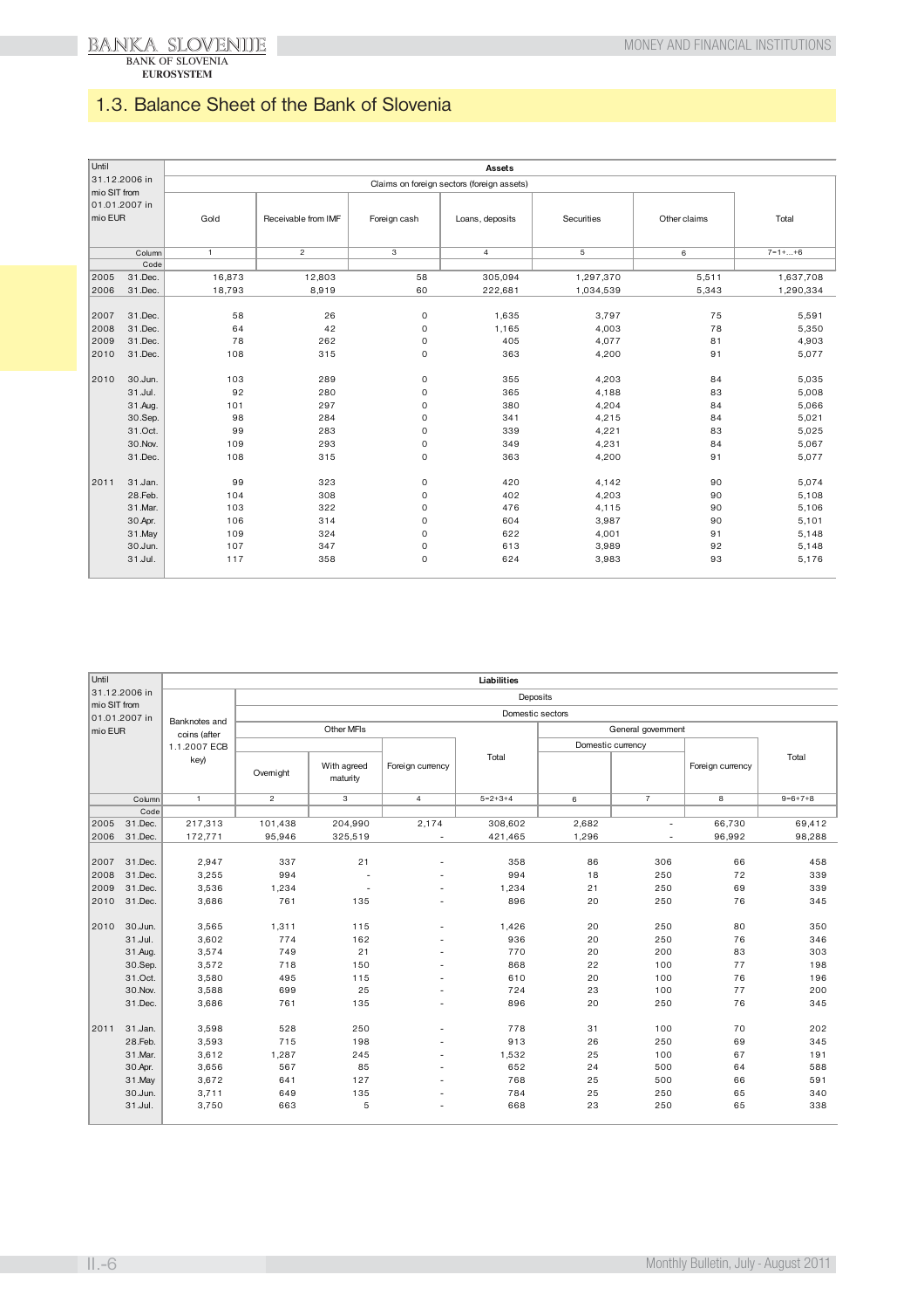## 1.3. Balance Sheet of the Bank of Slovenia

| Until 31.12.2006 in mio SIT from 01.01.2007 in mio EUR | | Assets | | | | | | |
|---|---|---|---|---|---|---|---|---|
| | | Claims on foreign sectors (foreign assets) | | | | | | |
| | | Gold | Receivable from IMF | Foreign cash | Loans, deposits | Securities | Other claims | Total |
| | Column | 1 | 2 | 3 | 4 | 5 | 6 | 7=1+...+6 |
| | Code | | | | | | | |
| 2005 | 31.Dec. | 16,873 | 12,803 | 58 | 305,094 | 1,297,370 | 5,511 | 1,637,708 |
| 2006 | 31.Dec. | 18,793 | 8,919 | 60 | 222,681 | 1,034,539 | 5,343 | 1,290,334 |
| 2007 | 31.Dec. | 58 | 26 | 0 | 1,635 | 3,797 | 75 | 5,591 |
| 2008 | 31.Dec. | 64 | 42 | 0 | 1,165 | 4,003 | 78 | 5,350 |
| 2009 | 31.Dec. | 78 | 262 | 0 | 405 | 4,077 | 81 | 4,903 |
| 2010 | 31.Dec. | 108 | 315 | 0 | 363 | 4,200 | 91 | 5,077 |
| 2010 | 30.Jun. | 103 | 289 | 0 | 355 | 4,203 | 84 | 5,035 |
| | 31.Jul. | 92 | 280 | 0 | 365 | 4,188 | 83 | 5,008 |
| | 31.Aug. | 101 | 297 | 0 | 380 | 4,204 | 84 | 5,066 |
| | 30.Sep. | 98 | 284 | 0 | 341 | 4,215 | 84 | 5,021 |
| | 31.Oct. | 99 | 283 | 0 | 339 | 4,221 | 83 | 5,025 |
| | 30.Nov. | 109 | 293 | 0 | 349 | 4,231 | 84 | 5,067 |
| | 31.Dec. | 108 | 315 | 0 | 363 | 4,200 | 91 | 5,077 |
| 2011 | 31.Jan. | 99 | 323 | 0 | 420 | 4,142 | 90 | 5,074 |
| | 28.Feb. | 104 | 308 | 0 | 402 | 4,203 | 90 | 5,108 |
| | 31.Mar. | 103 | 322 | 0 | 476 | 4,115 | 90 | 5,106 |
| | 30.Apr. | 106 | 314 | 0 | 604 | 3,987 | 90 | 5,101 |
| | 31.May | 109 | 324 | 0 | 622 | 4,001 | 91 | 5,148 |
| | 30.Jun. | 107 | 347 | 0 | 613 | 3,989 | 92 | 5,148 |
| | 31.Jul. | 117 | 358 | 0 | 624 | 3,983 | 93 | 5,176 |

| Until 31.12.2006 in mio SIT from 01.01.2007 in mio EUR | | Liabilities | | | | | | | | |
|---|---|---|---|---|---|---|---|---|---|---|
| | | Banknotes and coins (after 1.1.2007 ECB key) | Deposits | | | | | | | |
| | | | Domestic sectors | | | | | | | |
| | | | Other MFIs | | | | General government | | | |
| | | | | | | | Domestic currency | | | |
| | | | Overnight | With agreed maturity | Foreign currency | Total | | | Foreign currency | Total |
| | Column | 1 | 2 | 3 | 4 | 5=2+3+4 | 6 | 7 | 8 | 9=6+7+8 |
| | Code | | | | | | | | | |
| 2005 | 31.Dec. | 217,313 | 101,438 | 204,990 | 2,174 | 308,602 | 2,682 | - | 66,730 | 69,412 |
| 2006 | 31.Dec. | 172,771 | 95,946 | 325,519 | - | 421,465 | 1,296 | - | 96,992 | 98,288 |
| 2007 | 31.Dec. | 2,947 | 337 | 21 | - | 358 | 86 | 306 | 66 | 458 |
| 2008 | 31.Dec. | 3,255 | 994 | - | - | 994 | 18 | 250 | 72 | 339 |
| 2009 | 31.Dec. | 3,536 | 1,234 | - | - | 1,234 | 21 | 250 | 69 | 339 |
| 2010 | 31.Dec. | 3,686 | 761 | 135 | - | 896 | 20 | 250 | 76 | 345 |
| 2010 | 30.Jun. | 3,565 | 1,311 | 115 | - | 1,426 | 20 | 250 | 80 | 350 |
| | 31.Jul. | 3,602 | 774 | 162 | - | 936 | 20 | 250 | 76 | 346 |
| | 31.Aug. | 3,574 | 749 | 21 | - | 770 | 20 | 200 | 83 | 303 |
| | 30.Sep. | 3,572 | 718 | 150 | - | 868 | 22 | 100 | 77 | 198 |
| | 31.Oct. | 3,580 | 495 | 115 | - | 610 | 20 | 100 | 76 | 196 |
| | 30.Nov. | 3,588 | 699 | 25 | - | 724 | 23 | 100 | 77 | 200 |
| | 31.Dec. | 3,686 | 761 | 135 | - | 896 | 20 | 250 | 76 | 345 |
| 2011 | 31.Jan. | 3,598 | 528 | 250 | - | 778 | 31 | 100 | 70 | 202 |
| | 28.Feb. | 3,593 | 715 | 198 | - | 913 | 26 | 250 | 69 | 345 |
| | 31.Mar. | 3,612 | 1,287 | 245 | - | 1,532 | 25 | 100 | 67 | 191 |
| | 30.Apr. | 3,656 | 567 | 85 | - | 652 | 24 | 500 | 64 | 588 |
| | 31.May | 3,672 | 641 | 127 | - | 768 | 25 | 500 | 66 | 591 |
| | 30.Jun. | 3,711 | 649 | 135 | - | 784 | 25 | 250 | 65 | 340 |
| | 31.Jul. | 3,750 | 663 | 5 | - | 668 | 23 | 250 | 65 | 338 |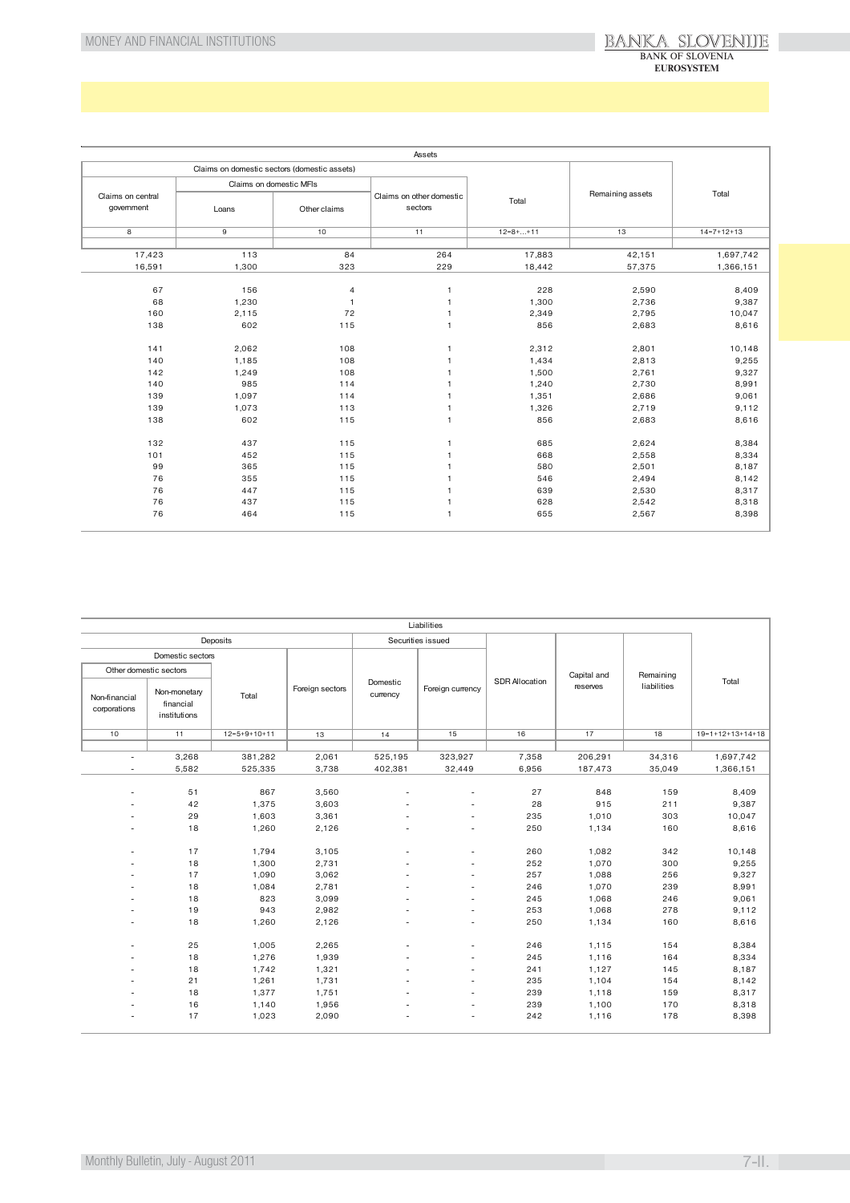| Assets | | | | | | |
|---|---|---|---|---|---|---|
| Claims on domestic sectors (domestic assets) | | | | | Remaining assets | Total |
| Claims on central government | Claims on domestic MFIs | | Claims on other domestic sectors | Total | | |
| | Loans | Other claims | | | | |
| 8 | 9 | 10 | 11 | 12=8+...+11 | 13 | 14=7+12+13 |
| | | | | | | |
| 17,423 | 113 | 84 | 264 | 17,883 | 42,151 | 1,697,742 |
| 16,591 | 1,300 | 323 | 229 | 18,442 | 57,375 | 1,366,151 |
| | | | | | | |
| 67 | 156 | 4 | 1 | 228 | 2,590 | 8,409 |
| 68 | 1,230 | 1 | 1 | 1,300 | 2,736 | 9,387 |
| 160 | 2,115 | 72 | 1 | 2,349 | 2,795 | 10,047 |
| 138 | 602 | 115 | 1 | 856 | 2,683 | 8,616 |
| | | | | | | |
| 141 | 2,062 | 108 | 1 | 2,312 | 2,801 | 10,148 |
| 140 | 1,185 | 108 | 1 | 1,434 | 2,813 | 9,255 |
| 142 | 1,249 | 108 | 1 | 1,500 | 2,761 | 9,327 |
| 140 | 985 | 114 | 1 | 1,240 | 2,730 | 8,991 |
| 139 | 1,097 | 114 | 1 | 1,351 | 2,686 | 9,061 |
| 139 | 1,073 | 113 | 1 | 1,326 | 2,719 | 9,112 |
| 138 | 602 | 115 | 1 | 856 | 2,683 | 8,616 |
| | | | | | | |
| 132 | 437 | 115 | 1 | 685 | 2,624 | 8,384 |
| 101 | 452 | 115 | 1 | 668 | 2,558 | 8,334 |
| 99 | 365 | 115 | 1 | 580 | 2,501 | 8,187 |
| 76 | 355 | 115 | 1 | 546 | 2,494 | 8,142 |
| 76 | 447 | 115 | 1 | 639 | 2,530 | 8,317 |
| 76 | 437 | 115 | 1 | 628 | 2,542 | 8,318 |
| 76 | 464 | 115 | 1 | 655 | 2,567 | 8,398 |

| Liabilities | | | | | | | | | |
|---|---|---|---|---|---|---|---|---|---|
| Deposits | | | | Securities issued | | SDR Allocation | Capital and reserves | Remaining liabilities | Total |
| Domestic sectors | | | Foreign sectors | Domestic currency | Foreign currency | | | | |
| Other domestic sectors | | Total | | | | | | | |
| Non-financial corporations | Non-monetary financial institutions | | | | | | | | |
| 10 | 11 | 12=5+9+10+11 | 13 | 14 | 15 | 16 | 17 | 18 | 19=1+12+13+14+18 |
| | | | | | | | | | |
| - | 3,268 | 381,282 | 2,061 | 525,195 | 323,927 | 7,358 | 206,291 | 34,316 | 1,697,742 |
| - | 5,582 | 525,335 | 3,738 | 402,381 | 32,449 | 6,956 | 187,473 | 35,049 | 1,366,151 |
| | | | | | | | | | |
| - | 51 | 867 | 3,560 | - | - | 27 | 848 | 159 | 8,409 |
| - | 42 | 1,375 | 3,603 | - | - | 28 | 915 | 211 | 9,387 |
| - | 29 | 1,603 | 3,361 | - | - | 235 | 1,010 | 303 | 10,047 |
| - | 18 | 1,260 | 2,126 | - | - | 250 | 1,134 | 160 | 8,616 |
| | | | | | | | | | |
| - | 17 | 1,794 | 3,105 | - | - | 260 | 1,082 | 342 | 10,148 |
| - | 18 | 1,300 | 2,731 | - | - | 252 | 1,070 | 300 | 9,255 |
| - | 17 | 1,090 | 3,062 | - | - | 257 | 1,088 | 256 | 9,327 |
| - | 18 | 1,084 | 2,781 | - | - | 246 | 1,070 | 239 | 8,991 |
| - | 18 | 823 | 3,099 | - | - | 245 | 1,068 | 246 | 9,061 |
| - | 19 | 943 | 2,982 | - | - | 253 | 1,068 | 278 | 9,112 |
| - | 18 | 1,260 | 2,126 | - | - | 250 | 1,134 | 160 | 8,616 |
| | | | | | | | | | |
| - | 25 | 1,005 | 2,265 | - | - | 246 | 1,115 | 154 | 8,384 |
| - | 18 | 1,276 | 1,939 | - | - | 245 | 1,116 | 164 | 8,334 |
| - | 18 | 1,742 | 1,321 | - | - | 241 | 1,127 | 145 | 8,187 |
| - | 21 | 1,261 | 1,731 | - | - | 235 | 1,104 | 154 | 8,142 |
| - | 18 | 1,377 | 1,751 | - | - | 239 | 1,118 | 159 | 8,317 |
| - | 16 | 1,140 | 1,956 | - | - | 239 | 1,100 | 170 | 8,318 |
| - | 17 | 1,023 | 2,090 | - | - | 242 | 1,116 | 178 | 8,398 |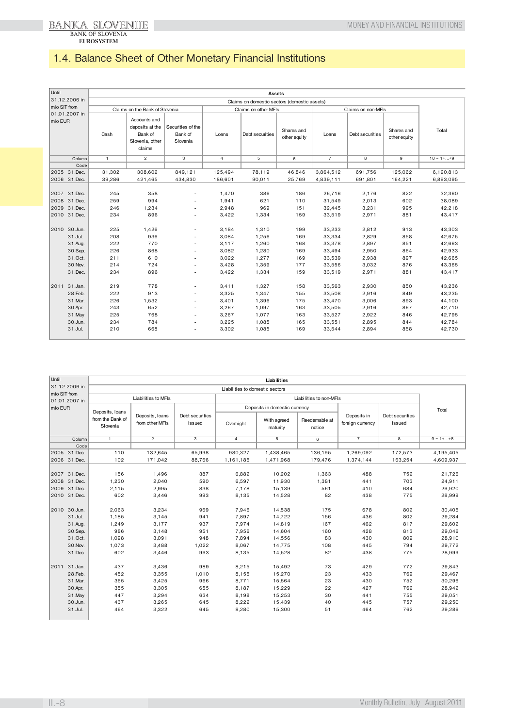## 1.4. Balance Sheet of Other Monetary Financial Institutions

| Until 31.12.2006 in mio SIT from 01.01.2007 in mio EUR | Assets | | | | | | | | | |
|---|---|---|---|---|---|---|---|---|---|---|
| | Claims on domestic sectors (domestic assets) | | | | | | | | | |
| | Claims on the Bank of Slovenia | | | Claims on other MFIs | | | Claims on non-MFIs | | | Total |
| | Cash | Accounts and deposits at the Bank of Slovenia, other claims | Securities of the Bank of Slovenia | Loans | Debt securities | Shares and other equity | Loans | Debt securities | Shares and other equity | |
| Column | 1 | 2 | 3 | 4 | 5 | 6 | 7 | 8 | 9 | 10 = 1+...+9 |
| Code | | | | | | | | | | |
| 2005 31.Dec. | 31,302 | 308,602 | 849,121 | 125,494 | 78,119 | 46,846 | 3,864,512 | 691,756 | 125,062 | 6,120,813 |
| 2006 31.Dec. | 39,286 | 421,465 | 434,830 | 186,601 | 90,011 | 25,769 | 4,839,111 | 691,801 | 164,221 | 6,893,095 |
| 2007 31.Dec. | 245 | 358 | - | 1,470 | 386 | 186 | 26,716 | 2,176 | 822 | 32,360 |
| 2008 31.Dec. | 259 | 994 | - | 1,941 | 621 | 110 | 31,549 | 2,013 | 602 | 38,089 |
| 2009 31.Dec. | 246 | 1,234 | - | 2,948 | 969 | 151 | 32,445 | 3,231 | 995 | 42,218 |
| 2010 31.Dec. | 234 | 896 | - | 3,422 | 1,334 | 159 | 33,519 | 2,971 | 881 | 43,417 |
| 2010 30.Jun. | 225 | 1,426 | - | 3,184 | 1,310 | 199 | 33,233 | 2,812 | 913 | 43,303 |
| 31.Jul. | 208 | 936 | - | 3,084 | 1,256 | 169 | 33,334 | 2,829 | 858 | 42,675 |
| 31.Aug. | 222 | 770 | - | 3,117 | 1,260 | 168 | 33,378 | 2,897 | 851 | 42,663 |
| 30.Sep. | 226 | 868 | - | 3,082 | 1,280 | 169 | 33,494 | 2,950 | 864 | 42,933 |
| 31.Oct. | 211 | 610 | - | 3,022 | 1,277 | 169 | 33,539 | 2,938 | 897 | 42,665 |
| 30.Nov. | 214 | 724 | - | 3,428 | 1,359 | 177 | 33,556 | 3,032 | 876 | 43,365 |
| 31.Dec. | 234 | 896 | - | 3,422 | 1,334 | 159 | 33,519 | 2,971 | 881 | 43,417 |
| 2011 31.Jan. | 219 | 778 | - | 3,411 | 1,327 | 158 | 33,563 | 2,930 | 850 | 43,236 |
| 28.Feb. | 222 | 913 | - | 3,325 | 1,347 | 155 | 33,508 | 2,916 | 849 | 43,235 |
| 31.Mar. | 226 | 1,532 | - | 3,401 | 1,396 | 175 | 33,470 | 3,006 | 893 | 44,100 |
| 30.Apr. | 243 | 652 | - | 3,267 | 1,097 | 163 | 33,505 | 2,916 | 867 | 42,710 |
| 31.May | 225 | 768 | - | 3,267 | 1,077 | 163 | 33,527 | 2,922 | 846 | 42,795 |
| 30.Jun. | 234 | 784 | - | 3,225 | 1,085 | 165 | 33,551 | 2,895 | 844 | 42,784 |
| 31.Jul. | 210 | 668 | - | 3,302 | 1,085 | 169 | 33,544 | 2,894 | 858 | 42,730 |

| Until 31.12.2006 in mio SIT from 01.01.2007 in mio EUR | Liabilities | | | | | | | | |
|---|---|---|---|---|---|---|---|---|---|
| | Liabilities to domestic sectors | | | | | | | | |
| | Liabilities to MFIs | | | Liabilities to non-MFIs | | | | | Total |
| | | | | Deposits in domestic currency | | | | | |
| | Deposits, loans from the Bank of Slovenia | Deposits, loans from other MFIs | Debt securities issued | Overnight | With agreed maturity | Reedemable at notice | Deposits in foreign currency | Debt securities issued | |
| Column | 1 | 2 | 3 | 4 | 5 | 6 | 7 | 8 | 9 = 1+...+8 |
| Code | | | | | | | | | |
| 2005 31.Dec. | 110 | 132,645 | 65,998 | 980,327 | 1,438,465 | 136,195 | 1,269,092 | 172,573 | 4,195,405 |
| 2006 31.Dec. | 102 | 171,042 | 88,766 | 1,161,185 | 1,471,968 | 179,476 | 1,374,144 | 163,254 | 4,609,937 |
| 2007 31.Dec. | 156 | 1,496 | 387 | 6,882 | 10,202 | 1,363 | 488 | 752 | 21,726 |
| 2008 31.Dec. | 1,230 | 2,040 | 590 | 6,597 | 11,930 | 1,381 | 441 | 703 | 24,911 |
| 2009 31.Dec. | 2,115 | 2,995 | 838 | 7,178 | 15,139 | 561 | 410 | 684 | 29,920 |
| 2010 31.Dec. | 602 | 3,446 | 993 | 8,135 | 14,528 | 82 | 438 | 775 | 28,999 |
| 2010 30.Jun. | 2,063 | 3,234 | 969 | 7,946 | 14,538 | 175 | 678 | 802 | 30,405 |
| 31.Jul. | 1,185 | 3,145 | 941 | 7,897 | 14,722 | 156 | 436 | 802 | 29,284 |
| 31.Aug. | 1,249 | 3,177 | 937 | 7,974 | 14,819 | 167 | 462 | 817 | 29,602 |
| 30.Sep. | 986 | 3,148 | 951 | 7,956 | 14,604 | 160 | 428 | 813 | 29,046 |
| 31.Oct. | 1,098 | 3,091 | 948 | 7,894 | 14,556 | 83 | 430 | 809 | 28,910 |
| 30.Nov. | 1,073 | 3,488 | 1,022 | 8,067 | 14,775 | 108 | 445 | 794 | 29,772 |
| 31.Dec. | 602 | 3,446 | 993 | 8,135 | 14,528 | 82 | 438 | 775 | 28,999 |
| 2011 31.Jan. | 437 | 3,436 | 989 | 8,215 | 15,492 | 73 | 429 | 772 | 29,843 |
| 28.Feb. | 452 | 3,355 | 1,010 | 8,155 | 15,270 | 23 | 433 | 769 | 29,467 |
| 31.Mar. | 365 | 3,425 | 966 | 8,771 | 15,564 | 23 | 430 | 752 | 30,296 |
| 30.Apr. | 355 | 3,305 | 655 | 8,187 | 15,229 | 22 | 427 | 762 | 28,942 |
| 31.May | 447 | 3,294 | 634 | 8,198 | 15,253 | 30 | 441 | 755 | 29,051 |
| 30.Jun. | 437 | 3,265 | 645 | 8,222 | 15,439 | 40 | 445 | 757 | 29,250 |
| 31.Jul. | 464 | 3,322 | 645 | 8,280 | 15,300 | 51 | 464 | 762 | 29,286 |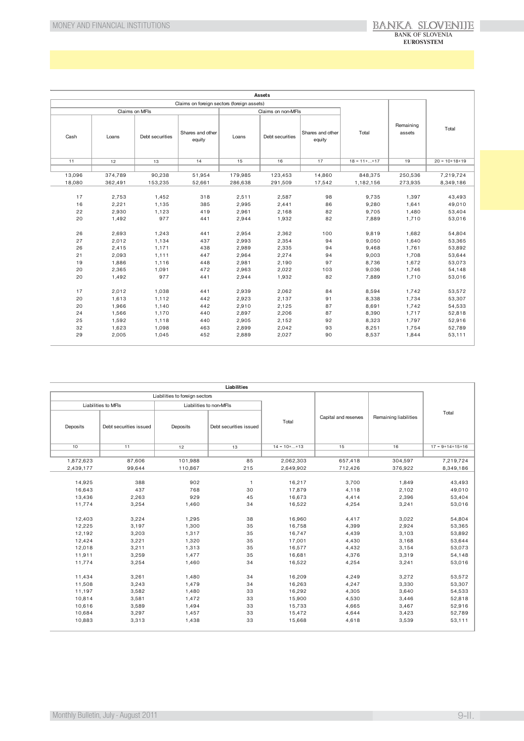| Assets | | | | | | | | | |
|---|---|---|---|---|---|---|---|---|---|
| Claims on foreign sectors (foreign assets) | | | | | | | | Remaining assets | Total |
| | Claims on MFIs | | | Claims on non-MFIs | | | Total | | |
| Cash | Loans | Debt securities | Shares and other equity | Loans | Debt securities | Shares and other equity | | | |
| 11 | 12 | 13 | 14 | 15 | 16 | 17 | 18 = 11+...+17 | 19 | 20 = 10+18+19 |
| 13,096 | 374,789 | 90,238 | 51,954 | 179,985 | 123,453 | 14,860 | 848,375 | 250,536 | 7,219,724 |
| 18,080 | 362,491 | 153,235 | 52,661 | 286,638 | 291,509 | 17,542 | 1,182,156 | 273,935 | 8,349,186 |
| | | | | | | | | | |
| 17 | 2,753 | 1,452 | 318 | 2,511 | 2,587 | 98 | 9,735 | 1,397 | 43,493 |
| 16 | 2,221 | 1,135 | 385 | 2,995 | 2,441 | 86 | 9,280 | 1,641 | 49,010 |
| 22 | 2,930 | 1,123 | 419 | 2,961 | 2,168 | 82 | 9,705 | 1,480 | 53,404 |
| 20 | 1,492 | 977 | 441 | 2,944 | 1,932 | 82 | 7,889 | 1,710 | 53,016 |
| | | | | | | | | | |
| 26 | 2,693 | 1,243 | 441 | 2,954 | 2,362 | 100 | 9,819 | 1,682 | 54,804 |
| 27 | 2,012 | 1,134 | 437 | 2,993 | 2,354 | 94 | 9,050 | 1,640 | 53,365 |
| 26 | 2,415 | 1,171 | 438 | 2,989 | 2,335 | 94 | 9,468 | 1,761 | 53,892 |
| 21 | 2,093 | 1,111 | 447 | 2,964 | 2,274 | 94 | 9,003 | 1,708 | 53,644 |
| 19 | 1,886 | 1,116 | 448 | 2,981 | 2,190 | 97 | 8,736 | 1,672 | 53,073 |
| 20 | 2,365 | 1,091 | 472 | 2,963 | 2,022 | 103 | 9,036 | 1,746 | 54,148 |
| 20 | 1,492 | 977 | 441 | 2,944 | 1,932 | 82 | 7,889 | 1,710 | 53,016 |
| | | | | | | | | | |
| 17 | 2,012 | 1,038 | 441 | 2,939 | 2,062 | 84 | 8,594 | 1,742 | 53,572 |
| 20 | 1,613 | 1,112 | 442 | 2,923 | 2,137 | 91 | 8,338 | 1,734 | 53,307 |
| 20 | 1,966 | 1,140 | 442 | 2,910 | 2,125 | 87 | 8,691 | 1,742 | 54,533 |
| 24 | 1,566 | 1,170 | 440 | 2,897 | 2,206 | 87 | 8,390 | 1,717 | 52,818 |
| 25 | 1,592 | 1,118 | 440 | 2,905 | 2,152 | 92 | 8,323 | 1,797 | 52,916 |
| 32 | 1,623 | 1,098 | 463 | 2,899 | 2,042 | 93 | 8,251 | 1,754 | 52,789 |
| 29 | 2,005 | 1,045 | 452 | 2,889 | 2,027 | 90 | 8,537 | 1,844 | 53,111 |

| Liabilities | | | | | | | |
|---|---|---|---|---|---|---|---|
| Liabilities to foreign sectors | | | | | Capital and reserves | Remaining liabilities | Total |
| Liabilities to MFIs | | Liabilities to non-MFIs | | Total | | | |
| Deposits | Debt securities issued | Deposits | Debt securities issued | | | | |
| 10 | 11 | 12 | 13 | 14 = 10+...+13 | 15 | 16 | 17 = 9+14+15+16 |
| 1,872,623 | 87,606 | 101,988 | 85 | 2,062,303 | 657,418 | 304,597 | 7,219,724 |
| 2,439,177 | 99,644 | 110,867 | 215 | 2,649,902 | 712,426 | 376,922 | 8,349,186 |
| | | | | | | | |
| 14,925 | 388 | 902 | 1 | 16,217 | 3,700 | 1,849 | 43,493 |
| 16,643 | 437 | 768 | 30 | 17,879 | 4,118 | 2,102 | 49,010 |
| 13,436 | 2,263 | 929 | 45 | 16,673 | 4,414 | 2,396 | 53,404 |
| 11,774 | 3,254 | 1,460 | 34 | 16,522 | 4,254 | 3,241 | 53,016 |
| | | | | | | | |
| 12,403 | 3,224 | 1,295 | 38 | 16,960 | 4,417 | 3,022 | 54,804 |
| 12,225 | 3,197 | 1,300 | 35 | 16,758 | 4,399 | 2,924 | 53,365 |
| 12,192 | 3,203 | 1,317 | 35 | 16,747 | 4,439 | 3,103 | 53,892 |
| 12,424 | 3,221 | 1,320 | 35 | 17,001 | 4,430 | 3,168 | 53,644 |
| 12,018 | 3,211 | 1,313 | 35 | 16,577 | 4,432 | 3,154 | 53,073 |
| 11,911 | 3,259 | 1,477 | 35 | 16,681 | 4,376 | 3,319 | 54,148 |
| 11,774 | 3,254 | 1,460 | 34 | 16,522 | 4,254 | 3,241 | 53,016 |
| | | | | | | | |
| 11,434 | 3,261 | 1,480 | 34 | 16,209 | 4,249 | 3,272 | 53,572 |
| 11,508 | 3,243 | 1,479 | 34 | 16,263 | 4,247 | 3,330 | 53,307 |
| 11,197 | 3,582 | 1,480 | 33 | 16,292 | 4,305 | 3,640 | 54,533 |
| 10,814 | 3,581 | 1,472 | 33 | 15,900 | 4,530 | 3,446 | 52,818 |
| 10,616 | 3,589 | 1,494 | 33 | 15,733 | 4,665 | 3,467 | 52,916 |
| 10,684 | 3,297 | 1,457 | 33 | 15,472 | 4,644 | 3,423 | 52,789 |
| 10,883 | 3,313 | 1,438 | 33 | 15,668 | 4,618 | 3,539 | 53,111 |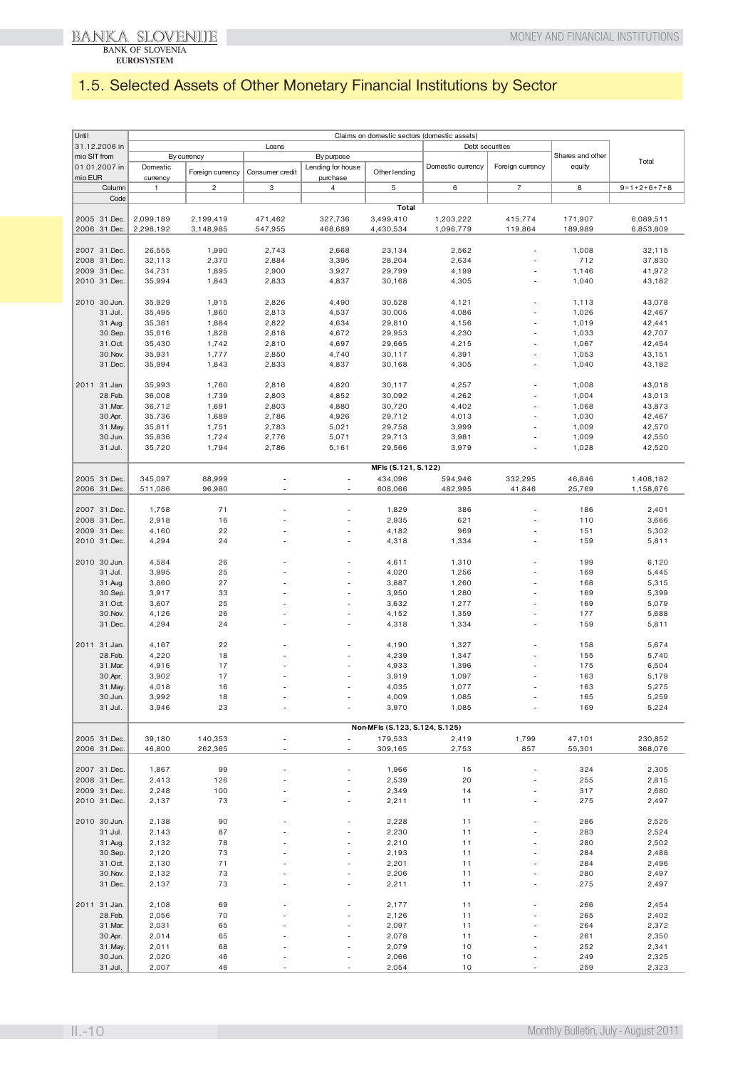# 1.5. Selected Assets of Other Monetary Financial Institutions by Sector

| Until 31.12.2006 in mio SIT from 01.01.2007 in mio EUR | Claims on domestic sectors (domestic assets) | | | | | | | | |
|---|---|---|---|---|---|---|---|---|---|
| | Loans | | | | | Debt securities | | Shares and other equity | Total |
| | By currency | | By purpose | | | | | | |
| | Domestic currency | Foreign currency | Consumer credit | Lending for house purchase | Other lending | Domestic currency | Foreign currency | | |
| Column | 1 | 2 | 3 | 4 | 5 | 6 | 7 | 8 | 9=1+2+6+7+8 |
| Code | | | | | | | | | |
| | | | | | **Total** | | | | |
| 2005 31.Dec. | 2,099,189 | 2,199,419 | 471,462 | 327,736 | 3,499,410 | 1,203,222 | 415,774 | 171,907 | 6,089,511 |
| 2006 31.Dec. | 2,298,192 | 3,148,985 | 547,955 | 468,689 | 4,430,534 | 1,096,779 | 119,864 | 189,989 | 6,853,809 |
| 2007 31.Dec. | 26,555 | 1,990 | 2,743 | 2,668 | 23,134 | 2,562 | - | 1,008 | 32,115 |
| 2008 31.Dec. | 32,113 | 2,370 | 2,884 | 3,395 | 28,204 | 2,634 | - | 712 | 37,830 |
| 2009 31.Dec. | 34,731 | 1,895 | 2,900 | 3,927 | 29,799 | 4,199 | - | 1,146 | 41,972 |
| 2010 31.Dec. | 35,994 | 1,843 | 2,833 | 4,837 | 30,168 | 4,305 | - | 1,040 | 43,182 |
| 2010 30.Jun. | 35,929 | 1,915 | 2,826 | 4,490 | 30,528 | 4,121 | - | 1,113 | 43,078 |
| 31.Jul. | 35,495 | 1,860 | 2,813 | 4,537 | 30,005 | 4,086 | - | 1,026 | 42,467 |
| 31.Aug. | 35,381 | 1,884 | 2,822 | 4,634 | 29,810 | 4,156 | - | 1,019 | 42,441 |
| 30.Sep. | 35,616 | 1,828 | 2,818 | 4,672 | 29,953 | 4,230 | - | 1,033 | 42,707 |
| 31.Oct. | 35,430 | 1,742 | 2,810 | 4,697 | 29,665 | 4,215 | - | 1,067 | 42,454 |
| 30.Nov. | 35,931 | 1,777 | 2,850 | 4,740 | 30,117 | 4,391 | - | 1,053 | 43,151 |
| 31.Dec. | 35,994 | 1,843 | 2,833 | 4,837 | 30,168 | 4,305 | - | 1,040 | 43,182 |
| 2011 31.Jan. | 35,993 | 1,760 | 2,816 | 4,820 | 30,117 | 4,257 | - | 1,008 | 43,018 |
| 28.Feb. | 36,008 | 1,739 | 2,803 | 4,852 | 30,092 | 4,262 | - | 1,004 | 43,013 |
| 31.Mar. | 36,712 | 1,691 | 2,803 | 4,880 | 30,720 | 4,402 | - | 1,068 | 43,873 |
| 30.Apr. | 35,736 | 1,689 | 2,786 | 4,926 | 29,712 | 4,013 | - | 1,030 | 42,467 |
| 31.May. | 35,811 | 1,751 | 2,783 | 5,021 | 29,758 | 3,999 | - | 1,009 | 42,570 |
| 30.Jun. | 35,836 | 1,724 | 2,776 | 5,071 | 29,713 | 3,981 | - | 1,009 | 42,550 |
| 31.Jul. | 35,720 | 1,794 | 2,786 | 5,161 | 29,566 | 3,979 | - | 1,028 | 42,520 |
| | | | | | **MFIs (S.121, S.122)** | | | | |
| 2005 31.Dec. | 345,097 | 88,999 | - | - | 434,096 | 594,946 | 332,295 | 46,846 | 1,408,182 |
| 2006 31.Dec. | 511,086 | 96,980 | - | - | 608,066 | 482,995 | 41,846 | 25,769 | 1,158,676 |
| 2007 31.Dec. | 1,758 | 71 | - | - | 1,829 | 386 | - | 186 | 2,401 |
| 2008 31.Dec. | 2,918 | 16 | - | - | 2,935 | 621 | - | 110 | 3,666 |
| 2009 31.Dec. | 4,160 | 22 | - | - | 4,182 | 969 | - | 151 | 5,302 |
| 2010 31.Dec. | 4,294 | 24 | - | - | 4,318 | 1,334 | - | 159 | 5,811 |
| 2010 30.Jun. | 4,584 | 26 | - | - | 4,611 | 1,310 | - | 199 | 6,120 |
| 31.Jul. | 3,995 | 25 | - | - | 4,020 | 1,256 | - | 169 | 5,445 |
| 31.Aug. | 3,860 | 27 | - | - | 3,887 | 1,260 | - | 168 | 5,315 |
| 30.Sep. | 3,917 | 33 | - | - | 3,950 | 1,280 | - | 169 | 5,399 |
| 31.Oct. | 3,607 | 25 | - | - | 3,632 | 1,277 | - | 169 | 5,079 |
| 30.Nov. | 4,126 | 26 | - | - | 4,152 | 1,359 | - | 177 | 5,688 |
| 31.Dec. | 4,294 | 24 | - | - | 4,318 | 1,334 | - | 159 | 5,811 |
| 2011 31.Jan. | 4,167 | 22 | - | - | 4,190 | 1,327 | - | 158 | 5,674 |
| 28.Feb. | 4,220 | 18 | - | - | 4,239 | 1,347 | - | 155 | 5,740 |
| 31.Mar. | 4,916 | 17 | - | - | 4,933 | 1,396 | - | 175 | 6,504 |
| 30.Apr. | 3,902 | 17 | - | - | 3,919 | 1,097 | - | 163 | 5,179 |
| 31.May. | 4,018 | 16 | - | - | 4,035 | 1,077 | - | 163 | 5,275 |
| 30.Jun. | 3,992 | 18 | - | - | 4,009 | 1,085 | - | 165 | 5,259 |
| 31.Jul. | 3,946 | 23 | - | - | 3,970 | 1,085 | - | 169 | 5,224 |
| | | | | | **Non-MFIs (S.123, S.124, S.125)** | | | | |
| 2005 31.Dec. | 39,180 | 140,353 | - | - | 179,533 | 2,419 | 1,799 | 47,101 | 230,852 |
| 2006 31.Dec. | 46,800 | 262,365 | - | - | 309,165 | 2,753 | 857 | 55,301 | 368,076 |
| 2007 31.Dec. | 1,867 | 99 | - | - | 1,966 | 15 | - | 324 | 2,305 |
| 2008 31.Dec. | 2,413 | 126 | - | - | 2,539 | 20 | - | 255 | 2,815 |
| 2009 31.Dec. | 2,248 | 100 | - | - | 2,349 | 14 | - | 317 | 2,680 |
| 2010 31.Dec. | 2,137 | 73 | - | - | 2,211 | 11 | - | 275 | 2,497 |
| 2010 30.Jun. | 2,138 | 90 | - | - | 2,228 | 11 | - | 286 | 2,525 |
| 31.Jul. | 2,143 | 87 | - | - | 2,230 | 11 | - | 283 | 2,524 |
| 31.Aug. | 2,132 | 78 | - | - | 2,210 | 11 | - | 280 | 2,502 |
| 30.Sep. | 2,120 | 73 | - | - | 2,193 | 11 | - | 284 | 2,488 |
| 31.Oct. | 2,130 | 71 | - | - | 2,201 | 11 | - | 284 | 2,496 |
| 30.Nov. | 2,132 | 73 | - | - | 2,206 | 11 | - | 280 | 2,497 |
| 31.Dec. | 2,137 | 73 | - | - | 2,211 | 11 | - | 275 | 2,497 |
| 2011 31.Jan. | 2,108 | 69 | - | - | 2,177 | 11 | - | 266 | 2,454 |
| 28.Feb. | 2,056 | 70 | - | - | 2,126 | 11 | - | 265 | 2,402 |
| 31.Mar. | 2,031 | 65 | - | - | 2,097 | 11 | - | 264 | 2,372 |
| 30.Apr. | 2,014 | 65 | - | - | 2,078 | 11 | - | 261 | 2,350 |
| 31.May. | 2,011 | 68 | - | - | 2,079 | 10 | - | 252 | 2,341 |
| 30.Jun. | 2,020 | 46 | - | - | 2,066 | 10 | - | 249 | 2,325 |
| 31.Jul. | 2,007 | 46 | - | - | 2,054 | 10 | - | 259 | 2,323 |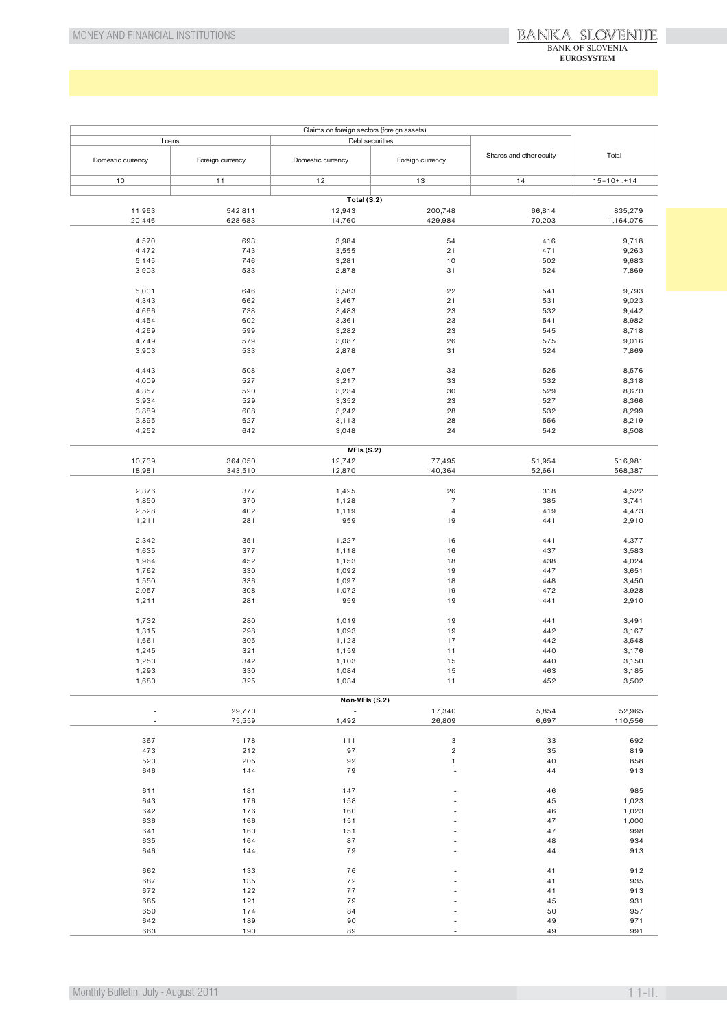| Claims on foreign sectors (foreign assets) | | | | | |
|---|---|---|---|---|---|
| Loans | | Debt securities | | Shares and other equity | Total |
| Domestic currency | Foreign currency | Domestic currency | Foreign currency | | |
| 10 | 11 | 12 | 13 | 14 | 15=10+..+14 |
| **Total (S.2)** | | | | | |
| 11,963 | 542,811 | 12,943 | 200,748 | 66,814 | 835,279 |
| 20,446 | 628,683 | 14,760 | 429,984 | 70,203 | 1,164,076 |
| | | | | | |
| 4,570 | 693 | 3,984 | 54 | 416 | 9,718 |
| 4,472 | 743 | 3,555 | 21 | 471 | 9,263 |
| 5,145 | 746 | 3,281 | 10 | 502 | 9,683 |
| 3,903 | 533 | 2,878 | 31 | 524 | 7,869 |
| | | | | | |
| 5,001 | 646 | 3,583 | 22 | 541 | 9,793 |
| 4,343 | 662 | 3,467 | 21 | 531 | 9,023 |
| 4,666 | 738 | 3,483 | 23 | 532 | 9,442 |
| 4,454 | 602 | 3,361 | 23 | 541 | 8,982 |
| 4,269 | 599 | 3,282 | 23 | 545 | 8,718 |
| 4,749 | 579 | 3,087 | 26 | 575 | 9,016 |
| 3,903 | 533 | 2,878 | 31 | 524 | 7,869 |
| | | | | | |
| 4,443 | 508 | 3,067 | 33 | 525 | 8,576 |
| 4,009 | 527 | 3,217 | 33 | 532 | 8,318 |
| 4,357 | 520 | 3,234 | 30 | 529 | 8,670 |
| 3,934 | 529 | 3,352 | 23 | 527 | 8,366 |
| 3,889 | 608 | 3,242 | 28 | 532 | 8,299 |
| 3,895 | 627 | 3,113 | 28 | 556 | 8,219 |
| 4,252 | 642 | 3,048 | 24 | 542 | 8,508 |
| **MFIs (S.2)** | | | | | |
| 10,739 | 364,050 | 12,742 | 77,495 | 51,954 | 516,981 |
| 18,981 | 343,510 | 12,870 | 140,364 | 52,661 | 568,387 |
| | | | | | |
| 2,376 | 377 | 1,425 | 26 | 318 | 4,522 |
| 1,850 | 370 | 1,128 | 7 | 385 | 3,741 |
| 2,528 | 402 | 1,119 | 4 | 419 | 4,473 |
| 1,211 | 281 | 959 | 19 | 441 | 2,910 |
| | | | | | |
| 2,342 | 351 | 1,227 | 16 | 441 | 4,377 |
| 1,635 | 377 | 1,118 | 16 | 437 | 3,583 |
| 1,964 | 452 | 1,153 | 18 | 438 | 4,024 |
| 1,762 | 330 | 1,092 | 19 | 447 | 3,651 |
| 1,550 | 336 | 1,097 | 18 | 448 | 3,450 |
| 2,057 | 308 | 1,072 | 19 | 472 | 3,928 |
| 1,211 | 281 | 959 | 19 | 441 | 2,910 |
| | | | | | |
| 1,732 | 280 | 1,019 | 19 | 441 | 3,491 |
| 1,315 | 298 | 1,093 | 19 | 442 | 3,167 |
| 1,661 | 305 | 1,123 | 17 | 442 | 3,548 |
| 1,245 | 321 | 1,159 | 11 | 440 | 3,176 |
| 1,250 | 342 | 1,103 | 15 | 440 | 3,150 |
| 1,293 | 330 | 1,084 | 15 | 463 | 3,185 |
| 1,680 | 325 | 1,034 | 11 | 452 | 3,502 |
| **Non-MFIs (S.2)** | | | | | |
| - | 29,770 | - | 17,340 | 5,854 | 52,965 |
| - | 75,559 | 1,492 | 26,809 | 6,697 | 110,556 |
| | | | | | |
| 367 | 178 | 111 | 3 | 33 | 692 |
| 473 | 212 | 97 | 2 | 35 | 819 |
| 520 | 205 | 92 | 1 | 40 | 858 |
| 646 | 144 | 79 | - | 44 | 913 |
| | | | | | |
| 611 | 181 | 147 | - | 46 | 985 |
| 643 | 176 | 158 | - | 45 | 1,023 |
| 642 | 176 | 160 | - | 46 | 1,023 |
| 636 | 166 | 151 | - | 47 | 1,000 |
| 641 | 160 | 151 | - | 47 | 998 |
| 635 | 164 | 87 | - | 48 | 934 |
| 646 | 144 | 79 | - | 44 | 913 |
| | | | | | |
| 662 | 133 | 76 | - | 41 | 912 |
| 687 | 135 | 72 | - | 41 | 935 |
| 672 | 122 | 77 | - | 41 | 913 |
| 685 | 121 | 79 | - | 45 | 931 |
| 650 | 174 | 84 | - | 50 | 957 |
| 642 | 189 | 90 | - | 49 | 971 |
| 663 | 190 | 89 | - | 49 | 991 |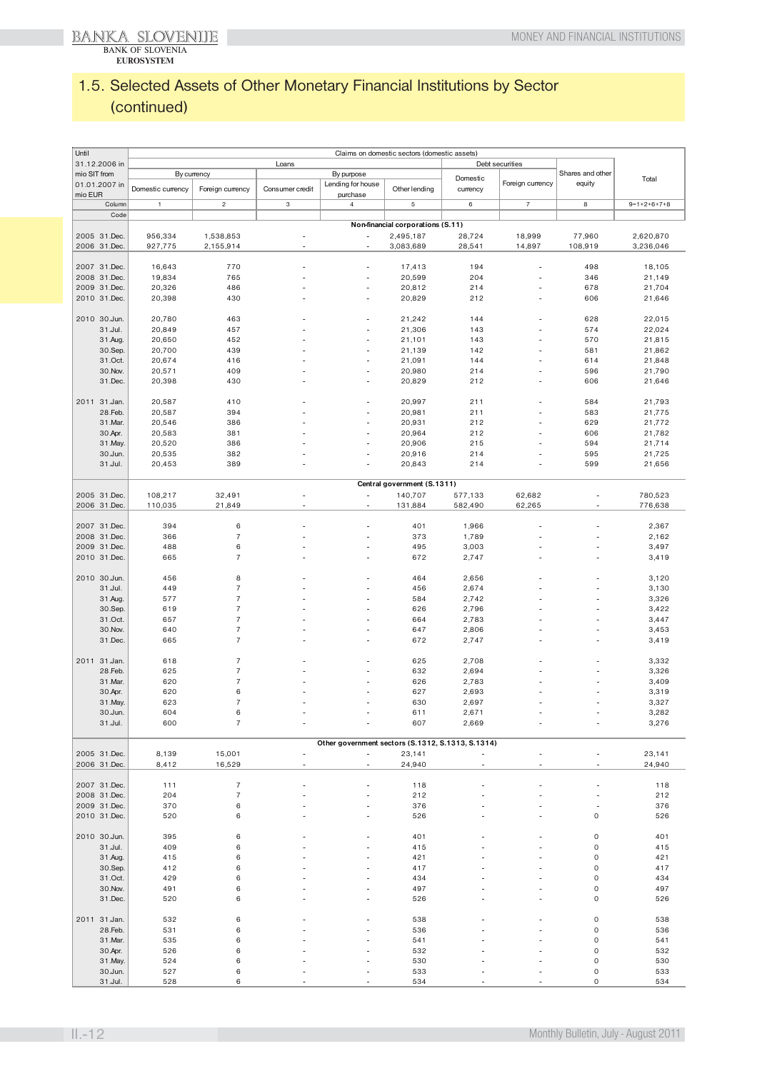# 1.5. Selected Assets of Other Monetary Financial Institutions by Sector (continued)

| Until 31.12.2006 in mio SIT from 01.01.2007 in mio EUR | Claims on domestic sectors (domestic assets) | | | | | | | | |
|---|---|---|---|---|---|---|---|---|---|
| | Loans | | | | | Debt securities | | Shares and other equity | Total |
| | By currency | | By purpose | | | Domestic currency | Foreign currency | | |
| | Domestic currency | Foreign currency | Consumer credit | Lending for house purchase | Other lending | | | | |
| Column | 1 | 2 | 3 | 4 | 5 | 6 | 7 | 8 | 9=1+2+6+7+8 |
| Code | | | | | | | | | |
| | **Non-financial corporations (S.11)** | | | | | | | | |
| 2005 31.Dec. | 956,334 | 1,538,853 | - | - | 2,495,187 | 28,724 | 18,999 | 77,960 | 2,620,870 |
| 2006 31.Dec. | 927,775 | 2,155,914 | - | - | 3,083,689 | 28,541 | 14,897 | 108,919 | 3,236,046 |
| 2007 31.Dec. | 16,643 | 770 | - | - | 17,413 | 194 | - | 498 | 18,105 |
| 2008 31.Dec. | 19,834 | 765 | - | - | 20,599 | 204 | - | 346 | 21,149 |
| 2009 31.Dec. | 20,326 | 486 | - | - | 20,812 | 214 | - | 678 | 21,704 |
| 2010 31.Dec. | 20,398 | 430 | - | - | 20,829 | 212 | - | 606 | 21,646 |
| 2010 30.Jun. | 20,780 | 463 | - | - | 21,242 | 144 | - | 628 | 22,015 |
| 31.Jul. | 20,849 | 457 | - | - | 21,306 | 143 | - | 574 | 22,024 |
| 31.Aug. | 20,650 | 452 | - | - | 21,101 | 143 | - | 570 | 21,815 |
| 30.Sep. | 20,700 | 439 | - | - | 21,139 | 142 | - | 581 | 21,862 |
| 31.Oct. | 20,674 | 416 | - | - | 21,091 | 144 | - | 614 | 21,848 |
| 30.Nov. | 20,571 | 409 | - | - | 20,980 | 214 | - | 596 | 21,790 |
| 31.Dec. | 20,398 | 430 | - | - | 20,829 | 212 | - | 606 | 21,646 |
| 2011 31.Jan. | 20,587 | 410 | - | - | 20,997 | 211 | - | 584 | 21,793 |
| 28.Feb. | 20,587 | 394 | - | - | 20,981 | 211 | - | 583 | 21,775 |
| 31.Mar. | 20,546 | 386 | - | - | 20,931 | 212 | - | 629 | 21,772 |
| 30.Apr. | 20,583 | 381 | - | - | 20,964 | 212 | - | 606 | 21,782 |
| 31.May. | 20,520 | 386 | - | - | 20,906 | 215 | - | 594 | 21,714 |
| 30.Jun. | 20,535 | 382 | - | - | 20,916 | 214 | - | 595 | 21,725 |
| 31.Jul. | 20,453 | 389 | - | - | 20,843 | 214 | - | 599 | 21,656 |
| | **Central government (S.1311)** | | | | | | | | |
| 2005 31.Dec. | 108,217 | 32,491 | - | - | 140,707 | 577,133 | 62,682 | - | 780,523 |
| 2006 31.Dec. | 110,035 | 21,849 | - | - | 131,884 | 582,490 | 62,265 | - | 776,638 |
| 2007 31.Dec. | 394 | 6 | - | - | 401 | 1,966 | - | - | 2,367 |
| 2008 31.Dec. | 366 | 7 | - | - | 373 | 1,789 | - | - | 2,162 |
| 2009 31.Dec. | 488 | 6 | - | - | 495 | 3,003 | - | - | 3,497 |
| 2010 31.Dec. | 665 | 7 | - | - | 672 | 2,747 | - | - | 3,419 |
| 2010 30.Jun. | 456 | 8 | - | - | 464 | 2,656 | - | - | 3,120 |
| 31.Jul. | 449 | 7 | - | - | 456 | 2,674 | - | - | 3,130 |
| 31.Aug. | 577 | 7 | - | - | 584 | 2,742 | - | - | 3,326 |
| 30.Sep. | 619 | 7 | - | - | 626 | 2,796 | - | - | 3,422 |
| 31.Oct. | 657 | 7 | - | - | 664 | 2,783 | - | - | 3,447 |
| 30.Nov. | 640 | 7 | - | - | 647 | 2,806 | - | - | 3,453 |
| 31.Dec. | 665 | 7 | - | - | 672 | 2,747 | - | - | 3,419 |
| 2011 31.Jan. | 618 | 7 | - | - | 625 | 2,708 | - | - | 3,332 |
| 28.Feb. | 625 | 7 | - | - | 632 | 2,694 | - | - | 3,326 |
| 31.Mar. | 620 | 7 | - | - | 626 | 2,783 | - | - | 3,409 |
| 30.Apr. | 620 | 6 | - | - | 627 | 2,693 | - | - | 3,319 |
| 31.May. | 623 | 7 | - | - | 630 | 2,697 | - | - | 3,327 |
| 30.Jun. | 604 | 6 | - | - | 611 | 2,671 | - | - | 3,282 |
| 31.Jul. | 600 | 7 | - | - | 607 | 2,669 | - | - | 3,276 |
| | **Other government sectors (S.1312, S.1313, S.1314)** | | | | | | | | |
| 2005 31.Dec. | 8,139 | 15,001 | - | - | 23,141 | - | - | - | 23,141 |
| 2006 31.Dec. | 8,412 | 16,529 | - | - | 24,940 | - | - | - | 24,940 |
| 2007 31.Dec. | 111 | 7 | - | - | 118 | - | - | - | 118 |
| 2008 31.Dec. | 204 | 7 | - | - | 212 | - | - | - | 212 |
| 2009 31.Dec. | 370 | 6 | - | - | 376 | - | - | - | 376 |
| 2010 31.Dec. | 520 | 6 | - | - | 526 | - | - | 0 | 526 |
| 2010 30.Jun. | 395 | 6 | - | - | 401 | - | - | 0 | 401 |
| 31.Jul. | 409 | 6 | - | - | 415 | - | - | 0 | 415 |
| 31.Aug. | 415 | 6 | - | - | 421 | - | - | 0 | 421 |
| 30.Sep. | 412 | 6 | - | - | 417 | - | - | 0 | 417 |
| 31.Oct. | 429 | 6 | - | - | 434 | - | - | 0 | 434 |
| 30.Nov. | 491 | 6 | - | - | 497 | - | - | 0 | 497 |
| 31.Dec. | 520 | 6 | - | - | 526 | - | - | 0 | 526 |
| 2011 31.Jan. | 532 | 6 | - | - | 538 | - | - | 0 | 538 |
| 28.Feb. | 531 | 6 | - | - | 536 | - | - | 0 | 536 |
| 31.Mar. | 535 | 6 | - | - | 541 | - | - | 0 | 541 |
| 30.Apr. | 526 | 6 | - | - | 532 | - | - | 0 | 532 |
| 31.May. | 524 | 6 | - | - | 530 | - | - | 0 | 530 |
| 30.Jun. | 527 | 6 | - | - | 533 | - | - | 0 | 533 |
| 31.Jul. | 528 | 6 | - | - | 534 | - | - | 0 | 534 |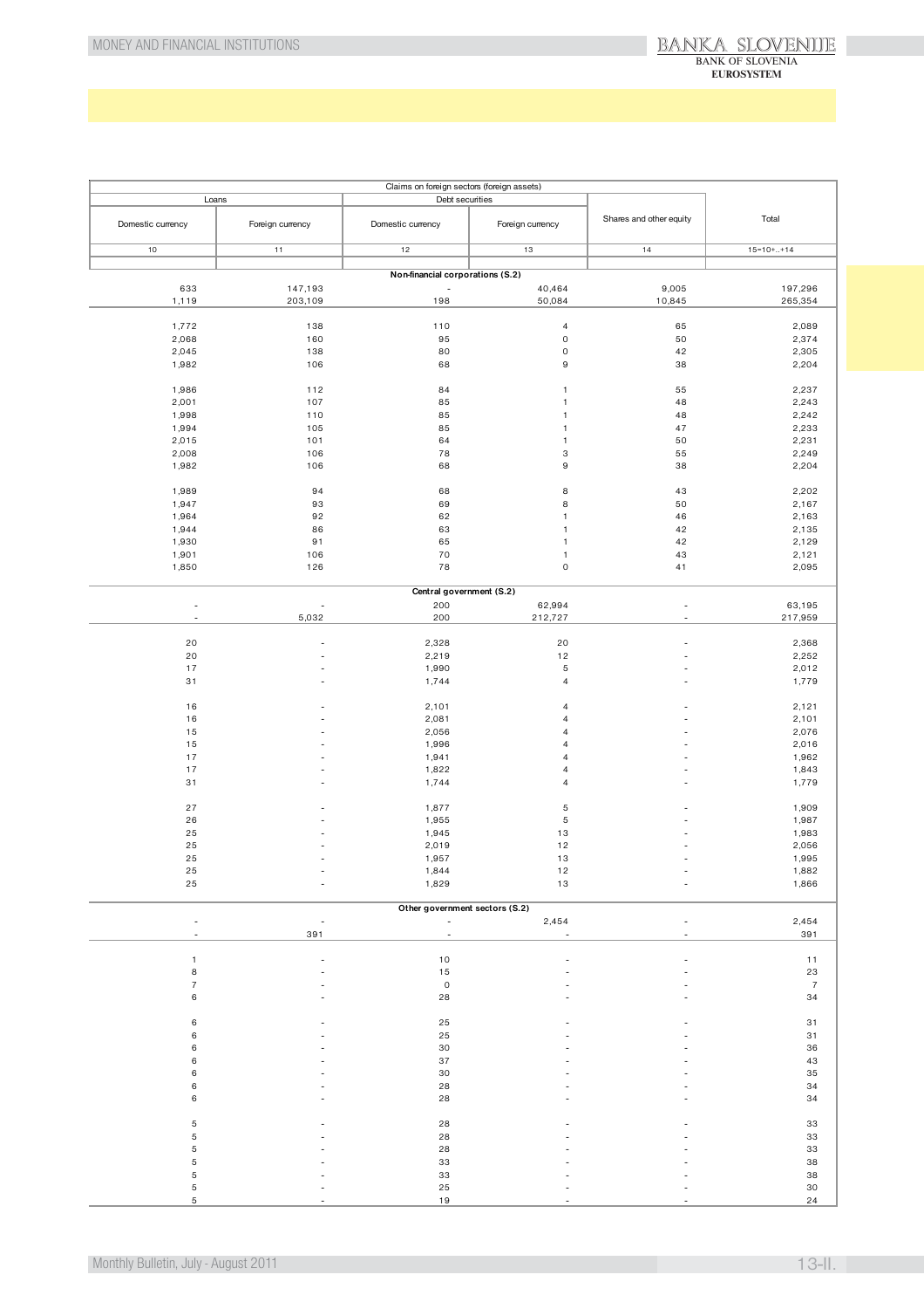| Claims on foreign sectors (foreign assets) | | | | | |
|---|---|---|---|---|---|
| Loans | | Debt securities | | Shares and other equity | Total |
| Domestic currency | Foreign currency | Domestic currency | Foreign currency | | |
| 10 | 11 | 12 | 13 | 14 | 15=10+..+14 |
| **Non-financial corporations (S.2)** | | | | | |
| 633 | 147,193 | - | 40,464 | 9,005 | 197,296 |
| 1,119 | 203,109 | 198 | 50,084 | 10,845 | 265,354 |
| | | | | | |
| 1,772 | 138 | 110 | 4 | 65 | 2,089 |
| 2,068 | 160 | 95 | 0 | 50 | 2,374 |
| 2,045 | 138 | 80 | 0 | 42 | 2,305 |
| 1,982 | 106 | 68 | 9 | 38 | 2,204 |
| | | | | | |
| 1,986 | 112 | 84 | 1 | 55 | 2,237 |
| 2,001 | 107 | 85 | 1 | 48 | 2,243 |
| 1,998 | 110 | 85 | 1 | 48 | 2,242 |
| 1,994 | 105 | 85 | 1 | 47 | 2,233 |
| 2,015 | 101 | 64 | 1 | 50 | 2,231 |
| 2,008 | 106 | 78 | 3 | 55 | 2,249 |
| 1,982 | 106 | 68 | 9 | 38 | 2,204 |
| | | | | | |
| 1,989 | 94 | 68 | 8 | 43 | 2,202 |
| 1,947 | 93 | 69 | 8 | 50 | 2,167 |
| 1,964 | 92 | 62 | 1 | 46 | 2,163 |
| 1,944 | 86 | 63 | 1 | 42 | 2,135 |
| 1,930 | 91 | 65 | 1 | 42 | 2,129 |
| 1,901 | 106 | 70 | 1 | 43 | 2,121 |
| 1,850 | 126 | 78 | 0 | 41 | 2,095 |
| **Central government (S.2)** | | | | | |
| - | - | 200 | 62,994 | - | 63,195 |
| - | 5,032 | 200 | 212,727 | - | 217,959 |
| | | | | | |
| 20 | - | 2,328 | 20 | - | 2,368 |
| 20 | - | 2,219 | 12 | - | 2,252 |
| 17 | - | 1,990 | 5 | - | 2,012 |
| 31 | - | 1,744 | 4 | - | 1,779 |
| | | | | | |
| 16 | - | 2,101 | 4 | - | 2,121 |
| 16 | - | 2,081 | 4 | - | 2,101 |
| 15 | - | 2,056 | 4 | - | 2,076 |
| 15 | - | 1,996 | 4 | - | 2,016 |
| 17 | - | 1,941 | 4 | - | 1,962 |
| 17 | - | 1,822 | 4 | - | 1,843 |
| 31 | - | 1,744 | 4 | - | 1,779 |
| | | | | | |
| 27 | - | 1,877 | 5 | - | 1,909 |
| 26 | - | 1,955 | 5 | - | 1,987 |
| 25 | - | 1,945 | 13 | - | 1,983 |
| 25 | - | 2,019 | 12 | - | 2,056 |
| 25 | - | 1,957 | 13 | - | 1,995 |
| 25 | - | 1,844 | 12 | - | 1,882 |
| 25 | - | 1,829 | 13 | - | 1,866 |
| **Other government sectors (S.2)** | | | | | |
| - | - | - | 2,454 | - | 2,454 |
| - | 391 | - | - | - | 391 |
| | | | | | |
| 1 | - | 10 | - | - | 11 |
| 8 | - | 15 | - | - | 23 |
| 7 | - | 0 | - | - | 7 |
| 6 | - | 28 | - | - | 34 |
| | | | | | |
| 6 | - | 25 | - | - | 31 |
| 6 | - | 25 | - | - | 31 |
| 6 | - | 30 | - | - | 36 |
| 6 | - | 37 | - | - | 43 |
| 6 | - | 30 | - | - | 35 |
| 6 | - | 28 | - | - | 34 |
| 6 | - | 28 | - | - | 34 |
| | | | | | |
| 5 | - | 28 | - | - | 33 |
| 5 | - | 28 | - | - | 33 |
| 5 | - | 28 | - | - | 33 |
| 5 | - | 33 | - | - | 38 |
| 5 | - | 33 | - | - | 38 |
| 5 | - | 25 | - | - | 30 |
| 5 | - | 19 | - | - | 24 |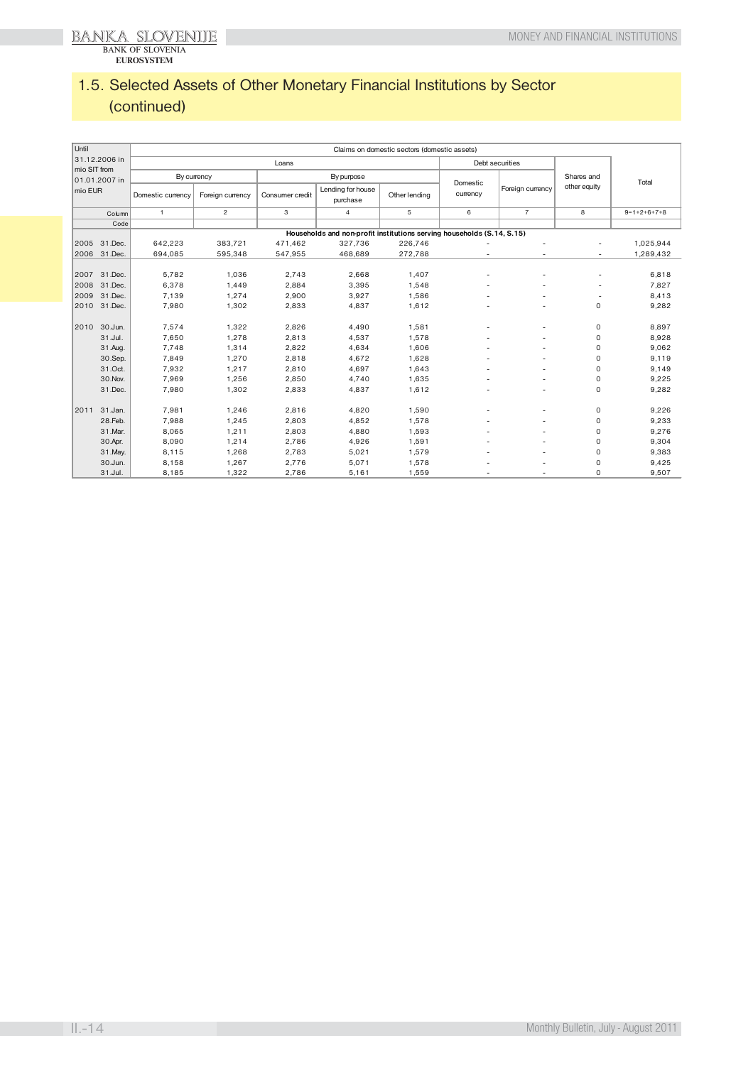## 1.5. Selected Assets of Other Monetary Financial Institutions by Sector (continued)

| Until 31.12.2006 in mio SIT from 01.01.2007 in mio EUR | | Claims on domestic sectors (domestic assets) | | | | | | | | |
|---|---|---|---|---|---|---|---|---|---|---|
| | | Loans | | | | | Debt securities | | Shares and other equity | Total |
| | | By currency | | By purpose | | | Domestic currency | Foreign currency | | |
| | | Domestic currency | Foreign currency | Consumer credit | Lending for house purchase | Other lending | | | | |
| | Column | 1 | 2 | 3 | 4 | 5 | 6 | 7 | 8 | 9=1+2+6+7+8 |
| | Code | | | | | | | | | |
| | | **Households and non-profit institutions serving households (S.14, S.15)** | | | | | | | | |
| 2005 | 31.Dec. | 642,223 | 383,721 | 471,462 | 327,736 | 226,746 | - | - | - | 1,025,944 |
| 2006 | 31.Dec. | 694,085 | 595,348 | 547,955 | 468,689 | 272,788 | - | - | - | 1,289,432 |
| | | | | | | | | | | |
| 2007 | 31.Dec. | 5,782 | 1,036 | 2,743 | 2,668 | 1,407 | - | - | - | 6,818 |
| 2008 | 31.Dec. | 6,378 | 1,449 | 2,884 | 3,395 | 1,548 | - | - | - | 7,827 |
| 2009 | 31.Dec. | 7,139 | 1,274 | 2,900 | 3,927 | 1,586 | - | - | - | 8,413 |
| 2010 | 31.Dec. | 7,980 | 1,302 | 2,833 | 4,837 | 1,612 | - | - | 0 | 9,282 |
| | | | | | | | | | | |
| 2010 | 30.Jun. | 7,574 | 1,322 | 2,826 | 4,490 | 1,581 | - | - | 0 | 8,897 |
| | 31.Jul. | 7,650 | 1,278 | 2,813 | 4,537 | 1,578 | - | - | 0 | 8,928 |
| | 31.Aug. | 7,748 | 1,314 | 2,822 | 4,634 | 1,606 | - | - | 0 | 9,062 |
| | 30.Sep. | 7,849 | 1,270 | 2,818 | 4,672 | 1,628 | - | - | 0 | 9,119 |
| | 31.Oct. | 7,932 | 1,217 | 2,810 | 4,697 | 1,643 | - | - | 0 | 9,149 |
| | 30.Nov. | 7,969 | 1,256 | 2,850 | 4,740 | 1,635 | - | - | 0 | 9,225 |
| | 31.Dec. | 7,980 | 1,302 | 2,833 | 4,837 | 1,612 | - | - | 0 | 9,282 |
| | | | | | | | | | | |
| 2011 | 31.Jan. | 7,981 | 1,246 | 2,816 | 4,820 | 1,590 | - | - | 0 | 9,226 |
| | 28.Feb. | 7,988 | 1,245 | 2,803 | 4,852 | 1,578 | - | - | 0 | 9,233 |
| | 31.Mar. | 8,065 | 1,211 | 2,803 | 4,880 | 1,593 | - | - | 0 | 9,276 |
| | 30.Apr. | 8,090 | 1,214 | 2,786 | 4,926 | 1,591 | - | - | 0 | 9,304 |
| | 31.May. | 8,115 | 1,268 | 2,783 | 5,021 | 1,579 | - | - | 0 | 9,383 |
| | 30.Jun. | 8,158 | 1,267 | 2,776 | 5,071 | 1,578 | - | - | 0 | 9,425 |
| | 31.Jul. | 8,185 | 1,322 | 2,786 | 5,161 | 1,559 | - | - | 0 | 9,507 |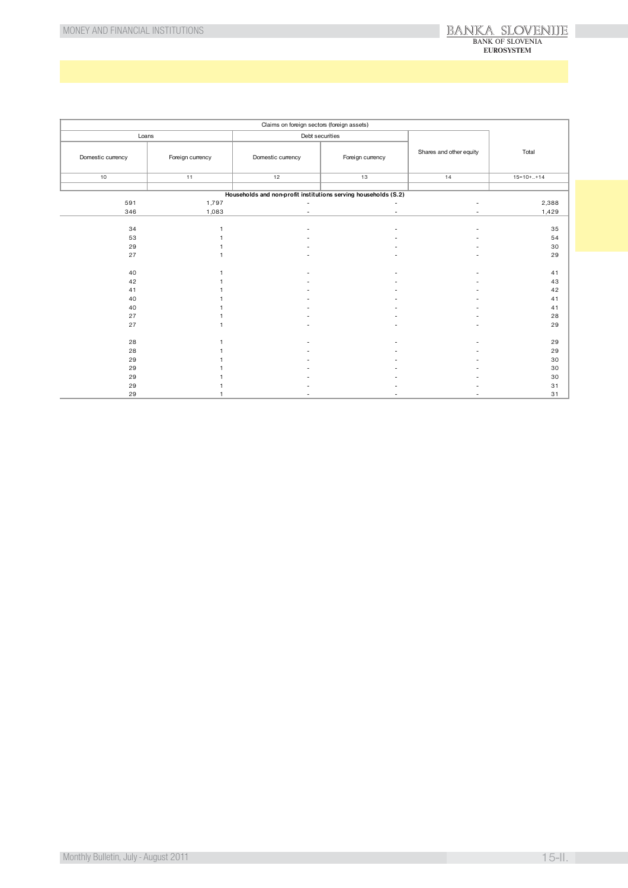| Claims on foreign sectors (foreign assets) | | | | | |
|---|---|---|---|---|---|
| Loans | | Debt securities | | Shares and other equity | Total |
| Domestic currency | Foreign currency | Domestic currency | Foreign currency | | |
| 10 | 11 | 12 | 13 | 14 | 15=10+..+14 |
| **Households and non-profit institutions serving households (S.2)** | | | | | |
| 591 | 1,797 | - | - | - | 2,388 |
| 346 | 1,083 | - | - | - | 1,429 |
| | | | | | |
| 34 | 1 | - | - | - | 35 |
| 53 | 1 | - | - | - | 54 |
| 29 | 1 | - | - | - | 30 |
| 27 | 1 | - | - | - | 29 |
| | | | | | |
| 40 | 1 | - | - | - | 41 |
| 42 | 1 | - | - | - | 43 |
| 41 | 1 | - | - | - | 42 |
| 40 | 1 | - | - | - | 41 |
| 40 | 1 | - | - | - | 41 |
| 27 | 1 | - | - | - | 28 |
| 27 | 1 | - | - | - | 29 |
| | | | | | |
| 28 | 1 | - | - | - | 29 |
| 28 | 1 | - | - | - | 29 |
| 29 | 1 | - | - | - | 30 |
| 29 | 1 | - | - | - | 30 |
| 29 | 1 | - | - | - | 30 |
| 29 | 1 | - | - | - | 31 |
| 29 | 1 | - | - | - | 31 |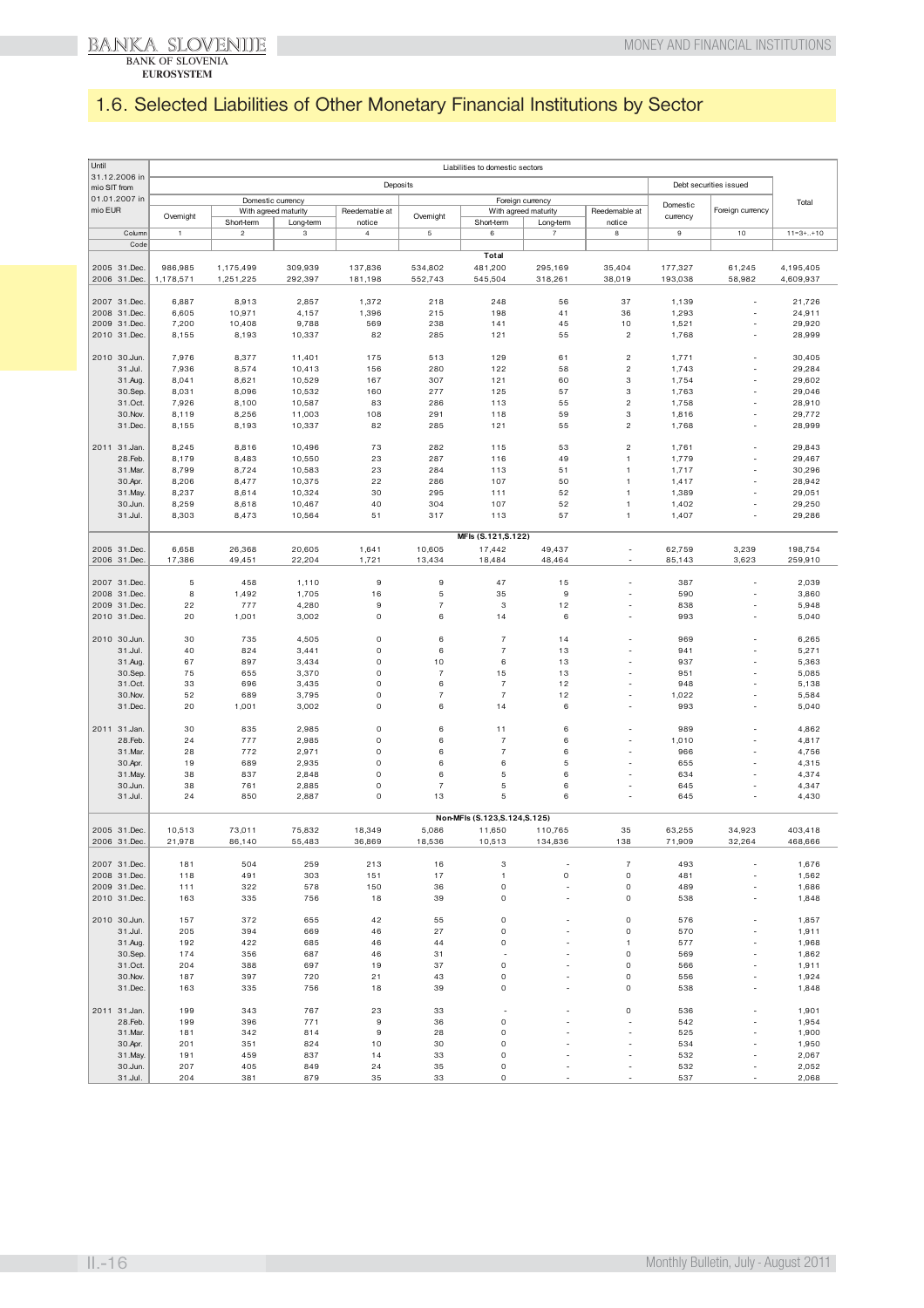# 1.6. Selected Liabilities of Other Monetary Financial Institutions by Sector

| Until 31.12.2006 in mio SIT from 01.01.2007 in mio EUR | Liabilities to domestic sectors | | | | | | | | | | |
|---|---|---|---|---|---|---|---|---|---|---|---|
| | Deposits | | | | | | | | Debt securities issued | | Total |
| | Domestic currency | | | | Foreign currency | | | | Domestic currency | Foreign currency | |
| | Overnight | With agreed maturity | | Reedemable at notice | Overnight | With agreed maturity | | Reedemable at notice | | | |
| | | Short-term | Long-term | | | Short-term | Long-term | | | | |
| Column | 1 | 2 | 3 | 4 | 5 | 6 | 7 | 8 | 9 | 10 | 11=3+..+10 |
| Code | | | | | | | | | | | |
| | **Total** | | | | | | | | | | |
| 2005 31.Dec. | 986,985 | 1,175,499 | 309,939 | 137,836 | 534,802 | 481,200 | 295,169 | 35,404 | 177,327 | 61,245 | 4,195,405 |
| 2006 31.Dec. | 1,178,571 | 1,251,225 | 292,397 | 181,198 | 552,743 | 545,504 | 318,261 | 38,019 | 193,038 | 58,982 | 4,609,937 |
| 2007 31.Dec. | 6,887 | 8,913 | 2,857 | 1,372 | 218 | 248 | 56 | 37 | 1,139 | - | 21,726 |
| 2008 31.Dec. | 6,605 | 10,971 | 4,157 | 1,396 | 215 | 198 | 41 | 36 | 1,293 | - | 24,911 |
| 2009 31.Dec. | 7,200 | 10,408 | 9,788 | 569 | 238 | 141 | 45 | 10 | 1,521 | - | 29,920 |
| 2010 31.Dec. | 8,155 | 8,193 | 10,337 | 82 | 285 | 121 | 55 | 2 | 1,768 | - | 28,999 |
| 2010 30.Jun. | 7,976 | 8,377 | 11,401 | 175 | 513 | 129 | 61 | 2 | 1,771 | - | 30,405 |
| 31.Jul. | 7,936 | 8,574 | 10,413 | 156 | 280 | 122 | 58 | 2 | 1,743 | - | 29,284 |
| 31.Aug. | 8,041 | 8,621 | 10,529 | 167 | 307 | 121 | 60 | 3 | 1,754 | - | 29,602 |
| 30.Sep. | 8,031 | 8,096 | 10,532 | 160 | 277 | 125 | 57 | 3 | 1,763 | - | 29,046 |
| 31.Oct. | 7,926 | 8,100 | 10,587 | 83 | 286 | 113 | 55 | 2 | 1,758 | - | 28,910 |
| 30.Nov. | 8,119 | 8,256 | 11,003 | 108 | 291 | 118 | 59 | 3 | 1,816 | - | 29,772 |
| 31.Dec. | 8,155 | 8,193 | 10,337 | 82 | 285 | 121 | 55 | 2 | 1,768 | - | 28,999 |
| 2011 31.Jan. | 8,245 | 8,816 | 10,496 | 73 | 282 | 115 | 53 | 2 | 1,761 | - | 29,843 |
| 28.Feb. | 8,179 | 8,483 | 10,550 | 23 | 287 | 116 | 49 | 1 | 1,779 | - | 29,467 |
| 31.Mar. | 8,799 | 8,724 | 10,583 | 23 | 284 | 113 | 51 | 1 | 1,717 | - | 30,296 |
| 30.Apr. | 8,206 | 8,477 | 10,375 | 22 | 286 | 107 | 50 | 1 | 1,417 | - | 28,942 |
| 31.May. | 8,237 | 8,614 | 10,324 | 30 | 295 | 111 | 52 | 1 | 1,389 | - | 29,051 |
| 30.Jun. | 8,259 | 8,618 | 10,467 | 40 | 304 | 107 | 52 | 1 | 1,402 | - | 29,250 |
| 31.Jul. | 8,303 | 8,473 | 10,564 | 51 | 317 | 113 | 57 | 1 | 1,407 | - | 29,286 |
| | **MFIs (S.121,S.122)** | | | | | | | | | | |
| 2005 31.Dec. | 6,658 | 26,368 | 20,605 | 1,641 | 10,605 | 17,442 | 49,437 | - | 62,759 | 3,239 | 198,754 |
| 2006 31.Dec. | 17,386 | 49,451 | 22,204 | 1,721 | 13,434 | 18,484 | 48,464 | - | 85,143 | 3,623 | 259,910 |
| 2007 31.Dec. | 5 | 458 | 1,110 | 9 | 9 | 47 | 15 | - | 387 | - | 2,039 |
| 2008 31.Dec. | 8 | 1,492 | 1,705 | 16 | 5 | 35 | 9 | - | 590 | - | 3,860 |
| 2009 31.Dec. | 22 | 777 | 4,280 | 9 | 7 | 3 | 12 | - | 838 | - | 5,948 |
| 2010 31.Dec. | 20 | 1,001 | 3,002 | 0 | 6 | 14 | 6 | - | 993 | - | 5,040 |
| 2010 30.Jun. | 30 | 735 | 4,505 | 0 | 6 | 7 | 14 | - | 969 | - | 6,265 |
| 31.Jul. | 40 | 824 | 3,441 | 0 | 6 | 7 | 13 | - | 941 | - | 5,271 |
| 31.Aug. | 67 | 897 | 3,434 | 0 | 10 | 6 | 13 | - | 937 | - | 5,363 |
| 30.Sep. | 75 | 655 | 3,370 | 0 | 7 | 15 | 13 | - | 951 | - | 5,085 |
| 31.Oct. | 33 | 696 | 3,435 | 0 | 6 | 7 | 12 | - | 948 | - | 5,138 |
| 30.Nov. | 52 | 689 | 3,795 | 0 | 7 | 7 | 12 | - | 1,022 | - | 5,584 |
| 31.Dec. | 20 | 1,001 | 3,002 | 0 | 6 | 14 | 6 | - | 993 | - | 5,040 |
| 2011 31.Jan. | 30 | 835 | 2,985 | 0 | 6 | 11 | 6 | - | 989 | - | 4,862 |
| 28.Feb. | 24 | 777 | 2,985 | 0 | 6 | 7 | 6 | - | 1,010 | - | 4,817 |
| 31.Mar. | 28 | 772 | 2,971 | 0 | 6 | 7 | 6 | - | 966 | - | 4,756 |
| 30.Apr. | 19 | 689 | 2,935 | 0 | 6 | 6 | 5 | - | 655 | - | 4,315 |
| 31.May. | 38 | 837 | 2,848 | 0 | 6 | 5 | 6 | - | 634 | - | 4,374 |
| 30.Jun. | 38 | 761 | 2,885 | 0 | 7 | 5 | 6 | - | 645 | - | 4,347 |
| 31.Jul. | 24 | 850 | 2,887 | 0 | 13 | 5 | 6 | - | 645 | - | 4,430 |
| | **Non-MFIs (S.123,S.124,S.125)** | | | | | | | | | | |
| 2005 31.Dec. | 10,513 | 73,011 | 75,832 | 18,349 | 5,086 | 11,650 | 110,765 | 35 | 63,255 | 34,923 | 403,418 |
| 2006 31.Dec. | 21,978 | 86,140 | 55,483 | 36,869 | 18,536 | 10,513 | 134,836 | 138 | 71,909 | 32,264 | 468,666 |
| 2007 31.Dec. | 181 | 504 | 259 | 213 | 16 | 3 | - | 7 | 493 | - | 1,676 |
| 2008 31.Dec. | 118 | 491 | 303 | 151 | 17 | 1 | 0 | 0 | 481 | - | 1,562 |
| 2009 31.Dec. | 111 | 322 | 578 | 150 | 36 | 0 | - | 0 | 489 | - | 1,686 |
| 2010 31.Dec. | 163 | 335 | 756 | 18 | 39 | 0 | - | 0 | 538 | - | 1,848 |
| 2010 30.Jun. | 157 | 372 | 655 | 42 | 55 | 0 | - | 0 | 576 | - | 1,857 |
| 31.Jul. | 205 | 394 | 669 | 46 | 27 | 0 | - | 0 | 570 | - | 1,911 |
| 31.Aug. | 192 | 422 | 685 | 46 | 44 | 0 | - | 1 | 577 | - | 1,968 |
| 30.Sep. | 174 | 356 | 687 | 46 | 31 | - | - | 0 | 569 | - | 1,862 |
| 31.Oct. | 204 | 388 | 697 | 19 | 37 | 0 | - | 0 | 566 | - | 1,911 |
| 30.Nov. | 187 | 397 | 720 | 21 | 43 | 0 | - | 0 | 556 | - | 1,924 |
| 31.Dec. | 163 | 335 | 756 | 18 | 39 | 0 | - | 0 | 538 | - | 1,848 |
| 2011 31.Jan. | 199 | 343 | 767 | 23 | 33 | - | - | 0 | 536 | - | 1,901 |
| 28.Feb. | 199 | 396 | 771 | 9 | 36 | 0 | - | - | 542 | - | 1,954 |
| 31.Mar. | 181 | 342 | 814 | 9 | 28 | 0 | - | - | 525 | - | 1,900 |
| 30.Apr. | 201 | 351 | 824 | 10 | 30 | 0 | - | - | 534 | - | 1,950 |
| 31.May. | 191 | 459 | 837 | 14 | 33 | 0 | - | - | 532 | - | 2,067 |
| 30.Jun. | 207 | 405 | 849 | 24 | 35 | 0 | - | - | 532 | - | 2,052 |
| 31.Jul. | 204 | 381 | 879 | 35 | 33 | 0 | - | - | 537 | - | 2,068 |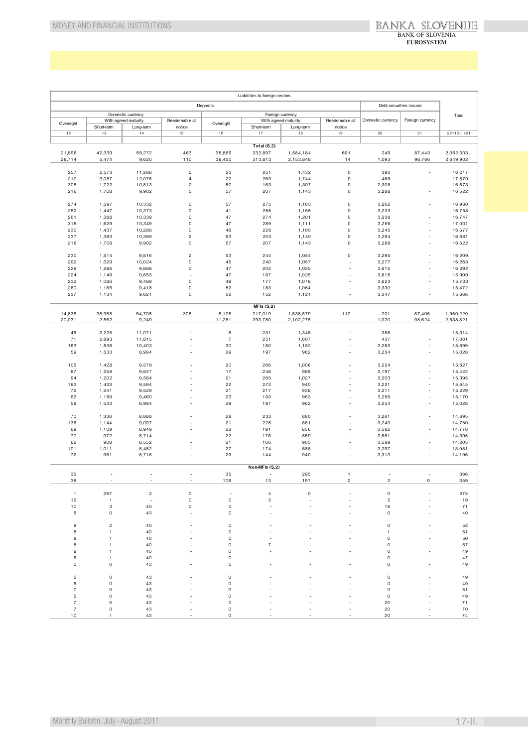| Liabilities to foreign sectors | | | | | | | | | | |
|---|---|---|---|---|---|---|---|---|---|---|
| Deposits | | | | | | | | Debt securities issued | | Total |
| Domestic currency | | | | Foreign currency | | | | Domestic currency | Foreign currency | |
| Overnight | With agreed maturity | | Reedemable at notice | Overnight | With agreed maturity | | Reedemable at notice | | | |
| | Short-term | Long-term | | | Short-term | Long-term | | | | |
| 12 | 13 | 14 | 15 | 16 | 17 | 18 | 19 | 20 | 21 | 22=12+..+21 |
| | | | | | **Total (S.2)** | | | | | |
| 21,896 | 42,339 | 55,272 | 463 | 36,869 | 232,897 | 1,584,184 | 691 | 249 | 87,443 | 2,062,303 |
| 28,714 | 5,474 | 9,620 | 110 | 38,450 | 313,813 | 2,153,848 | 14 | 1,093 | 98,766 | 2,649,902 |
| 257 | 2,573 | 11,288 | 5 | 23 | 251 | 1,432 | 0 | 390 | - | 16,217 |
| 210 | 3,087 | 12,076 | 4 | 22 | 269 | 1,744 | 0 | 468 | - | 17,879 |
| 308 | 1,722 | 10,813 | 2 | 50 | 163 | 1,307 | 0 | 2,308 | - | 16,673 |
| 216 | 1,708 | 9,902 | 0 | 57 | 207 | 1,143 | 0 | 3,288 | - | 16,522 |
| 274 | 1,597 | 10,332 | 0 | 57 | 275 | 1,163 | 0 | 3,262 | - | 16,960 |
| 252 | 1,447 | 10,373 | 0 | 41 | 256 | 1,156 | 0 | 3,233 | - | 16,758 |
| 261 | 1,388 | 10,339 | 0 | 47 | 274 | 1,201 | 0 | 3,238 | - | 16,747 |
| 318 | 1,629 | 10,349 | 0 | 47 | 289 | 1,111 | 0 | 3,256 | - | 17,001 |
| 230 | 1,437 | 10,288 | 0 | 46 | 226 | 1,105 | 0 | 3,245 | - | 16,577 |
| 237 | 1,383 | 10,369 | 2 | 53 | 203 | 1,140 | 0 | 3,294 | - | 16,681 |
| 216 | 1,708 | 9,902 | 0 | 57 | 207 | 1,143 | 0 | 3,288 | - | 16,522 |
| 230 | 1,514 | 9,816 | 2 | 53 | 244 | 1,054 | 0 | 3,295 | - | 16,209 |
| 292 | 1,329 | 10,024 | 0 | 45 | 240 | 1,057 | - | 3,277 | - | 16,263 |
| 229 | 1,286 | 9,888 | 0 | 47 | 202 | 1,025 | - | 3,615 | - | 16,292 |
| 224 | 1,149 | 9,653 | - | 47 | 187 | 1,025 | - | 3,615 | - | 15,900 |
| 232 | 1,086 | 9,489 | 0 | 48 | 177 | 1,078 | - | 3,623 | - | 15,733 |
| 260 | 1,165 | 9,418 | 0 | 52 | 183 | 1,064 | - | 3,330 | - | 15,472 |
| 237 | 1,134 | 9,621 | 0 | 56 | 152 | 1,121 | - | 3,347 | - | 15,668 |
| | | | | | **MFIs (S.2)** | | | | | |
| 14,836 | 38,958 | 54,705 | 308 | 8,108 | 217,019 | 1,538,579 | 110 | 201 | 87,406 | 1,960,229 |
| 20,031 | 2,562 | 9,249 | - | 11,281 | 293,780 | 2,102,275 | - | 1,020 | 98,624 | 2,538,821 |
| 45 | 2,225 | 11,071 | - | 5 | 231 | 1,348 | - | 388 | - | 15,314 |
| 71 | 2,893 | 11,815 | - | 7 | 251 | 1,607 | - | 437 | - | 17,081 |
| 163 | 1,538 | 10,403 | - | 30 | 150 | 1,152 | - | 2,263 | - | 15,699 |
| 59 | 1,533 | 8,994 | - | 29 | 197 | 962 | - | 3,254 | - | 15,028 |
| 105 | 1,428 | 9,579 | - | 20 | 266 | 1,006 | - | 3,224 | - | 15,627 |
| 87 | 1,258 | 9,627 | - | 17 | 248 | 988 | - | 3,197 | - | 15,422 |
| 94 | 1,202 | 9,584 | - | 21 | 265 | 1,027 | - | 3,203 | - | 15,395 |
| 163 | 1,433 | 9,594 | - | 22 | 272 | 940 | - | 3,221 | - | 15,645 |
| 72 | 1,241 | 9,529 | - | 21 | 217 | 938 | - | 3,211 | - | 15,229 |
| 82 | 1,189 | 9,460 | - | 23 | 193 | 963 | - | 3,259 | - | 15,170 |
| 59 | 1,533 | 8,994 | - | 29 | 197 | 962 | - | 3,254 | - | 15,028 |
| 70 | 1,336 | 8,888 | - | 28 | 233 | 880 | - | 3,261 | - | 14,695 |
| 136 | 1,144 | 9,097 | - | 21 | 228 | 881 | - | 3,243 | - | 14,750 |
| 69 | 1,109 | 8,949 | - | 22 | 191 | 856 | - | 3,582 | - | 14,778 |
| 70 | 972 | 8,714 | - | 22 | 176 | 859 | - | 3,581 | - | 14,395 |
| 66 | 908 | 8,552 | - | 21 | 166 | 903 | - | 3,589 | - | 14,205 |
| 101 | 1,011 | 8,482 | - | 27 | 174 | 888 | - | 3,297 | - | 13,981 |
| 72 | 981 | 8,716 | - | 29 | 144 | 940 | - | 3,313 | - | 14,196 |
| | | | | | **Non-MFIs (S.2)** | | | | | |
| 35 | - | - | - | 35 | - | 295 | 1 | - | - | 366 |
| 38 | - | - | - | 106 | 13 | 197 | 2 | 2 | 0 | 359 |
| 1 | 267 | 2 | 0 | - | 4 | 0 | - | 0 | - | 275 |
| 12 | 1 | - | 0 | 0 | 3 | - | - | 2 | - | 19 |
| 10 | 3 | 40 | 0 | 0 | - | - | - | 18 | - | 71 |
| 5 | 0 | 43 | - | 0 | - | - | - | 0 | - | 49 |
| 9 | 2 | 40 | - | 0 | - | - | - | 0 | - | 52 |
| 8 | 1 | 40 | - | 0 | - | - | - | 1 | - | 51 |
| 8 | 1 | 40 | - | 0 | - | - | - | 0 | - | 50 |
| 8 | 1 | 40 | - | 0 | 7 | - | - | 0 | - | 57 |
| 8 | 1 | 40 | - | 0 | - | - | - | 0 | - | 49 |
| 6 | 1 | 40 | - | 0 | - | - | - | 0 | - | 47 |
| 5 | 0 | 43 | - | 0 | - | - | - | 0 | - | 49 |
| 5 | 0 | 43 | - | 0 | - | - | - | 0 | - | 49 |
| 5 | 0 | 43 | - | 0 | - | - | - | 0 | - | 49 |
| 7 | 0 | 43 | - | 0 | - | - | - | 0 | - | 51 |
| 5 | 0 | 43 | - | 0 | - | - | - | 0 | - | 49 |
| 7 | 0 | 43 | - | 0 | - | - | - | 20 | - | 71 |
| 7 | 0 | 43 | - | 0 | - | - | - | 20 | - | 70 |
| 10 | 1 | 43 | - | 0 | - | - | - | 20 | - | 74 |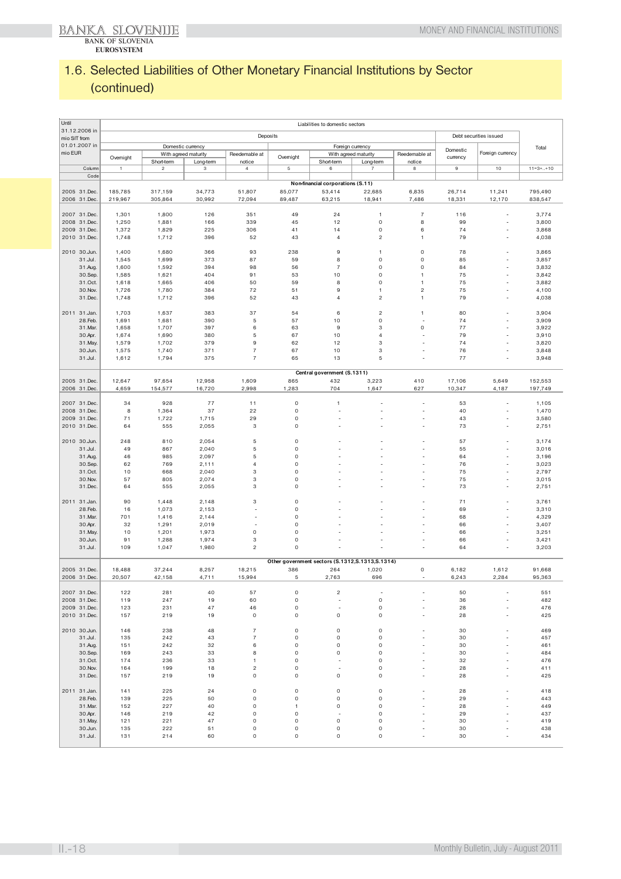## 1.6. Selected Liabilities of Other Monetary Financial Institutions by Sector (continued)

| Until 31.12.2006 in mio SIT from 01.01.2007 in mio EUR | | Liabilities to domestic sectors | | | | | | | | | | |
|---|---|---|---|---|---|---|---|---|---|---|---|---|
| | | Deposits | | | | | | | | Debt securities issued | | Total |
| | | Domestic currency | | | | Foreign currency | | | | Domestic currency | Foreign currency | |
| | | Overnight | With agreed maturity | | Reedemable at notice | Overnight | With agreed maturity | | Reedemable at notice | | | |
| | | | Short-term | Long-term | | | Short-term | Long-term | | | | |
| | Column | 1 | 2 | 3 | 4 | 5 | 6 | 7 | 8 | 9 | 10 | 11=3+..+10 |
| | Code | | | | | | | | | | | |
| | | **Non-financial corporations (S.11)** | | | | | | | | | | |
| 2005 | 31.Dec. | 185,785 | 317,159 | 34,773 | 51,807 | 85,077 | 53,414 | 22,685 | 6,835 | 26,714 | 11,241 | 795,490 |
| 2006 | 31.Dec. | 219,967 | 305,864 | 30,992 | 72,094 | 89,487 | 63,215 | 18,941 | 7,486 | 18,331 | 12,170 | 838,547 |
| 2007 | 31.Dec. | 1,301 | 1,800 | 126 | 351 | 49 | 24 | 1 | 7 | 116 | - | 3,774 |
| 2008 | 31.Dec. | 1,250 | 1,881 | 166 | 339 | 45 | 12 | 0 | 8 | 99 | - | 3,800 |
| 2009 | 31.Dec. | 1,372 | 1,829 | 225 | 306 | 41 | 14 | 0 | 6 | 74 | - | 3,868 |
| 2010 | 31.Dec. | 1,748 | 1,712 | 396 | 52 | 43 | 4 | 2 | 1 | 79 | - | 4,038 |
| 2010 | 30.Jun. | 1,400 | 1,680 | 366 | 93 | 238 | 9 | 1 | 0 | 78 | - | 3,865 |
| | 31.Jul. | 1,545 | 1,699 | 373 | 87 | 59 | 8 | 0 | 0 | 85 | - | 3,857 |
| | 31.Aug. | 1,600 | 1,592 | 394 | 98 | 56 | 7 | 0 | 0 | 84 | - | 3,832 |
| | 30.Sep. | 1,585 | 1,621 | 404 | 91 | 53 | 10 | 0 | 1 | 75 | - | 3,842 |
| | 31.Oct. | 1,618 | 1,665 | 406 | 50 | 59 | 8 | 0 | 1 | 75 | - | 3,882 |
| | 30.Nov. | 1,726 | 1,780 | 384 | 72 | 51 | 9 | 1 | 2 | 75 | - | 4,100 |
| | 31.Dec. | 1,748 | 1,712 | 396 | 52 | 43 | 4 | 2 | 1 | 79 | - | 4,038 |
| 2011 | 31.Jan. | 1,703 | 1,637 | 383 | 37 | 54 | 6 | 2 | 1 | 80 | - | 3,904 |
| | 28.Feb. | 1,691 | 1,681 | 390 | 5 | 57 | 10 | 0 | - | 74 | - | 3,909 |
| | 31.Mar. | 1,658 | 1,707 | 397 | 6 | 63 | 9 | 3 | 0 | 77 | - | 3,922 |
| | 30.Apr. | 1,674 | 1,690 | 380 | 5 | 67 | 10 | 4 | - | 79 | - | 3,910 |
| | 31.May. | 1,579 | 1,702 | 379 | 9 | 62 | 12 | 3 | - | 74 | - | 3,820 |
| | 30.Jun. | 1,575 | 1,740 | 371 | 7 | 67 | 10 | 3 | - | 76 | - | 3,848 |
| | 31.Jul. | 1,612 | 1,794 | 375 | 7 | 65 | 13 | 5 | - | 77 | - | 3,948 |
| | | **Central government (S.1311)** | | | | | | | | | | |
| 2005 | 31.Dec. | 12,647 | 97,654 | 12,958 | 1,609 | 865 | 432 | 3,223 | 410 | 17,106 | 5,649 | 152,553 |
| 2006 | 31.Dec. | 4,659 | 154,577 | 16,720 | 2,998 | 1,283 | 704 | 1,647 | 627 | 10,347 | 4,187 | 197,749 |
| 2007 | 31.Dec. | 34 | 928 | 77 | 11 | 0 | 1 | - | - | 53 | - | 1,105 |
| 2008 | 31.Dec. | 8 | 1,364 | 37 | 22 | 0 | - | - | - | 40 | - | 1,470 |
| 2009 | 31.Dec. | 71 | 1,722 | 1,715 | 29 | 0 | - | - | - | 43 | - | 3,580 |
| 2010 | 31.Dec. | 64 | 555 | 2,055 | 3 | 0 | - | - | - | 73 | - | 2,751 |
| 2010 | 30.Jun. | 248 | 810 | 2,054 | 5 | 0 | - | - | - | 57 | - | 3,174 |
| | 31.Jul. | 49 | 867 | 2,040 | 5 | 0 | - | - | - | 55 | - | 3,016 |
| | 31.Aug. | 46 | 985 | 2,097 | 5 | 0 | - | - | - | 64 | - | 3,196 |
| | 30.Sep. | 62 | 769 | 2,111 | 4 | 0 | - | - | - | 76 | - | 3,023 |
| | 31.Oct. | 10 | 668 | 2,040 | 3 | 0 | - | - | - | 75 | - | 2,797 |
| | 30.Nov. | 57 | 805 | 2,074 | 3 | 0 | - | - | - | 75 | - | 3,015 |
| | 31.Dec. | 64 | 555 | 2,055 | 3 | 0 | - | - | - | 73 | - | 2,751 |
| 2011 | 31.Jan. | 90 | 1,448 | 2,148 | 3 | 0 | - | - | - | 71 | - | 3,761 |
| | 28.Feb. | 16 | 1,073 | 2,153 | - | 0 | - | - | - | 69 | - | 3,310 |
| | 31.Mar. | 701 | 1,416 | 2,144 | - | 0 | - | - | - | 68 | - | 4,329 |
| | 30.Apr. | 32 | 1,291 | 2,019 | - | 0 | - | - | - | 66 | - | 3,407 |
| | 31.May. | 10 | 1,201 | 1,973 | 0 | 0 | - | - | - | 66 | - | 3,251 |
| | 30.Jun. | 91 | 1,288 | 1,974 | 3 | 0 | - | - | - | 66 | - | 3,421 |
| | 31.Jul. | 109 | 1,047 | 1,980 | 2 | 0 | - | - | - | 64 | - | 3,203 |
| | | **Other government sectors (S.1312,S.1313,S.1314)** | | | | | | | | | | |
| 2005 | 31.Dec. | 18,488 | 37,244 | 8,257 | 18,215 | 386 | 264 | 1,020 | 0 | 6,182 | 1,612 | 91,668 |
| 2006 | 31.Dec. | 20,507 | 42,158 | 4,711 | 15,994 | 5 | 2,763 | 696 | - | 6,243 | 2,284 | 95,363 |
| 2007 | 31.Dec. | 122 | 281 | 40 | 57 | 0 | 2 | - | - | 50 | - | 551 |
| 2008 | 31.Dec. | 119 | 247 | 19 | 60 | 0 | - | 0 | - | 36 | - | 482 |
| 2009 | 31.Dec. | 123 | 231 | 47 | 46 | 0 | - | 0 | - | 28 | - | 476 |
| 2010 | 31.Dec. | 157 | 219 | 19 | 0 | 0 | 0 | 0 | - | 28 | - | 425 |
| 2010 | 30.Jun. | 146 | 238 | 48 | 7 | 0 | 0 | 0 | - | 30 | - | 469 |
| | 31.Jul. | 135 | 242 | 43 | 7 | 0 | 0 | 0 | - | 30 | - | 457 |
| | 31.Aug. | 151 | 242 | 32 | 6 | 0 | 0 | 0 | - | 30 | - | 461 |
| | 30.Sep. | 169 | 243 | 33 | 8 | 0 | 0 | 0 | - | 30 | - | 484 |
| | 31.Oct. | 174 | 236 | 33 | 1 | 0 | - | 0 | - | 32 | - | 476 |
| | 30.Nov. | 164 | 199 | 18 | 2 | 0 | - | 0 | - | 28 | - | 411 |
| | 31.Dec. | 157 | 219 | 19 | 0 | 0 | 0 | 0 | - | 28 | - | 425 |
| 2011 | 31.Jan. | 141 | 225 | 24 | 0 | 0 | 0 | 0 | - | 28 | - | 418 |
| | 28.Feb. | 139 | 225 | 50 | 0 | 0 | 0 | 0 | - | 29 | - | 443 |
| | 31.Mar. | 152 | 227 | 40 | 0 | 1 | 0 | 0 | - | 28 | - | 449 |
| | 30.Apr. | 146 | 219 | 42 | 0 | 0 | - | 0 | - | 29 | - | 437 |
| | 31.May. | 121 | 221 | 47 | 0 | 0 | 0 | 0 | - | 30 | - | 419 |
| | 30.Jun. | 135 | 222 | 51 | 0 | 0 | 0 | 0 | - | 30 | - | 438 |
| | 31.Jul. | 131 | 214 | 60 | 0 | 0 | 0 | 0 | - | 30 | - | 434 |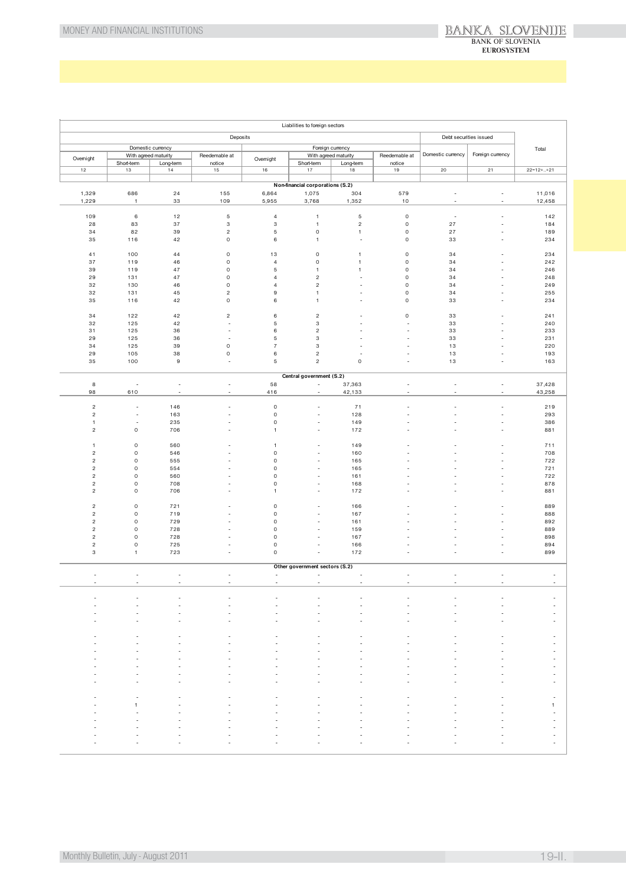| Liabilities to foreign sectors | | | | | | | | | | |
|---|---|---|---|---|---|---|---|---|---|---|
| Deposits | | | | | | | | Debt securities issued | | Total |
| Domestic currency | | | | Foreign currency | | | | Domestic currency | Foreign currency | |
| Overnight | With agreed maturity | | Reedemable at notice | Overnight | With agreed maturity | | Reedemable at notice | | | |
| | Short-term | Long-term | | | Short-term | Long-term | | | | |
| 12 | 13 | 14 | 15 | 16 | 17 | 18 | 19 | 20 | 21 | 22=12+..+21 |
| | | | | Non-financial corporations (S.2) | | | | | | |
| 1,329 | 686 | 24 | 155 | 6,864 | 1,075 | 304 | 579 | - | - | 11,016 |
| 1,229 | 1 | 33 | 109 | 5,955 | 3,768 | 1,352 | 10 | - | - | 12,458 |
| | | | | | | | | | | |
| 109 | 6 | 12 | 5 | 4 | 1 | 5 | 0 | - | - | 142 |
| 28 | 83 | 37 | 3 | 3 | 1 | 2 | 0 | 27 | - | 184 |
| 34 | 82 | 39 | 2 | 5 | 0 | 1 | 0 | 27 | - | 189 |
| 35 | 116 | 42 | 0 | 6 | 1 | - | 0 | 33 | - | 234 |
| | | | | | | | | | | |
| 41 | 100 | 44 | 0 | 13 | 0 | 1 | 0 | 34 | - | 234 |
| 37 | 119 | 46 | 0 | 4 | 0 | 1 | 0 | 34 | - | 242 |
| 39 | 119 | 47 | 0 | 5 | 1 | 1 | 0 | 34 | - | 246 |
| 29 | 131 | 47 | 0 | 4 | 2 | - | 0 | 34 | - | 248 |
| 32 | 130 | 46 | 0 | 4 | 2 | - | 0 | 34 | - | 249 |
| 32 | 131 | 45 | 2 | 9 | 1 | - | 0 | 34 | - | 255 |
| 35 | 116 | 42 | 0 | 6 | 1 | - | 0 | 33 | - | 234 |
| | | | | | | | | | | |
| 34 | 122 | 42 | 2 | 6 | 2 | - | 0 | 33 | - | 241 |
| 32 | 125 | 42 | - | 5 | 3 | - | - | 33 | - | 240 |
| 31 | 125 | 36 | - | 6 | 2 | - | - | 33 | - | 233 |
| 29 | 125 | 36 | - | 5 | 3 | - | - | 33 | - | 231 |
| 34 | 125 | 39 | 0 | 7 | 3 | - | - | 13 | - | 220 |
| 29 | 105 | 38 | 0 | 6 | 2 | - | - | 13 | - | 193 |
| 35 | 100 | 9 | - | 5 | 2 | 0 | - | 13 | - | 163 |
| | | | | Central government (S.2) | | | | | | |
| 8 | - | - | - | 58 | - | 37,363 | - | - | - | 37,428 |
| 98 | 610 | - | - | 416 | - | 42,133 | - | - | - | 43,258 |
| | | | | | | | | | | |
| 2 | - | 146 | - | 0 | - | 71 | - | - | - | 219 |
| 2 | - | 163 | - | 0 | - | 128 | - | - | - | 293 |
| 1 | - | 235 | - | 0 | - | 149 | - | - | - | 386 |
| 2 | 0 | 706 | - | 1 | - | 172 | - | - | - | 881 |
| | | | | | | | | | | |
| 1 | 0 | 560 | - | 1 | - | 149 | - | - | - | 711 |
| 2 | 0 | 546 | - | 0 | - | 160 | - | - | - | 708 |
| 2 | 0 | 555 | - | 0 | - | 165 | - | - | - | 722 |
| 2 | 0 | 554 | - | 0 | - | 165 | - | - | - | 721 |
| 2 | 0 | 560 | - | 0 | - | 161 | - | - | - | 722 |
| 2 | 0 | 708 | - | 0 | - | 168 | - | - | - | 878 |
| 2 | 0 | 706 | - | 1 | - | 172 | - | - | - | 881 |
| | | | | | | | | | | |
| 2 | 0 | 721 | - | 0 | - | 166 | - | - | - | 889 |
| 2 | 0 | 719 | - | 0 | - | 167 | - | - | - | 888 |
| 2 | 0 | 729 | - | 0 | - | 161 | - | - | - | 892 |
| 2 | 0 | 728 | - | 0 | - | 159 | - | - | - | 889 |
| 2 | 0 | 728 | - | 0 | - | 167 | - | - | - | 898 |
| 2 | 0 | 725 | - | 0 | - | 166 | - | - | - | 894 |
| 3 | 1 | 723 | - | 0 | - | 172 | - | - | - | 899 |
| | | | | Other government sectors (S.2) | | | | | | |
| - | - | - | - | - | - | - | - | - | - | - |
| - | - | - | - | - | - | - | - | - | - | - |
| | | | | | | | | | | |
| - | - | - | - | - | - | - | - | - | - | - |
| - | - | - | - | - | - | - | - | - | - | - |
| - | - | - | - | - | - | - | - | - | - | - |
| - | - | - | - | - | - | - | - | - | - | - |
| | | | | | | | | | | |
| - | - | - | - | - | - | - | - | - | - | - |
| - | - | - | - | - | - | - | - | - | - | - |
| - | - | - | - | - | - | - | - | - | - | - |
| - | - | - | - | - | - | - | - | - | - | - |
| - | - | - | - | - | - | - | - | - | - | - |
| - | - | - | - | - | - | - | - | - | - | - |
| - | - | - | - | - | - | - | - | - | - | - |
| | | | | | | | | | | |
| - | - | - | - | - | - | - | - | - | - | - |
| - | 1 | - | - | - | - | - | - | - | - | 1 |
| - | - | - | - | - | - | - | - | - | - | - |
| - | - | - | - | - | - | - | - | - | - | - |
| - | - | - | - | - | - | - | - | - | - | - |
| - | - | - | - | - | - | - | - | - | - | - |
| - | - | - | - | - | - | - | - | - | - | - |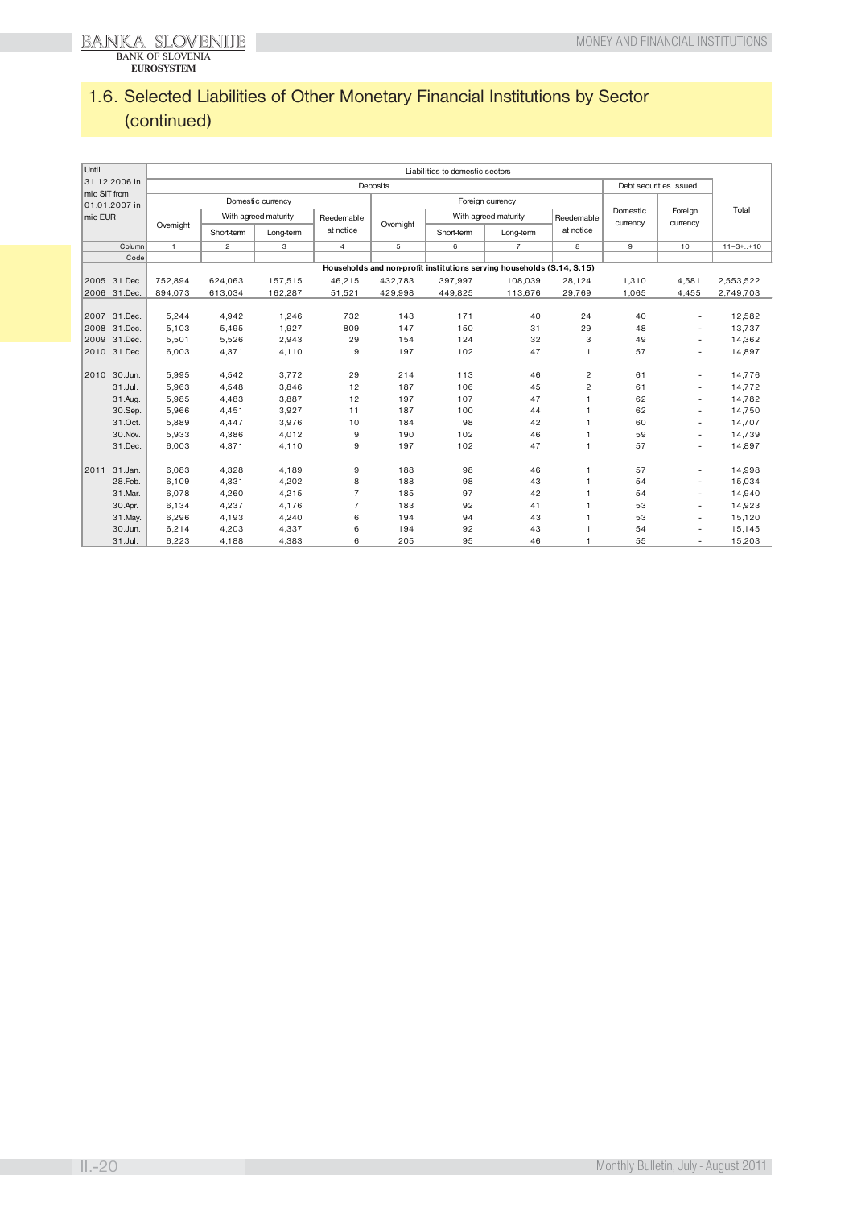## 1.6. Selected Liabilities of Other Monetary Financial Institutions by Sector (continued)

| Until 31.12.2006 in mio SIT from 01.01.2007 in mio EUR | Liabilities to domestic sectors | | | | | | | | | | |
|---|---|---|---|---|---|---|---|---|---|---|---|
| | Deposits | | | | | | | | Debt securities issued | | Total |
| | Domestic currency | | | | Foreign currency | | | | Domestic currency | Foreign currency | |
| | Overnight | With agreed maturity | | Reedemable at notice | Overnight | With agreed maturity | | Reedemable at notice | | | |
| | | Short-term | Long-term | | | Short-term | Long-term | | | | |
| Column | 1 | 2 | 3 | 4 | 5 | 6 | 7 | 8 | 9 | 10 | 11=3+..+10 |
| Code | | | | | | | | | | | |
| | **Households and non-profit institutions serving households (S.14, S.15)** | | | | | | | | | | |
| 2005 31.Dec. | 752,894 | 624,063 | 157,515 | 46,215 | 432,783 | 397,997 | 108,039 | 28,124 | 1,310 | 4,581 | 2,553,522 |
| 2006 31.Dec. | 894,073 | 613,034 | 162,287 | 51,521 | 429,998 | 449,825 | 113,676 | 29,769 | 1,065 | 4,455 | 2,749,703 |
| 2007 31.Dec. | 5,244 | 4,942 | 1,246 | 732 | 143 | 171 | 40 | 24 | 40 | - | 12,582 |
| 2008 31.Dec. | 5,103 | 5,495 | 1,927 | 809 | 147 | 150 | 31 | 29 | 48 | - | 13,737 |
| 2009 31.Dec. | 5,501 | 5,526 | 2,943 | 29 | 154 | 124 | 32 | 3 | 49 | - | 14,362 |
| 2010 31.Dec. | 6,003 | 4,371 | 4,110 | 9 | 197 | 102 | 47 | 1 | 57 | - | 14,897 |
| 2010 30.Jun. | 5,995 | 4,542 | 3,772 | 29 | 214 | 113 | 46 | 2 | 61 | - | 14,776 |
| 31.Jul. | 5,963 | 4,548 | 3,846 | 12 | 187 | 106 | 45 | 2 | 61 | - | 14,772 |
| 31.Aug. | 5,985 | 4,483 | 3,887 | 12 | 197 | 107 | 47 | 1 | 62 | - | 14,782 |
| 30.Sep. | 5,966 | 4,451 | 3,927 | 11 | 187 | 100 | 44 | 1 | 62 | - | 14,750 |
| 31.Oct. | 5,889 | 4,447 | 3,976 | 10 | 184 | 98 | 42 | 1 | 60 | - | 14,707 |
| 30.Nov. | 5,933 | 4,386 | 4,012 | 9 | 190 | 102 | 46 | 1 | 59 | - | 14,739 |
| 31.Dec. | 6,003 | 4,371 | 4,110 | 9 | 197 | 102 | 47 | 1 | 57 | - | 14,897 |
| 2011 31.Jan. | 6,083 | 4,328 | 4,189 | 9 | 188 | 98 | 46 | 1 | 57 | - | 14,998 |
| 28.Feb. | 6,109 | 4,331 | 4,202 | 8 | 188 | 98 | 43 | 1 | 54 | - | 15,034 |
| 31.Mar. | 6,078 | 4,260 | 4,215 | 7 | 185 | 97 | 42 | 1 | 54 | - | 14,940 |
| 30.Apr. | 6,134 | 4,237 | 4,176 | 7 | 183 | 92 | 41 | 1 | 53 | - | 14,923 |
| 31.May. | 6,296 | 4,193 | 4,240 | 6 | 194 | 94 | 43 | 1 | 53 | - | 15,120 |
| 30.Jun. | 6,214 | 4,203 | 4,337 | 6 | 194 | 92 | 43 | 1 | 54 | - | 15,145 |
| 31.Jul. | 6,223 | 4,188 | 4,383 | 6 | 205 | 95 | 46 | 1 | 55 | - | 15,203 |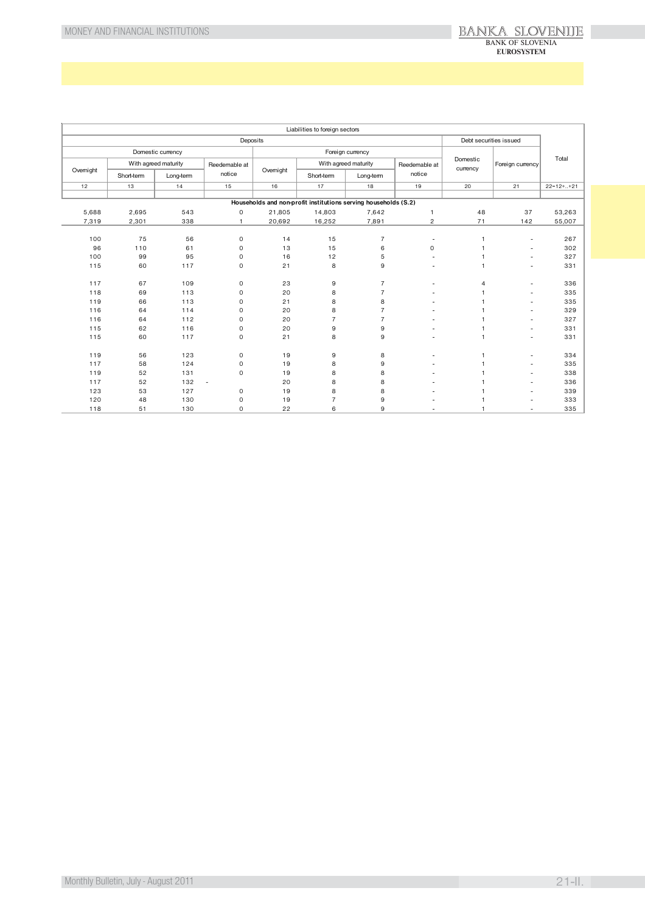| Liabilities to foreign sectors | | | | | | | | | | |
|---|---|---|---|---|---|---|---|---|---|---|
| Deposits | | | | | | | | Debt securities issued | | Total |
| Domestic currency | | | | Foreign currency | | | | Domestic currency | Foreign currency | |
| Overnight | With agreed maturity | | Reedemable at notice | Overnight | With agreed maturity | | Reedemable at notice | | | |
| | Short-term | Long-term | | | Short-term | Long-term | | | | |
| 12 | 13 | 14 | 15 | 16 | 17 | 18 | 19 | 20 | 21 | 22=12+..+21 |
| **Households and non-profit institutions serving households (S.2)** | | | | | | | | | | |
| 5,688 | 2,695 | 543 | 0 | 21,805 | 14,803 | 7,642 | 1 | 48 | 37 | 53,263 |
| 7,319 | 2,301 | 338 | 1 | 20,692 | 16,252 | 7,891 | 2 | 71 | 142 | 55,007 |
| | | | | | | | | | | |
| 100 | 75 | 56 | 0 | 14 | 15 | 7 | - | 1 | - | 267 |
| 96 | 110 | 61 | 0 | 13 | 15 | 6 | 0 | 1 | - | 302 |
| 100 | 99 | 95 | 0 | 16 | 12 | 5 | - | 1 | - | 327 |
| 115 | 60 | 117 | 0 | 21 | 8 | 9 | - | 1 | - | 331 |
| | | | | | | | | | | |
| 117 | 67 | 109 | 0 | 23 | 9 | 7 | - | 4 | - | 336 |
| 118 | 69 | 113 | 0 | 20 | 8 | 7 | - | 1 | - | 335 |
| 119 | 66 | 113 | 0 | 21 | 8 | 8 | - | 1 | - | 335 |
| 116 | 64 | 114 | 0 | 20 | 8 | 7 | - | 1 | - | 329 |
| 116 | 64 | 112 | 0 | 20 | 7 | 7 | - | 1 | - | 327 |
| 115 | 62 | 116 | 0 | 20 | 9 | 9 | - | 1 | - | 331 |
| 115 | 60 | 117 | 0 | 21 | 8 | 9 | - | 1 | - | 331 |
| | | | | | | | | | | |
| 119 | 56 | 123 | 0 | 19 | 9 | 8 | - | 1 | - | 334 |
| 117 | 58 | 124 | 0 | 19 | 8 | 9 | - | 1 | - | 335 |
| 119 | 52 | 131 | 0 | 19 | 8 | 8 | - | 1 | - | 338 |
| 117 | 52 | 132 | - | 20 | 8 | 8 | - | 1 | - | 336 |
| 123 | 53 | 127 | 0 | 19 | 8 | 8 | - | 1 | - | 339 |
| 120 | 48 | 130 | 0 | 19 | 7 | 9 | - | 1 | - | 333 |
| 118 | 51 | 130 | 0 | 22 | 6 | 9 | - | 1 | - | 335 |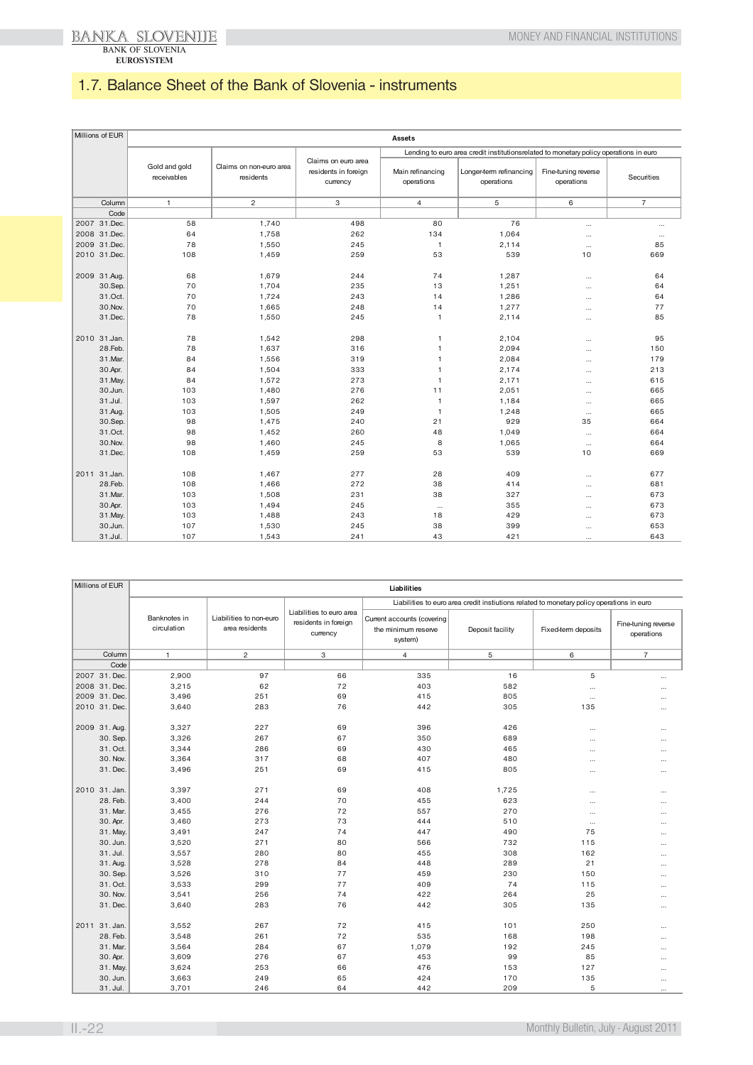## 1.7. Balance Sheet of the Bank of Slovenia - instruments

| Millions of EUR | Assets | | | | | | |
|---|---|---|---|---|---|---|---|
| | Gold and gold receivables | Claims on non-euro area residents | Claims on euro area residents in foreign currency | Lending to euro area credit institutionsrelated to monetary policy operations in euro | | | |
| | | | | Main refinancing operations | Longer-term refinancing operations | Fine-tuning reverse operations | Securities |
| Column | 1 | 2 | 3 | 4 | 5 | 6 | 7 |
| Code | | | | | | | |
| 2007 31.Dec. | 58 | 1,740 | 498 | 80 | 76 | ... | ... |
| 2008 31.Dec. | 64 | 1,758 | 262 | 134 | 1,064 | ... | ... |
| 2009 31.Dec. | 78 | 1,550 | 245 | 1 | 2,114 | ... | 85 |
| 2010 31.Dec. | 108 | 1,459 | 259 | 53 | 539 | 10 | 669 |
| 2009 31.Aug. | 68 | 1,679 | 244 | 74 | 1,287 | ... | 64 |
| 30.Sep. | 70 | 1,704 | 235 | 13 | 1,251 | ... | 64 |
| 31.Oct. | 70 | 1,724 | 243 | 14 | 1,286 | ... | 64 |
| 30.Nov. | 70 | 1,665 | 248 | 14 | 1,277 | ... | 77 |
| 31.Dec. | 78 | 1,550 | 245 | 1 | 2,114 | ... | 85 |
| 2010 31.Jan. | 78 | 1,542 | 298 | 1 | 2,104 | ... | 95 |
| 28.Feb. | 78 | 1,637 | 316 | 1 | 2,094 | ... | 150 |
| 31.Mar. | 84 | 1,556 | 319 | 1 | 2,084 | ... | 179 |
| 30.Apr. | 84 | 1,504 | 333 | 1 | 2,174 | ... | 213 |
| 31.May. | 84 | 1,572 | 273 | 1 | 2,171 | ... | 615 |
| 30.Jun. | 103 | 1,480 | 276 | 11 | 2,051 | ... | 665 |
| 31.Jul. | 103 | 1,597 | 262 | 1 | 1,184 | ... | 665 |
| 31.Aug. | 103 | 1,505 | 249 | 1 | 1,248 | ... | 665 |
| 30.Sep. | 98 | 1,475 | 240 | 21 | 929 | 35 | 664 |
| 31.Oct. | 98 | 1,452 | 260 | 48 | 1,049 | ... | 664 |
| 30.Nov. | 98 | 1,460 | 245 | 8 | 1,065 | ... | 664 |
| 31.Dec. | 108 | 1,459 | 259 | 53 | 539 | 10 | 669 |
| 2011 31.Jan. | 108 | 1,467 | 277 | 28 | 409 | ... | 677 |
| 28.Feb. | 108 | 1,466 | 272 | 38 | 414 | ... | 681 |
| 31.Mar. | 103 | 1,508 | 231 | 38 | 327 | ... | 673 |
| 30.Apr. | 103 | 1,494 | 245 | ... | 355 | ... | 673 |
| 31.May. | 103 | 1,488 | 243 | 18 | 429 | ... | 673 |
| 30.Jun. | 107 | 1,530 | 245 | 38 | 399 | ... | 653 |
| 31.Jul. | 107 | 1,543 | 241 | 43 | 421 | ... | 643 |

| Millions of EUR | Liabilities | | | | | | |
|---|---|---|---|---|---|---|---|
| | Banknotes in circulation | Liabilities to non-euro area residents | Liabilities to euro area residents in foreign currency | Liabilities to euro area credit instiutions related to monetary policy operations in euro | | | |
| | | | | Current accounts (covering the minimum reserve system) | Deposit facility | Fixed-term deposits | Fine-tuning reverse operations |
| Column | 1 | 2 | 3 | 4 | 5 | 6 | 7 |
| Code | | | | | | | |
| 2007 31. Dec. | 2,900 | 97 | 66 | 335 | 16 | 5 | ... |
| 2008 31. Dec. | 3,215 | 62 | 72 | 403 | 582 | ... | ... |
| 2009 31. Dec. | 3,496 | 251 | 69 | 415 | 805 | ... | ... |
| 2010 31. Dec. | 3,640 | 283 | 76 | 442 | 305 | 135 | ... |
| 2009 31. Aug. | 3,327 | 227 | 69 | 396 | 426 | ... | ... |
| 30. Sep. | 3,326 | 267 | 67 | 350 | 689 | ... | ... |
| 31. Oct. | 3,344 | 286 | 69 | 430 | 465 | ... | ... |
| 30. Nov. | 3,364 | 317 | 68 | 407 | 480 | ... | ... |
| 31. Dec. | 3,496 | 251 | 69 | 415 | 805 | ... | ... |
| 2010 31. Jan. | 3,397 | 271 | 69 | 408 | 1,725 | ... | ... |
| 28. Feb. | 3,400 | 244 | 70 | 455 | 623 | ... | ... |
| 31. Mar. | 3,455 | 276 | 72 | 557 | 270 | ... | ... |
| 30. Apr. | 3,460 | 273 | 73 | 444 | 510 | ... | ... |
| 31. May. | 3,491 | 247 | 74 | 447 | 490 | 75 | ... |
| 30. Jun. | 3,520 | 271 | 80 | 566 | 732 | 115 | ... |
| 31. Jul. | 3,557 | 280 | 80 | 455 | 308 | 162 | ... |
| 31. Aug. | 3,528 | 278 | 84 | 448 | 289 | 21 | ... |
| 30. Sep. | 3,526 | 310 | 77 | 459 | 230 | 150 | ... |
| 31. Oct. | 3,533 | 299 | 77 | 409 | 74 | 115 | ... |
| 30. Nov. | 3,541 | 256 | 74 | 422 | 264 | 25 | ... |
| 31. Dec. | 3,640 | 283 | 76 | 442 | 305 | 135 | ... |
| 2011 31. Jan. | 3,552 | 267 | 72 | 415 | 101 | 250 | ... |
| 28. Feb. | 3,548 | 261 | 72 | 535 | 168 | 198 | ... |
| 31. Mar. | 3,564 | 284 | 67 | 1,079 | 192 | 245 | ... |
| 30. Apr. | 3,609 | 276 | 67 | 453 | 99 | 85 | ... |
| 31. May. | 3,624 | 253 | 66 | 476 | 153 | 127 | ... |
| 30. Jun. | 3,663 | 249 | 65 | 424 | 170 | 135 | ... |
| 31. Jul. | 3,701 | 246 | 64 | 442 | 209 | 5 | ... |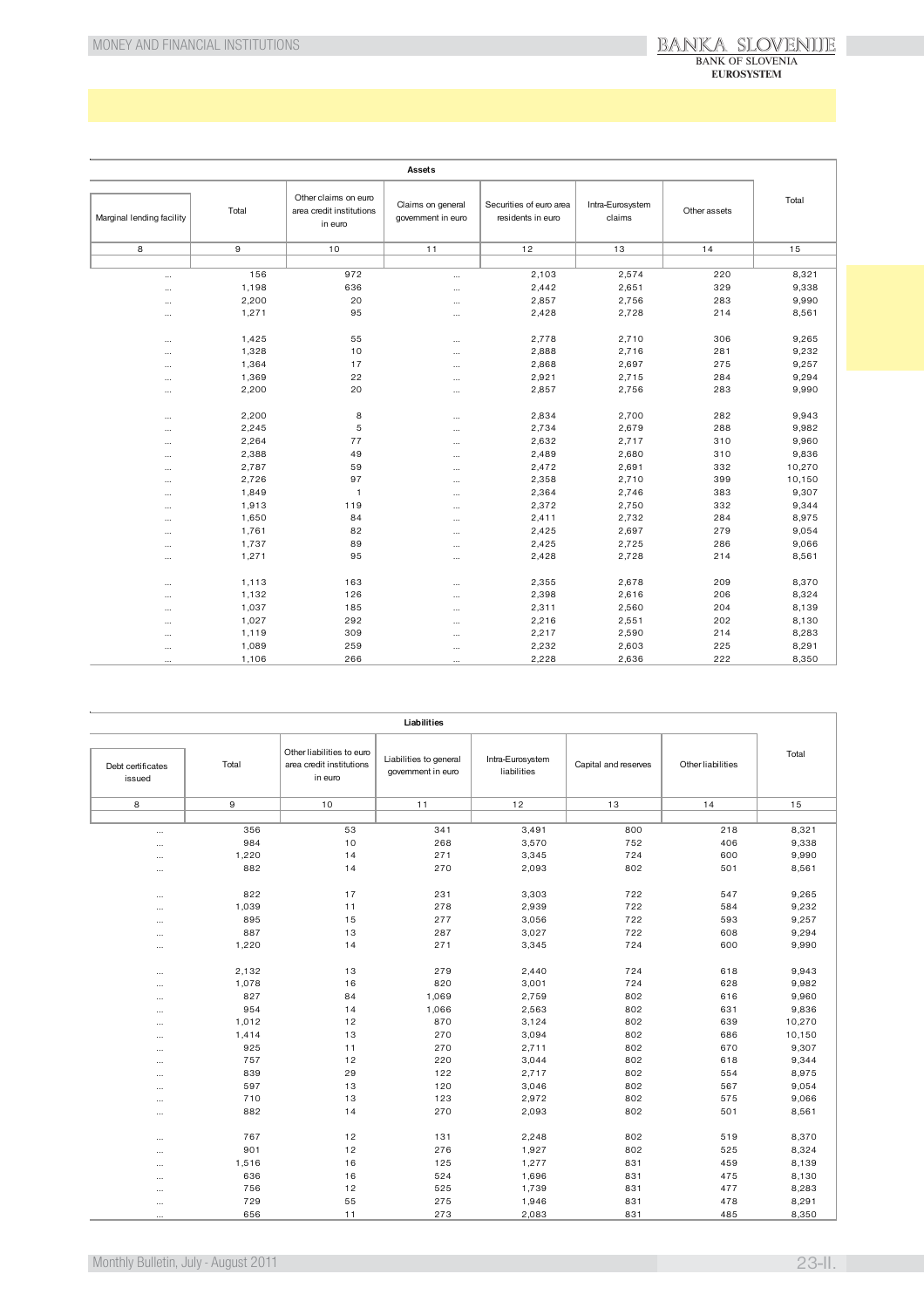| Assets | | | | | | | |
|---|---|---|---|---|---|---|---|
| Marginal lending facility | Total | Other claims on euro area credit institutions in euro | Claims on general government in euro | Securities of euro area residents in euro | Intra-Eurosystem claims | Other assets | Total |
| 8 | 9 | 10 | 11 | 12 | 13 | 14 | 15 |
| ... | 156 | 972 | ... | 2,103 | 2,574 | 220 | 8,321 |
| ... | 1,198 | 636 | ... | 2,442 | 2,651 | 329 | 9,338 |
| ... | 2,200 | 20 | ... | 2,857 | 2,756 | 283 | 9,990 |
| ... | 1,271 | 95 | ... | 2,428 | 2,728 | 214 | 8,561 |
| | | | | | | | |
| ... | 1,425 | 55 | ... | 2,778 | 2,710 | 306 | 9,265 |
| ... | 1,328 | 10 | ... | 2,888 | 2,716 | 281 | 9,232 |
| ... | 1,364 | 17 | ... | 2,868 | 2,697 | 275 | 9,257 |
| ... | 1,369 | 22 | ... | 2,921 | 2,715 | 284 | 9,294 |
| ... | 2,200 | 20 | ... | 2,857 | 2,756 | 283 | 9,990 |
| | | | | | | | |
| ... | 2,200 | 8 | ... | 2,834 | 2,700 | 282 | 9,943 |
| ... | 2,245 | 5 | ... | 2,734 | 2,679 | 288 | 9,982 |
| ... | 2,264 | 77 | ... | 2,632 | 2,717 | 310 | 9,960 |
| ... | 2,388 | 49 | ... | 2,489 | 2,680 | 310 | 9,836 |
| ... | 2,787 | 59 | ... | 2,472 | 2,691 | 332 | 10,270 |
| ... | 2,726 | 97 | ... | 2,358 | 2,710 | 399 | 10,150 |
| ... | 1,849 | 1 | ... | 2,364 | 2,746 | 383 | 9,307 |
| ... | 1,913 | 119 | ... | 2,372 | 2,750 | 332 | 9,344 |
| ... | 1,650 | 84 | ... | 2,411 | 2,732 | 284 | 8,975 |
| ... | 1,761 | 82 | ... | 2,425 | 2,697 | 279 | 9,054 |
| ... | 1,737 | 89 | ... | 2,425 | 2,725 | 286 | 9,066 |
| ... | 1,271 | 95 | ... | 2,428 | 2,728 | 214 | 8,561 |
| | | | | | | | |
| ... | 1,113 | 163 | ... | 2,355 | 2,678 | 209 | 8,370 |
| ... | 1,132 | 126 | ... | 2,398 | 2,616 | 206 | 8,324 |
| ... | 1,037 | 185 | ... | 2,311 | 2,560 | 204 | 8,139 |
| ... | 1,027 | 292 | ... | 2,216 | 2,551 | 202 | 8,130 |
| ... | 1,119 | 309 | ... | 2,217 | 2,590 | 214 | 8,283 |
| ... | 1,089 | 259 | ... | 2,232 | 2,603 | 225 | 8,291 |
| ... | 1,106 | 266 | ... | 2,228 | 2,636 | 222 | 8,350 |

| Liabilities | | | | | | | |
|---|---|---|---|---|---|---|---|
| Debt certificates issued | Total | Other liabilities to euro area credit institutions in euro | Liabilities to general government in euro | Intra-Eurosystem liabilities | Capital and reserves | Other liabilities | Total |
| 8 | 9 | 10 | 11 | 12 | 13 | 14 | 15 |
| ... | 356 | 53 | 341 | 3,491 | 800 | 218 | 8,321 |
| ... | 984 | 10 | 268 | 3,570 | 752 | 406 | 9,338 |
| ... | 1,220 | 14 | 271 | 3,345 | 724 | 600 | 9,990 |
| ... | 882 | 14 | 270 | 2,093 | 802 | 501 | 8,561 |
| | | | | | | | |
| ... | 822 | 17 | 231 | 3,303 | 722 | 547 | 9,265 |
| ... | 1,039 | 11 | 278 | 2,939 | 722 | 584 | 9,232 |
| ... | 895 | 15 | 277 | 3,056 | 722 | 593 | 9,257 |
| ... | 887 | 13 | 287 | 3,027 | 722 | 608 | 9,294 |
| ... | 1,220 | 14 | 271 | 3,345 | 724 | 600 | 9,990 |
| | | | | | | | |
| ... | 2,132 | 13 | 279 | 2,440 | 724 | 618 | 9,943 |
| ... | 1,078 | 16 | 820 | 3,001 | 724 | 628 | 9,982 |
| ... | 827 | 84 | 1,069 | 2,759 | 802 | 616 | 9,960 |
| ... | 954 | 14 | 1,066 | 2,563 | 802 | 631 | 9,836 |
| ... | 1,012 | 12 | 870 | 3,124 | 802 | 639 | 10,270 |
| ... | 1,414 | 13 | 270 | 3,094 | 802 | 686 | 10,150 |
| ... | 925 | 11 | 270 | 2,711 | 802 | 670 | 9,307 |
| ... | 757 | 12 | 220 | 3,044 | 802 | 618 | 9,344 |
| ... | 839 | 29 | 122 | 2,717 | 802 | 554 | 8,975 |
| ... | 597 | 13 | 120 | 3,046 | 802 | 567 | 9,054 |
| ... | 710 | 13 | 123 | 2,972 | 802 | 575 | 9,066 |
| ... | 882 | 14 | 270 | 2,093 | 802 | 501 | 8,561 |
| | | | | | | | |
| ... | 767 | 12 | 131 | 2,248 | 802 | 519 | 8,370 |
| ... | 901 | 12 | 276 | 1,927 | 802 | 525 | 8,324 |
| ... | 1,516 | 16 | 125 | 1,277 | 831 | 459 | 8,139 |
| ... | 636 | 16 | 524 | 1,696 | 831 | 475 | 8,130 |
| ... | 756 | 12 | 525 | 1,739 | 831 | 477 | 8,283 |
| ... | 729 | 55 | 275 | 1,946 | 831 | 478 | 8,291 |
| ... | 656 | 11 | 273 | 2,083 | 831 | 485 | 8,350 |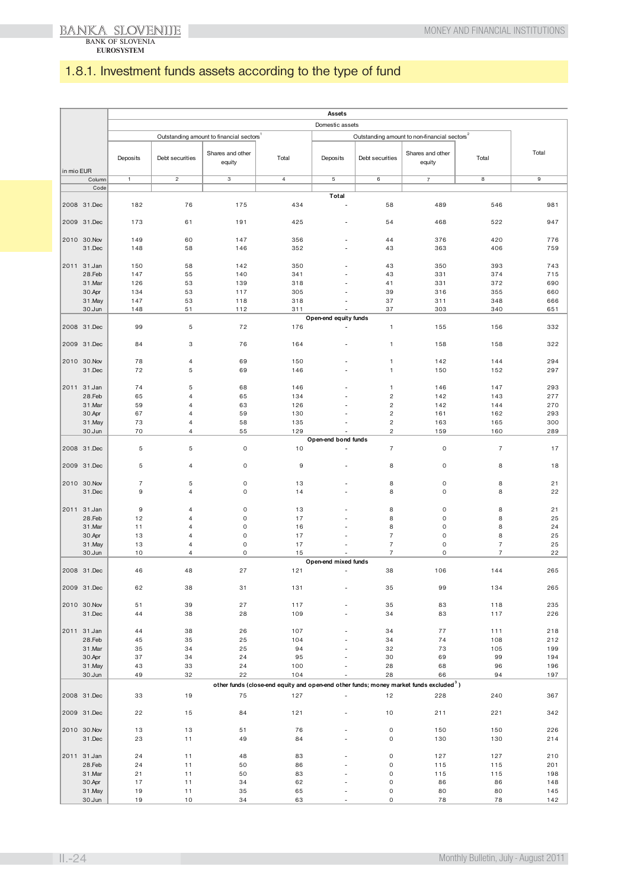## 1.8.1. Investment funds assets according to the type of fund

| in mio EUR | | Assets | | | | | | | | |
|---|---|---|---|---|---|---|---|---|---|---|
| | | Domestic assets | | | | | | | | |
| | | Outstanding amount to financial sectors[1] | | | | Outstanding amount to non-financial sectors[2] | | | | Total |
| | | Deposits | Debt securities | Shares and other equity | Total | Deposits | Debt securities | Shares and other equity | Total | |
| | Column | 1 | 2 | 3 | 4 | 5 | 6 | 7 | 8 | 9 |
| | Code | | | | | | | | | |
| | | **Total** | | | | | | | | |
| 2008 | 31.Dec | 182 | 76 | 175 | 434 | - | 58 | 489 | 546 | 981 |
| 2009 | 31.Dec | 173 | 61 | 191 | 425 | - | 54 | 468 | 522 | 947 |
| 2010 | 30.Nov | 149 | 60 | 147 | 356 | - | 44 | 376 | 420 | 776 |
| | 31.Dec | 148 | 58 | 146 | 352 | - | 43 | 363 | 406 | 759 |
| 2011 | 31.Jan | 150 | 58 | 142 | 350 | - | 43 | 350 | 393 | 743 |
| | 28.Feb | 147 | 55 | 140 | 341 | - | 43 | 331 | 374 | 715 |
| | 31.Mar | 126 | 53 | 139 | 318 | - | 41 | 331 | 372 | 690 |
| | 30.Apr | 134 | 53 | 117 | 305 | - | 39 | 316 | 355 | 660 |
| | 31.May | 147 | 53 | 118 | 318 | - | 37 | 311 | 348 | 666 |
| | 30.Jun | 148 | 51 | 112 | 311 | - | 37 | 303 | 340 | 651 |
| | | **Open-end equity funds** | | | | | | | | |
| 2008 | 31.Dec | 99 | 5 | 72 | 176 | - | 1 | 155 | 156 | 332 |
| 2009 | 31.Dec | 84 | 3 | 76 | 164 | - | 1 | 158 | 158 | 322 |
| 2010 | 30.Nov | 78 | 4 | 69 | 150 | - | 1 | 142 | 144 | 294 |
| | 31.Dec | 72 | 5 | 69 | 146 | - | 1 | 150 | 152 | 297 |
| 2011 | 31.Jan | 74 | 5 | 68 | 146 | - | 1 | 146 | 147 | 293 |
| | 28.Feb | 65 | 4 | 65 | 134 | - | 2 | 142 | 143 | 277 |
| | 31.Mar | 59 | 4 | 63 | 126 | - | 2 | 142 | 144 | 270 |
| | 30.Apr | 67 | 4 | 59 | 130 | - | 2 | 161 | 162 | 293 |
| | 31.May | 73 | 4 | 58 | 135 | - | 2 | 163 | 165 | 300 |
| | 30.Jun | 70 | 4 | 55 | 129 | - | 2 | 159 | 160 | 289 |
| | | **Open-end bond funds** | | | | | | | | |
| 2008 | 31.Dec | 5 | 5 | 0 | 10 | - | 7 | 0 | 7 | 17 |
| 2009 | 31.Dec | 5 | 4 | 0 | 9 | - | 8 | 0 | 8 | 18 |
| 2010 | 30.Nov | 7 | 5 | 0 | 13 | - | 8 | 0 | 8 | 21 |
| | 31.Dec | 9 | 4 | 0 | 14 | - | 8 | 0 | 8 | 22 |
| 2011 | 31.Jan | 9 | 4 | 0 | 13 | - | 8 | 0 | 8 | 21 |
| | 28.Feb | 12 | 4 | 0 | 17 | - | 8 | 0 | 8 | 25 |
| | 31.Mar | 11 | 4 | 0 | 16 | - | 8 | 0 | 8 | 24 |
| | 30.Apr | 13 | 4 | 0 | 17 | - | 7 | 0 | 8 | 25 |
| | 31.May | 13 | 4 | 0 | 17 | - | 7 | 0 | 7 | 25 |
| | 30.Jun | 10 | 4 | 0 | 15 | - | 7 | 0 | 7 | 22 |
| | | **Open-end mixed funds** | | | | | | | | |
| 2008 | 31.Dec | 46 | 48 | 27 | 121 | - | 38 | 106 | 144 | 265 |
| 2009 | 31.Dec | 62 | 38 | 31 | 131 | - | 35 | 99 | 134 | 265 |
| 2010 | 30.Nov | 51 | 39 | 27 | 117 | - | 35 | 83 | 118 | 235 |
| | 31.Dec | 44 | 38 | 28 | 109 | - | 34 | 83 | 117 | 226 |
| 2011 | 31.Jan | 44 | 38 | 26 | 107 | - | 34 | 77 | 111 | 218 |
| | 28.Feb | 45 | 35 | 25 | 104 | - | 34 | 74 | 108 | 212 |
| | 31.Mar | 35 | 34 | 25 | 94 | - | 32 | 73 | 105 | 199 |
| | 30.Apr | 37 | 34 | 24 | 95 | - | 30 | 69 | 99 | 194 |
| | 31.May | 43 | 33 | 24 | 100 | - | 28 | 68 | 96 | 196 |
| | 30.Jun | 49 | 32 | 22 | 104 | - | 28 | 66 | 94 | 197 |
| | | **other funds (close-end equity and open-end other funds; money market funds excluded[3])** | | | | | | | | |
| 2008 | 31.Dec | 33 | 19 | 75 | 127 | - | 12 | 228 | 240 | 367 |
| 2009 | 31.Dec | 22 | 15 | 84 | 121 | - | 10 | 211 | 221 | 342 |
| 2010 | 30.Nov | 13 | 13 | 51 | 76 | - | 0 | 150 | 150 | 226 |
| | 31.Dec | 23 | 11 | 49 | 84 | - | 0 | 130 | 130 | 214 |
| 2011 | 31.Jan | 24 | 11 | 48 | 83 | - | 0 | 127 | 127 | 210 |
| | 28.Feb | 24 | 11 | 50 | 86 | - | 0 | 115 | 115 | 201 |
| | 31.Mar | 21 | 11 | 50 | 83 | - | 0 | 115 | 115 | 198 |
| | 30.Apr | 17 | 11 | 34 | 62 | - | 0 | 86 | 86 | 148 |
| | 31.May | 19 | 11 | 35 | 65 | - | 0 | 80 | 80 | 145 |
| | 30.Jun | 19 | 10 | 34 | 63 | - | 0 | 78 | 78 | 142 |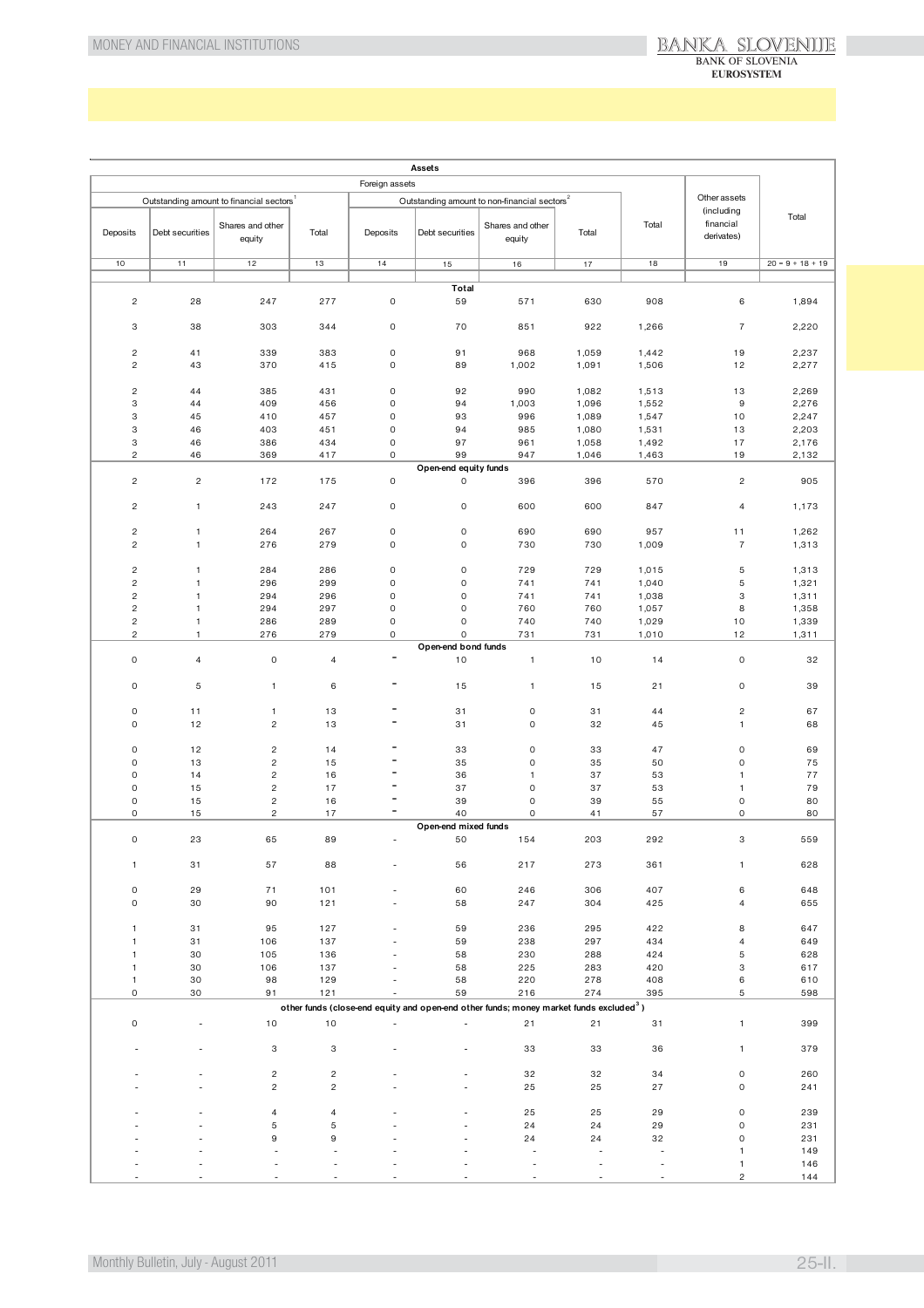| Assets | | | | | | | | | | |
|---|---|---|---|---|---|---|---|---|---|---|
| Foreign assets | | | | | | | | | Other assets (including financial derivates) | Total |
| Outstanding amount to financial sectors[1] | | | | Outstanding amount to non-financial sectors[2] | | | | Total | | |
| Deposits | Debt securities | Shares and other equity | Total | Deposits | Debt securities | Shares and other equity | Total | | | |
| 10 | 11 | 12 | 13 | 14 | 15 | 16 | 17 | 18 | 19 | 20 = 9 + 18 + 19 |
| **Total** | | | | | | | | | | |
| 2 | 28 | 247 | 277 | 0 | 59 | 571 | 630 | 908 | 6 | 1,894 |
| 3 | 38 | 303 | 344 | 0 | 70 | 851 | 922 | 1,266 | 7 | 2,220 |
| 2 | 41 | 339 | 383 | 0 | 91 | 968 | 1,059 | 1,442 | 19 | 2,237 |
| 2 | 43 | 370 | 415 | 0 | 89 | 1,002 | 1,091 | 1,506 | 12 | 2,277 |
| 2 | 44 | 385 | 431 | 0 | 92 | 990 | 1,082 | 1,513 | 13 | 2,269 |
| 3 | 44 | 409 | 456 | 0 | 94 | 1,003 | 1,096 | 1,552 | 9 | 2,276 |
| 3 | 45 | 410 | 457 | 0 | 93 | 996 | 1,089 | 1,547 | 10 | 2,247 |
| 3 | 46 | 403 | 451 | 0 | 94 | 985 | 1,080 | 1,531 | 13 | 2,203 |
| 3 | 46 | 386 | 434 | 0 | 97 | 961 | 1,058 | 1,492 | 17 | 2,176 |
| 2 | 46 | 369 | 417 | 0 | 99 | 947 | 1,046 | 1,463 | 19 | 2,132 |
| **Open-end equity funds** | | | | | | | | | | |
| 2 | 2 | 172 | 175 | 0 | 0 | 396 | 396 | 570 | 2 | 905 |
| 2 | 1 | 243 | 247 | 0 | 0 | 600 | 600 | 847 | 4 | 1,173 |
| 2 | 1 | 264 | 267 | 0 | 0 | 690 | 690 | 957 | 11 | 1,262 |
| 2 | 1 | 276 | 279 | 0 | 0 | 730 | 730 | 1,009 | 7 | 1,313 |
| 2 | 1 | 284 | 286 | 0 | 0 | 729 | 729 | 1,015 | 5 | 1,313 |
| 2 | 1 | 296 | 299 | 0 | 0 | 741 | 741 | 1,040 | 5 | 1,321 |
| 2 | 1 | 294 | 296 | 0 | 0 | 741 | 741 | 1,038 | 3 | 1,311 |
| 2 | 1 | 294 | 297 | 0 | 0 | 760 | 760 | 1,057 | 8 | 1,358 |
| 2 | 1 | 286 | 289 | 0 | 0 | 740 | 740 | 1,029 | 10 | 1,339 |
| 2 | 1 | 276 | 279 | 0 | 0 | 731 | 731 | 1,010 | 12 | 1,311 |
| **Open-end bond funds** | | | | | | | | | | |
| 0 | 4 | 0 | 4 | - | 10 | 1 | 10 | 14 | 0 | 32 |
| 0 | 5 | 1 | 6 | - | 15 | 1 | 15 | 21 | 0 | 39 |
| 0 | 11 | 1 | 13 | - | 31 | 0 | 31 | 44 | 2 | 67 |
| 0 | 12 | 2 | 13 | - | 31 | 0 | 32 | 45 | 1 | 68 |
| 0 | 12 | 2 | 14 | - | 33 | 0 | 33 | 47 | 0 | 69 |
| 0 | 13 | 2 | 15 | - | 35 | 0 | 35 | 50 | 0 | 75 |
| 0 | 14 | 2 | 16 | - | 36 | 1 | 37 | 53 | 1 | 77 |
| 0 | 15 | 2 | 17 | - | 37 | 0 | 37 | 53 | 1 | 79 |
| 0 | 15 | 2 | 16 | - | 39 | 0 | 39 | 55 | 0 | 80 |
| 0 | 15 | 2 | 17 | - | 40 | 0 | 41 | 57 | 0 | 80 |
| **Open-end mixed funds** | | | | | | | | | | |
| 0 | 23 | 65 | 89 | - | 50 | 154 | 203 | 292 | 3 | 559 |
| 1 | 31 | 57 | 88 | - | 56 | 217 | 273 | 361 | 1 | 628 |
| 0 | 29 | 71 | 101 | - | 60 | 246 | 306 | 407 | 6 | 648 |
| 0 | 30 | 90 | 121 | - | 58 | 247 | 304 | 425 | 4 | 655 |
| 1 | 31 | 95 | 127 | - | 59 | 236 | 295 | 422 | 8 | 647 |
| 1 | 31 | 106 | 137 | - | 59 | 238 | 297 | 434 | 4 | 649 |
| 1 | 30 | 105 | 136 | - | 58 | 230 | 288 | 424 | 5 | 628 |
| 1 | 30 | 106 | 137 | - | 58 | 225 | 283 | 420 | 3 | 617 |
| 1 | 30 | 98 | 129 | - | 58 | 220 | 278 | 408 | 6 | 610 |
| 0 | 30 | 91 | 121 | - | 59 | 216 | 274 | 395 | 5 | 598 |
| **other funds (close-end equity and open-end other funds; money market funds excluded[3])** | | | | | | | | | | |
| 0 | - | 10 | 10 | - | - | 21 | 21 | 31 | 1 | 399 |
| - | - | 3 | 3 | - | - | 33 | 33 | 36 | 1 | 379 |
| - | - | 2 | 2 | - | - | 32 | 32 | 34 | 0 | 260 |
| - | - | 2 | 2 | - | - | 25 | 25 | 27 | 0 | 241 |
| - | - | 4 | 4 | - | - | 25 | 25 | 29 | 0 | 239 |
| - | - | 5 | 5 | - | - | 24 | 24 | 29 | 0 | 231 |
| - | - | 9 | 9 | - | - | 24 | 24 | 32 | 0 | 231 |
| - | - | - | - | - | - | - | - | - | 1 | 149 |
| - | - | - | - | - | - | - | - | - | 1 | 146 |
| - | - | - | - | - | - | - | - | - | 2 | 144 |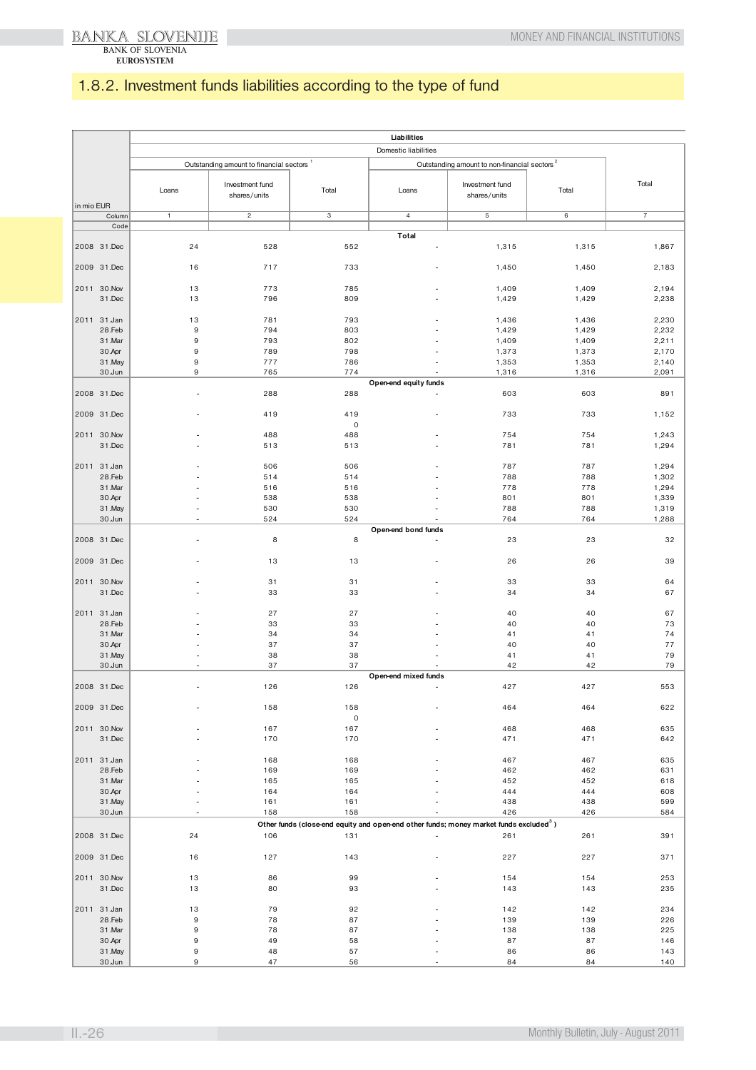## 1.8.2. Investment funds liabilities according to the type of fund

| in mio EUR | | Liabilities | | | | | | |
|---|---|---|---|---|---|---|---|---|
| | | Domestic liabilities | | | | | | |
| | | Outstanding amount to financial sectors [1] | | | Outstanding amount to non-financial sectors [2] | | | Total |
| | | Loans | Investment fund shares/units | Total | Loans | Investment fund shares/units | Total | |
| | Column | 1 | 2 | 3 | 4 | 5 | 6 | 7 |
| | Code | | | | | | | |
| | | | | | **Total** | | | |
| 2008 | 31.Dec | 24 | 528 | 552 | - | 1,315 | 1,315 | 1,867 |
| 2009 | 31.Dec | 16 | 717 | 733 | - | 1,450 | 1,450 | 2,183 |
| 2011 | 30.Nov | 13 | 773 | 785 | - | 1,409 | 1,409 | 2,194 |
| | 31.Dec | 13 | 796 | 809 | - | 1,429 | 1,429 | 2,238 |
| 2011 | 31.Jan | 13 | 781 | 793 | - | 1,436 | 1,436 | 2,230 |
| | 28.Feb | 9 | 794 | 803 | - | 1,429 | 1,429 | 2,232 |
| | 31.Mar | 9 | 793 | 802 | - | 1,409 | 1,409 | 2,211 |
| | 30.Apr | 9 | 789 | 798 | - | 1,373 | 1,373 | 2,170 |
| | 31.May | 9 | 777 | 786 | - | 1,353 | 1,353 | 2,140 |
| | 30.Jun | 9 | 765 | 774 | - | 1,316 | 1,316 | 2,091 |
| | | | | | **Open-end equity funds** | | | |
| 2008 | 31.Dec | - | 288 | 288 | - | 603 | 603 | 891 |
| 2009 | 31.Dec | - | 419 | 419 | - | 733 | 733 | 1,152 |
| | | | | 0 | | | | |
| 2011 | 30.Nov | - | 488 | 488 | - | 754 | 754 | 1,243 |
| | 31.Dec | - | 513 | 513 | - | 781 | 781 | 1,294 |
| 2011 | 31.Jan | - | 506 | 506 | - | 787 | 787 | 1,294 |
| | 28.Feb | - | 514 | 514 | - | 788 | 788 | 1,302 |
| | 31.Mar | - | 516 | 516 | - | 778 | 778 | 1,294 |
| | 30.Apr | - | 538 | 538 | - | 801 | 801 | 1,339 |
| | 31.May | - | 530 | 530 | - | 788 | 788 | 1,319 |
| | 30.Jun | - | 524 | 524 | - | 764 | 764 | 1,288 |
| | | | | | **Open-end bond funds** | | | |
| 2008 | 31.Dec | - | 8 | 8 | - | 23 | 23 | 32 |
| 2009 | 31.Dec | - | 13 | 13 | - | 26 | 26 | 39 |
| 2011 | 30.Nov | - | 31 | 31 | - | 33 | 33 | 64 |
| | 31.Dec | - | 33 | 33 | - | 34 | 34 | 67 |
| 2011 | 31.Jan | - | 27 | 27 | - | 40 | 40 | 67 |
| | 28.Feb | - | 33 | 33 | - | 40 | 40 | 73 |
| | 31.Mar | - | 34 | 34 | - | 41 | 41 | 74 |
| | 30.Apr | - | 37 | 37 | - | 40 | 40 | 77 |
| | 31.May | - | 38 | 38 | - | 41 | 41 | 79 |
| | 30.Jun | - | 37 | 37 | - | 42 | 42 | 79 |
| | | | | | **Open-end mixed funds** | | | |
| 2008 | 31.Dec | - | 126 | 126 | - | 427 | 427 | 553 |
| 2009 | 31.Dec | - | 158 | 158 | - | 464 | 464 | 622 |
| | | | | 0 | | | | |
| 2011 | 30.Nov | - | 167 | 167 | - | 468 | 468 | 635 |
| | 31.Dec | - | 170 | 170 | - | 471 | 471 | 642 |
| 2011 | 31.Jan | - | 168 | 168 | - | 467 | 467 | 635 |
| | 28.Feb | - | 169 | 169 | - | 462 | 462 | 631 |
| | 31.Mar | - | 165 | 165 | - | 452 | 452 | 618 |
| | 30.Apr | - | 164 | 164 | - | 444 | 444 | 608 |
| | 31.May | - | 161 | 161 | - | 438 | 438 | 599 |
| | 30.Jun | - | 158 | 158 | - | 426 | 426 | 584 |
| | | | | | **Other funds (close-end equity and open-end other funds; money market funds excluded[3])** | | | |
| 2008 | 31.Dec | 24 | 106 | 131 | - | 261 | 261 | 391 |
| 2009 | 31.Dec | 16 | 127 | 143 | - | 227 | 227 | 371 |
| 2011 | 30.Nov | 13 | 86 | 99 | - | 154 | 154 | 253 |
| | 31.Dec | 13 | 80 | 93 | - | 143 | 143 | 235 |
| 2011 | 31.Jan | 13 | 79 | 92 | - | 142 | 142 | 234 |
| | 28.Feb | 9 | 78 | 87 | - | 139 | 139 | 226 |
| | 31.Mar | 9 | 78 | 87 | - | 138 | 138 | 225 |
| | 30.Apr | 9 | 49 | 58 | - | 87 | 87 | 146 |
| | 31.May | 9 | 48 | 57 | - | 86 | 86 | 143 |
| | 30.Jun | 9 | 47 | 56 | - | 84 | 84 | 140 |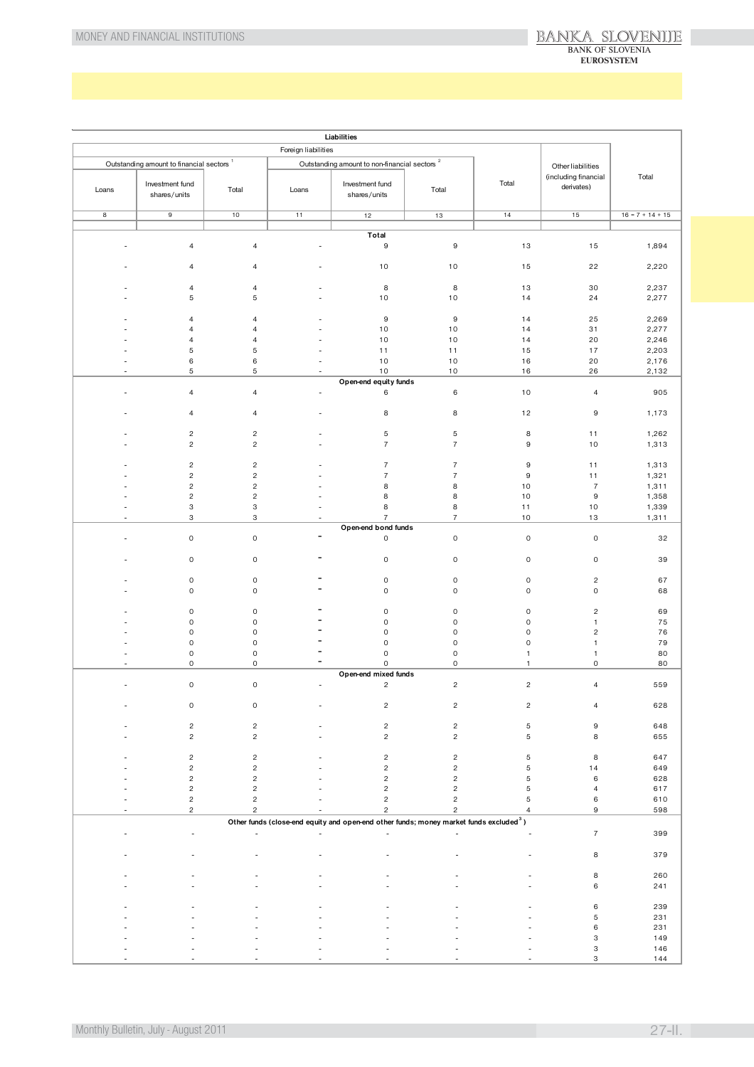| Liabilities | | | | | | | | |
|---|---|---|---|---|---|---|---|---|
| Foreign liabilities | | | | | | | Other liabilities (including financial derivates) | Total |
| Outstanding amount to financial sectors [1] | | | Outstanding amount to non-financial sectors [2] | | | Total | | |
| Loans | Investment fund shares/units | Total | Loans | Investment fund shares/units | Total | | | |
| 8 | 9 | 10 | 11 | 12 | 13 | 14 | 15 | 16 = 7 + 14 + 15 |
| **Total** | | | | | | | | |
| - | 4 | 4 | - | 9 | 9 | 13 | 15 | 1,894 |
| - | 4 | 4 | - | 10 | 10 | 15 | 22 | 2,220 |
| - | 4 | 4 | - | 8 | 8 | 13 | 30 | 2,237 |
| - | 5 | 5 | - | 10 | 10 | 14 | 24 | 2,277 |
| - | 4 | 4 | - | 9 | 9 | 14 | 25 | 2,269 |
| - | 4 | 4 | - | 10 | 10 | 14 | 31 | 2,277 |
| - | 4 | 4 | - | 10 | 10 | 14 | 20 | 2,246 |
| - | 5 | 5 | - | 11 | 11 | 15 | 17 | 2,203 |
| - | 6 | 6 | - | 10 | 10 | 16 | 20 | 2,176 |
| - | 5 | 5 | - | 10 | 10 | 16 | 26 | 2,132 |
| **Open-end equity funds** | | | | | | | | |
| - | 4 | 4 | - | 6 | 6 | 10 | 4 | 905 |
| - | 4 | 4 | - | 8 | 8 | 12 | 9 | 1,173 |
| - | 2 | 2 | - | 5 | 5 | 8 | 11 | 1,262 |
| - | 2 | 2 | - | 7 | 7 | 9 | 10 | 1,313 |
| - | 2 | 2 | - | 7 | 7 | 9 | 11 | 1,313 |
| - | 2 | 2 | - | 7 | 7 | 9 | 11 | 1,321 |
| - | 2 | 2 | - | 8 | 8 | 10 | 7 | 1,311 |
| - | 2 | 2 | - | 8 | 8 | 10 | 9 | 1,358 |
| - | 3 | 3 | - | 8 | 8 | 11 | 10 | 1,339 |
| - | 3 | 3 | - | 7 | 7 | 10 | 13 | 1,311 |
| **Open-end bond funds** | | | | | | | | |
| - | 0 | 0 | - | 0 | 0 | 0 | 0 | 32 |
| - | 0 | 0 | - | 0 | 0 | 0 | 0 | 39 |
| - | 0 | 0 | - | 0 | 0 | 0 | 2 | 67 |
| - | 0 | 0 | - | 0 | 0 | 0 | 0 | 68 |
| - | 0 | 0 | - | 0 | 0 | 0 | 2 | 69 |
| - | 0 | 0 | - | 0 | 0 | 0 | 1 | 75 |
| - | 0 | 0 | - | 0 | 0 | 0 | 2 | 76 |
| - | 0 | 0 | - | 0 | 0 | 0 | 1 | 79 |
| - | 0 | 0 | - | 0 | 0 | 1 | 1 | 80 |
| - | 0 | 0 | - | 0 | 0 | 1 | 0 | 80 |
| **Open-end mixed funds** | | | | | | | | |
| - | 0 | 0 | - | 2 | 2 | 2 | 4 | 559 |
| - | 0 | 0 | - | 2 | 2 | 2 | 4 | 628 |
| - | 2 | 2 | - | 2 | 2 | 5 | 9 | 648 |
| - | 2 | 2 | - | 2 | 2 | 5 | 8 | 655 |
| - | 2 | 2 | - | 2 | 2 | 5 | 8 | 647 |
| - | 2 | 2 | - | 2 | 2 | 5 | 14 | 649 |
| - | 2 | 2 | - | 2 | 2 | 5 | 6 | 628 |
| - | 2 | 2 | - | 2 | 2 | 5 | 4 | 617 |
| - | 2 | 2 | - | 2 | 2 | 5 | 6 | 610 |
| - | 2 | 2 | - | 2 | 2 | 4 | 9 | 598 |
| **Other funds (close-end equity and open-end other funds; money market funds excluded [3])** | | | | | | | | |
| - | - | - | - | - | - | - | 7 | 399 |
| - | - | - | - | - | - | - | 8 | 379 |
| - | - | - | - | - | - | - | 8 | 260 |
| - | - | - | - | - | - | - | 6 | 241 |
| - | - | - | - | - | - | - | 6 | 239 |
| - | - | - | - | - | - | - | 5 | 231 |
| - | - | - | - | - | - | - | 6 | 231 |
| - | - | - | - | - | - | - | 3 | 149 |
| - | - | - | - | - | - | - | 3 | 146 |
| - | - | - | - | - | - | - | 3 | 144 |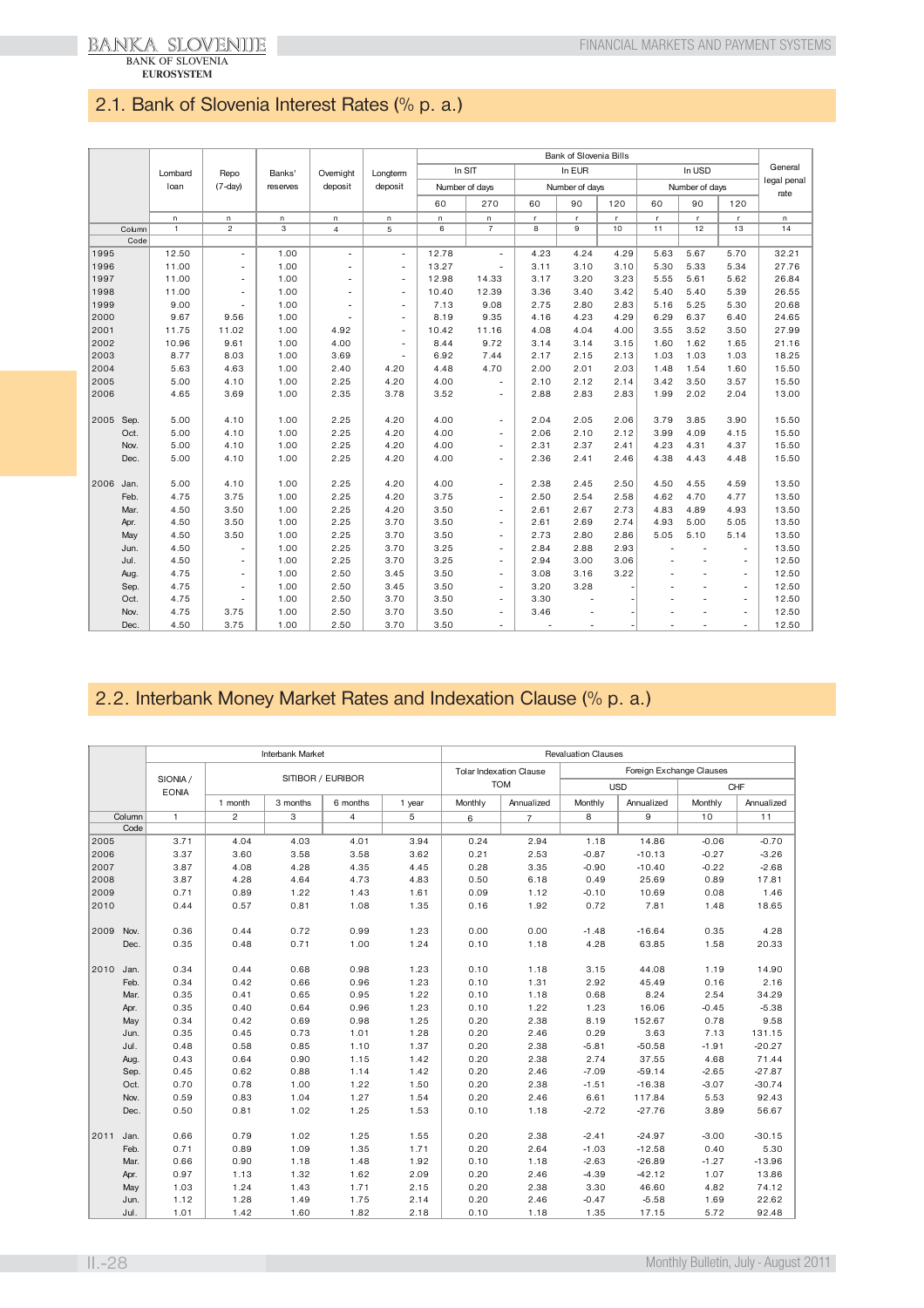## 2.1. Bank of Slovenia Interest Rates (% p. a.)

| | Lombard loan | Repo (7-day) | Banks' reserves | Overnight deposit | Longterm deposit | Bank of Slovenia Bills In SIT Number of days 60 | 270 | In EUR Number of days 60 | 90 | 120 | In USD Number of days 60 | 90 | 120 | General legal penal rate |
|---|---|---|---|---|---|---|---|---|---|---|---|---|---|---|
| | n | n | n | n | n | n | n | r | r | r | r | r | r | n |
| Column | 1 | 2 | 3 | 4 | 5 | 6 | 7 | 8 | 9 | 10 | 11 | 12 | 13 | 14 |
| Code | | | | | | | | | | | | | | |
| 1995 | 12.50 | - | 1.00 | - | - | 12.78 | - | 4.23 | 4.24 | 4.29 | 5.63 | 5.67 | 5.70 | 32.21 |
| 1996 | 11.00 | - | 1.00 | - | - | 13.27 | - | 3.11 | 3.10 | 3.10 | 5.30 | 5.33 | 5.34 | 27.76 |
| 1997 | 11.00 | - | 1.00 | - | - | 12.98 | 14.33 | 3.17 | 3.20 | 3.23 | 5.55 | 5.61 | 5.62 | 26.84 |
| 1998 | 11.00 | - | 1.00 | - | - | 10.40 | 12.39 | 3.36 | 3.40 | 3.42 | 5.40 | 5.40 | 5.39 | 26.55 |
| 1999 | 9.00 | - | 1.00 | - | - | 7.13 | 9.08 | 2.75 | 2.80 | 2.83 | 5.16 | 5.25 | 5.30 | 20.68 |
| 2000 | 9.67 | 9.56 | 1.00 | - | - | 8.19 | 9.35 | 4.16 | 4.23 | 4.29 | 6.29 | 6.37 | 6.40 | 24.65 |
| 2001 | 11.75 | 11.02 | 1.00 | 4.92 | - | 10.42 | 11.16 | 4.08 | 4.04 | 4.00 | 3.55 | 3.52 | 3.50 | 27.99 |
| 2002 | 10.96 | 9.61 | 1.00 | 4.00 | - | 8.44 | 9.72 | 3.14 | 3.14 | 3.15 | 1.60 | 1.62 | 1.65 | 21.16 |
| 2003 | 8.77 | 8.03 | 1.00 | 3.69 | - | 6.92 | 7.44 | 2.17 | 2.15 | 2.13 | 1.03 | 1.03 | 1.03 | 18.25 |
| 2004 | 5.63 | 4.63 | 1.00 | 2.40 | 4.20 | 4.48 | 4.70 | 2.00 | 2.01 | 2.03 | 1.48 | 1.54 | 1.60 | 15.50 |
| 2005 | 5.00 | 4.10 | 1.00 | 2.25 | 4.20 | 4.00 | - | 2.10 | 2.12 | 2.14 | 3.42 | 3.50 | 3.57 | 15.50 |
| 2006 | 4.65 | 3.69 | 1.00 | 2.35 | 3.78 | 3.52 | - | 2.88 | 2.83 | 2.83 | 1.99 | 2.02 | 2.04 | 13.00 |
| | | | | | | | | | | | | | | |
| 2005 Sep. | 5.00 | 4.10 | 1.00 | 2.25 | 4.20 | 4.00 | - | 2.04 | 2.05 | 2.06 | 3.79 | 3.85 | 3.90 | 15.50 |
| Oct. | 5.00 | 4.10 | 1.00 | 2.25 | 4.20 | 4.00 | - | 2.06 | 2.10 | 2.12 | 3.99 | 4.09 | 4.15 | 15.50 |
| Nov. | 5.00 | 4.10 | 1.00 | 2.25 | 4.20 | 4.00 | - | 2.31 | 2.37 | 2.41 | 4.23 | 4.31 | 4.37 | 15.50 |
| Dec. | 5.00 | 4.10 | 1.00 | 2.25 | 4.20 | 4.00 | - | 2.36 | 2.41 | 2.46 | 4.38 | 4.43 | 4.48 | 15.50 |
| | | | | | | | | | | | | | | |
| 2006 Jan. | 5.00 | 4.10 | 1.00 | 2.25 | 4.20 | 4.00 | - | 2.38 | 2.45 | 2.50 | 4.50 | 4.55 | 4.59 | 13.50 |
| Feb. | 4.75 | 3.75 | 1.00 | 2.25 | 4.20 | 3.75 | - | 2.50 | 2.54 | 2.58 | 4.62 | 4.70 | 4.77 | 13.50 |
| Mar. | 4.50 | 3.50 | 1.00 | 2.25 | 4.20 | 3.50 | - | 2.61 | 2.67 | 2.73 | 4.83 | 4.89 | 4.93 | 13.50 |
| Apr. | 4.50 | 3.50 | 1.00 | 2.25 | 3.70 | 3.50 | - | 2.61 | 2.69 | 2.74 | 4.93 | 5.00 | 5.05 | 13.50 |
| May | 4.50 | 3.50 | 1.00 | 2.25 | 3.70 | 3.50 | - | 2.73 | 2.80 | 2.86 | 5.05 | 5.10 | 5.14 | 13.50 |
| Jun. | 4.50 | - | 1.00 | 2.25 | 3.70 | 3.25 | - | 2.84 | 2.88 | 2.93 | - | - | - | 13.50 |
| Jul. | 4.50 | - | 1.00 | 2.25 | 3.70 | 3.25 | - | 2.94 | 3.00 | 3.06 | - | - | - | 12.50 |
| Aug. | 4.75 | - | 1.00 | 2.50 | 3.45 | 3.50 | - | 3.08 | 3.16 | 3.22 | - | - | - | 12.50 |
| Sep. | 4.75 | - | 1.00 | 2.50 | 3.45 | 3.50 | - | 3.20 | 3.28 | - | - | - | - | 12.50 |
| Oct. | 4.75 | - | 1.00 | 2.50 | 3.70 | 3.50 | - | 3.30 | - | - | - | - | - | 12.50 |
| Nov. | 4.75 | 3.75 | 1.00 | 2.50 | 3.70 | 3.50 | - | 3.46 | - | - | - | - | - | 12.50 |
| Dec. | 4.50 | 3.75 | 1.00 | 2.50 | 3.70 | 3.50 | - | - | - | - | - | - | - | 12.50 |

## 2.2. Interbank Money Market Rates and Indexation Clause (% p. a.)

| | Interbank Market SIONIA / EONIA | SITIBOR / EURIBOR 1 month | 3 months | 6 months | 1 year | Revaluation Clauses Tolar Indexation Clause TOM Monthly | Annualized | Foreign Exchange Clauses USD Monthly | Annualized | CHF Monthly | Annualized |
|---|---|---|---|---|---|---|---|---|---|---|---|
| Column | 1 | 2 | 3 | 4 | 5 | 6 | 7 | 8 | 9 | 10 | 11 |
| Code | | | | | | | | | | | |
| 2005 | 3.71 | 4.04 | 4.03 | 4.01 | 3.94 | 0.24 | 2.94 | 1.18 | 14.86 | -0.06 | -0.70 |
| 2006 | 3.37 | 3.60 | 3.58 | 3.58 | 3.62 | 0.21 | 2.53 | -0.87 | -10.13 | -0.27 | -3.26 |
| 2007 | 3.87 | 4.08 | 4.28 | 4.35 | 4.45 | 0.28 | 3.35 | -0.90 | -10.40 | -0.22 | -2.68 |
| 2008 | 3.87 | 4.28 | 4.64 | 4.73 | 4.83 | 0.50 | 6.18 | 0.49 | 25.69 | 0.89 | 17.81 |
| 2009 | 0.71 | 0.89 | 1.22 | 1.43 | 1.61 | 0.09 | 1.12 | -0.10 | 10.69 | 0.08 | 1.46 |
| 2010 | 0.44 | 0.57 | 0.81 | 1.08 | 1.35 | 0.16 | 1.92 | 0.72 | 7.81 | 1.48 | 18.65 |
| | | | | | | | | | | | |
| 2009 Nov. | 0.36 | 0.44 | 0.72 | 0.99 | 1.23 | 0.00 | 0.00 | -1.48 | -16.64 | 0.35 | 4.28 |
| Dec. | 0.35 | 0.48 | 0.71 | 1.00 | 1.24 | 0.10 | 1.18 | 4.28 | 63.85 | 1.58 | 20.33 |
| | | | | | | | | | | | |
| 2010 Jan. | 0.34 | 0.44 | 0.68 | 0.98 | 1.23 | 0.10 | 1.18 | 3.15 | 44.08 | 1.19 | 14.90 |
| Feb. | 0.34 | 0.42 | 0.66 | 0.96 | 1.23 | 0.10 | 1.31 | 2.92 | 45.49 | 0.16 | 2.16 |
| Mar. | 0.35 | 0.41 | 0.65 | 0.95 | 1.22 | 0.10 | 1.18 | 0.68 | 8.24 | 2.54 | 34.29 |
| Apr. | 0.35 | 0.40 | 0.64 | 0.96 | 1.23 | 0.10 | 1.22 | 1.23 | 16.06 | -0.45 | -5.38 |
| May | 0.34 | 0.42 | 0.69 | 0.98 | 1.25 | 0.20 | 2.38 | 8.19 | 152.67 | 0.78 | 9.58 |
| Jun. | 0.35 | 0.45 | 0.73 | 1.01 | 1.28 | 0.20 | 2.46 | 0.29 | 3.63 | 7.13 | 131.15 |
| Jul. | 0.48 | 0.58 | 0.85 | 1.10 | 1.37 | 0.20 | 2.38 | -5.81 | -50.58 | -1.91 | -20.27 |
| Aug. | 0.43 | 0.64 | 0.90 | 1.15 | 1.42 | 0.20 | 2.38 | 2.74 | 37.55 | 4.68 | 71.44 |
| Sep. | 0.45 | 0.62 | 0.88 | 1.14 | 1.42 | 0.20 | 2.46 | -7.09 | -59.14 | -2.65 | -27.87 |
| Oct. | 0.70 | 0.78 | 1.00 | 1.22 | 1.50 | 0.20 | 2.38 | -1.51 | -16.38 | -3.07 | -30.74 |
| Nov. | 0.59 | 0.83 | 1.04 | 1.27 | 1.54 | 0.20 | 2.46 | 6.61 | 117.84 | 5.53 | 92.43 |
| Dec. | 0.50 | 0.81 | 1.02 | 1.25 | 1.53 | 0.10 | 1.18 | -2.72 | -27.76 | 3.89 | 56.67 |
| | | | | | | | | | | | |
| 2011 Jan. | 0.66 | 0.79 | 1.02 | 1.25 | 1.55 | 0.20 | 2.38 | -2.41 | -24.97 | -3.00 | -30.15 |
| Feb. | 0.71 | 0.89 | 1.09 | 1.35 | 1.71 | 0.20 | 2.64 | -1.03 | -12.58 | 0.40 | 5.30 |
| Mar. | 0.66 | 0.90 | 1.18 | 1.48 | 1.92 | 0.10 | 1.18 | -2.63 | -26.89 | -1.27 | -13.96 |
| Apr. | 0.97 | 1.13 | 1.32 | 1.62 | 2.09 | 0.20 | 2.46 | -4.39 | -42.12 | 1.07 | 13.86 |
| May | 1.03 | 1.24 | 1.43 | 1.71 | 2.15 | 0.20 | 2.38 | 3.30 | 46.60 | 4.82 | 74.12 |
| Jun. | 1.12 | 1.28 | 1.49 | 1.75 | 2.14 | 0.20 | 2.46 | -0.47 | -5.58 | 1.69 | 22.62 |
| Jul. | 1.01 | 1.42 | 1.60 | 1.82 | 2.18 | 0.10 | 1.18 | 1.35 | 17.15 | 5.72 | 92.48 |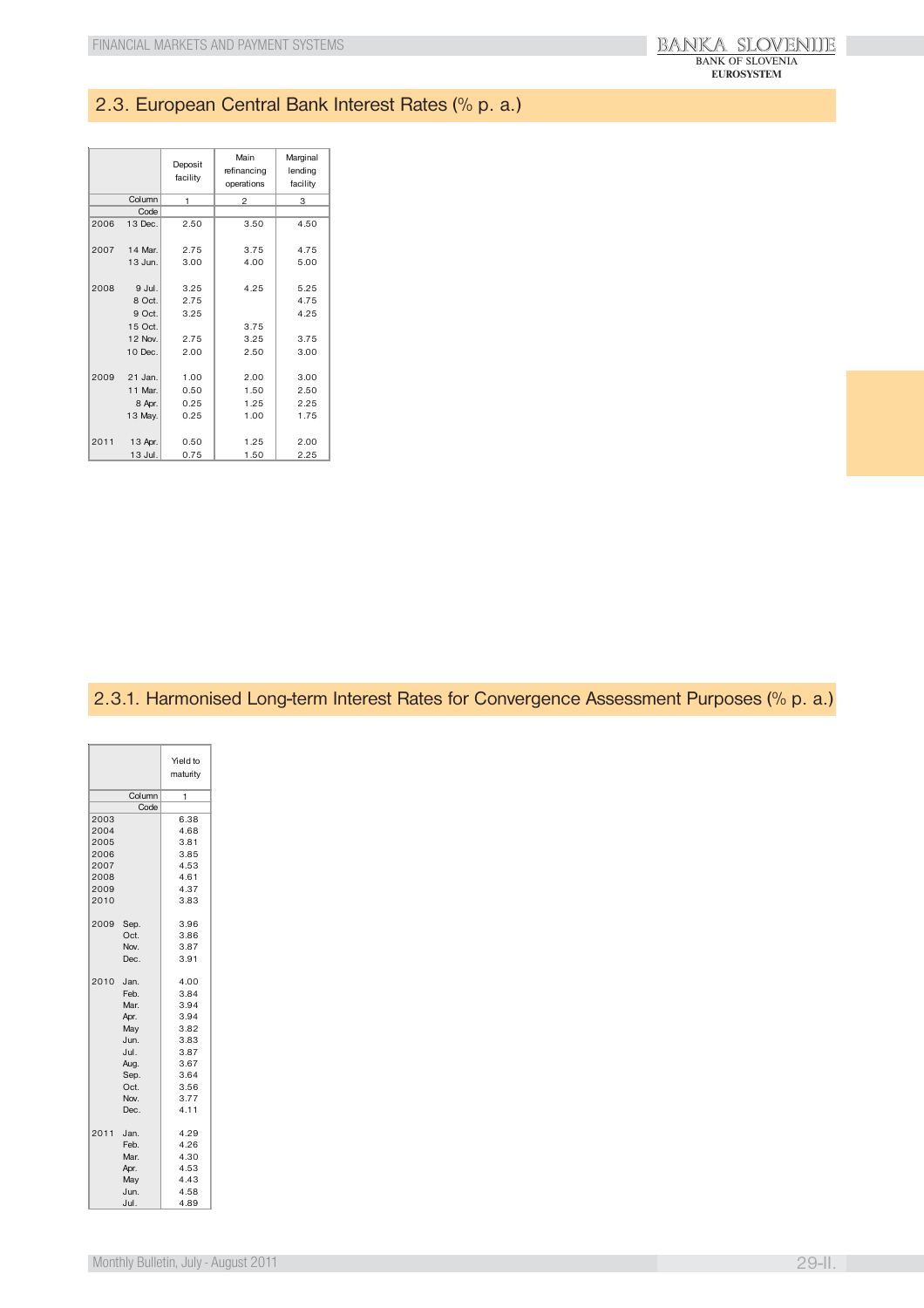## 2.3. European Central Bank Interest Rates (% p. a.)

| | | Deposit facility | Main refinancing operations | Marginal lending facility |
|---|---|---|---|---|
| | Column | 1 | 2 | 3 |
| | Code | | | |
| 2006 | 13 Dec. | 2.50 | 3.50 | 4.50 |
| 2007 | 14 Mar. | 2.75 | 3.75 | 4.75 |
| | 13 Jun. | 3.00 | 4.00 | 5.00 |
| 2008 | 9 Jul. | 3.25 | 4.25 | 5.25 |
| | 8 Oct. | 2.75 | | 4.75 |
| | 9 Oct. | 3.25 | | 4.25 |
| | 15 Oct. | | 3.75 | |
| | 12 Nov. | 2.75 | 3.25 | 3.75 |
| | 10 Dec. | 2.00 | 2.50 | 3.00 |
| 2009 | 21 Jan. | 1.00 | 2.00 | 3.00 |
| | 11 Mar. | 0.50 | 1.50 | 2.50 |
| | 8 Apr. | 0.25 | 1.25 | 2.25 |
| | 13 May. | 0.25 | 1.00 | 1.75 |
| 2011 | 13 Apr. | 0.50 | 1.25 | 2.00 |
| | 13 Jul. | 0.75 | 1.50 | 2.25 |

## 2.3.1. Harmonised Long-term Interest Rates for Convergence Assessment Purposes (% p. a.)

| | | Yield to maturity |
|---|---|---|
| | Column | 1 |
| | Code | |
| 2003 | | 6.38 |
| 2004 | | 4.68 |
| 2005 | | 3.81 |
| 2006 | | 3.85 |
| 2007 | | 4.53 |
| 2008 | | 4.61 |
| 2009 | | 4.37 |
| 2010 | | 3.83 |
| 2009 | Sep. | 3.96 |
| | Oct. | 3.86 |
| | Nov. | 3.87 |
| | Dec. | 3.91 |
| 2010 | Jan. | 4.00 |
| | Feb. | 3.84 |
| | Mar. | 3.94 |
| | Apr. | 3.94 |
| | May | 3.82 |
| | Jun. | 3.83 |
| | Jul. | 3.87 |
| | Aug. | 3.67 |
| | Sep. | 3.64 |
| | Oct. | 3.56 |
| | Nov. | 3.77 |
| | Dec. | 4.11 |
| 2011 | Jan. | 4.29 |
| | Feb. | 4.26 |
| | Mar. | 4.30 |
| | Apr. | 4.53 |
| | May | 4.43 |
| | Jun. | 4.58 |
| | Jul. | 4.89 |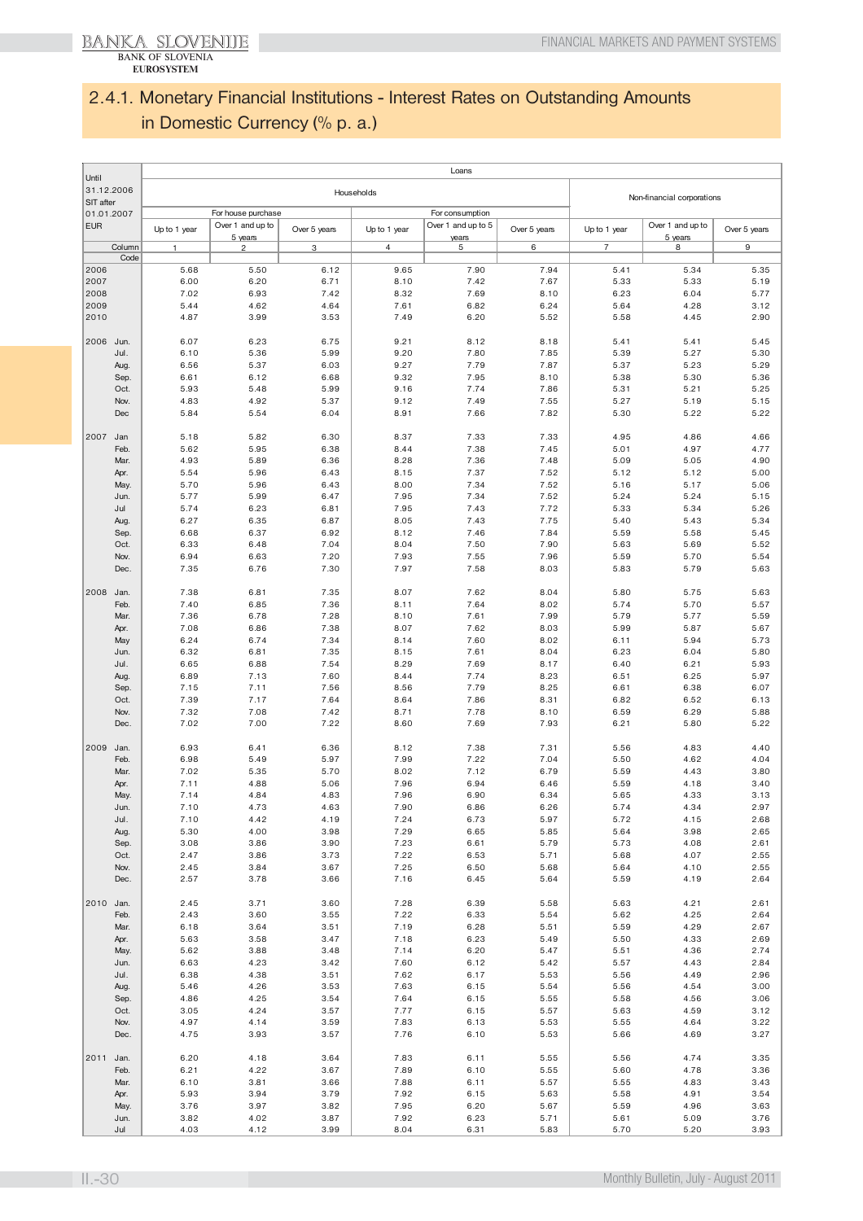## 2.4.1. Monetary Financial Institutions - Interest Rates on Outstanding Amounts in Domestic Currency (% p. a.)

| Until 31.12.2006 SIT after 01.01.2007 EUR | | Loans | | | | | | | | |
|---|---|---|---|---|---|---|---|---|---|---|
| | | Households | | | | | | Non-financial corporations | | |
| | | For house purchase | | | For consumption | | | | | |
| | | Up to 1 year | Over 1 and up to 5 years | Over 5 years | Up to 1 year | Over 1 and up to 5 years | Over 5 years | Up to 1 year | Over 1 and up to 5 years | Over 5 years |
| Column | | 1 | 2 | 3 | 4 | 5 | 6 | 7 | 8 | 9 |
| Code | | | | | | | | | | |
| 2006 | | 5.68 | 5.50 | 6.12 | 9.65 | 7.90 | 7.94 | 5.41 | 5.34 | 5.35 |
| 2007 | | 6.00 | 6.20 | 6.71 | 8.10 | 7.42 | 7.67 | 5.33 | 5.33 | 5.19 |
| 2008 | | 7.02 | 6.93 | 7.42 | 8.32 | 7.69 | 8.10 | 6.23 | 6.04 | 5.77 |
| 2009 | | 5.44 | 4.62 | 4.64 | 7.61 | 6.82 | 6.24 | 5.64 | 4.28 | 3.12 |
| 2010 | | 4.87 | 3.99 | 3.53 | 7.49 | 6.20 | 5.52 | 5.58 | 4.45 | 2.90 |
| 2006 | Jun. | 6.07 | 6.23 | 6.75 | 9.21 | 8.12 | 8.18 | 5.41 | 5.41 | 5.45 |
| | Jul. | 6.10 | 5.36 | 5.99 | 9.20 | 7.80 | 7.85 | 5.39 | 5.27 | 5.30 |
| | Aug. | 6.56 | 5.37 | 6.03 | 9.27 | 7.79 | 7.87 | 5.37 | 5.23 | 5.29 |
| | Sep. | 6.61 | 6.12 | 6.68 | 9.32 | 7.95 | 8.10 | 5.38 | 5.30 | 5.36 |
| | Oct. | 5.93 | 5.48 | 5.99 | 9.16 | 7.74 | 7.86 | 5.31 | 5.21 | 5.25 |
| | Nov. | 4.83 | 4.92 | 5.37 | 9.12 | 7.49 | 7.55 | 5.27 | 5.19 | 5.15 |
| | Dec | 5.84 | 5.54 | 6.04 | 8.91 | 7.66 | 7.82 | 5.30 | 5.22 | 5.22 |
| 2007 | Jan | 5.18 | 5.82 | 6.30 | 8.37 | 7.33 | 7.33 | 4.95 | 4.86 | 4.66 |
| | Feb. | 5.62 | 5.95 | 6.38 | 8.44 | 7.38 | 7.45 | 5.01 | 4.97 | 4.77 |
| | Mar. | 4.93 | 5.89 | 6.36 | 8.28 | 7.36 | 7.48 | 5.09 | 5.05 | 4.90 |
| | Apr. | 5.54 | 5.96 | 6.43 | 8.15 | 7.37 | 7.52 | 5.12 | 5.12 | 5.00 |
| | May. | 5.70 | 5.96 | 6.43 | 8.00 | 7.34 | 7.52 | 5.16 | 5.17 | 5.06 |
| | Jun. | 5.77 | 5.99 | 6.47 | 7.95 | 7.34 | 7.52 | 5.24 | 5.24 | 5.15 |
| | Jul | 5.74 | 6.23 | 6.81 | 7.95 | 7.43 | 7.72 | 5.33 | 5.34 | 5.26 |
| | Aug. | 6.27 | 6.35 | 6.87 | 8.05 | 7.43 | 7.75 | 5.40 | 5.43 | 5.34 |
| | Sep. | 6.68 | 6.37 | 6.92 | 8.12 | 7.46 | 7.84 | 5.59 | 5.58 | 5.45 |
| | Oct. | 6.33 | 6.48 | 7.04 | 8.04 | 7.50 | 7.90 | 5.63 | 5.69 | 5.52 |
| | Nov. | 6.94 | 6.63 | 7.20 | 7.93 | 7.55 | 7.96 | 5.59 | 5.70 | 5.54 |
| | Dec. | 7.35 | 6.76 | 7.30 | 7.97 | 7.58 | 8.03 | 5.83 | 5.79 | 5.63 |
| 2008 | Jan. | 7.38 | 6.81 | 7.35 | 8.07 | 7.62 | 8.04 | 5.80 | 5.75 | 5.63 |
| | Feb. | 7.40 | 6.85 | 7.36 | 8.11 | 7.64 | 8.02 | 5.74 | 5.70 | 5.57 |
| | Mar. | 7.36 | 6.78 | 7.28 | 8.10 | 7.61 | 7.99 | 5.79 | 5.77 | 5.59 |
| | Apr. | 7.08 | 6.86 | 7.38 | 8.07 | 7.62 | 8.03 | 5.99 | 5.87 | 5.67 |
| | May | 6.24 | 6.74 | 7.34 | 8.14 | 7.60 | 8.02 | 6.11 | 5.94 | 5.73 |
| | Jun. | 6.32 | 6.81 | 7.35 | 8.15 | 7.61 | 8.04 | 6.23 | 6.04 | 5.80 |
| | Jul. | 6.65 | 6.88 | 7.54 | 8.29 | 7.69 | 8.17 | 6.40 | 6.21 | 5.93 |
| | Aug. | 6.89 | 7.13 | 7.60 | 8.44 | 7.74 | 8.23 | 6.51 | 6.25 | 5.97 |
| | Sep. | 7.15 | 7.11 | 7.56 | 8.56 | 7.79 | 8.25 | 6.61 | 6.38 | 6.07 |
| | Oct. | 7.39 | 7.17 | 7.64 | 8.64 | 7.86 | 8.31 | 6.82 | 6.52 | 6.13 |
| | Nov. | 7.32 | 7.08 | 7.42 | 8.71 | 7.78 | 8.10 | 6.59 | 6.29 | 5.88 |
| | Dec. | 7.02 | 7.00 | 7.22 | 8.60 | 7.69 | 7.93 | 6.21 | 5.80 | 5.22 |
| 2009 | Jan. | 6.93 | 6.41 | 6.36 | 8.12 | 7.38 | 7.31 | 5.56 | 4.83 | 4.40 |
| | Feb. | 6.98 | 5.49 | 5.97 | 7.99 | 7.22 | 7.04 | 5.50 | 4.62 | 4.04 |
| | Mar. | 7.02 | 5.35 | 5.70 | 8.02 | 7.12 | 6.79 | 5.59 | 4.43 | 3.80 |
| | Apr. | 7.11 | 4.88 | 5.06 | 7.96 | 6.94 | 6.46 | 5.59 | 4.18 | 3.40 |
| | May. | 7.14 | 4.84 | 4.83 | 7.96 | 6.90 | 6.34 | 5.65 | 4.33 | 3.13 |
| | Jun. | 7.10 | 4.73 | 4.63 | 7.90 | 6.86 | 6.26 | 5.74 | 4.34 | 2.97 |
| | Jul. | 7.10 | 4.42 | 4.19 | 7.24 | 6.73 | 5.97 | 5.72 | 4.15 | 2.68 |
| | Aug. | 5.30 | 4.00 | 3.98 | 7.29 | 6.65 | 5.85 | 5.64 | 3.98 | 2.65 |
| | Sep. | 3.08 | 3.86 | 3.90 | 7.23 | 6.61 | 5.79 | 5.73 | 4.08 | 2.61 |
| | Oct. | 2.47 | 3.86 | 3.73 | 7.22 | 6.53 | 5.71 | 5.68 | 4.07 | 2.55 |
| | Nov. | 2.45 | 3.84 | 3.67 | 7.25 | 6.50 | 5.68 | 5.64 | 4.10 | 2.55 |
| | Dec. | 2.57 | 3.78 | 3.66 | 7.16 | 6.45 | 5.64 | 5.59 | 4.19 | 2.64 |
| 2010 | Jan. | 2.45 | 3.71 | 3.60 | 7.28 | 6.39 | 5.58 | 5.63 | 4.21 | 2.61 |
| | Feb. | 2.43 | 3.60 | 3.55 | 7.22 | 6.33 | 5.54 | 5.62 | 4.25 | 2.64 |
| | Mar. | 6.18 | 3.64 | 3.51 | 7.19 | 6.28 | 5.51 | 5.59 | 4.29 | 2.67 |
| | Apr. | 5.63 | 3.58 | 3.47 | 7.18 | 6.23 | 5.49 | 5.50 | 4.33 | 2.69 |
| | May. | 5.62 | 3.88 | 3.48 | 7.14 | 6.20 | 5.47 | 5.51 | 4.36 | 2.74 |
| | Jun. | 6.63 | 4.23 | 3.42 | 7.60 | 6.12 | 5.42 | 5.57 | 4.43 | 2.84 |
| | Jul. | 6.38 | 4.38 | 3.51 | 7.62 | 6.17 | 5.53 | 5.56 | 4.49 | 2.96 |
| | Aug. | 5.46 | 4.26 | 3.53 | 7.63 | 6.15 | 5.54 | 5.56 | 4.54 | 3.00 |
| | Sep. | 4.86 | 4.25 | 3.54 | 7.64 | 6.15 | 5.55 | 5.58 | 4.56 | 3.06 |
| | Oct. | 3.05 | 4.24 | 3.57 | 7.77 | 6.15 | 5.57 | 5.63 | 4.59 | 3.12 |
| | Nov. | 4.97 | 4.14 | 3.59 | 7.83 | 6.13 | 5.53 | 5.55 | 4.64 | 3.22 |
| | Dec. | 4.75 | 3.93 | 3.57 | 7.76 | 6.10 | 5.53 | 5.66 | 4.69 | 3.27 |
| 2011 | Jan. | 6.20 | 4.18 | 3.64 | 7.83 | 6.11 | 5.55 | 5.56 | 4.74 | 3.35 |
| | Feb. | 6.21 | 4.22 | 3.67 | 7.89 | 6.10 | 5.55 | 5.60 | 4.78 | 3.36 |
| | Mar. | 6.10 | 3.81 | 3.66 | 7.88 | 6.11 | 5.57 | 5.55 | 4.83 | 3.43 |
| | Apr. | 5.93 | 3.94 | 3.79 | 7.92 | 6.15 | 5.63 | 5.58 | 4.91 | 3.54 |
| | May. | 3.76 | 3.97 | 3.82 | 7.95 | 6.20 | 5.67 | 5.59 | 4.96 | 3.63 |
| | Jun. | 3.82 | 4.02 | 3.87 | 7.92 | 6.23 | 5.71 | 5.61 | 5.09 | 3.76 |
| | Jul | 4.03 | 4.12 | 3.99 | 8.04 | 6.31 | 5.83 | 5.70 | 5.20 | 3.93 |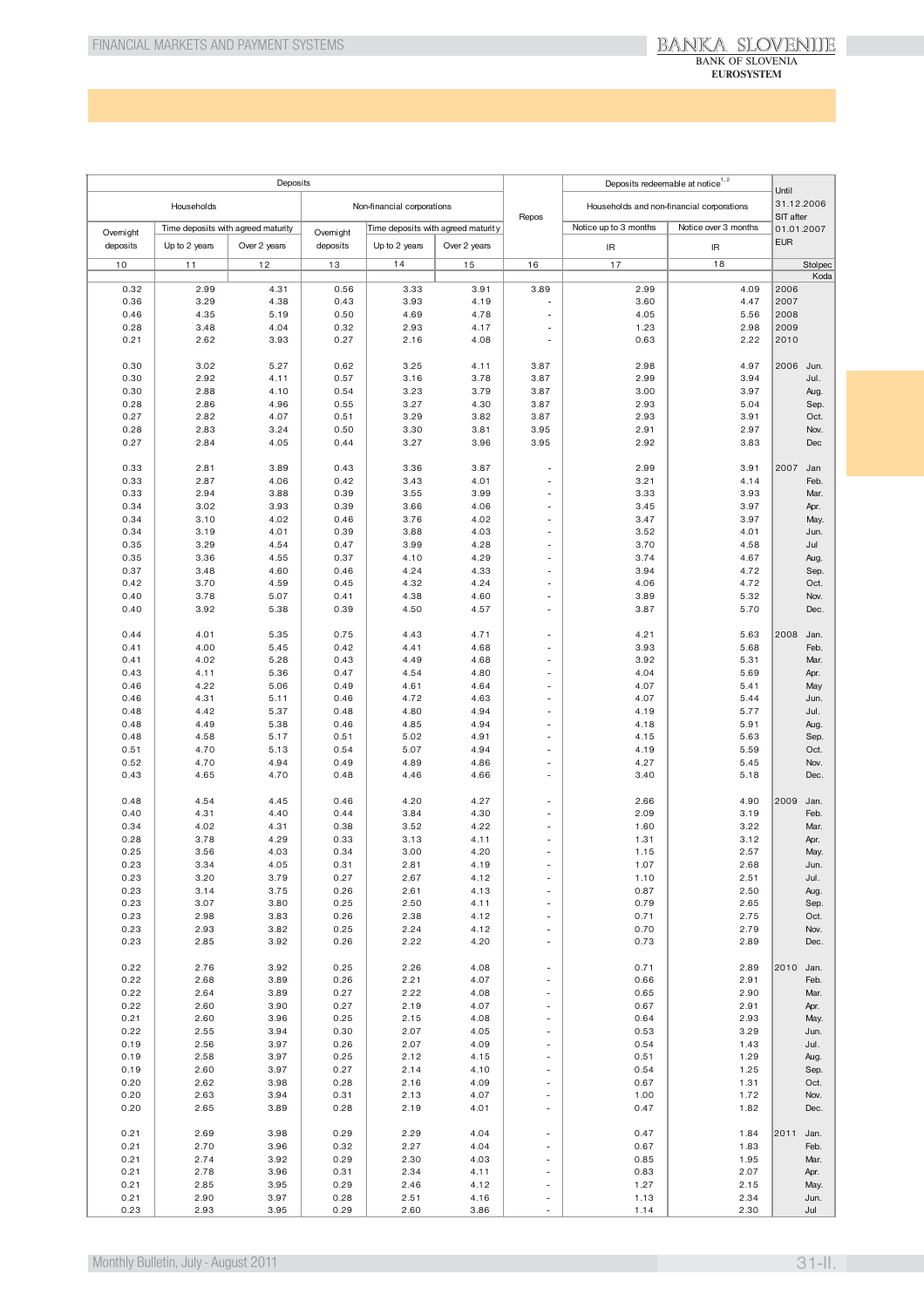| Deposits | | | | | | Repos | Deposits redeemable at notice[1,2] | | Until 31.12.2006 SIT after 01.01.2007 EUR | |
|---|---|---|---|---|---|---|---|---|---|---|
| Households | | | Non-financial corporations | | | | Households and non-financial corporations | | | |
| Overnight deposits | Time deposits with agreed maturity | | Overnight deposits | Time deposits with agreed maturity | | | Notice up to 3 months | Notice over 3 months | | |
| | Up to 2 years | Over 2 years | | Up to 2 years | Over 2 years | | IR | IR | | |
| 10 | 11 | 12 | 13 | 14 | 15 | 16 | 17 | 18 | Stolpec | |
| | | | | | | | | | Koda | |
| 0.32 | 2.99 | 4.31 | 0.56 | 3.33 | 3.91 | 3.89 | 2.99 | 4.09 | 2006 | |
| 0.36 | 3.29 | 4.38 | 0.43 | 3.93 | 4.19 | - | 3.60 | 4.47 | 2007 | |
| 0.46 | 4.35 | 5.19 | 0.50 | 4.69 | 4.78 | - | 4.05 | 5.56 | 2008 | |
| 0.28 | 3.48 | 4.04 | 0.32 | 2.93 | 4.17 | - | 1.23 | 2.98 | 2009 | |
| 0.21 | 2.62 | 3.93 | 0.27 | 2.16 | 4.08 | - | 0.63 | 2.22 | 2010 | |
| 0.30 | 3.02 | 5.27 | 0.62 | 3.25 | 4.11 | 3.87 | 2.98 | 4.97 | 2006 | Jun. |
| 0.30 | 2.92 | 4.11 | 0.57 | 3.16 | 3.78 | 3.87 | 2.99 | 3.94 | | Jul. |
| 0.30 | 2.88 | 4.10 | 0.54 | 3.23 | 3.79 | 3.87 | 3.00 | 3.97 | | Aug. |
| 0.28 | 2.86 | 4.96 | 0.55 | 3.27 | 4.30 | 3.87 | 2.93 | 5.04 | | Sep. |
| 0.27 | 2.82 | 4.07 | 0.51 | 3.29 | 3.82 | 3.87 | 2.93 | 3.91 | | Oct. |
| 0.28 | 2.83 | 3.24 | 0.50 | 3.30 | 3.81 | 3.95 | 2.91 | 2.97 | | Nov. |
| 0.27 | 2.84 | 4.05 | 0.44 | 3.27 | 3.96 | 3.95 | 2.92 | 3.83 | | Dec |
| 0.33 | 2.81 | 3.89 | 0.43 | 3.36 | 3.87 | - | 2.99 | 3.91 | 2007 | Jan |
| 0.33 | 2.87 | 4.06 | 0.42 | 3.43 | 4.01 | - | 3.21 | 4.14 | | Feb. |
| 0.33 | 2.94 | 3.88 | 0.39 | 3.55 | 3.99 | - | 3.33 | 3.93 | | Mar. |
| 0.34 | 3.02 | 3.93 | 0.39 | 3.66 | 4.06 | - | 3.45 | 3.97 | | Apr. |
| 0.34 | 3.10 | 4.02 | 0.46 | 3.76 | 4.02 | - | 3.47 | 3.97 | | May. |
| 0.34 | 3.19 | 4.01 | 0.39 | 3.88 | 4.03 | - | 3.52 | 4.01 | | Jun. |
| 0.35 | 3.29 | 4.54 | 0.47 | 3.99 | 4.28 | - | 3.70 | 4.58 | | Jul |
| 0.35 | 3.36 | 4.55 | 0.37 | 4.10 | 4.29 | - | 3.74 | 4.67 | | Aug. |
| 0.37 | 3.48 | 4.60 | 0.46 | 4.24 | 4.33 | - | 3.94 | 4.72 | | Sep. |
| 0.42 | 3.70 | 4.59 | 0.45 | 4.32 | 4.24 | - | 4.06 | 4.72 | | Oct. |
| 0.40 | 3.78 | 5.07 | 0.41 | 4.38 | 4.60 | - | 3.89 | 5.32 | | Nov. |
| 0.40 | 3.92 | 5.38 | 0.39 | 4.50 | 4.57 | - | 3.87 | 5.70 | | Dec. |
| 0.44 | 4.01 | 5.35 | 0.75 | 4.43 | 4.71 | - | 4.21 | 5.63 | 2008 | Jan. |
| 0.41 | 4.00 | 5.45 | 0.42 | 4.41 | 4.68 | - | 3.93 | 5.68 | | Feb. |
| 0.41 | 4.02 | 5.28 | 0.43 | 4.49 | 4.68 | - | 3.92 | 5.31 | | Mar. |
| 0.43 | 4.11 | 5.36 | 0.47 | 4.54 | 4.80 | - | 4.04 | 5.69 | | Apr. |
| 0.46 | 4.22 | 5.06 | 0.49 | 4.61 | 4.64 | - | 4.07 | 5.41 | | May |
| 0.46 | 4.31 | 5.11 | 0.46 | 4.72 | 4.63 | - | 4.07 | 5.44 | | Jun. |
| 0.48 | 4.42 | 5.37 | 0.48 | 4.80 | 4.94 | - | 4.19 | 5.77 | | Jul. |
| 0.48 | 4.49 | 5.38 | 0.46 | 4.85 | 4.94 | - | 4.18 | 5.91 | | Aug. |
| 0.48 | 4.58 | 5.17 | 0.51 | 5.02 | 4.91 | - | 4.15 | 5.63 | | Sep. |
| 0.51 | 4.70 | 5.13 | 0.54 | 5.07 | 4.94 | - | 4.19 | 5.59 | | Oct. |
| 0.52 | 4.70 | 4.94 | 0.49 | 4.89 | 4.86 | - | 4.27 | 5.45 | | Nov. |
| 0.43 | 4.65 | 4.70 | 0.48 | 4.46 | 4.66 | - | 3.40 | 5.18 | | Dec. |
| 0.48 | 4.54 | 4.45 | 0.46 | 4.20 | 4.27 | - | 2.66 | 4.90 | 2009 | Jan. |
| 0.40 | 4.31 | 4.40 | 0.44 | 3.84 | 4.30 | - | 2.09 | 3.19 | | Feb. |
| 0.34 | 4.02 | 4.31 | 0.38 | 3.52 | 4.22 | - | 1.60 | 3.22 | | Mar. |
| 0.28 | 3.78 | 4.29 | 0.33 | 3.13 | 4.11 | - | 1.31 | 3.12 | | Apr. |
| 0.25 | 3.56 | 4.03 | 0.34 | 3.00 | 4.20 | - | 1.15 | 2.57 | | May. |
| 0.23 | 3.34 | 4.05 | 0.31 | 2.81 | 4.19 | - | 1.07 | 2.68 | | Jun. |
| 0.23 | 3.20 | 3.79 | 0.27 | 2.67 | 4.12 | - | 1.10 | 2.51 | | Jul. |
| 0.23 | 3.14 | 3.75 | 0.26 | 2.61 | 4.13 | - | 0.87 | 2.50 | | Aug. |
| 0.23 | 3.07 | 3.80 | 0.25 | 2.50 | 4.11 | - | 0.79 | 2.65 | | Sep. |
| 0.23 | 2.98 | 3.83 | 0.26 | 2.38 | 4.12 | - | 0.71 | 2.75 | | Oct. |
| 0.23 | 2.93 | 3.82 | 0.25 | 2.24 | 4.12 | - | 0.70 | 2.79 | | Nov. |
| 0.23 | 2.85 | 3.92 | 0.26 | 2.22 | 4.20 | - | 0.73 | 2.89 | | Dec. |
| 0.22 | 2.76 | 3.92 | 0.25 | 2.26 | 4.08 | - | 0.71 | 2.89 | 2010 | Jan. |
| 0.22 | 2.68 | 3.89 | 0.26 | 2.21 | 4.07 | - | 0.66 | 2.91 | | Feb. |
| 0.22 | 2.64 | 3.89 | 0.27 | 2.22 | 4.08 | - | 0.65 | 2.90 | | Mar. |
| 0.22 | 2.60 | 3.90 | 0.27 | 2.19 | 4.07 | - | 0.67 | 2.91 | | Apr. |
| 0.21 | 2.60 | 3.96 | 0.25 | 2.15 | 4.08 | - | 0.64 | 2.93 | | May. |
| 0.22 | 2.55 | 3.94 | 0.30 | 2.07 | 4.05 | - | 0.53 | 3.29 | | Jun. |
| 0.19 | 2.56 | 3.97 | 0.26 | 2.07 | 4.09 | - | 0.54 | 1.43 | | Jul. |
| 0.19 | 2.58 | 3.97 | 0.25 | 2.12 | 4.15 | - | 0.51 | 1.29 | | Aug. |
| 0.19 | 2.60 | 3.97 | 0.27 | 2.14 | 4.10 | - | 0.54 | 1.25 | | Sep. |
| 0.20 | 2.62 | 3.98 | 0.28 | 2.16 | 4.09 | - | 0.67 | 1.31 | | Oct. |
| 0.20 | 2.63 | 3.94 | 0.31 | 2.13 | 4.07 | - | 1.00 | 1.72 | | Nov. |
| 0.20 | 2.65 | 3.89 | 0.28 | 2.19 | 4.01 | - | 0.47 | 1.82 | | Dec. |
| 0.21 | 2.69 | 3.98 | 0.29 | 2.29 | 4.04 | - | 0.47 | 1.84 | 2011 | Jan. |
| 0.21 | 2.70 | 3.96 | 0.32 | 2.27 | 4.04 | - | 0.67 | 1.83 | | Feb. |
| 0.21 | 2.74 | 3.92 | 0.29 | 2.30 | 4.03 | - | 0.85 | 1.95 | | Mar. |
| 0.21 | 2.78 | 3.96 | 0.31 | 2.34 | 4.11 | - | 0.83 | 2.07 | | Apr. |
| 0.21 | 2.85 | 3.95 | 0.29 | 2.46 | 4.12 | - | 1.27 | 2.15 | | May. |
| 0.21 | 2.90 | 3.97 | 0.28 | 2.51 | 4.16 | - | 1.13 | 2.34 | | Jun. |
| 0.23 | 2.93 | 3.95 | 0.29 | 2.60 | 3.86 | - | 1.14 | 2.30 | | Jul |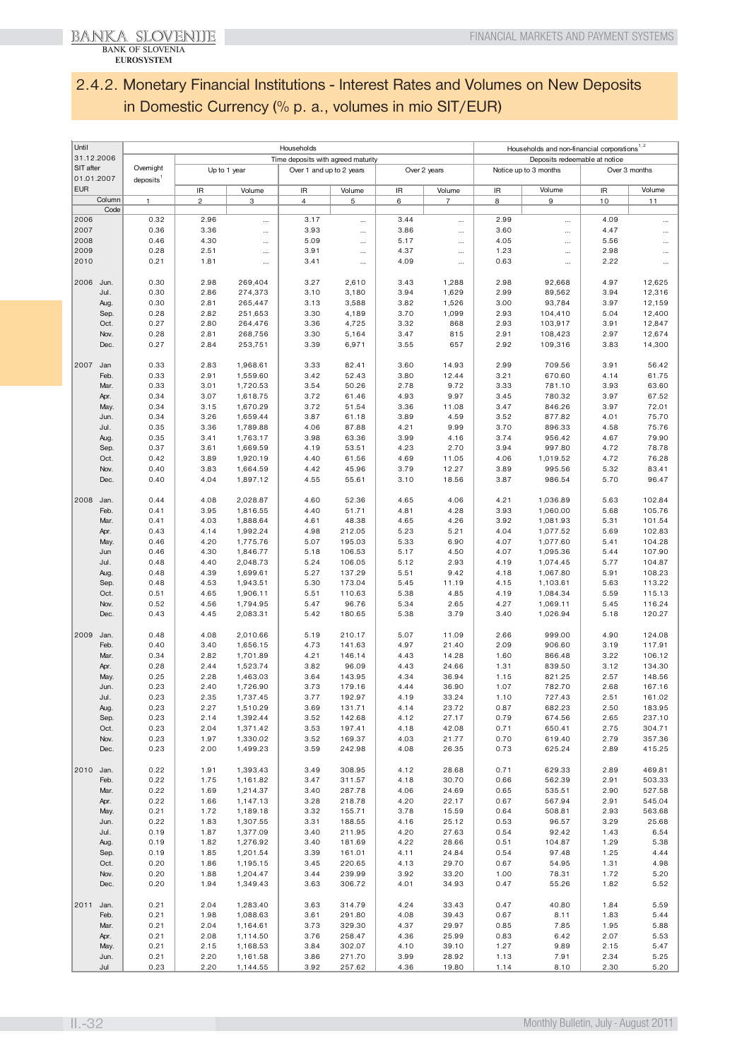## 2.4.2. Monetary Financial Institutions - Interest Rates and Volumes on New Deposits in Domestic Currency (% p. a., volumes in mio SIT/EUR)

| Until 31.12.2006 SIT after 01.01.2007 EUR | | Households | | | | | | | Households and non-financial corporations[1,2] | | | |
|---|---|---|---|---|---|---|---|---|---|---|---|---|
| | | Overnight deposits[1] | Time deposits with agreed maturity | | | | | | Deposits redeemable at notice | | | |
| | | | Up to 1 year | | Over 1 and up to 2 years | | Over 2 years | | Notice up to 3 months | | Over 3 months | |
| | | | IR | Volume | IR | Volume | IR | Volume | IR | Volume | IR | Volume |
| | Column | 1 | 2 | 3 | 4 | 5 | 6 | 7 | 8 | 9 | 10 | 11 |
| | Code | | | | | | | | | | | |
| 2006 | | 0.32 | 2.96 | ... | 3.17 | ... | 3.44 | ... | 2.99 | ... | 4.09 | ... |
| 2007 | | 0.36 | 3.36 | ... | 3.93 | ... | 3.86 | ... | 3.60 | ... | 4.47 | ... |
| 2008 | | 0.46 | 4.30 | ... | 5.09 | ... | 5.17 | ... | 4.05 | ... | 5.56 | ... |
| 2009 | | 0.28 | 2.51 | ... | 3.91 | ... | 4.37 | ... | 1.23 | ... | 2.98 | ... |
| 2010 | | 0.21 | 1.81 | ... | 3.41 | ... | 4.09 | ... | 0.63 | ... | 2.22 | ... |
| 2006 | Jun. | 0.30 | 2.98 | 269,404 | 3.27 | 2,610 | 3.43 | 1,288 | 2.98 | 92,668 | 4.97 | 12,625 |
| | Jul. | 0.30 | 2.86 | 274,373 | 3.10 | 3,180 | 3.94 | 1,629 | 2.99 | 89,562 | 3.94 | 12,316 |
| | Aug. | 0.30 | 2.81 | 265,447 | 3.13 | 3,588 | 3.82 | 1,526 | 3.00 | 93,784 | 3.97 | 12,159 |
| | Sep. | 0.28 | 2.82 | 251,653 | 3.30 | 4,189 | 3.70 | 1,099 | 2.93 | 104,410 | 5.04 | 12,400 |
| | Oct. | 0.27 | 2.80 | 264,476 | 3.36 | 4,725 | 3.32 | 868 | 2.93 | 103,917 | 3.91 | 12,847 |
| | Nov. | 0.28 | 2.81 | 268,756 | 3.30 | 5,164 | 3.47 | 815 | 2.91 | 108,423 | 2.97 | 12,674 |
| | Dec. | 0.27 | 2.84 | 253,751 | 3.39 | 6,971 | 3.55 | 657 | 2.92 | 109,316 | 3.83 | 14,300 |
| 2007 | Jan | 0.33 | 2.83 | 1,968.61 | 3.33 | 82.41 | 3.60 | 14.93 | 2.99 | 709.56 | 3.91 | 56.42 |
| | Feb. | 0.33 | 2.91 | 1,559.60 | 3.42 | 52.43 | 3.80 | 12.44 | 3.21 | 670.60 | 4.14 | 61.75 |
| | Mar. | 0.33 | 3.01 | 1,720.53 | 3.54 | 50.26 | 2.78 | 9.72 | 3.33 | 781.10 | 3.93 | 63.60 |
| | Apr. | 0.34 | 3.07 | 1,618.75 | 3.72 | 61.46 | 4.93 | 9.97 | 3.45 | 780.32 | 3.97 | 67.52 |
| | May. | 0.34 | 3.15 | 1,670.29 | 3.72 | 51.54 | 3.36 | 11.08 | 3.47 | 846.26 | 3.97 | 72.01 |
| | Jun. | 0.34 | 3.26 | 1,659.44 | 3.87 | 61.18 | 3.89 | 4.59 | 3.52 | 877.82 | 4.01 | 75.70 |
| | Jul. | 0.35 | 3.36 | 1,789.88 | 4.06 | 87.88 | 4.21 | 9.99 | 3.70 | 896.33 | 4.58 | 75.76 |
| | Aug. | 0.35 | 3.41 | 1,763.17 | 3.98 | 63.36 | 3.99 | 4.16 | 3.74 | 956.42 | 4.67 | 79.90 |
| | Sep. | 0.37 | 3.61 | 1,669.59 | 4.19 | 53.51 | 4.23 | 2.70 | 3.94 | 997.80 | 4.72 | 78.78 |
| | Oct. | 0.42 | 3.89 | 1,920.19 | 4.40 | 61.56 | 4.69 | 11.05 | 4.06 | 1,019.52 | 4.72 | 76.28 |
| | Nov. | 0.40 | 3.83 | 1,664.59 | 4.42 | 45.96 | 3.79 | 12.27 | 3.89 | 995.56 | 5.32 | 83.41 |
| | Dec. | 0.40 | 4.04 | 1,897.12 | 4.55 | 55.61 | 3.10 | 18.56 | 3.87 | 986.54 | 5.70 | 96.47 |
| 2008 | Jan. | 0.44 | 4.08 | 2,028.87 | 4.60 | 52.36 | 4.65 | 4.06 | 4.21 | 1,036.89 | 5.63 | 102.84 |
| | Feb. | 0.41 | 3.95 | 1,816.55 | 4.40 | 51.71 | 4.81 | 4.28 | 3.93 | 1,060.00 | 5.68 | 105.76 |
| | Mar. | 0.41 | 4.03 | 1,888.64 | 4.61 | 48.38 | 4.65 | 4.26 | 3.92 | 1,081.93 | 5.31 | 101.54 |
| | Apr. | 0.43 | 4.14 | 1,992.24 | 4.98 | 212.05 | 5.23 | 5.21 | 4.04 | 1,077.52 | 5.69 | 102.83 |
| | May. | 0.46 | 4.20 | 1,775.76 | 5.07 | 195.03 | 5.33 | 6.90 | 4.07 | 1,077.60 | 5.41 | 104.28 |
| | Jun | 0.46 | 4.30 | 1,846.77 | 5.18 | 106.53 | 5.17 | 4.50 | 4.07 | 1,095.36 | 5.44 | 107.90 |
| | Jul. | 0.48 | 4.40 | 2,048.73 | 5.24 | 106.05 | 5.12 | 2.93 | 4.19 | 1,074.45 | 5.77 | 104.87 |
| | Aug. | 0.48 | 4.39 | 1,699.61 | 5.27 | 137.29 | 5.51 | 9.42 | 4.18 | 1,067.80 | 5.91 | 108.23 |
| | Sep. | 0.48 | 4.53 | 1,943.51 | 5.30 | 173.04 | 5.45 | 11.19 | 4.15 | 1,103.61 | 5.63 | 113.22 |
| | Oct. | 0.51 | 4.65 | 1,906.11 | 5.51 | 110.63 | 5.38 | 4.85 | 4.19 | 1,084.34 | 5.59 | 115.13 |
| | Nov. | 0.52 | 4.56 | 1,794.95 | 5.47 | 96.76 | 5.34 | 2.65 | 4.27 | 1,069.11 | 5.45 | 116.24 |
| | Dec. | 0.43 | 4.45 | 2,083.31 | 5.42 | 180.65 | 5.38 | 3.79 | 3.40 | 1,026.94 | 5.18 | 120.27 |
| 2009 | Jan. | 0.48 | 4.08 | 2,010.66 | 5.19 | 210.17 | 5.07 | 11.09 | 2.66 | 999.00 | 4.90 | 124.08 |
| | Feb. | 0.40 | 3.40 | 1,656.15 | 4.73 | 141.63 | 4.97 | 21.40 | 2.09 | 906.60 | 3.19 | 117.91 |
| | Mar. | 0.34 | 2.82 | 1,701.89 | 4.21 | 146.14 | 4.43 | 14.28 | 1.60 | 866.48 | 3.22 | 106.12 |
| | Apr. | 0.28 | 2.44 | 1,523.74 | 3.82 | 96.09 | 4.43 | 24.66 | 1.31 | 839.50 | 3.12 | 134.30 |
| | May. | 0.25 | 2.28 | 1,463.03 | 3.64 | 143.95 | 4.34 | 36.94 | 1.15 | 821.25 | 2.57 | 148.56 |
| | Jun. | 0.23 | 2.40 | 1,726.90 | 3.73 | 179.16 | 4.44 | 36.90 | 1.07 | 782.70 | 2.68 | 167.16 |
| | Jul. | 0.23 | 2.35 | 1,737.45 | 3.77 | 192.97 | 4.19 | 33.24 | 1.10 | 727.43 | 2.51 | 161.02 |
| | Aug. | 0.23 | 2.27 | 1,510.29 | 3.69 | 131.71 | 4.14 | 23.72 | 0.87 | 682.23 | 2.50 | 183.95 |
| | Sep. | 0.23 | 2.14 | 1,392.44 | 3.52 | 142.68 | 4.12 | 27.17 | 0.79 | 674.56 | 2.65 | 237.10 |
| | Oct. | 0.23 | 2.04 | 1,371.42 | 3.53 | 197.41 | 4.18 | 42.08 | 0.71 | 650.41 | 2.75 | 304.71 |
| | Nov. | 0.23 | 1.97 | 1,330.02 | 3.52 | 169.37 | 4.03 | 21.77 | 0.70 | 619.40 | 2.79 | 357.36 |
| | Dec. | 0.23 | 2.00 | 1,499.23 | 3.59 | 242.98 | 4.08 | 26.35 | 0.73 | 625.24 | 2.89 | 415.25 |
| 2010 | Jan. | 0.22 | 1.91 | 1,393.43 | 3.49 | 308.95 | 4.12 | 28.68 | 0.71 | 629.33 | 2.89 | 469.81 |
| | Feb. | 0.22 | 1.75 | 1,161.82 | 3.47 | 311.57 | 4.18 | 30.70 | 0.66 | 562.39 | 2.91 | 503.33 |
| | Mar. | 0.22 | 1.69 | 1,214.37 | 3.40 | 287.78 | 4.06 | 24.69 | 0.65 | 535.51 | 2.90 | 527.58 |
| | Apr. | 0.22 | 1.66 | 1,147.13 | 3.28 | 218.78 | 4.20 | 22.17 | 0.67 | 567.94 | 2.91 | 545.04 |
| | May. | 0.21 | 1.72 | 1,189.18 | 3.32 | 155.71 | 3.78 | 15.59 | 0.64 | 508.81 | 2.93 | 563.68 |
| | Jun. | 0.22 | 1.83 | 1,307.55 | 3.31 | 188.55 | 4.16 | 25.12 | 0.53 | 96.57 | 3.29 | 25.68 |
| | Jul. | 0.19 | 1.87 | 1,377.09 | 3.40 | 211.95 | 4.20 | 27.63 | 0.54 | 92.42 | 1.43 | 6.54 |
| | Aug. | 0.19 | 1.82 | 1,276.92 | 3.40 | 181.69 | 4.22 | 28.66 | 0.51 | 104.87 | 1.29 | 5.38 |
| | Sep. | 0.19 | 1.85 | 1,201.54 | 3.39 | 161.01 | 4.11 | 24.84 | 0.54 | 97.48 | 1.25 | 4.44 |
| | Oct. | 0.20 | 1.86 | 1,195.15 | 3.45 | 220.65 | 4.13 | 29.70 | 0.67 | 54.95 | 1.31 | 4.98 |
| | Nov. | 0.20 | 1.88 | 1,204.47 | 3.44 | 239.99 | 3.92 | 33.20 | 1.00 | 78.31 | 1.72 | 5.20 |
| | Dec. | 0.20 | 1.94 | 1,349.43 | 3.63 | 306.72 | 4.01 | 34.93 | 0.47 | 55.26 | 1.82 | 5.52 |
| 2011 | Jan. | 0.21 | 2.04 | 1,283.40 | 3.63 | 314.79 | 4.24 | 33.43 | 0.47 | 40.80 | 1.84 | 5.59 |
| | Feb. | 0.21 | 1.98 | 1,088.63 | 3.61 | 291.80 | 4.08 | 39.43 | 0.67 | 8.11 | 1.83 | 5.44 |
| | Mar. | 0.21 | 2.04 | 1,164.61 | 3.73 | 329.30 | 4.37 | 29.97 | 0.85 | 7.85 | 1.95 | 5.88 |
| | Apr. | 0.21 | 2.08 | 1,114.50 | 3.76 | 258.47 | 4.36 | 25.99 | 0.83 | 6.42 | 2.07 | 5.53 |
| | May. | 0.21 | 2.15 | 1,168.53 | 3.84 | 302.07 | 4.10 | 39.10 | 1.27 | 9.89 | 2.15 | 5.47 |
| | Jun. | 0.21 | 2.20 | 1,161.58 | 3.86 | 271.70 | 3.99 | 28.92 | 1.13 | 7.91 | 2.34 | 5.25 |
| | Jul | 0.23 | 2.20 | 1,144.55 | 3.92 | 257.62 | 4.36 | 19.80 | 1.14 | 8.10 | 2.30 | 5.20 |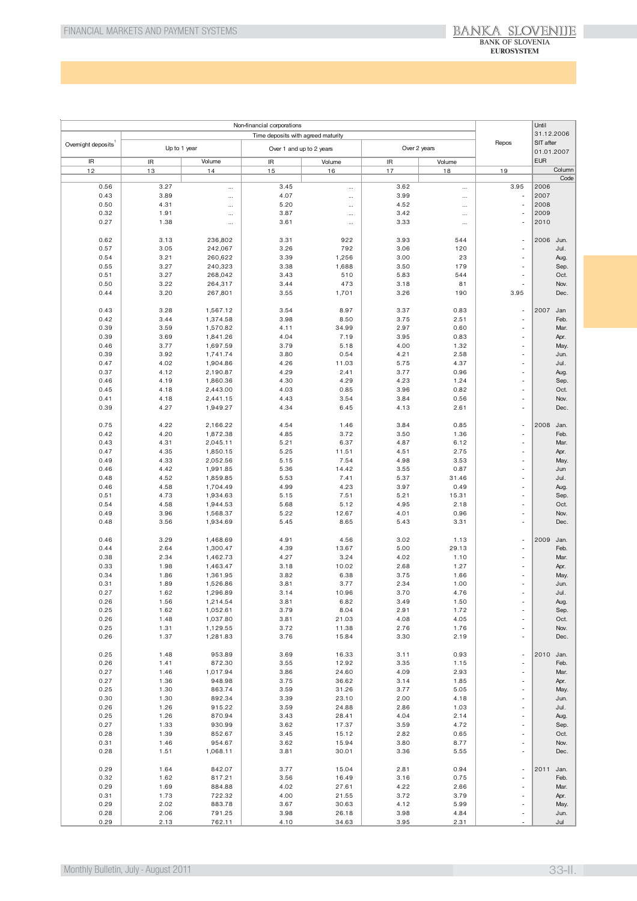| Non-financial corporations | | | | | | | | Repos | Until 31.12.2006 SIT after 01.01.2007 EUR |
|---|---|---|---|---|---|---|---|---|---|
| Overnight deposits[1] | Time deposits with agreed maturity | | | | | | | | |
| | Up to 1 year | | Over 1 and up to 2 years | | Over 2 years | | | | |
| IR | IR | Volume | IR | Volume | IR | Volume | | | |
| 12 | 13 | 14 | 15 | 16 | 17 | 18 | 19 | | Column |
| | | | | | | | | | Code |
| 0.56 | 3.27 | ... | 3.45 | ... | 3.62 | ... | 3.95 | 2006 | |
| 0.43 | 3.89 | ... | 4.07 | ... | 3.99 | ... | - | 2007 | |
| 0.50 | 4.31 | ... | 5.20 | ... | 4.52 | ... | - | 2008 | |
| 0.32 | 1.91 | ... | 3.87 | ... | 3.42 | ... | - | 2009 | |
| 0.27 | 1.38 | ... | 3.61 | ... | 3.33 | ... | - | 2010 | |
| 0.62 | 3.13 | 236,802 | 3.31 | 922 | 3.93 | 544 | - | 2006 | Jun. |
| 0.57 | 3.05 | 242,067 | 3.26 | 792 | 3.06 | 120 | - | | Jul. |
| 0.54 | 3.21 | 260,622 | 3.39 | 1,256 | 3.00 | 23 | - | | Aug. |
| 0.55 | 3.27 | 240,323 | 3.38 | 1,688 | 3.50 | 179 | - | | Sep. |
| 0.51 | 3.27 | 268,042 | 3.43 | 510 | 5.83 | 544 | - | | Oct. |
| 0.50 | 3.22 | 264,317 | 3.44 | 473 | 3.18 | 81 | - | | Nov. |
| 0.44 | 3.20 | 267,801 | 3.55 | 1,701 | 3.26 | 190 | 3.95 | | Dec. |
| 0.43 | 3.28 | 1,567.12 | 3.54 | 8.97 | 3.37 | 0.83 | - | 2007 | Jan |
| 0.42 | 3.44 | 1,374.58 | 3.98 | 8.50 | 3.75 | 2.51 | - | | Feb. |
| 0.39 | 3.59 | 1,570.82 | 4.11 | 34.99 | 2.97 | 0.60 | - | | Mar. |
| 0.39 | 3.69 | 1,841.26 | 4.04 | 7.19 | 3.95 | 0.83 | - | | Apr. |
| 0.46 | 3.77 | 1,697.59 | 3.79 | 5.18 | 4.00 | 1.32 | - | | May. |
| 0.39 | 3.92 | 1,741.74 | 3.80 | 0.54 | 4.21 | 2.58 | - | | Jun. |
| 0.47 | 4.02 | 1,904.86 | 4.26 | 11.03 | 5.75 | 4.37 | - | | Jul. |
| 0.37 | 4.12 | 2,190.87 | 4.29 | 2.41 | 3.77 | 0.96 | - | | Aug. |
| 0.46 | 4.19 | 1,860.36 | 4.30 | 4.29 | 4.23 | 1.24 | - | | Sep. |
| 0.45 | 4.18 | 2,443.00 | 4.03 | 0.85 | 3.96 | 0.82 | - | | Oct. |
| 0.41 | 4.18 | 2,441.15 | 4.43 | 3.54 | 3.84 | 0.56 | - | | Nov. |
| 0.39 | 4.27 | 1,949.27 | 4.34 | 6.45 | 4.13 | 2.61 | - | | Dec. |
| 0.75 | 4.22 | 2,166.22 | 4.54 | 1.46 | 3.84 | 0.85 | - | 2008 | Jan. |
| 0.42 | 4.20 | 1,872.38 | 4.85 | 3.72 | 3.50 | 1.36 | - | | Feb. |
| 0.43 | 4.31 | 2,045.11 | 5.21 | 6.37 | 4.87 | 6.12 | - | | Mar. |
| 0.47 | 4.35 | 1,850.15 | 5.25 | 11.51 | 4.51 | 2.75 | - | | Apr. |
| 0.49 | 4.33 | 2,052.56 | 5.15 | 7.54 | 4.98 | 3.53 | - | | May. |
| 0.46 | 4.42 | 1,991.85 | 5.36 | 14.42 | 3.55 | 0.87 | - | | Jun |
| 0.48 | 4.52 | 1,859.85 | 5.53 | 7.41 | 5.37 | 31.46 | - | | Jul. |
| 0.46 | 4.58 | 1,704.49 | 4.99 | 4.23 | 3.97 | 0.49 | - | | Aug. |
| 0.51 | 4.73 | 1,934.63 | 5.15 | 7.51 | 5.21 | 15.31 | - | | Sep. |
| 0.54 | 4.58 | 1,944.53 | 5.68 | 5.12 | 4.95 | 2.18 | - | | Oct. |
| 0.49 | 3.96 | 1,568.37 | 5.22 | 12.67 | 4.01 | 0.96 | - | | Nov. |
| 0.48 | 3.56 | 1,934.69 | 5.45 | 8.65 | 5.43 | 3.31 | - | | Dec. |
| 0.46 | 3.29 | 1,468.69 | 4.91 | 4.56 | 3.02 | 1.13 | - | 2009 | Jan. |
| 0.44 | 2.64 | 1,300.47 | 4.39 | 13.67 | 5.00 | 29.13 | - | | Feb. |
| 0.38 | 2.34 | 1,462.73 | 4.27 | 3.24 | 4.02 | 1.10 | - | | Mar. |
| 0.33 | 1.98 | 1,463.47 | 3.18 | 10.02 | 2.68 | 1.27 | - | | Apr. |
| 0.34 | 1.86 | 1,361.95 | 3.82 | 6.38 | 3.75 | 1.66 | - | | May. |
| 0.31 | 1.89 | 1,526.86 | 3.81 | 3.77 | 2.34 | 1.00 | - | | Jun. |
| 0.27 | 1.62 | 1,296.89 | 3.14 | 10.96 | 3.70 | 4.76 | - | | Jul. |
| 0.26 | 1.56 | 1,214.54 | 3.81 | 6.82 | 3.49 | 1.50 | - | | Aug. |
| 0.25 | 1.62 | 1,052.61 | 3.79 | 8.04 | 2.91 | 1.72 | - | | Sep. |
| 0.26 | 1.48 | 1,037.80 | 3.81 | 21.03 | 4.08 | 4.05 | - | | Oct. |
| 0.25 | 1.31 | 1,129.55 | 3.72 | 11.38 | 2.76 | 1.76 | - | | Nov. |
| 0.26 | 1.37 | 1,281.83 | 3.76 | 15.84 | 3.30 | 2.19 | - | | Dec. |
| 0.25 | 1.48 | 953.89 | 3.69 | 16.33 | 3.11 | 0.93 | - | 2010 | Jan. |
| 0.26 | 1.41 | 872.30 | 3.55 | 12.92 | 3.35 | 1.15 | - | | Feb. |
| 0.27 | 1.46 | 1,017.94 | 3.86 | 24.60 | 4.09 | 2.93 | - | | Mar. |
| 0.27 | 1.36 | 948.98 | 3.75 | 36.62 | 3.14 | 1.85 | - | | Apr. |
| 0.25 | 1.30 | 863.74 | 3.59 | 31.26 | 3.77 | 5.05 | - | | May. |
| 0.30 | 1.30 | 892.34 | 3.39 | 23.10 | 2.00 | 4.18 | - | | Jun. |
| 0.26 | 1.26 | 915.22 | 3.59 | 24.88 | 2.86 | 1.03 | - | | Jul. |
| 0.25 | 1.26 | 870.94 | 3.43 | 28.41 | 4.04 | 2.14 | - | | Aug. |
| 0.27 | 1.33 | 930.99 | 3.62 | 17.37 | 3.59 | 4.72 | - | | Sep. |
| 0.28 | 1.39 | 852.67 | 3.45 | 15.12 | 2.82 | 0.65 | - | | Oct. |
| 0.31 | 1.46 | 954.67 | 3.62 | 15.94 | 3.80 | 8.77 | - | | Nov. |
| 0.28 | 1.51 | 1,068.11 | 3.81 | 30.01 | 3.36 | 5.55 | - | | Dec. |
| 0.29 | 1.64 | 842.07 | 3.77 | 15.04 | 2.81 | 0.94 | - | 2011 | Jan. |
| 0.32 | 1.62 | 817.21 | 3.56 | 16.49 | 3.16 | 0.75 | - | | Feb. |
| 0.29 | 1.69 | 884.88 | 4.02 | 27.61 | 4.22 | 2.66 | - | | Mar. |
| 0.31 | 1.73 | 722.32 | 4.00 | 21.55 | 3.72 | 3.79 | - | | Apr. |
| 0.29 | 2.02 | 883.78 | 3.67 | 30.63 | 4.12 | 5.99 | - | | May. |
| 0.28 | 2.06 | 791.25 | 3.98 | 26.18 | 3.98 | 4.84 | - | | Jun. |
| 0.29 | 2.13 | 762.11 | 4.10 | 34.63 | 3.95 | 2.31 | - | | Jul |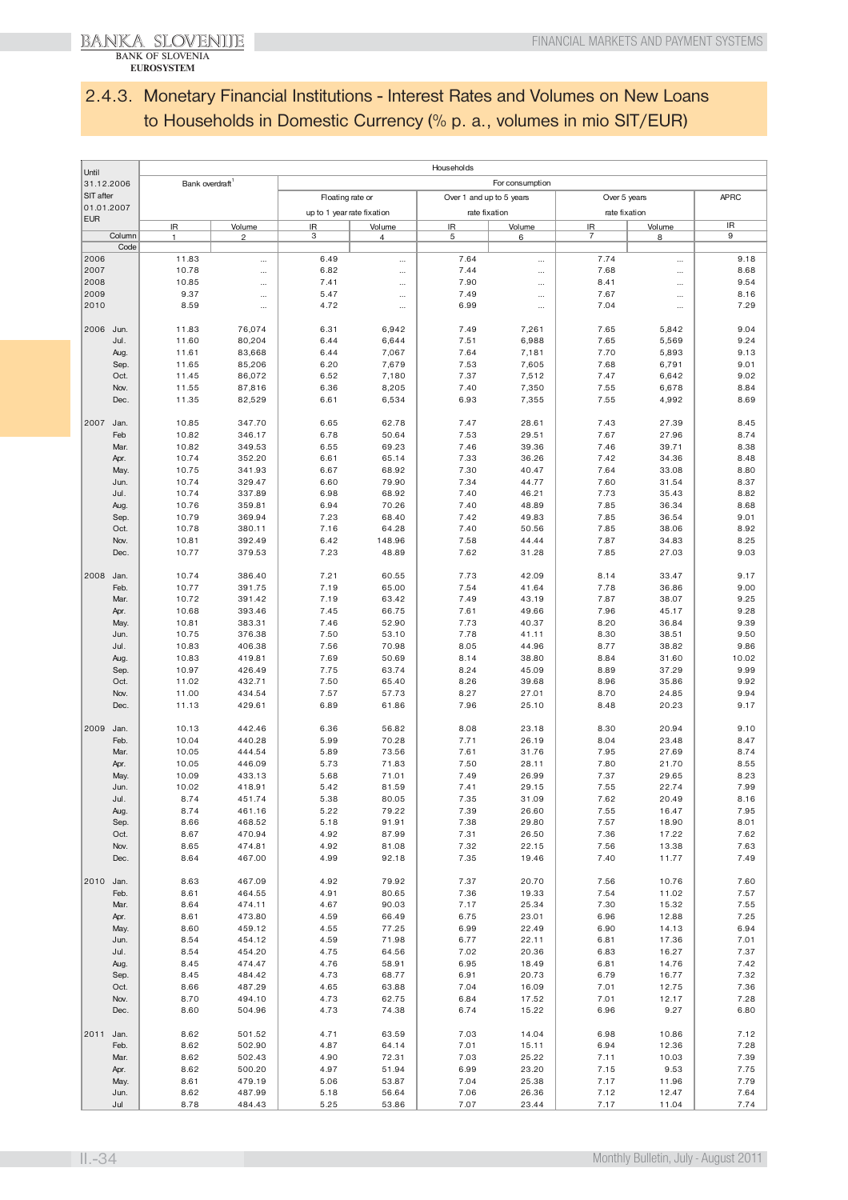## 2.4.3. Monetary Financial Institutions - Interest Rates and Volumes on New Loans to Households in Domestic Currency (% p. a., volumes in mio SIT/EUR)

| Until 31.12.2006 SIT after 01.01.2007 EUR | | Households | | | | | | | | |
|---|---|---|---|---|---|---|---|---|---|---|
| | | Bank overdraft[1] | | For consumption | | | | | | |
| | | | | Floating rate or up to 1 year rate fixation | | Over 1 and up to 5 years rate fixation | | Over 5 years rate fixation | | APRC |
| | | IR | Volume | IR | Volume | IR | Volume | IR | Volume | IR |
| | Column | 1 | 2 | 3 | 4 | 5 | 6 | 7 | 8 | 9 |
| | Code | | | | | | | | | |
| 2006 | | 11.83 | ... | 6.49 | ... | 7.64 | ... | 7.74 | ... | 9.18 |
| 2007 | | 10.78 | ... | 6.82 | ... | 7.44 | ... | 7.68 | ... | 8.68 |
| 2008 | | 10.85 | ... | 7.41 | ... | 7.90 | ... | 8.41 | ... | 9.54 |
| 2009 | | 9.37 | ... | 5.47 | ... | 7.49 | ... | 7.67 | ... | 8.16 |
| 2010 | | 8.59 | ... | 4.72 | ... | 6.99 | ... | 7.04 | ... | 7.29 |
| 2006 | Jun. | 11.83 | 76,074 | 6.31 | 6,942 | 7.49 | 7,261 | 7.65 | 5,842 | 9.04 |
| | Jul. | 11.60 | 80,204 | 6.44 | 6,644 | 7.51 | 6,988 | 7.65 | 5,569 | 9.24 |
| | Aug. | 11.61 | 83,668 | 6.44 | 7,067 | 7.64 | 7,181 | 7.70 | 5,893 | 9.13 |
| | Sep. | 11.65 | 85,206 | 6.20 | 7,679 | 7.53 | 7,605 | 7.68 | 6,791 | 9.01 |
| | Oct. | 11.45 | 86,072 | 6.52 | 7,180 | 7.37 | 7,512 | 7.47 | 6,642 | 9.02 |
| | Nov. | 11.55 | 87,816 | 6.36 | 8,205 | 7.40 | 7,350 | 7.55 | 6,678 | 8.84 |
| | Dec. | 11.35 | 82,529 | 6.61 | 6,534 | 6.93 | 7,355 | 7.55 | 4,992 | 8.69 |
| 2007 | Jan. | 10.85 | 347.70 | 6.65 | 62.78 | 7.47 | 28.61 | 7.43 | 27.39 | 8.45 |
| | Feb | 10.82 | 346.17 | 6.78 | 50.64 | 7.53 | 29.51 | 7.67 | 27.96 | 8.74 |
| | Mar. | 10.82 | 349.53 | 6.55 | 69.23 | 7.46 | 39.36 | 7.46 | 39.71 | 8.38 |
| | Apr. | 10.74 | 352.20 | 6.61 | 65.14 | 7.33 | 36.26 | 7.42 | 34.36 | 8.48 |
| | May. | 10.75 | 341.93 | 6.67 | 68.92 | 7.30 | 40.47 | 7.64 | 33.08 | 8.80 |
| | Jun. | 10.74 | 329.47 | 6.60 | 79.90 | 7.34 | 44.77 | 7.60 | 31.54 | 8.37 |
| | Jul. | 10.74 | 337.89 | 6.98 | 68.92 | 7.40 | 46.21 | 7.73 | 35.43 | 8.82 |
| | Aug. | 10.76 | 359.81 | 6.94 | 70.26 | 7.40 | 48.89 | 7.85 | 36.34 | 8.68 |
| | Sep. | 10.79 | 369.94 | 7.23 | 68.40 | 7.42 | 49.83 | 7.85 | 36.54 | 9.01 |
| | Oct. | 10.78 | 380.11 | 7.16 | 64.28 | 7.40 | 50.56 | 7.85 | 38.06 | 8.92 |
| | Nov. | 10.81 | 392.49 | 6.42 | 148.96 | 7.58 | 44.44 | 7.87 | 34.83 | 8.25 |
| | Dec. | 10.77 | 379.53 | 7.23 | 48.89 | 7.62 | 31.28 | 7.85 | 27.03 | 9.03 |
| 2008 | Jan. | 10.74 | 386.40 | 7.21 | 60.55 | 7.73 | 42.09 | 8.14 | 33.47 | 9.17 |
| | Feb. | 10.77 | 391.75 | 7.19 | 65.00 | 7.54 | 41.64 | 7.78 | 36.86 | 9.00 |
| | Mar. | 10.72 | 391.42 | 7.19 | 63.42 | 7.49 | 43.19 | 7.87 | 38.07 | 9.25 |
| | Apr. | 10.68 | 393.46 | 7.45 | 66.75 | 7.61 | 49.66 | 7.96 | 45.17 | 9.28 |
| | May. | 10.81 | 383.31 | 7.46 | 52.90 | 7.73 | 40.37 | 8.20 | 36.84 | 9.39 |
| | Jun. | 10.75 | 376.38 | 7.50 | 53.10 | 7.78 | 41.11 | 8.30 | 38.51 | 9.50 |
| | Jul. | 10.83 | 406.38 | 7.56 | 70.98 | 8.05 | 44.96 | 8.77 | 38.82 | 9.86 |
| | Aug. | 10.83 | 419.81 | 7.69 | 50.69 | 8.14 | 38.80 | 8.84 | 31.60 | 10.02 |
| | Sep. | 10.97 | 426.49 | 7.75 | 63.74 | 8.24 | 45.09 | 8.89 | 37.29 | 9.99 |
| | Oct. | 11.02 | 432.71 | 7.50 | 65.40 | 8.26 | 39.68 | 8.96 | 35.86 | 9.92 |
| | Nov. | 11.00 | 434.54 | 7.57 | 57.73 | 8.27 | 27.01 | 8.70 | 24.85 | 9.94 |
| | Dec. | 11.13 | 429.61 | 6.89 | 61.86 | 7.96 | 25.10 | 8.48 | 20.23 | 9.17 |
| 2009 | Jan. | 10.13 | 442.46 | 6.36 | 56.82 | 8.08 | 23.18 | 8.30 | 20.94 | 9.10 |
| | Feb. | 10.04 | 440.28 | 5.99 | 70.28 | 7.71 | 26.19 | 8.04 | 23.48 | 8.47 |
| | Mar. | 10.05 | 444.54 | 5.89 | 73.56 | 7.61 | 31.76 | 7.95 | 27.69 | 8.74 |
| | Apr. | 10.05 | 446.09 | 5.73 | 71.83 | 7.50 | 28.11 | 7.80 | 21.70 | 8.55 |
| | May. | 10.09 | 433.13 | 5.68 | 71.01 | 7.49 | 26.99 | 7.37 | 29.65 | 8.23 |
| | Jun. | 10.02 | 418.91 | 5.42 | 81.59 | 7.41 | 29.15 | 7.55 | 22.74 | 7.99 |
| | Jul. | 8.74 | 451.74 | 5.38 | 80.05 | 7.35 | 31.09 | 7.62 | 20.49 | 8.16 |
| | Aug. | 8.74 | 461.16 | 5.22 | 79.22 | 7.39 | 26.60 | 7.55 | 16.47 | 7.95 |
| | Sep. | 8.66 | 468.52 | 5.18 | 91.91 | 7.38 | 29.80 | 7.57 | 18.90 | 8.01 |
| | Oct. | 8.67 | 470.94 | 4.92 | 87.99 | 7.31 | 26.50 | 7.36 | 17.22 | 7.62 |
| | Nov. | 8.65 | 474.81 | 4.92 | 81.08 | 7.32 | 22.15 | 7.56 | 13.38 | 7.63 |
| | Dec. | 8.64 | 467.00 | 4.99 | 92.18 | 7.35 | 19.46 | 7.40 | 11.77 | 7.49 |
| 2010 | Jan. | 8.63 | 467.09 | 4.92 | 79.92 | 7.37 | 20.70 | 7.56 | 10.76 | 7.60 |
| | Feb. | 8.61 | 464.55 | 4.91 | 80.65 | 7.36 | 19.33 | 7.54 | 11.02 | 7.57 |
| | Mar. | 8.64 | 474.11 | 4.67 | 90.03 | 7.17 | 25.34 | 7.30 | 15.32 | 7.55 |
| | Apr. | 8.61 | 473.80 | 4.59 | 66.49 | 6.75 | 23.01 | 6.96 | 12.88 | 7.25 |
| | May. | 8.60 | 459.12 | 4.55 | 77.25 | 6.99 | 22.49 | 6.90 | 14.13 | 6.94 |
| | Jun. | 8.54 | 454.12 | 4.59 | 71.98 | 6.77 | 22.11 | 6.81 | 17.36 | 7.01 |
| | Jul. | 8.54 | 454.20 | 4.75 | 64.56 | 7.02 | 20.36 | 6.83 | 16.27 | 7.37 |
| | Aug. | 8.45 | 474.47 | 4.76 | 58.91 | 6.95 | 18.49 | 6.81 | 14.76 | 7.42 |
| | Sep. | 8.45 | 484.42 | 4.73 | 68.77 | 6.91 | 20.73 | 6.79 | 16.77 | 7.32 |
| | Oct. | 8.66 | 487.29 | 4.65 | 63.88 | 7.04 | 16.09 | 7.01 | 12.75 | 7.36 |
| | Nov. | 8.70 | 494.10 | 4.73 | 62.75 | 6.84 | 17.52 | 7.01 | 12.17 | 7.28 |
| | Dec. | 8.60 | 504.96 | 4.73 | 74.38 | 6.74 | 15.22 | 6.96 | 9.27 | 6.80 |
| 2011 | Jan. | 8.62 | 501.52 | 4.71 | 63.59 | 7.03 | 14.04 | 6.98 | 10.86 | 7.12 |
| | Feb. | 8.62 | 502.90 | 4.87 | 64.14 | 7.01 | 15.11 | 6.94 | 12.36 | 7.28 |
| | Mar. | 8.62 | 502.43 | 4.90 | 72.31 | 7.03 | 25.22 | 7.11 | 10.03 | 7.39 |
| | Apr. | 8.62 | 500.20 | 4.97 | 51.94 | 6.99 | 23.20 | 7.15 | 9.53 | 7.75 |
| | May. | 8.61 | 479.19 | 5.06 | 53.87 | 7.04 | 25.38 | 7.17 | 11.96 | 7.79 |
| | Jun. | 8.62 | 487.99 | 5.18 | 56.64 | 7.06 | 26.36 | 7.12 | 12.47 | 7.64 |
| | Jul | 8.78 | 484.43 | 5.25 | 53.86 | 7.07 | 23.44 | 7.17 | 11.04 | 7.74 |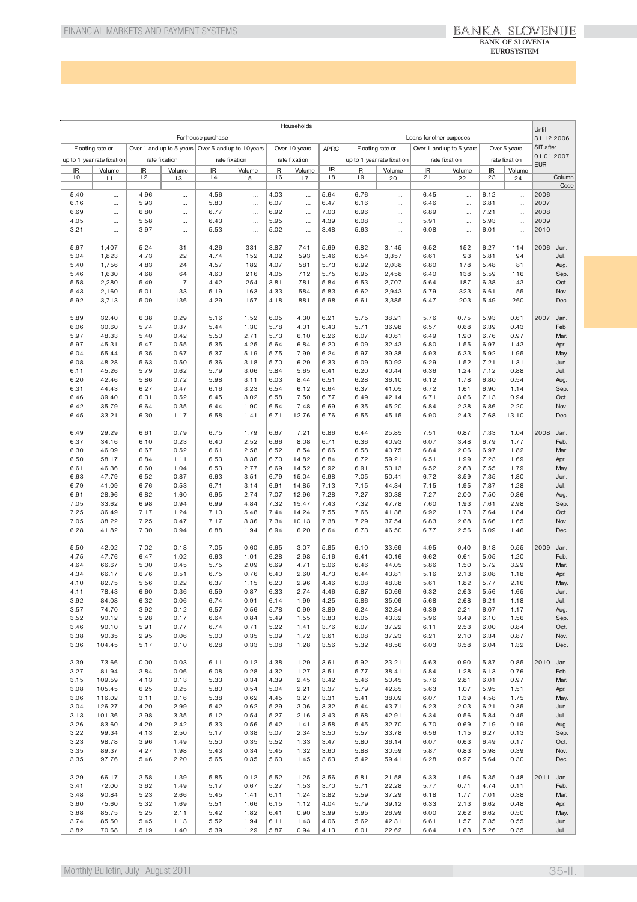| Households | | | | | | | | | | | | | | | | Until 31.12.2006 SIT after 01.01.2007 EUR | |
|---|---|---|---|---|---|---|---|---|---|---|---|---|---|---|---|---|---|
| For house purchase | | | | | | | | | Loans for other purposes | | | | | | | | |
| Floating rate or up to 1 year rate fixation | | Over 1 and up to 5 years rate fixation | | Over 5 and up to 10years rate fixation | | Over 10 years rate fixation | | APRC | Floating rate or up to 1 year rate fixation | | Over 1 and up to 5 years rate fixation | | Over 5 years rate fixation | | | |
| IR | Volume | IR | Volume | IR | Volume | IR | Volume | IR | IR | Volume | IR | Volume | IR | Volume | | |
| 10 | 11 | 12 | 13 | 14 | 15 | 16 | 17 | 18 | 19 | 20 | 21 | 22 | 23 | 24 | Column | |
| | | | | | | | | | | | | | | | Code | |
| 5.40 | ... | 4.96 | ... | 4.56 | ... | 4.03 | ... | 5.64 | 6.76 | ... | 6.45 | ... | 6.12 | ... | 2006 | |
| 6.16 | ... | 5.93 | ... | 5.80 | ... | 6.07 | ... | 6.47 | 6.16 | ... | 6.46 | ... | 6.81 | ... | 2007 | |
| 6.69 | ... | 6.80 | ... | 6.77 | ... | 6.92 | ... | 7.03 | 6.96 | ... | 6.89 | ... | 7.21 | ... | 2008 | |
| 4.05 | ... | 5.58 | ... | 6.43 | ... | 5.95 | ... | 4.39 | 6.08 | ... | 5.91 | ... | 5.93 | ... | 2009 | |
| 3.21 | ... | 3.97 | ... | 5.53 | ... | 5.02 | ... | 3.48 | 5.63 | ... | 6.08 | ... | 6.01 | ... | 2010 | |
| 5.67 | 1,407 | 5.24 | 31 | 4.26 | 331 | 3.87 | 741 | 5.69 | 6.82 | 3,145 | 6.52 | 152 | 6.27 | 114 | 2006 | Jun. |
| 5.04 | 1,823 | 4.73 | 22 | 4.74 | 152 | 4.02 | 593 | 5.46 | 6.54 | 3,357 | 6.61 | 93 | 5.81 | 94 | | Jul. |
| 5.40 | 1,756 | 4.83 | 24 | 4.57 | 182 | 4.07 | 581 | 5.73 | 6.92 | 2,038 | 6.80 | 178 | 5.48 | 81 | | Aug. |
| 5.46 | 1,630 | 4.68 | 64 | 4.60 | 216 | 4.05 | 712 | 5.75 | 6.95 | 2,458 | 6.40 | 138 | 5.59 | 116 | | Sep. |
| 5.58 | 2,280 | 5.49 | 7 | 4.42 | 254 | 3.81 | 781 | 5.84 | 6.53 | 2,707 | 5.64 | 187 | 6.38 | 143 | | Oct. |
| 5.43 | 2,160 | 5.01 | 33 | 5.19 | 163 | 4.33 | 584 | 5.83 | 6.62 | 2,943 | 5.79 | 323 | 6.61 | 55 | | Nov. |
| 5.92 | 3,713 | 5.09 | 136 | 4.29 | 157 | 4.18 | 881 | 5.98 | 6.61 | 3,385 | 6.47 | 203 | 5.49 | 260 | | Dec. |
| 5.89 | 32.40 | 6.38 | 0.29 | 5.16 | 1.52 | 6.05 | 4.30 | 6.21 | 5.75 | 38.21 | 5.76 | 0.75 | 5.93 | 0.61 | 2007 | Jan. |
| 6.06 | 30.60 | 5.74 | 0.37 | 5.44 | 1.30 | 5.78 | 4.01 | 6.43 | 5.71 | 36.98 | 6.57 | 0.68 | 6.39 | 0.43 | | Feb |
| 5.97 | 48.33 | 5.40 | 0.42 | 5.50 | 2.71 | 5.73 | 6.10 | 6.26 | 6.07 | 40.61 | 6.49 | 1.90 | 6.76 | 0.97 | | Mar. |
| 5.97 | 45.31 | 5.47 | 0.55 | 5.35 | 4.25 | 5.64 | 6.84 | 6.20 | 6.09 | 32.43 | 6.80 | 1.55 | 6.97 | 1.43 | | Apr. |
| 6.04 | 55.44 | 5.35 | 0.67 | 5.37 | 5.19 | 5.75 | 7.99 | 6.24 | 5.97 | 39.38 | 5.93 | 5.33 | 5.92 | 1.95 | | May. |
| 6.08 | 48.28 | 5.63 | 0.50 | 5.36 | 3.18 | 5.70 | 6.29 | 6.33 | 6.09 | 50.92 | 6.29 | 1.52 | 7.21 | 1.31 | | Jun. |
| 6.11 | 45.26 | 5.79 | 0.62 | 5.79 | 3.06 | 5.84 | 5.65 | 6.41 | 6.20 | 40.44 | 6.36 | 1.24 | 7.12 | 0.88 | | Jul. |
| 6.20 | 42.46 | 5.86 | 0.72 | 5.98 | 3.11 | 6.03 | 8.44 | 6.51 | 6.28 | 36.10 | 6.12 | 1.78 | 6.80 | 0.54 | | Aug. |
| 6.31 | 44.43 | 6.27 | 0.47 | 6.16 | 3.23 | 6.54 | 6.12 | 6.64 | 6.37 | 41.05 | 6.72 | 1.61 | 6.90 | 1.14 | | Sep. |
| 6.46 | 39.40 | 6.31 | 0.52 | 6.45 | 3.02 | 6.58 | 7.50 | 6.77 | 6.49 | 42.14 | 6.71 | 3.66 | 7.13 | 0.94 | | Oct. |
| 6.42 | 35.79 | 6.64 | 0.35 | 6.44 | 1.90 | 6.54 | 7.48 | 6.69 | 6.35 | 45.20 | 6.84 | 2.38 | 6.86 | 2.20 | | Nov. |
| 6.45 | 33.21 | 6.30 | 1.17 | 6.58 | 1.41 | 6.71 | 12.76 | 6.76 | 6.55 | 45.15 | 6.90 | 2.43 | 7.68 | 13.10 | | Dec. |
| 6.49 | 29.29 | 6.61 | 0.79 | 6.75 | 1.79 | 6.67 | 7.21 | 6.86 | 6.44 | 25.85 | 7.51 | 0.87 | 7.33 | 1.04 | 2008 | Jan. |
| 6.37 | 34.16 | 6.10 | 0.23 | 6.40 | 2.52 | 6.66 | 8.08 | 6.71 | 6.36 | 40.93 | 6.07 | 3.48 | 6.79 | 1.77 | | Feb. |
| 6.30 | 46.09 | 6.67 | 0.52 | 6.61 | 2.58 | 6.52 | 8.54 | 6.66 | 6.58 | 40.75 | 6.84 | 2.06 | 6.97 | 1.82 | | Mar. |
| 6.50 | 58.17 | 6.84 | 1.11 | 6.53 | 3.36 | 6.70 | 14.82 | 6.84 | 6.72 | 59.21 | 6.51 | 1.99 | 7.23 | 1.69 | | Apr. |
| 6.61 | 46.36 | 6.60 | 1.04 | 6.53 | 2.77 | 6.69 | 14.52 | 6.92 | 6.91 | 50.13 | 6.52 | 2.83 | 7.55 | 1.79 | | May. |
| 6.63 | 47.79 | 6.52 | 0.87 | 6.63 | 3.51 | 6.79 | 15.04 | 6.98 | 7.05 | 50.41 | 6.72 | 3.59 | 7.35 | 1.80 | | Jun. |
| 6.79 | 41.09 | 6.76 | 0.53 | 6.71 | 3.14 | 6.91 | 14.85 | 7.13 | 7.15 | 44.34 | 7.15 | 1.95 | 7.87 | 1.28 | | Jul. |
| 6.91 | 28.96 | 6.82 | 1.60 | 6.95 | 2.74 | 7.07 | 12.96 | 7.28 | 7.27 | 30.38 | 7.27 | 2.00 | 7.50 | 0.86 | | Aug. |
| 7.05 | 33.62 | 6.98 | 0.94 | 6.99 | 4.84 | 7.32 | 15.47 | 7.43 | 7.32 | 47.78 | 7.60 | 1.93 | 7.61 | 2.98 | | Sep. |
| 7.25 | 36.49 | 7.17 | 1.24 | 7.10 | 5.48 | 7.44 | 14.24 | 7.55 | 7.66 | 41.38 | 6.92 | 1.73 | 7.64 | 1.84 | | Oct. |
| 7.05 | 38.22 | 7.25 | 0.47 | 7.17 | 3.36 | 7.34 | 10.13 | 7.38 | 7.29 | 37.54 | 6.83 | 2.68 | 6.66 | 1.65 | | Nov. |
| 6.28 | 41.82 | 7.30 | 0.94 | 6.88 | 1.94 | 6.94 | 6.20 | 6.64 | 6.73 | 46.50 | 6.77 | 2.56 | 6.09 | 1.46 | | Dec. |
| 5.50 | 42.02 | 7.02 | 0.18 | 7.05 | 0.60 | 6.65 | 3.07 | 5.85 | 6.10 | 33.69 | 4.95 | 0.40 | 6.18 | 0.55 | 2009 | Jan. |
| 4.75 | 47.76 | 6.47 | 1.02 | 6.63 | 1.01 | 6.28 | 2.98 | 5.16 | 6.41 | 40.16 | 6.62 | 0.61 | 5.05 | 1.20 | | Feb. |
| 4.64 | 66.67 | 5.00 | 0.45 | 5.75 | 2.09 | 6.69 | 4.71 | 5.06 | 6.46 | 44.05 | 5.86 | 1.50 | 5.72 | 3.29 | | Mar. |
| 4.34 | 66.17 | 6.76 | 0.51 | 6.75 | 0.76 | 6.40 | 2.60 | 4.73 | 6.44 | 43.81 | 5.16 | 2.13 | 6.08 | 1.18 | | Apr. |
| 4.10 | 82.75 | 5.56 | 0.22 | 6.37 | 1.15 | 6.20 | 2.96 | 4.46 | 6.08 | 48.38 | 5.61 | 1.82 | 5.77 | 2.16 | | May. |
| 4.11 | 78.43 | 6.60 | 0.36 | 6.59 | 0.87 | 6.33 | 2.74 | 4.46 | 5.87 | 50.69 | 6.32 | 2.63 | 5.56 | 1.65 | | Jun. |
| 3.92 | 84.08 | 6.32 | 0.06 | 6.74 | 0.91 | 6.14 | 1.99 | 4.25 | 5.86 | 35.09 | 5.68 | 2.68 | 6.21 | 1.18 | | Jul. |
| 3.57 | 74.70 | 3.92 | 0.12 | 6.57 | 0.56 | 5.78 | 0.99 | 3.89 | 6.24 | 32.84 | 6.39 | 2.21 | 6.07 | 1.17 | | Aug. |
| 3.52 | 90.12 | 5.28 | 0.17 | 6.64 | 0.84 | 5.49 | 1.55 | 3.83 | 6.05 | 43.32 | 5.96 | 3.49 | 6.10 | 1.56 | | Sep. |
| 3.46 | 90.10 | 5.91 | 0.77 | 6.74 | 0.71 | 5.22 | 1.41 | 3.76 | 6.07 | 37.22 | 6.11 | 2.53 | 6.00 | 0.84 | | Oct. |
| 3.38 | 90.35 | 2.95 | 0.06 | 5.00 | 0.35 | 5.09 | 1.72 | 3.61 | 6.08 | 37.23 | 6.21 | 2.10 | 6.34 | 0.87 | | Nov. |
| 3.36 | 104.45 | 5.17 | 0.10 | 6.28 | 0.33 | 5.08 | 1.28 | 3.56 | 5.32 | 48.56 | 6.03 | 3.58 | 6.04 | 1.32 | | Dec. |
| 3.39 | 73.66 | 0.00 | 0.03 | 6.11 | 0.12 | 4.38 | 1.29 | 3.61 | 5.92 | 23.21 | 5.63 | 0.90 | 5.87 | 0.85 | 2010 | Jan. |
| 3.27 | 81.94 | 3.84 | 0.06 | 6.08 | 0.28 | 4.32 | 1.27 | 3.51 | 5.77 | 38.41 | 5.84 | 1.28 | 6.13 | 0.76 | | Feb. |
| 3.15 | 109.59 | 4.13 | 0.13 | 5.33 | 0.34 | 4.39 | 2.45 | 3.42 | 5.46 | 50.45 | 5.76 | 2.81 | 6.01 | 0.97 | | Mar. |
| 3.08 | 105.45 | 6.25 | 0.25 | 5.80 | 0.54 | 5.04 | 2.21 | 3.37 | 5.79 | 42.85 | 5.63 | 1.07 | 5.95 | 1.51 | | Apr. |
| 3.06 | 116.02 | 3.11 | 0.16 | 5.38 | 0.62 | 4.45 | 3.27 | 3.31 | 5.41 | 38.09 | 6.07 | 1.39 | 4.58 | 1.75 | | May. |
| 3.04 | 126.27 | 4.20 | 2.99 | 5.42 | 0.62 | 5.29 | 3.06 | 3.32 | 5.44 | 43.71 | 6.23 | 2.03 | 6.21 | 0.35 | | Jun. |
| 3.13 | 101.36 | 3.98 | 3.35 | 5.12 | 0.54 | 5.27 | 2.16 | 3.43 | 5.68 | 42.91 | 6.34 | 0.56 | 5.84 | 0.45 | | Jul. |
| 3.26 | 83.60 | 4.29 | 2.42 | 5.33 | 0.56 | 5.42 | 1.41 | 3.58 | 5.45 | 32.70 | 6.70 | 0.69 | 7.19 | 0.19 | | Aug. |
| 3.22 | 99.34 | 4.13 | 2.50 | 5.17 | 0.38 | 5.07 | 2.34 | 3.50 | 5.57 | 33.78 | 6.56 | 1.15 | 6.27 | 0.13 | | Sep. |
| 3.23 | 98.78 | 3.96 | 1.49 | 5.50 | 0.35 | 5.52 | 1.33 | 3.47 | 5.80 | 36.14 | 6.07 | 0.63 | 6.49 | 0.17 | | Oct. |
| 3.35 | 89.37 | 4.27 | 1.98 | 5.43 | 0.34 | 5.45 | 1.32 | 3.60 | 5.88 | 30.59 | 5.87 | 0.83 | 5.98 | 0.39 | | Nov. |
| 3.35 | 97.76 | 5.46 | 2.20 | 5.65 | 0.35 | 5.60 | 1.45 | 3.63 | 5.42 | 59.41 | 6.28 | 0.97 | 5.64 | 0.30 | | Dec. |
| 3.29 | 66.17 | 3.58 | 1.39 | 5.85 | 0.12 | 5.52 | 1.25 | 3.56 | 5.81 | 21.58 | 6.33 | 1.56 | 5.35 | 0.48 | 2011 | Jan. |
| 3.41 | 72.00 | 3.62 | 1.49 | 5.17 | 0.67 | 5.27 | 1.53 | 3.70 | 5.71 | 22.28 | 5.77 | 0.71 | 4.74 | 0.11 | | Feb. |
| 3.48 | 90.84 | 5.23 | 2.66 | 5.45 | 1.41 | 6.11 | 1.24 | 3.82 | 5.59 | 37.29 | 6.18 | 1.77 | 7.01 | 0.38 | | Mar. |
| 3.60 | 75.60 | 5.32 | 1.69 | 5.51 | 1.66 | 6.15 | 1.12 | 4.04 | 5.79 | 39.12 | 6.33 | 2.13 | 6.62 | 0.48 | | Apr. |
| 3.68 | 85.75 | 5.25 | 2.11 | 5.42 | 1.82 | 6.41 | 0.90 | 3.99 | 5.95 | 26.99 | 6.00 | 2.62 | 6.62 | 0.50 | | May. |
| 3.74 | 85.50 | 5.45 | 1.13 | 5.52 | 1.94 | 6.11 | 1.43 | 4.06 | 5.62 | 42.31 | 6.61 | 1.57 | 7.35 | 0.55 | | Jun. |
| 3.82 | 70.68 | 5.19 | 1.40 | 5.39 | 1.29 | 5.87 | 0.94 | 4.13 | 6.01 | 22.62 | 6.64 | 1.63 | 5.26 | 0.35 | | Jul |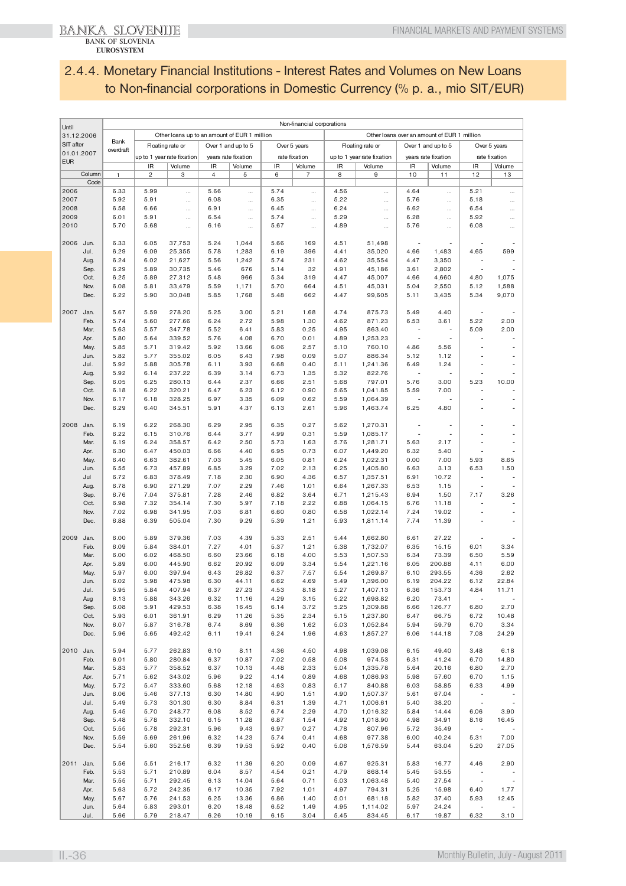## 2.4.4. Monetary Financial Institutions - Interest Rates and Volumes on New Loans to Non-financial corporations in Domestic Currency (% p. a., mio SIT/EUR)

| Until 31.12.2006 SIT after 01.01.2007 EUR | | Non-financial corporations | | | | | | | | | | | | |
|---|---|---|---|---|---|---|---|---|---|---|---|---|---|---|
| | | Bank overdraft | Other loans up to an amount of EUR 1 million | | | | | | Other loans over an amount of EUR 1 million | | | | | |
| | | | Floating rate or up to 1 year rate fixation | | Over 1 and up to 5 years rate fixation | | Over 5 years rate fixation | | Floating rate or up to 1 year rate fixation | | Over 1 and up to 5 years rate fixation | | Over 5 years rate fixation | |
| | | | IR | Volume | IR | Volume | IR | Volume | IR | Volume | IR | Volume | IR | Volume |
| | Column | 1 | 2 | 3 | 4 | 5 | 6 | 7 | 8 | 9 | 10 | 11 | 12 | 13 |
| | Code | | | | | | | | | | | | | |
| 2006 | | 6.33 | 5.99 | ... | 5.66 | ... | 5.74 | ... | 4.56 | ... | 4.64 | ... | 5.21 | ... |
| 2007 | | 5.92 | 5.91 | ... | 6.08 | ... | 6.35 | ... | 5.22 | ... | 5.76 | ... | 5.18 | ... |
| 2008 | | 6.58 | 6.66 | ... | 6.91 | ... | 6.45 | ... | 6.24 | ... | 6.62 | ... | 6.54 | ... |
| 2009 | | 6.01 | 5.91 | ... | 6.54 | ... | 5.74 | ... | 5.29 | ... | 6.28 | ... | 5.92 | ... |
| 2010 | | 5.70 | 5.68 | ... | 6.16 | ... | 5.67 | ... | 4.89 | ... | 5.76 | ... | 6.08 | ... |
| 2006 | Jun. | 6.33 | 6.05 | 37,753 | 5.24 | 1,044 | 5.66 | 169 | 4.51 | 51,498 | - | - | - | - |
| | Jul. | 6.29 | 6.09 | 25,355 | 5.78 | 1,283 | 6.19 | 396 | 4.41 | 35,020 | 4.66 | 1,483 | 4.65 | 599 |
| | Aug. | 6.24 | 6.02 | 21,627 | 5.56 | 1,242 | 5.74 | 231 | 4.62 | 35,554 | 4.47 | 3,350 | - | - |
| | Sep. | 6.29 | 5.89 | 30,735 | 5.46 | 676 | 5.14 | 32 | 4.91 | 45,186 | 3.61 | 2,802 | - | - |
| | Oct. | 6.25 | 5.89 | 27,312 | 5.48 | 966 | 5.34 | 319 | 4.47 | 45,007 | 4.66 | 4,660 | 4.80 | 1,075 |
| | Nov. | 6.08 | 5.81 | 33,479 | 5.59 | 1,171 | 5.70 | 664 | 4.51 | 45,031 | 5.04 | 2,550 | 5.12 | 1,588 |
| | Dec. | 6.22 | 5.90 | 30,048 | 5.85 | 1,768 | 5.48 | 662 | 4.47 | 99,605 | 5.11 | 3,435 | 5.34 | 9,070 |
| 2007 | Jan. | 5.67 | 5.59 | 278.20 | 5.25 | 3.00 | 5.21 | 1.68 | 4.74 | 875.73 | 5.49 | 4.40 | - | - |
| | Feb. | 5.74 | 5.60 | 277.66 | 6.24 | 2.72 | 5.98 | 1.30 | 4.62 | 871.23 | 6.53 | 3.61 | 5.22 | 2.00 |
| | Mar. | 5.63 | 5.57 | 347.78 | 5.52 | 6.41 | 5.83 | 0.25 | 4.95 | 863.40 | - | - | 5.09 | 2.00 |
| | Apr. | 5.80 | 5.64 | 339.52 | 5.76 | 4.08 | 6.70 | 0.01 | 4.89 | 1,253.23 | - | - | - | - |
| | May. | 5.85 | 5.71 | 319.42 | 5.92 | 13.66 | 6.06 | 2.57 | 5.10 | 760.10 | 4.86 | 5.56 | - | - |
| | Jun. | 5.82 | 5.77 | 355.02 | 6.05 | 6.43 | 7.98 | 0.09 | 5.07 | 886.34 | 5.12 | 1.12 | - | - |
| | Jul. | 5.92 | 5.88 | 305.78 | 6.11 | 3.93 | 6.68 | 0.40 | 5.11 | 1,241.36 | 6.49 | 1.24 | - | - |
| | Aug. | 5.92 | 6.14 | 237.22 | 6.39 | 3.14 | 6.73 | 1.35 | 5.32 | 822.76 | - | - | - | - |
| | Sep. | 6.05 | 6.25 | 280.13 | 6.44 | 2.37 | 6.66 | 2.51 | 5.68 | 797.01 | 5.76 | 3.00 | 5.23 | 10.00 |
| | Oct. | 6.18 | 6.22 | 320.21 | 6.47 | 6.23 | 6.12 | 0.90 | 5.65 | 1,041.85 | 5.59 | 7.00 | - | - |
| | Nov. | 6.17 | 6.18 | 328.25 | 6.97 | 3.35 | 6.09 | 0.62 | 5.59 | 1,064.39 | - | - | - | - |
| | Dec. | 6.29 | 6.40 | 345.51 | 5.91 | 4.37 | 6.13 | 2.61 | 5.96 | 1,463.74 | 6.25 | 4.80 | - | - |
| 2008 | Jan. | 6.19 | 6.22 | 268.30 | 6.29 | 2.95 | 6.35 | 0.27 | 5.62 | 1,270.31 | - | - | - | - |
| | Feb. | 6.22 | 6.15 | 310.76 | 6.44 | 3.77 | 4.99 | 0.31 | 5.59 | 1,085.17 | - | - | - | - |
| | Mar. | 6.19 | 6.24 | 358.57 | 6.42 | 2.50 | 5.73 | 1.63 | 5.76 | 1,281.71 | 5.63 | 2.17 | - | - |
| | Apr. | 6.30 | 6.47 | 450.03 | 6.66 | 4.40 | 6.95 | 0.73 | 6.07 | 1,449.20 | 6.32 | 5.40 | - | - |
| | May. | 6.40 | 6.63 | 382.61 | 7.03 | 5.45 | 6.05 | 0.81 | 6.24 | 1,022.31 | 0.00 | 7.00 | 5.93 | 8.65 |
| | Jun. | 6.55 | 6.73 | 457.89 | 6.85 | 3.29 | 7.02 | 2.13 | 6.25 | 1,405.80 | 6.63 | 3.13 | 6.53 | 1.50 |
| | Jul | 6.72 | 6.83 | 378.49 | 7.18 | 2.30 | 6.90 | 4.36 | 6.57 | 1,357.51 | 6.91 | 10.72 | - | - |
| | Aug. | 6.78 | 6.90 | 271.29 | 7.07 | 2.29 | 7.46 | 1.01 | 6.64 | 1,267.33 | 6.53 | 1.15 | - | - |
| | Sep. | 6.76 | 7.04 | 375.81 | 7.28 | 2.46 | 6.82 | 3.64 | 6.71 | 1,215.43 | 6.94 | 1.50 | 7.17 | 3.26 |
| | Oct. | 6.98 | 7.32 | 354.14 | 7.30 | 5.97 | 7.18 | 2.22 | 6.88 | 1,064.15 | 6.76 | 11.18 | - | - |
| | Nov. | 7.02 | 6.98 | 341.95 | 7.03 | 6.81 | 6.60 | 0.80 | 6.58 | 1,022.14 | 7.24 | 19.02 | - | - |
| | Dec. | 6.88 | 6.39 | 505.04 | 7.30 | 9.29 | 5.39 | 1.21 | 5.93 | 1,811.14 | 7.74 | 11.39 | - | - |
| 2009 | Jan. | 6.00 | 5.89 | 379.36 | 7.03 | 4.39 | 5.33 | 2.51 | 5.44 | 1,662.80 | 6.61 | 27.22 | - | - |
| | Feb. | 6.09 | 5.84 | 384.01 | 7.27 | 4.01 | 5.37 | 1.21 | 5.38 | 1,732.07 | 6.35 | 15.15 | 6.01 | 3.34 |
| | Mar. | 6.00 | 6.02 | 468.50 | 6.60 | 23.66 | 6.18 | 4.00 | 5.53 | 1,507.53 | 6.34 | 73.39 | 6.50 | 5.59 |
| | Apr. | 5.89 | 6.00 | 445.90 | 6.62 | 20.92 | 6.09 | 3.34 | 5.54 | 1,221.16 | 6.05 | 200.88 | 4.11 | 6.00 |
| | May. | 5.97 | 6.00 | 397.94 | 6.43 | 26.82 | 6.37 | 7.57 | 5.54 | 1,269.87 | 6.10 | 293.55 | 4.36 | 2.62 |
| | Jun. | 6.02 | 5.98 | 475.98 | 6.30 | 44.11 | 6.62 | 4.69 | 5.49 | 1,396.00 | 6.19 | 204.22 | 6.12 | 22.84 |
| | Jul. | 5.95 | 5.84 | 407.94 | 6.37 | 27.23 | 4.53 | 8.18 | 5.27 | 1,407.13 | 6.36 | 153.73 | 4.84 | 11.71 |
| | Aug | 6.13 | 5.88 | 343.26 | 6.32 | 11.16 | 4.29 | 3.15 | 5.22 | 1,698.82 | 6.20 | 73.41 | - | - |
| | Sep. | 6.08 | 5.91 | 429.53 | 6.38 | 16.45 | 6.14 | 3.72 | 5.25 | 1,309.88 | 6.66 | 126.77 | 6.80 | 2.70 |
| | Oct. | 5.93 | 6.01 | 361.91 | 6.29 | 11.26 | 5.35 | 2.34 | 5.15 | 1,237.80 | 6.47 | 66.75 | 6.72 | 10.48 |
| | Nov. | 6.07 | 5.87 | 316.78 | 6.74 | 8.69 | 6.36 | 1.62 | 5.03 | 1,052.84 | 5.94 | 59.79 | 6.70 | 3.34 |
| | Dec. | 5.96 | 5.65 | 492.42 | 6.11 | 19.41 | 6.24 | 1.96 | 4.63 | 1,857.27 | 6.06 | 144.18 | 7.08 | 24.29 |
| 2010 | Jan. | 5.94 | 5.77 | 262.83 | 6.10 | 8.11 | 4.36 | 4.50 | 4.98 | 1,039.08 | 6.15 | 49.40 | 3.48 | 6.18 |
| | Feb. | 6.01 | 5.80 | 280.84 | 6.37 | 10.87 | 7.02 | 0.58 | 5.08 | 974.53 | 6.31 | 41.24 | 6.70 | 14.80 |
| | Mar. | 5.83 | 5.77 | 358.52 | 6.37 | 10.13 | 4.48 | 2.33 | 5.04 | 1,335.78 | 5.64 | 20.16 | 6.80 | 2.70 |
| | Apr. | 5.71 | 5.62 | 343.02 | 5.96 | 9.22 | 4.14 | 0.89 | 4.68 | 1,086.93 | 5.98 | 57.60 | 6.70 | 1.15 |
| | May. | 5.72 | 5.47 | 333.60 | 5.68 | 12.18 | 4.63 | 0.83 | 5.17 | 840.88 | 6.03 | 58.85 | 6.33 | 4.99 |
| | Jun. | 6.06 | 5.46 | 377.13 | 6.30 | 14.80 | 4.90 | 1.51 | 4.90 | 1,507.37 | 5.61 | 67.04 | - | - |
| | Jul. | 5.49 | 5.73 | 301.30 | 6.30 | 8.84 | 6.31 | 1.39 | 4.71 | 1,006.61 | 5.40 | 38.20 | - | - |
| | Aug. | 5.45 | 5.70 | 248.77 | 6.08 | 8.52 | 6.74 | 2.29 | 4.70 | 1,016.32 | 5.84 | 14.44 | 6.06 | 3.90 |
| | Sep. | 5.48 | 5.78 | 332.10 | 6.15 | 11.28 | 6.87 | 1.54 | 4.92 | 1,018.90 | 4.98 | 34.91 | 8.16 | 16.45 |
| | Oct. | 5.55 | 5.78 | 292.31 | 5.96 | 9.43 | 6.97 | 0.27 | 4.78 | 807.96 | 5.72 | 35.49 | - | - |
| | Nov. | 5.59 | 5.69 | 261.96 | 6.32 | 14.23 | 5.74 | 0.41 | 4.68 | 977.38 | 6.00 | 40.24 | 5.31 | 7.00 |
| | Dec. | 5.54 | 5.60 | 352.56 | 6.39 | 19.53 | 5.92 | 0.40 | 5.06 | 1,576.59 | 5.44 | 63.04 | 5.20 | 27.05 |
| 2011 | Jan. | 5.56 | 5.51 | 216.17 | 6.32 | 11.39 | 6.20 | 0.09 | 4.67 | 925.31 | 5.83 | 16.77 | 4.46 | 2.90 |
| | Feb. | 5.53 | 5.71 | 210.89 | 6.04 | 8.57 | 4.54 | 0.21 | 4.79 | 868.14 | 5.45 | 53.55 | - | - |
| | Mar. | 5.55 | 5.71 | 292.45 | 6.13 | 14.04 | 5.64 | 0.71 | 5.03 | 1,063.48 | 5.40 | 27.54 | - | - |
| | Apr. | 5.63 | 5.72 | 242.35 | 6.17 | 10.35 | 7.92 | 1.01 | 4.97 | 794.31 | 5.25 | 15.98 | 6.40 | 1.77 |
| | May. | 5.67 | 5.76 | 241.53 | 6.25 | 13.36 | 6.86 | 1.40 | 5.01 | 681.18 | 5.82 | 37.40 | 5.93 | 12.45 |
| | Jun. | 5.64 | 5.83 | 293.01 | 6.20 | 18.48 | 6.52 | 1.49 | 4.95 | 1,114.02 | 5.97 | 24.24 | - | - |
| | Jul. | 5.66 | 5.79 | 218.47 | 6.26 | 10.19 | 6.15 | 3.04 | 5.45 | 834.45 | 6.17 | 19.87 | 6.32 | 3.10 |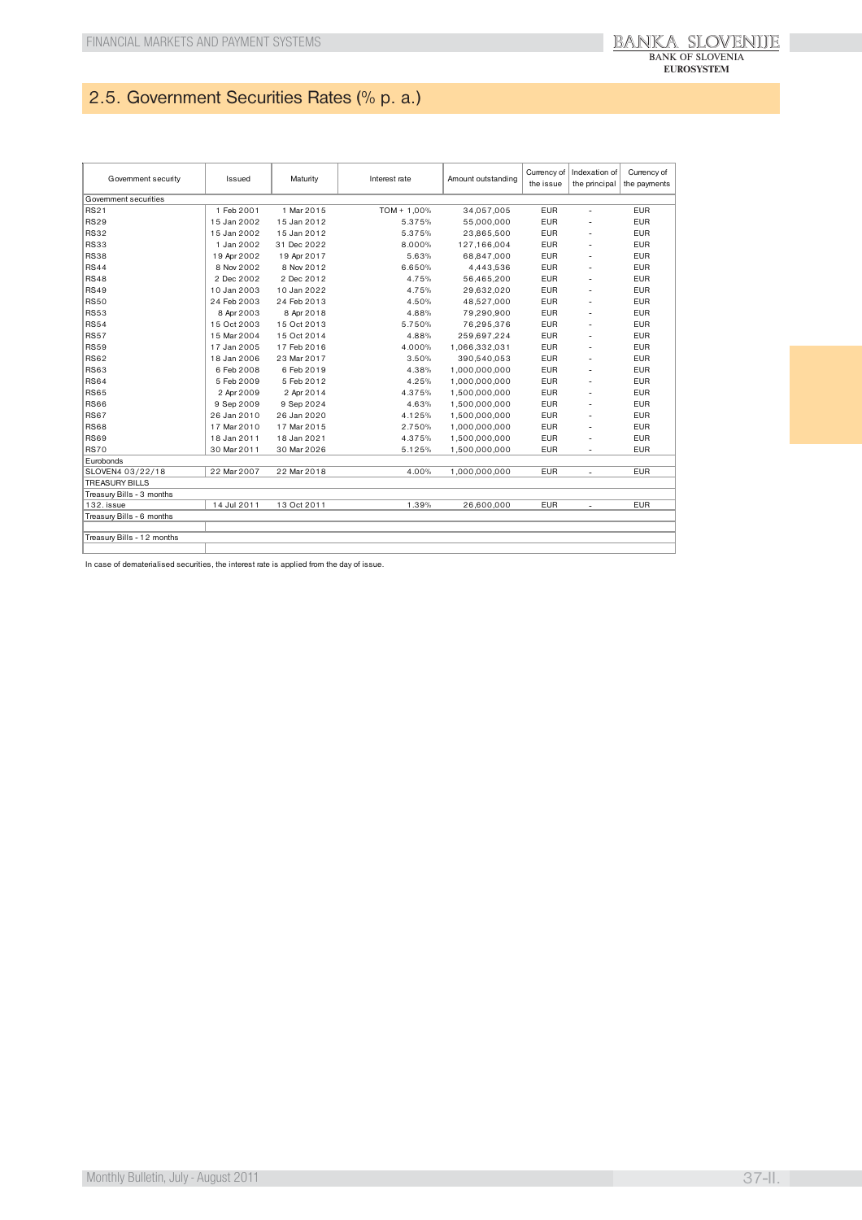## 2.5. Government Securities Rates (% p. a.)

| Government security | Issued | Maturity | Interest rate | Amount outstanding | Currency of the issue | Indexation of the principal | Currency of the payments |
|---|---|---|---|---|---|---|---|
| Government securities | | | | | | | |
| RS21 | 1 Feb 2001 | 1 Mar 2015 | TOM + 1,00% | 34,057,005 | EUR | - | EUR |
| RS29 | 15 Jan 2002 | 15 Jan 2012 | 5.375% | 55,000,000 | EUR | - | EUR |
| RS32 | 15 Jan 2002 | 15 Jan 2012 | 5.375% | 23,865,500 | EUR | - | EUR |
| RS33 | 1 Jan 2002 | 31 Dec 2022 | 8.000% | 127,166,004 | EUR | - | EUR |
| RS38 | 19 Apr 2002 | 19 Apr 2017 | 5.63% | 68,847,000 | EUR | - | EUR |
| RS44 | 8 Nov 2002 | 8 Nov 2012 | 6.650% | 4,443,536 | EUR | - | EUR |
| RS48 | 2 Dec 2002 | 2 Dec 2012 | 4.75% | 56,465,200 | EUR | - | EUR |
| RS49 | 10 Jan 2003 | 10 Jan 2022 | 4.75% | 29,632,020 | EUR | - | EUR |
| RS50 | 24 Feb 2003 | 24 Feb 2013 | 4.50% | 48,527,000 | EUR | - | EUR |
| RS53 | 8 Apr 2003 | 8 Apr 2018 | 4.88% | 79,290,900 | EUR | - | EUR |
| RS54 | 15 Oct 2003 | 15 Oct 2013 | 5.750% | 76,295,376 | EUR | - | EUR |
| RS57 | 15 Mar 2004 | 15 Oct 2014 | 4.88% | 259,697,224 | EUR | - | EUR |
| RS59 | 17 Jan 2005 | 17 Feb 2016 | 4.000% | 1,066,332,031 | EUR | - | EUR |
| RS62 | 18 Jan 2006 | 23 Mar 2017 | 3.50% | 390,540,053 | EUR | - | EUR |
| RS63 | 6 Feb 2008 | 6 Feb 2019 | 4.38% | 1,000,000,000 | EUR | - | EUR |
| RS64 | 5 Feb 2009 | 5 Feb 2012 | 4.25% | 1,000,000,000 | EUR | - | EUR |
| RS65 | 2 Apr 2009 | 2 Apr 2014 | 4.375% | 1,500,000,000 | EUR | - | EUR |
| RS66 | 9 Sep 2009 | 9 Sep 2024 | 4.63% | 1,500,000,000 | EUR | - | EUR |
| RS67 | 26 Jan 2010 | 26 Jan 2020 | 4.125% | 1,500,000,000 | EUR | - | EUR |
| RS68 | 17 Mar 2010 | 17 Mar 2015 | 2.750% | 1,000,000,000 | EUR | - | EUR |
| RS69 | 18 Jan 2011 | 18 Jan 2021 | 4.375% | 1,500,000,000 | EUR | - | EUR |
| RS70 | 30 Mar 2011 | 30 Mar 2026 | 5.125% | 1,500,000,000 | EUR | - | EUR |
| Eurobonds | | | | | | | |
| SLOVEN4 03/22/18 | 22 Mar 2007 | 22 Mar 2018 | 4.00% | 1,000,000,000 | EUR | - | EUR |
| TREASURY BILLS | | | | | | | |
| Treasury Bills - 3 months | | | | | | | |
| 132. issue | 14 Jul 2011 | 13 Oct 2011 | 1.39% | 26,600,000 | EUR | - | EUR |
| Treasury Bills - 6 months | | | | | | | |
| | | | | | | | |
| Treasury Bills - 12 months | | | | | | | |
| | | | | | | | |

In case of dematerialised securities, the interest rate is applied from the day of issue.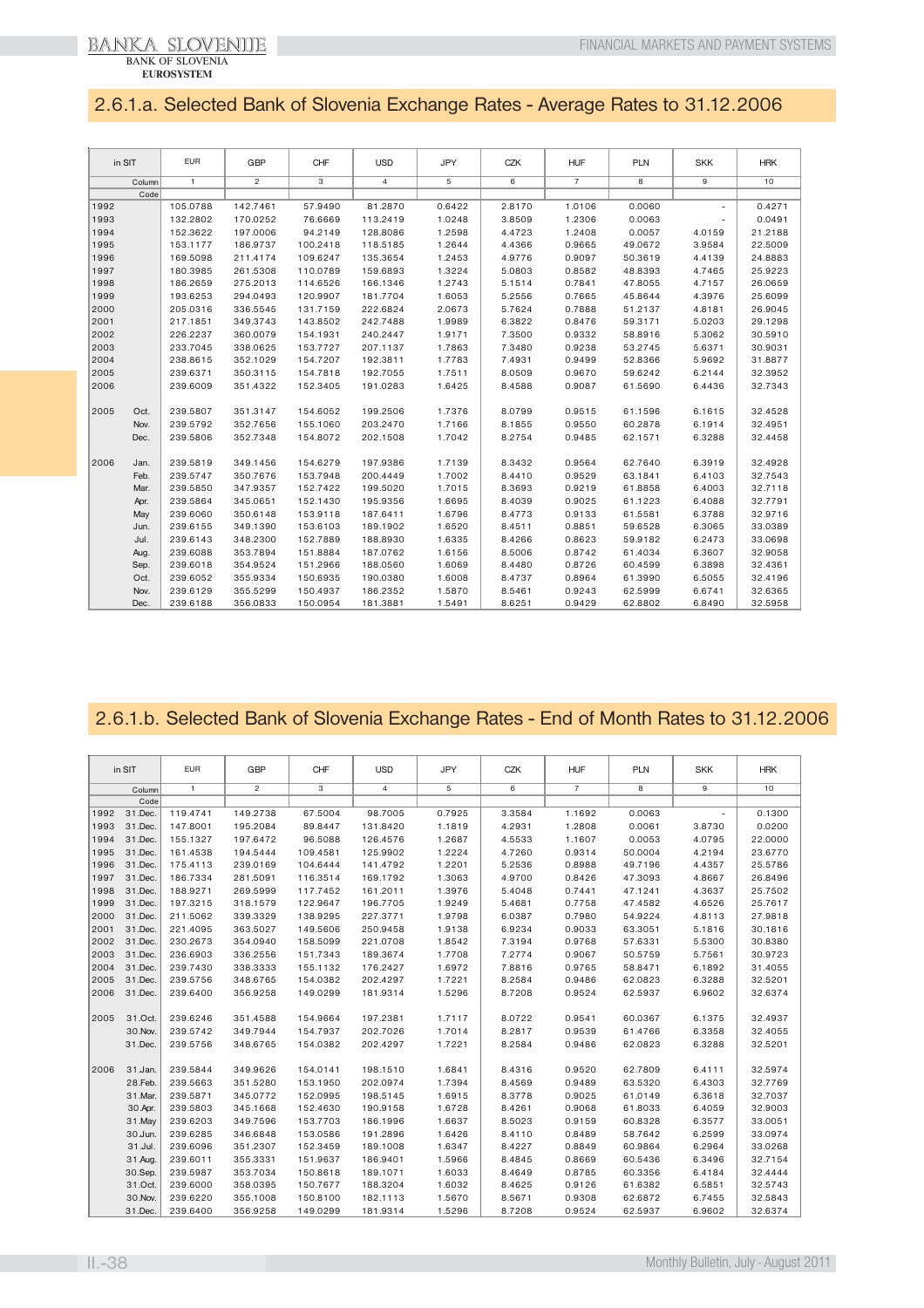## 2.6.1.a. Selected Bank of Slovenia Exchange Rates - Average Rates to 31.12.2006

| in SIT | | EUR | GBP | CHF | USD | JPY | CZK | HUF | PLN | SKK | HRK |
|---|---|---|---|---|---|---|---|---|---|---|---|
| | Column | 1 | 2 | 3 | 4 | 5 | 6 | 7 | 8 | 9 | 10 |
| | Code | | | | | | | | | | |
| 1992 | | 105.0788 | 142.7461 | 57.9490 | 81.2870 | 0.6422 | 2.8170 | 1.0106 | 0.0060 | - | 0.4271 |
| 1993 | | 132.2802 | 170.0252 | 76.6669 | 113.2419 | 1.0248 | 3.8509 | 1.2306 | 0.0063 | - | 0.0491 |
| 1994 | | 152.3622 | 197.0006 | 94.2149 | 128.8086 | 1.2598 | 4.4723 | 1.2408 | 0.0057 | 4.0159 | 21.2188 |
| 1995 | | 153.1177 | 186.9737 | 100.2418 | 118.5185 | 1.2644 | 4.4366 | 0.9665 | 49.0672 | 3.9584 | 22.5009 |
| 1996 | | 169.5098 | 211.4174 | 109.6247 | 135.3654 | 1.2453 | 4.9776 | 0.9097 | 50.3619 | 4.4139 | 24.8883 |
| 1997 | | 180.3985 | 261.5308 | 110.0789 | 159.6893 | 1.3224 | 5.0803 | 0.8582 | 48.8393 | 4.7465 | 25.9223 |
| 1998 | | 186.2659 | 275.2013 | 114.6526 | 166.1346 | 1.2743 | 5.1514 | 0.7841 | 47.8055 | 4.7157 | 26.0659 |
| 1999 | | 193.6253 | 294.0493 | 120.9907 | 181.7704 | 1.6053 | 5.2556 | 0.7665 | 45.8644 | 4.3976 | 25.6099 |
| 2000 | | 205.0316 | 336.5545 | 131.7159 | 222.6824 | 2.0673 | 5.7624 | 0.7888 | 51.2137 | 4.8181 | 26.9045 |
| 2001 | | 217.1851 | 349.3743 | 143.8502 | 242.7488 | 1.9989 | 6.3822 | 0.8476 | 59.3171 | 5.0203 | 29.1298 |
| 2002 | | 226.2237 | 360.0079 | 154.1931 | 240.2447 | 1.9171 | 7.3500 | 0.9332 | 58.8916 | 5.3062 | 30.5910 |
| 2003 | | 233.7045 | 338.0625 | 153.7727 | 207.1137 | 1.7863 | 7.3480 | 0.9238 | 53.2745 | 5.6371 | 30.9031 |
| 2004 | | 238.8615 | 352.1029 | 154.7207 | 192.3811 | 1.7783 | 7.4931 | 0.9499 | 52.8366 | 5.9692 | 31.8877 |
| 2005 | | 239.6371 | 350.3115 | 154.7818 | 192.7055 | 1.7511 | 8.0509 | 0.9670 | 59.6242 | 6.2144 | 32.3952 |
| 2006 | | 239.6009 | 351.4322 | 152.3405 | 191.0283 | 1.6425 | 8.4588 | 0.9087 | 61.5690 | 6.4436 | 32.7343 |
| | | | | | | | | | | | |
| 2005 | Oct. | 239.5807 | 351.3147 | 154.6052 | 199.2506 | 1.7376 | 8.0799 | 0.9515 | 61.1596 | 6.1615 | 32.4528 |
| | Nov. | 239.5792 | 352.7656 | 155.1060 | 203.2470 | 1.7166 | 8.1855 | 0.9550 | 60.2878 | 6.1914 | 32.4951 |
| | Dec. | 239.5806 | 352.7348 | 154.8072 | 202.1508 | 1.7042 | 8.2754 | 0.9485 | 62.1571 | 6.3288 | 32.4458 |
| | | | | | | | | | | | |
| 2006 | Jan. | 239.5819 | 349.1456 | 154.6279 | 197.9386 | 1.7139 | 8.3432 | 0.9564 | 62.7640 | 6.3919 | 32.4928 |
| | Feb. | 239.5747 | 350.7676 | 153.7948 | 200.4449 | 1.7002 | 8.4410 | 0.9529 | 63.1841 | 6.4103 | 32.7543 |
| | Mar. | 239.5850 | 347.9357 | 152.7422 | 199.5020 | 1.7015 | 8.3693 | 0.9219 | 61.8858 | 6.4003 | 32.7118 |
| | Apr. | 239.5864 | 345.0651 | 152.1430 | 195.9356 | 1.6695 | 8.4039 | 0.9025 | 61.1223 | 6.4088 | 32.7791 |
| | May | 239.6060 | 350.6148 | 153.9118 | 187.6411 | 1.6796 | 8.4773 | 0.9133 | 61.5581 | 6.3788 | 32.9716 |
| | Jun. | 239.6155 | 349.1390 | 153.6103 | 189.1902 | 1.6520 | 8.4511 | 0.8851 | 59.6528 | 6.3065 | 33.0389 |
| | Jul. | 239.6143 | 348.2300 | 152.7889 | 188.8930 | 1.6335 | 8.4266 | 0.8623 | 59.9182 | 6.2473 | 33.0698 |
| | Aug. | 239.6088 | 353.7894 | 151.8884 | 187.0762 | 1.6156 | 8.5006 | 0.8742 | 61.4034 | 6.3607 | 32.9058 |
| | Sep. | 239.6018 | 354.9524 | 151.2966 | 188.0560 | 1.6069 | 8.4480 | 0.8726 | 60.4599 | 6.3898 | 32.4361 |
| | Oct. | 239.6052 | 355.9334 | 150.6935 | 190.0380 | 1.6008 | 8.4737 | 0.8964 | 61.3990 | 6.5055 | 32.4196 |
| | Nov. | 239.6129 | 355.5299 | 150.4937 | 186.2352 | 1.5870 | 8.5461 | 0.9243 | 62.5999 | 6.6741 | 32.6365 |
| | Dec. | 239.6188 | 356.0833 | 150.0954 | 181.3881 | 1.5491 | 8.6251 | 0.9429 | 62.8802 | 6.8490 | 32.5958 |

## 2.6.1.b. Selected Bank of Slovenia Exchange Rates - End of Month Rates to 31.12.2006

| in SIT | | EUR | GBP | CHF | USD | JPY | CZK | HUF | PLN | SKK | HRK |
|---|---|---|---|---|---|---|---|---|---|---|---|
| | Column | 1 | 2 | 3 | 4 | 5 | 6 | 7 | 8 | 9 | 10 |
| | Code | | | | | | | | | | |
| 1992 | 31.Dec. | 119.4741 | 149.2738 | 67.5004 | 98.7005 | 0.7925 | 3.3584 | 1.1692 | 0.0063 | - | 0.1300 |
| 1993 | 31.Dec. | 147.8001 | 195.2084 | 89.8447 | 131.8420 | 1.1819 | 4.2931 | 1.2808 | 0.0061 | 3.8730 | 0.0200 |
| 1994 | 31.Dec. | 155.1327 | 197.6472 | 96.5088 | 126.4576 | 1.2687 | 4.5533 | 1.1607 | 0.0053 | 4.0795 | 22.0000 |
| 1995 | 31.Dec. | 161.4538 | 194.5444 | 109.4581 | 125.9902 | 1.2224 | 4.7260 | 0.9314 | 50.0004 | 4.2194 | 23.6770 |
| 1996 | 31.Dec. | 175.4113 | 239.0169 | 104.6444 | 141.4792 | 1.2201 | 5.2536 | 0.8988 | 49.7196 | 4.4357 | 25.5786 |
| 1997 | 31.Dec. | 186.7334 | 281.5091 | 116.3514 | 169.1792 | 1.3063 | 4.9700 | 0.8426 | 47.3093 | 4.8667 | 26.8496 |
| 1998 | 31.Dec. | 188.9271 | 269.5999 | 117.7452 | 161.2011 | 1.3976 | 5.4048 | 0.7441 | 47.1241 | 4.3637 | 25.7502 |
| 1999 | 31.Dec. | 197.3215 | 318.1579 | 122.9647 | 196.7705 | 1.9249 | 5.4681 | 0.7758 | 47.4582 | 4.6526 | 25.7617 |
| 2000 | 31.Dec. | 211.5062 | 339.3329 | 138.9295 | 227.3771 | 1.9798 | 6.0387 | 0.7980 | 54.9224 | 4.8113 | 27.9818 |
| 2001 | 31.Dec. | 221.4095 | 363.5027 | 149.5606 | 250.9458 | 1.9138 | 6.9234 | 0.9033 | 63.3051 | 5.1816 | 30.1816 |
| 2002 | 31.Dec. | 230.2673 | 354.0940 | 158.5099 | 221.0708 | 1.8542 | 7.3194 | 0.9768 | 57.6331 | 5.5300 | 30.8380 |
| 2003 | 31.Dec. | 236.6903 | 336.2556 | 151.7343 | 189.3674 | 1.7708 | 7.2774 | 0.9067 | 50.5759 | 5.7561 | 30.9723 |
| 2004 | 31.Dec. | 239.7430 | 338.3333 | 155.1132 | 176.2427 | 1.6972 | 7.8816 | 0.9765 | 58.8471 | 6.1892 | 31.4055 |
| 2005 | 31.Dec. | 239.5756 | 348.6765 | 154.0382 | 202.4297 | 1.7221 | 8.2584 | 0.9486 | 62.0823 | 6.3288 | 32.5201 |
| 2006 | 31.Dec. | 239.6400 | 356.9258 | 149.0299 | 181.9314 | 1.5296 | 8.7208 | 0.9524 | 62.5937 | 6.9602 | 32.6374 |
| | | | | | | | | | | | |
| 2005 | 31.Oct. | 239.6246 | 351.4588 | 154.9664 | 197.2381 | 1.7117 | 8.0722 | 0.9541 | 60.0367 | 6.1375 | 32.4937 |
| | 30.Nov. | 239.5742 | 349.7944 | 154.7937 | 202.7900 | 1.7014 | 8.2817 | 0.9539 | 61.4766 | 6.3358 | 32.4055 |
| | 31.Dec. | 239.5756 | 348.6765 | 154.0382 | 202.4297 | 1.7221 | 8.2584 | 0.9486 | 62.0823 | 6.3288 | 32.5201 |
| | | | | | | | | | | | |
| 2006 | 31.Jan. | 239.5844 | 349.9626 | 154.0141 | 198.1510 | 1.6841 | 8.4316 | 0.9520 | 62.7809 | 6.4111 | 32.5974 |
| | 28.Feb. | 239.5663 | 351.5280 | 153.1950 | 202.0974 | 1.7394 | 8.4569 | 0.9489 | 63.5320 | 6.4303 | 32.7769 |
| | 31.Mar. | 239.5871 | 345.0772 | 152.0995 | 198.5145 | 1.6915 | 8.3778 | 0.9025 | 61.0149 | 6.3618 | 32.7037 |
| | 30.Apr. | 239.5803 | 345.1668 | 152.4630 | 190.9158 | 1.6728 | 8.4261 | 0.9068 | 61.8033 | 6.4059 | 32.9003 |
| | 31.May | 239.6203 | 349.7596 | 153.7703 | 186.1996 | 1.6637 | 8.5023 | 0.9159 | 60.8328 | 6.3577 | 33.0051 |
| | 30.Jun. | 239.6285 | 346.6848 | 153.0586 | 191.2896 | 1.6426 | 8.4110 | 0.8489 | 58.7642 | 6.2599 | 33.0974 |
| | 31.Jul. | 239.6096 | 351.2307 | 152.3459 | 189.1008 | 1.6347 | 8.4227 | 0.8849 | 60.9864 | 6.2964 | 33.0268 |
| | 31.Aug. | 239.6011 | 355.3331 | 151.9637 | 186.9401 | 1.5966 | 8.4845 | 0.8669 | 60.5436 | 6.3496 | 32.7154 |
| | 30.Sep. | 239.5987 | 353.7034 | 150.8618 | 189.1071 | 1.6033 | 8.4649 | 0.8785 | 60.3356 | 6.4184 | 32.4444 |
| | 31.Oct. | 239.6000 | 358.0395 | 150.7677 | 188.3204 | 1.6032 | 8.4625 | 0.9126 | 61.6382 | 6.5851 | 32.5743 |
| | 30.Nov. | 239.6220 | 355.1008 | 150.8100 | 182.1113 | 1.5670 | 8.5671 | 0.9308 | 62.6872 | 6.7455 | 32.5843 |
| | 31.Dec. | 239.6400 | 356.9258 | 149.0299 | 181.9314 | 1.5296 | 8.7208 | 0.9524 | 62.5937 | 6.9602 | 32.6374 |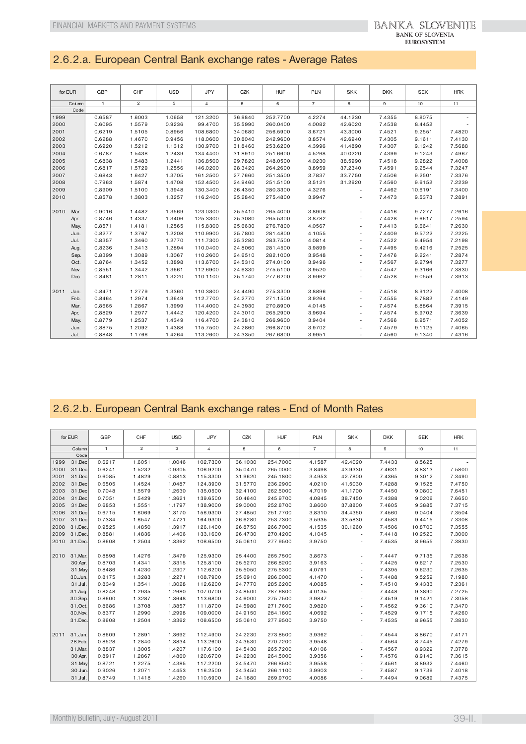## 2.6.2.a. European Central Bank exchange rates - Average Rates

| for EUR | | GBP | CHF | USD | JPY | CZK | HUF | PLN | SKK | DKK | SEK | HRK |
|---|---|---|---|---|---|---|---|---|---|---|---|---|
| | Column | 1 | 2 | 3 | 4 | 5 | 6 | 7 | 8 | 9 | 10 | 11 |
| | Code | | | | | | | | | | | |
| 1999 | | 0.6587 | 1.6003 | 1.0658 | 121.3200 | 36.8840 | 252.7700 | 4.2274 | 44.1230 | 7.4355 | 8.8075 | - |
| 2000 | | 0.6095 | 1.5579 | 0.9236 | 99.4700 | 35.5990 | 260.0400 | 4.0082 | 42.6020 | 7.4538 | 8.4452 | - |
| 2001 | | 0.6219 | 1.5105 | 0.8956 | 108.6800 | 34.0680 | 256.5900 | 3.6721 | 43.3000 | 7.4521 | 9.2551 | 7.4820 |
| 2002 | | 0.6288 | 1.4670 | 0.9456 | 118.0600 | 30.8040 | 242.9600 | 3.8574 | 42.6940 | 7.4305 | 9.1611 | 7.4130 |
| 2003 | | 0.6920 | 1.5212 | 1.1312 | 130.9700 | 31.8460 | 253.6200 | 4.3996 | 41.4890 | 7.4307 | 9.1242 | 7.5688 |
| 2004 | | 0.6787 | 1.5438 | 1.2439 | 134.4400 | 31.8910 | 251.6600 | 4.5268 | 40.0220 | 7.4399 | 9.1243 | 7.4967 |
| 2005 | | 0.6838 | 1.5483 | 1.2441 | 136.8500 | 29.7820 | 248.0500 | 4.0230 | 38.5990 | 7.4518 | 9.2822 | 7.4008 |
| 2006 | | 0.6817 | 1.5729 | 1.2556 | 146.0200 | 28.3420 | 264.2600 | 3.8959 | 37.2340 | 7.4591 | 9.2544 | 7.3247 |
| 2007 | | 0.6843 | 1.6427 | 1.3705 | 161.2500 | 27.7660 | 251.3500 | 3.7837 | 33.7750 | 7.4506 | 9.2501 | 7.3376 |
| 2008 | | 0.7963 | 1.5874 | 1.4708 | 152.4500 | 24.9460 | 251.5100 | 3.5121 | 31.2620 | 7.4560 | 9.6152 | 7.2239 |
| 2009 | | 0.8909 | 1.5100 | 1.3948 | 130.3400 | 26.4350 | 280.3300 | 4.3276 | - | 7.4462 | 10.6191 | 7.3400 |
| 2010 | | 0.8578 | 1.3803 | 1.3257 | 116.2400 | 25.2840 | 275.4800 | 3.9947 | - | 7.4473 | 9.5373 | 7.2891 |
| 2010 | Mar. | 0.9016 | 1.4482 | 1.3569 | 123.0300 | 25.5410 | 265.4000 | 3.8906 | - | 7.4416 | 9.7277 | 7.2616 |
| | Apr. | 0.8746 | 1.4337 | 1.3406 | 125.3300 | 25.3080 | 265.5300 | 3.8782 | - | 7.4428 | 9.6617 | 7.2594 |
| | May. | 0.8571 | 1.4181 | 1.2565 | 115.8300 | 25.6630 | 276.7800 | 4.0567 | - | 7.4413 | 9.6641 | 7.2630 |
| | Jun. | 0.8277 | 1.3767 | 1.2208 | 110.9900 | 25.7800 | 281.4800 | 4.1055 | - | 7.4409 | 9.5722 | 7.2225 |
| | Jul. | 0.8357 | 1.3460 | 1.2770 | 111.7300 | 25.3280 | 283.7500 | 4.0814 | - | 7.4522 | 9.4954 | 7.2198 |
| | Aug. | 0.8236 | 1.3413 | 1.2894 | 110.0400 | 24.8060 | 281.4500 | 3.9899 | - | 7.4495 | 9.4216 | 7.2525 |
| | Sep. | 0.8399 | 1.3089 | 1.3067 | 110.2600 | 24.6510 | 282.1000 | 3.9548 | - | 7.4476 | 9.2241 | 7.2874 |
| | Oct. | 0.8764 | 1.3452 | 1.3898 | 113.6700 | 24.5310 | 274.0100 | 3.9496 | - | 7.4567 | 9.2794 | 7.3277 |
| | Nov. | 0.8551 | 1.3442 | 1.3661 | 112.6900 | 24.6330 | 275.5000 | 3.9520 | - | 7.4547 | 9.3166 | 7.3830 |
| | Dec | 0.8481 | 1.2811 | 1.3220 | 110.1100 | 25.1740 | 277.6200 | 3.9962 | - | 7.4528 | 9.0559 | 7.3913 |
| 2011 | Jan. | 0.8471 | 1.2779 | 1.3360 | 110.3800 | 24.4490 | 275.3300 | 3.8896 | - | 7.4518 | 8.9122 | 7.4008 |
| | Feb. | 0.8464 | 1.2974 | 1.3649 | 112.7700 | 24.2770 | 271.1500 | 3.9264 | - | 7.4555 | 8.7882 | 7.4149 |
| | Mar. | 0.8665 | 1.2867 | 1.3999 | 114.4000 | 24.3930 | 270.8900 | 4.0145 | - | 7.4574 | 8.8864 | 7.3915 |
| | Apr. | 0.8829 | 1.2977 | 1.4442 | 120.4200 | 24.3010 | 265.2900 | 3.9694 | - | 7.4574 | 8.9702 | 7.3639 |
| | May. | 0.8779 | 1.2537 | 1.4349 | 116.4700 | 24.3810 | 266.9600 | 3.9404 | - | 7.4566 | 8.9571 | 7.4052 |
| | Jun. | 0.8875 | 1.2092 | 1.4388 | 115.7500 | 24.2860 | 266.8700 | 3.9702 | - | 7.4579 | 9.1125 | 7.4065 |
| | Jul. | 0.8848 | 1.1766 | 1.4264 | 113.2600 | 24.3350 | 267.6800 | 3.9951 | - | 7.4560 | 9.1340 | 7.4316 |

## 2.6.2.b. European Central Bank exchange rates - End of Month Rates

| for EUR | | GBP | CHF | USD | JPY | CZK | HUF | PLN | SKK | DKK | SEK | HRK |
|---|---|---|---|---|---|---|---|---|---|---|---|---|
| | Column | 1 | 2 | 3 | 4 | 5 | 6 | 7 | 8 | 9 | 10 | 11 |
| | Code | | | | | | | | | | | |
| 1999 | 31.Dec | 0.6217 | 1.6051 | 1.0046 | 102.7300 | 36.1030 | 254.7000 | 4.1587 | 42.4020 | 7.4433 | 8.5625 | - |
| 2000 | 31.Dec | 0.6241 | 1.5232 | 0.9305 | 106.9200 | 35.0470 | 265.0000 | 3.8498 | 43.9330 | 7.4631 | 8.8313 | 7.5800 |
| 2001 | 31.Dec | 0.6085 | 1.4829 | 0.8813 | 115.3300 | 31.9620 | 245.1800 | 3.4953 | 42.7800 | 7.4365 | 9.3012 | 7.3490 |
| 2002 | 31.Dec | 0.6505 | 1.4524 | 1.0487 | 124.3900 | 31.5770 | 236.2900 | 4.0210 | 41.5030 | 7.4288 | 9.1528 | 7.4750 |
| 2003 | 31.Dec | 0.7048 | 1.5579 | 1.2630 | 135.0500 | 32.4100 | 262.5000 | 4.7019 | 41.1700 | 7.4450 | 9.0800 | 7.6451 |
| 2004 | 31.Dec | 0.7051 | 1.5429 | 1.3621 | 139.6500 | 30.4640 | 245.9700 | 4.0845 | 38.7450 | 7.4388 | 9.0206 | 7.6650 |
| 2005 | 31.Dec | 0.6853 | 1.5551 | 1.1797 | 138.9000 | 29.0000 | 252.8700 | 3.8600 | 37.8800 | 7.4605 | 9.3885 | 7.3715 |
| 2006 | 31.Dec | 0.6715 | 1.6069 | 1.3170 | 156.9300 | 27.4850 | 251.7700 | 3.8310 | 34.4350 | 7.4560 | 9.0404 | 7.3504 |
| 2007 | 31.Dec | 0.7334 | 1.6547 | 1.4721 | 164.9300 | 26.6280 | 253.7300 | 3.5935 | 33.5830 | 7.4583 | 9.4415 | 7.3308 |
| 2008 | 31.Dec. | 0.9525 | 1.4850 | 1.3917 | 126.1400 | 26.8750 | 266.7000 | 4.1535 | 30.1260 | 7.4506 | 10.8700 | 7.3555 |
| 2009 | 31.Dec. | 0.8881 | 1.4836 | 1.4406 | 133.1600 | 26.4730 | 270.4200 | 4.1045 | - | 7.4418 | 10.2520 | 7.3000 |
| 2010 | 31.Dec. | 0.8608 | 1.2504 | 1.3362 | 108.6500 | 25.0610 | 277.9500 | 3.9750 | - | 7.4535 | 8.9655 | 7.3830 |
| 2010 | 31.Mar. | 0.8898 | 1.4276 | 1.3479 | 125.9300 | 25.4400 | 265.7500 | 3.8673 | - | 7.4447 | 9.7135 | 7.2638 |
| | 30.Apr. | 0.8703 | 1.4341 | 1.3315 | 125.8100 | 25.5270 | 266.8200 | 3.9163 | - | 7.4425 | 9.6217 | 7.2530 |
| | 31.May | 0.8486 | 1.4230 | 1.2307 | 112.6200 | 25.5050 | 275.5300 | 4.0791 | - | 7.4395 | 9.6230 | 7.2635 |
| | 30.Jun. | 0.8175 | 1.3283 | 1.2271 | 108.7900 | 25.6910 | 286.0000 | 4.1470 | - | 7.4488 | 9.5259 | 7.1980 |
| | 31.Jul. | 0.8349 | 1.3541 | 1.3028 | 112.6200 | 24.7770 | 285.6200 | 4.0085 | - | 7.4510 | 9.4333 | 7.2361 |
| | 31.Aug. | 0.8248 | 1.2935 | 1.2680 | 107.0700 | 24.8500 | 287.6800 | 4.0135 | - | 7.4448 | 9.3890 | 7.2725 |
| | 30.Sep. | 0.8600 | 1.3287 | 1.3648 | 113.6800 | 24.6000 | 275.7500 | 3.9847 | - | 7.4519 | 9.1421 | 7.3058 |
| | 31.Oct. | 0.8686 | 1.3708 | 1.3857 | 111.8700 | 24.5980 | 271.7600 | 3.9820 | - | 7.4562 | 9.3610 | 7.3470 |
| | 30.Nov. | 0.8377 | 1.2990 | 1.2998 | 109.0000 | 24.9150 | 284.1800 | 4.0692 | - | 7.4529 | 9.1715 | 7.4260 |
| | 31.Dec. | 0.8608 | 1.2504 | 1.3362 | 108.6500 | 25.0610 | 277.9500 | 3.9750 | - | 7.4535 | 8.9655 | 7.3830 |
| 2011 | 31.Jan. | 0.8609 | 1.2891 | 1.3692 | 112.4900 | 24.2230 | 273.8500 | 3.9362 | - | 7.4544 | 8.8670 | 7.4171 |
| | 28.Feb. | 0.8528 | 1.2840 | 1.3834 | 113.2600 | 24.3530 | 270.7200 | 3.9548 | - | 7.4564 | 8.7445 | 7.4279 |
| | 31.Mar. | 0.8837 | 1.3005 | 1.4207 | 117.6100 | 24.5430 | 265.7200 | 4.0106 | - | 7.4567 | 8.9329 | 7.3778 |
| | 30.Apr. | 0.8917 | 1.2867 | 1.4860 | 120.6700 | 24.2230 | 264.5000 | 3.9356 | - | 7.4576 | 8.9140 | 7.3615 |
| | 31.May | 0.8721 | 1.2275 | 1.4385 | 117.2200 | 24.5470 | 266.8500 | 3.9558 | - | 7.4561 | 8.8932 | 7.4460 |
| | 30.Jun. | 0.9026 | 1.2071 | 1.4453 | 116.2500 | 24.3450 | 266.1100 | 3.9903 | - | 7.4587 | 9.1739 | 7.4018 |
| | 31.Jul. | 0.8749 | 1.1418 | 1.4260 | 110.5900 | 24.1880 | 269.9700 | 4.0086 | - | 7.4494 | 9.0689 | 7.4375 |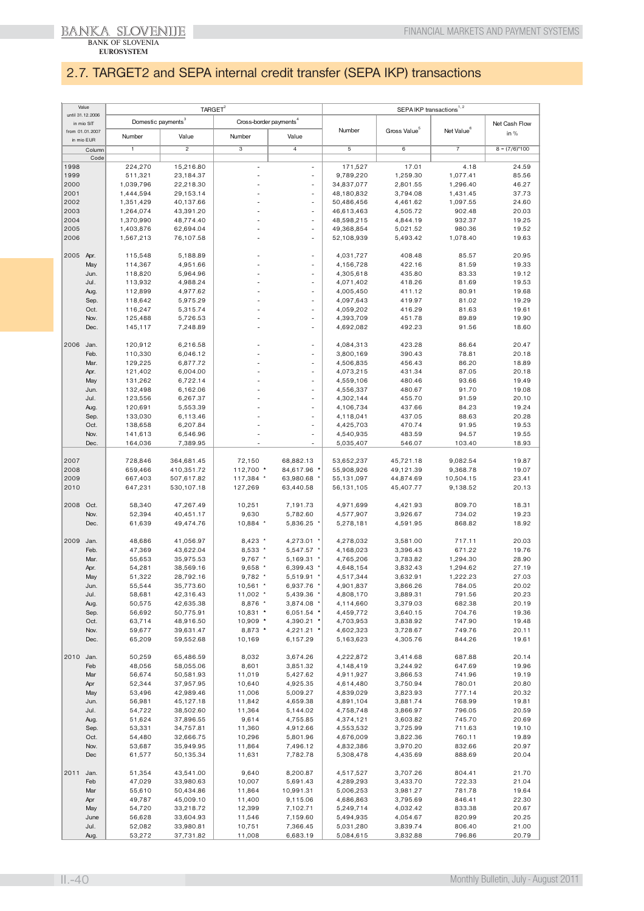## 2.7. TARGET2 and SEPA internal credit transfer (SEPA IKP) transactions

| Value until 31.12.2006 in mio SIT from 01.01.2007 in mio EUR | | TARGET[2] | | | | SEPA IKP transactions[1,2] | | | |
|---|---|---|---|---|---|---|---|---|---|
| | | Domestic payments[3] | | Cross-border payments[4] | | Number | Gross Value[5] | Net Value[6] | Net Cash Flow in % |
| | | Number | Value | Number | Value | | | | |
| Column | | 1 | 2 | 3 | 4 | 5 | 6 | 7 | 8 = (7/6)*100 |
| Code | | | | | | | | | |
| 1998 | | 224,270 | 15,216.80 | - | - | 171,527 | 17.01 | 4.18 | 24.59 |
| 1999 | | 511,321 | 23,184.37 | - | - | 9,789,220 | 1,259.30 | 1,077.41 | 85.56 |
| 2000 | | 1,039,796 | 22,218.30 | - | - | 34,837,077 | 2,801.55 | 1,296.40 | 46.27 |
| 2001 | | 1,444,594 | 29,153.14 | - | - | 48,180,832 | 3,794.08 | 1,431.45 | 37.73 |
| 2002 | | 1,351,429 | 40,137.66 | - | - | 50,486,456 | 4,461.62 | 1,097.55 | 24.60 |
| 2003 | | 1,264,074 | 43,391.20 | - | - | 46,613,463 | 4,505.72 | 902.48 | 20.03 |
| 2004 | | 1,370,990 | 48,774.40 | - | - | 48,598,215 | 4,844.19 | 932.37 | 19.25 |
| 2005 | | 1,403,876 | 62,694.04 | - | - | 49,368,854 | 5,021.52 | 980.36 | 19.52 |
| 2006 | | 1,567,213 | 76,107.58 | - | - | 52,108,939 | 5,493.42 | 1,078.40 | 19.63 |
| 2005 | Apr. | 115,548 | 5,188.89 | - | - | 4,031,727 | 408.48 | 85.57 | 20.95 |
| | May | 114,367 | 4,951.66 | - | - | 4,156,728 | 422.16 | 81.59 | 19.33 |
| | Jun. | 118,820 | 5,964.96 | - | - | 4,305,618 | 435.80 | 83.33 | 19.12 |
| | Jul. | 113,932 | 4,988.24 | - | - | 4,071,402 | 418.26 | 81.69 | 19.53 |
| | Aug. | 112,899 | 4,977.62 | - | - | 4,005,450 | 411.12 | 80.91 | 19.68 |
| | Sep. | 118,642 | 5,975.29 | - | - | 4,097,643 | 419.97 | 81.02 | 19.29 |
| | Oct. | 116,247 | 5,315.74 | - | - | 4,059,202 | 416.29 | 81.63 | 19.61 |
| | Nov. | 125,488 | 5,726.53 | - | - | 4,393,709 | 451.78 | 89.89 | 19.90 |
| | Dec. | 145,117 | 7,248.89 | - | - | 4,692,082 | 492.23 | 91.56 | 18.60 |
| 2006 | Jan. | 120,912 | 6,216.58 | - | - | 4,084,313 | 423.28 | 86.64 | 20.47 |
| | Feb. | 110,330 | 6,046.12 | - | - | 3,800,169 | 390.43 | 78.81 | 20.18 |
| | Mar. | 129,225 | 6,877.72 | - | - | 4,506,835 | 456.43 | 86.20 | 18.89 |
| | Apr. | 121,402 | 6,004.00 | - | - | 4,073,215 | 431.34 | 87.05 | 20.18 |
| | May | 131,262 | 6,722.14 | - | - | 4,559,106 | 480.46 | 93.66 | 19.49 |
| | Jun. | 132,498 | 6,162.06 | - | - | 4,556,337 | 480.67 | 91.70 | 19.08 |
| | Jul. | 123,556 | 6,267.37 | - | - | 4,302,144 | 455.70 | 91.59 | 20.10 |
| | Aug. | 120,691 | 5,553.39 | - | - | 4,106,734 | 437.66 | 84.23 | 19.24 |
| | Sep. | 133,030 | 6,113.46 | - | - | 4,118,041 | 437.05 | 88.63 | 20.28 |
| | Oct. | 138,658 | 6,207.84 | - | - | 4,425,703 | 470.74 | 91.95 | 19.53 |
| | Nov. | 141,613 | 6,546.96 | - | - | 4,540,935 | 483.59 | 94.57 | 19.55 |
| | Dec. | 164,036 | 7,389.95 | - | - | 5,035,407 | 546.07 | 103.40 | 18.93 |
| 2007 | | 728,846 | 364,681.45 | 72,150 | 68,882.13 | 53,652,237 | 45,721.18 | 9,082.54 | 19.87 |
| 2008 | | 659,466 | 410,351.72 | 112,700 * | 84,617.96 * | 55,908,926 | 49,121.39 | 9,368.78 | 19.07 |
| 2009 | | 667,403 | 507,617.82 | 117,384 * | 63,980.68 * | 55,131,097 | 44,874.69 | 10,504.15 | 23.41 |
| 2010 | | 647,231 | 530,107.18 | 127,269 | 63,440.58 | 56,131,105 | 45,407.77 | 9,138.52 | 20.13 |
| 2008 | Oct. | 58,340 | 47,267.49 | 10,251 | 7,191.73 | 4,971,699 | 4,421.93 | 809.70 | 18.31 |
| | Nov. | 52,394 | 40,451.17 | 9,630 | 5,782.60 | 4,577,907 | 3,926.67 | 734.02 | 19.23 |
| | Dec. | 61,639 | 49,474.76 | 10,884 * | 5,836.25 * | 5,278,181 | 4,591.95 | 868.82 | 18.92 |
| 2009 | Jan. | 48,686 | 41,056.97 | 8,423 * | 4,273.01 * | 4,278,032 | 3,581.00 | 717.11 | 20.03 |
| | Feb. | 47,369 | 43,622.04 | 8,533 * | 5,547.57 * | 4,168,023 | 3,396.43 | 671.22 | 19.76 |
| | Mar. | 55,653 | 35,975.53 | 9,767 * | 5,169.31 * | 4,765,206 | 3,783.82 | 1,294.30 | 28.90 |
| | Apr. | 54,281 | 38,569.16 | 9,658 * | 6,399.43 * | 4,648,154 | 3,832.43 | 1,294.62 | 27.19 |
| | May | 51,322 | 28,792.16 | 9,782 * | 5,519.91 * | 4,517,344 | 3,632.91 | 1,222.23 | 27.03 |
| | Jun. | 55,544 | 35,773.60 | 10,561 * | 6,937.76 * | 4,901,837 | 3,866.26 | 784.05 | 20.02 |
| | Jul. | 58,681 | 42,316.43 | 11,002 * | 5,439.36 * | 4,808,170 | 3,889.31 | 791.56 | 20.23 |
| | Aug. | 50,575 | 42,635.38 | 8,876 * | 3,874.08 * | 4,114,660 | 3,379.03 | 682.38 | 20.19 |
| | Sep. | 56,692 | 50,775.91 | 10,831 * | 6,051.54 * | 4,459,772 | 3,640.15 | 704.76 | 19.36 |
| | Oct. | 63,714 | 48,916.50 | 10,909 * | 4,390.21 * | 4,703,953 | 3,838.92 | 747.90 | 19.48 |
| | Nov. | 59,677 | 39,631.47 | 8,873 * | 4,221.21 * | 4,602,323 | 3,728.67 | 749.76 | 20.11 |
| | Dec. | 65,209 | 59,552.68 | 10,169 | 6,157.29 | 5,163,623 | 4,305.76 | 844.26 | 19.61 |
| 2010 | Jan. | 50,259 | 65,486.59 | 8,032 | 3,674.26 | 4,222,872 | 3,414.68 | 687.88 | 20.14 |
| | Feb | 48,056 | 58,055.06 | 8,601 | 3,851.32 | 4,148,419 | 3,244.92 | 647.69 | 19.96 |
| | Mar | 56,674 | 50,581.93 | 11,019 | 5,427.62 | 4,911,927 | 3,866.53 | 741.96 | 19.19 |
| | Apr | 52,344 | 37,957.95 | 10,640 | 4,925.35 | 4,614,480 | 3,750.94 | 780.01 | 20.80 |
| | May | 53,496 | 42,989.46 | 11,006 | 5,009.27 | 4,839,029 | 3,823.93 | 777.14 | 20.32 |
| | Jun. | 56,981 | 45,127.18 | 11,842 | 4,659.38 | 4,891,104 | 3,881.74 | 768.99 | 19.81 |
| | Jul. | 54,722 | 38,502.60 | 11,364 | 5,144.02 | 4,758,748 | 3,866.97 | 796.05 | 20.59 |
| | Aug. | 51,624 | 37,896.55 | 9,614 | 4,755.85 | 4,374,121 | 3,603.82 | 745.70 | 20.69 |
| | Sep. | 53,331 | 34,757.81 | 11,360 | 4,912.66 | 4,553,532 | 3,725.99 | 711.63 | 19.10 |
| | Oct. | 54,480 | 32,666.75 | 10,296 | 5,801.96 | 4,676,009 | 3,822.36 | 760.11 | 19.89 |
| | Nov. | 53,687 | 35,949.95 | 11,864 | 7,496.12 | 4,832,386 | 3,970.20 | 832.66 | 20.97 |
| | Dec | 61,577 | 50,135.34 | 11,631 | 7,782.78 | 5,308,478 | 4,435.69 | 888.69 | 20.04 |
| 2011 | Jan. | 51,354 | 43,541.00 | 9,640 | 8,200.87 | 4,517,527 | 3,707.26 | 804.41 | 21.70 |
| | Feb | 47,029 | 33,980.63 | 10,007 | 5,691.43 | 4,289,293 | 3,433.70 | 722.33 | 21.04 |
| | Mar | 55,610 | 50,434.86 | 11,864 | 10,991.31 | 5,006,253 | 3,981.27 | 781.78 | 19.64 |
| | Apr | 49,787 | 45,009.10 | 11,400 | 9,115.06 | 4,686,863 | 3,795.69 | 846.41 | 22.30 |
| | May | 54,720 | 33,218.72 | 12,399 | 7,102.71 | 5,249,714 | 4,032.42 | 833.38 | 20.67 |
| | June | 56,628 | 33,604.93 | 11,546 | 7,159.60 | 5,494,935 | 4,054.67 | 820.99 | 20.25 |
| | Jul. | 52,082 | 33,980.81 | 10,751 | 7,366.45 | 5,031,280 | 3,839.74 | 806.40 | 21.00 |
| | Aug. | 53,272 | 37,731.82 | 11,008 | 6,683.19 | 5,084,615 | 3,832.88 | 796.86 | 20.79 |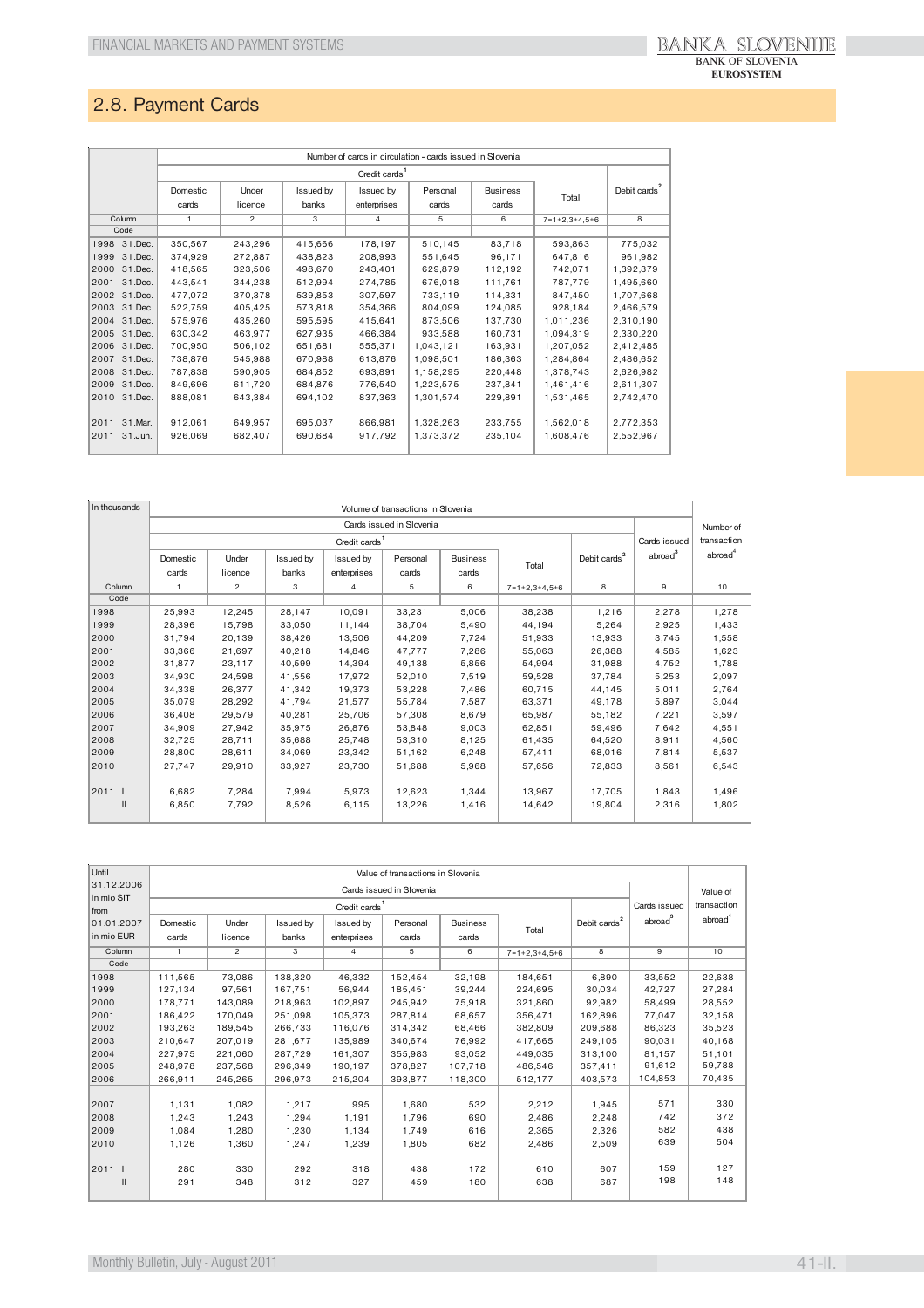## 2.8. Payment Cards

| | Number of cards in circulation - cards issued in Slovenia | | | | | | | |
|---|---|---|---|---|---|---|---|---|
| | Credit cards[1] | | | | | | | |
| | Domestic cards | Under licence | Issued by banks | Issued by enterprises | Personal cards | Business cards | Total | Debit cards[2] |
| Column | 1 | 2 | 3 | 4 | 5 | 6 | 7=1+2,3+4,5+6 | 8 |
| Code | | | | | | | | |
| 1998 31.Dec. | 350,567 | 243,296 | 415,666 | 178,197 | 510,145 | 83,718 | 593,863 | 775,032 |
| 1999 31.Dec. | 374,929 | 272,887 | 438,823 | 208,993 | 551,645 | 96,171 | 647,816 | 961,982 |
| 2000 31.Dec. | 418,565 | 323,506 | 498,670 | 243,401 | 629,879 | 112,192 | 742,071 | 1,392,379 |
| 2001 31.Dec. | 443,541 | 344,238 | 512,994 | 274,785 | 676,018 | 111,761 | 787,779 | 1,495,660 |
| 2002 31.Dec. | 477,072 | 370,378 | 539,853 | 307,597 | 733,119 | 114,331 | 847,450 | 1,707,668 |
| 2003 31.Dec. | 522,759 | 405,425 | 573,818 | 354,366 | 804,099 | 124,085 | 928,184 | 2,466,579 |
| 2004 31.Dec. | 575,976 | 435,260 | 595,595 | 415,641 | 873,506 | 137,730 | 1,011,236 | 2,310,190 |
| 2005 31.Dec. | 630,342 | 463,977 | 627,935 | 466,384 | 933,588 | 160,731 | 1,094,319 | 2,330,220 |
| 2006 31.Dec. | 700,950 | 506,102 | 651,681 | 555,371 | 1,043,121 | 163,931 | 1,207,052 | 2,412,485 |
| 2007 31.Dec. | 738,876 | 545,988 | 670,988 | 613,876 | 1,098,501 | 186,363 | 1,284,864 | 2,486,652 |
| 2008 31.Dec. | 787,838 | 590,905 | 684,852 | 693,891 | 1,158,295 | 220,448 | 1,378,743 | 2,626,982 |
| 2009 31.Dec. | 849,696 | 611,720 | 684,876 | 776,540 | 1,223,575 | 237,841 | 1,461,416 | 2,611,307 |
| 2010 31.Dec. | 888,081 | 643,384 | 694,102 | 837,363 | 1,301,574 | 229,891 | 1,531,465 | 2,742,470 |
| 2011 31.Mar. | 912,061 | 649,957 | 695,037 | 866,981 | 1,328,263 | 233,755 | 1,562,018 | 2,772,353 |
| 2011 31.Jun. | 926,069 | 682,407 | 690,684 | 917,792 | 1,373,372 | 235,104 | 1,608,476 | 2,552,967 |

| In thousands | Volume of transactions in Slovenia | | | | | | | | | Number of transaction abroad[4] |
|---|---|---|---|---|---|---|---|---|---|---|
| | Cards issued in Slovenia | | | | | | | | | |
| | Credit cards[1] | | | | | | | | Cards issued abroad[3] | |
| | Domestic cards | Under licence | Issued by banks | Issued by enterprises | Personal cards | Business cards | Total | Debit cards[2] | | |
| Column | 1 | 2 | 3 | 4 | 5 | 6 | 7=1+2,3+4,5+6 | 8 | 9 | 10 |
| Code | | | | | | | | | | |
| 1998 | 25,993 | 12,245 | 28,147 | 10,091 | 33,231 | 5,006 | 38,238 | 1,216 | 2,278 | 1,278 |
| 1999 | 28,396 | 15,798 | 33,050 | 11,144 | 38,704 | 5,490 | 44,194 | 5,264 | 2,925 | 1,433 |
| 2000 | 31,794 | 20,139 | 38,426 | 13,506 | 44,209 | 7,724 | 51,933 | 13,933 | 3,745 | 1,558 |
| 2001 | 33,366 | 21,697 | 40,218 | 14,846 | 47,777 | 7,286 | 55,063 | 26,388 | 4,585 | 1,623 |
| 2002 | 31,877 | 23,117 | 40,599 | 14,394 | 49,138 | 5,856 | 54,994 | 31,988 | 4,752 | 1,788 |
| 2003 | 34,930 | 24,598 | 41,556 | 17,972 | 52,010 | 7,519 | 59,528 | 37,784 | 5,253 | 2,097 |
| 2004 | 34,338 | 26,377 | 41,342 | 19,373 | 53,228 | 7,486 | 60,715 | 44,145 | 5,011 | 2,764 |
| 2005 | 35,079 | 28,292 | 41,794 | 21,577 | 55,784 | 7,587 | 63,371 | 49,178 | 5,897 | 3,044 |
| 2006 | 36,408 | 29,579 | 40,281 | 25,706 | 57,308 | 8,679 | 65,987 | 55,182 | 7,221 | 3,597 |
| 2007 | 34,909 | 27,942 | 35,975 | 26,876 | 53,848 | 9,003 | 62,851 | 59,496 | 7,642 | 4,551 |
| 2008 | 32,725 | 28,711 | 35,688 | 25,748 | 53,310 | 8,125 | 61,435 | 64,520 | 8,911 | 4,560 |
| 2009 | 28,800 | 28,611 | 34,069 | 23,342 | 51,162 | 6,248 | 57,411 | 68,016 | 7,814 | 5,537 |
| 2010 | 27,747 | 29,910 | 33,927 | 23,730 | 51,688 | 5,968 | 57,656 | 72,833 | 8,561 | 6,543 |
| 2011 I | 6,682 | 7,284 | 7,994 | 5,973 | 12,623 | 1,344 | 13,967 | 17,705 | 1,843 | 1,496 |
| II | 6,850 | 7,792 | 8,526 | 6,115 | 13,226 | 1,416 | 14,642 | 19,804 | 2,316 | 1,802 |

| Until 31.12.2006 in mio SIT from 01.01.2007 in mio EUR | Value of transactions in Slovenia | | | | | | | | | Value of transaction abroad[4] |
|---|---|---|---|---|---|---|---|---|---|---|
| | Cards issued in Slovenia | | | | | | | | | |
| | Credit cards[1] | | | | | | | | Cards issued abroad[3] | |
| | Domestic cards | Under licence | Issued by banks | Issued by enterprises | Personal cards | Business cards | Total | Debit cards[2] | | |
| Column | 1 | 2 | 3 | 4 | 5 | 6 | 7=1+2,3+4,5+6 | 8 | 9 | 10 |
| Code | | | | | | | | | | |
| 1998 | 111,565 | 73,086 | 138,320 | 46,332 | 152,454 | 32,198 | 184,651 | 6,890 | 33,552 | 22,638 |
| 1999 | 127,134 | 97,561 | 167,751 | 56,944 | 185,451 | 39,244 | 224,695 | 30,034 | 42,727 | 27,284 |
| 2000 | 178,771 | 143,089 | 218,963 | 102,897 | 245,942 | 75,918 | 321,860 | 92,982 | 58,499 | 28,552 |
| 2001 | 186,422 | 170,049 | 251,098 | 105,373 | 287,814 | 68,657 | 356,471 | 162,896 | 77,047 | 32,158 |
| 2002 | 193,263 | 189,545 | 266,733 | 116,076 | 314,342 | 68,466 | 382,809 | 209,688 | 86,323 | 35,523 |
| 2003 | 210,647 | 207,019 | 281,677 | 135,989 | 340,674 | 76,992 | 417,665 | 249,105 | 90,031 | 40,168 |
| 2004 | 227,975 | 221,060 | 287,729 | 161,307 | 355,983 | 93,052 | 449,035 | 313,100 | 81,157 | 51,101 |
| 2005 | 248,978 | 237,568 | 296,349 | 190,197 | 378,827 | 107,718 | 486,546 | 357,411 | 91,612 | 59,788 |
| 2006 | 266,911 | 245,265 | 296,973 | 215,204 | 393,877 | 118,300 | 512,177 | 403,573 | 104,853 | 70,435 |
| 2007 | 1,131 | 1,082 | 1,217 | 995 | 1,680 | 532 | 2,212 | 1,945 | 571 | 330 |
| 2008 | 1,243 | 1,243 | 1,294 | 1,191 | 1,796 | 690 | 2,486 | 2,248 | 742 | 372 |
| 2009 | 1,084 | 1,280 | 1,230 | 1,134 | 1,749 | 616 | 2,365 | 2,326 | 582 | 438 |
| 2010 | 1,126 | 1,360 | 1,247 | 1,239 | 1,805 | 682 | 2,486 | 2,509 | 639 | 504 |
| 2011 I | 280 | 330 | 292 | 318 | 438 | 172 | 610 | 607 | 159 | 127 |
| II | 291 | 348 | 312 | 327 | 459 | 180 | 638 | 687 | 198 | 148 |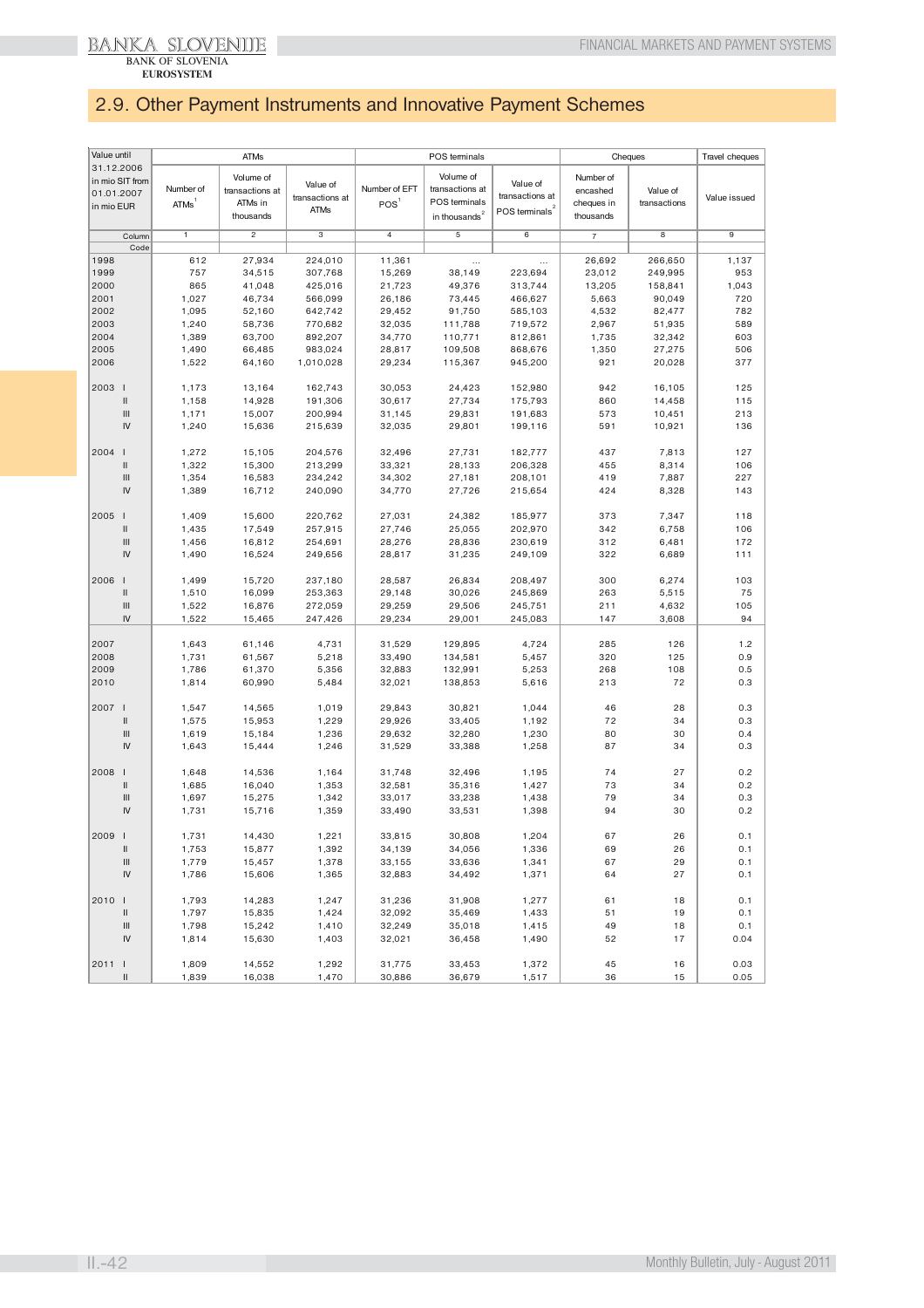## 2.9. Other Payment Instruments and Innovative Payment Schemes

| Value until 31.12.2006 in mio SIT from 01.01.2007 in mio EUR | ATMs | | | POS terminals | | | Cheques | | Travel cheques |
|---|---|---|---|---|---|---|---|---|---|
| | Number of ATMs[1] | Volume of transactions at ATMs in thousands | Value of transactions at ATMs | Number of EFT POS[1] | Volume of transactions at POS terminals in thousands[2] | Value of transactions at POS terminals[2] | Number of encashed cheques in thousands | Value of transactions | Value issued |
| Column | 1 | 2 | 3 | 4 | 5 | 6 | 7 | 8 | 9 |
| Code | | | | | | | | | |
| 1998 | 612 | 27,934 | 224,010 | 11,361 | ... | ... | 26,692 | 266,650 | 1,137 |
| 1999 | 757 | 34,515 | 307,768 | 15,269 | 38,149 | 223,694 | 23,012 | 249,995 | 953 |
| 2000 | 865 | 41,048 | 425,016 | 21,723 | 49,376 | 313,744 | 13,205 | 158,841 | 1,043 |
| 2001 | 1,027 | 46,734 | 566,099 | 26,186 | 73,445 | 466,627 | 5,663 | 90,049 | 720 |
| 2002 | 1,095 | 52,160 | 642,742 | 29,452 | 91,750 | 585,103 | 4,532 | 82,477 | 782 |
| 2003 | 1,240 | 58,736 | 770,682 | 32,035 | 111,788 | 719,572 | 2,967 | 51,935 | 589 |
| 2004 | 1,389 | 63,700 | 892,207 | 34,770 | 110,771 | 812,861 | 1,735 | 32,342 | 603 |
| 2005 | 1,490 | 66,485 | 983,024 | 28,817 | 109,508 | 868,676 | 1,350 | 27,275 | 506 |
| 2006 | 1,522 | 64,160 | 1,010,028 | 29,234 | 115,367 | 945,200 | 921 | 20,028 | 377 |
| 2003 I | 1,173 | 13,164 | 162,743 | 30,053 | 24,423 | 152,980 | 942 | 16,105 | 125 |
| II | 1,158 | 14,928 | 191,306 | 30,617 | 27,734 | 175,793 | 860 | 14,458 | 115 |
| III | 1,171 | 15,007 | 200,994 | 31,145 | 29,831 | 191,683 | 573 | 10,451 | 213 |
| IV | 1,240 | 15,636 | 215,639 | 32,035 | 29,801 | 199,116 | 591 | 10,921 | 136 |
| 2004 I | 1,272 | 15,105 | 204,576 | 32,496 | 27,731 | 182,777 | 437 | 7,813 | 127 |
| II | 1,322 | 15,300 | 213,299 | 33,321 | 28,133 | 206,328 | 455 | 8,314 | 106 |
| III | 1,354 | 16,583 | 234,242 | 34,302 | 27,181 | 208,101 | 419 | 7,887 | 227 |
| IV | 1,389 | 16,712 | 240,090 | 34,770 | 27,726 | 215,654 | 424 | 8,328 | 143 |
| 2005 I | 1,409 | 15,600 | 220,762 | 27,031 | 24,382 | 185,977 | 373 | 7,347 | 118 |
| II | 1,435 | 17,549 | 257,915 | 27,746 | 25,055 | 202,970 | 342 | 6,758 | 106 |
| III | 1,456 | 16,812 | 254,691 | 28,276 | 28,836 | 230,619 | 312 | 6,481 | 172 |
| IV | 1,490 | 16,524 | 249,656 | 28,817 | 31,235 | 249,109 | 322 | 6,689 | 111 |
| 2006 I | 1,499 | 15,720 | 237,180 | 28,587 | 26,834 | 208,497 | 300 | 6,274 | 103 |
| II | 1,510 | 16,099 | 253,363 | 29,148 | 30,026 | 245,869 | 263 | 5,515 | 75 |
| III | 1,522 | 16,876 | 272,059 | 29,259 | 29,506 | 245,751 | 211 | 4,632 | 105 |
| IV | 1,522 | 15,465 | 247,426 | 29,234 | 29,001 | 245,083 | 147 | 3,608 | 94 |
| 2007 | 1,643 | 61,146 | 4,731 | 31,529 | 129,895 | 4,724 | 285 | 126 | 1.2 |
| 2008 | 1,731 | 61,567 | 5,218 | 33,490 | 134,581 | 5,457 | 320 | 125 | 0.9 |
| 2009 | 1,786 | 61,370 | 5,356 | 32,883 | 132,991 | 5,253 | 268 | 108 | 0.5 |
| 2010 | 1,814 | 60,990 | 5,484 | 32,021 | 138,853 | 5,616 | 213 | 72 | 0.3 |
| 2007 I | 1,547 | 14,565 | 1,019 | 29,843 | 30,821 | 1,044 | 46 | 28 | 0.3 |
| II | 1,575 | 15,953 | 1,229 | 29,926 | 33,405 | 1,192 | 72 | 34 | 0.3 |
| III | 1,619 | 15,184 | 1,236 | 29,632 | 32,280 | 1,230 | 80 | 30 | 0.4 |
| IV | 1,643 | 15,444 | 1,246 | 31,529 | 33,388 | 1,258 | 87 | 34 | 0.3 |
| 2008 I | 1,648 | 14,536 | 1,164 | 31,748 | 32,496 | 1,195 | 74 | 27 | 0.2 |
| II | 1,685 | 16,040 | 1,353 | 32,581 | 35,316 | 1,427 | 73 | 34 | 0.2 |
| III | 1,697 | 15,275 | 1,342 | 33,017 | 33,238 | 1,438 | 79 | 34 | 0.3 |
| IV | 1,731 | 15,716 | 1,359 | 33,490 | 33,531 | 1,398 | 94 | 30 | 0.2 |
| 2009 I | 1,731 | 14,430 | 1,221 | 33,815 | 30,808 | 1,204 | 67 | 26 | 0.1 |
| II | 1,753 | 15,877 | 1,392 | 34,139 | 34,056 | 1,336 | 69 | 26 | 0.1 |
| III | 1,779 | 15,457 | 1,378 | 33,155 | 33,636 | 1,341 | 67 | 29 | 0.1 |
| IV | 1,786 | 15,606 | 1,365 | 32,883 | 34,492 | 1,371 | 64 | 27 | 0.1 |
| 2010 I | 1,793 | 14,283 | 1,247 | 31,236 | 31,908 | 1,277 | 61 | 18 | 0.1 |
| II | 1,797 | 15,835 | 1,424 | 32,092 | 35,469 | 1,433 | 51 | 19 | 0.1 |
| III | 1,798 | 15,242 | 1,410 | 32,249 | 35,018 | 1,415 | 49 | 18 | 0.1 |
| IV | 1,814 | 15,630 | 1,403 | 32,021 | 36,458 | 1,490 | 52 | 17 | 0.04 |
| 2011 I | 1,809 | 14,552 | 1,292 | 31,775 | 33,453 | 1,372 | 45 | 16 | 0.03 |
| II | 1,839 | 16,038 | 1,470 | 30,886 | 36,679 | 1,517 | 36 | 15 | 0.05 |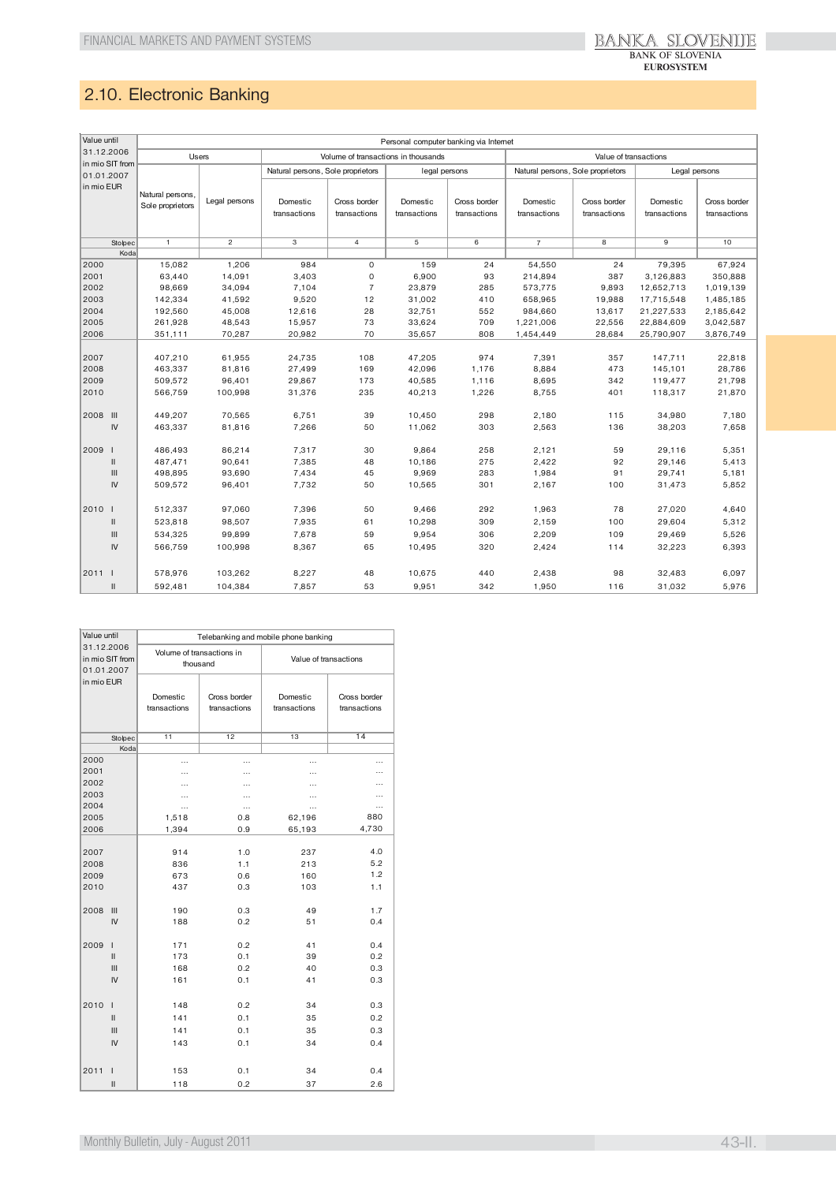## 2.10. Electronic Banking

| Value until 31.12.2006 in mio SIT from 01.01.2007 in mio EUR | | Personal computer banking via Internet | | | | | | | | | |
|---|---|---|---|---|---|---|---|---|---|---|---|
| | | Users | | Volume of transactions in thousands | | | | Value of transactions | | | |
| | | | | Natural persons, Sole proprietors | | Legal persons | | Natural persons, Sole proprietors | | Legal persons | |
| | | Natural persons, Sole proprietors | Legal persons | Domestic transactions | Cross border transactions | Domestic transactions | Cross border transactions | Domestic transactions | Cross border transactions | Domestic transactions | Cross border transactions |
| | Stolpec | 1 | 2 | 3 | 4 | 5 | 6 | 7 | 8 | 9 | 10 |
| | Koda | | | | | | | | | | |
| 2000 | | 15,082 | 1,206 | 984 | 0 | 159 | 24 | 54,550 | 24 | 79,395 | 67,924 |
| 2001 | | 63,440 | 14,091 | 3,403 | 0 | 6,900 | 93 | 214,894 | 387 | 3,126,883 | 350,888 |
| 2002 | | 98,669 | 34,094 | 7,104 | 7 | 23,879 | 285 | 573,775 | 9,893 | 12,652,713 | 1,019,139 |
| 2003 | | 142,334 | 41,592 | 9,520 | 12 | 31,002 | 410 | 658,965 | 19,988 | 17,715,548 | 1,485,185 |
| 2004 | | 192,560 | 45,008 | 12,616 | 28 | 32,751 | 552 | 984,660 | 13,617 | 21,227,533 | 2,185,642 |
| 2005 | | 261,928 | 48,543 | 15,957 | 73 | 33,624 | 709 | 1,221,006 | 22,556 | 22,884,609 | 3,042,587 |
| 2006 | | 351,111 | 70,287 | 20,982 | 70 | 35,657 | 808 | 1,454,449 | 28,684 | 25,790,907 | 3,876,749 |
| 2007 | | 407,210 | 61,955 | 24,735 | 108 | 47,205 | 974 | 7,391 | 357 | 147,711 | 22,818 |
| 2008 | | 463,337 | 81,816 | 27,499 | 169 | 42,096 | 1,176 | 8,884 | 473 | 145,101 | 28,786 |
| 2009 | | 509,572 | 96,401 | 29,867 | 173 | 40,585 | 1,116 | 8,695 | 342 | 119,477 | 21,798 |
| 2010 | | 566,759 | 100,998 | 31,376 | 235 | 40,213 | 1,226 | 8,755 | 401 | 118,317 | 21,870 |
| 2008 | III | 449,207 | 70,565 | 6,751 | 39 | 10,450 | 298 | 2,180 | 115 | 34,980 | 7,180 |
| | IV | 463,337 | 81,816 | 7,266 | 50 | 11,062 | 303 | 2,563 | 136 | 38,203 | 7,658 |
| 2009 | I | 486,493 | 86,214 | 7,317 | 30 | 9,864 | 258 | 2,121 | 59 | 29,116 | 5,351 |
| | II | 487,471 | 90,641 | 7,385 | 48 | 10,186 | 275 | 2,422 | 92 | 29,146 | 5,413 |
| | III | 498,895 | 93,690 | 7,434 | 45 | 9,969 | 283 | 1,984 | 91 | 29,741 | 5,181 |
| | IV | 509,572 | 96,401 | 7,732 | 50 | 10,565 | 301 | 2,167 | 100 | 31,473 | 5,852 |
| 2010 | I | 512,337 | 97,060 | 7,396 | 50 | 9,466 | 292 | 1,963 | 78 | 27,020 | 4,640 |
| | II | 523,818 | 98,507 | 7,935 | 61 | 10,298 | 309 | 2,159 | 100 | 29,604 | 5,312 |
| | III | 534,325 | 99,899 | 7,678 | 59 | 9,954 | 306 | 2,209 | 109 | 29,469 | 5,526 |
| | IV | 566,759 | 100,998 | 8,367 | 65 | 10,495 | 320 | 2,424 | 114 | 32,223 | 6,393 |
| 2011 | I | 578,976 | 103,262 | 8,227 | 48 | 10,675 | 440 | 2,438 | 98 | 32,483 | 6,097 |
| | II | 592,481 | 104,384 | 7,857 | 53 | 9,951 | 342 | 1,950 | 116 | 31,032 | 5,976 |

| Value until 31.12.2006 in mio SIT from 01.01.2007 in mio EUR | | Telebanking and mobile phone banking | | | |
|---|---|---|---|---|---|
| | | Volume of transactions in thousand | | Value of transactions | |
| | | Domestic transactions | Cross border transactions | Domestic transactions | Cross border transactions |
| | Stolpec | 11 | 12 | 13 | 14 |
| | Koda | | | | |
| 2000 | | ... | ... | ... | ... |
| 2001 | | ... | ... | ... | ... |
| 2002 | | ... | ... | ... | ... |
| 2003 | | ... | ... | ... | ... |
| 2004 | | ... | ... | ... | ... |
| 2005 | | 1,518 | 0.8 | 62,196 | 880 |
| 2006 | | 1,394 | 0.9 | 65,193 | 4,730 |
| 2007 | | 914 | 1.0 | 237 | 4.0 |
| 2008 | | 836 | 1.1 | 213 | 5.2 |
| 2009 | | 673 | 0.6 | 160 | 1.2 |
| 2010 | | 437 | 0.3 | 103 | 1.1 |
| 2008 | III | 190 | 0.3 | 49 | 1.7 |
| | IV | 188 | 0.2 | 51 | 0.4 |
| 2009 | I | 171 | 0.2 | 41 | 0.4 |
| | II | 173 | 0.1 | 39 | 0.2 |
| | III | 168 | 0.2 | 40 | 0.3 |
| | IV | 161 | 0.1 | 41 | 0.3 |
| 2010 | I | 148 | 0.2 | 34 | 0.3 |
| | II | 141 | 0.1 | 35 | 0.2 |
| | III | 141 | 0.1 | 35 | 0.3 |
| | IV | 143 | 0.1 | 34 | 0.4 |
| 2011 | I | 153 | 0.1 | 34 | 0.4 |
| | II | 118 | 0.2 | 37 | 2.6 |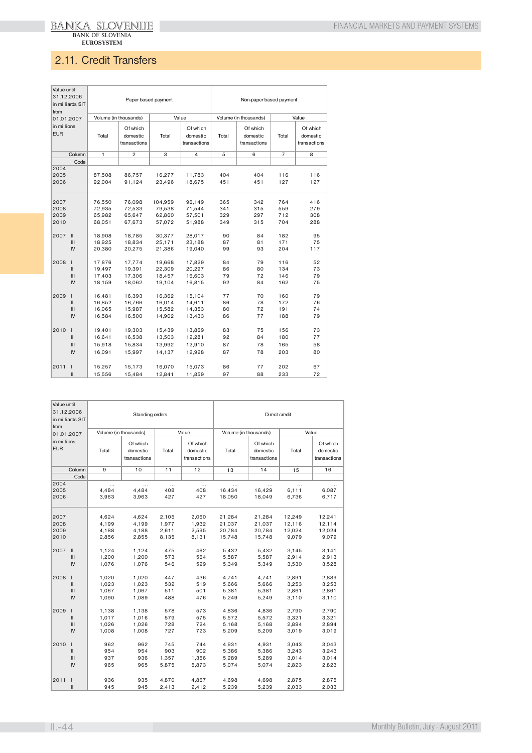## 2.11. Credit Transfers

| Value until 31.12.2006 in milliards SIT from 01.01.2007 in millions EUR | | Paper based payment | | | | Non-paper based payment | | | |
|---|---|---|---|---|---|---|---|---|---|
| | | Volume (in thousands) | | Value | | Volume (in thousands) | | Value | |
| | | Total | Of which domestic transactions | Total | Of which domestic transactions | Total | Of which domestic transactions | Total | Of which domestic transactions |
| | Column | 1 | 2 | 3 | 4 | 5 | 6 | 7 | 8 |
| | Code | | | | | | | | |
| 2004 | | ... | ... | ... | ... | ... | ... | ... | ... |
| 2005 | | 87,508 | 86,757 | 16,277 | 11,783 | 404 | 404 | 116 | 116 |
| 2006 | | 92,004 | 91,124 | 23,496 | 18,675 | 451 | 451 | 127 | 127 |
| 2007 | | 76,550 | 76,098 | 104,959 | 96,149 | 365 | 342 | 764 | 416 |
| 2008 | | 72,935 | 72,533 | 79,538 | 71,544 | 341 | 315 | 559 | 279 |
| 2009 | | 65,982 | 65,647 | 62,860 | 57,501 | 329 | 297 | 712 | 308 |
| 2010 | | 68,051 | 67,673 | 57,072 | 51,988 | 349 | 315 | 704 | 288 |
| 2007 | II | 18,908 | 18,785 | 30,377 | 28,017 | 90 | 84 | 182 | 95 |
| | III | 18,925 | 18,834 | 25,171 | 23,188 | 87 | 81 | 171 | 75 |
| | IV | 20,380 | 20,275 | 21,386 | 19,040 | 99 | 93 | 204 | 117 |
| 2008 | I | 17,876 | 17,774 | 19,668 | 17,829 | 84 | 79 | 116 | 52 |
| | II | 19,497 | 19,391 | 22,309 | 20,297 | 86 | 80 | 134 | 73 |
| | III | 17,403 | 17,306 | 18,457 | 16,603 | 79 | 72 | 146 | 79 |
| | IV | 18,159 | 18,062 | 19,104 | 16,815 | 92 | 84 | 162 | 75 |
| 2009 | I | 16,481 | 16,393 | 16,362 | 15,104 | 77 | 70 | 160 | 79 |
| | II | 16,852 | 16,766 | 16,014 | 14,611 | 86 | 78 | 172 | 76 |
| | III | 16,065 | 15,987 | 15,582 | 14,353 | 80 | 72 | 191 | 74 |
| | IV | 16,584 | 16,500 | 14,902 | 13,433 | 86 | 77 | 188 | 79 |
| 2010 | I | 19,401 | 19,303 | 15,439 | 13,869 | 83 | 75 | 156 | 73 |
| | II | 16,641 | 16,538 | 13,503 | 12,281 | 92 | 84 | 180 | 77 |
| | III | 15,918 | 15,834 | 13,992 | 12,910 | 87 | 78 | 165 | 58 |
| | IV | 16,091 | 15,997 | 14,137 | 12,928 | 87 | 78 | 203 | 80 |
| 2011 | I | 15,257 | 15,173 | 16,070 | 15,073 | 86 | 77 | 202 | 67 |
| | II | 15,556 | 15,484 | 12,841 | 11,859 | 97 | 88 | 233 | 72 |

| Value until 31.12.2006 in milliards SIT from 01.01.2007 in millions EUR | | Standing orders | | | | Direct credit | | | |
|---|---|---|---|---|---|---|---|---|---|
| | | Volume (in thousands) | | Value | | Volume (in thousands) | | Value | |
| | | Total | Of which domestic transactions | Total | Of which domestic transactions | Total | Of which domestic transactions | Total | Of which domestic transactions |
| | Column | 9 | 10 | 11 | 12 | 13 | 14 | 15 | 16 |
| | Code | | | | | | | | |
| 2004 | | ... | ... | ... | ... | ... | ... | ... | ... |
| 2005 | | 4,484 | 4,484 | 408 | 408 | 16,434 | 16,429 | 6,111 | 6,087 |
| 2006 | | 3,963 | 3,963 | 427 | 427 | 18,050 | 18,049 | 6,736 | 6,717 |
| 2007 | | 4,624 | 4,624 | 2,105 | 2,060 | 21,284 | 21,284 | 12,249 | 12,241 |
| 2008 | | 4,199 | 4,199 | 1,977 | 1,932 | 21,037 | 21,037 | 12,116 | 12,114 |
| 2009 | | 4,188 | 4,188 | 2,611 | 2,595 | 20,784 | 20,784 | 12,024 | 12,024 |
| 2010 | | 2,856 | 2,855 | 8,135 | 8,131 | 15,748 | 15,748 | 9,079 | 9,079 |
| 2007 | II | 1,124 | 1,124 | 475 | 462 | 5,432 | 5,432 | 3,145 | 3,141 |
| | III | 1,200 | 1,200 | 573 | 564 | 5,587 | 5,587 | 2,914 | 2,913 |
| | IV | 1,076 | 1,076 | 546 | 529 | 5,349 | 5,349 | 3,530 | 3,528 |
| 2008 | I | 1,020 | 1,020 | 447 | 436 | 4,741 | 4,741 | 2,891 | 2,889 |
| | II | 1,023 | 1,023 | 532 | 519 | 5,666 | 5,666 | 3,253 | 3,253 |
| | III | 1,067 | 1,067 | 511 | 501 | 5,381 | 5,381 | 2,861 | 2,861 |
| | IV | 1,090 | 1,089 | 488 | 476 | 5,249 | 5,249 | 3,110 | 3,110 |
| 2009 | I | 1,138 | 1,138 | 578 | 573 | 4,836 | 4,836 | 2,790 | 2,790 |
| | II | 1,017 | 1,016 | 579 | 575 | 5,572 | 5,572 | 3,321 | 3,321 |
| | III | 1,026 | 1,026 | 728 | 724 | 5,168 | 5,168 | 2,894 | 2,894 |
| | IV | 1,008 | 1,008 | 727 | 723 | 5,209 | 5,209 | 3,019 | 3,019 |
| 2010 | I | 962 | 962 | 745 | 744 | 4,931 | 4,931 | 3,043 | 3,043 |
| | II | 954 | 954 | 903 | 902 | 5,386 | 5,386 | 3,243 | 3,243 |
| | III | 937 | 936 | 1,357 | 1,356 | 5,289 | 5,289 | 3,014 | 3,014 |
| | IV | 965 | 965 | 5,875 | 5,873 | 5,074 | 5,074 | 2,823 | 2,823 |
| 2011 | I | 936 | 935 | 4,870 | 4,867 | 4,698 | 4,698 | 2,875 | 2,875 |
| | II | 945 | 945 | 2,413 | 2,412 | 5,239 | 5,239 | 2,033 | 2,033 |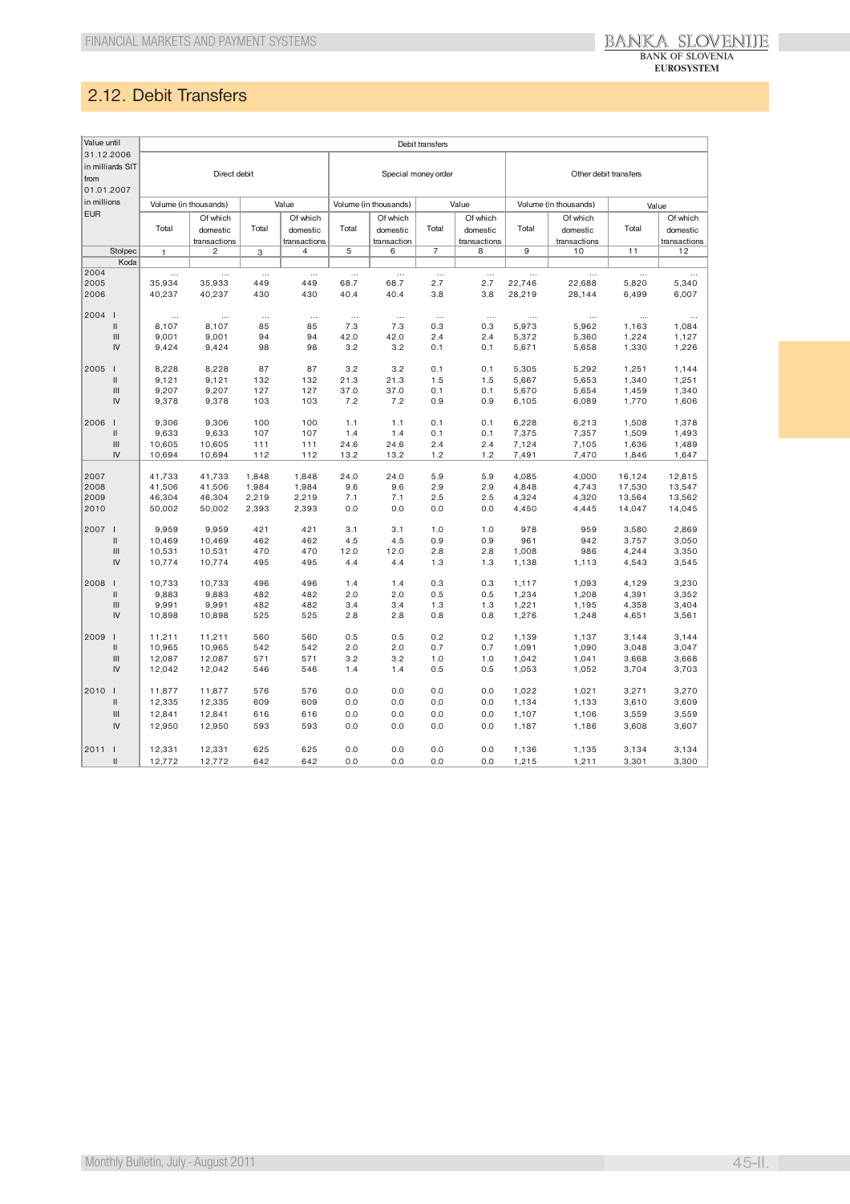## 2.12. Debit Transfers

| Value until 31.12.2006 in milliards SIT from 01.01.2007 in millions EUR | Debit transfers | | | | | | | | | | | |
|---|---|---|---|---|---|---|---|---|---|---|---|---|
| | Direct debit | | | | Special money order | | | | Other debit transfers | | | |
| | Volume (in thousands) | | Value | | Volume (in thousands) | | Value | | Volume (in thousands) | | Value | |
| | Total | Of which domestic transactions | Total | Of which domestic transactions | Total | Of which domestic transaction | Total | Of which domestic transactions | Total | Of which domestic transactions | Total | Of which domestic transactions |
| Stolpec | 1 | 2 | 3 | 4 | 5 | 6 | 7 | 8 | 9 | 10 | 11 | 12 |
| Koda | | | | | | | | | | | | |
| 2004 | ... | ... | ... | ... | ... | ... | ... | ... | ... | ... | ... | ... |
| 2005 | 35,934 | 35,933 | 449 | 449 | 68.7 | 68.7 | 2.7 | 2.7 | 22,746 | 22,688 | 5,820 | 5,340 |
| 2006 | 40,237 | 40,237 | 430 | 430 | 40.4 | 40.4 | 3.8 | 3.8 | 28,219 | 28,144 | 6,499 | 6,007 |
| 2004 I | ... | ... | ... | ... | ... | ... | ... | ... | ... | ... | ... | ... |
| II | 8,107 | 8,107 | 85 | 85 | 7.3 | 7.3 | 0.3 | 0.3 | 5,973 | 5,962 | 1,163 | 1,084 |
| III | 9,001 | 9,001 | 94 | 94 | 42.0 | 42.0 | 2.4 | 2.4 | 5,372 | 5,360 | 1,224 | 1,127 |
| IV | 9,424 | 9,424 | 98 | 98 | 3.2 | 3.2 | 0.1 | 0.1 | 5,671 | 5,658 | 1,330 | 1,226 |
| 2005 I | 8,228 | 8,228 | 87 | 87 | 3.2 | 3.2 | 0.1 | 0.1 | 5,305 | 5,292 | 1,251 | 1,144 |
| II | 9,121 | 9,121 | 132 | 132 | 21.3 | 21.3 | 1.5 | 1.5 | 5,667 | 5,653 | 1,340 | 1,251 |
| III | 9,207 | 9,207 | 127 | 127 | 37.0 | 37.0 | 0.1 | 0.1 | 5,670 | 5,654 | 1,459 | 1,340 |
| IV | 9,378 | 9,378 | 103 | 103 | 7.2 | 7.2 | 0.9 | 0.9 | 6,105 | 6,089 | 1,770 | 1,606 |
| 2006 I | 9,306 | 9,306 | 100 | 100 | 1.1 | 1.1 | 0.1 | 0.1 | 6,228 | 6,213 | 1,508 | 1,378 |
| II | 9,633 | 9,633 | 107 | 107 | 1.4 | 1.4 | 0.1 | 0.1 | 7,375 | 7,357 | 1,509 | 1,493 |
| III | 10,605 | 10,605 | 111 | 111 | 24.6 | 24.6 | 2.4 | 2.4 | 7,124 | 7,105 | 1,636 | 1,489 |
| IV | 10,694 | 10,694 | 112 | 112 | 13.2 | 13.2 | 1.2 | 1.2 | 7,491 | 7,470 | 1,846 | 1,647 |
| 2007 | 41,733 | 41,733 | 1,848 | 1,848 | 24.0 | 24.0 | 5.9 | 5.9 | 4,085 | 4,000 | 16,124 | 12,815 |
| 2008 | 41,506 | 41,506 | 1,984 | 1,984 | 9.6 | 9.6 | 2.9 | 2.9 | 4,848 | 4,743 | 17,530 | 13,547 |
| 2009 | 46,304 | 46,304 | 2,219 | 2,219 | 7.1 | 7.1 | 2.5 | 2.5 | 4,324 | 4,320 | 13,564 | 13,562 |
| 2010 | 50,002 | 50,002 | 2,393 | 2,393 | 0.0 | 0.0 | 0.0 | 0.0 | 4,450 | 4,445 | 14,047 | 14,045 |
| 2007 I | 9,959 | 9,959 | 421 | 421 | 3.1 | 3.1 | 1.0 | 1.0 | 978 | 959 | 3,580 | 2,869 |
| II | 10,469 | 10,469 | 462 | 462 | 4.5 | 4.5 | 0.9 | 0.9 | 961 | 942 | 3,757 | 3,050 |
| III | 10,531 | 10,531 | 470 | 470 | 12.0 | 12.0 | 2.8 | 2.8 | 1,008 | 986 | 4,244 | 3,350 |
| IV | 10,774 | 10,774 | 495 | 495 | 4.4 | 4.4 | 1.3 | 1.3 | 1,138 | 1,113 | 4,543 | 3,545 |
| 2008 I | 10,733 | 10,733 | 496 | 496 | 1.4 | 1.4 | 0.3 | 0.3 | 1,117 | 1,093 | 4,129 | 3,230 |
| II | 9,883 | 9,883 | 482 | 482 | 2.0 | 2.0 | 0.5 | 0.5 | 1,234 | 1,208 | 4,391 | 3,352 |
| III | 9,991 | 9,991 | 482 | 482 | 3.4 | 3.4 | 1.3 | 1.3 | 1,221 | 1,195 | 4,358 | 3,404 |
| IV | 10,898 | 10,898 | 525 | 525 | 2.8 | 2.8 | 0.8 | 0.8 | 1,276 | 1,248 | 4,651 | 3,561 |
| 2009 I | 11,211 | 11,211 | 560 | 560 | 0.5 | 0.5 | 0.2 | 0.2 | 1,139 | 1,137 | 3,144 | 3,144 |
| II | 10,965 | 10,965 | 542 | 542 | 2.0 | 2.0 | 0.7 | 0.7 | 1,091 | 1,090 | 3,048 | 3,047 |
| III | 12,087 | 12,087 | 571 | 571 | 3.2 | 3.2 | 1.0 | 1.0 | 1,042 | 1,041 | 3,668 | 3,668 |
| IV | 12,042 | 12,042 | 546 | 546 | 1.4 | 1.4 | 0.5 | 0.5 | 1,053 | 1,052 | 3,704 | 3,703 |
| 2010 I | 11,877 | 11,877 | 576 | 576 | 0.0 | 0.0 | 0.0 | 0.0 | 1,022 | 1,021 | 3,271 | 3,270 |
| II | 12,335 | 12,335 | 609 | 609 | 0.0 | 0.0 | 0.0 | 0.0 | 1,134 | 1,133 | 3,610 | 3,609 |
| III | 12,841 | 12,841 | 616 | 616 | 0.0 | 0.0 | 0.0 | 0.0 | 1,107 | 1,106 | 3,559 | 3,559 |
| IV | 12,950 | 12,950 | 593 | 593 | 0.0 | 0.0 | 0.0 | 0.0 | 1,187 | 1,186 | 3,608 | 3,607 |
| 2011 I | 12,331 | 12,331 | 625 | 625 | 0.0 | 0.0 | 0.0 | 0.0 | 1,136 | 1,135 | 3,134 | 3,134 |
| II | 12,772 | 12,772 | 642 | 642 | 0.0 | 0.0 | 0.0 | 0.0 | 1,215 | 1,211 | 3,301 | 3,300 |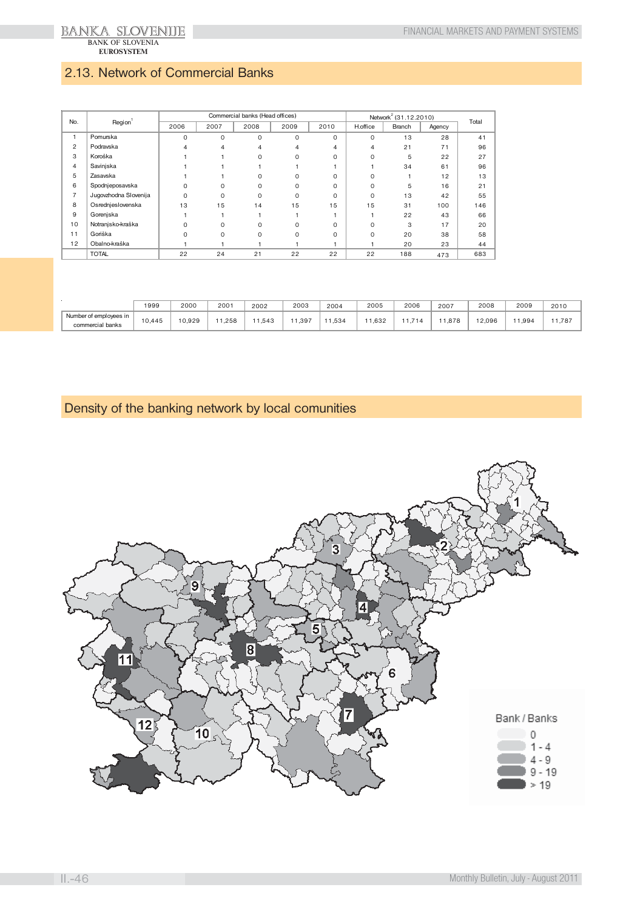## 2.13. Network of Commercial Banks

| No. | Region[1] | Commercial banks (Head offices) | | | | | Network[2] (31.12.2010) | | | Total |
|---|---|---|---|---|---|---|---|---|---|---|
| | | 2006 | 2007 | 2008 | 2009 | 2010 | H.office | Branch | Agency | |
| 1 | Pomurska | 0 | 0 | 0 | 0 | 0 | 0 | 13 | 28 | 41 |
| 2 | Podravska | 4 | 4 | 4 | 4 | 4 | 4 | 21 | 71 | 96 |
| 3 | Koroška | 1 | 1 | 0 | 0 | 0 | 0 | 5 | 22 | 27 |
| 4 | Savinjska | 1 | 1 | 1 | 1 | 1 | 1 | 34 | 61 | 96 |
| 5 | Zasavska | 1 | 1 | 0 | 0 | 0 | 0 | 1 | 12 | 13 |
| 6 | Spodnjeposavska | 0 | 0 | 0 | 0 | 0 | 0 | 5 | 16 | 21 |
| 7 | Jugovzhodna Slovenija | 0 | 0 | 0 | 0 | 0 | 0 | 13 | 42 | 55 |
| 8 | Osrednjeslovenska | 13 | 15 | 14 | 15 | 15 | 15 | 31 | 100 | 146 |
| 9 | Gorenjska | 1 | 1 | 1 | 1 | 1 | 1 | 22 | 43 | 66 |
| 10 | Notranjsko-kraška | 0 | 0 | 0 | 0 | 0 | 0 | 3 | 17 | 20 |
| 11 | Goriška | 0 | 0 | 0 | 0 | 0 | 0 | 20 | 38 | 58 |
| 12 | Obalno-kraška | 1 | 1 | 1 | 1 | 1 | 1 | 20 | 23 | 44 |
| | TOTAL | 22 | 24 | 21 | 22 | 22 | 22 | 188 | 473 | 683 |

| | 1999 | 2000 | 2001 | 2002 | 2003 | 2004 | 2005 | 2006 | 2007 | 2008 | 2009 | 2010 |
|---|---|---|---|---|---|---|---|---|---|---|---|---|
| Number of employees in commercial banks | 10,445 | 10,929 | 11,258 | 11,543 | 11,397 | 11,534 | 11,632 | 11,714 | 11,878 | 12,096 | 11,994 | 11,787 |

## Density of the banking network by local comunities

Bank / Banks
- 0
- 1 - 4
- 4 - 9
- 9 - 19
- > 19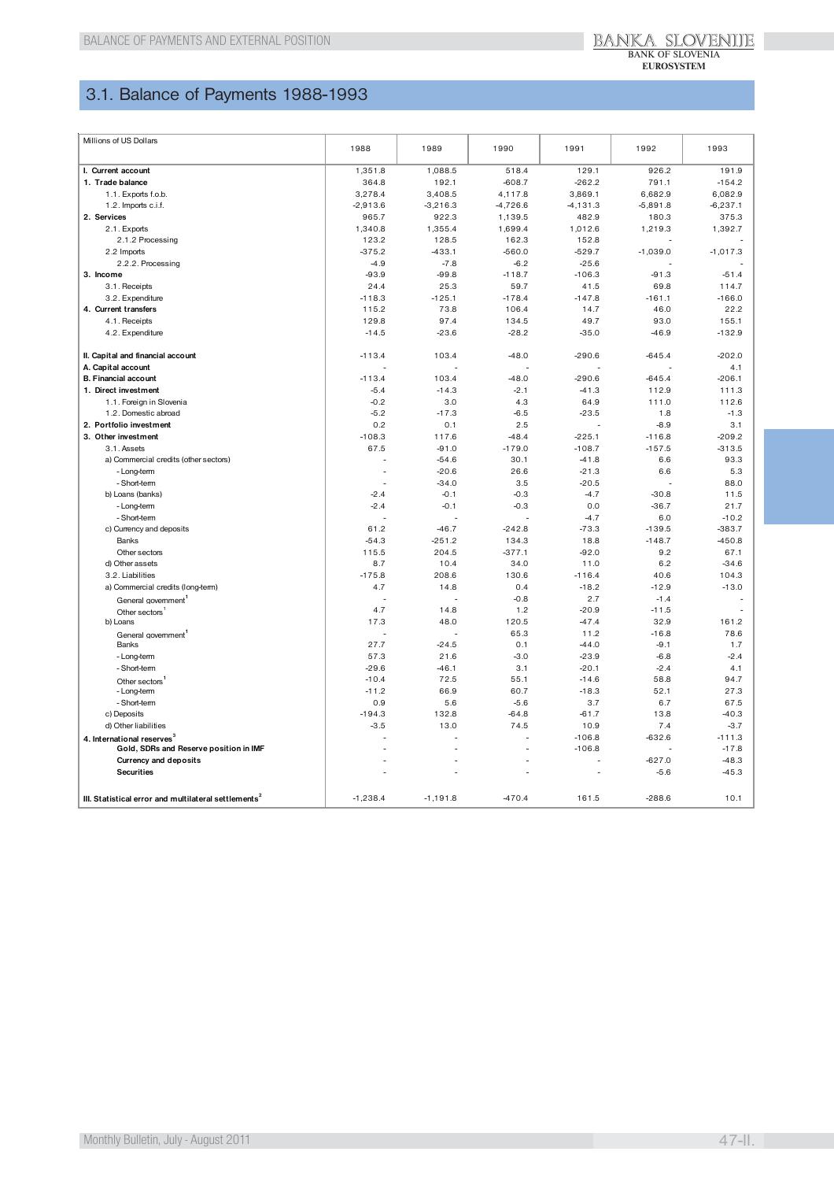# 3.1. Balance of Payments 1988-1993

| Millions of US Dollars | 1988 | 1989 | 1990 | 1991 | 1992 | 1993 |
|---|---|---|---|---|---|---|
| **I. Current account** | 1,351.8 | 1,088.5 | 518.4 | 129.1 | 926.2 | 191.9 |
| **1. Trade balance** | 364.8 | 192.1 | -608.7 | -262.2 | 791.1 | -154.2 |
| 1.1. Exports f.o.b. | 3,278.4 | 3,408.5 | 4,117.8 | 3,869.1 | 6,682.9 | 6,082.9 |
| 1.2. Imports c.i.f. | -2,913.6 | -3,216.3 | -4,726.6 | -4,131.3 | -5,891.8 | -6,237.1 |
| **2. Services** | 965.7 | 922.3 | 1,139.5 | 482.9 | 180.3 | 375.3 |
| 2.1. Exports | 1,340.8 | 1,355.4 | 1,699.4 | 1,012.6 | 1,219.3 | 1,392.7 |
| 2.1.2 Processing | 123.2 | 128.5 | 162.3 | 152.8 | - | - |
| 2.2 Imports | -375.2 | -433.1 | -560.0 | -529.7 | -1,039.0 | -1,017.3 |
| 2.2.2. Processing | -4.9 | -7.8 | -6.2 | -25.6 | - | - |
| **3. Income** | -93.9 | -99.8 | -118.7 | -106.3 | -91.3 | -51.4 |
| 3.1. Receipts | 24.4 | 25.3 | 59.7 | 41.5 | 69.8 | 114.7 |
| 3.2. Expenditure | -118.3 | -125.1 | -178.4 | -147.8 | -161.1 | -166.0 |
| **4. Current transfers** | 115.2 | 73.8 | 106.4 | 14.7 | 46.0 | 22.2 |
| 4.1. Receipts | 129.8 | 97.4 | 134.5 | 49.7 | 93.0 | 155.1 |
| 4.2. Expenditure | -14.5 | -23.6 | -28.2 | -35.0 | -46.9 | -132.9 |
| | | | | | | |
| **II. Capital and financial account** | -113.4 | 103.4 | -48.0 | -290.6 | -645.4 | -202.0 |
| **A. Capital account** | - | - | - | - | - | 4.1 |
| **B. Financial account** | -113.4 | 103.4 | -48.0 | -290.6 | -645.4 | -206.1 |
| **1. Direct investment** | -5.4 | -14.3 | -2.1 | -41.3 | 112.9 | 111.3 |
| 1.1. Foreign in Slovenia | -0.2 | 3.0 | 4.3 | 64.9 | 111.0 | 112.6 |
| 1.2. Domestic abroad | -5.2 | -17.3 | -6.5 | -23.5 | 1.8 | -1.3 |
| **2. Portfolio investment** | 0.2 | 0.1 | 2.5 | - | -8.9 | 3.1 |
| **3. Other investment** | -108.3 | 117.6 | -48.4 | -225.1 | -116.8 | -209.2 |
| 3.1. Assets | 67.5 | -91.0 | -179.0 | -108.7 | -157.5 | -313.5 |
| a) Commercial credits (other sectors) | - | -54.6 | 30.1 | -41.8 | 6.6 | 93.3 |
| - Long-term | - | -20.6 | 26.6 | -21.3 | 6.6 | 5.3 |
| - Short-term | - | -34.0 | 3.5 | -20.5 | - | 88.0 |
| b) Loans (banks) | -2.4 | -0.1 | -0.3 | -4.7 | -30.8 | 11.5 |
| - Long-term | -2.4 | -0.1 | -0.3 | 0.0 | -36.7 | 21.7 |
| - Short-term | - | - | - | -4.7 | 6.0 | -10.2 |
| c) Currency and deposits | 61.2 | -46.7 | -242.8 | -73.3 | -139.5 | -383.7 |
| Banks | -54.3 | -251.2 | 134.3 | 18.8 | -148.7 | -450.8 |
| Other sectors | 115.5 | 204.5 | -377.1 | -92.0 | 9.2 | 67.1 |
| d) Other assets | 8.7 | 10.4 | 34.0 | 11.0 | 6.2 | -34.6 |
| 3.2. Liabilities | -175.8 | 208.6 | 130.6 | -116.4 | 40.6 | 104.3 |
| a) Commercial credits (long-term) | 4.7 | 14.8 | 0.4 | -18.2 | -12.9 | -13.0 |
| General government[1] | - | - | -0.8 | 2.7 | -1.4 | - |
| Other sectors[1] | 4.7 | 14.8 | 1.2 | -20.9 | -11.5 | - |
| b) Loans | 17.3 | 48.0 | 120.5 | -47.4 | 32.9 | 161.2 |
| General government[1] | - | - | 65.3 | 11.2 | -16.8 | 78.6 |
| Banks | 27.7 | -24.5 | 0.1 | -44.0 | -9.1 | 1.7 |
| - Long-term | 57.3 | 21.6 | -3.0 | -23.9 | -6.8 | -2.4 |
| - Short-term | -29.6 | -46.1 | 3.1 | -20.1 | -2.4 | 4.1 |
| Other sectors[1] | -10.4 | 72.5 | 55.1 | -14.6 | 58.8 | 94.7 |
| - Long-term | -11.2 | 66.9 | 60.7 | -18.3 | 52.1 | 27.3 |
| - Short-term | 0.9 | 5.6 | -5.6 | 3.7 | 6.7 | 67.5 |
| c) Deposits | -194.3 | 132.8 | -64.8 | -61.7 | 13.8 | -40.3 |
| d) Other liabilities | -3.5 | 13.0 | 74.5 | 10.9 | 7.4 | -3.7 |
| **4. International reserves[3]** | - | - | - | -106.8 | -632.6 | -111.3 |
| **Gold, SDRs and Reserve position in IMF** | - | - | - | -106.8 | - | -17.8 |
| **Currency and deposits** | - | - | - | - | -627.0 | -48.3 |
| **Securities** | - | - | - | - | -5.6 | -45.3 |
| | | | | | | |
| **III. Statistical error and multilateral settlements[2]** | -1,238.4 | -1,191.8 | -470.4 | 161.5 | -288.6 | 10.1 |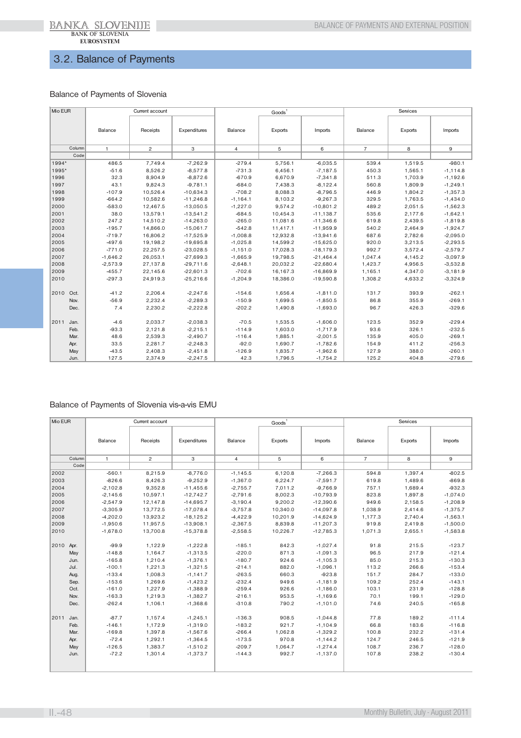## 3.2. Balance of Payments

### Balance of Payments of Slovenia

| Mio EUR | | Current account | | | Goods[1] | | | Services | | |
|---|---|---|---|---|---|---|---|---|---|---|
| | | Balance | Receipts | Expenditures | Balance | Exports | Imports | Balance | Exports | Imports |
| | Column | 1 | 2 | 3 | 4 | 5 | 6 | 7 | 8 | 9 |
| | Code | | | | | | | | | |
| 1994* | | 486.5 | 7,749.4 | -7,262.9 | -279.4 | 5,756.1 | -6,035.5 | 539.4 | 1,519.5 | -980.1 |
| 1995* | | -51.6 | 8,526.2 | -8,577.8 | -731.3 | 6,456.1 | -7,187.5 | 450.3 | 1,565.1 | -1,114.8 |
| 1996 | | 32.3 | 8,904.9 | -8,872.6 | -670.9 | 6,670.9 | -7,341.8 | 511.3 | 1,703.9 | -1,192.6 |
| 1997 | | 43.1 | 9,824.3 | -9,781.1 | -684.0 | 7,438.3 | -8,122.4 | 560.8 | 1,809.9 | -1,249.1 |
| 1998 | | -107.9 | 10,526.4 | -10,634.3 | -708.2 | 8,088.3 | -8,796.5 | 446.9 | 1,804.2 | -1,357.3 |
| 1999 | | -664.2 | 10,582.6 | -11,246.8 | -1,164.1 | 8,103.2 | -9,267.3 | 329.5 | 1,763.5 | -1,434.0 |
| 2000 | | -583.0 | 12,467.5 | -13,050.5 | -1,227.0 | 9,574.2 | -10,801.2 | 489.2 | 2,051.5 | -1,562.3 |
| 2001 | | 38.0 | 13,579.1 | -13,541.2 | -684.5 | 10,454.3 | -11,138.7 | 535.6 | 2,177.6 | -1,642.1 |
| 2002 | | 247.2 | 14,510.2 | -14,263.0 | -265.0 | 11,081.6 | -11,346.6 | 619.8 | 2,439.5 | -1,819.8 |
| 2003 | | -195.7 | 14,866.0 | -15,061.7 | -542.8 | 11,417.1 | -11,959.9 | 540.2 | 2,464.9 | -1,924.7 |
| 2004 | | -719.7 | 16,806.2 | -17,525.9 | -1,008.8 | 12,932.8 | -13,941.6 | 687.6 | 2,782.6 | -2,095.0 |
| 2005 | | -497.6 | 19,198.2 | -19,695.8 | -1,025.8 | 14,599.2 | -15,625.0 | 920.0 | 3,213.5 | -2,293.5 |
| 2006 | | -771.0 | 22,257.5 | -23,028.5 | -1,151.0 | 17,028.3 | -18,179.3 | 992.7 | 3,572.4 | -2,579.7 |
| 2007 | | -1,646.2 | 26,053.1 | -27,699.3 | -1,665.9 | 19,798.5 | -21,464.4 | 1,047.4 | 4,145.2 | -3,097.9 |
| 2008 | | -2,573.9 | 27,137.8 | -29,711.6 | -2,648.1 | 20,032.2 | -22,680.4 | 1,423.7 | 4,956.5 | -3,532.8 |
| 2009 | | -455.7 | 22,145.6 | -22,601.3 | -702.6 | 16,167.3 | -16,869.9 | 1,165.1 | 4,347.0 | -3,181.9 |
| 2010 | | -297.3 | 24,919.3 | -25,216.6 | -1,204.9 | 18,386.0 | -19,590.8 | 1,308.2 | 4,633.2 | -3,324.9 |
| 2010 | Oct. | -41.2 | 2,206.4 | -2,247.6 | -154.6 | 1,656.4 | -1,811.0 | 131.7 | 393.9 | -262.1 |
| | Nov. | -56.9 | 2,232.4 | -2,289.3 | -150.9 | 1,699.5 | -1,850.5 | 86.8 | 355.9 | -269.1 |
| | Dec. | 7.4 | 2,230.2 | -2,222.8 | -202.2 | 1,490.8 | -1,693.0 | 96.7 | 426.3 | -329.6 |
| 2011 | Jan. | -4.6 | 2,033.7 | -2,038.3 | -70.5 | 1,535.5 | -1,606.0 | 123.5 | 352.9 | -229.4 |
| | Feb. | -93.3 | 2,121.8 | -2,215.1 | -114.9 | 1,603.0 | -1,717.9 | 93.6 | 326.1 | -232.5 |
| | Mar. | 48.6 | 2,539.3 | -2,490.7 | -116.4 | 1,885.1 | -2,001.5 | 135.9 | 405.0 | -269.1 |
| | Apr. | 33.5 | 2,281.7 | -2,248.3 | -92.0 | 1,690.7 | -1,782.6 | 154.9 | 411.2 | -256.3 |
| | May | -43.5 | 2,408.3 | -2,451.8 | -126.9 | 1,835.7 | -1,962.6 | 127.9 | 388.0 | -260.1 |
| | Jun. | 127.5 | 2,374.9 | -2,247.5 | 42.3 | 1,796.5 | -1,754.2 | 125.2 | 404.8 | -279.6 |

### Balance of Payments of Slovenia vis-a-vis EMU

| Mio EUR | | Current account | | | Goods[1] | | | Services | | |
|---|---|---|---|---|---|---|---|---|---|---|
| | | Balance | Receipts | Expenditures | Balance | Exports | Imports | Balance | Exports | Imports |
| | Column | 1 | 2 | 3 | 4 | 5 | 6 | 7 | 8 | 9 |
| | Code | | | | | | | | | |
| 2002 | | -560.1 | 8,215.9 | -8,776.0 | -1,145.5 | 6,120.8 | -7,266.3 | 594.8 | 1,397.4 | -802.5 |
| 2003 | | -826.6 | 8,426.3 | -9,252.9 | -1,367.0 | 6,224.7 | -7,591.7 | 619.8 | 1,489.6 | -869.8 |
| 2004 | | -2,102.8 | 9,352.8 | -11,455.6 | -2,755.7 | 7,011.2 | -9,766.9 | 757.1 | 1,689.4 | -932.3 |
| 2005 | | -2,145.6 | 10,597.1 | -12,742.7 | -2,791.6 | 8,002.3 | -10,793.9 | 823.8 | 1,897.8 | -1,074.0 |
| 2006 | | -2,547.9 | 12,147.8 | -14,695.7 | -3,190.4 | 9,200.2 | -12,390.6 | 949.6 | 2,158.5 | -1,208.9 |
| 2007 | | -3,305.9 | 13,772.5 | -17,078.4 | -3,757.8 | 10,340.0 | -14,097.8 | 1,038.9 | 2,414.6 | -1,375.7 |
| 2008 | | -4,202.0 | 13,923.2 | -18,125.2 | -4,422.9 | 10,201.9 | -14,624.9 | 1,177.3 | 2,740.4 | -1,563.1 |
| 2009 | | -1,950.6 | 11,957.5 | -13,908.1 | -2,367.5 | 8,839.8 | -11,207.3 | 919.8 | 2,419.8 | -1,500.0 |
| 2010 | | -1,678.0 | 13,700.8 | -15,378.8 | -2,558.5 | 10,226.7 | -12,785.3 | 1,071.3 | 2,655.1 | -1,583.8 |
| 2010 | Apr. | -99.9 | 1,122.9 | -1,222.8 | -185.1 | 842.3 | -1,027.4 | 91.8 | 215.5 | -123.7 |
| | May | -148.8 | 1,164.7 | -1,313.5 | -220.0 | 871.3 | -1,091.3 | 96.5 | 217.9 | -121.4 |
| | Jun. | -165.8 | 1,210.4 | -1,376.1 | -180.7 | 924.6 | -1,105.3 | 85.0 | 215.3 | -130.3 |
| | Jul. | -100.1 | 1,221.3 | -1,321.5 | -214.1 | 882.0 | -1,096.1 | 113.2 | 266.6 | -153.4 |
| | Aug. | -133.4 | 1,008.3 | -1,141.7 | -263.5 | 660.3 | -923.8 | 151.7 | 284.7 | -133.0 |
| | Sep. | -153.6 | 1,269.6 | -1,423.2 | -232.4 | 949.6 | -1,181.9 | 109.2 | 252.4 | -143.1 |
| | Oct. | -161.0 | 1,227.9 | -1,388.9 | -259.4 | 926.6 | -1,186.0 | 103.1 | 231.9 | -128.8 |
| | Nov. | -163.3 | 1,219.3 | -1,382.7 | -216.1 | 953.5 | -1,169.6 | 70.1 | 199.1 | -129.0 |
| | Dec. | -262.4 | 1,106.1 | -1,368.6 | -310.8 | 790.2 | -1,101.0 | 74.6 | 240.5 | -165.8 |
| 2011 | Jan. | -87.7 | 1,157.4 | -1,245.1 | -136.3 | 908.5 | -1,044.8 | 77.8 | 189.2 | -111.4 |
| | Feb. | -146.1 | 1,172.9 | -1,319.0 | -183.2 | 921.7 | -1,104.9 | 66.8 | 183.6 | -116.8 |
| | Mar. | -169.8 | 1,397.8 | -1,567.6 | -266.4 | 1,062.8 | -1,329.2 | 100.8 | 232.2 | -131.4 |
| | Apr. | -72.4 | 1,292.1 | -1,364.5 | -173.5 | 970.8 | -1,144.2 | 124.7 | 246.5 | -121.9 |
| | May | -126.5 | 1,383.7 | -1,510.2 | -209.7 | 1,064.7 | -1,274.4 | 108.7 | 236.7 | -128.0 |
| | Jun. | -72.2 | 1,301.4 | -1,373.7 | -144.3 | 992.7 | -1,137.0 | 107.8 | 238.2 | -130.4 |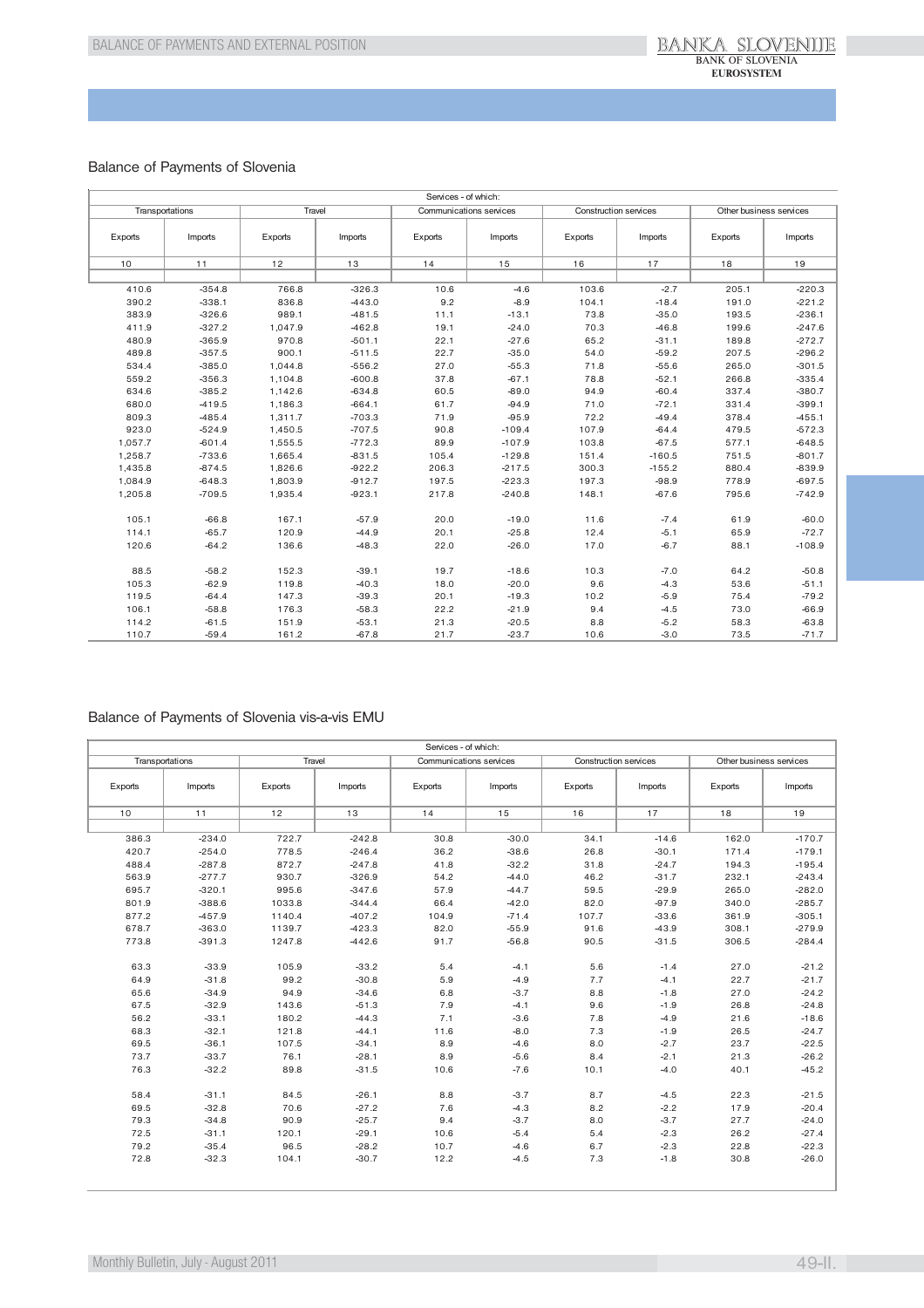## Balance of Payments of Slovenia

| Services - of which: | | | | | | | | | |
|---|---|---|---|---|---|---|---|---|---|
| Transportations | | Travel | | Communications services | | Construction services | | Other business services | |
| Exports | Imports | Exports | Imports | Exports | Imports | Exports | Imports | Exports | Imports |
| 10 | 11 | 12 | 13 | 14 | 15 | 16 | 17 | 18 | 19 |
| 410.6 | -354.8 | 766.8 | -326.3 | 10.6 | -4.6 | 103.6 | -2.7 | 205.1 | -220.3 |
| 390.2 | -338.1 | 836.8 | -443.0 | 9.2 | -8.9 | 104.1 | -18.4 | 191.0 | -221.2 |
| 383.9 | -326.6 | 989.1 | -481.5 | 11.1 | -13.1 | 73.8 | -35.0 | 193.5 | -236.1 |
| 411.9 | -327.2 | 1,047.9 | -462.8 | 19.1 | -24.0 | 70.3 | -46.8 | 199.6 | -247.6 |
| 480.9 | -365.9 | 970.8 | -501.1 | 22.1 | -27.6 | 65.2 | -31.1 | 189.8 | -272.7 |
| 489.8 | -357.5 | 900.1 | -511.5 | 22.7 | -35.0 | 54.0 | -59.2 | 207.5 | -296.2 |
| 534.4 | -385.0 | 1,044.8 | -556.2 | 27.0 | -55.3 | 71.8 | -55.6 | 265.0 | -301.5 |
| 559.2 | -356.3 | 1,104.8 | -600.8 | 37.8 | -67.1 | 78.8 | -52.1 | 266.8 | -335.4 |
| 634.6 | -385.2 | 1,142.6 | -634.8 | 60.5 | -89.0 | 94.9 | -60.4 | 337.4 | -380.7 |
| 680.0 | -419.5 | 1,186.3 | -664.1 | 61.7 | -94.9 | 71.0 | -72.1 | 331.4 | -399.1 |
| 809.3 | -485.4 | 1,311.7 | -703.3 | 71.9 | -95.9 | 72.2 | -49.4 | 378.4 | -455.1 |
| 923.0 | -524.9 | 1,450.5 | -707.5 | 90.8 | -109.4 | 107.9 | -64.4 | 479.5 | -572.3 |
| 1,057.7 | -601.4 | 1,555.5 | -772.3 | 89.9 | -107.9 | 103.8 | -67.5 | 577.1 | -648.5 |
| 1,258.7 | -733.6 | 1,665.4 | -831.5 | 105.4 | -129.8 | 151.4 | -160.5 | 751.5 | -801.7 |
| 1,435.8 | -874.5 | 1,826.6 | -922.2 | 206.3 | -217.5 | 300.3 | -155.2 | 880.4 | -839.9 |
| 1,084.9 | -648.3 | 1,803.9 | -912.7 | 197.5 | -223.3 | 197.3 | -98.9 | 778.9 | -697.5 |
| 1,205.8 | -709.5 | 1,935.4 | -923.1 | 217.8 | -240.8 | 148.1 | -67.6 | 795.6 | -742.9 |
| | | | | | | | | | |
| 105.1 | -66.8 | 167.1 | -57.9 | 20.0 | -19.0 | 11.6 | -7.4 | 61.9 | -60.0 |
| 114.1 | -65.7 | 120.9 | -44.9 | 20.1 | -25.8 | 12.4 | -5.1 | 65.9 | -72.7 |
| 120.6 | -64.2 | 136.6 | -48.3 | 22.0 | -26.0 | 17.0 | -6.7 | 88.1 | -108.9 |
| | | | | | | | | | |
| 88.5 | -58.2 | 152.3 | -39.1 | 19.7 | -18.6 | 10.3 | -7.0 | 64.2 | -50.8 |
| 105.3 | -62.9 | 119.8 | -40.3 | 18.0 | -20.0 | 9.6 | -4.3 | 53.6 | -51.1 |
| 119.5 | -64.4 | 147.3 | -39.3 | 20.1 | -19.3 | 10.2 | -5.9 | 75.4 | -79.2 |
| 106.1 | -58.8 | 176.3 | -58.3 | 22.2 | -21.9 | 9.4 | -4.5 | 73.0 | -66.9 |
| 114.2 | -61.5 | 151.9 | -53.1 | 21.3 | -20.5 | 8.8 | -5.2 | 58.3 | -63.8 |
| 110.7 | -59.4 | 161.2 | -67.8 | 21.7 | -23.7 | 10.6 | -3.0 | 73.5 | -71.7 |

## Balance of Payments of Slovenia vis-a-vis EMU

| Services - of which: | | | | | | | | | |
|---|---|---|---|---|---|---|---|---|---|
| Transportations | | Travel | | Communications services | | Construction services | | Other business services | |
| Exports | Imports | Exports | Imports | Exports | Imports | Exports | Imports | Exports | Imports |
| 10 | 11 | 12 | 13 | 14 | 15 | 16 | 17 | 18 | 19 |
| 386.3 | -234.0 | 722.7 | -242.8 | 30.8 | -30.0 | 34.1 | -14.6 | 162.0 | -170.7 |
| 420.7 | -254.0 | 778.5 | -246.4 | 36.2 | -38.6 | 26.8 | -30.1 | 171.4 | -179.1 |
| 488.4 | -287.8 | 872.7 | -247.8 | 41.8 | -32.2 | 31.8 | -24.7 | 194.3 | -195.4 |
| 563.9 | -277.7 | 930.7 | -326.9 | 54.2 | -44.0 | 46.2 | -31.7 | 232.1 | -243.4 |
| 695.7 | -320.1 | 995.6 | -347.6 | 57.9 | -44.7 | 59.5 | -29.9 | 265.0 | -282.0 |
| 801.9 | -388.6 | 1033.8 | -344.4 | 66.4 | -42.0 | 82.0 | -97.9 | 340.0 | -285.7 |
| 877.2 | -457.9 | 1140.4 | -407.2 | 104.9 | -71.4 | 107.7 | -33.6 | 361.9 | -305.1 |
| 678.7 | -363.0 | 1139.7 | -423.3 | 82.0 | -55.9 | 91.6 | -43.9 | 308.1 | -279.9 |
| 773.8 | -391.3 | 1247.8 | -442.6 | 91.7 | -56.8 | 90.5 | -31.5 | 306.5 | -284.4 |
| | | | | | | | | | |
| 63.3 | -33.9 | 105.9 | -33.2 | 5.4 | -4.1 | 5.6 | -1.4 | 27.0 | -21.2 |
| 64.9 | -31.8 | 99.2 | -30.8 | 5.9 | -4.9 | 7.7 | -4.1 | 22.7 | -21.7 |
| 65.6 | -34.9 | 94.9 | -34.6 | 6.8 | -3.7 | 8.8 | -1.8 | 27.0 | -24.2 |
| 67.5 | -32.9 | 143.6 | -51.3 | 7.9 | -4.1 | 9.6 | -1.9 | 26.8 | -24.8 |
| 56.2 | -33.1 | 180.2 | -44.3 | 7.1 | -3.6 | 7.8 | -4.9 | 21.6 | -18.6 |
| 68.3 | -32.1 | 121.8 | -44.1 | 11.6 | -8.0 | 7.3 | -1.9 | 26.5 | -24.7 |
| 69.5 | -36.1 | 107.5 | -34.1 | 8.9 | -4.6 | 8.0 | -2.7 | 23.7 | -22.5 |
| 73.7 | -33.7 | 76.1 | -28.1 | 8.9 | -5.6 | 8.4 | -2.1 | 21.3 | -26.2 |
| 76.3 | -32.2 | 89.8 | -31.5 | 10.6 | -7.6 | 10.1 | -4.0 | 40.1 | -45.2 |
| | | | | | | | | | |
| 58.4 | -31.1 | 84.5 | -26.1 | 8.8 | -3.7 | 8.7 | -4.5 | 22.3 | -21.5 |
| 69.5 | -32.8 | 70.6 | -27.2 | 7.6 | -4.3 | 8.2 | -2.2 | 17.9 | -20.4 |
| 79.3 | -34.8 | 90.9 | -25.7 | 9.4 | -3.7 | 8.0 | -3.7 | 27.7 | -24.0 |
| 72.5 | -31.1 | 120.1 | -29.1 | 10.6 | -5.4 | 5.4 | -2.3 | 26.2 | -27.4 |
| 79.2 | -35.4 | 96.5 | -28.2 | 10.7 | -4.6 | 6.7 | -2.3 | 22.8 | -22.3 |
| 72.8 | -32.3 | 104.1 | -30.7 | 12.2 | -4.5 | 7.3 | -1.8 | 30.8 | -26.0 |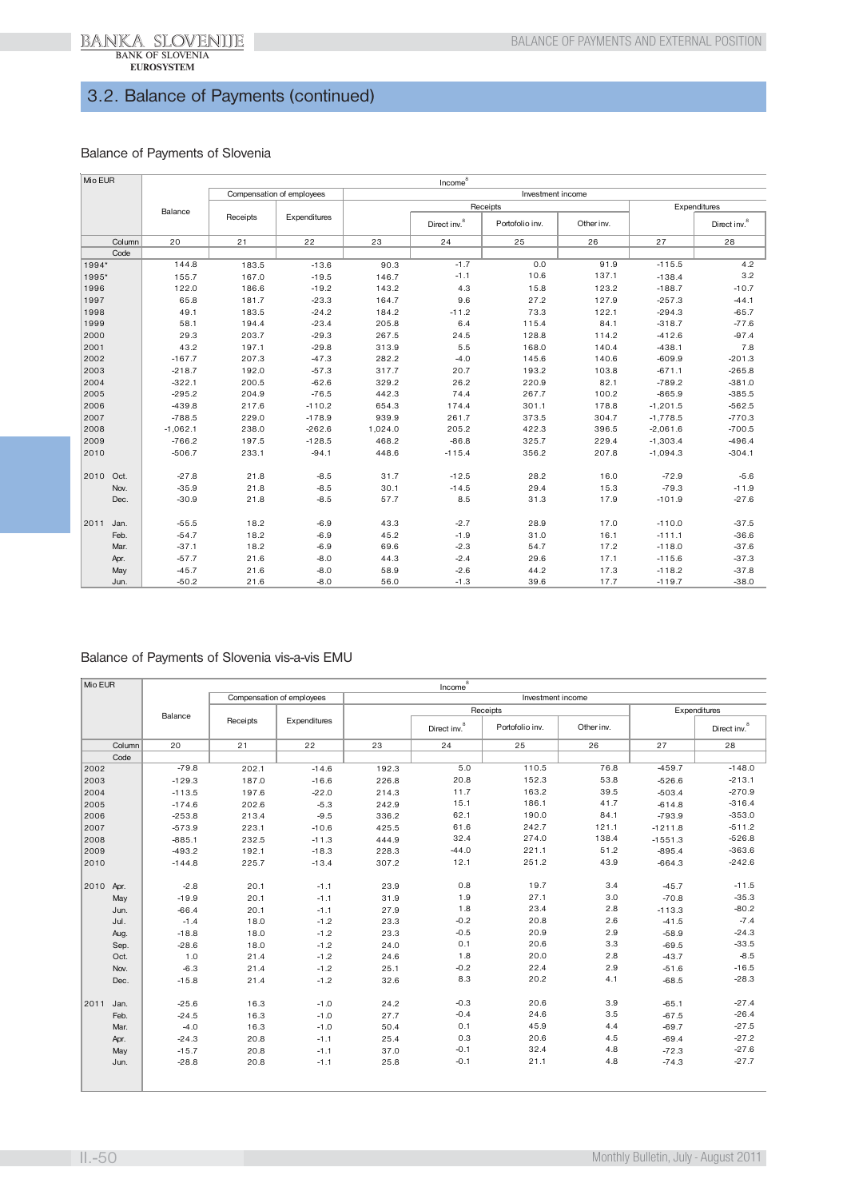## 3.2. Balance of Payments (continued)

### Balance of Payments of Slovenia

| Mio EUR | | Income[8] | | | | | | | | |
|---|---|---|---|---|---|---|---|---|---|---|
| | | Balance | Compensation of employees | | Investment income | | | | | |
| | | | Receipts | Expenditures | | Receipts | | | Expenditures | |
| | | | | | | Direct inv.[8] | Portofolio inv. | Other inv. | | Direct inv.[8] |
| | Column | 20 | 21 | 22 | 23 | 24 | 25 | 26 | 27 | 28 |
| | Code | | | | | | | | | |
| 1994* | | 144.8 | 183.5 | -13.6 | 90.3 | -1.7 | 0.0 | 91.9 | -115.5 | 4.2 |
| 1995* | | 155.7 | 167.0 | -19.5 | 146.7 | -1.1 | 10.6 | 137.1 | -138.4 | 3.2 |
| 1996 | | 122.0 | 186.6 | -19.2 | 143.2 | 4.3 | 15.8 | 123.2 | -188.7 | -10.7 |
| 1997 | | 65.8 | 181.7 | -23.3 | 164.7 | 9.6 | 27.2 | 127.9 | -257.3 | -44.1 |
| 1998 | | 49.1 | 183.5 | -24.2 | 184.2 | -11.2 | 73.3 | 122.1 | -294.3 | -65.7 |
| 1999 | | 58.1 | 194.4 | -23.4 | 205.8 | 6.4 | 115.4 | 84.1 | -318.7 | -77.6 |
| 2000 | | 29.3 | 203.7 | -29.3 | 267.5 | 24.5 | 128.8 | 114.2 | -412.6 | -97.4 |
| 2001 | | 43.2 | 197.1 | -29.8 | 313.9 | 5.5 | 168.0 | 140.4 | -438.1 | 7.8 |
| 2002 | | -167.7 | 207.3 | -47.3 | 282.2 | -4.0 | 145.6 | 140.6 | -609.9 | -201.3 |
| 2003 | | -218.7 | 192.0 | -57.3 | 317.7 | 20.7 | 193.2 | 103.8 | -671.1 | -265.8 |
| 2004 | | -322.1 | 200.5 | -62.6 | 329.2 | 26.2 | 220.9 | 82.1 | -789.2 | -381.0 |
| 2005 | | -295.2 | 204.9 | -76.5 | 442.3 | 74.4 | 267.7 | 100.2 | -865.9 | -385.5 |
| 2006 | | -439.8 | 217.6 | -110.2 | 654.3 | 174.4 | 301.1 | 178.8 | -1,201.5 | -562.5 |
| 2007 | | -788.5 | 229.0 | -178.9 | 939.9 | 261.7 | 373.5 | 304.7 | -1,778.5 | -770.3 |
| 2008 | | -1,062.1 | 238.0 | -262.6 | 1,024.0 | 205.2 | 422.3 | 396.5 | -2,061.6 | -700.5 |
| 2009 | | -766.2 | 197.5 | -128.5 | 468.2 | -86.8 | 325.7 | 229.4 | -1,303.4 | -496.4 |
| 2010 | | -506.7 | 233.1 | -94.1 | 448.6 | -115.4 | 356.2 | 207.8 | -1,094.3 | -304.1 |
| 2010 | Oct. | -27.8 | 21.8 | -8.5 | 31.7 | -12.5 | 28.2 | 16.0 | -72.9 | -5.6 |
| | Nov. | -35.9 | 21.8 | -8.5 | 30.1 | -14.5 | 29.4 | 15.3 | -79.3 | -11.9 |
| | Dec. | -30.9 | 21.8 | -8.5 | 57.7 | 8.5 | 31.3 | 17.9 | -101.9 | -27.6 |
| 2011 | Jan. | -55.5 | 18.2 | -6.9 | 43.3 | -2.7 | 28.9 | 17.0 | -110.0 | -37.5 |
| | Feb. | -54.7 | 18.2 | -6.9 | 45.2 | -1.9 | 31.0 | 16.1 | -111.1 | -36.6 |
| | Mar. | -37.1 | 18.2 | -6.9 | 69.6 | -2.3 | 54.7 | 17.2 | -118.0 | -37.6 |
| | Apr. | -57.7 | 21.6 | -8.0 | 44.3 | -2.4 | 29.6 | 17.1 | -115.6 | -37.3 |
| | May | -45.7 | 21.6 | -8.0 | 58.9 | -2.6 | 44.2 | 17.3 | -118.2 | -37.8 |
| | Jun. | -50.2 | 21.6 | -8.0 | 56.0 | -1.3 | 39.6 | 17.7 | -119.7 | -38.0 |

### Balance of Payments of Slovenia vis-a-vis EMU

| Mio EUR | | Income[8] | | | | | | | | |
|---|---|---|---|---|---|---|---|---|---|---|
| | | Balance | Compensation of employees | | Investment income | | | | | |
| | | | Receipts | Expenditures | | Receipts | | | Expenditures | |
| | | | | | | Direct inv.[8] | Portofolio inv. | Other inv. | | Direct inv.[8] |
| | Column | 20 | 21 | 22 | 23 | 24 | 25 | 26 | 27 | 28 |
| | Code | | | | | | | | | |
| 2002 | | -79.8 | 202.1 | -14.6 | 192.3 | 5.0 | 110.5 | 76.8 | -459.7 | -148.0 |
| 2003 | | -129.3 | 187.0 | -16.6 | 226.8 | 20.8 | 152.3 | 53.8 | -526.6 | -213.1 |
| 2004 | | -113.5 | 197.6 | -22.0 | 214.3 | 11.7 | 163.2 | 39.5 | -503.4 | -270.9 |
| 2005 | | -174.6 | 202.6 | -5.3 | 242.9 | 15.1 | 186.1 | 41.7 | -614.8 | -316.4 |
| 2006 | | -253.8 | 213.4 | -9.5 | 336.2 | 62.1 | 190.0 | 84.1 | -793.9 | -353.0 |
| 2007 | | -573.9 | 223.1 | -10.6 | 425.5 | 61.6 | 242.7 | 121.1 | -1211.8 | -511.2 |
| 2008 | | -885.1 | 232.5 | -11.3 | 444.9 | 32.4 | 274.0 | 138.4 | -1551.3 | -526.8 |
| 2009 | | -493.2 | 192.1 | -18.3 | 228.3 | -44.0 | 221.1 | 51.2 | -895.4 | -363.6 |
| 2010 | | -144.8 | 225.7 | -13.4 | 307.2 | 12.1 | 251.2 | 43.9 | -664.3 | -242.6 |
| 2010 | Apr. | -2.8 | 20.1 | -1.1 | 23.9 | 0.8 | 19.7 | 3.4 | -45.7 | -11.5 |
| | May | -19.9 | 20.1 | -1.1 | 31.9 | 1.9 | 27.1 | 3.0 | -70.8 | -35.3 |
| | Jun. | -66.4 | 20.1 | -1.1 | 27.9 | 1.8 | 23.4 | 2.8 | -113.3 | -80.2 |
| | Jul. | -1.4 | 18.0 | -1.2 | 23.3 | -0.2 | 20.8 | 2.6 | -41.5 | -7.4 |
| | Aug. | -18.8 | 18.0 | -1.2 | 23.3 | -0.5 | 20.9 | 2.9 | -58.9 | -24.3 |
| | Sep. | -28.6 | 18.0 | -1.2 | 24.0 | 0.1 | 20.6 | 3.3 | -69.5 | -33.5 |
| | Oct. | 1.0 | 21.4 | -1.2 | 24.6 | 1.8 | 20.0 | 2.8 | -43.7 | -8.5 |
| | Nov. | -6.3 | 21.4 | -1.2 | 25.1 | -0.2 | 22.4 | 2.9 | -51.6 | -16.5 |
| | Dec. | -15.8 | 21.4 | -1.2 | 32.6 | 8.3 | 20.2 | 4.1 | -68.5 | -28.3 |
| 2011 | Jan. | -25.6 | 16.3 | -1.0 | 24.2 | -0.3 | 20.6 | 3.9 | -65.1 | -27.4 |
| | Feb. | -24.5 | 16.3 | -1.0 | 27.7 | -0.4 | 24.6 | 3.5 | -67.5 | -26.4 |
| | Mar. | -4.0 | 16.3 | -1.0 | 50.4 | 0.1 | 45.9 | 4.4 | -69.7 | -27.5 |
| | Apr. | -24.3 | 20.8 | -1.1 | 25.4 | 0.3 | 20.6 | 4.5 | -69.4 | -27.2 |
| | May | -15.7 | 20.8 | -1.1 | 37.0 | -0.1 | 32.4 | 4.8 | -72.3 | -27.6 |
| | Jun. | -28.8 | 20.8 | -1.1 | 25.8 | -0.1 | 21.1 | 4.8 | -74.3 | -27.7 |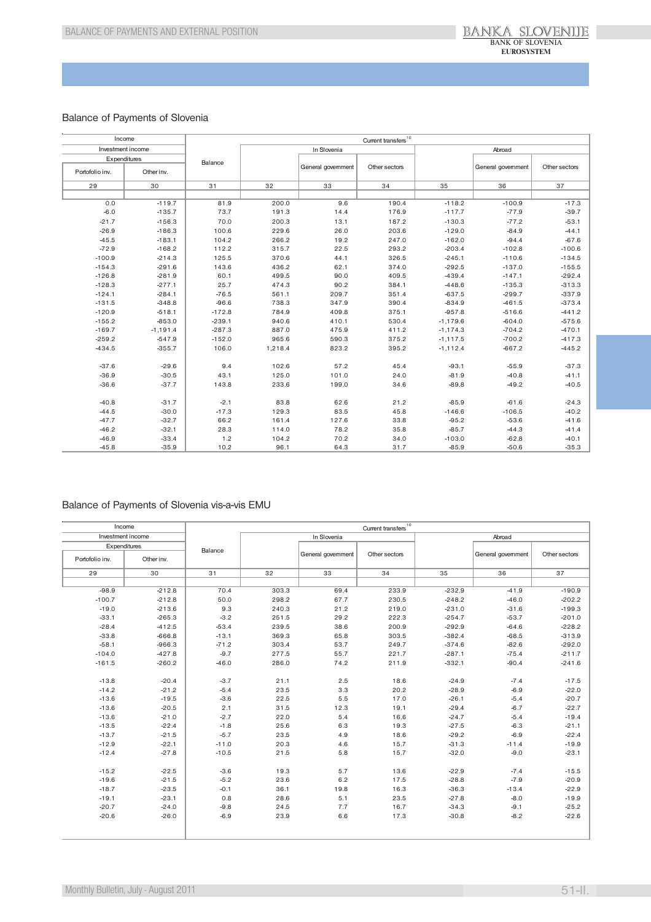## Balance of Payments of Slovenia

| Income | | Current transfers[10] | | | | | | |
|---|---|---|---|---|---|---|---|---|
| Investment income | | Balance | In Slovenia | | | Abroad | | |
| Expenditures | | | | General government | Other sectors | | General government | Other sectors |
| Portofolio inv. | Other inv. | | | | | | | |
| 29 | 30 | 31 | 32 | 33 | 34 | 35 | 36 | 37 |
| 0.0 | -119.7 | 81.9 | 200.0 | 9.6 | 190.4 | -118.2 | -100.9 | -17.3 |
| -6.0 | -135.7 | 73.7 | 191.3 | 14.4 | 176.9 | -117.7 | -77.9 | -39.7 |
| -21.7 | -156.3 | 70.0 | 200.3 | 13.1 | 187.2 | -130.3 | -77.2 | -53.1 |
| -26.9 | -186.3 | 100.6 | 229.6 | 26.0 | 203.6 | -129.0 | -84.9 | -44.1 |
| -45.5 | -183.1 | 104.2 | 266.2 | 19.2 | 247.0 | -162.0 | -94.4 | -67.6 |
| -72.9 | -168.2 | 112.2 | 315.7 | 22.5 | 293.2 | -203.4 | -102.8 | -100.6 |
| -100.9 | -214.3 | 125.5 | 370.6 | 44.1 | 326.5 | -245.1 | -110.6 | -134.5 |
| -154.3 | -291.6 | 143.6 | 436.2 | 62.1 | 374.0 | -292.5 | -137.0 | -155.5 |
| -126.8 | -281.9 | 60.1 | 499.5 | 90.0 | 409.5 | -439.4 | -147.1 | -292.4 |
| -128.3 | -277.1 | 25.7 | 474.3 | 90.2 | 384.1 | -448.6 | -135.3 | -313.3 |
| -124.1 | -284.1 | -76.5 | 561.1 | 209.7 | 351.4 | -637.5 | -299.7 | -337.9 |
| -131.5 | -348.8 | -96.6 | 738.3 | 347.9 | 390.4 | -834.9 | -461.5 | -373.4 |
| -120.9 | -518.1 | -172.8 | 784.9 | 409.8 | 375.1 | -957.8 | -516.6 | -441.2 |
| -155.2 | -853.0 | -239.1 | 940.6 | 410.1 | 530.4 | -1,179.6 | -604.0 | -575.6 |
| -169.7 | -1,191.4 | -287.3 | 887.0 | 475.9 | 411.2 | -1,174.3 | -704.2 | -470.1 |
| -259.2 | -547.9 | -152.0 | 965.6 | 590.3 | 375.2 | -1,117.5 | -700.2 | -417.3 |
| -434.5 | -355.7 | 106.0 | 1,218.4 | 823.2 | 395.2 | -1,112.4 | -667.2 | -445.2 |
| | | | | | | | | |
| -37.6 | -29.6 | 9.4 | 102.6 | 57.2 | 45.4 | -93.1 | -55.9 | -37.3 |
| -36.9 | -30.5 | 43.1 | 125.0 | 101.0 | 24.0 | -81.9 | -40.8 | -41.1 |
| -36.6 | -37.7 | 143.8 | 233.6 | 199.0 | 34.6 | -89.8 | -49.2 | -40.5 |
| | | | | | | | | |
| -40.8 | -31.7 | -2.1 | 83.8 | 62.6 | 21.2 | -85.9 | -61.6 | -24.3 |
| -44.5 | -30.0 | -17.3 | 129.3 | 83.5 | 45.8 | -146.6 | -106.5 | -40.2 |
| -47.7 | -32.7 | 66.2 | 161.4 | 127.6 | 33.8 | -95.2 | -53.6 | -41.6 |
| -46.2 | -32.1 | 28.3 | 114.0 | 78.2 | 35.8 | -85.7 | -44.3 | -41.4 |
| -46.9 | -33.4 | 1.2 | 104.2 | 70.2 | 34.0 | -103.0 | -62.8 | -40.1 |
| -45.8 | -35.9 | 10.2 | 96.1 | 64.3 | 31.7 | -85.9 | -50.6 | -35.3 |

## Balance of Payments of Slovenia vis-a-vis EMU

| Income | | Current transfers[10] | | | | | | |
|---|---|---|---|---|---|---|---|---|
| Investment income | | Balance | In Slovenia | | | Abroad | | |
| Expenditures | | | | General government | Other sectors | | General government | Other sectors |
| Portofolio inv. | Other inv. | | | | | | | |
| 29 | 30 | 31 | 32 | 33 | 34 | 35 | 36 | 37 |
| -98.9 | -212.8 | 70.4 | 303.3 | 69.4 | 233.9 | -232.9 | -41.9 | -190.9 |
| -100.7 | -212.8 | 50.0 | 298.2 | 67.7 | 230.5 | -248.2 | -46.0 | -202.2 |
| -19.0 | -213.6 | 9.3 | 240.3 | 21.2 | 219.0 | -231.0 | -31.6 | -199.3 |
| -33.1 | -265.3 | -3.2 | 251.5 | 29.2 | 222.3 | -254.7 | -53.7 | -201.0 |
| -28.4 | -412.5 | -53.4 | 239.5 | 38.6 | 200.9 | -292.9 | -64.6 | -228.2 |
| -33.8 | -666.8 | -13.1 | 369.3 | 65.8 | 303.5 | -382.4 | -68.5 | -313.9 |
| -58.1 | -966.3 | -71.2 | 303.4 | 53.7 | 249.7 | -374.6 | -82.6 | -292.0 |
| -104.0 | -427.8 | -9.7 | 277.5 | 55.7 | 221.7 | -287.1 | -75.4 | -211.7 |
| -161.5 | -260.2 | -46.0 | 286.0 | 74.2 | 211.9 | -332.1 | -90.4 | -241.6 |
| | | | | | | | | |
| -13.8 | -20.4 | -3.7 | 21.1 | 2.5 | 18.6 | -24.9 | -7.4 | -17.5 |
| -14.2 | -21.2 | -5.4 | 23.5 | 3.3 | 20.2 | -28.9 | -6.9 | -22.0 |
| -13.6 | -19.5 | -3.6 | 22.5 | 5.5 | 17.0 | -26.1 | -5.4 | -20.7 |
| -13.6 | -20.5 | 2.1 | 31.5 | 12.3 | 19.1 | -29.4 | -6.7 | -22.7 |
| -13.6 | -21.0 | -2.7 | 22.0 | 5.4 | 16.6 | -24.7 | -5.4 | -19.4 |
| -13.5 | -22.4 | -1.8 | 25.6 | 6.3 | 19.3 | -27.5 | -6.3 | -21.1 |
| -13.7 | -21.5 | -5.7 | 23.5 | 4.9 | 18.6 | -29.2 | -6.9 | -22.4 |
| -12.9 | -22.1 | -11.0 | 20.3 | 4.6 | 15.7 | -31.3 | -11.4 | -19.9 |
| -12.4 | -27.8 | -10.5 | 21.5 | 5.8 | 15.7 | -32.0 | -9.0 | -23.1 |
| | | | | | | | | |
| -15.2 | -22.5 | -3.6 | 19.3 | 5.7 | 13.6 | -22.9 | -7.4 | -15.5 |
| -19.6 | -21.5 | -5.2 | 23.6 | 6.2 | 17.5 | -28.8 | -7.9 | -20.9 |
| -18.7 | -23.5 | -0.1 | 36.1 | 19.8 | 16.3 | -36.3 | -13.4 | -22.9 |
| -19.1 | -23.1 | 0.8 | 28.6 | 5.1 | 23.5 | -27.8 | -8.0 | -19.9 |
| -20.7 | -24.0 | -9.8 | 24.5 | 7.7 | 16.7 | -34.3 | -9.1 | -25.2 |
| -20.6 | -26.0 | -6.9 | 23.9 | 6.6 | 17.3 | -30.8 | -8.2 | -22.6 |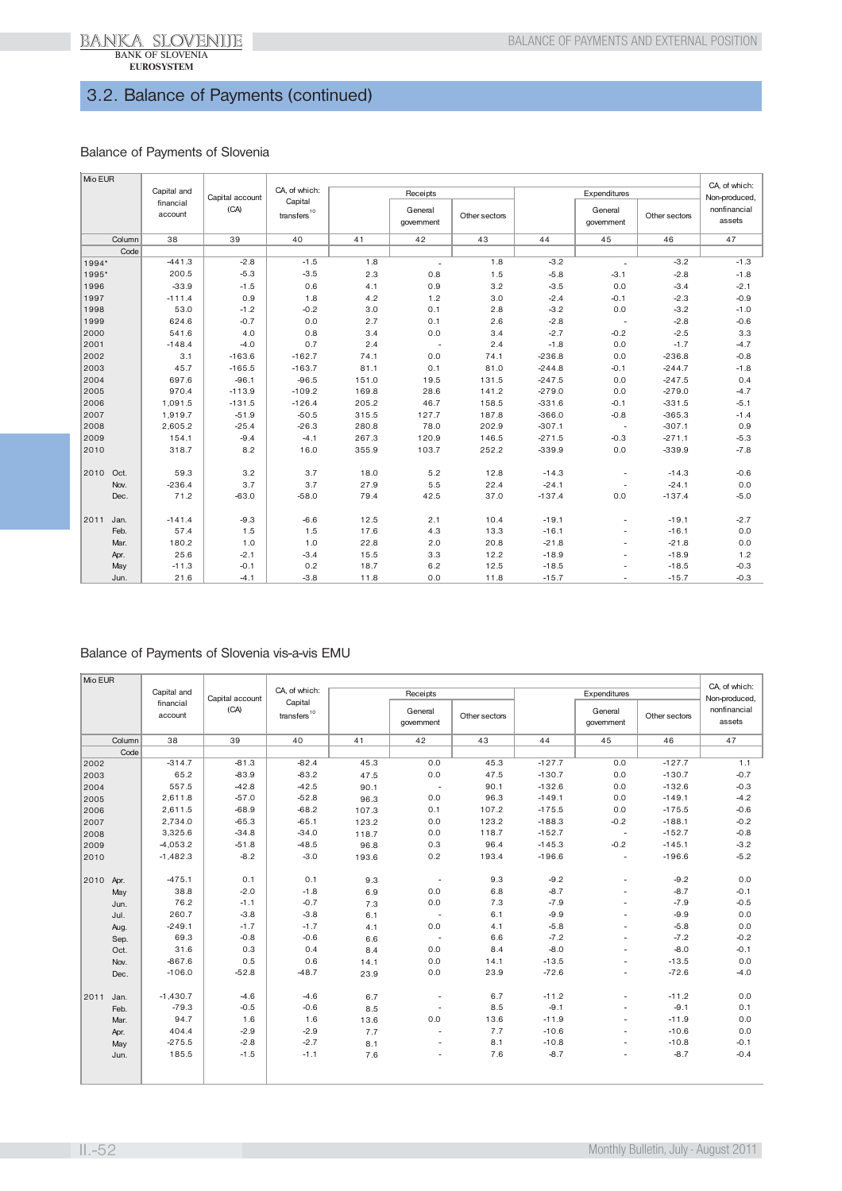## 3.2. Balance of Payments (continued)

### Balance of Payments of Slovenia

| Mio EUR | | Capital and financial account | Capital account (CA) | CA, of which: Capital transfers[10] | Receipts | | | Expenditures | | | CA, of which: Non-produced, nonfinancial assets |
|---|---|---|---|---|---|---|---|---|---|---|---|
| | | | | | | General government | Other sectors | | General government | Other sectors | |
| | Column | 38 | 39 | 40 | 41 | 42 | 43 | 44 | 45 | 46 | 47 |
| | Code | | | | | | | | | | |
| 1994* | | -441.3 | -2.8 | -1.5 | 1.8 | - | 1.8 | -3.2 | - | -3.2 | -1.3 |
| 1995* | | 200.5 | -5.3 | -3.5 | 2.3 | 0.8 | 1.5 | -5.8 | -3.1 | -2.8 | -1.8 |
| 1996 | | -33.9 | -1.5 | 0.6 | 4.1 | 0.9 | 3.2 | -3.5 | 0.0 | -3.4 | -2.1 |
| 1997 | | -111.4 | 0.9 | 1.8 | 4.2 | 1.2 | 3.0 | -2.4 | -0.1 | -2.3 | -0.9 |
| 1998 | | 53.0 | -1.2 | -0.2 | 3.0 | 0.1 | 2.8 | -3.2 | 0.0 | -3.2 | -1.0 |
| 1999 | | 624.6 | -0.7 | 0.0 | 2.7 | 0.1 | 2.6 | -2.8 | - | -2.8 | -0.6 |
| 2000 | | 541.6 | 4.0 | 0.8 | 3.4 | 0.0 | 3.4 | -2.7 | -0.2 | -2.5 | 3.3 |
| 2001 | | -148.4 | -4.0 | 0.7 | 2.4 | - | 2.4 | -1.8 | 0.0 | -1.7 | -4.7 |
| 2002 | | 3.1 | -163.6 | -162.7 | 74.1 | 0.0 | 74.1 | -236.8 | 0.0 | -236.8 | -0.8 |
| 2003 | | 45.7 | -165.5 | -163.7 | 81.1 | 0.1 | 81.0 | -244.8 | -0.1 | -244.7 | -1.8 |
| 2004 | | 697.6 | -96.1 | -96.5 | 151.0 | 19.5 | 131.5 | -247.5 | 0.0 | -247.5 | 0.4 |
| 2005 | | 970.4 | -113.9 | -109.2 | 169.8 | 28.6 | 141.2 | -279.0 | 0.0 | -279.0 | -4.7 |
| 2006 | | 1,091.5 | -131.5 | -126.4 | 205.2 | 46.7 | 158.5 | -331.6 | -0.1 | -331.5 | -5.1 |
| 2007 | | 1,919.7 | -51.9 | -50.5 | 315.5 | 127.7 | 187.8 | -366.0 | -0.8 | -365.3 | -1.4 |
| 2008 | | 2,605.2 | -25.4 | -26.3 | 280.8 | 78.0 | 202.9 | -307.1 | - | -307.1 | 0.9 |
| 2009 | | 154.1 | -9.4 | -4.1 | 267.3 | 120.9 | 146.5 | -271.5 | -0.3 | -271.1 | -5.3 |
| 2010 | | 318.7 | 8.2 | 16.0 | 355.9 | 103.7 | 252.2 | -339.9 | 0.0 | -339.9 | -7.8 |
| 2010 | Oct. | 59.3 | 3.2 | 3.7 | 18.0 | 5.2 | 12.8 | -14.3 | - | -14.3 | -0.6 |
| | Nov. | -236.4 | 3.7 | 3.7 | 27.9 | 5.5 | 22.4 | -24.1 | - | -24.1 | 0.0 |
| | Dec. | 71.2 | -63.0 | -58.0 | 79.4 | 42.5 | 37.0 | -137.4 | 0.0 | -137.4 | -5.0 |
| 2011 | Jan. | -141.4 | -9.3 | -6.6 | 12.5 | 2.1 | 10.4 | -19.1 | - | -19.1 | -2.7 |
| | Feb. | 57.4 | 1.5 | 1.5 | 17.6 | 4.3 | 13.3 | -16.1 | - | -16.1 | 0.0 |
| | Mar. | 180.2 | 1.0 | 1.0 | 22.8 | 2.0 | 20.8 | -21.8 | - | -21.8 | 0.0 |
| | Apr. | 25.6 | -2.1 | -3.4 | 15.5 | 3.3 | 12.2 | -18.9 | - | -18.9 | 1.2 |
| | May | -11.3 | -0.1 | 0.2 | 18.7 | 6.2 | 12.5 | -18.5 | - | -18.5 | -0.3 |
| | Jun. | 21.6 | -4.1 | -3.8 | 11.8 | 0.0 | 11.8 | -15.7 | - | -15.7 | -0.3 |

### Balance of Payments of Slovenia vis-a-vis EMU

| Mio EUR | | Capital and financial account | Capital account (CA) | CA, of which: Capital transfers[10] | Receipts | | | Expenditures | | | CA, of which: Non-produced, nonfinancial assets |
|---|---|---|---|---|---|---|---|---|---|---|---|
| | | | | | | General government | Other sectors | | General government | Other sectors | |
| | Column | 38 | 39 | 40 | 41 | 42 | 43 | 44 | 45 | 46 | 47 |
| | Code | | | | | | | | | | |
| 2002 | | -314.7 | -81.3 | -82.4 | 45.3 | 0.0 | 45.3 | -127.7 | 0.0 | -127.7 | 1.1 |
| 2003 | | 65.2 | -83.9 | -83.2 | 47.5 | 0.0 | 47.5 | -130.7 | 0.0 | -130.7 | -0.7 |
| 2004 | | 557.5 | -42.8 | -42.5 | 90.1 | - | 90.1 | -132.6 | 0.0 | -132.6 | -0.3 |
| 2005 | | 2,611.8 | -57.0 | -52.8 | 96.3 | 0.0 | 96.3 | -149.1 | 0.0 | -149.1 | -4.2 |
| 2006 | | 2,611.5 | -68.9 | -68.2 | 107.3 | 0.1 | 107.2 | -175.5 | 0.0 | -175.5 | -0.6 |
| 2007 | | 2,734.0 | -65.3 | -65.1 | 123.2 | 0.0 | 123.2 | -188.3 | -0.2 | -188.1 | -0.2 |
| 2008 | | 3,325.6 | -34.8 | -34.0 | 118.7 | 0.0 | 118.7 | -152.7 | - | -152.7 | -0.8 |
| 2009 | | -4,053.2 | -51.8 | -48.5 | 96.8 | 0.3 | 96.4 | -145.3 | -0.2 | -145.1 | -3.2 |
| 2010 | | -1,482.3 | -8.2 | -3.0 | 193.6 | 0.2 | 193.4 | -196.6 | - | -196.6 | -5.2 |
| 2010 | Apr. | -475.1 | 0.1 | 0.1 | 9.3 | - | 9.3 | -9.2 | - | -9.2 | 0.0 |
| | May | 38.8 | -2.0 | -1.8 | 6.9 | 0.0 | 6.8 | -8.7 | - | -8.7 | -0.1 |
| | Jun. | 76.2 | -1.1 | -0.7 | 7.3 | 0.0 | 7.3 | -7.9 | - | -7.9 | -0.5 |
| | Jul. | 260.7 | -3.8 | -3.8 | 6.1 | - | 6.1 | -9.9 | - | -9.9 | 0.0 |
| | Aug. | -249.1 | -1.7 | -1.7 | 4.1 | 0.0 | 4.1 | -5.8 | - | -5.8 | 0.0 |
| | Sep. | 69.3 | -0.8 | -0.6 | 6.6 | - | 6.6 | -7.2 | - | -7.2 | -0.2 |
| | Oct. | 31.6 | 0.3 | 0.4 | 8.4 | 0.0 | 8.4 | -8.0 | - | -8.0 | -0.1 |
| | Nov. | -867.6 | 0.5 | 0.6 | 14.1 | 0.0 | 14.1 | -13.5 | - | -13.5 | 0.0 |
| | Dec. | -106.0 | -52.8 | -48.7 | 23.9 | 0.0 | 23.9 | -72.6 | - | -72.6 | -4.0 |
| 2011 | Jan. | -1,430.7 | -4.6 | -4.6 | 6.7 | - | 6.7 | -11.2 | - | -11.2 | 0.0 |
| | Feb. | -79.3 | -0.5 | -0.6 | 8.5 | - | 8.5 | -9.1 | - | -9.1 | 0.1 |
| | Mar. | 94.7 | 1.6 | 1.6 | 13.6 | 0.0 | 13.6 | -11.9 | - | -11.9 | 0.0 |
| | Apr. | 404.4 | -2.9 | -2.9 | 7.7 | - | 7.7 | -10.6 | - | -10.6 | 0.0 |
| | May | -275.5 | -2.8 | -2.7 | 8.1 | - | 8.1 | -10.8 | - | -10.8 | -0.1 |
| | Jun. | 185.5 | -1.5 | -1.1 | 7.6 | - | 7.6 | -8.7 | - | -8.7 | -0.4 |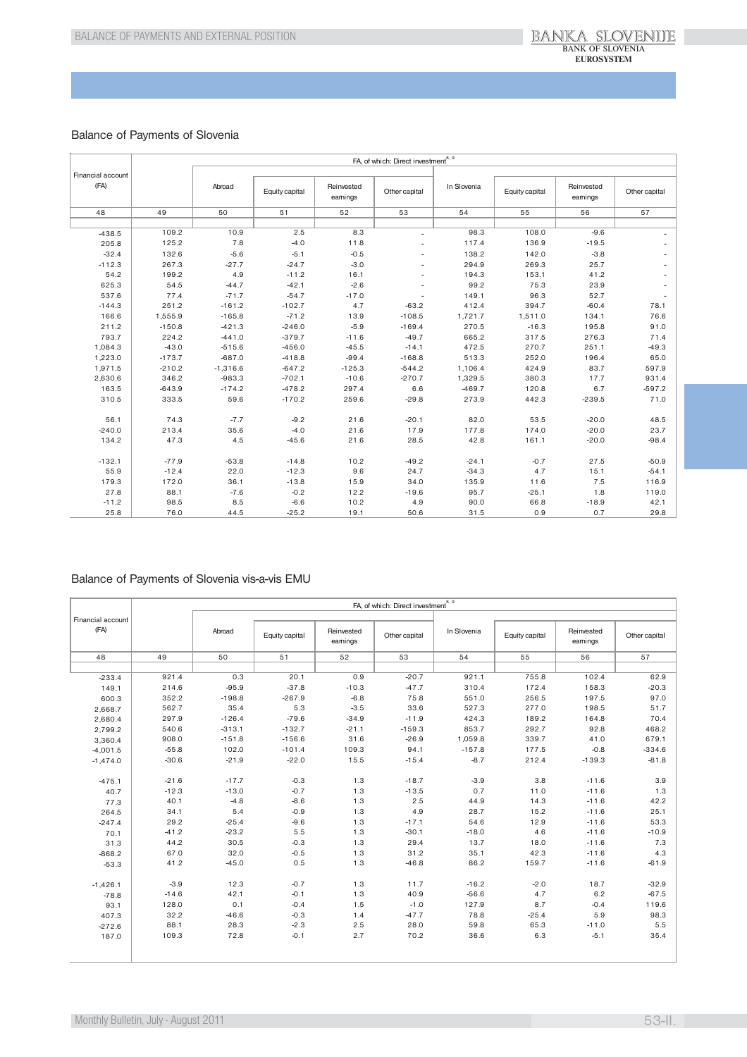## Balance of Payments of Slovenia

| Financial account (FA) | | FA, of which: Direct investment[8, 9] | | | | | | | |
|---|---|---|---|---|---|---|---|---|---|
| | | Abroad | Equity capital | Reinvested earnings | Other capital | In Slovenia | Equity capital | Reinvested earnings | Other capital |
| 48 | 49 | 50 | 51 | 52 | 53 | 54 | 55 | 56 | 57 |
| -438.5 | 109.2 | 10.9 | 2.5 | 8.3 | - | 98.3 | 108.0 | -9.6 | - |
| 205.8 | 125.2 | 7.8 | -4.0 | 11.8 | - | 117.4 | 136.9 | -19.5 | - |
| -32.4 | 132.6 | -5.6 | -5.1 | -0.5 | - | 138.2 | 142.0 | -3.8 | - |
| -112.3 | 267.3 | -27.7 | -24.7 | -3.0 | - | 294.9 | 269.3 | 25.7 | - |
| 54.2 | 199.2 | 4.9 | -11.2 | 16.1 | - | 194.3 | 153.1 | 41.2 | - |
| 625.3 | 54.5 | -44.7 | -42.1 | -2.6 | - | 99.2 | 75.3 | 23.9 | - |
| 537.6 | 77.4 | -71.7 | -54.7 | -17.0 | - | 149.1 | 96.3 | 52.7 | - |
| -144.3 | 251.2 | -161.2 | -102.7 | 4.7 | -63.2 | 412.4 | 394.7 | -60.4 | 78.1 |
| 166.6 | 1,555.9 | -165.8 | -71.2 | 13.9 | -108.5 | 1,721.7 | 1,511.0 | 134.1 | 76.6 |
| 211.2 | -150.8 | -421.3 | -246.0 | -5.9 | -169.4 | 270.5 | -16.3 | 195.8 | 91.0 |
| 793.7 | 224.2 | -441.0 | -379.7 | -11.6 | -49.7 | 665.2 | 317.5 | 276.3 | 71.4 |
| 1,084.3 | -43.0 | -515.6 | -456.0 | -45.5 | -14.1 | 472.5 | 270.7 | 251.1 | -49.3 |
| 1,223.0 | -173.7 | -687.0 | -418.8 | -99.4 | -168.8 | 513.3 | 252.0 | 196.4 | 65.0 |
| 1,971.5 | -210.2 | -1,316.6 | -647.2 | -125.3 | -544.2 | 1,106.4 | 424.9 | 83.7 | 597.9 |
| 2,630.6 | 346.2 | -983.3 | -702.1 | -10.6 | -270.7 | 1,329.5 | 380.3 | 17.7 | 931.4 |
| 163.5 | -643.9 | -174.2 | -478.2 | 297.4 | 6.6 | -469.7 | 120.8 | 6.7 | -597.2 |
| 310.5 | 333.5 | 59.6 | -170.2 | 259.6 | -29.8 | 273.9 | 442.3 | -239.5 | 71.0 |
| | | | | | | | | | |
| 56.1 | 74.3 | -7.7 | -9.2 | 21.6 | -20.1 | 82.0 | 53.5 | -20.0 | 48.5 |
| -240.0 | 213.4 | 35.6 | -4.0 | 21.6 | 17.9 | 177.8 | 174.0 | -20.0 | 23.7 |
| 134.2 | 47.3 | 4.5 | -45.6 | 21.6 | 28.5 | 42.8 | 161.1 | -20.0 | -98.4 |
| | | | | | | | | | |
| -132.1 | -77.9 | -53.8 | -14.8 | 10.2 | -49.2 | -24.1 | -0.7 | 27.5 | -50.9 |
| 55.9 | -12.4 | 22.0 | -12.3 | 9.6 | 24.7 | -34.3 | 4.7 | 15.1 | -54.1 |
| 179.3 | 172.0 | 36.1 | -13.8 | 15.9 | 34.0 | 135.9 | 11.6 | 7.5 | 116.9 |
| 27.8 | 88.1 | -7.6 | -0.2 | 12.2 | -19.6 | 95.7 | -25.1 | 1.8 | 119.0 |
| -11.2 | 98.5 | 8.5 | -6.6 | 10.2 | 4.9 | 90.0 | 66.8 | -18.9 | 42.1 |
| 25.8 | 76.0 | 44.5 | -25.2 | 19.1 | 50.6 | 31.5 | 0.9 | 0.7 | 29.8 |

## Balance of Payments of Slovenia vis-a-vis EMU

| Financial account (FA) | | FA, of which: Direct investment[8, 9] | | | | | | | |
|---|---|---|---|---|---|---|---|---|---|
| | | Abroad | Equity capital | Reinvested earnings | Other capital | In Slovenia | Equity capital | Reinvested earnings | Other capital |
| 48 | 49 | 50 | 51 | 52 | 53 | 54 | 55 | 56 | 57 |
| -233.4 | 921.4 | 0.3 | 20.1 | 0.9 | -20.7 | 921.1 | 755.8 | 102.4 | 62.9 |
| 149.1 | 214.6 | -95.9 | -37.8 | -10.3 | -47.7 | 310.4 | 172.4 | 158.3 | -20.3 |
| 600.3 | 352.2 | -198.8 | -267.9 | -6.8 | 75.8 | 551.0 | 256.5 | 197.5 | 97.0 |
| 2,668.7 | 562.7 | 35.4 | 5.3 | -3.5 | 33.6 | 527.3 | 277.0 | 198.5 | 51.7 |
| 2,680.4 | 297.9 | -126.4 | -79.6 | -34.9 | -11.9 | 424.3 | 189.2 | 164.8 | 70.4 |
| 2,799.2 | 540.6 | -313.1 | -132.7 | -21.1 | -159.3 | 853.7 | 292.7 | 92.8 | 468.2 |
| 3,360.4 | 908.0 | -151.8 | -156.6 | 31.6 | -26.9 | 1,059.8 | 339.7 | 41.0 | 679.1 |
| -4,001.5 | -55.8 | 102.0 | -101.4 | 109.3 | 94.1 | -157.8 | 177.5 | -0.8 | -334.6 |
| -1,474.0 | -30.6 | -21.9 | -22.0 | 15.5 | -15.4 | -8.7 | 212.4 | -139.3 | -81.8 |
| | | | | | | | | | |
| -475.1 | -21.6 | -17.7 | -0.3 | 1.3 | -18.7 | -3.9 | 3.8 | -11.6 | 3.9 |
| 40.7 | -12.3 | -13.0 | -0.7 | 1.3 | -13.5 | 0.7 | 11.0 | -11.6 | 1.3 |
| 77.3 | 40.1 | -4.8 | -8.6 | 1.3 | 2.5 | 44.9 | 14.3 | -11.6 | 42.2 |
| 264.5 | 34.1 | 5.4 | -0.9 | 1.3 | 4.9 | 28.7 | 15.2 | -11.6 | 25.1 |
| -247.4 | 29.2 | -25.4 | -9.6 | 1.3 | -17.1 | 54.6 | 12.9 | -11.6 | 53.3 |
| 70.1 | -41.2 | -23.2 | 5.5 | 1.3 | -30.1 | -18.0 | 4.6 | -11.6 | -10.9 |
| 31.3 | 44.2 | 30.5 | -0.3 | 1.3 | 29.4 | 13.7 | 18.0 | -11.6 | 7.3 |
| -868.2 | 67.0 | 32.0 | -0.5 | 1.3 | 31.2 | 35.1 | 42.3 | -11.6 | 4.3 |
| -53.3 | 41.2 | -45.0 | 0.5 | 1.3 | -46.8 | 86.2 | 159.7 | -11.6 | -61.9 |
| | | | | | | | | | |
| -1,426.1 | -3.9 | 12.3 | -0.7 | 1.3 | 11.7 | -16.2 | -2.0 | 18.7 | -32.9 |
| -78.8 | -14.6 | 42.1 | -0.1 | 1.3 | 40.9 | -56.6 | 4.7 | 6.2 | -67.5 |
| 93.1 | 128.0 | 0.1 | -0.4 | 1.5 | -1.0 | 127.9 | 8.7 | -0.4 | 119.6 |
| 407.3 | 32.2 | -46.6 | -0.3 | 1.4 | -47.7 | 78.8 | -25.4 | 5.9 | 98.3 |
| -272.6 | 88.1 | 28.3 | -2.3 | 2.5 | 28.0 | 59.8 | 65.3 | -11.0 | 5.5 |
| 187.0 | 109.3 | 72.8 | -0.1 | 2.7 | 70.2 | 36.6 | 6.3 | -5.1 | 35.4 |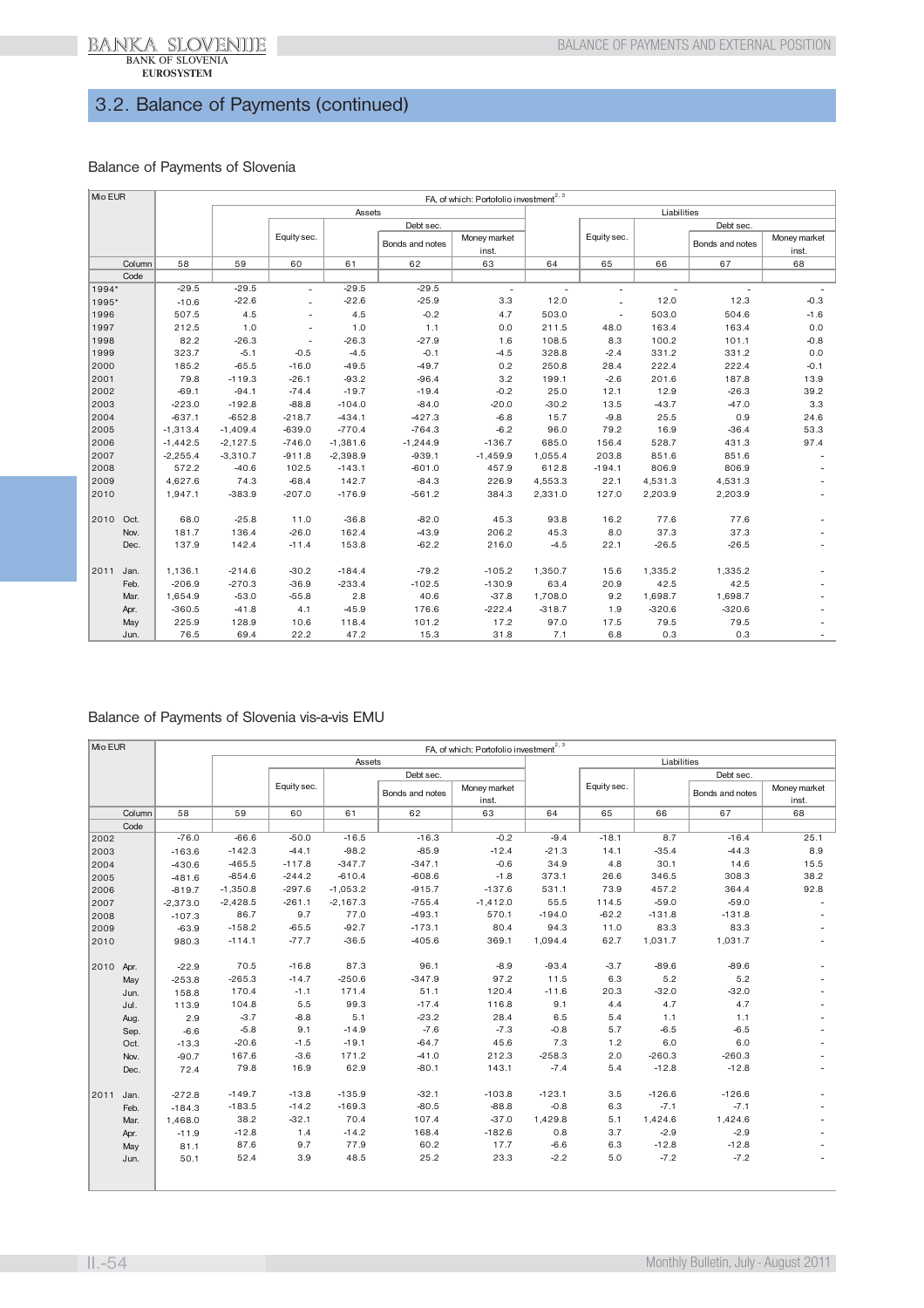# 3.2. Balance of Payments (continued)

## Balance of Payments of Slovenia

| Mio EUR | | FA, of which: Portfolio investment[2, 3] | | | | | | | | | | |
|---|---|---|---|---|---|---|---|---|---|---|---|---|
| | | | Assets | | | | | Liabilities | | | | |
| | | | | Equity sec. | | Debt sec. | | | Equity sec. | | Debt sec. | |
| | | | | | | Bonds and notes | Money market inst. | | | | Bonds and notes | Money market inst. |
| | Column | 58 | 59 | 60 | 61 | 62 | 63 | 64 | 65 | 66 | 67 | 68 |
| | Code | | | | | | | | | | | |
| 1994* | | -29.5 | -29.5 | - | -29.5 | -29.5 | - | - | - | - | - | - |
| 1995* | | -10.6 | -22.6 | - | -22.6 | -25.9 | 3.3 | 12.0 | - | 12.0 | 12.3 | -0.3 |
| 1996 | | 507.5 | 4.5 | - | 4.5 | -0.2 | 4.7 | 503.0 | - | 503.0 | 504.6 | -1.6 |
| 1997 | | 212.5 | 1.0 | - | 1.0 | 1.1 | 0.0 | 211.5 | 48.0 | 163.4 | 163.4 | 0.0 |
| 1998 | | 82.2 | -26.3 | - | -26.3 | -27.9 | 1.6 | 108.5 | 8.3 | 100.2 | 101.1 | -0.8 |
| 1999 | | 323.7 | -5.1 | -0.5 | -4.5 | -0.1 | -4.5 | 328.8 | -2.4 | 331.2 | 331.2 | 0.0 |
| 2000 | | 185.2 | -65.5 | -16.0 | -49.5 | -49.7 | 0.2 | 250.8 | 28.4 | 222.4 | 222.4 | -0.1 |
| 2001 | | 79.8 | -119.3 | -26.1 | -93.2 | -96.4 | 3.2 | 199.1 | -2.6 | 201.6 | 187.8 | 13.9 |
| 2002 | | -69.1 | -94.1 | -74.4 | -19.7 | -19.4 | -0.2 | 25.0 | 12.1 | 12.9 | -26.3 | 39.2 |
| 2003 | | -223.0 | -192.8 | -88.8 | -104.0 | -84.0 | -20.0 | -30.2 | 13.5 | -43.7 | -47.0 | 3.3 |
| 2004 | | -637.1 | -652.8 | -218.7 | -434.1 | -427.3 | -6.8 | 15.7 | -9.8 | 25.5 | 0.9 | 24.6 |
| 2005 | | -1,313.4 | -1,409.4 | -639.0 | -770.4 | -764.3 | -6.2 | 96.0 | 79.2 | 16.9 | -36.4 | 53.3 |
| 2006 | | -1,442.5 | -2,127.5 | -746.0 | -1,381.6 | -1,244.9 | -136.7 | 685.0 | 156.4 | 528.7 | 431.3 | 97.4 |
| 2007 | | -2,255.4 | -3,310.7 | -911.8 | -2,398.9 | -939.1 | -1,459.9 | 1,055.4 | 203.8 | 851.6 | 851.6 | - |
| 2008 | | 572.2 | -40.6 | 102.5 | -143.1 | -601.0 | 457.9 | 612.8 | -194.1 | 806.9 | 806.9 | - |
| 2009 | | 4,627.6 | 74.3 | -68.4 | 142.7 | -84.3 | 226.9 | 4,553.3 | 22.1 | 4,531.3 | 4,531.3 | - |
| 2010 | | 1,947.1 | -383.9 | -207.0 | -176.9 | -561.2 | 384.3 | 2,331.0 | 127.0 | 2,203.9 | 2,203.9 | - |
| 2010 | Oct. | 68.0 | -25.8 | 11.0 | -36.8 | -82.0 | 45.3 | 93.8 | 16.2 | 77.6 | 77.6 | - |
| | Nov. | 181.7 | 136.4 | -26.0 | 162.4 | -43.9 | 206.2 | 45.3 | 8.0 | 37.3 | 37.3 | - |
| | Dec. | 137.9 | 142.4 | -11.4 | 153.8 | -62.2 | 216.0 | -4.5 | 22.1 | -26.5 | -26.5 | - |
| 2011 | Jan. | 1,136.1 | -214.6 | -30.2 | -184.4 | -79.2 | -105.2 | 1,350.7 | 15.6 | 1,335.2 | 1,335.2 | - |
| | Feb. | -206.9 | -270.3 | -36.9 | -233.4 | -102.5 | -130.9 | 63.4 | 20.9 | 42.5 | 42.5 | - |
| | Mar. | 1,654.9 | -53.0 | -55.8 | 2.8 | 40.6 | -37.8 | 1,708.0 | 9.2 | 1,698.7 | 1,698.7 | - |
| | Apr. | -360.5 | -41.8 | 4.1 | -45.9 | 176.6 | -222.4 | -318.7 | 1.9 | -320.6 | -320.6 | - |
| | May | 225.9 | 128.9 | 10.6 | 118.4 | 101.2 | 17.2 | 97.0 | 17.5 | 79.5 | 79.5 | - |
| | Jun. | 76.5 | 69.4 | 22.2 | 47.2 | 15.3 | 31.8 | 7.1 | 6.8 | 0.3 | 0.3 | - |

## Balance of Payments of Slovenia vis-a-vis EMU

| Mio EUR | | FA, of which: Portfolio investment[2, 3] | | | | | | | | | | |
|---|---|---|---|---|---|---|---|---|---|---|---|---|
| | | | Assets | | | | | Liabilities | | | | |
| | | | | Equity sec. | | Debt sec. | | | Equity sec. | | Debt sec. | |
| | | | | | | Bonds and notes | Money market inst. | | | | Bonds and notes | Money market inst. |
| | Column | 58 | 59 | 60 | 61 | 62 | 63 | 64 | 65 | 66 | 67 | 68 |
| | Code | | | | | | | | | | | |
| 2002 | | -76.0 | -66.6 | -50.0 | -16.5 | -16.3 | -0.2 | -9.4 | -18.1 | 8.7 | -16.4 | 25.1 |
| 2003 | | -163.6 | -142.3 | -44.1 | -98.2 | -85.9 | -12.4 | -21.3 | 14.1 | -35.4 | -44.3 | 8.9 |
| 2004 | | -430.6 | -465.5 | -117.8 | -347.7 | -347.1 | -0.6 | 34.9 | 4.8 | 30.1 | 14.6 | 15.5 |
| 2005 | | -481.6 | -854.6 | -244.2 | -610.4 | -608.6 | -1.8 | 373.1 | 26.6 | 346.5 | 308.3 | 38.2 |
| 2006 | | -819.7 | -1,350.8 | -297.6 | -1,053.2 | -915.7 | -137.6 | 531.1 | 73.9 | 457.2 | 364.4 | 92.8 |
| 2007 | | -2,373.0 | -2,428.5 | -261.1 | -2,167.3 | -755.4 | -1,412.0 | 55.5 | 114.5 | -59.0 | -59.0 | - |
| 2008 | | -107.3 | 86.7 | 9.7 | 77.0 | -493.1 | 570.1 | -194.0 | -62.2 | -131.8 | -131.8 | - |
| 2009 | | -63.9 | -158.2 | -65.5 | -92.7 | -173.1 | 80.4 | 94.3 | 11.0 | 83.3 | 83.3 | - |
| 2010 | | 980.3 | -114.1 | -77.7 | -36.5 | -405.6 | 369.1 | 1,094.4 | 62.7 | 1,031.7 | 1,031.7 | - |
| 2010 | Apr. | -22.9 | 70.5 | -16.8 | 87.3 | 96.1 | -8.9 | -93.4 | -3.7 | -89.6 | -89.6 | - |
| | May | -253.8 | -265.3 | -14.7 | -250.6 | -347.9 | 97.2 | 11.5 | 6.3 | 5.2 | 5.2 | - |
| | Jun. | 158.8 | 170.4 | -1.1 | 171.4 | 51.1 | 120.4 | -11.6 | 20.3 | -32.0 | -32.0 | - |
| | Jul. | 113.9 | 104.8 | 5.5 | 99.3 | -17.4 | 116.8 | 9.1 | 4.4 | 4.7 | 4.7 | - |
| | Aug. | 2.9 | -3.7 | -8.8 | 5.1 | -23.2 | 28.4 | 6.5 | 5.4 | 1.1 | 1.1 | - |
| | Sep. | -6.6 | -5.8 | 9.1 | -14.9 | -7.6 | -7.3 | -0.8 | 5.7 | -6.5 | -6.5 | - |
| | Oct. | -13.3 | -20.6 | -1.5 | -19.1 | -64.7 | 45.6 | 7.3 | 1.2 | 6.0 | 6.0 | - |
| | Nov. | -90.7 | 167.6 | -3.6 | 171.2 | -41.0 | 212.3 | -258.3 | 2.0 | -260.3 | -260.3 | - |
| | Dec. | 72.4 | 79.8 | 16.9 | 62.9 | -80.1 | 143.1 | -7.4 | 5.4 | -12.8 | -12.8 | - |
| 2011 | Jan. | -272.8 | -149.7 | -13.8 | -135.9 | -32.1 | -103.8 | -123.1 | 3.5 | -126.6 | -126.6 | - |
| | Feb. | -184.3 | -183.5 | -14.2 | -169.3 | -80.5 | -88.8 | -0.8 | 6.3 | -7.1 | -7.1 | - |
| | Mar. | 1,468.0 | 38.2 | -32.1 | 70.4 | 107.4 | -37.0 | 1,429.8 | 5.1 | 1,424.6 | 1,424.6 | - |
| | Apr. | -11.9 | -12.8 | 1.4 | -14.2 | 168.4 | -182.6 | 0.8 | 3.7 | -2.9 | -2.9 | - |
| | May | 81.1 | 87.6 | 9.7 | 77.9 | 60.2 | 17.7 | -6.6 | 6.3 | -12.8 | -12.8 | - |
| | Jun. | 50.1 | 52.4 | 3.9 | 48.5 | 25.2 | 23.3 | -2.2 | 5.0 | -7.2 | -7.2 | - |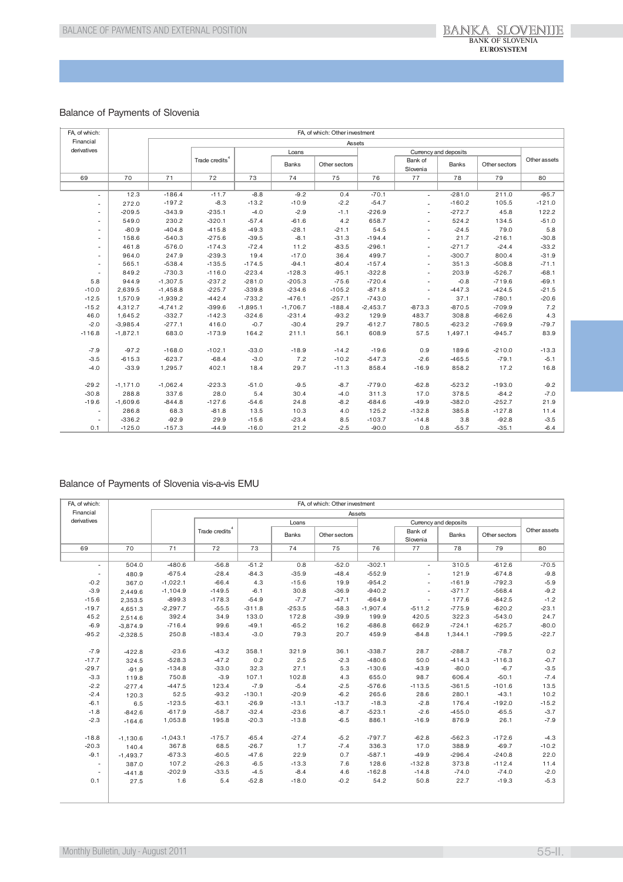## Balance of Payments of Slovenia

| FA, of which: Financial derivatives | FA, of which: Other investment | | | | | | | | | | |
|---|---|---|---|---|---|---|---|---|---|---|---|
| | | Assets | | | | | | | | | |
| | | | Trade credits[4] | | Loans | | | Currency and deposits | | | Other assets |
| | | | | | Banks | Other sectors | | Bank of Slovenia | Banks | Other sectors | |
| 69 | 70 | 71 | 72 | 73 | 74 | 75 | 76 | 77 | 78 | 79 | 80 |
| - | 12.3 | -186.4 | -11.7 | -8.8 | -9.2 | 0.4 | -70.1 | - | -281.0 | 211.0 | -95.7 |
| - | 272.0 | -197.2 | -8.3 | -13.2 | -10.9 | -2.2 | -54.7 | - | -160.2 | 105.5 | -121.0 |
| - | -209.5 | -343.9 | -235.1 | -4.0 | -2.9 | -1.1 | -226.9 | - | -272.7 | 45.8 | 122.2 |
| - | 549.0 | 230.2 | -320.1 | -57.4 | -61.6 | 4.2 | 658.7 | - | 524.2 | 134.5 | -51.0 |
| - | -80.9 | -404.8 | -415.8 | -49.3 | -28.1 | -21.1 | 54.5 | - | -24.5 | 79.0 | 5.8 |
| - | 158.6 | -540.3 | -275.6 | -39.5 | -8.1 | -31.3 | -194.4 | - | 21.7 | -216.1 | -30.8 |
| - | 461.8 | -576.0 | -174.3 | -72.4 | 11.2 | -83.5 | -296.1 | - | -271.7 | -24.4 | -33.2 |
| - | 964.0 | 247.9 | -239.3 | 19.4 | -17.0 | 36.4 | 499.7 | - | -300.7 | 800.4 | -31.9 |
| - | 565.1 | -538.4 | -135.5 | -174.5 | -94.1 | -80.4 | -157.4 | - | 351.3 | -508.8 | -71.1 |
| - | 849.2 | -730.3 | -116.0 | -223.4 | -128.3 | -95.1 | -322.8 | - | 203.9 | -526.7 | -68.1 |
| 5.8 | 944.9 | -1,307.5 | -237.2 | -281.0 | -205.3 | -75.6 | -720.4 | - | -0.8 | -719.6 | -69.1 |
| -10.0 | 2,639.5 | -1,458.8 | -225.7 | -339.8 | -234.6 | -105.2 | -871.8 | - | -447.3 | -424.5 | -21.5 |
| -12.5 | 1,570.9 | -1,939.2 | -442.4 | -733.2 | -476.1 | -257.1 | -743.0 | - | 37.1 | -780.1 | -20.6 |
| -15.2 | 4,312.7 | -4,741.2 | -399.6 | -1,895.1 | -1,706.7 | -188.4 | -2,453.7 | -873.3 | -870.5 | -709.9 | 7.2 |
| 46.0 | 1,645.2 | -332.7 | -142.3 | -324.6 | -231.4 | -93.2 | 129.9 | 483.7 | 308.8 | -662.6 | 4.3 |
| -2.0 | -3,985.4 | -277.1 | 416.0 | -0.7 | -30.4 | 29.7 | -612.7 | 780.5 | -623.2 | -769.9 | -79.7 |
| -116.8 | -1,872.1 | 683.0 | -173.9 | 164.2 | 211.1 | 56.1 | 608.9 | 57.5 | 1,497.1 | -945.7 | 83.9 |
| | | | | | | | | | | | |
| -7.9 | -97.2 | -168.0 | -102.1 | -33.0 | -18.9 | -14.2 | -19.6 | 0.9 | 189.6 | -210.0 | -13.3 |
| -3.5 | -615.3 | -623.7 | -68.4 | -3.0 | 7.2 | -10.2 | -547.3 | -2.6 | -465.5 | -79.1 | -5.1 |
| -4.0 | -33.9 | 1,295.7 | 402.1 | 18.4 | 29.7 | -11.3 | 858.4 | -16.9 | 858.2 | 17.2 | 16.8 |
| | | | | | | | | | | | |
| -29.2 | -1,171.0 | -1,062.4 | -223.3 | -51.0 | -9.5 | -8.7 | -779.0 | -62.8 | -523.2 | -193.0 | -9.2 |
| -30.8 | 288.8 | 337.6 | 28.0 | 5.4 | 30.4 | -4.0 | 311.3 | 17.0 | 378.5 | -84.2 | -7.0 |
| -19.6 | -1,609.6 | -844.8 | -127.6 | -54.6 | 24.8 | -8.2 | -684.6 | -49.9 | -382.0 | -252.7 | 21.9 |
| - | 286.8 | 68.3 | -81.8 | 13.5 | 10.3 | 4.0 | 125.2 | -132.8 | 385.8 | -127.8 | 11.4 |
| - | -336.2 | -92.9 | 29.9 | -15.6 | -23.4 | 8.5 | -103.7 | -14.8 | 3.8 | -92.8 | -3.5 |
| 0.1 | -125.0 | -157.3 | -44.9 | -16.0 | 21.2 | -2.5 | -90.0 | 0.8 | -55.7 | -35.1 | -6.4 |

## Balance of Payments of Slovenia vis-a-vis EMU

| FA, of which: Financial derivatives | FA, of which: Other investment | | | | | | | | | | |
|---|---|---|---|---|---|---|---|---|---|---|---|
| | | Assets | | | | | | | | | |
| | | | Trade credits[4] | | Loans | | | Currency and deposits | | | Other assets |
| | | | | | Banks | Other sectors | | Bank of Slovenia | Banks | Other sectors | |
| 69 | 70 | 71 | 72 | 73 | 74 | 75 | 76 | 77 | 78 | 79 | 80 |
| - | 504.0 | -480.6 | -56.8 | -51.2 | 0.8 | -52.0 | -302.1 | - | 310.5 | -612.6 | -70.5 |
| - | 480.9 | -675.4 | -28.4 | -84.3 | -35.9 | -48.4 | -552.9 | - | 121.9 | -674.8 | -9.8 |
| -0.2 | 367.0 | -1,022.1 | -66.4 | 4.3 | -15.6 | 19.9 | -954.2 | - | -161.9 | -792.3 | -5.9 |
| -3.9 | 2,449.6 | -1,104.9 | -149.5 | -6.1 | 30.8 | -36.9 | -940.2 | - | -371.7 | -568.4 | -9.2 |
| -15.6 | 2,353.5 | -899.3 | -178.3 | -54.9 | -7.7 | -47.1 | -664.9 | - | 177.6 | -842.5 | -1.2 |
| -19.7 | 4,651.3 | -2,297.7 | -55.5 | -311.8 | -253.5 | -58.3 | -1,907.4 | -511.2 | -775.9 | -620.2 | -23.1 |
| 45.2 | 2,514.6 | 392.4 | 34.9 | 133.0 | 172.8 | -39.9 | 199.9 | 420.5 | 322.3 | -543.0 | 24.7 |
| -6.9 | -3,874.9 | -716.4 | 99.6 | -49.1 | -65.2 | 16.2 | -686.8 | 662.9 | -724.1 | -625.7 | -80.0 |
| -95.2 | -2,328.5 | 250.8 | -183.4 | -3.0 | 79.3 | 20.7 | 459.9 | -84.8 | 1,344.1 | -799.5 | -22.7 |
| | | | | | | | | | | | |
| -7.9 | -422.8 | -23.6 | -43.2 | 358.1 | 321.9 | 36.1 | -338.7 | 28.7 | -288.7 | -78.7 | 0.2 |
| -17.7 | 324.5 | -528.3 | -47.2 | 0.2 | 2.5 | -2.3 | -480.6 | 50.0 | -414.3 | -116.3 | -0.7 |
| -29.7 | -91.9 | -134.8 | -33.0 | 32.3 | 27.1 | 5.3 | -130.6 | -43.9 | -80.0 | -6.7 | -3.5 |
| -3.3 | 119.8 | 750.8 | -3.9 | 107.1 | 102.8 | 4.3 | 655.0 | 98.7 | 606.4 | -50.1 | -7.4 |
| -2.2 | -277.4 | -447.5 | 123.4 | -7.9 | -5.4 | -2.5 | -576.6 | -113.5 | -361.5 | -101.6 | 13.5 |
| -2.4 | 120.3 | 52.5 | -93.2 | -130.1 | -20.9 | -6.2 | 265.6 | 28.6 | 280.1 | -43.1 | 10.2 |
| -6.1 | 6.5 | -123.5 | -63.1 | -26.9 | -13.1 | -13.7 | -18.3 | -2.8 | 176.4 | -192.0 | -15.2 |
| -1.8 | -842.6 | -617.9 | -58.7 | -32.4 | -23.6 | -8.7 | -523.1 | -2.6 | -455.0 | -65.5 | -3.7 |
| -2.3 | -164.6 | 1,053.8 | 195.8 | -20.3 | -13.8 | -6.5 | 886.1 | -16.9 | 876.9 | 26.1 | -7.9 |
| | | | | | | | | | | | |
| -18.8 | -1,130.6 | -1,043.1 | -175.7 | -65.4 | -27.4 | -5.2 | -797.7 | -62.8 | -562.3 | -172.6 | -4.3 |
| -20.3 | 140.4 | 367.8 | 68.5 | -26.7 | 1.7 | -7.4 | 336.3 | 17.0 | 388.9 | -69.7 | -10.2 |
| -9.1 | -1,493.7 | -673.3 | -60.5 | -47.6 | 22.9 | 0.7 | -587.1 | -49.9 | -296.4 | -240.8 | 22.0 |
| - | 387.0 | 107.2 | -26.3 | -6.5 | -13.3 | 7.6 | 128.6 | -132.8 | 373.8 | -112.4 | 11.4 |
| - | -441.8 | -202.9 | -33.5 | -4.5 | -8.4 | 4.6 | -162.8 | -14.8 | -74.0 | -74.0 | -2.0 |
| 0.1 | 27.5 | 1.6 | 5.4 | -52.8 | -18.0 | -0.2 | 54.2 | 50.8 | 22.7 | -19.3 | -5.3 |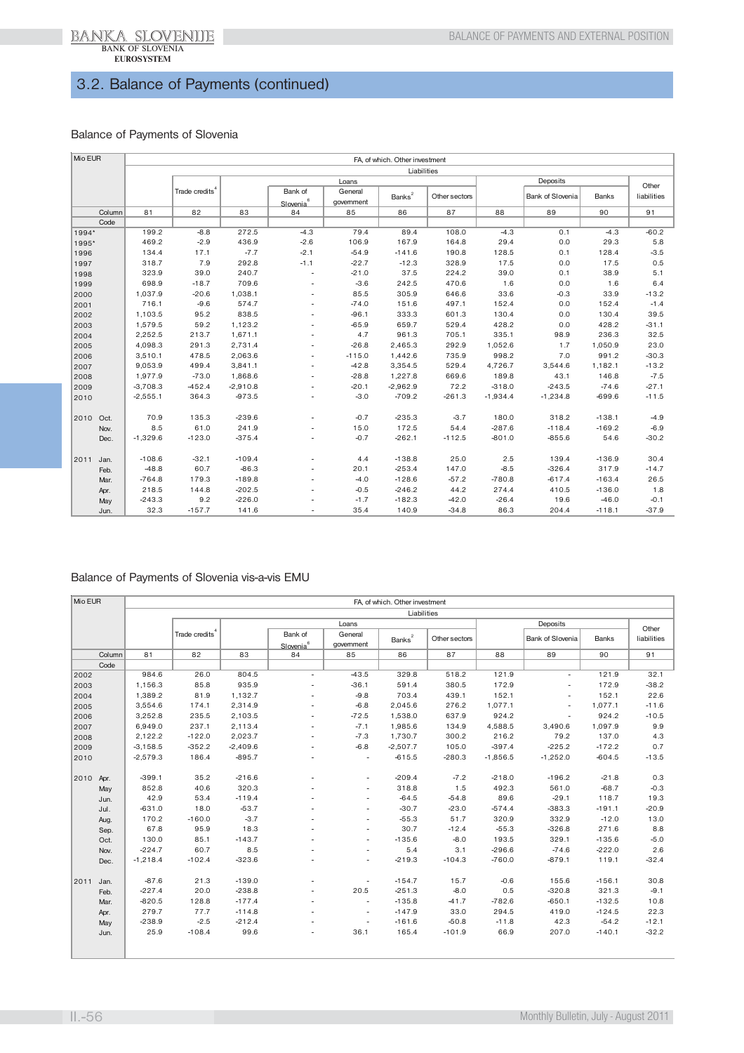## 3.2. Balance of Payments (continued)

### Balance of Payments of Slovenia

| Mio EUR | | FA, of which. Other investment | | | | | | | | | | |
|---|---|---|---|---|---|---|---|---|---|---|---|---|
| | | Liabilities | | | | | | | | | | |
| | | | Trade credits[4] | Loans | | | | | Deposits | | | Other liabilities |
| | | | | | Bank of Slovenia[6] | General government | Banks[2] | Other sectors | | Bank of Slovenia | Banks | |
| Column | | 81 | 82 | 83 | 84 | 85 | 86 | 87 | 88 | 89 | 90 | 91 |
| Code | | | | | | | | | | | | |
| 1994* | | 199.2 | -8.8 | 272.5 | -4.3 | 79.4 | 89.4 | 108.0 | -4.3 | 0.1 | -4.3 | -60.2 |
| 1995* | | 469.2 | -2.9 | 436.9 | -2.6 | 106.9 | 167.9 | 164.8 | 29.4 | 0.0 | 29.3 | 5.8 |
| 1996 | | 134.4 | 17.1 | -7.7 | -2.1 | -54.9 | -141.6 | 190.8 | 128.5 | 0.1 | 128.4 | -3.5 |
| 1997 | | 318.7 | 7.9 | 292.8 | -1.1 | -22.7 | -12.3 | 328.9 | 17.5 | 0.0 | 17.5 | 0.5 |
| 1998 | | 323.9 | 39.0 | 240.7 | - | -21.0 | 37.5 | 224.2 | 39.0 | 0.1 | 38.9 | 5.1 |
| 1999 | | 698.9 | -18.7 | 709.6 | - | -3.6 | 242.5 | 470.6 | 1.6 | 0.0 | 1.6 | 6.4 |
| 2000 | | 1,037.9 | -20.6 | 1,038.1 | - | 85.5 | 305.9 | 646.6 | 33.6 | -0.3 | 33.9 | -13.2 |
| 2001 | | 716.1 | -9.6 | 574.7 | - | -74.0 | 151.6 | 497.1 | 152.4 | 0.0 | 152.4 | -1.4 |
| 2002 | | 1,103.5 | 95.2 | 838.5 | - | -96.1 | 333.3 | 601.3 | 130.4 | 0.0 | 130.4 | 39.5 |
| 2003 | | 1,579.5 | 59.2 | 1,123.2 | - | -65.9 | 659.7 | 529.4 | 428.2 | 0.0 | 428.2 | -31.1 |
| 2004 | | 2,252.5 | 213.7 | 1,671.1 | - | 4.7 | 961.3 | 705.1 | 335.1 | 98.9 | 236.3 | 32.5 |
| 2005 | | 4,098.3 | 291.3 | 2,731.4 | - | -26.8 | 2,465.3 | 292.9 | 1,052.6 | 1.7 | 1,050.9 | 23.0 |
| 2006 | | 3,510.1 | 478.5 | 2,063.6 | - | -115.0 | 1,442.6 | 735.9 | 998.2 | 7.0 | 991.2 | -30.3 |
| 2007 | | 9,053.9 | 499.4 | 3,841.1 | - | -42.8 | 3,354.5 | 529.4 | 4,726.7 | 3,544.6 | 1,182.1 | -13.2 |
| 2008 | | 1,977.9 | -73.0 | 1,868.6 | - | -28.8 | 1,227.8 | 669.6 | 189.8 | 43.1 | 146.8 | -7.5 |
| 2009 | | -3,708.3 | -452.4 | -2,910.8 | - | -20.1 | -2,962.9 | 72.2 | -318.0 | -243.5 | -74.6 | -27.1 |
| 2010 | | -2,555.1 | 364.3 | -973.5 | - | -3.0 | -709.2 | -261.3 | -1,934.4 | -1,234.8 | -699.6 | -11.5 |
| 2010 | Oct. | 70.9 | 135.3 | -239.6 | - | -0.7 | -235.3 | -3.7 | 180.0 | 318.2 | -138.1 | -4.9 |
| | Nov. | 8.5 | 61.0 | 241.9 | - | 15.0 | 172.5 | 54.4 | -287.6 | -118.4 | -169.2 | -6.9 |
| | Dec. | -1,329.6 | -123.0 | -375.4 | - | -0.7 | -262.1 | -112.5 | -801.0 | -855.6 | 54.6 | -30.2 |
| 2011 | Jan. | -108.6 | -32.1 | -109.4 | - | 4.4 | -138.8 | 25.0 | 2.5 | 139.4 | -136.9 | 30.4 |
| | Feb. | -48.8 | 60.7 | -86.3 | - | 20.1 | -253.4 | 147.0 | -8.5 | -326.4 | 317.9 | -14.7 |
| | Mar. | -764.8 | 179.3 | -189.8 | - | -4.0 | -128.6 | -57.2 | -780.8 | -617.4 | -163.4 | 26.5 |
| | Apr. | 218.5 | 144.8 | -202.5 | - | -0.5 | -246.2 | 44.2 | 274.4 | 410.5 | -136.0 | 1.8 |
| | May | -243.3 | 9.2 | -226.0 | - | -1.7 | -182.3 | -42.0 | -26.4 | 19.6 | -46.0 | -0.1 |
| | Jun. | 32.3 | -157.7 | 141.6 | - | 35.4 | 140.9 | -34.8 | 86.3 | 204.4 | -118.1 | -37.9 |

### Balance of Payments of Slovenia vis-a-vis EMU

| Mio EUR | | FA, of which. Other investment | | | | | | | | | | |
|---|---|---|---|---|---|---|---|---|---|---|---|---|
| | | Liabilities | | | | | | | | | | |
| | | | Trade credits[4] | Loans | | | | | Deposits | | | Other liabilities |
| | | | | | Bank of Slovenia[6] | General government | Banks[2] | Other sectors | | Bank of Slovenia | Banks | |
| Column | | 81 | 82 | 83 | 84 | 85 | 86 | 87 | 88 | 89 | 90 | 91 |
| Code | | | | | | | | | | | | |
| 2002 | | 984.6 | 26.0 | 804.5 | - | -43.5 | 329.8 | 518.2 | 121.9 | - | 121.9 | 32.1 |
| 2003 | | 1,156.3 | 85.8 | 935.9 | - | -36.1 | 591.4 | 380.5 | 172.9 | - | 172.9 | -38.2 |
| 2004 | | 1,389.2 | 81.9 | 1,132.7 | - | -9.8 | 703.4 | 439.1 | 152.1 | - | 152.1 | 22.6 |
| 2005 | | 3,554.6 | 174.1 | 2,314.9 | - | -6.8 | 2,045.6 | 276.2 | 1,077.1 | - | 1,077.1 | -11.6 |
| 2006 | | 3,252.8 | 235.5 | 2,103.5 | - | -72.5 | 1,538.0 | 637.9 | 924.2 | - | 924.2 | -10.5 |
| 2007 | | 6,949.0 | 237.1 | 2,113.4 | - | -7.1 | 1,985.6 | 134.9 | 4,588.5 | 3,490.6 | 1,097.9 | 9.9 |
| 2008 | | 2,122.2 | -122.0 | 2,023.7 | - | -7.3 | 1,730.7 | 300.2 | 216.2 | 79.2 | 137.0 | 4.3 |
| 2009 | | -3,158.5 | -352.2 | -2,409.6 | - | -6.8 | -2,507.7 | 105.0 | -397.4 | -225.2 | -172.2 | 0.7 |
| 2010 | | -2,579.3 | 186.4 | -895.7 | - | - | -615.5 | -280.3 | -1,856.5 | -1,252.0 | -604.5 | -13.5 |
| 2010 | Apr. | -399.1 | 35.2 | -216.6 | - | - | -209.4 | -7.2 | -218.0 | -196.2 | -21.8 | 0.3 |
| | May | 852.8 | 40.6 | 320.3 | - | - | 318.8 | 1.5 | 492.3 | 561.0 | -68.7 | -0.3 |
| | Jun. | 42.9 | 53.4 | -119.4 | - | - | -64.5 | -54.8 | 89.6 | -29.1 | 118.7 | 19.3 |
| | Jul. | -631.0 | 18.0 | -53.7 | - | - | -30.7 | -23.0 | -574.4 | -383.3 | -191.1 | -20.9 |
| | Aug. | 170.2 | -160.0 | -3.7 | - | - | -55.3 | 51.7 | 320.9 | 332.9 | -12.0 | 13.0 |
| | Sep. | 67.8 | 95.9 | 18.3 | - | - | 30.7 | -12.4 | -55.3 | -326.8 | 271.6 | 8.8 |
| | Oct. | 130.0 | 85.1 | -143.7 | - | - | -135.6 | -8.0 | 193.5 | 329.1 | -135.6 | -5.0 |
| | Nov. | -224.7 | 60.7 | 8.5 | - | - | 5.4 | 3.1 | -296.6 | -74.6 | -222.0 | 2.6 |
| | Dec. | -1,218.4 | -102.4 | -323.6 | - | - | -219.3 | -104.3 | -760.0 | -879.1 | 119.1 | -32.4 |
| 2011 | Jan. | -87.6 | 21.3 | -139.0 | - | - | -154.7 | 15.7 | -0.6 | 155.6 | -156.1 | 30.8 |
| | Feb. | -227.4 | 20.0 | -238.8 | - | 20.5 | -251.3 | -8.0 | 0.5 | -320.8 | 321.3 | -9.1 |
| | Mar. | -820.5 | 128.8 | -177.4 | - | - | -135.8 | -41.7 | -782.6 | -650.1 | -132.5 | 10.8 |
| | Apr. | 279.7 | 77.7 | -114.8 | - | - | -147.9 | 33.0 | 294.5 | 419.0 | -124.5 | 22.3 |
| | May | -238.9 | -2.5 | -212.4 | - | - | -161.6 | -50.8 | -11.8 | 42.3 | -54.2 | -12.1 |
| | Jun. | 25.9 | -108.4 | 99.6 | - | 36.1 | 165.4 | -101.9 | 66.9 | 207.0 | -140.1 | -32.2 |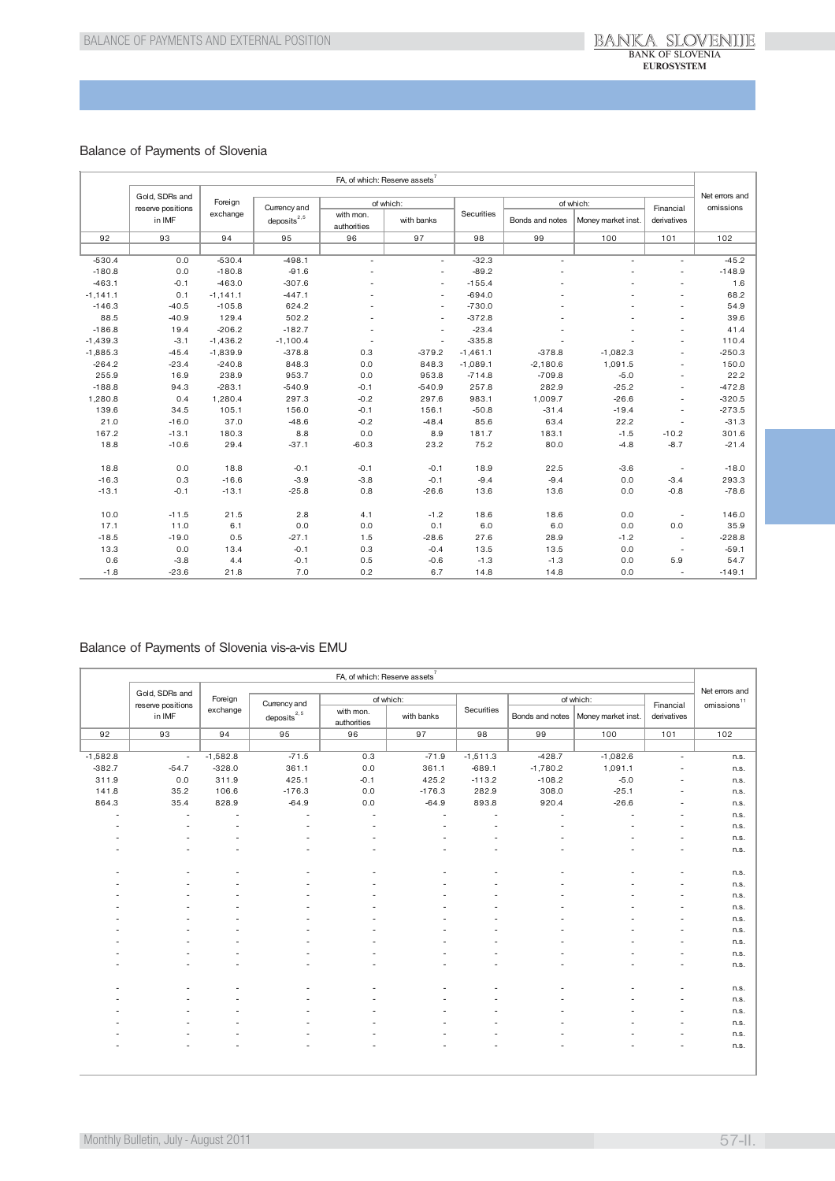## Balance of Payments of Slovenia

| FA, of which: Reserve assets[7] | | | | | | | | | | Net errors and omissions |
|---|---|---|---|---|---|---|---|---|---|---|
| | Gold, SDRs and reserve positions in IMF | Foreign exchange | Currency and deposits[2,5] | of which: | | Securities | of which: | | Financial derivatives | |
| | | | | with mon. authorities | with banks | | Bonds and notes | Money market inst. | | |
| 92 | 93 | 94 | 95 | 96 | 97 | 98 | 99 | 100 | 101 | 102 |
| | | | | | | | | | | |
| -530.4 | 0.0 | -530.4 | -498.1 | - | - | -32.3 | - | - | - | -45.2 |
| -180.8 | 0.0 | -180.8 | -91.6 | - | - | -89.2 | - | - | - | -148.9 |
| -463.1 | -0.1 | -463.0 | -307.6 | - | - | -155.4 | - | - | - | 1.6 |
| -1,141.1 | 0.1 | -1,141.1 | -447.1 | - | - | -694.0 | - | - | - | 68.2 |
| -146.3 | -40.5 | -105.8 | 624.2 | - | - | -730.0 | - | - | - | 54.9 |
| 88.5 | -40.9 | 129.4 | 502.2 | - | - | -372.8 | - | - | - | 39.6 |
| -186.8 | 19.4 | -206.2 | -182.7 | - | - | -23.4 | - | - | - | 41.4 |
| -1,439.3 | -3.1 | -1,436.2 | -1,100.4 | - | - | -335.8 | - | - | - | 110.4 |
| -1,885.3 | -45.4 | -1,839.9 | -378.8 | 0.3 | -379.2 | -1,461.1 | -378.8 | -1,082.3 | - | -250.3 |
| -264.2 | -23.4 | -240.8 | 848.3 | 0.0 | 848.3 | -1,089.1 | -2,180.6 | 1,091.5 | - | 150.0 |
| 255.9 | 16.9 | 238.9 | 953.7 | 0.0 | 953.8 | -714.8 | -709.8 | -5.0 | - | 22.2 |
| -188.8 | 94.3 | -283.1 | -540.9 | -0.1 | -540.9 | 257.8 | 282.9 | -25.2 | - | -472.8 |
| 1,280.8 | 0.4 | 1,280.4 | 297.3 | -0.2 | 297.6 | 983.1 | 1,009.7 | -26.6 | - | -320.5 |
| 139.6 | 34.5 | 105.1 | 156.0 | -0.1 | 156.1 | -50.8 | -31.4 | -19.4 | - | -273.5 |
| 21.0 | -16.0 | 37.0 | -48.6 | -0.2 | -48.4 | 85.6 | 63.4 | 22.2 | - | -31.3 |
| 167.2 | -13.1 | 180.3 | 8.8 | 0.0 | 8.9 | 181.7 | 183.1 | -1.5 | -10.2 | 301.6 |
| 18.8 | -10.6 | 29.4 | -37.1 | -60.3 | 23.2 | 75.2 | 80.0 | -4.8 | -8.7 | -21.4 |
| | | | | | | | | | | |
| 18.8 | 0.0 | 18.8 | -0.1 | -0.1 | -0.1 | 18.9 | 22.5 | -3.6 | - | -18.0 |
| -16.3 | 0.3 | -16.6 | -3.9 | -3.8 | -0.1 | -9.4 | -9.4 | 0.0 | -3.4 | 293.3 |
| -13.1 | -0.1 | -13.1 | -25.8 | 0.8 | -26.6 | 13.6 | 13.6 | 0.0 | -0.8 | -78.6 |
| | | | | | | | | | | |
| 10.0 | -11.5 | 21.5 | 2.8 | 4.1 | -1.2 | 18.6 | 18.6 | 0.0 | - | 146.0 |
| 17.1 | 11.0 | 6.1 | 0.0 | 0.0 | 0.1 | 6.0 | 6.0 | 0.0 | 0.0 | 35.9 |
| -18.5 | -19.0 | 0.5 | -27.1 | 1.5 | -28.6 | 27.6 | 28.9 | -1.2 | - | -228.8 |
| 13.3 | 0.0 | 13.4 | -0.1 | 0.3 | -0.4 | 13.5 | 13.5 | 0.0 | - | -59.1 |
| 0.6 | -3.8 | 4.4 | -0.1 | 0.5 | -0.6 | -1.3 | -1.3 | 0.0 | 5.9 | 54.7 |
| -1.8 | -23.6 | 21.8 | 7.0 | 0.2 | 6.7 | 14.8 | 14.8 | 0.0 | - | -149.1 |

## Balance of Payments of Slovenia vis-a-vis EMU

| FA, of which: Reserve assets[7] | | | | | | | | | | Net errors and omissions[11] |
|---|---|---|---|---|---|---|---|---|---|---|
| | Gold, SDRs and reserve positions in IMF | Foreign exchange | Currency and deposits[2,5] | of which: | | Securities | of which: | | Financial derivatives | |
| | | | | with mon. authorities | with banks | | Bonds and notes | Money market inst. | | |
| 92 | 93 | 94 | 95 | 96 | 97 | 98 | 99 | 100 | 101 | 102 |
| | | | | | | | | | | |
| -1,582.8 | - | -1,582.8 | -71.5 | 0.3 | -71.9 | -1,511.3 | -428.7 | -1,082.6 | - | n.s. |
| -382.7 | -54.7 | -328.0 | 361.1 | 0.0 | 361.1 | -689.1 | -1,780.2 | 1,091.1 | - | n.s. |
| 311.9 | 0.0 | 311.9 | 425.1 | -0.1 | 425.2 | -113.2 | -108.2 | -5.0 | - | n.s. |
| 141.8 | 35.2 | 106.6 | -176.3 | 0.0 | -176.3 | 282.9 | 308.0 | -25.1 | - | n.s. |
| 864.3 | 35.4 | 828.9 | -64.9 | 0.0 | -64.9 | 893.8 | 920.4 | -26.6 | - | n.s. |
| - | - | - | - | - | - | - | - | - | - | n.s. |
| - | - | - | - | - | - | - | - | - | - | n.s. |
| - | - | - | - | - | - | - | - | - | - | n.s. |
| - | - | - | - | - | - | - | - | - | - | n.s. |
| | | | | | | | | | | |
| - | - | - | - | - | - | - | - | - | - | n.s. |
| - | - | - | - | - | - | - | - | - | - | n.s. |
| - | - | - | - | - | - | - | - | - | - | n.s. |
| - | - | - | - | - | - | - | - | - | - | n.s. |
| - | - | - | - | - | - | - | - | - | - | n.s. |
| - | - | - | - | - | - | - | - | - | - | n.s. |
| - | - | - | - | - | - | - | - | - | - | n.s. |
| - | - | - | - | - | - | - | - | - | - | n.s. |
| - | - | - | - | - | - | - | - | - | - | n.s. |
| | | | | | | | | | | |
| - | - | - | - | - | - | - | - | - | - | n.s. |
| - | - | - | - | - | - | - | - | - | - | n.s. |
| - | - | - | - | - | - | - | - | - | - | n.s. |
| - | - | - | - | - | - | - | - | - | - | n.s. |
| - | - | - | - | - | - | - | - | - | - | n.s. |
| - | - | - | - | - | - | - | - | - | - | n.s. |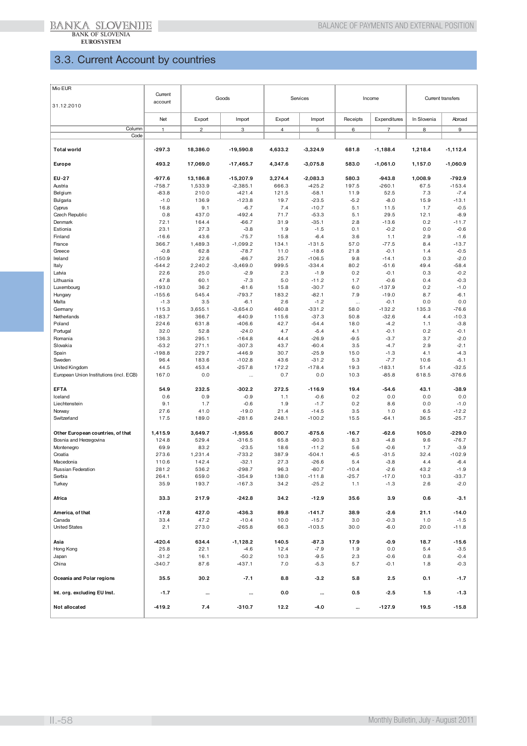## 3.3. Current Account by countries

| Mio EUR<br><br>31.12.2010 | Current account | Goods | | Services | | Income | | Current transfers | |
|---|---|---|---|---|---|---|---|---|---|
| | Net | Export | Import | Export | Import | Receipts | Expenditures | In Slovenia | Abroad |
| Column | 1 | 2 | 3 | 4 | 5 | 6 | 7 | 8 | 9 |
| Code | | | | | | | | | |
| **Total world** | **-297.3** | **18,386.0** | **-19,590.8** | **4,633.2** | **-3,324.9** | **681.8** | **-1,188.4** | **1,218.4** | **-1,112.4** |
| **Europe** | **493.2** | **17,069.0** | **-17,465.7** | **4,347.6** | **-3,075.8** | **583.0** | **-1,061.0** | **1,157.0** | **-1,060.9** |
| **EU-27** | **-977.6** | **13,186.8** | **-15,207.9** | **3,274.4** | **-2,083.3** | **580.3** | **-943.8** | **1,008.9** | **-792.9** |
| Austria | -758.7 | 1,533.9 | -2,385.1 | 666.3 | -425.2 | 197.5 | -260.1 | 67.5 | -153.4 |
| Belgium | -83.8 | 210.0 | -421.4 | 121.5 | -58.1 | 11.9 | 52.5 | 7.3 | -7.4 |
| Bulgaria | -1.0 | 136.9 | -123.8 | 19.7 | -23.5 | -5.2 | -8.0 | 15.9 | -13.1 |
| Cyprus | 16.8 | 9.1 | -6.7 | 7.4 | -10.7 | 5.1 | 11.5 | 1.7 | -0.5 |
| Czech Republic | 0.8 | 437.0 | -492.4 | 71.7 | -53.3 | 5.1 | 29.5 | 12.1 | -8.9 |
| Denmark | 72.1 | 164.4 | -66.7 | 31.9 | -35.1 | 2.8 | -13.6 | 0.2 | -11.7 |
| Estonia | 23.1 | 27.3 | -3.8 | 1.9 | -1.5 | 0.1 | -0.2 | 0.0 | -0.6 |
| Finland | -16.6 | 43.6 | -75.7 | 15.8 | -6.4 | 3.6 | 1.1 | 2.9 | -1.6 |
| France | 366.7 | 1,489.3 | -1,099.2 | 134.1 | -131.5 | 57.0 | -77.5 | 8.4 | -13.7 |
| Greece | -0.8 | 62.8 | -78.7 | 11.0 | -18.6 | 21.8 | -0.1 | 1.4 | -0.5 |
| Ireland | -150.9 | 22.6 | -86.7 | 25.7 | -106.5 | 9.8 | -14.1 | 0.3 | -2.0 |
| Italy | -544.2 | 2,240.2 | -3,469.0 | 999.5 | -334.4 | 80.2 | -51.6 | 49.4 | -58.4 |
| Latvia | 22.6 | 25.0 | -2.9 | 2.3 | -1.9 | 0.2 | -0.1 | 0.3 | -0.2 |
| Lithuania | 47.8 | 60.1 | -7.3 | 5.0 | -11.2 | 1.7 | -0.6 | 0.4 | -0.3 |
| Luxembourg | -193.0 | 36.2 | -81.6 | 15.8 | -30.7 | 6.0 | -137.9 | 0.2 | -1.0 |
| Hungary | -155.6 | 545.4 | -793.7 | 183.2 | -82.1 | 7.9 | -19.0 | 8.7 | -6.1 |
| Malta | -1.3 | 3.5 | -6.1 | 2.6 | -1.2 | ... | -0.1 | 0.0 | 0.0 |
| Germany | 115.3 | 3,655.1 | -3,654.0 | 460.8 | -331.2 | 58.0 | -132.2 | 135.3 | -76.6 |
| Netherlands | -183.7 | 366.7 | -640.9 | 115.6 | -37.3 | 50.8 | -32.6 | 4.4 | -10.3 |
| Poland | 224.6 | 631.8 | -406.6 | 42.7 | -54.4 | 18.0 | -4.2 | 1.1 | -3.8 |
| Portugal | 32.0 | 52.8 | -24.0 | 4.7 | -5.4 | 4.1 | -0.1 | 0.2 | -0.1 |
| Romania | 136.3 | 295.1 | -164.8 | 44.4 | -26.9 | -9.5 | -3.7 | 3.7 | -2.0 |
| Slovakia | -53.2 | 271.1 | -307.3 | 43.7 | -60.4 | 3.5 | -4.7 | 2.9 | -2.1 |
| Spain | -198.8 | 229.7 | -446.9 | 30.7 | -25.9 | 15.0 | -1.3 | 4.1 | -4.3 |
| Sweden | 96.4 | 183.6 | -102.8 | 43.6 | -31.2 | 5.3 | -7.7 | 10.6 | -5.1 |
| United Kingdom | 44.5 | 453.4 | -257.8 | 172.2 | -178.4 | 19.3 | -183.1 | 51.4 | -32.5 |
| European Union Institutions (incl. ECB) | 167.0 | 0.0 | ... | 0.7 | 0.0 | 10.3 | -85.8 | 618.5 | -376.6 |
| **EFTA** | **54.9** | **232.5** | **-302.2** | **272.5** | **-116.9** | **19.4** | **-54.6** | **43.1** | **-38.9** |
| Iceland | 0.6 | 0.9 | -0.9 | 1.1 | -0.6 | 0.2 | 0.0 | 0.0 | 0.0 |
| Liechtenstein | 9.1 | 1.7 | -0.6 | 1.9 | -1.7 | 0.2 | 8.6 | 0.0 | -1.0 |
| Norway | 27.6 | 41.0 | -19.0 | 21.4 | -14.5 | 3.5 | 1.0 | 6.5 | -12.2 |
| Switzerland | 17.5 | 189.0 | -281.6 | 248.1 | -100.2 | 15.5 | -64.1 | 36.5 | -25.7 |
| **Other European countries, of that** | **1,415.9** | **3,649.7** | **-1,955.6** | **800.7** | **-875.6** | **-16.7** | **-62.6** | **105.0** | **-229.0** |
| Bosnia and Herzegovina | 124.8 | 529.4 | -316.5 | 65.8 | -90.3 | 8.3 | -4.8 | 9.6 | -76.7 |
| Montenegro | 69.9 | 83.2 | -23.5 | 18.6 | -11.2 | 5.6 | -0.6 | 1.7 | -3.9 |
| Croatia | 273.6 | 1,231.4 | -733.2 | 387.9 | -504.1 | -6.5 | -31.5 | 32.4 | -102.9 |
| Macedonia | 110.6 | 142.4 | -32.1 | 27.3 | -26.6 | 5.4 | -3.8 | 4.4 | -6.4 |
| Russian Federation | 281.2 | 536.2 | -298.7 | 96.3 | -80.7 | -10.4 | -2.6 | 43.2 | -1.9 |
| Serbia | 264.1 | 659.0 | -354.9 | 138.0 | -111.8 | -25.7 | -17.0 | 10.3 | -33.7 |
| Turkey | 35.9 | 193.7 | -167.3 | 34.2 | -25.2 | 1.1 | -1.3 | 2.6 | -2.0 |
| **Africa** | **33.3** | **217.9** | **-242.8** | **34.2** | **-12.9** | **35.6** | **3.9** | **0.6** | **-3.1** |
| **America, of that** | **-17.8** | **427.0** | **-436.3** | **89.8** | **-141.7** | **38.9** | **-2.6** | **21.1** | **-14.0** |
| Canada | 33.4 | 47.2 | -10.4 | 10.0 | -15.7 | 3.0 | -0.3 | 1.0 | -1.5 |
| United States | 2.1 | 273.0 | -265.8 | 66.3 | -103.5 | 30.0 | -6.0 | 20.0 | -11.8 |
| **Asia** | **-420.4** | **634.4** | **-1,128.2** | **140.5** | **-87.3** | **17.9** | **-0.9** | **18.7** | **-15.6** |
| Hong Kong | 25.8 | 22.1 | -4.6 | 12.4 | -7.9 | 1.9 | 0.0 | 5.4 | -3.5 |
| Japan | -31.2 | 16.1 | -50.2 | 10.3 | -9.5 | 2.3 | -0.6 | 0.8 | -0.4 |
| China | -340.7 | 87.6 | -437.1 | 7.0 | -5.3 | 5.7 | -0.1 | 1.8 | -0.3 |
| **Oceania and Polar regions** | **35.5** | **30.2** | **-7.1** | **8.8** | **-3.2** | **5.8** | **2.5** | **0.1** | **-1.7** |
| **Int. org. excluding EU Inst.** | **-1.7** | **...** | **...** | **0.0** | **...** | **0.5** | **-2.5** | **1.5** | **-1.3** |
| **Not allocated** | **-419.2** | **7.4** | **-310.7** | **12.2** | **-4.0** | **...** | **-127.9** | **19.5** | **-15.8** |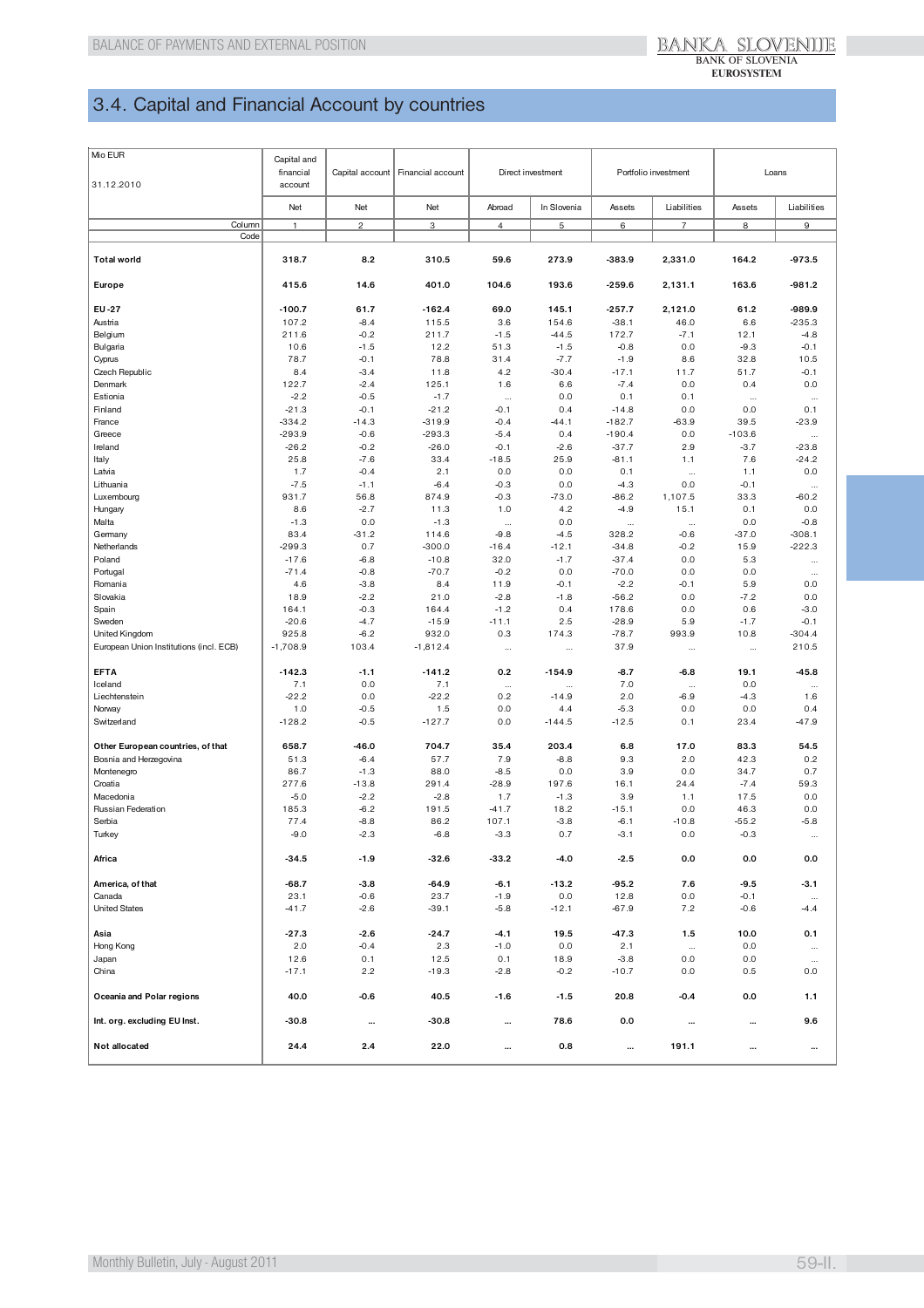## 3.4. Capital and Financial Account by countries

| Mio EUR<br>31.12.2010 | Capital and financial account | Capital account | Financial account | Direct investment | | Portfolio investment | | Loans | |
|---|---|---|---|---|---|---|---|---|---|
| | Net | Net | Net | Abroad | In Slovenia | Assets | Liabilities | Assets | Liabilities |
| Column | 1 | 2 | 3 | 4 | 5 | 6 | 7 | 8 | 9 |
| Code | | | | | | | | | |
| **Total world** | **318.7** | **8.2** | **310.5** | **59.6** | **273.9** | **-383.9** | **2,331.0** | **164.2** | **-973.5** |
| **Europe** | **415.6** | **14.6** | **401.0** | **104.6** | **193.6** | **-259.6** | **2,131.1** | **163.6** | **-981.2** |
| **EU-27** | **-100.7** | **61.7** | **-162.4** | **69.0** | **145.1** | **-257.7** | **2,121.0** | **61.2** | **-989.9** |
| Austria | 107.2 | -8.4 | 115.5 | 3.6 | 154.6 | -38.1 | 46.0 | 6.6 | -235.3 |
| Belgium | 211.6 | -0.2 | 211.7 | -1.5 | -44.5 | 172.7 | -7.1 | 12.1 | -4.8 |
| Bulgaria | 10.6 | -1.5 | 12.2 | 51.3 | -1.5 | -0.8 | 0.0 | -9.3 | -0.1 |
| Cyprus | 78.7 | -0.1 | 78.8 | 31.4 | -7.7 | -1.9 | 8.6 | 32.8 | 10.5 |
| Czech Republic | 8.4 | -3.4 | 11.8 | 4.2 | -30.4 | -17.1 | 11.7 | 51.7 | -0.1 |
| Denmark | 122.7 | -2.4 | 125.1 | 1.6 | 6.6 | -7.4 | 0.0 | 0.4 | 0.0 |
| Estonia | -2.2 | -0.5 | -1.7 | ... | 0.0 | 0.1 | 0.1 | ... | ... |
| Finland | -21.3 | -0.1 | -21.2 | -0.1 | 0.4 | -14.8 | 0.0 | 0.0 | 0.1 |
| France | -334.2 | -14.3 | -319.9 | -0.4 | -44.1 | -182.7 | -63.9 | 39.5 | -23.9 |
| Greece | -293.9 | -0.6 | -293.3 | -5.4 | 0.4 | -190.4 | 0.0 | -103.6 | ... |
| Ireland | -26.2 | -0.2 | -26.0 | -0.1 | -2.6 | -37.7 | 2.9 | -3.7 | -23.8 |
| Italy | 25.8 | -7.6 | 33.4 | -18.5 | 25.9 | -81.1 | 1.1 | 7.6 | -24.2 |
| Latvia | 1.7 | -0.4 | 2.1 | 0.0 | 0.0 | 0.1 | ... | 1.1 | 0.0 |
| Lithuania | -7.5 | -1.1 | -6.4 | -0.3 | 0.0 | -4.3 | 0.0 | -0.1 | ... |
| Luxembourg | 931.7 | 56.8 | 874.9 | -0.3 | -73.0 | -86.2 | 1,107.5 | 33.3 | -60.2 |
| Hungary | 8.6 | -2.7 | 11.3 | 1.0 | 4.2 | -4.9 | 15.1 | 0.1 | 0.0 |
| Malta | -1.3 | 0.0 | -1.3 | ... | 0.0 | ... | ... | 0.0 | -0.8 |
| Germany | 83.4 | -31.2 | 114.6 | -9.8 | -4.5 | 328.2 | -0.6 | -37.0 | -308.1 |
| Netherlands | -299.3 | 0.7 | -300.0 | -16.4 | -12.1 | -34.8 | -0.2 | 15.9 | -222.3 |
| Poland | -17.6 | -6.8 | -10.8 | 32.0 | -1.7 | -37.4 | 0.0 | 5.3 | ... |
| Portugal | -71.4 | -0.8 | -70.7 | -0.2 | 0.0 | -70.0 | 0.0 | 0.0 | ... |
| Romania | 4.6 | -3.8 | 8.4 | 11.9 | -0.1 | -2.2 | -0.1 | 5.9 | 0.0 |
| Slovakia | 18.9 | -2.2 | 21.0 | -2.8 | -1.8 | -56.2 | 0.0 | -7.2 | 0.0 |
| Spain | 164.1 | -0.3 | 164.4 | -1.2 | 0.4 | 178.6 | 0.0 | 0.6 | -3.0 |
| Sweden | -20.6 | -4.7 | -15.9 | -11.1 | 2.5 | -28.9 | 5.9 | -1.7 | -0.1 |
| United Kingdom | 925.8 | -6.2 | 932.0 | 0.3 | 174.3 | -78.7 | 993.9 | 10.8 | -304.4 |
| European Union Institutions (incl. ECB) | -1,708.9 | 103.4 | -1,812.4 | ... | ... | 37.9 | ... | ... | 210.5 |
| **EFTA** | **-142.3** | **-1.1** | **-141.2** | **0.2** | **-154.9** | **-8.7** | **-6.8** | **19.1** | **-45.8** |
| Iceland | 7.1 | 0.0 | 7.1 | ... | ... | 7.0 | ... | 0.0 | ... |
| Liechtenstein | -22.2 | 0.0 | -22.2 | 0.2 | -14.9 | 2.0 | -6.9 | -4.3 | 1.6 |
| Norway | 1.0 | -0.5 | 1.5 | 0.0 | 4.4 | -5.3 | 0.0 | 0.0 | 0.4 |
| Switzerland | -128.2 | -0.5 | -127.7 | 0.0 | -144.5 | -12.5 | 0.1 | 23.4 | -47.9 |
| **Other European countries, of that** | **658.7** | **-46.0** | **704.7** | **35.4** | **203.4** | **6.8** | **17.0** | **83.3** | **54.5** |
| Bosnia and Herzegovina | 51.3 | -6.4 | 57.7 | 7.9 | -8.8 | 9.3 | 2.0 | 42.3 | 0.2 |
| Montenegro | 86.7 | -1.3 | 88.0 | -8.5 | 0.0 | 3.9 | 0.0 | 34.7 | 0.7 |
| Croatia | 277.6 | -13.8 | 291.4 | -28.9 | 197.6 | 16.1 | 24.4 | -7.4 | 59.3 |
| Macedonia | -5.0 | -2.2 | -2.8 | 1.7 | -1.3 | 3.9 | 1.1 | 17.5 | 0.0 |
| Russian Federation | 185.3 | -6.2 | 191.5 | -41.7 | 18.2 | -15.1 | 0.0 | 46.3 | 0.0 |
| Serbia | 77.4 | -8.8 | 86.2 | 107.1 | -3.8 | -6.1 | -10.8 | -55.2 | -5.8 |
| Turkey | -9.0 | -2.3 | -6.8 | -3.3 | 0.7 | -3.1 | 0.0 | -0.3 | ... |
| **Africa** | **-34.5** | **-1.9** | **-32.6** | **-33.2** | **-4.0** | **-2.5** | **0.0** | **0.0** | **0.0** |
| **America, of that** | **-68.7** | **-3.8** | **-64.9** | **-6.1** | **-13.2** | **-95.2** | **7.6** | **-9.5** | **-3.1** |
| Canada | 23.1 | -0.6 | 23.7 | -1.9 | 0.0 | 12.8 | 0.0 | -0.1 | ... |
| United States | -41.7 | -2.6 | -39.1 | -5.8 | -12.1 | -67.9 | 7.2 | -0.6 | -4.4 |
| **Asia** | **-27.3** | **-2.6** | **-24.7** | **-4.1** | **19.5** | **-47.3** | **1.5** | **10.0** | **0.1** |
| Hong Kong | 2.0 | -0.4 | 2.3 | -1.0 | 0.0 | 2.1 | ... | 0.0 | ... |
| Japan | 12.6 | 0.1 | 12.5 | 0.1 | 18.9 | -3.8 | 0.0 | 0.0 | ... |
| China | -17.1 | 2.2 | -19.3 | -2.8 | -0.2 | -10.7 | 0.0 | 0.5 | 0.0 |
| **Oceania and Polar regions** | **40.0** | **-0.6** | **40.5** | **-1.6** | **-1.5** | **20.8** | **-0.4** | **0.0** | **1.1** |
| **Int. org. excluding EU Inst.** | **-30.8** | **...** | **-30.8** | **...** | **78.6** | **0.0** | **...** | **...** | **9.6** |
| **Not allocated** | **24.4** | **2.4** | **22.0** | **...** | **0.8** | **...** | **191.1** | **...** | **...** |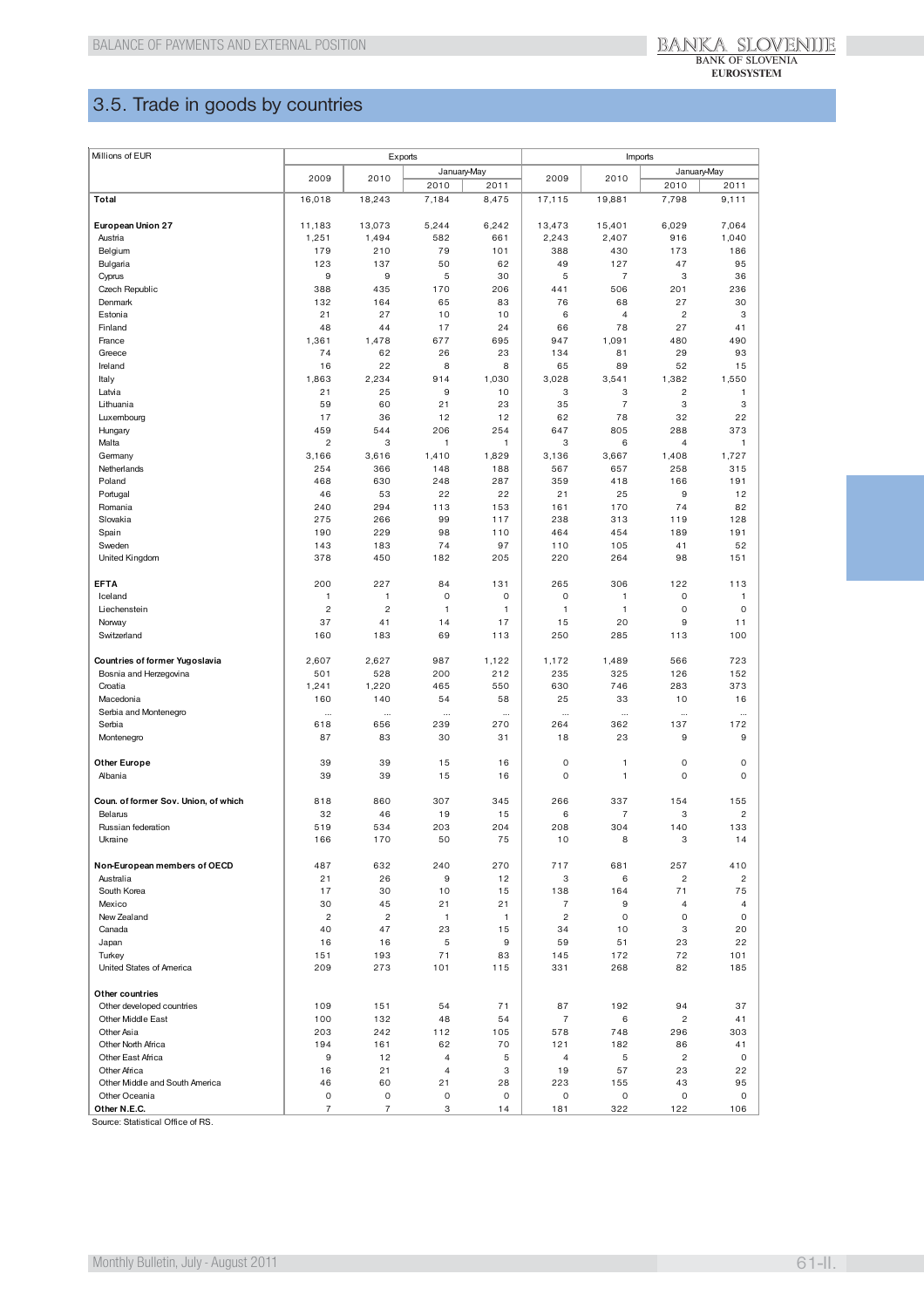## 3.5. Trade in goods by countries

| Millions of EUR | Exports | | | | Imports | | | |
|---|---|---|---|---|---|---|---|---|
| | 2009 | 2010 | January-May | | 2009 | 2010 | January-May | |
| | | | 2010 | 2011 | | | 2010 | 2011 |
| **Total** | 16,018 | 18,243 | 7,184 | 8,475 | 17,115 | 19,881 | 7,798 | 9,111 |
| | | | | | | | | |
| **European Union 27** | 11,183 | 13,073 | 5,244 | 6,242 | 13,473 | 15,401 | 6,029 | 7,064 |
| Austria | 1,251 | 1,494 | 582 | 661 | 2,243 | 2,407 | 916 | 1,040 |
| Belgium | 179 | 210 | 79 | 101 | 388 | 430 | 173 | 186 |
| Bulgaria | 123 | 137 | 50 | 62 | 49 | 127 | 47 | 95 |
| Cyprus | 9 | 9 | 5 | 30 | 5 | 7 | 3 | 36 |
| Czech Republic | 388 | 435 | 170 | 206 | 441 | 506 | 201 | 236 |
| Denmark | 132 | 164 | 65 | 83 | 76 | 68 | 27 | 30 |
| Estonia | 21 | 27 | 10 | 10 | 6 | 4 | 2 | 3 |
| Finland | 48 | 44 | 17 | 24 | 66 | 78 | 27 | 41 |
| France | 1,361 | 1,478 | 677 | 695 | 947 | 1,091 | 480 | 490 |
| Greece | 74 | 62 | 26 | 23 | 134 | 81 | 29 | 93 |
| Ireland | 16 | 22 | 8 | 8 | 65 | 89 | 52 | 15 |
| Italy | 1,863 | 2,234 | 914 | 1,030 | 3,028 | 3,541 | 1,382 | 1,550 |
| Latvia | 21 | 25 | 9 | 10 | 3 | 3 | 2 | 1 |
| Lithuania | 59 | 60 | 21 | 23 | 35 | 7 | 3 | 3 |
| Luxembourg | 17 | 36 | 12 | 12 | 62 | 78 | 32 | 22 |
| Hungary | 459 | 544 | 206 | 254 | 647 | 805 | 288 | 373 |
| Malta | 2 | 3 | 1 | 1 | 3 | 6 | 4 | 1 |
| Germany | 3,166 | 3,616 | 1,410 | 1,829 | 3,136 | 3,667 | 1,408 | 1,727 |
| Netherlands | 254 | 366 | 148 | 188 | 567 | 657 | 258 | 315 |
| Poland | 468 | 630 | 248 | 287 | 359 | 418 | 166 | 191 |
| Portugal | 46 | 53 | 22 | 22 | 21 | 25 | 9 | 12 |
| Romania | 240 | 294 | 113 | 153 | 161 | 170 | 74 | 82 |
| Slovakia | 275 | 266 | 99 | 117 | 238 | 313 | 119 | 128 |
| Spain | 190 | 229 | 98 | 110 | 464 | 454 | 189 | 191 |
| Sweden | 143 | 183 | 74 | 97 | 110 | 105 | 41 | 52 |
| United Kingdom | 378 | 450 | 182 | 205 | 220 | 264 | 98 | 151 |
| | | | | | | | | |
| **EFTA** | 200 | 227 | 84 | 131 | 265 | 306 | 122 | 113 |
| Iceland | 1 | 1 | 0 | 0 | 0 | 1 | 0 | 1 |
| Liechenstein | 2 | 2 | 1 | 1 | 1 | 1 | 0 | 0 |
| Norway | 37 | 41 | 14 | 17 | 15 | 20 | 9 | 11 |
| Switzerland | 160 | 183 | 69 | 113 | 250 | 285 | 113 | 100 |
| | | | | | | | | |
| **Countries of former Yugoslavia** | 2,607 | 2,627 | 987 | 1,122 | 1,172 | 1,489 | 566 | 723 |
| Bosnia and Herzegovina | 501 | 528 | 200 | 212 | 235 | 325 | 126 | 152 |
| Croatia | 1,241 | 1,220 | 465 | 550 | 630 | 746 | 283 | 373 |
| Macedonia | 160 | 140 | 54 | 58 | 25 | 33 | 10 | 16 |
| Serbia and Montenegro | ... | ... | ... | ... | ... | ... | ... | ... |
| Serbia | 618 | 656 | 239 | 270 | 264 | 362 | 137 | 172 |
| Montenegro | 87 | 83 | 30 | 31 | 18 | 23 | 9 | 9 |
| | | | | | | | | |
| **Other Europe** | 39 | 39 | 15 | 16 | 0 | 1 | 0 | 0 |
| Albania | 39 | 39 | 15 | 16 | 0 | 1 | 0 | 0 |
| | | | | | | | | |
| **Coun. of former Sov. Union, of which** | 818 | 860 | 307 | 345 | 266 | 337 | 154 | 155 |
| Belarus | 32 | 46 | 19 | 15 | 6 | 7 | 3 | 2 |
| Russian federation | 519 | 534 | 203 | 204 | 208 | 304 | 140 | 133 |
| Ukraine | 166 | 170 | 50 | 75 | 10 | 8 | 3 | 14 |
| | | | | | | | | |
| **Non-European members of OECD** | 487 | 632 | 240 | 270 | 717 | 681 | 257 | 410 |
| Australia | 21 | 26 | 9 | 12 | 3 | 6 | 2 | 2 |
| South Korea | 17 | 30 | 10 | 15 | 138 | 164 | 71 | 75 |
| Mexico | 30 | 45 | 21 | 21 | 7 | 9 | 4 | 4 |
| New Zealand | 2 | 2 | 1 | 1 | 2 | 0 | 0 | 0 |
| Canada | 40 | 47 | 23 | 15 | 34 | 10 | 3 | 20 |
| Japan | 16 | 16 | 5 | 9 | 59 | 51 | 23 | 22 |
| Turkey | 151 | 193 | 71 | 83 | 145 | 172 | 72 | 101 |
| United States of America | 209 | 273 | 101 | 115 | 331 | 268 | 82 | 185 |
| | | | | | | | | |
| **Other countries** | | | | | | | | |
| Other developed countries | 109 | 151 | 54 | 71 | 87 | 192 | 94 | 37 |
| Other Middle East | 100 | 132 | 48 | 54 | 7 | 6 | 2 | 41 |
| Other Asia | 203 | 242 | 112 | 105 | 578 | 748 | 296 | 303 |
| Other North Africa | 194 | 161 | 62 | 70 | 121 | 182 | 86 | 41 |
| Other East Africa | 9 | 12 | 4 | 5 | 4 | 5 | 2 | 0 |
| Other Africa | 16 | 21 | 4 | 3 | 19 | 57 | 23 | 22 |
| Other Middle and South America | 46 | 60 | 21 | 28 | 223 | 155 | 43 | 95 |
| Other Oceania | 0 | 0 | 0 | 0 | 0 | 0 | 0 | 0 |
| **Other N.E.C.** | 7 | 7 | 3 | 14 | 181 | 322 | 122 | 106 |

Source: Statistical Office of RS.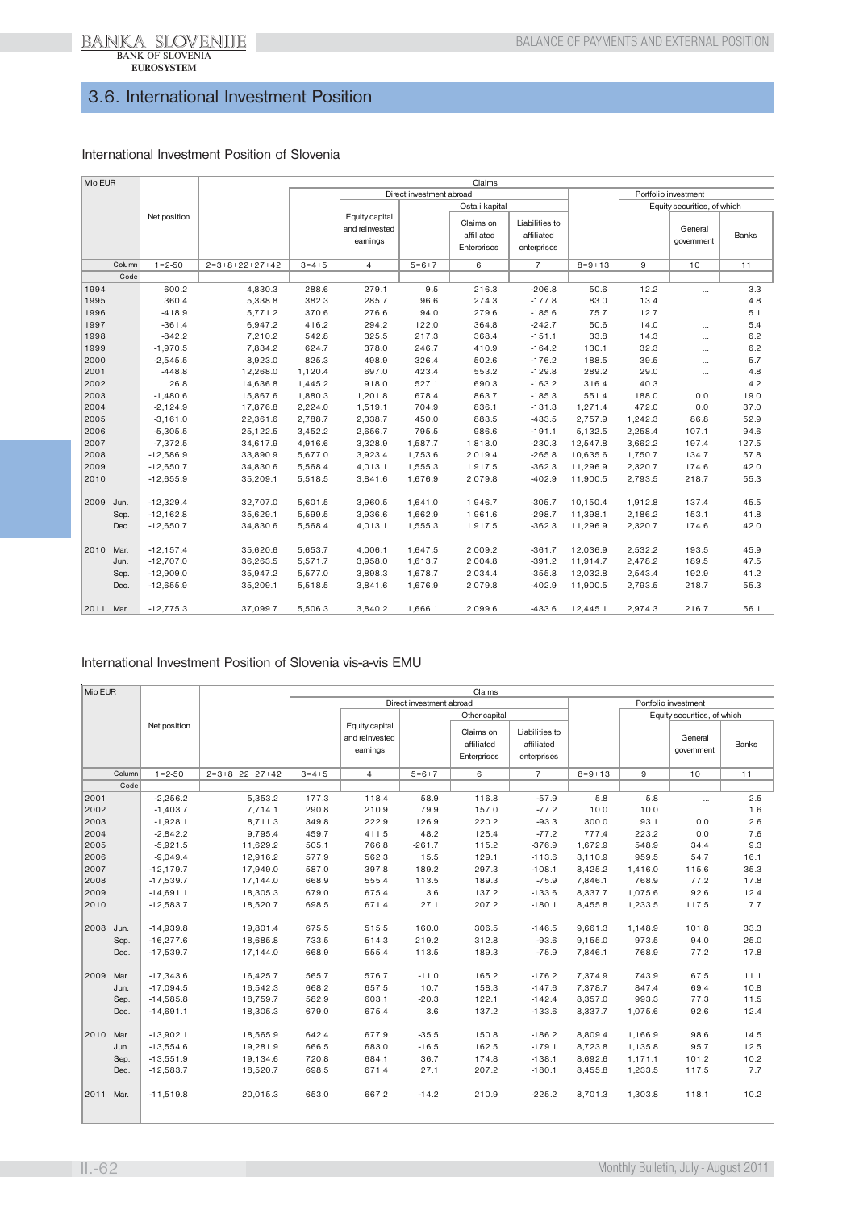## 3.6. International Investment Position

### International Investment Position of Slovenia

| Mio EUR | | Net position | Claims | | | | | | | | |
|---|---|---|---|---|---|---|---|---|---|---|---|
| | | | | Direct investment abroad | | | | | Portfolio investment | | |
| | | | | | Equity capital and reinvested earnings | Ostali kapital | | | | Equity securities, of which | |
| | | | | | | | Claims on affiliated Enterprises | Liabilities to affiliated enterprises | | General government | Banks |
| | Column | 1=2-50 | 2=3+8+22+27+42 | 3=4+5 | 4 | 5=6+7 | 6 | 7 | 8=9+13 | 9 | 10 | 11 |
| | Code | | | | | | | | | | | |
| 1994 | | 600.2 | 4,830.3 | 288.6 | 279.1 | 9.5 | 216.3 | -206.8 | 50.6 | 12.2 | ... | 3.3 |
| 1995 | | 360.4 | 5,338.8 | 382.3 | 285.7 | 96.6 | 274.3 | -177.8 | 83.0 | 13.4 | ... | 4.8 |
| 1996 | | -418.9 | 5,771.2 | 370.6 | 276.6 | 94.0 | 279.6 | -185.6 | 75.7 | 12.7 | ... | 5.1 |
| 1997 | | -361.4 | 6,947.2 | 416.2 | 294.2 | 122.0 | 364.8 | -242.7 | 50.6 | 14.0 | ... | 5.4 |
| 1998 | | -842.2 | 7,210.2 | 542.8 | 325.5 | 217.3 | 368.4 | -151.1 | 33.8 | 14.3 | ... | 6.2 |
| 1999 | | -1,970.5 | 7,834.2 | 624.7 | 378.0 | 246.7 | 410.9 | -164.2 | 130.1 | 32.3 | ... | 6.2 |
| 2000 | | -2,545.5 | 8,923.0 | 825.3 | 498.9 | 326.4 | 502.6 | -176.2 | 188.5 | 39.5 | ... | 5.7 |
| 2001 | | -448.8 | 12,268.0 | 1,120.4 | 697.0 | 423.4 | 553.2 | -129.8 | 289.2 | 29.0 | ... | 4.8 |
| 2002 | | 26.8 | 14,636.8 | 1,445.2 | 918.0 | 527.1 | 690.3 | -163.2 | 316.4 | 40.3 | ... | 4.2 |
| 2003 | | -1,480.6 | 15,867.6 | 1,880.3 | 1,201.8 | 678.4 | 863.7 | -185.3 | 551.4 | 188.0 | 0.0 | 19.0 |
| 2004 | | -2,124.9 | 17,876.8 | 2,224.0 | 1,519.1 | 704.9 | 836.1 | -131.3 | 1,271.4 | 472.0 | 0.0 | 37.0 |
| 2005 | | -3,161.0 | 22,361.6 | 2,788.7 | 2,338.7 | 450.0 | 883.5 | -433.5 | 2,757.9 | 1,242.3 | 86.8 | 52.9 |
| 2006 | | -5,305.5 | 25,122.5 | 3,452.2 | 2,656.7 | 795.5 | 986.6 | -191.1 | 5,132.5 | 2,258.4 | 107.1 | 94.6 |
| 2007 | | -7,372.5 | 34,617.9 | 4,916.6 | 3,328.9 | 1,587.7 | 1,818.0 | -230.3 | 12,547.8 | 3,662.2 | 197.4 | 127.5 |
| 2008 | | -12,586.9 | 33,890.9 | 5,677.0 | 3,923.4 | 1,753.6 | 2,019.4 | -265.8 | 10,635.6 | 1,750.7 | 134.7 | 57.8 |
| 2009 | | -12,650.7 | 34,830.6 | 5,568.4 | 4,013.1 | 1,555.3 | 1,917.5 | -362.3 | 11,296.9 | 2,320.7 | 174.6 | 42.0 |
| 2010 | | -12,655.9 | 35,209.1 | 5,518.5 | 3,841.6 | 1,676.9 | 2,079.8 | -402.9 | 11,900.5 | 2,793.5 | 218.7 | 55.3 |
| 2009 | Jun. | -12,329.4 | 32,707.0 | 5,601.5 | 3,960.5 | 1,641.0 | 1,946.7 | -305.7 | 10,150.4 | 1,912.8 | 137.4 | 45.5 |
| | Sep. | -12,162.8 | 35,629.1 | 5,599.5 | 3,936.6 | 1,662.9 | 1,961.6 | -298.7 | 11,398.1 | 2,186.2 | 153.1 | 41.8 |
| | Dec. | -12,650.7 | 34,830.6 | 5,568.4 | 4,013.1 | 1,555.3 | 1,917.5 | -362.3 | 11,296.9 | 2,320.7 | 174.6 | 42.0 |
| 2010 | Mar. | -12,157.4 | 35,620.6 | 5,653.7 | 4,006.1 | 1,647.5 | 2,009.2 | -361.7 | 12,036.9 | 2,532.2 | 193.5 | 45.9 |
| | Jun. | -12,707.0 | 36,263.5 | 5,571.7 | 3,958.0 | 1,613.7 | 2,004.8 | -391.2 | 11,914.7 | 2,478.2 | 189.5 | 47.5 |
| | Sep. | -12,909.0 | 35,947.2 | 5,577.0 | 3,898.3 | 1,678.7 | 2,034.4 | -355.8 | 12,032.8 | 2,543.4 | 192.9 | 41.2 |
| | Dec. | -12,655.9 | 35,209.1 | 5,518.5 | 3,841.6 | 1,676.9 | 2,079.8 | -402.9 | 11,900.5 | 2,793.5 | 218.7 | 55.3 |
| 2011 | Mar. | -12,775.3 | 37,099.7 | 5,506.3 | 3,840.2 | 1,666.1 | 2,099.6 | -433.6 | 12,445.1 | 2,974.3 | 216.7 | 56.1 |

### International Investment Position of Slovenia vis-a-vis EMU

| Mio EUR | | Net position | Claims | | | | | | | | |
|---|---|---|---|---|---|---|---|---|---|---|---|
| | | | | Direct investment abroad | | | | | Portfolio investment | | |
| | | | | | Equity capital and reinvested earnings | Other capital | | | | Equity securities, of which | |
| | | | | | | | Claims on affiliated Enterprises | Liabilities to affiliated enterprises | | General government | Banks |
| | Column | 1=2-50 | 2=3+8+22+27+42 | 3=4+5 | 4 | 5=6+7 | 6 | 7 | 8=9+13 | 9 | 10 | 11 |
| | Code | | | | | | | | | | | |
| 2001 | | -2,256.2 | 5,353.2 | 177.3 | 118.4 | 58.9 | 116.8 | -57.9 | 5.8 | 5.8 | ... | 2.5 |
| 2002 | | -1,403.7 | 7,714.1 | 290.8 | 210.9 | 79.9 | 157.0 | -77.2 | 10.0 | 10.0 | ... | 1.6 |
| 2003 | | -1,928.1 | 8,711.3 | 349.8 | 222.9 | 126.9 | 220.2 | -93.3 | 300.0 | 93.1 | 0.0 | 2.6 |
| 2004 | | -2,842.2 | 9,795.4 | 459.7 | 411.5 | 48.2 | 125.4 | -77.2 | 777.4 | 223.2 | 0.0 | 7.6 |
| 2005 | | -5,921.5 | 11,629.2 | 505.1 | 766.8 | -261.7 | 115.2 | -376.9 | 1,672.9 | 548.9 | 34.4 | 9.3 |
| 2006 | | -9,049.4 | 12,916.2 | 577.9 | 562.3 | 15.5 | 129.1 | -113.6 | 3,110.9 | 959.5 | 54.7 | 16.1 |
| 2007 | | -12,179.7 | 17,949.0 | 587.0 | 397.8 | 189.2 | 297.3 | -108.1 | 8,425.2 | 1,416.0 | 115.6 | 35.3 |
| 2008 | | -17,539.7 | 17,144.0 | 668.9 | 555.4 | 113.5 | 189.3 | -75.9 | 7,846.1 | 768.9 | 77.2 | 17.8 |
| 2009 | | -14,691.1 | 18,305.3 | 679.0 | 675.4 | 3.6 | 137.2 | -133.6 | 8,337.7 | 1,075.6 | 92.6 | 12.4 |
| 2010 | | -12,583.7 | 18,520.7 | 698.5 | 671.4 | 27.1 | 207.2 | -180.1 | 8,455.8 | 1,233.5 | 117.5 | 7.7 |
| 2008 | Jun. | -14,939.8 | 19,801.4 | 675.5 | 515.5 | 160.0 | 306.5 | -146.5 | 9,661.3 | 1,148.9 | 101.8 | 33.3 |
| | Sep. | -16,277.6 | 18,685.8 | 733.5 | 514.3 | 219.2 | 312.8 | -93.6 | 9,155.0 | 973.5 | 94.0 | 25.0 |
| | Dec. | -17,539.7 | 17,144.0 | 668.9 | 555.4 | 113.5 | 189.3 | -75.9 | 7,846.1 | 768.9 | 77.2 | 17.8 |
| 2009 | Mar. | -17,343.6 | 16,425.7 | 565.7 | 576.7 | -11.0 | 165.2 | -176.2 | 7,374.9 | 743.9 | 67.5 | 11.1 |
| | Jun. | -17,094.5 | 16,542.3 | 668.2 | 657.5 | 10.7 | 158.3 | -147.6 | 7,378.7 | 847.4 | 69.4 | 10.8 |
| | Sep. | -14,585.8 | 18,759.7 | 582.9 | 603.1 | -20.3 | 122.1 | -142.4 | 8,357.0 | 993.3 | 77.3 | 11.5 |
| | Dec. | -14,691.1 | 18,305.3 | 679.0 | 675.4 | 3.6 | 137.2 | -133.6 | 8,337.7 | 1,075.6 | 92.6 | 12.4 |
| 2010 | Mar. | -13,902.1 | 18,565.9 | 642.4 | 677.9 | -35.5 | 150.8 | -186.2 | 8,809.4 | 1,166.9 | 98.6 | 14.5 |
| | Jun. | -13,554.6 | 19,281.9 | 666.5 | 683.0 | -16.5 | 162.5 | -179.1 | 8,723.8 | 1,135.8 | 95.7 | 12.5 |
| | Sep. | -13,551.9 | 19,134.6 | 720.8 | 684.1 | 36.7 | 174.8 | -138.1 | 8,692.6 | 1,171.1 | 101.2 | 10.2 |
| | Dec. | -12,583.7 | 18,520.7 | 698.5 | 671.4 | 27.1 | 207.2 | -180.1 | 8,455.8 | 1,233.5 | 117.5 | 7.7 |
| 2011 | Mar. | -11,519.8 | 20,015.3 | 653.0 | 667.2 | -14.2 | 210.9 | -225.2 | 8,701.3 | 1,303.8 | 118.1 | 10.2 |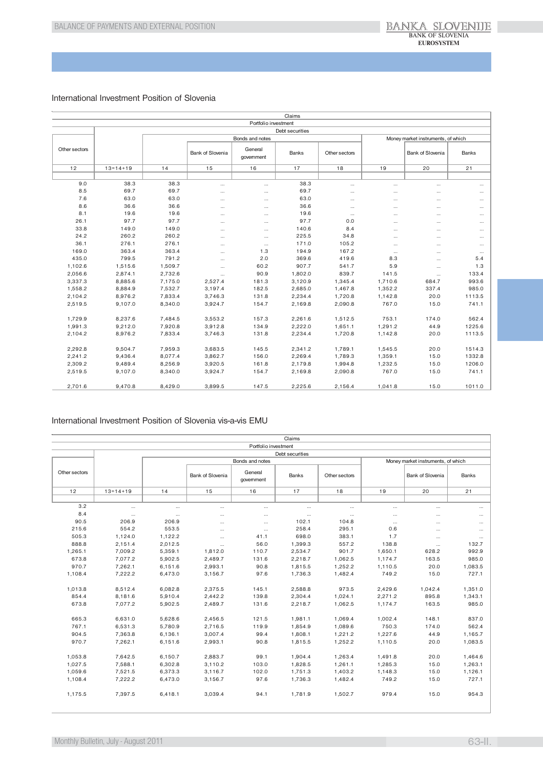## International Investment Position of Slovenia

| Claims | | | | | | | | | |
|---|---|---|---|---|---|---|---|---|---|
| | Portfolio investment | | | | | | | | |
| | Debt securities | | | | | | | | |
| | | Bonds and notes | | | | | Money market instruments, of which | | |
| Other sectors | | | Bank of Slovenia | General government | Banks | Other sectors | | Bank of Slovenia | Banks |
| 12 | 13=14+19 | 14 | 15 | 16 | 17 | 18 | 19 | 20 | 21 |
| 9.0 | 38.3 | 38.3 | ... | ... | 38.3 | ... | ... | ... | ... |
| 8.5 | 69.7 | 69.7 | ... | ... | 69.7 | ... | ... | ... | ... |
| 7.6 | 63.0 | 63.0 | ... | ... | 63.0 | ... | ... | ... | ... |
| 8.6 | 36.6 | 36.6 | ... | ... | 36.6 | ... | ... | ... | ... |
| 8.1 | 19.6 | 19.6 | ... | ... | 19.6 | ... | ... | ... | ... |
| 26.1 | 97.7 | 97.7 | ... | ... | 97.7 | 0.0 | ... | ... | ... |
| 33.8 | 149.0 | 149.0 | ... | ... | 140.6 | 8.4 | ... | ... | ... |
| 24.2 | 260.2 | 260.2 | ... | ... | 225.5 | 34.8 | ... | ... | ... |
| 36.1 | 276.1 | 276.1 | ... | ... | 171.0 | 105.2 | ... | ... | ... |
| 169.0 | 363.4 | 363.4 | ... | 1.3 | 194.9 | 167.2 | ... | ... | ... |
| 435.0 | 799.5 | 791.2 | ... | 2.0 | 369.6 | 419.6 | 8.3 | ... | 5.4 |
| 1,102.6 | 1,515.6 | 1,509.7 | ... | 60.2 | 907.7 | 541.7 | 5.9 | ... | 1.3 |
| 2,056.6 | 2,874.1 | 2,732.6 | ... | 90.9 | 1,802.0 | 839.7 | 141.5 | ... | 133.4 |
| 3,337.3 | 8,885.6 | 7,175.0 | 2,527.4 | 181.3 | 3,120.9 | 1,345.4 | 1,710.6 | 684.7 | 993.6 |
| 1,558.2 | 8,884.9 | 7,532.7 | 3,197.4 | 182.5 | 2,685.0 | 1,467.8 | 1,352.2 | 337.4 | 985.0 |
| 2,104.2 | 8,976.2 | 7,833.4 | 3,746.3 | 131.8 | 2,234.4 | 1,720.8 | 1,142.8 | 20.0 | 1113.5 |
| 2,519.5 | 9,107.0 | 8,340.0 | 3,924.7 | 154.7 | 2,169.8 | 2,090.8 | 767.0 | 15.0 | 741.1 |
| 1,729.9 | 8,237.6 | 7,484.5 | 3,553.2 | 157.3 | 2,261.6 | 1,512.5 | 753.1 | 174.0 | 562.4 |
| 1,991.3 | 9,212.0 | 7,920.8 | 3,912.8 | 134.9 | 2,222.0 | 1,651.1 | 1,291.2 | 44.9 | 1225.6 |
| 2,104.2 | 8,976.2 | 7,833.4 | 3,746.3 | 131.8 | 2,234.4 | 1,720.8 | 1,142.8 | 20.0 | 1113.5 |
| 2,292.8 | 9,504.7 | 7,959.3 | 3,683.5 | 145.5 | 2,341.2 | 1,789.1 | 1,545.5 | 20.0 | 1514.3 |
| 2,241.2 | 9,436.4 | 8,077.4 | 3,862.7 | 156.0 | 2,269.4 | 1,789.3 | 1,359.1 | 15.0 | 1332.8 |
| 2,309.2 | 9,489.4 | 8,256.9 | 3,920.5 | 161.8 | 2,179.8 | 1,994.8 | 1,232.5 | 15.0 | 1206.0 |
| 2,519.5 | 9,107.0 | 8,340.0 | 3,924.7 | 154.7 | 2,169.8 | 2,090.8 | 767.0 | 15.0 | 741.1 |
| 2,701.6 | 9,470.8 | 8,429.0 | 3,899.5 | 147.5 | 2,225.6 | 2,156.4 | 1,041.8 | 15.0 | 1011.0 |

## International Investment Position of Slovenia vis-a-vis EMU

| Claims | | | | | | | | | |
|---|---|---|---|---|---|---|---|---|---|
| | Portfolio investment | | | | | | | | |
| | Debt securities | | | | | | | | |
| | | Bonds and notes | | | | | Money market instruments, of which | | |
| Other sectors | | | Bank of Slovenia | General government | Banks | Other sectors | | Bank of Slovenia | Banks |
| 12 | 13=14+19 | 14 | 15 | 16 | 17 | 18 | 19 | 20 | 21 |
| 3.2 | ... | ... | ... | ... | ... | ... | ... | ... | ... |
| 8.4 | ... | ... | ... | ... | ... | ... | ... | ... | ... |
| 90.5 | 206.9 | 206.9 | ... | ... | 102.1 | 104.8 | ... | ... | ... |
| 215.6 | 554.2 | 553.5 | ... | ... | 258.4 | 295.1 | 0.6 | ... | ... |
| 505.3 | 1,124.0 | 1,122.2 | ... | 41.1 | 698.0 | 383.1 | 1.7 | ... | ... |
| 888.8 | 2,151.4 | 2,012.5 | ... | 56.0 | 1,399.3 | 557.2 | 138.8 | ... | 132.7 |
| 1,265.1 | 7,009.2 | 5,359.1 | 1,812.0 | 110.7 | 2,534.7 | 901.7 | 1,650.1 | 628.2 | 992.9 |
| 673.8 | 7,077.2 | 5,902.5 | 2,489.7 | 131.6 | 2,218.7 | 1,062.5 | 1,174.7 | 163.5 | 985.0 |
| 970.7 | 7,262.1 | 6,151.6 | 2,993.1 | 90.8 | 1,815.5 | 1,252.2 | 1,110.5 | 20.0 | 1,083.5 |
| 1,108.4 | 7,222.2 | 6,473.0 | 3,156.7 | 97.6 | 1,736.3 | 1,482.4 | 749.2 | 15.0 | 727.1 |
| 1,013.8 | 8,512.4 | 6,082.8 | 2,375.5 | 145.1 | 2,588.8 | 973.5 | 2,429.6 | 1,042.4 | 1,351.0 |
| 854.4 | 8,181.6 | 5,910.4 | 2,442.2 | 139.8 | 2,304.4 | 1,024.1 | 2,271.2 | 895.8 | 1,343.1 |
| 673.8 | 7,077.2 | 5,902.5 | 2,489.7 | 131.6 | 2,218.7 | 1,062.5 | 1,174.7 | 163.5 | 985.0 |
| 665.3 | 6,631.0 | 5,628.6 | 2,456.5 | 121.5 | 1,981.1 | 1,069.4 | 1,002.4 | 148.1 | 837.0 |
| 767.1 | 6,531.3 | 5,780.9 | 2,716.5 | 119.9 | 1,854.9 | 1,089.6 | 750.3 | 174.0 | 562.4 |
| 904.5 | 7,363.8 | 6,136.1 | 3,007.4 | 99.4 | 1,808.1 | 1,221.2 | 1,227.6 | 44.9 | 1,165.7 |
| 970.7 | 7,262.1 | 6,151.6 | 2,993.1 | 90.8 | 1,815.5 | 1,252.2 | 1,110.5 | 20.0 | 1,083.5 |
| 1,053.8 | 7,642.5 | 6,150.7 | 2,883.7 | 99.1 | 1,904.4 | 1,263.4 | 1,491.8 | 20.0 | 1,464.6 |
| 1,027.5 | 7,588.1 | 6,302.8 | 3,110.2 | 103.0 | 1,828.5 | 1,261.1 | 1,285.3 | 15.0 | 1,263.1 |
| 1,059.6 | 7,521.5 | 6,373.3 | 3,116.7 | 102.0 | 1,751.3 | 1,403.2 | 1,148.3 | 15.0 | 1,126.1 |
| 1,108.4 | 7,222.2 | 6,473.0 | 3,156.7 | 97.6 | 1,736.3 | 1,482.4 | 749.2 | 15.0 | 727.1 |
| 1,175.5 | 7,397.5 | 6,418.1 | 3,039.4 | 94.1 | 1,781.9 | 1,502.7 | 979.4 | 15.0 | 954.3 |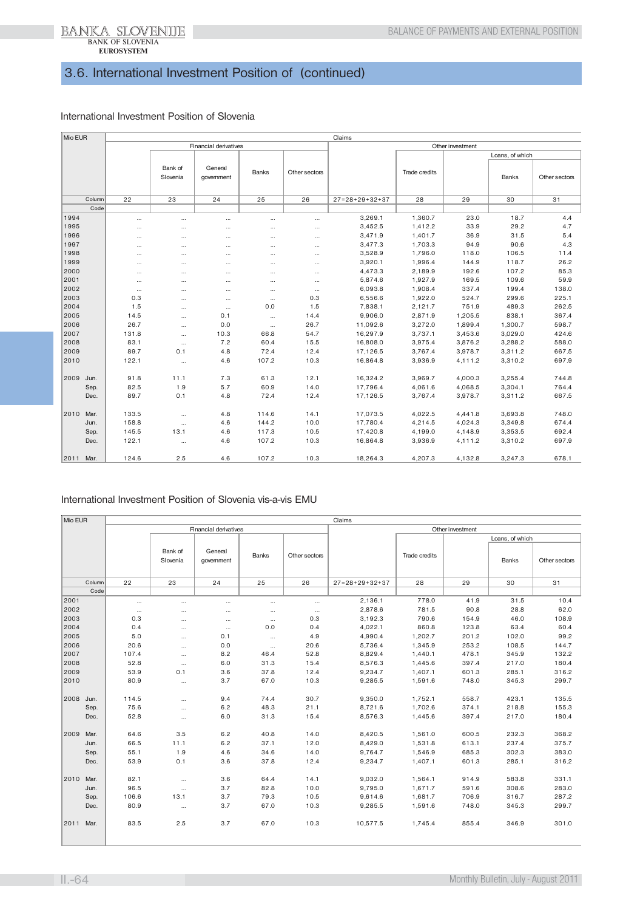## 3.6. International Investment Position of (continued)

### International Investment Position of Slovenia

| Mio EUR | | Claims | | | | | | | | | |
|---|---|---|---|---|---|---|---|---|---|---|---|
| | | | Financial derivatives | | | | | Other investment | | | |
| | | | | | | | | | | Loans, of which | |
| | | | Bank of Slovenia | General government | Banks | Other sectors | | Trade credits | | Banks | Other sectors |
| Column | | 22 | 23 | 24 | 25 | 26 | 27=28+29+32+37 | 28 | 29 | 30 | 31 |
| Code | | | | | | | | | | | |
| 1994 | | ... | ... | ... | ... | ... | 3,269.1 | 1,360.7 | 23.0 | 18.7 | 4.4 |
| 1995 | | ... | ... | ... | ... | ... | 3,452.5 | 1,412.2 | 33.9 | 29.2 | 4.7 |
| 1996 | | ... | ... | ... | ... | ... | 3,471.9 | 1,401.7 | 36.9 | 31.5 | 5.4 |
| 1997 | | ... | ... | ... | ... | ... | 3,477.3 | 1,703.3 | 94.9 | 90.6 | 4.3 |
| 1998 | | ... | ... | ... | ... | ... | 3,528.9 | 1,796.0 | 118.0 | 106.5 | 11.4 |
| 1999 | | ... | ... | ... | ... | ... | 3,920.1 | 1,996.4 | 144.9 | 118.7 | 26.2 |
| 2000 | | ... | ... | ... | ... | ... | 4,473.3 | 2,189.9 | 192.6 | 107.2 | 85.3 |
| 2001 | | ... | ... | ... | ... | ... | 5,874.6 | 1,927.9 | 169.5 | 109.6 | 59.9 |
| 2002 | | ... | ... | ... | ... | ... | 6,093.8 | 1,908.4 | 337.4 | 199.4 | 138.0 |
| 2003 | | 0.3 | ... | ... | ... | 0.3 | 6,556.6 | 1,922.0 | 524.7 | 299.6 | 225.1 |
| 2004 | | 1.5 | ... | ... | 0.0 | 1.5 | 7,838.1 | 2,121.7 | 751.9 | 489.3 | 262.5 |
| 2005 | | 14.5 | ... | 0.1 | ... | 14.4 | 9,906.0 | 2,871.9 | 1,205.5 | 838.1 | 367.4 |
| 2006 | | 26.7 | ... | 0.0 | ... | 26.7 | 11,092.6 | 3,272.0 | 1,899.4 | 1,300.7 | 598.7 |
| 2007 | | 131.8 | ... | 10.3 | 66.8 | 54.7 | 16,297.9 | 3,737.1 | 3,453.6 | 3,029.0 | 424.6 |
| 2008 | | 83.1 | ... | 7.2 | 60.4 | 15.5 | 16,808.0 | 3,975.4 | 3,876.2 | 3,288.2 | 588.0 |
| 2009 | | 89.7 | 0.1 | 4.8 | 72.4 | 12.4 | 17,126.5 | 3,767.4 | 3,978.7 | 3,311.2 | 667.5 |
| 2010 | | 122.1 | ... | 4.6 | 107.2 | 10.3 | 16,864.8 | 3,936.9 | 4,111.2 | 3,310.2 | 697.9 |
| 2009 | Jun. | 91.8 | 11.1 | 7.3 | 61.3 | 12.1 | 16,324.2 | 3,969.7 | 4,000.3 | 3,255.4 | 744.8 |
| | Sep. | 82.5 | 1.9 | 5.7 | 60.9 | 14.0 | 17,796.4 | 4,061.6 | 4,068.5 | 3,304.1 | 764.4 |
| | Dec. | 89.7 | 0.1 | 4.8 | 72.4 | 12.4 | 17,126.5 | 3,767.4 | 3,978.7 | 3,311.2 | 667.5 |
| 2010 | Mar. | 133.5 | ... | 4.8 | 114.6 | 14.1 | 17,073.5 | 4,022.5 | 4,441.8 | 3,693.8 | 748.0 |
| | Jun. | 158.8 | ... | 4.6 | 144.2 | 10.0 | 17,780.4 | 4,214.5 | 4,024.3 | 3,349.8 | 674.4 |
| | Sep. | 145.5 | 13.1 | 4.6 | 117.3 | 10.5 | 17,420.8 | 4,199.0 | 4,148.9 | 3,353.5 | 692.4 |
| | Dec. | 122.1 | ... | 4.6 | 107.2 | 10.3 | 16,864.8 | 3,936.9 | 4,111.2 | 3,310.2 | 697.9 |
| 2011 | Mar. | 124.6 | 2.5 | 4.6 | 107.2 | 10.3 | 18,264.3 | 4,207.3 | 4,132.8 | 3,247.3 | 678.1 |

### International Investment Position of Slovenia vis-a-vis EMU

| Mio EUR | | Claims | | | | | | | | | |
|---|---|---|---|---|---|---|---|---|---|---|---|
| | | | Financial derivatives | | | | | Other investment | | | |
| | | | | | | | | | | Loans, of which | |
| | | | Bank of Slovenia | General government | Banks | Other sectors | | Trade credits | | Banks | Other sectors |
| Column | | 22 | 23 | 24 | 25 | 26 | 27=28+29+32+37 | 28 | 29 | 30 | 31 |
| Code | | | | | | | | | | | |
| 2001 | | ... | ... | ... | ... | ... | 2,136.1 | 778.0 | 41.9 | 31.5 | 10.4 |
| 2002 | | ... | ... | ... | ... | ... | 2,878.6 | 781.5 | 90.8 | 28.8 | 62.0 |
| 2003 | | 0.3 | ... | ... | ... | 0.3 | 3,192.3 | 790.6 | 154.9 | 46.0 | 108.9 |
| 2004 | | 0.4 | ... | ... | 0.0 | 0.4 | 4,022.1 | 860.8 | 123.8 | 63.4 | 60.4 |
| 2005 | | 5.0 | ... | 0.1 | ... | 4.9 | 4,990.4 | 1,202.7 | 201.2 | 102.0 | 99.2 |
| 2006 | | 20.6 | ... | 0.0 | ... | 20.6 | 5,736.4 | 1,345.9 | 253.2 | 108.5 | 144.7 |
| 2007 | | 107.4 | ... | 8.2 | 46.4 | 52.8 | 8,829.4 | 1,440.1 | 478.1 | 345.9 | 132.2 |
| 2008 | | 52.8 | ... | 6.0 | 31.3 | 15.4 | 8,576.3 | 1,445.6 | 397.4 | 217.0 | 180.4 |
| 2009 | | 53.9 | 0.1 | 3.6 | 37.8 | 12.4 | 9,234.7 | 1,407.1 | 601.3 | 285.1 | 316.2 |
| 2010 | | 80.9 | ... | 3.7 | 67.0 | 10.3 | 9,285.5 | 1,591.6 | 748.0 | 345.3 | 299.7 |
| 2008 | Jun. | 114.5 | ... | 9.4 | 74.4 | 30.7 | 9,350.0 | 1,752.1 | 558.7 | 423.1 | 135.5 |
| | Sep. | 75.6 | ... | 6.2 | 48.3 | 21.1 | 8,721.6 | 1,702.6 | 374.1 | 218.8 | 155.3 |
| | Dec. | 52.8 | ... | 6.0 | 31.3 | 15.4 | 8,576.3 | 1,445.6 | 397.4 | 217.0 | 180.4 |
| 2009 | Mar. | 64.6 | 3.5 | 6.2 | 40.8 | 14.0 | 8,420.5 | 1,561.0 | 600.5 | 232.3 | 368.2 |
| | Jun. | 66.5 | 11.1 | 6.2 | 37.1 | 12.0 | 8,429.0 | 1,531.8 | 613.1 | 237.4 | 375.7 |
| | Sep. | 55.1 | 1.9 | 4.6 | 34.6 | 14.0 | 9,764.7 | 1,546.9 | 685.3 | 302.3 | 383.0 |
| | Dec. | 53.9 | 0.1 | 3.6 | 37.8 | 12.4 | 9,234.7 | 1,407.1 | 601.3 | 285.1 | 316.2 |
| 2010 | Mar. | 82.1 | ... | 3.6 | 64.4 | 14.1 | 9,032.0 | 1,564.1 | 914.9 | 583.8 | 331.1 |
| | Jun. | 96.5 | ... | 3.7 | 82.8 | 10.0 | 9,795.0 | 1,671.7 | 591.6 | 308.6 | 283.0 |
| | Sep. | 106.6 | 13.1 | 3.7 | 79.3 | 10.5 | 9,614.6 | 1,681.7 | 706.9 | 316.7 | 287.2 |
| | Dec. | 80.9 | ... | 3.7 | 67.0 | 10.3 | 9,285.5 | 1,591.6 | 748.0 | 345.3 | 299.7 |
| 2011 | Mar. | 83.5 | 2.5 | 3.7 | 67.0 | 10.3 | 10,577.5 | 1,745.4 | 855.4 | 346.9 | 301.0 |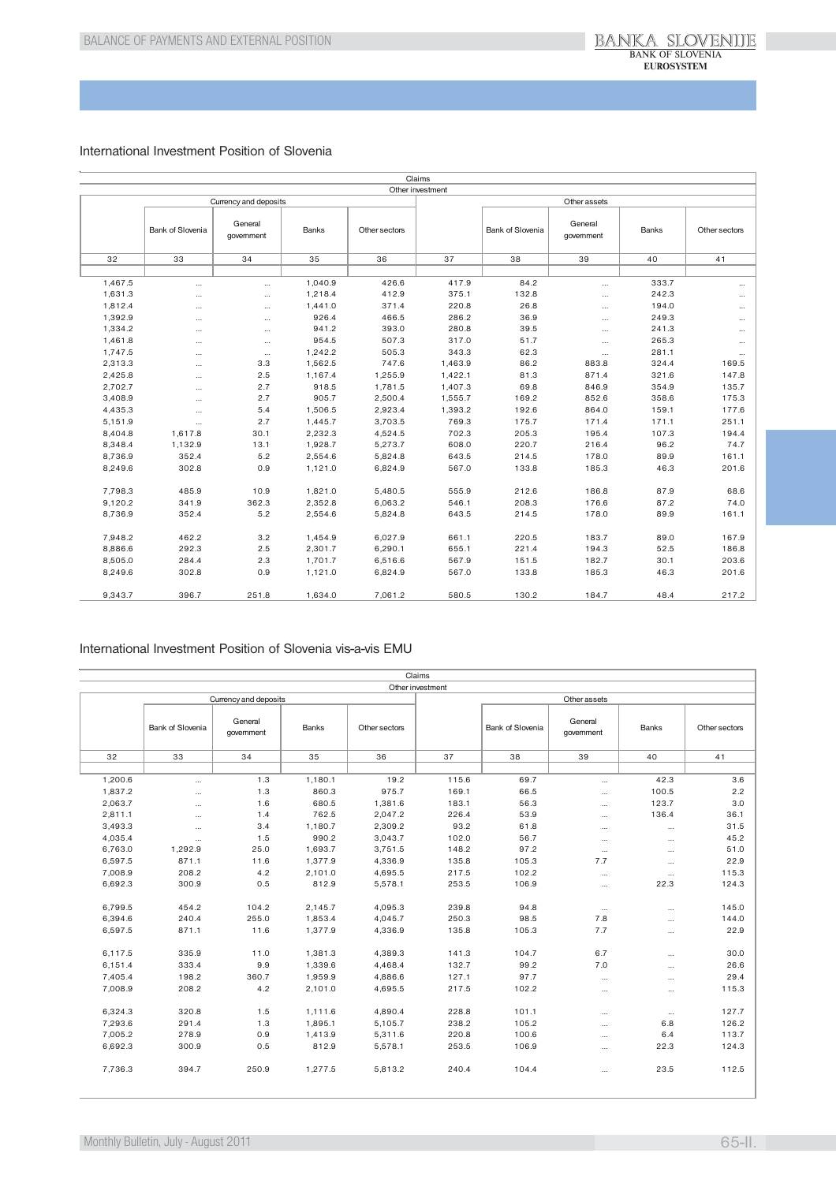## International Investment Position of Slovenia

| Claims | | | | | | | | | |
|---|---|---|---|---|---|---|---|---|---|
| Other investment | | | | | | | | | |
| | Currency and deposits | | | | Other assets | | | | |
| | Bank of Slovenia | General government | Banks | Other sectors | | Bank of Slovenia | General government | Banks | Other sectors |
| 32 | 33 | 34 | 35 | 36 | 37 | 38 | 39 | 40 | 41 |
| 1,467.5 | ... | ... | 1,040.9 | 426.6 | 417.9 | 84.2 | ... | 333.7 | ... |
| 1,631.3 | ... | ... | 1,218.4 | 412.9 | 375.1 | 132.8 | ... | 242.3 | ... |
| 1,812.4 | ... | ... | 1,441.0 | 371.4 | 220.8 | 26.8 | ... | 194.0 | ... |
| 1,392.9 | ... | ... | 926.4 | 466.5 | 286.2 | 36.9 | ... | 249.3 | ... |
| 1,334.2 | ... | ... | 941.2 | 393.0 | 280.8 | 39.5 | ... | 241.3 | ... |
| 1,461.8 | ... | ... | 954.5 | 507.3 | 317.0 | 51.7 | ... | 265.3 | ... |
| 1,747.5 | ... | ... | 1,242.2 | 505.3 | 343.3 | 62.3 | ... | 281.1 | ... |
| 2,313.3 | ... | 3.3 | 1,562.5 | 747.6 | 1,463.9 | 86.2 | 883.8 | 324.4 | 169.5 |
| 2,425.8 | ... | 2.5 | 1,167.4 | 1,255.9 | 1,422.1 | 81.3 | 871.4 | 321.6 | 147.8 |
| 2,702.7 | ... | 2.7 | 918.5 | 1,781.5 | 1,407.3 | 69.8 | 846.9 | 354.9 | 135.7 |
| 3,408.9 | ... | 2.7 | 905.7 | 2,500.4 | 1,555.7 | 169.2 | 852.6 | 358.6 | 175.3 |
| 4,435.3 | ... | 5.4 | 1,506.5 | 2,923.4 | 1,393.2 | 192.6 | 864.0 | 159.1 | 177.6 |
| 5,151.9 | ... | 2.7 | 1,445.7 | 3,703.5 | 769.3 | 175.7 | 171.4 | 171.1 | 251.1 |
| 8,404.8 | 1,617.8 | 30.1 | 2,232.3 | 4,524.5 | 702.3 | 205.3 | 195.4 | 107.3 | 194.4 |
| 8,348.4 | 1,132.9 | 13.1 | 1,928.7 | 5,273.7 | 608.0 | 220.7 | 216.4 | 96.2 | 74.7 |
| 8,736.9 | 352.4 | 5.2 | 2,554.6 | 5,824.8 | 643.5 | 214.5 | 178.0 | 89.9 | 161.1 |
| 8,249.6 | 302.8 | 0.9 | 1,121.0 | 6,824.9 | 567.0 | 133.8 | 185.3 | 46.3 | 201.6 |
| | | | | | | | | | |
| 7,798.3 | 485.9 | 10.9 | 1,821.0 | 5,480.5 | 555.9 | 212.6 | 186.8 | 87.9 | 68.6 |
| 9,120.2 | 341.9 | 362.3 | 2,352.8 | 6,063.2 | 546.1 | 208.3 | 176.6 | 87.2 | 74.0 |
| 8,736.9 | 352.4 | 5.2 | 2,554.6 | 5,824.8 | 643.5 | 214.5 | 178.0 | 89.9 | 161.1 |
| | | | | | | | | | |
| 7,948.2 | 462.2 | 3.2 | 1,454.9 | 6,027.9 | 661.1 | 220.5 | 183.7 | 89.0 | 167.9 |
| 8,886.6 | 292.3 | 2.5 | 2,301.7 | 6,290.1 | 655.1 | 221.4 | 194.3 | 52.5 | 186.8 |
| 8,505.0 | 284.4 | 2.3 | 1,701.7 | 6,516.6 | 567.9 | 151.5 | 182.7 | 30.1 | 203.6 |
| 8,249.6 | 302.8 | 0.9 | 1,121.0 | 6,824.9 | 567.0 | 133.8 | 185.3 | 46.3 | 201.6 |
| | | | | | | | | | |
| 9,343.7 | 396.7 | 251.8 | 1,634.0 | 7,061.2 | 580.5 | 130.2 | 184.7 | 48.4 | 217.2 |

## International Investment Position of Slovenia vis-a-vis EMU

| Claims | | | | | | | | | |
|---|---|---|---|---|---|---|---|---|---|
| Other investment | | | | | | | | | |
| | Currency and deposits | | | | Other assets | | | | |
| | Bank of Slovenia | General government | Banks | Other sectors | | Bank of Slovenia | General government | Banks | Other sectors |
| 32 | 33 | 34 | 35 | 36 | 37 | 38 | 39 | 40 | 41 |
| 1,200.6 | ... | 1.3 | 1,180.1 | 19.2 | 115.6 | 69.7 | ... | 42.3 | 3.6 |
| 1,837.2 | ... | 1.3 | 860.3 | 975.7 | 169.1 | 66.5 | ... | 100.5 | 2.2 |
| 2,063.7 | ... | 1.6 | 680.5 | 1,381.6 | 183.1 | 56.3 | ... | 123.7 | 3.0 |
| 2,811.1 | ... | 1.4 | 762.5 | 2,047.2 | 226.4 | 53.9 | ... | 136.4 | 36.1 |
| 3,493.3 | ... | 3.4 | 1,180.7 | 2,309.2 | 93.2 | 61.8 | ... | ... | 31.5 |
| 4,035.4 | ... | 1.5 | 990.2 | 3,043.7 | 102.0 | 56.7 | ... | ... | 45.2 |
| 6,763.0 | 1,292.9 | 25.0 | 1,693.7 | 3,751.5 | 148.2 | 97.2 | ... | ... | 51.0 |
| 6,597.5 | 871.1 | 11.6 | 1,377.9 | 4,336.9 | 135.8 | 105.3 | 7.7 | ... | 22.9 |
| 7,008.9 | 208.2 | 4.2 | 2,101.0 | 4,695.5 | 217.5 | 102.2 | ... | ... | 115.3 |
| 6,692.3 | 300.9 | 0.5 | 812.9 | 5,578.1 | 253.5 | 106.9 | ... | 22.3 | 124.3 |
| | | | | | | | | | |
| 6,799.5 | 454.2 | 104.2 | 2,145.7 | 4,095.3 | 239.8 | 94.8 | ... | ... | 145.0 |
| 6,394.6 | 240.4 | 255.0 | 1,853.4 | 4,045.7 | 250.3 | 98.5 | 7.8 | ... | 144.0 |
| 6,597.5 | 871.1 | 11.6 | 1,377.9 | 4,336.9 | 135.8 | 105.3 | 7.7 | ... | 22.9 |
| | | | | | | | | | |
| 6,117.5 | 335.9 | 11.0 | 1,381.3 | 4,389.3 | 141.3 | 104.7 | 6.7 | ... | 30.0 |
| 6,151.4 | 333.4 | 9.9 | 1,339.6 | 4,468.4 | 132.7 | 99.2 | 7.0 | ... | 26.6 |
| 7,405.4 | 198.2 | 360.7 | 1,959.9 | 4,886.6 | 127.1 | 97.7 | ... | ... | 29.4 |
| 7,008.9 | 208.2 | 4.2 | 2,101.0 | 4,695.5 | 217.5 | 102.2 | ... | ... | 115.3 |
| | | | | | | | | | |
| 6,324.3 | 320.8 | 1.5 | 1,111.6 | 4,890.4 | 228.8 | 101.1 | ... | ... | 127.7 |
| 7,293.6 | 291.4 | 1.3 | 1,895.1 | 5,105.7 | 238.2 | 105.2 | ... | 6.8 | 126.2 |
| 7,005.2 | 278.9 | 0.9 | 1,413.9 | 5,311.6 | 220.8 | 100.6 | ... | 6.4 | 113.7 |
| 6,692.3 | 300.9 | 0.5 | 812.9 | 5,578.1 | 253.5 | 106.9 | ... | 22.3 | 124.3 |
| | | | | | | | | | |
| 7,736.3 | 394.7 | 250.9 | 1,277.5 | 5,813.2 | 240.4 | 104.4 | ... | 23.5 | 112.5 |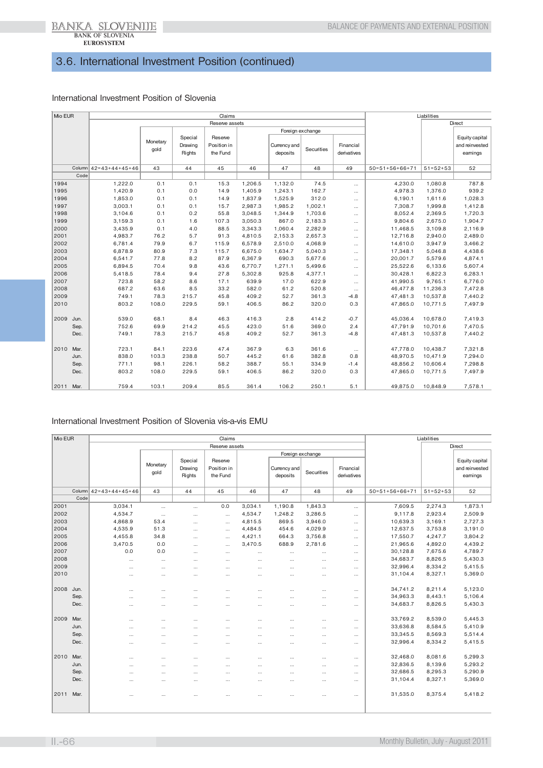## 3.6. International Investment Position (continued)

### International Investment Position of Slovenia

| Mio EUR | Claims | | | | | | | | Liabilities | | |
|---|---|---|---|---|---|---|---|---|---|---|---|
| | Reserve assets | | | | | | | | | Direct | |
| | | | | | | Foreign exchange | | | | | |
| | | Monetary gold | Special Drawing Rights | Reserve Position in the Fund | | Currency and deposits | Securities | Financial derivatives | | | Equity capital and reinvested earnings |
| Column | 42=43+44+45+46 | 43 | 44 | 45 | 46 | 47 | 48 | 49 | 50=51+56+66+71 | 51=52+53 | 52 |
| Code | | | | | | | | | | | |
| 1994 | 1,222.0 | 0.1 | 0.1 | 15.3 | 1,206.5 | 1,132.0 | 74.5 | ... | 4,230.0 | 1,080.8 | 787.8 |
| 1995 | 1,420.9 | 0.1 | 0.0 | 14.9 | 1,405.9 | 1,243.1 | 162.7 | ... | 4,978.3 | 1,376.0 | 939.2 |
| 1996 | 1,853.0 | 0.1 | 0.1 | 14.9 | 1,837.9 | 1,525.9 | 312.0 | ... | 6,190.1 | 1,611.6 | 1,028.3 |
| 1997 | 3,003.1 | 0.1 | 0.1 | 15.7 | 2,987.3 | 1,985.2 | 1,002.1 | ... | 7,308.7 | 1,999.8 | 1,412.8 |
| 1998 | 3,104.6 | 0.1 | 0.2 | 55.8 | 3,048.5 | 1,344.9 | 1,703.6 | ... | 8,052.4 | 2,369.5 | 1,720.3 |
| 1999 | 3,159.3 | 0.1 | 1.6 | 107.3 | 3,050.3 | 867.0 | 2,183.3 | ... | 9,804.6 | 2,675.0 | 1,904.7 |
| 2000 | 3,435.9 | 0.1 | 4.0 | 88.5 | 3,343.3 | 1,060.4 | 2,282.9 | ... | 11,468.5 | 3,109.8 | 2,116.9 |
| 2001 | 4,983.7 | 76.2 | 5.7 | 91.3 | 4,810.5 | 2,153.3 | 2,657.3 | ... | 12,716.8 | 2,940.0 | 2,489.0 |
| 2002 | 6,781.4 | 79.9 | 6.7 | 115.9 | 6,578.9 | 2,510.0 | 4,068.9 | ... | 14,610.0 | 3,947.9 | 3,466.2 |
| 2003 | 6,878.9 | 80.9 | 7.3 | 115.7 | 6,675.0 | 1,634.7 | 5,040.3 | ... | 17,348.1 | 5,046.8 | 4,438.6 |
| 2004 | 6,541.7 | 77.8 | 8.2 | 87.9 | 6,367.9 | 690.3 | 5,677.6 | ... | 20,001.7 | 5,579.6 | 4,874.1 |
| 2005 | 6,894.5 | 70.4 | 9.8 | 43.6 | 6,770.7 | 1,271.1 | 5,499.6 | ... | 25,522.6 | 6,133.6 | 5,607.4 |
| 2006 | 5,418.5 | 78.4 | 9.4 | 27.8 | 5,302.8 | 925.8 | 4,377.1 | ... | 30,428.1 | 6,822.3 | 6,283.1 |
| 2007 | 723.8 | 58.2 | 8.6 | 17.1 | 639.9 | 17.0 | 622.9 | ... | 41,990.5 | 9,765.1 | 6,776.0 |
| 2008 | 687.2 | 63.6 | 8.5 | 33.2 | 582.0 | 61.2 | 520.8 | ... | 46,477.8 | 11,236.3 | 7,472.8 |
| 2009 | 749.1 | 78.3 | 215.7 | 45.8 | 409.2 | 52.7 | 361.3 | -4.8 | 47,481.3 | 10,537.8 | 7,440.2 |
| 2010 | 803.2 | 108.0 | 229.5 | 59.1 | 406.5 | 86.2 | 320.0 | 0.3 | 47,865.0 | 10,771.5 | 7,497.9 |
| 2009 Jun. | 539.0 | 68.1 | 8.4 | 46.3 | 416.3 | 2.8 | 414.2 | -0.7 | 45,036.4 | 10,678.0 | 7,419.3 |
| Sep. | 752.6 | 69.9 | 214.2 | 45.5 | 423.0 | 51.6 | 369.0 | 2.4 | 47,791.9 | 10,701.6 | 7,470.5 |
| Dec. | 749.1 | 78.3 | 215.7 | 45.8 | 409.2 | 52.7 | 361.3 | -4.8 | 47,481.3 | 10,537.8 | 7,440.2 |
| 2010 Mar. | 723.1 | 84.1 | 223.6 | 47.4 | 367.9 | 6.3 | 361.6 | ... | 47,778.0 | 10,438.7 | 7,321.8 |
| Jun. | 838.0 | 103.3 | 238.8 | 50.7 | 445.2 | 61.6 | 382.8 | 0.8 | 48,970.5 | 10,471.9 | 7,294.0 |
| Sep. | 771.1 | 98.1 | 226.1 | 58.2 | 388.7 | 55.1 | 334.9 | -1.4 | 48,856.2 | 10,606.4 | 7,298.8 |
| Dec. | 803.2 | 108.0 | 229.5 | 59.1 | 406.5 | 86.2 | 320.0 | 0.3 | 47,865.0 | 10,771.5 | 7,497.9 |
| 2011 Mar. | 759.4 | 103.1 | 209.4 | 85.5 | 361.4 | 106.2 | 250.1 | 5.1 | 49,875.0 | 10,848.9 | 7,578.1 |

### International Investment Position of Slovenia vis-a-vis EMU

| Mio EUR | Claims | | | | | | | | Liabilities | | |
|---|---|---|---|---|---|---|---|---|---|---|---|
| | Reserve assets | | | | | | | | | Direct | |
| | | | | | | Foreign exchange | | | | | |
| | | Monetary gold | Special Drawing Rights | Reserve Position in the Fund | | Currency and deposits | Securities | Financial derivatives | | | Equity capital and reinvested earnings |
| Column | 42=43+44+45+46 | 43 | 44 | 45 | 46 | 47 | 48 | 49 | 50=51+56+66+71 | 51=52+53 | 52 |
| Code | | | | | | | | | | | |
| 2001 | 3,034.1 | ... | ... | 0.0 | 3,034.1 | 1,190.8 | 1,843.3 | ... | 7,609.5 | 2,274.3 | 1,873.1 |
| 2002 | 4,534.7 | ... | ... | ... | 4,534.7 | 1,248.2 | 3,286.5 | ... | 9,117.8 | 2,923.4 | 2,509.9 |
| 2003 | 4,868.9 | 53.4 | ... | ... | 4,815.5 | 869.5 | 3,946.0 | ... | 10,639.3 | 3,169.1 | 2,727.3 |
| 2004 | 4,535.9 | 51.3 | ... | ... | 4,484.5 | 454.6 | 4,029.9 | ... | 12,637.5 | 3,753.8 | 3,191.0 |
| 2005 | 4,455.8 | 34.8 | ... | ... | 4,421.1 | 664.3 | 3,756.8 | ... | 17,550.7 | 4,247.7 | 3,804.2 |
| 2006 | 3,470.5 | 0.0 | ... | ... | 3,470.5 | 688.9 | 2,781.6 | ... | 21,965.6 | 4,892.0 | 4,439.2 |
| 2007 | 0.0 | 0.0 | ... | ... | ... | ... | ... | ... | 30,128.8 | 7,675.6 | 4,789.7 |
| 2008 | ... | ... | ... | ... | ... | ... | ... | ... | 34,683.7 | 8,826.5 | 5,430.3 |
| 2009 | ... | ... | ... | ... | ... | ... | ... | ... | 32,996.4 | 8,334.2 | 5,415.5 |
| 2010 | ... | ... | ... | ... | ... | ... | ... | ... | 31,104.4 | 8,327.1 | 5,369.0 |
| 2008 Jun. | ... | ... | ... | ... | ... | ... | ... | ... | 34,741.2 | 8,211.4 | 5,123.0 |
| Sep. | ... | ... | ... | ... | ... | ... | ... | ... | 34,963.3 | 8,443.1 | 5,106.4 |
| Dec. | ... | ... | ... | ... | ... | ... | ... | ... | 34,683.7 | 8,826.5 | 5,430.3 |
| 2009 Mar. | ... | ... | ... | ... | ... | ... | ... | ... | 33,769.2 | 8,539.0 | 5,445.3 |
| Jun. | ... | ... | ... | ... | ... | ... | ... | ... | 33,636.8 | 8,584.5 | 5,410.9 |
| Sep. | ... | ... | ... | ... | ... | ... | ... | ... | 33,345.5 | 8,569.3 | 5,514.4 |
| Dec. | ... | ... | ... | ... | ... | ... | ... | ... | 32,996.4 | 8,334.2 | 5,415.5 |
| 2010 Mar. | ... | ... | ... | ... | ... | ... | ... | ... | 32,468.0 | 8,081.6 | 5,299.3 |
| Jun. | ... | ... | ... | ... | ... | ... | ... | ... | 32,836.5 | 8,139.6 | 5,293.2 |
| Sep. | ... | ... | ... | ... | ... | ... | ... | ... | 32,686.5 | 8,295.3 | 5,290.9 |
| Dec. | ... | ... | ... | ... | ... | ... | ... | ... | 31,104.4 | 8,327.1 | 5,369.0 |
| 2011 Mar. | ... | ... | ... | ... | ... | ... | ... | ... | 31,535.0 | 8,375.4 | 5,418.2 |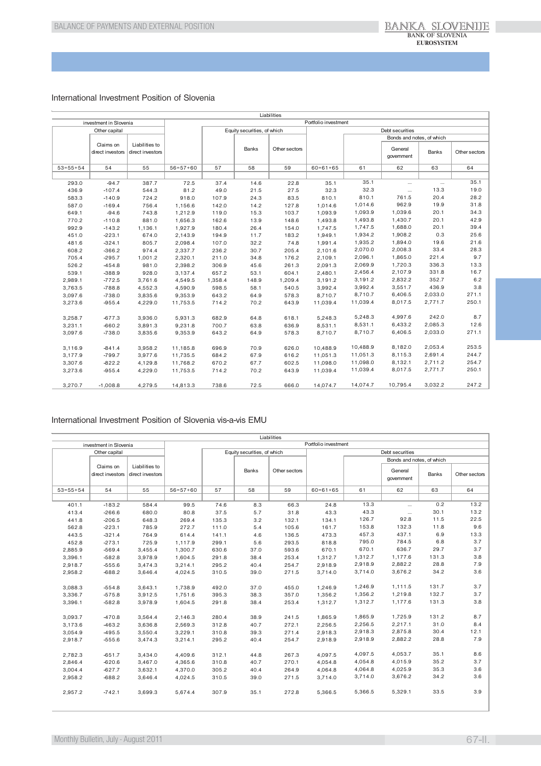## International Investment Position of Slovenia

| Liabilities | | | | | | | | | | | |
|---|---|---|---|---|---|---|---|---|---|---|---|
| investment in Slovenia | | | Portfolio investment | | | | | | | | |
| Other capital | | | | Equity securities, of which | | | Debt securities | | | | |
| | | | | | | | | Bonds and notes, of which | | | |
| | Claims on direct investors | Liabilities to direct investors | | | Banks | Other sectors | | | General government | Banks | Other sectors |
| 53=55+54 | 54 | 55 | 56=57+60 | 57 | 58 | 59 | 60=61+65 | 61 | 62 | 63 | 64 |
| 293.0 | -94.7 | 387.7 | 72.5 | 37.4 | 14.6 | 22.8 | 35.1 | 35.1 | ... | ... | 35.1 |
| 436.9 | -107.4 | 544.3 | 81.2 | 49.0 | 21.5 | 27.5 | 32.3 | 32.3 | ... | 13.3 | 19.0 |
| 583.3 | -140.9 | 724.2 | 918.0 | 107.9 | 24.3 | 83.5 | 810.1 | 810.1 | 761.5 | 20.4 | 28.2 |
| 587.0 | -169.4 | 756.4 | 1,156.6 | 142.0 | 14.2 | 127.8 | 1,014.6 | 1,014.6 | 962.9 | 19.9 | 31.8 |
| 649.1 | -94.6 | 743.8 | 1,212.9 | 119.0 | 15.3 | 103.7 | 1,093.9 | 1,093.9 | 1,039.6 | 20.1 | 34.3 |
| 770.2 | -110.8 | 881.0 | 1,656.3 | 162.6 | 13.9 | 148.6 | 1,493.8 | 1,493.8 | 1,430.7 | 20.1 | 42.9 |
| 992.9 | -143.2 | 1,136.1 | 1,927.9 | 180.4 | 26.4 | 154.0 | 1,747.5 | 1,747.5 | 1,688.0 | 20.1 | 39.4 |
| 451.0 | -223.1 | 674.0 | 2,143.9 | 194.9 | 11.7 | 183.2 | 1,949.1 | 1,934.2 | 1,908.2 | 0.3 | 25.6 |
| 481.6 | -324.1 | 805.7 | 2,098.4 | 107.0 | 32.2 | 74.8 | 1,991.4 | 1,935.2 | 1,894.0 | 19.6 | 21.6 |
| 608.2 | -366.2 | 974.4 | 2,337.7 | 236.2 | 30.7 | 205.4 | 2,101.6 | 2,070.0 | 2,008.3 | 33.4 | 28.3 |
| 705.4 | -295.7 | 1,001.2 | 2,320.1 | 211.0 | 34.8 | 176.2 | 2,109.1 | 2,096.1 | 1,865.0 | 221.4 | 9.7 |
| 526.2 | -454.8 | 981.0 | 2,398.2 | 306.9 | 45.6 | 261.3 | 2,091.3 | 2,069.9 | 1,720.3 | 336.3 | 13.3 |
| 539.1 | -388.9 | 928.0 | 3,137.4 | 657.2 | 53.1 | 604.1 | 2,480.1 | 2,456.4 | 2,107.9 | 331.8 | 16.7 |
| 2,989.1 | -772.5 | 3,761.6 | 4,549.5 | 1,358.4 | 148.9 | 1,209.4 | 3,191.2 | 3,191.2 | 2,832.2 | 352.7 | 6.2 |
| 3,763.5 | -788.8 | 4,552.3 | 4,590.9 | 598.5 | 58.1 | 540.5 | 3,992.4 | 3,992.4 | 3,551.7 | 436.9 | 3.8 |
| 3,097.6 | -738.0 | 3,835.6 | 9,353.9 | 643.2 | 64.9 | 578.3 | 8,710.7 | 8,710.7 | 6,406.5 | 2,033.0 | 271.1 |
| 3,273.6 | -955.4 | 4,229.0 | 11,753.5 | 714.2 | 70.2 | 643.9 | 11,039.4 | 11,039.4 | 8,017.5 | 2,771.7 | 250.1 |
| | | | | | | | | | | | |
| 3,258.7 | -677.3 | 3,936.0 | 5,931.3 | 682.9 | 64.8 | 618.1 | 5,248.3 | 5,248.3 | 4,997.6 | 242.0 | 8.7 |
| 3,231.1 | -660.2 | 3,891.3 | 9,231.8 | 700.7 | 63.8 | 636.9 | 8,531.1 | 8,531.1 | 6,433.2 | 2,085.3 | 12.6 |
| 3,097.6 | -738.0 | 3,835.6 | 9,353.9 | 643.2 | 64.9 | 578.3 | 8,710.7 | 8,710.7 | 6,406.5 | 2,033.0 | 271.1 |
| | | | | | | | | | | | |
| 3,116.9 | -841.4 | 3,958.2 | 11,185.8 | 696.9 | 70.9 | 626.0 | 10,488.9 | 10,488.9 | 8,182.0 | 2,053.4 | 253.5 |
| 3,177.9 | -799.7 | 3,977.6 | 11,735.5 | 684.2 | 67.9 | 616.2 | 11,051.3 | 11,051.3 | 8,115.3 | 2,691.4 | 244.7 |
| 3,307.6 | -822.2 | 4,129.8 | 11,768.2 | 670.2 | 67.7 | 602.5 | 11,098.0 | 11,098.0 | 8,132.1 | 2,711.2 | 254.7 |
| 3,273.6 | -955.4 | 4,229.0 | 11,753.5 | 714.2 | 70.2 | 643.9 | 11,039.4 | 11,039.4 | 8,017.5 | 2,771.7 | 250.1 |
| | | | | | | | | | | | |
| 3,270.7 | -1,008.8 | 4,279.5 | 14,813.3 | 738.6 | 72.5 | 666.0 | 14,074.7 | 14,074.7 | 10,795.4 | 3,032.2 | 247.2 |

## International Investment Position of Slovenia vis-a-vis EMU

| Liabilities | | | | | | | | | | | |
|---|---|---|---|---|---|---|---|---|---|---|---|
| investment in Slovenia | | | Portfolio investment | | | | | | | | |
| Other capital | | | | Equity securities, of which | | | Debt securities | | | | |
| | | | | | | | | Bonds and notes, of which | | | |
| | Claims on direct investors | Liabilities to direct investors | | | Banks | Other sectors | | | General government | Banks | Other sectors |
| 53=55+54 | 54 | 55 | 56=57+60 | 57 | 58 | 59 | 60=61+65 | 61 | 62 | 63 | 64 |
| 401.1 | -183.2 | 584.4 | 99.5 | 74.6 | 8.3 | 66.3 | 24.8 | 13.3 | ... | 0.2 | 13.2 |
| 413.4 | -266.6 | 680.0 | 80.8 | 37.5 | 5.7 | 31.8 | 43.3 | 43.3 | ... | 30.1 | 13.2 |
| 441.8 | -206.5 | 648.3 | 269.4 | 135.3 | 3.2 | 132.1 | 134.1 | 126.7 | 92.8 | 11.5 | 22.5 |
| 562.8 | -223.1 | 785.9 | 272.7 | 111.0 | 5.4 | 105.6 | 161.7 | 153.8 | 132.3 | 11.8 | 9.6 |
| 443.5 | -321.4 | 764.9 | 614.4 | 141.1 | 4.6 | 136.5 | 473.3 | 457.3 | 437.1 | 6.9 | 13.3 |
| 452.8 | -273.1 | 725.9 | 1,117.9 | 299.1 | 5.6 | 293.5 | 818.8 | 795.0 | 784.5 | 6.8 | 3.7 |
| 2,885.9 | -569.4 | 3,455.4 | 1,300.7 | 630.6 | 37.0 | 593.6 | 670.1 | 670.1 | 636.7 | 29.7 | 3.7 |
| 3,396.1 | -582.8 | 3,978.9 | 1,604.5 | 291.8 | 38.4 | 253.4 | 1,312.7 | 1,312.7 | 1,177.6 | 131.3 | 3.8 |
| 2,918.7 | -555.6 | 3,474.3 | 3,214.1 | 295.2 | 40.4 | 254.7 | 2,918.9 | 2,918.9 | 2,882.2 | 28.8 | 7.9 |
| 2,958.2 | -688.2 | 3,646.4 | 4,024.5 | 310.5 | 39.0 | 271.5 | 3,714.0 | 3,714.0 | 3,676.2 | 34.2 | 3.6 |
| | | | | | | | | | | | |
| 3,088.3 | -554.8 | 3,643.1 | 1,738.9 | 492.0 | 37.0 | 455.0 | 1,246.9 | 1,246.9 | 1,111.5 | 131.7 | 3.7 |
| 3,336.7 | -575.8 | 3,912.5 | 1,751.6 | 395.3 | 38.3 | 357.0 | 1,356.2 | 1,356.2 | 1,219.8 | 132.7 | 3.7 |
| 3,396.1 | -582.8 | 3,978.9 | 1,604.5 | 291.8 | 38.4 | 253.4 | 1,312.7 | 1,312.7 | 1,177.6 | 131.3 | 3.8 |
| | | | | | | | | | | | |
| 3,093.7 | -470.8 | 3,564.4 | 2,146.3 | 280.4 | 38.9 | 241.5 | 1,865.9 | 1,865.9 | 1,725.9 | 131.2 | 8.7 |
| 3,173.6 | -463.2 | 3,636.8 | 2,569.3 | 312.8 | 40.7 | 272.1 | 2,256.5 | 2,256.5 | 2,217.1 | 31.0 | 8.4 |
| 3,054.9 | -495.5 | 3,550.4 | 3,229.1 | 310.8 | 39.3 | 271.4 | 2,918.3 | 2,918.3 | 2,875.8 | 30.4 | 12.1 |
| 2,918.7 | -555.6 | 3,474.3 | 3,214.1 | 295.2 | 40.4 | 254.7 | 2,918.9 | 2,918.9 | 2,882.2 | 28.8 | 7.9 |
| | | | | | | | | | | | |
| 2,782.3 | -651.7 | 3,434.0 | 4,409.6 | 312.1 | 44.8 | 267.3 | 4,097.5 | 4,097.5 | 4,053.7 | 35.1 | 8.6 |
| 2,846.4 | -620.6 | 3,467.0 | 4,365.6 | 310.8 | 40.7 | 270.1 | 4,054.8 | 4,054.8 | 4,015.9 | 35.2 | 3.7 |
| 3,004.4 | -627.7 | 3,632.1 | 4,370.0 | 305.2 | 40.4 | 264.9 | 4,064.8 | 4,064.8 | 4,025.9 | 35.3 | 3.6 |
| 2,958.2 | -688.2 | 3,646.4 | 4,024.5 | 310.5 | 39.0 | 271.5 | 3,714.0 | 3,714.0 | 3,676.2 | 34.2 | 3.6 |
| | | | | | | | | | | | |
| 2,957.2 | -742.1 | 3,699.3 | 5,674.4 | 307.9 | 35.1 | 272.8 | 5,366.5 | 5,366.5 | 5,329.1 | 33.5 | 3.9 |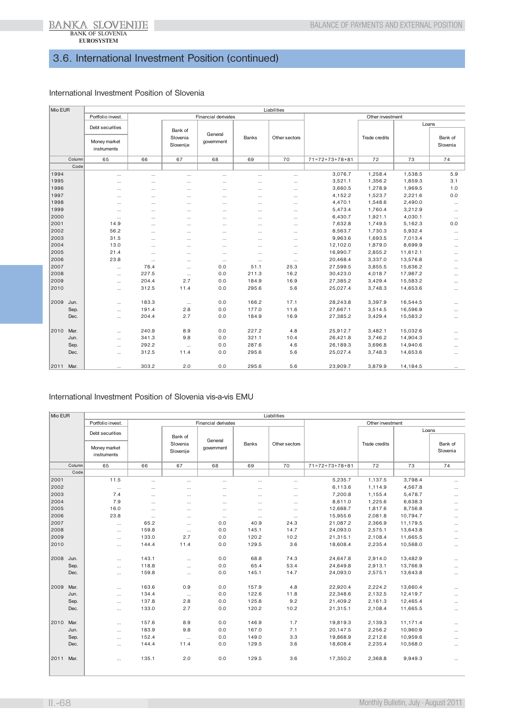## 3.6. International Investment Position (continued)

### International Investment Position of Slovenia

| Mio EUR | | Liabilities | | | | | | | | |
|---|---|---|---|---|---|---|---|---|---|---|
| | Portfolio invest. | Financial derivates | | | | | Other investment | | | |
| | Debt securities | | | | | | | | Loans | |
| | Money market instruments | | Bank of Slovenia Slovenije | General government | Banks | Other sectors | | Trade credits | | Bank of Slovenia |
| Column | 65 | 66 | 67 | 68 | 69 | 70 | 71=72+73+78+81 | 72 | 73 | 74 |
| Code | | | | | | | | | | |
| 1994 | ... | ... | ... | ... | ... | ... | 3,076.7 | 1,258.4 | 1,538.5 | 5.9 |
| 1995 | ... | ... | ... | ... | ... | ... | 3,521.1 | 1,356.2 | 1,859.3 | 3.1 |
| 1996 | ... | ... | ... | ... | ... | ... | 3,660.5 | 1,278.9 | 1,969.5 | 1.0 |
| 1997 | ... | ... | ... | ... | ... | ... | 4,152.2 | 1,523.7 | 2,221.6 | 0.0 |
| 1998 | ... | ... | ... | ... | ... | ... | 4,470.1 | 1,548.6 | 2,490.0 | ... |
| 1999 | ... | ... | ... | ... | ... | ... | 5,473.4 | 1,760.4 | 3,212.9 | ... |
| 2000 | ... | ... | ... | ... | ... | ... | 6,430.7 | 1,921.1 | 4,030.1 | ... |
| 2001 | 14.9 | ... | ... | ... | ... | ... | 7,632.8 | 1,749.5 | 5,162.3 | 0.0 |
| 2002 | 56.2 | ... | ... | ... | ... | ... | 8,563.7 | 1,730.3 | 5,932.4 | ... |
| 2003 | 31.5 | ... | ... | ... | ... | ... | 9,963.6 | 1,693.5 | 7,013.4 | ... |
| 2004 | 13.0 | ... | ... | ... | ... | ... | 12,102.0 | 1,879.0 | 8,699.9 | ... |
| 2005 | 21.4 | ... | ... | ... | ... | ... | 16,990.7 | 2,855.2 | 11,612.1 | ... |
| 2006 | 23.8 | ... | ... | ... | ... | ... | 20,468.4 | 3,337.0 | 13,576.8 | ... |
| 2007 | ... | 76.4 | ... | 0.0 | 51.1 | 25.3 | 27,599.5 | 3,855.5 | 15,636.2 | ... |
| 2008 | ... | 227.5 | ... | 0.0 | 211.3 | 16.2 | 30,423.0 | 4,018.7 | 17,987.2 | ... |
| 2009 | ... | 204.4 | 2.7 | 0.0 | 184.9 | 16.9 | 27,385.2 | 3,429.4 | 15,583.2 | ... |
| 2010 | ... | 312.5 | 11.4 | 0.0 | 295.6 | 5.6 | 25,027.4 | 3,748.3 | 14,653.6 | ... |
| 2009 Jun. | ... | 183.3 | ... | 0.0 | 166.2 | 17.1 | 28,243.8 | 3,397.9 | 16,544.5 | ... |
| Sep. | ... | 191.4 | 2.8 | 0.0 | 177.0 | 11.6 | 27,667.1 | 3,514.5 | 16,596.9 | ... |
| Dec. | ... | 204.4 | 2.7 | 0.0 | 184.9 | 16.9 | 27,385.2 | 3,429.4 | 15,583.2 | ... |
| 2010 Mar. | ... | 240.9 | 8.9 | 0.0 | 227.2 | 4.8 | 25,912.7 | 3,482.1 | 15,032.6 | ... |
| Jun. | ... | 341.3 | 9.8 | 0.0 | 321.1 | 10.4 | 26,421.8 | 3,746.2 | 14,904.3 | ... |
| Sep. | ... | 292.2 | ... | 0.0 | 287.6 | 4.6 | 26,189.3 | 3,696.8 | 14,940.6 | ... |
| Dec. | ... | 312.5 | 11.4 | 0.0 | 295.6 | 5.6 | 25,027.4 | 3,748.3 | 14,653.6 | ... |
| 2011 Mar. | ... | 303.2 | 2.0 | 0.0 | 295.6 | 5.6 | 23,909.7 | 3,879.9 | 14,184.5 | ... |

### International Investment Position of Slovenia vis-a-vis EMU

| Mio EUR | | Liabilities | | | | | | | | |
|---|---|---|---|---|---|---|---|---|---|---|
| | Portfolio invest. | Financial derivates | | | | | Other investment | | | |
| | Debt securities | | | | | | | | Loans | |
| | Money market instruments | | Bank of Slovenia Slovenije | General government | Banks | Other sectors | | Trade credits | | Bank of Slovenia |
| Column | 65 | 66 | 67 | 68 | 69 | 70 | 71=72+73+78+81 | 72 | 73 | 74 |
| Code | | | | | | | | | | |
| 2001 | 11.5 | ... | ... | ... | ... | ... | 5,235.7 | 1,137.5 | 3,798.4 | ... |
| 2002 | ... | ... | ... | ... | ... | ... | 6,113.6 | 1,114.9 | 4,567.8 | ... |
| 2003 | 7.4 | ... | ... | ... | ... | ... | 7,200.8 | 1,155.4 | 5,478.7 | ... |
| 2004 | 7.9 | ... | ... | ... | ... | ... | 8,611.0 | 1,225.6 | 6,638.3 | ... |
| 2005 | 16.0 | ... | ... | ... | ... | ... | 12,688.7 | 1,817.6 | 8,756.8 | ... |
| 2006 | 23.8 | ... | ... | ... | ... | ... | 15,955.6 | 2,081.8 | 10,794.7 | ... |
| 2007 | ... | 65.2 | ... | 0.0 | 40.9 | 24.3 | 21,087.2 | 2,366.9 | 11,179.5 | ... |
| 2008 | ... | 159.8 | ... | 0.0 | 145.1 | 14.7 | 24,093.0 | 2,575.1 | 13,643.8 | ... |
| 2009 | ... | 133.0 | 2.7 | 0.0 | 120.2 | 10.2 | 21,315.1 | 2,108.4 | 11,665.5 | ... |
| 2010 | ... | 144.4 | 11.4 | 0.0 | 129.5 | 3.6 | 18,608.4 | 2,235.4 | 10,568.0 | ... |
| 2008 Jun. | ... | 143.1 | ... | 0.0 | 68.8 | 74.3 | 24,647.8 | 2,914.0 | 13,482.9 | ... |
| Sep. | ... | 118.8 | ... | 0.0 | 65.4 | 53.4 | 24,649.8 | 2,913.1 | 13,766.9 | ... |
| Dec. | ... | 159.8 | ... | 0.0 | 145.1 | 14.7 | 24,093.0 | 2,575.1 | 13,643.8 | ... |
| 2009 Mar. | ... | 163.6 | 0.9 | 0.0 | 157.9 | 4.8 | 22,920.4 | 2,224.2 | 13,660.4 | ... |
| Jun. | ... | 134.4 | ... | 0.0 | 122.6 | 11.8 | 22,348.6 | 2,132.5 | 12,419.7 | ... |
| Sep. | ... | 137.8 | 2.8 | 0.0 | 125.8 | 9.2 | 21,409.2 | 2,161.3 | 12,465.4 | ... |
| Dec. | ... | 133.0 | 2.7 | 0.0 | 120.2 | 10.2 | 21,315.1 | 2,108.4 | 11,665.5 | ... |
| 2010 Mar. | ... | 157.6 | 8.9 | 0.0 | 146.9 | 1.7 | 19,819.3 | 2,139.3 | 11,171.4 | ... |
| Jun. | ... | 183.9 | 9.8 | 0.0 | 167.0 | 7.1 | 20,147.5 | 2,256.2 | 10,960.9 | ... |
| Sep. | ... | 152.4 | ... | 0.0 | 149.0 | 3.3 | 19,868.9 | 2,212.6 | 10,959.6 | ... |
| Dec. | ... | 144.4 | 11.4 | 0.0 | 129.5 | 3.6 | 18,608.4 | 2,235.4 | 10,568.0 | ... |
| 2011 Mar. | ... | 135.1 | 2.0 | 0.0 | 129.5 | 3.6 | 17,350.2 | 2,368.8 | 9,949.3 | ... |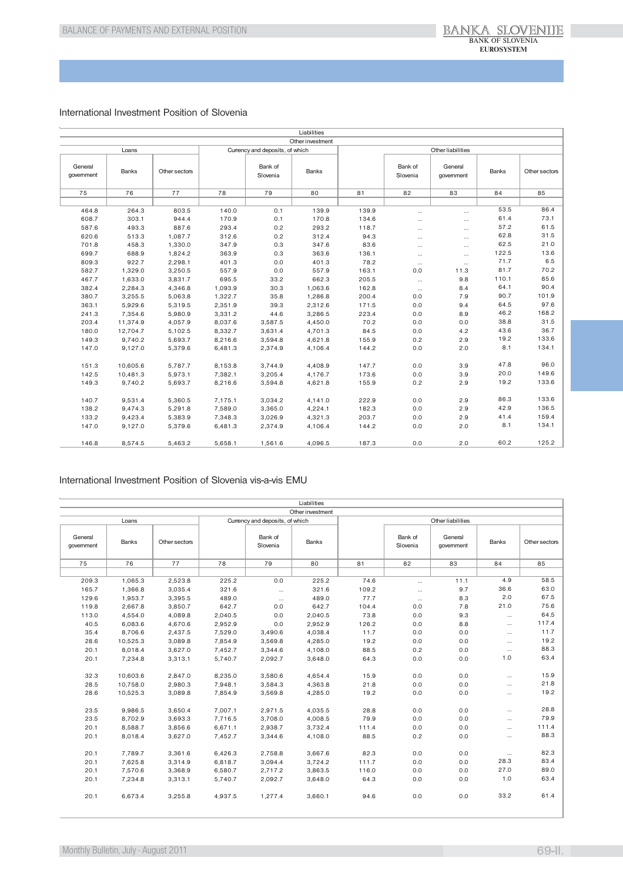## International Investment Position of Slovenia

| Liabilities | | | | | | | | | | |
|---|---|---|---|---|---|---|---|---|---|---|
| Other investment | | | | | | | | | | |
| Loans | | | Currency and deposits, of which | | | Other liabilities | | | | |
| General government | Banks | Other sectors | | Bank of Slovenia | Banks | | Bank of Slovenia | General government | Banks | Other sectors |
| 75 | 76 | 77 | 78 | 79 | 80 | 81 | 82 | 83 | 84 | 85 |
| | | | | | | | | | | |
| 464.8 | 264.3 | 803.5 | 140.0 | 0.1 | 139.9 | 139.9 | ... | ... | 53.5 | 86.4 |
| 608.7 | 303.1 | 944.4 | 170.9 | 0.1 | 170.8 | 134.6 | ... | ... | 61.4 | 73.1 |
| 587.6 | 493.3 | 887.6 | 293.4 | 0.2 | 293.2 | 118.7 | ... | ... | 57.2 | 61.5 |
| 620.6 | 513.3 | 1,087.7 | 312.6 | 0.2 | 312.4 | 94.3 | ... | ... | 62.8 | 31.5 |
| 701.8 | 458.3 | 1,330.0 | 347.9 | 0.3 | 347.6 | 83.6 | ... | ... | 62.5 | 21.0 |
| 699.7 | 688.9 | 1,824.2 | 363.9 | 0.3 | 363.6 | 136.1 | ... | ... | 122.5 | 13.6 |
| 809.3 | 922.7 | 2,298.1 | 401.3 | 0.0 | 401.3 | 78.2 | ... | ... | 71.7 | 6.5 |
| 582.7 | 1,329.0 | 3,250.5 | 557.9 | 0.0 | 557.9 | 163.1 | 0.0 | 11.3 | 81.7 | 70.2 |
| 467.7 | 1,633.0 | 3,831.7 | 695.5 | 33.2 | 662.3 | 205.5 | ... | 9.8 | 110.1 | 85.6 |
| 382.4 | 2,284.3 | 4,346.8 | 1,093.9 | 30.3 | 1,063.6 | 162.8 | ... | 8.4 | 64.1 | 90.4 |
| 380.7 | 3,255.5 | 5,063.8 | 1,322.7 | 35.8 | 1,286.8 | 200.4 | 0.0 | 7.9 | 90.7 | 101.9 |
| 363.1 | 5,929.6 | 5,319.5 | 2,351.9 | 39.3 | 2,312.6 | 171.5 | 0.0 | 9.4 | 64.5 | 97.6 |
| 241.3 | 7,354.6 | 5,980.9 | 3,331.2 | 44.6 | 3,286.5 | 223.4 | 0.0 | 8.9 | 46.2 | 168.2 |
| 203.4 | 11,374.9 | 4,057.9 | 8,037.6 | 3,587.5 | 4,450.0 | 70.2 | 0.0 | 0.0 | 38.8 | 31.5 |
| 180.0 | 12,704.7 | 5,102.5 | 8,332.7 | 3,631.4 | 4,701.3 | 84.5 | 0.0 | 4.2 | 43.6 | 36.7 |
| 149.3 | 9,740.2 | 5,693.7 | 8,216.6 | 3,594.8 | 4,621.8 | 155.9 | 0.2 | 2.9 | 19.2 | 133.6 |
| 147.0 | 9,127.0 | 5,379.6 | 6,481.3 | 2,374.9 | 4,106.4 | 144.2 | 0.0 | 2.0 | 8.1 | 134.1 |
| | | | | | | | | | | |
| 151.3 | 10,605.6 | 5,787.7 | 8,153.8 | 3,744.9 | 4,408.9 | 147.7 | 0.0 | 3.9 | 47.8 | 96.0 |
| 142.5 | 10,481.3 | 5,973.1 | 7,382.1 | 3,205.4 | 4,176.7 | 173.6 | 0.0 | 3.9 | 20.0 | 149.6 |
| 149.3 | 9,740.2 | 5,693.7 | 8,216.6 | 3,594.8 | 4,621.8 | 155.9 | 0.2 | 2.9 | 19.2 | 133.6 |
| | | | | | | | | | | |
| 140.7 | 9,531.4 | 5,360.5 | 7,175.1 | 3,034.2 | 4,141.0 | 222.9 | 0.0 | 2.9 | 86.3 | 133.6 |
| 138.2 | 9,474.3 | 5,291.8 | 7,589.0 | 3,365.0 | 4,224.1 | 182.3 | 0.0 | 2.9 | 42.9 | 136.5 |
| 133.2 | 9,423.4 | 5,383.9 | 7,348.3 | 3,026.9 | 4,321.3 | 203.7 | 0.0 | 2.9 | 41.4 | 159.4 |
| 147.0 | 9,127.0 | 5,379.6 | 6,481.3 | 2,374.9 | 4,106.4 | 144.2 | 0.0 | 2.0 | 8.1 | 134.1 |
| | | | | | | | | | | |
| 146.8 | 8,574.5 | 5,463.2 | 5,658.1 | 1,561.6 | 4,096.5 | 187.3 | 0.0 | 2.0 | 60.2 | 125.2 |

## International Investment Position of Slovenia vis-a-vis EMU

| Liabilities | | | | | | | | | | |
|---|---|---|---|---|---|---|---|---|---|---|
| Other investment | | | | | | | | | | |
| Loans | | | Currency and deposits, of which | | | Other liabilities | | | | |
| General government | Banks | Other sectors | | Bank of Slovenia | Banks | | Bank of Slovenia | General government | Banks | Other sectors |
| 75 | 76 | 77 | 78 | 79 | 80 | 81 | 82 | 83 | 84 | 85 |
| | | | | | | | | | | |
| 209.3 | 1,065.3 | 2,523.8 | 225.2 | 0.0 | 225.2 | 74.6 | ... | 11.1 | 4.9 | 58.5 |
| 165.7 | 1,366.8 | 3,035.4 | 321.6 | ... | 321.6 | 109.2 | ... | 9.7 | 36.6 | 63.0 |
| 129.6 | 1,953.7 | 3,395.5 | 489.0 | ... | 489.0 | 77.7 | ... | 8.3 | 2.0 | 67.5 |
| 119.8 | 2,667.8 | 3,850.7 | 642.7 | 0.0 | 642.7 | 104.4 | 0.0 | 7.8 | 21.0 | 75.6 |
| 113.0 | 4,554.0 | 4,089.8 | 2,040.5 | 0.0 | 2,040.5 | 73.8 | 0.0 | 9.3 | ... | 64.5 |
| 40.5 | 6,083.6 | 4,670.6 | 2,952.9 | 0.0 | 2,952.9 | 126.2 | 0.0 | 8.8 | ... | 117.4 |
| 35.4 | 8,706.6 | 2,437.5 | 7,529.0 | 3,490.6 | 4,038.4 | 11.7 | 0.0 | 0.0 | ... | 11.7 |
| 28.6 | 10,525.3 | 3,089.8 | 7,854.9 | 3,569.8 | 4,285.0 | 19.2 | 0.0 | 0.0 | ... | 19.2 |
| 20.1 | 8,018.4 | 3,627.0 | 7,452.7 | 3,344.6 | 4,108.0 | 88.5 | 0.2 | 0.0 | ... | 88.3 |
| 20.1 | 7,234.8 | 3,313.1 | 5,740.7 | 2,092.7 | 3,648.0 | 64.3 | 0.0 | 0.0 | 1.0 | 63.4 |
| | | | | | | | | | | |
| 32.3 | 10,603.6 | 2,847.0 | 8,235.0 | 3,580.6 | 4,654.4 | 15.9 | 0.0 | 0.0 | ... | 15.9 |
| 28.5 | 10,758.0 | 2,980.3 | 7,948.1 | 3,584.3 | 4,363.8 | 21.8 | 0.0 | 0.0 | ... | 21.8 |
| 28.6 | 10,525.3 | 3,089.8 | 7,854.9 | 3,569.8 | 4,285.0 | 19.2 | 0.0 | 0.0 | ... | 19.2 |
| | | | | | | | | | | |
| 23.5 | 9,986.5 | 3,650.4 | 7,007.1 | 2,971.5 | 4,035.5 | 28.8 | 0.0 | 0.0 | ... | 28.8 |
| 23.5 | 8,702.9 | 3,693.3 | 7,716.5 | 3,708.0 | 4,008.5 | 79.9 | 0.0 | 0.0 | ... | 79.9 |
| 20.1 | 8,588.7 | 3,856.6 | 6,671.1 | 2,938.7 | 3,732.4 | 111.4 | 0.0 | 0.0 | ... | 111.4 |
| 20.1 | 8,018.4 | 3,627.0 | 7,452.7 | 3,344.6 | 4,108.0 | 88.5 | 0.2 | 0.0 | ... | 88.3 |
| | | | | | | | | | | |
| 20.1 | 7,789.7 | 3,361.6 | 6,426.3 | 2,758.8 | 3,667.6 | 82.3 | 0.0 | 0.0 | ... | 82.3 |
| 20.1 | 7,625.8 | 3,314.9 | 6,818.7 | 3,094.4 | 3,724.2 | 111.7 | 0.0 | 0.0 | 28.3 | 83.4 |
| 20.1 | 7,570.6 | 3,368.9 | 6,580.7 | 2,717.2 | 3,863.5 | 116.0 | 0.0 | 0.0 | 27.0 | 89.0 |
| 20.1 | 7,234.8 | 3,313.1 | 5,740.7 | 2,092.7 | 3,648.0 | 64.3 | 0.0 | 0.0 | 1.0 | 63.4 |
| | | | | | | | | | | |
| 20.1 | 6,673.4 | 3,255.8 | 4,937.5 | 1,277.4 | 3,660.1 | 94.6 | 0.0 | 0.0 | 33.2 | 61.4 |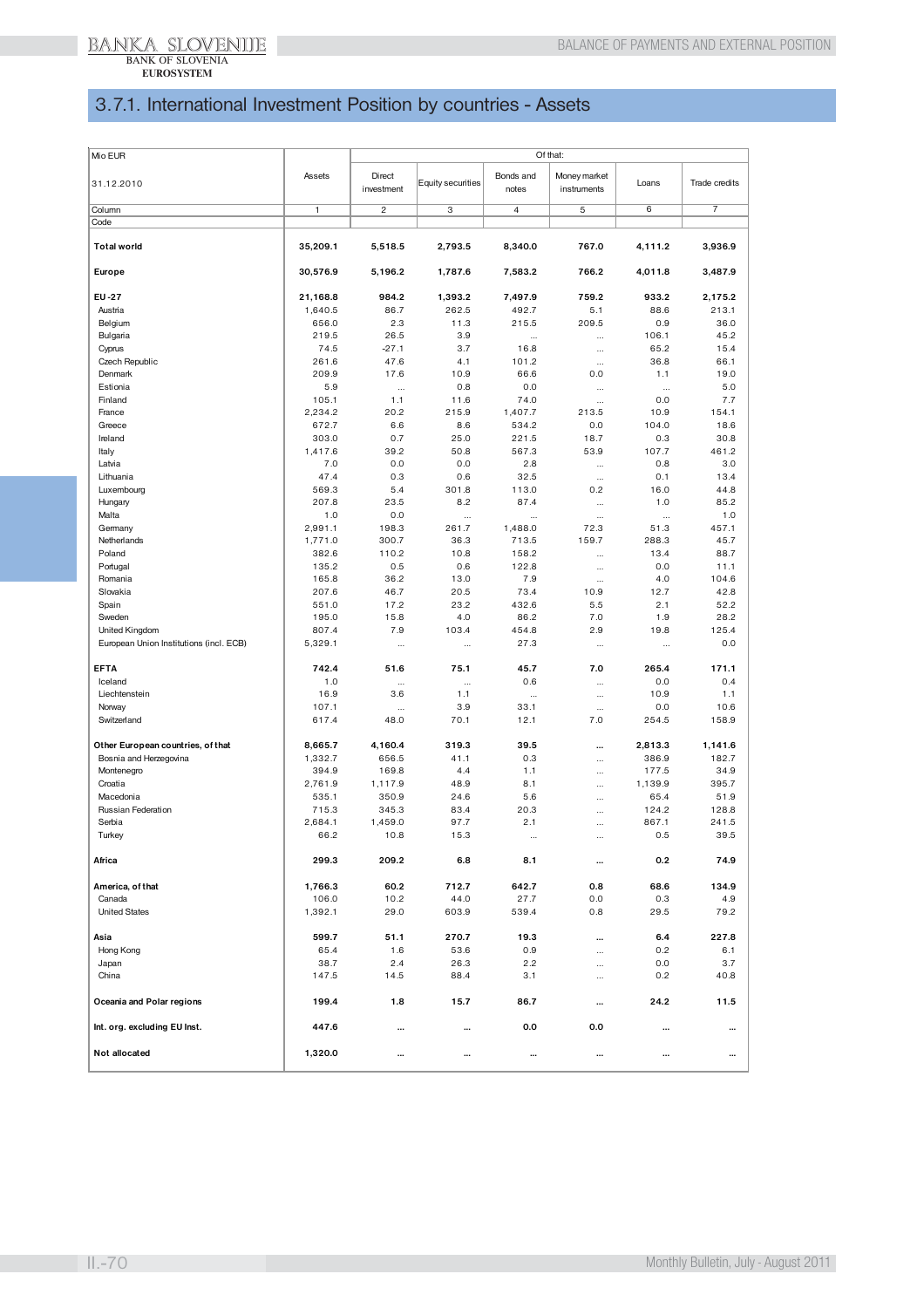# 3.7.1. International Investment Position by countries - Assets

| Mio EUR 31.12.2010 | Assets | Of that: Direct investment | Equity securities | Bonds and notes | Money market instruments | Loans | Trade credits |
|---|---|---|---|---|---|---|---|
| Column | 1 | 2 | 3 | 4 | 5 | 6 | 7 |
| Code | | | | | | | |
| **Total world** | **35,209.1** | **5,518.5** | **2,793.5** | **8,340.0** | **767.0** | **4,111.2** | **3,936.9** |
| **Europe** | **30,576.9** | **5,196.2** | **1,787.6** | **7,583.2** | **766.2** | **4,011.8** | **3,487.9** |
| **EU -27** | **21,168.8** | **984.2** | **1,393.2** | **7,497.9** | **759.2** | **933.2** | **2,175.2** |
| Austria | 1,640.5 | 86.7 | 262.5 | 492.7 | 5.1 | 88.6 | 213.1 |
| Belgium | 656.0 | 2.3 | 11.3 | 215.5 | 209.5 | 0.9 | 36.0 |
| Bulgaria | 219.5 | 26.5 | 3.9 | ... | ... | 106.1 | 45.2 |
| Cyprus | 74.5 | -27.1 | 3.7 | 16.8 | ... | 65.2 | 15.4 |
| Czech Republic | 261.6 | 47.6 | 4.1 | 101.2 | ... | 36.8 | 66.1 |
| Denmark | 209.9 | 17.6 | 10.9 | 66.6 | 0.0 | 1.1 | 19.0 |
| Estionia | 5.9 | ... | 0.8 | 0.0 | ... | ... | 5.0 |
| Finland | 105.1 | 1.1 | 11.6 | 74.0 | ... | 0.0 | 7.7 |
| France | 2,234.2 | 20.2 | 215.9 | 1,407.7 | 213.5 | 10.9 | 154.1 |
| Greece | 672.7 | 6.6 | 8.6 | 534.2 | 0.0 | 104.0 | 18.6 |
| Ireland | 303.0 | 0.7 | 25.0 | 221.5 | 18.7 | 0.3 | 30.8 |
| Italy | 1,417.6 | 39.2 | 50.8 | 567.3 | 53.9 | 107.7 | 461.2 |
| Latvia | 7.0 | 0.0 | 0.0 | 2.8 | ... | 0.8 | 3.0 |
| Lithuania | 47.4 | 0.3 | 0.6 | 32.5 | ... | 0.1 | 13.4 |
| Luxembourg | 569.3 | 5.4 | 301.8 | 113.0 | 0.2 | 16.0 | 44.8 |
| Hungary | 207.8 | 23.5 | 8.2 | 87.4 | ... | 1.0 | 85.2 |
| Malta | 1.0 | 0.0 | ... | ... | ... | ... | 1.0 |
| Germany | 2,991.1 | 198.3 | 261.7 | 1,488.0 | 72.3 | 51.3 | 457.1 |
| Netherlands | 1,771.0 | 300.7 | 36.3 | 713.5 | 159.7 | 288.3 | 45.7 |
| Poland | 382.6 | 110.2 | 10.8 | 158.2 | ... | 13.4 | 88.7 |
| Portugal | 135.2 | 0.5 | 0.6 | 122.8 | ... | 0.0 | 11.1 |
| Romania | 165.8 | 36.2 | 13.0 | 7.9 | ... | 4.0 | 104.6 |
| Slovakia | 207.6 | 46.7 | 20.5 | 73.4 | 10.9 | 12.7 | 42.8 |
| Spain | 551.0 | 17.2 | 23.2 | 432.6 | 5.5 | 2.1 | 52.2 |
| Sweden | 195.0 | 15.8 | 4.0 | 86.2 | 7.0 | 1.9 | 28.2 |
| United Kingdom | 807.4 | 7.9 | 103.4 | 454.8 | 2.9 | 19.8 | 125.4 |
| European Union Institutions (incl. ECB) | 5,329.1 | ... | ... | 27.3 | ... | ... | 0.0 |
| **EFTA** | **742.4** | **51.6** | **75.1** | **45.7** | **7.0** | **265.4** | **171.1** |
| Iceland | 1.0 | ... | ... | 0.6 | ... | 0.0 | 0.4 |
| Liechtenstein | 16.9 | 3.6 | 1.1 | ... | ... | 10.9 | 1.1 |
| Norway | 107.1 | ... | 3.9 | 33.1 | ... | 0.0 | 10.6 |
| Switzerland | 617.4 | 48.0 | 70.1 | 12.1 | 7.0 | 254.5 | 158.9 |
| **Other European countries, of that** | **8,665.7** | **4,160.4** | **319.3** | **39.5** | **...** | **2,813.3** | **1,141.6** |
| Bosnia and Herzegovina | 1,332.7 | 656.5 | 41.1 | 0.3 | ... | 386.9 | 182.7 |
| Montenegro | 394.9 | 169.8 | 4.4 | 1.1 | ... | 177.5 | 34.9 |
| Croatia | 2,761.9 | 1,117.9 | 48.9 | 8.1 | ... | 1,139.9 | 395.7 |
| Macedonia | 535.1 | 350.9 | 24.6 | 5.6 | ... | 65.4 | 51.9 |
| Russian Federation | 715.3 | 345.3 | 83.4 | 20.3 | ... | 124.2 | 128.8 |
| Serbia | 2,684.1 | 1,459.0 | 97.7 | 2.1 | ... | 867.1 | 241.5 |
| Turkey | 66.2 | 10.8 | 15.3 | ... | ... | 0.5 | 39.5 |
| **Africa** | **299.3** | **209.2** | **6.8** | **8.1** | **...** | **0.2** | **74.9** |
| **America, of that** | **1,766.3** | **60.2** | **712.7** | **642.7** | **0.8** | **68.6** | **134.9** |
| Canada | 106.0 | 10.2 | 44.0 | 27.7 | 0.0 | 0.3 | 4.9 |
| United States | 1,392.1 | 29.0 | 603.9 | 539.4 | 0.8 | 29.5 | 79.2 |
| **Asia** | **599.7** | **51.1** | **270.7** | **19.3** | **...** | **6.4** | **227.8** |
| Hong Kong | 65.4 | 1.6 | 53.6 | 0.9 | ... | 0.2 | 6.1 |
| Japan | 38.7 | 2.4 | 26.3 | 2.2 | ... | 0.0 | 3.7 |
| China | 147.5 | 14.5 | 88.4 | 3.1 | ... | 0.2 | 40.8 |
| **Oceania and Polar regions** | **199.4** | **1.8** | **15.7** | **86.7** | **...** | **24.2** | **11.5** |
| **Int. org. excluding EU Inst.** | **447.6** | **...** | **...** | **0.0** | **0.0** | **...** | **...** |
| **Not allocated** | **1,320.0** | **...** | **...** | **...** | **...** | **...** | **...** |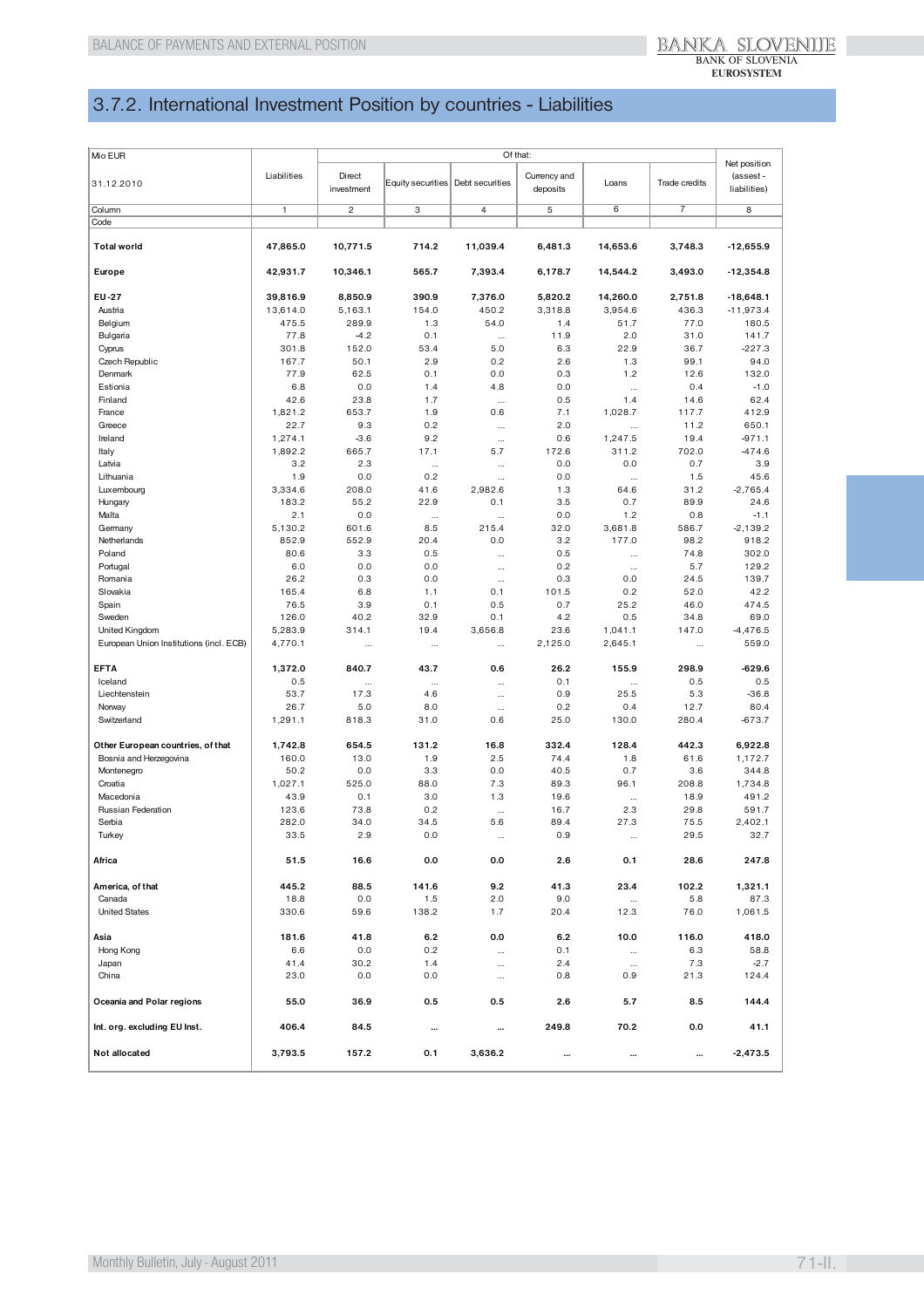## 3.7.2. International Investment Position by countries - Liabilities

| Mio EUR<br>31.12.2010 | Liabilities | Of that: | | | | | | Net position (assest - liabilities) |
|---|---|---|---|---|---|---|---|---|
| | | Direct investment | Equity securities | Debt securities | Currency and deposits | Loans | Trade credits | |
| Column | 1 | 2 | 3 | 4 | 5 | 6 | 7 | 8 |
| Code | | | | | | | | |
| **Total world** | **47,865.0** | **10,771.5** | **714.2** | **11,039.4** | **6,481.3** | **14,653.6** | **3,748.3** | **-12,655.9** |
| **Europe** | **42,931.7** | **10,346.1** | **565.7** | **7,393.4** | **6,178.7** | **14,544.2** | **3,493.0** | **-12,354.8** |
| **EU-27** | **39,816.9** | **8,850.9** | **390.9** | **7,376.0** | **5,820.2** | **14,260.0** | **2,751.8** | **-18,648.1** |
| Austria | 13,614.0 | 5,163.1 | 154.0 | 450.2 | 3,318.8 | 3,954.6 | 436.3 | -11,973.4 |
| Belgium | 475.5 | 289.9 | 1.3 | 54.0 | 1.4 | 51.7 | 77.0 | 180.5 |
| Bulgaria | 77.8 | -4.2 | 0.1 | ... | 11.9 | 2.0 | 31.0 | 141.7 |
| Cyprus | 301.8 | 152.0 | 53.4 | 5.0 | 6.3 | 22.9 | 36.7 | -227.3 |
| Czech Republic | 167.7 | 50.1 | 2.9 | 0.2 | 2.6 | 1.3 | 99.1 | 94.0 |
| Denmark | 77.9 | 62.5 | 0.1 | 0.0 | 0.3 | 1.2 | 12.6 | 132.0 |
| Estonia | 6.8 | 0.0 | 1.4 | 4.8 | 0.0 | ... | 0.4 | -1.0 |
| Finland | 42.6 | 23.8 | 1.7 | ... | 0.5 | 1.4 | 14.6 | 62.4 |
| France | 1,821.2 | 653.7 | 1.9 | 0.6 | 7.1 | 1,028.7 | 117.7 | 412.9 |
| Greece | 22.7 | 9.3 | 0.2 | ... | 2.0 | ... | 11.2 | 650.1 |
| Ireland | 1,274.1 | -3.6 | 9.2 | ... | 0.6 | 1,247.5 | 19.4 | -971.1 |
| Italy | 1,892.2 | 665.7 | 17.1 | 5.7 | 172.6 | 311.2 | 702.0 | -474.6 |
| Latvia | 3.2 | 2.3 | ... | ... | 0.0 | 0.0 | 0.7 | 3.9 |
| Lithuania | 1.9 | 0.0 | 0.2 | ... | 0.0 | ... | 1.5 | 45.6 |
| Luxembourg | 3,334.6 | 208.0 | 41.6 | 2,982.6 | 1.3 | 64.6 | 31.2 | -2,765.4 |
| Hungary | 183.2 | 55.2 | 22.9 | 0.1 | 3.5 | 0.7 | 89.9 | 24.6 |
| Malta | 2.1 | 0.0 | ... | ... | 0.0 | 1.2 | 0.8 | -1.1 |
| Germany | 5,130.2 | 601.6 | 8.5 | 215.4 | 32.0 | 3,681.8 | 586.7 | -2,139.2 |
| Netherlands | 852.9 | 552.9 | 20.4 | 0.0 | 3.2 | 177.0 | 98.2 | 918.2 |
| Poland | 80.6 | 3.3 | 0.5 | ... | 0.5 | ... | 74.8 | 302.0 |
| Portugal | 6.0 | 0.0 | 0.0 | ... | 0.2 | ... | 5.7 | 129.2 |
| Romania | 26.2 | 0.3 | 0.0 | ... | 0.3 | 0.0 | 24.5 | 139.7 |
| Slovakia | 165.4 | 6.8 | 1.1 | 0.1 | 101.5 | 0.2 | 52.0 | 42.2 |
| Spain | 76.5 | 3.9 | 0.1 | 0.5 | 0.7 | 25.2 | 46.0 | 474.5 |
| Sweden | 126.0 | 40.2 | 32.9 | 0.1 | 4.2 | 0.5 | 34.8 | 69.0 |
| United Kingdom | 5,283.9 | 314.1 | 19.4 | 3,656.8 | 23.6 | 1,041.1 | 147.0 | -4,476.5 |
| European Union Institutions (incl. ECB) | 4,770.1 | ... | ... | ... | 2,125.0 | 2,645.1 | ... | 559.0 |
| **EFTA** | **1,372.0** | **840.7** | **43.7** | **0.6** | **26.2** | **155.9** | **298.9** | **-629.6** |
| Iceland | 0.5 | ... | ... | ... | 0.1 | ... | 0.5 | 0.5 |
| Liechtenstein | 53.7 | 17.3 | 4.6 | ... | 0.9 | 25.5 | 5.3 | -36.8 |
| Norway | 26.7 | 5.0 | 8.0 | ... | 0.2 | 0.4 | 12.7 | 80.4 |
| Switzerland | 1,291.1 | 818.3 | 31.0 | 0.6 | 25.0 | 130.0 | 280.4 | -673.7 |
| **Other European countries, of that** | **1,742.8** | **654.5** | **131.2** | **16.8** | **332.4** | **128.4** | **442.3** | **6,922.8** |
| Bosnia and Herzegovina | 160.0 | 13.0 | 1.9 | 2.5 | 74.4 | 1.8 | 61.6 | 1,172.7 |
| Montenegro | 50.2 | 0.0 | 3.3 | 0.0 | 40.5 | 0.7 | 3.6 | 344.8 |
| Croatia | 1,027.1 | 525.0 | 88.0 | 7.3 | 89.3 | 96.1 | 208.8 | 1,734.8 |
| Macedonia | 43.9 | 0.1 | 3.0 | 1.3 | 19.6 | ... | 18.9 | 491.2 |
| Russian Federation | 123.6 | 73.8 | 0.2 | ... | 16.7 | 2.3 | 29.8 | 591.7 |
| Serbia | 282.0 | 34.0 | 34.5 | 5.6 | 89.4 | 27.3 | 75.5 | 2,402.1 |
| Turkey | 33.5 | 2.9 | 0.0 | ... | 0.9 | ... | 29.5 | 32.7 |
| **Africa** | **51.5** | **16.6** | **0.0** | **0.0** | **2.6** | **0.1** | **28.6** | **247.8** |
| **America, of that** | **445.2** | **88.5** | **141.6** | **9.2** | **41.3** | **23.4** | **102.2** | **1,321.1** |
| Canada | 18.8 | 0.0 | 1.5 | 2.0 | 9.0 | ... | 5.8 | 87.3 |
| United States | 330.6 | 59.6 | 138.2 | 1.7 | 20.4 | 12.3 | 76.0 | 1,061.5 |
| **Asia** | **181.6** | **41.8** | **6.2** | **0.0** | **6.2** | **10.0** | **116.0** | **418.0** |
| Hong Kong | 6.6 | 0.0 | 0.2 | ... | 0.1 | ... | 6.3 | 58.8 |
| Japan | 41.4 | 30.2 | 1.4 | ... | 2.4 | ... | 7.3 | -2.7 |
| China | 23.0 | 0.0 | 0.0 | ... | 0.8 | 0.9 | 21.3 | 124.4 |
| **Oceania and Polar regions** | **55.0** | **36.9** | **0.5** | **0.5** | **2.6** | **5.7** | **8.5** | **144.4** |
| **Int. org. excluding EU Inst.** | **406.4** | **84.5** | **...** | **...** | **249.8** | **70.2** | **0.0** | **41.1** |
| **Not allocated** | **3,793.5** | **157.2** | **0.1** | **3,636.2** | **...** | **...** | **...** | **-2,473.5** |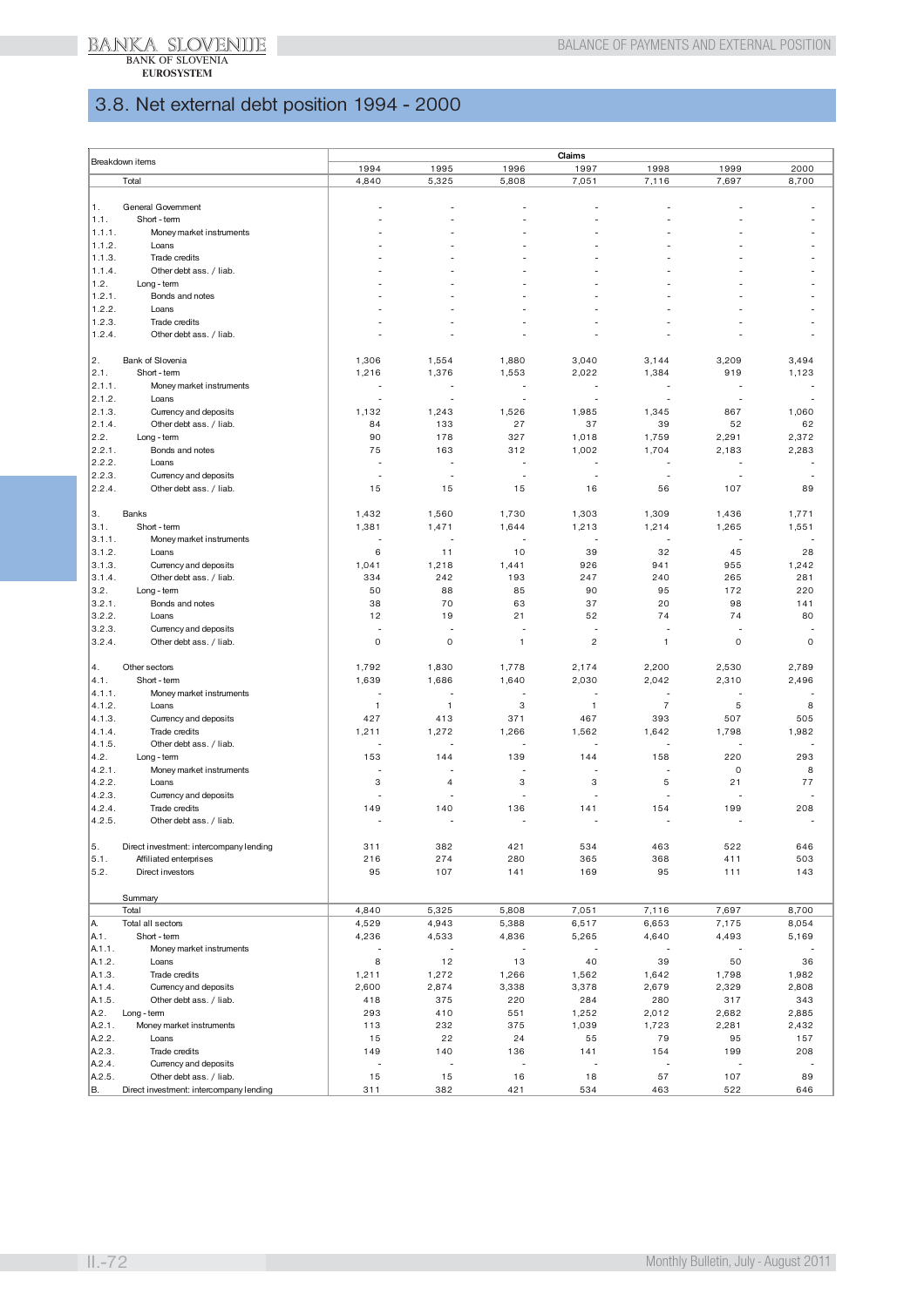# 3.8. Net external debt position 1994 - 2000

| | Breakdown items | Claims | | | | | | |
|---|---|---|---|---|---|---|---|---|
| | | 1994 | 1995 | 1996 | 1997 | 1998 | 1999 | 2000 |
| | Total | 4,840 | 5,325 | 5,808 | 7,051 | 7,116 | 7,697 | 8,700 |
| 1. | General Government | - | - | - | - | - | - | - |
| 1.1. | Short - term | - | - | - | - | - | - | - |
| 1.1.1. | Money market instruments | - | - | - | - | - | - | - |
| 1.1.2. | Loans | - | - | - | - | - | - | - |
| 1.1.3. | Trade credits | - | - | - | - | - | - | - |
| 1.1.4. | Other debt ass. / liab. | - | - | - | - | - | - | - |
| 1.2. | Long - term | - | - | - | - | - | - | - |
| 1.2.1. | Bonds and notes | - | - | - | - | - | - | - |
| 1.2.2. | Loans | - | - | - | - | - | - | - |
| 1.2.3. | Trade credits | - | - | - | - | - | - | - |
| 1.2.4. | Other debt ass. / liab. | - | - | - | - | - | - | - |
| 2. | Bank of Slovenia | 1,306 | 1,554 | 1,880 | 3,040 | 3,144 | 3,209 | 3,494 |
| 2.1. | Short - term | 1,216 | 1,376 | 1,553 | 2,022 | 1,384 | 919 | 1,123 |
| 2.1.1. | Money market instruments | - | - | - | - | - | - | - |
| 2.1.2. | Loans | - | - | - | - | - | - | - |
| 2.1.3. | Currency and deposits | 1,132 | 1,243 | 1,526 | 1,985 | 1,345 | 867 | 1,060 |
| 2.1.4. | Other debt ass. / liab. | 84 | 133 | 27 | 37 | 39 | 52 | 62 |
| 2.2. | Long - term | 90 | 178 | 327 | 1,018 | 1,759 | 2,291 | 2,372 |
| 2.2.1. | Bonds and notes | 75 | 163 | 312 | 1,002 | 1,704 | 2,183 | 2,283 |
| 2.2.2. | Loans | - | - | - | - | - | - | - |
| 2.2.3. | Currency and deposits | - | - | - | - | - | - | - |
| 2.2.4. | Other debt ass. / liab. | 15 | 15 | 15 | 16 | 56 | 107 | 89 |
| 3. | Banks | 1,432 | 1,560 | 1,730 | 1,303 | 1,309 | 1,436 | 1,771 |
| 3.1. | Short - term | 1,381 | 1,471 | 1,644 | 1,213 | 1,214 | 1,265 | 1,551 |
| 3.1.1. | Money market instruments | - | - | - | - | - | - | - |
| 3.1.2. | Loans | 6 | 11 | 10 | 39 | 32 | 45 | 28 |
| 3.1.3. | Currency and deposits | 1,041 | 1,218 | 1,441 | 926 | 941 | 955 | 1,242 |
| 3.1.4. | Other debt ass. / liab. | 334 | 242 | 193 | 247 | 240 | 265 | 281 |
| 3.2. | Long - term | 50 | 88 | 85 | 90 | 95 | 172 | 220 |
| 3.2.1. | Bonds and notes | 38 | 70 | 63 | 37 | 20 | 98 | 141 |
| 3.2.2. | Loans | 12 | 19 | 21 | 52 | 74 | 74 | 80 |
| 3.2.3. | Currency and deposits | - | - | - | - | - | - | - |
| 3.2.4. | Other debt ass. / liab. | 0 | 0 | 1 | 2 | 1 | 0 | 0 |
| 4. | Other sectors | 1,792 | 1,830 | 1,778 | 2,174 | 2,200 | 2,530 | 2,789 |
| 4.1. | Short - term | 1,639 | 1,686 | 1,640 | 2,030 | 2,042 | 2,310 | 2,496 |
| 4.1.1. | Money market instruments | - | - | - | - | - | - | - |
| 4.1.2. | Loans | 1 | 1 | 3 | 1 | 7 | 5 | 8 |
| 4.1.3. | Currency and deposits | 427 | 413 | 371 | 467 | 393 | 507 | 505 |
| 4.1.4. | Trade credits | 1,211 | 1,272 | 1,266 | 1,562 | 1,642 | 1,798 | 1,982 |
| 4.1.5. | Other debt ass. / liab. | - | - | - | - | - | - | - |
| 4.2. | Long - term | 153 | 144 | 139 | 144 | 158 | 220 | 293 |
| 4.2.1. | Money market instruments | - | - | - | - | - | 0 | 8 |
| 4.2.2. | Loans | 3 | 4 | 3 | 3 | 5 | 21 | 77 |
| 4.2.3. | Currency and deposits | - | - | - | - | - | - | - |
| 4.2.4. | Trade credits | 149 | 140 | 136 | 141 | 154 | 199 | 208 |
| 4.2.5. | Other debt ass. / liab. | - | - | - | - | - | - | - |
| 5. | Direct investment: intercompany lending | 311 | 382 | 421 | 534 | 463 | 522 | 646 |
| 5.1. | Affiliated enterprises | 216 | 274 | 280 | 365 | 368 | 411 | 503 |
| 5.2. | Direct investors | 95 | 107 | 141 | 169 | 95 | 111 | 143 |
| | Summary | | | | | | | |
| | Total | 4,840 | 5,325 | 5,808 | 7,051 | 7,116 | 7,697 | 8,700 |
| A. | Total all sectors | 4,529 | 4,943 | 5,388 | 6,517 | 6,653 | 7,175 | 8,054 |
| A.1. | Short - term | 4,236 | 4,533 | 4,836 | 5,265 | 4,640 | 4,493 | 5,169 |
| A.1.1. | Money market instruments | - | - | - | - | - | - | - |
| A.1.2. | Loans | 8 | 12 | 13 | 40 | 39 | 50 | 36 |
| A.1.3. | Trade credits | 1,211 | 1,272 | 1,266 | 1,562 | 1,642 | 1,798 | 1,982 |
| A.1.4. | Currency and deposits | 2,600 | 2,874 | 3,338 | 3,378 | 2,679 | 2,329 | 2,808 |
| A.1.5. | Other debt ass. / liab. | 418 | 375 | 220 | 284 | 280 | 317 | 343 |
| A.2. | Long - term | 293 | 410 | 551 | 1,252 | 2,012 | 2,682 | 2,885 |
| A.2.1. | Money market instruments | 113 | 232 | 375 | 1,039 | 1,723 | 2,281 | 2,432 |
| A.2.2. | Loans | 15 | 22 | 24 | 55 | 79 | 95 | 157 |
| A.2.3. | Trade credits | 149 | 140 | 136 | 141 | 154 | 199 | 208 |
| A.2.4. | Currency and deposits | - | - | - | - | - | - | - |
| A.2.5. | Other debt ass. / liab. | 15 | 15 | 16 | 18 | 57 | 107 | 89 |
| B. | Direct investment: intercompany lending | 311 | 382 | 421 | 534 | 463 | 522 | 646 |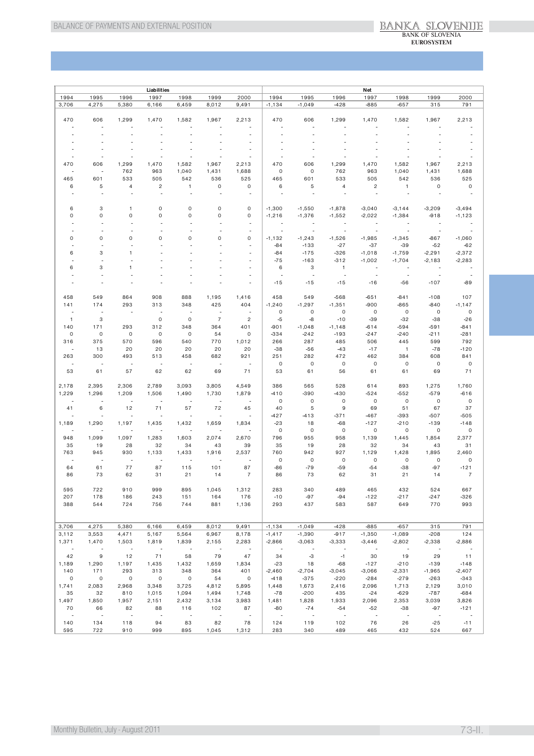| Liabilities | | | | | | | Net | | | | | | |
|---|---|---|---|---|---|---|---|---|---|---|---|---|---|
| 1994 | 1995 | 1996 | 1997 | 1998 | 1999 | 2000 | 1994 | 1995 | 1996 | 1997 | 1998 | 1999 | 2000 |
| 3,706 | 4,275 | 5,380 | 6,166 | 6,459 | 8,012 | 9,491 | -1,134 | -1,049 | -428 | -885 | -657 | 315 | 791 |
| | | | | | | | | | | | | | |
| 470 | 606 | 1,299 | 1,470 | 1,582 | 1,967 | 2,213 | 470 | 606 | 1,299 | 1,470 | 1,582 | 1,967 | 2,213 |
| - | - | - | - | - | - | - | - | - | - | - | - | - | - |
| - | - | - | - | - | - | - | - | - | - | - | - | - | - |
| - | - | - | - | - | - | - | - | - | - | - | - | - | - |
| - | - | - | - | - | - | - | - | - | - | - | - | - | - |
| - | - | - | - | - | - | - | - | - | - | - | - | - | - |
| - | - | - | - | - | - | - | - | - | - | - | - | - | - |
| 470 | 606 | 1,299 | 1,470 | 1,582 | 1,967 | 2,213 | 470 | 606 | 1,299 | 1,470 | 1,582 | 1,967 | 2,213 |
| - | - | 762 | 963 | 1,040 | 1,431 | 1,688 | 0 | 0 | 762 | 963 | 1,040 | 1,431 | 1,688 |
| 465 | 601 | 533 | 505 | 542 | 536 | 525 | 465 | 601 | 533 | 505 | 542 | 536 | 525 |
| 6 | 5 | 4 | 2 | 1 | 0 | 0 | 6 | 5 | 4 | 2 | 1 | 0 | 0 |
| - | - | - | - | - | - | - | - | - | - | - | - | - | - |
| | | | | | | | | | | | | | |
| 6 | 3 | 1 | 0 | 0 | 0 | 0 | -1,300 | -1,550 | -1,878 | -3,040 | -3,144 | -3,209 | -3,494 |
| 0 | 0 | 0 | 0 | 0 | 0 | 0 | -1,216 | -1,376 | -1,552 | -2,022 | -1,384 | -918 | -1,123 |
| - | - | - | - | - | - | - | - | - | - | - | - | - | - |
| - | - | - | - | - | - | - | - | - | - | - | - | - | - |
| 0 | 0 | 0 | 0 | 0 | 0 | 0 | -1,132 | -1,243 | -1,526 | -1,985 | -1,345 | -867 | -1,060 |
| - | - | - | - | - | - | - | -84 | -133 | -27 | -37 | -39 | -52 | -62 |
| 6 | 3 | 1 | - | - | - | - | -84 | -175 | -326 | -1,018 | -1,759 | -2,291 | -2,372 |
| - | - | - | - | - | - | - | -75 | -163 | -312 | -1,002 | -1,704 | -2,183 | -2,283 |
| 6 | 3 | 1 | - | - | - | - | 6 | 3 | 1 | - | - | - | - |
| - | - | - | - | - | - | - | - | - | - | - | - | - | - |
| - | - | - | - | - | - | - | -15 | -15 | -15 | -16 | -56 | -107 | -89 |
| | | | | | | | | | | | | | |
| 458 | 549 | 864 | 908 | 888 | 1,195 | 1,416 | 458 | 549 | -568 | -651 | -841 | -108 | 107 |
| 141 | 174 | 293 | 313 | 348 | 425 | 404 | -1,240 | -1,297 | -1,351 | -900 | -865 | -840 | -1,147 |
| - | - | - | - | - | - | - | 0 | 0 | 0 | 0 | 0 | 0 | 0 |
| 1 | 3 | | 0 | 0 | 7 | 2 | -5 | -8 | -10 | -39 | -32 | -38 | -26 |
| 140 | 171 | 293 | 312 | 348 | 364 | 401 | -901 | -1,048 | -1,148 | -614 | -594 | -591 | -841 |
| 0 | 0 | 0 | 0 | 0 | 54 | 0 | -334 | -242 | -193 | -247 | -240 | -211 | -281 |
| 316 | 375 | 570 | 596 | 540 | 770 | 1,012 | 266 | 287 | 485 | 506 | 445 | 599 | 792 |
| - | 13 | 20 | 20 | 20 | 20 | 20 | -38 | -56 | -43 | -17 | 1 | -78 | -120 |
| 263 | 300 | 493 | 513 | 458 | 682 | 921 | 251 | 282 | 472 | 462 | 384 | 608 | 841 |
| - | - | - | - | - | - | - | 0 | 0 | 0 | 0 | 0 | 0 | 0 |
| 53 | 61 | 57 | 62 | 62 | 69 | 71 | 53 | 61 | 56 | 61 | 61 | 69 | 71 |
| | | | | | | | | | | | | | |
| 2,178 | 2,395 | 2,306 | 2,789 | 3,093 | 3,805 | 4,549 | 386 | 565 | 528 | 614 | 893 | 1,275 | 1,760 |
| 1,229 | 1,296 | 1,209 | 1,506 | 1,490 | 1,730 | 1,879 | -410 | -390 | -430 | -524 | -552 | -579 | -616 |
| - | - | - | - | - | - | - | 0 | 0 | 0 | 0 | 0 | 0 | 0 |
| 41 | 6 | 12 | 71 | 57 | 72 | 45 | 40 | 5 | 9 | 69 | 51 | 67 | 37 |
| - | - | - | - | - | - | - | -427 | -413 | -371 | -467 | -393 | -507 | -505 |
| 1,189 | 1,290 | 1,197 | 1,435 | 1,432 | 1,659 | 1,834 | -23 | 18 | -68 | -127 | -210 | -139 | -148 |
| - | - | - | - | - | - | - | 0 | 0 | 0 | 0 | 0 | 0 | 0 |
| 948 | 1,099 | 1,097 | 1,283 | 1,603 | 2,074 | 2,670 | 796 | 955 | 958 | 1,139 | 1,445 | 1,854 | 2,377 |
| 35 | 19 | 28 | 32 | 34 | 43 | 39 | 35 | 19 | 28 | 32 | 34 | 43 | 31 |
| 763 | 945 | 930 | 1,133 | 1,433 | 1,916 | 2,537 | 760 | 942 | 927 | 1,129 | 1,428 | 1,895 | 2,460 |
| - | - | - | - | - | - | - | 0 | 0 | 0 | 0 | 0 | 0 | 0 |
| 64 | 61 | 77 | 87 | 115 | 101 | 87 | -86 | -79 | -59 | -54 | -38 | -97 | -121 |
| 86 | 73 | 62 | 31 | 21 | 14 | 7 | 86 | 73 | 62 | 31 | 21 | 14 | 7 |
| | | | | | | | | | | | | | |
| 595 | 722 | 910 | 999 | 895 | 1,045 | 1,312 | 283 | 340 | 489 | 465 | 432 | 524 | 667 |
| 207 | 178 | 186 | 243 | 151 | 164 | 176 | -10 | -97 | -94 | -122 | -217 | -247 | -326 |
| 388 | 544 | 724 | 756 | 744 | 881 | 1,136 | 293 | 437 | 583 | 587 | 649 | 770 | 993 |
| | | | | | | | | | | | | | |
| 3,706 | 4,275 | 5,380 | 6,166 | 6,459 | 8,012 | 9,491 | -1,134 | -1,049 | -428 | -885 | -657 | 315 | 791 |
| 3,112 | 3,553 | 4,471 | 5,167 | 5,564 | 6,967 | 8,178 | -1,417 | -1,390 | -917 | -1,350 | -1,089 | -208 | 124 |
| 1,371 | 1,470 | 1,503 | 1,819 | 1,839 | 2,155 | 2,283 | -2,866 | -3,063 | -3,333 | -3,446 | -2,802 | -2,338 | -2,886 |
| - | - | - | - | - | - | - | - | - | - | - | - | - | - |
| 42 | 9 | 12 | 71 | 58 | 79 | 47 | 34 | -3 | -1 | 30 | 19 | 29 | 11 |
| 1,189 | 1,290 | 1,197 | 1,435 | 1,432 | 1,659 | 1,834 | -23 | 18 | -68 | -127 | -210 | -139 | -148 |
| 140 | 171 | 293 | 313 | 348 | 364 | 401 | -2,460 | -2,704 | -3,045 | -3,066 | -2,331 | -1,965 | -2,407 |
| 0 | 0 | 0 | 0 | 0 | 54 | 0 | -418 | -375 | -220 | -284 | -279 | -263 | -343 |
| 1,741 | 2,083 | 2,968 | 3,348 | 3,725 | 4,812 | 5,895 | 1,448 | 1,673 | 2,416 | 2,096 | 1,713 | 2,129 | 3,010 |
| 35 | 32 | 810 | 1,015 | 1,094 | 1,494 | 1,748 | -78 | -200 | 435 | -24 | -629 | -787 | -684 |
| 1,497 | 1,850 | 1,957 | 2,151 | 2,432 | 3,134 | 3,983 | 1,481 | 1,828 | 1,933 | 2,096 | 2,353 | 3,039 | 3,826 |
| 70 | 66 | 82 | 88 | 116 | 102 | 87 | -80 | -74 | -54 | -52 | -38 | -97 | -121 |
| - | - | - | - | - | - | - | - | - | - | - | - | - | - |
| 140 | 134 | 118 | 94 | 83 | 82 | 78 | 124 | 119 | 102 | 76 | 26 | -25 | -11 |
| 595 | 722 | 910 | 999 | 895 | 1,045 | 1,312 | 283 | 340 | 489 | 465 | 432 | 524 | 667 |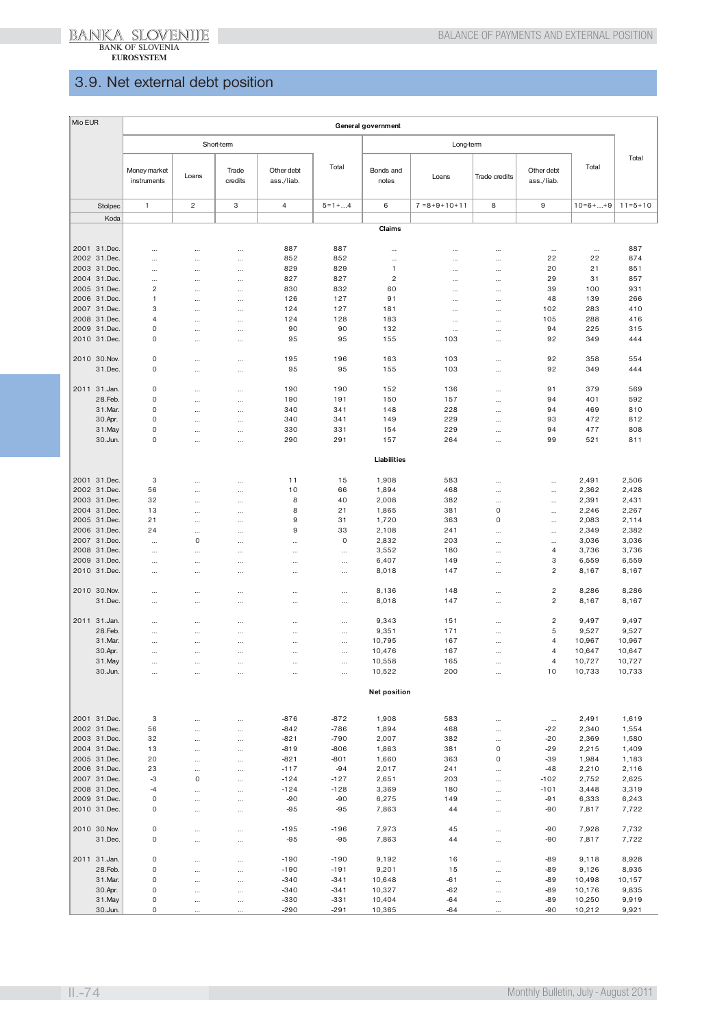## 3.9. Net external debt position

| Mio EUR | | General government | | | | | | | | | | |
|---|---|---|---|---|---|---|---|---|---|---|---|---|
| | | Short-term | | | | | Long-term | | | | | Total |
| | | Money market instruments | Loans | Trade credits | Other debt ass./liab. | Total | Bonds and notes | Loans | Trade credits | Other debt ass./liab. | Total | |
| | Stolpec | 1 | 2 | 3 | 4 | 5=1+...4 | 6 | 7 =8+9+10+11 | 8 | 9 | 10=6+...+9 | 11=5+10 |
| | Koda | | | | | | | | | | | |
| | | **Claims** | | | | | | | | | | |
| 2001 | 31.Dec. | ... | ... | ... | 887 | 887 | ... | ... | ... | ... | ... | 887 |
| 2002 | 31.Dec. | ... | ... | ... | 852 | 852 | ... | ... | ... | 22 | 22 | 874 |
| 2003 | 31.Dec. | ... | ... | ... | 829 | 829 | 1 | ... | ... | 20 | 21 | 851 |
| 2004 | 31.Dec. | ... | ... | ... | 827 | 827 | 2 | ... | ... | 29 | 31 | 857 |
| 2005 | 31.Dec. | 2 | ... | ... | 830 | 832 | 60 | ... | ... | 39 | 100 | 931 |
| 2006 | 31.Dec. | 1 | ... | ... | 126 | 127 | 91 | ... | ... | 48 | 139 | 266 |
| 2007 | 31.Dec. | 3 | ... | ... | 124 | 127 | 181 | ... | ... | 102 | 283 | 410 |
| 2008 | 31.Dec. | 4 | ... | ... | 124 | 128 | 183 | ... | ... | 105 | 288 | 416 |
| 2009 | 31.Dec. | 0 | ... | ... | 90 | 90 | 132 | ... | ... | 94 | 225 | 315 |
| 2010 | 31.Dec. | 0 | ... | ... | 95 | 95 | 155 | 103 | ... | 92 | 349 | 444 |
| 2010 | 30.Nov. | 0 | ... | ... | 195 | 196 | 163 | 103 | ... | 92 | 358 | 554 |
| | 31.Dec. | 0 | ... | ... | 95 | 95 | 155 | 103 | ... | 92 | 349 | 444 |
| 2011 | 31.Jan. | 0 | ... | ... | 190 | 190 | 152 | 136 | ... | 91 | 379 | 569 |
| | 28.Feb. | 0 | ... | ... | 190 | 191 | 150 | 157 | ... | 94 | 401 | 592 |
| | 31.Mar. | 0 | ... | ... | 340 | 341 | 148 | 228 | ... | 94 | 469 | 810 |
| | 30.Apr. | 0 | ... | ... | 340 | 341 | 149 | 229 | ... | 93 | 472 | 812 |
| | 31.May | 0 | ... | ... | 330 | 331 | 154 | 229 | ... | 94 | 477 | 808 |
| | 30.Jun. | 0 | ... | ... | 290 | 291 | 157 | 264 | ... | 99 | 521 | 811 |
| | | **Liabilities** | | | | | | | | | | |
| 2001 | 31.Dec. | 3 | ... | ... | 11 | 15 | 1,908 | 583 | ... | ... | 2,491 | 2,506 |
| 2002 | 31.Dec. | 56 | ... | ... | 10 | 66 | 1,894 | 468 | ... | ... | 2,362 | 2,428 |
| 2003 | 31.Dec. | 32 | ... | ... | 8 | 40 | 2,008 | 382 | ... | ... | 2,391 | 2,431 |
| 2004 | 31.Dec. | 13 | ... | ... | 8 | 21 | 1,865 | 381 | 0 | ... | 2,246 | 2,267 |
| 2005 | 31.Dec. | 21 | ... | ... | 9 | 31 | 1,720 | 363 | 0 | ... | 2,083 | 2,114 |
| 2006 | 31.Dec. | 24 | ... | ... | 9 | 33 | 2,108 | 241 | ... | ... | 2,349 | 2,382 |
| 2007 | 31.Dec. | ... | 0 | ... | ... | 0 | 2,832 | 203 | ... | ... | 3,036 | 3,036 |
| 2008 | 31.Dec. | ... | ... | ... | ... | ... | 3,552 | 180 | ... | 4 | 3,736 | 3,736 |
| 2009 | 31.Dec. | ... | ... | ... | ... | ... | 6,407 | 149 | ... | 3 | 6,559 | 6,559 |
| 2010 | 31.Dec. | ... | ... | ... | ... | ... | 8,018 | 147 | ... | 2 | 8,167 | 8,167 |
| 2010 | 30.Nov. | ... | ... | ... | ... | ... | 8,136 | 148 | ... | 2 | 8,286 | 8,286 |
| | 31.Dec. | ... | ... | ... | ... | ... | 8,018 | 147 | ... | 2 | 8,167 | 8,167 |
| 2011 | 31.Jan. | ... | ... | ... | ... | ... | 9,343 | 151 | ... | 2 | 9,497 | 9,497 |
| | 28.Feb. | ... | ... | ... | ... | ... | 9,351 | 171 | ... | 5 | 9,527 | 9,527 |
| | 31.Mar. | ... | ... | ... | ... | ... | 10,795 | 167 | ... | 4 | 10,967 | 10,967 |
| | 30.Apr. | ... | ... | ... | ... | ... | 10,476 | 167 | ... | 4 | 10,647 | 10,647 |
| | 31.May | ... | ... | ... | ... | ... | 10,558 | 165 | ... | 4 | 10,727 | 10,727 |
| | 30.Jun. | ... | ... | ... | ... | ... | 10,522 | 200 | ... | 10 | 10,733 | 10,733 |
| | | **Net position** | | | | | | | | | | |
| 2001 | 31.Dec. | 3 | ... | ... | -876 | -872 | 1,908 | 583 | ... | ... | 2,491 | 1,619 |
| 2002 | 31.Dec. | 56 | ... | ... | -842 | -786 | 1,894 | 468 | ... | -22 | 2,340 | 1,554 |
| 2003 | 31.Dec. | 32 | ... | ... | -821 | -790 | 2,007 | 382 | ... | -20 | 2,369 | 1,580 |
| 2004 | 31.Dec. | 13 | ... | ... | -819 | -806 | 1,863 | 381 | 0 | -29 | 2,215 | 1,409 |
| 2005 | 31.Dec. | 20 | ... | ... | -821 | -801 | 1,660 | 363 | 0 | -39 | 1,984 | 1,183 |
| 2006 | 31.Dec. | 23 | ... | ... | -117 | -94 | 2,017 | 241 | ... | -48 | 2,210 | 2,116 |
| 2007 | 31.Dec. | -3 | 0 | ... | -124 | -127 | 2,651 | 203 | ... | -102 | 2,752 | 2,625 |
| 2008 | 31.Dec. | -4 | ... | ... | -124 | -128 | 3,369 | 180 | ... | -101 | 3,448 | 3,319 |
| 2009 | 31.Dec. | 0 | ... | ... | -90 | -90 | 6,275 | 149 | ... | -91 | 6,333 | 6,243 |
| 2010 | 31.Dec. | 0 | ... | ... | -95 | -95 | 7,863 | 44 | ... | -90 | 7,817 | 7,722 |
| 2010 | 30.Nov. | 0 | ... | ... | -195 | -196 | 7,973 | 45 | ... | -90 | 7,928 | 7,732 |
| | 31.Dec. | 0 | ... | ... | -95 | -95 | 7,863 | 44 | ... | -90 | 7,817 | 7,722 |
| 2011 | 31.Jan. | 0 | ... | ... | -190 | -190 | 9,192 | 16 | ... | -89 | 9,118 | 8,928 |
| | 28.Feb. | 0 | ... | ... | -190 | -191 | 9,201 | 15 | ... | -89 | 9,126 | 8,935 |
| | 31.Mar. | 0 | ... | ... | -340 | -341 | 10,648 | -61 | ... | -89 | 10,498 | 10,157 |
| | 30.Apr. | 0 | ... | ... | -340 | -341 | 10,327 | -62 | ... | -89 | 10,176 | 9,835 |
| | 31.May | 0 | ... | ... | -330 | -331 | 10,404 | -64 | ... | -89 | 10,250 | 9,919 |
| | 30.Jun. | 0 | ... | ... | -290 | -291 | 10,365 | -64 | ... | -90 | 10,212 | 9,921 |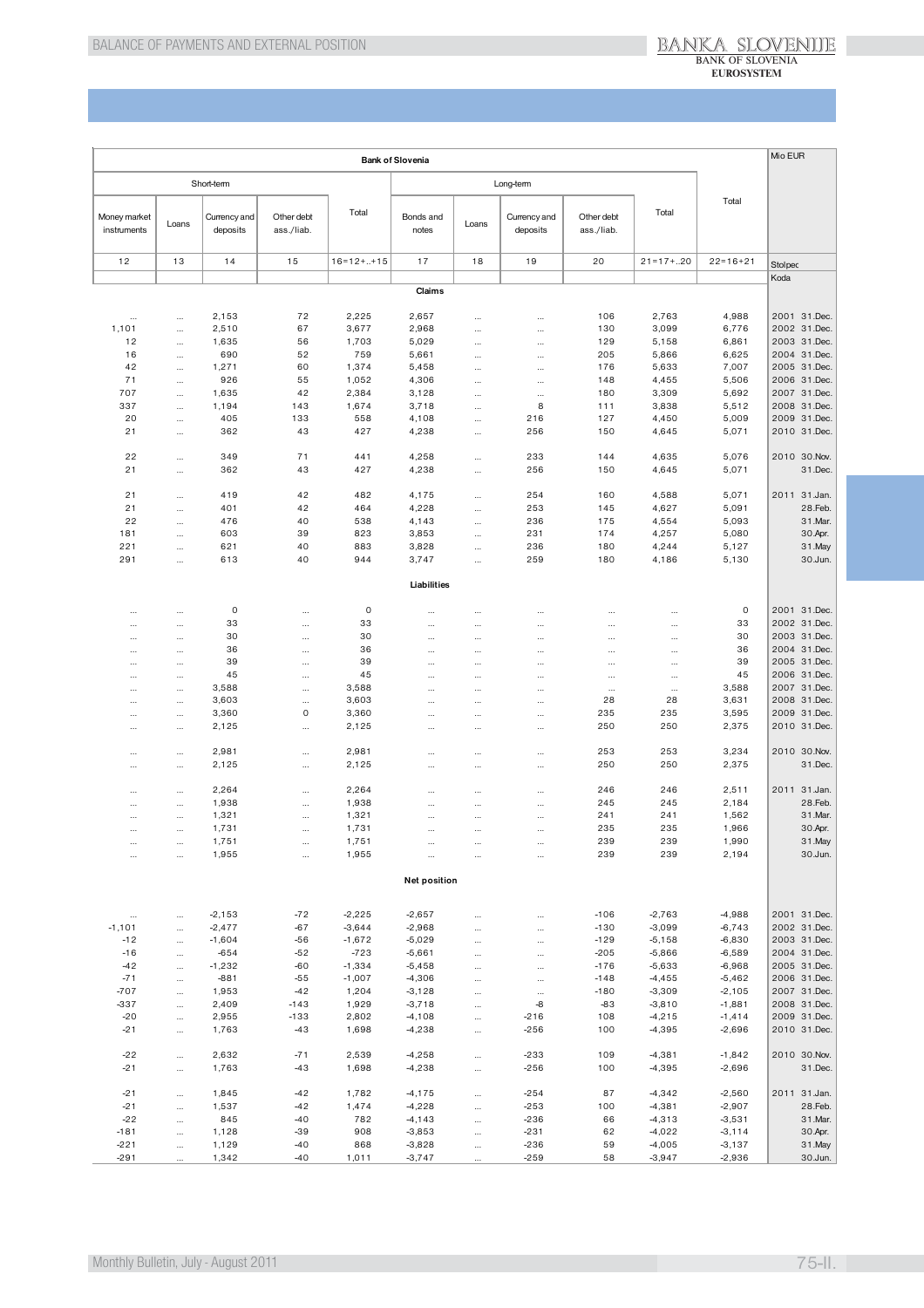| Bank of Slovenia | | | | | | | | | | | Mio EUR |
|---|---|---|---|---|---|---|---|---|---|---|---|
| Short-term | | | | | Long-term | | | | | Total | |
| Money market instruments | Loans | Currency and deposits | Other debt ass./liab. | Total | Bonds and notes | Loans | Currency and deposits | Other debt ass./liab. | Total | | |
| 12 | 13 | 14 | 15 | 16=12+..+15 | 17 | 18 | 19 | 20 | 21=17+..20 | 22=16+21 | Stolpec |
| | | | | | | | | | | | Koda |
| **Claims** | | | | | | | | | | | |
| ... | ... | 2,153 | 72 | 2,225 | 2,657 | ... | ... | 106 | 2,763 | 4,988 | 2001 31.Dec. |
| 1,101 | ... | 2,510 | 67 | 3,677 | 2,968 | ... | ... | 130 | 3,099 | 6,776 | 2002 31.Dec. |
| 12 | ... | 1,635 | 56 | 1,703 | 5,029 | ... | ... | 129 | 5,158 | 6,861 | 2003 31.Dec. |
| 16 | ... | 690 | 52 | 759 | 5,661 | ... | ... | 205 | 5,866 | 6,625 | 2004 31.Dec. |
| 42 | ... | 1,271 | 60 | 1,374 | 5,458 | ... | ... | 176 | 5,633 | 7,007 | 2005 31.Dec. |
| 71 | ... | 926 | 55 | 1,052 | 4,306 | ... | ... | 148 | 4,455 | 5,506 | 2006 31.Dec. |
| 707 | ... | 1,635 | 42 | 2,384 | 3,128 | ... | ... | 180 | 3,309 | 5,692 | 2007 31.Dec. |
| 337 | ... | 1,194 | 143 | 1,674 | 3,718 | ... | 8 | 111 | 3,838 | 5,512 | 2008 31.Dec. |
| 20 | ... | 405 | 133 | 558 | 4,108 | ... | 216 | 127 | 4,450 | 5,009 | 2009 31.Dec. |
| 21 | ... | 362 | 43 | 427 | 4,238 | ... | 256 | 150 | 4,645 | 5,071 | 2010 31.Dec. |
| 22 | ... | 349 | 71 | 441 | 4,258 | ... | 233 | 144 | 4,635 | 5,076 | 2010 30.Nov. |
| 21 | ... | 362 | 43 | 427 | 4,238 | ... | 256 | 150 | 4,645 | 5,071 | 31.Dec. |
| 21 | ... | 419 | 42 | 482 | 4,175 | ... | 254 | 160 | 4,588 | 5,071 | 2011 31.Jan. |
| 21 | ... | 401 | 42 | 464 | 4,228 | ... | 253 | 145 | 4,627 | 5,091 | 28.Feb. |
| 22 | ... | 476 | 40 | 538 | 4,143 | ... | 236 | 175 | 4,554 | 5,093 | 31.Mar. |
| 181 | ... | 603 | 39 | 823 | 3,853 | ... | 231 | 174 | 4,257 | 5,080 | 30.Apr. |
| 221 | ... | 621 | 40 | 883 | 3,828 | ... | 236 | 180 | 4,244 | 5,127 | 31.May |
| 291 | ... | 613 | 40 | 944 | 3,747 | ... | 259 | 180 | 4,186 | 5,130 | 30.Jun. |
| **Liabilities** | | | | | | | | | | | |
| ... | ... | 0 | ... | 0 | ... | ... | ... | ... | ... | 0 | 2001 31.Dec. |
| ... | ... | 33 | ... | 33 | ... | ... | ... | ... | ... | 33 | 2002 31.Dec. |
| ... | ... | 30 | ... | 30 | ... | ... | ... | ... | ... | 30 | 2003 31.Dec. |
| ... | ... | 36 | ... | 36 | ... | ... | ... | ... | ... | 36 | 2004 31.Dec. |
| ... | ... | 39 | ... | 39 | ... | ... | ... | ... | ... | 39 | 2005 31.Dec. |
| ... | ... | 45 | ... | 45 | ... | ... | ... | ... | ... | 45 | 2006 31.Dec. |
| ... | ... | 3,588 | ... | 3,588 | ... | ... | ... | ... | ... | 3,588 | 2007 31.Dec. |
| ... | ... | 3,603 | ... | 3,603 | ... | ... | ... | 28 | 28 | 3,631 | 2008 31.Dec. |
| ... | ... | 3,360 | 0 | 3,360 | ... | ... | ... | 235 | 235 | 3,595 | 2009 31.Dec. |
| ... | ... | 2,125 | ... | 2,125 | ... | ... | ... | 250 | 250 | 2,375 | 2010 31.Dec. |
| ... | ... | 2,981 | ... | 2,981 | ... | ... | ... | 253 | 253 | 3,234 | 2010 30.Nov. |
| ... | ... | 2,125 | ... | 2,125 | ... | ... | ... | 250 | 250 | 2,375 | 31.Dec. |
| ... | ... | 2,264 | ... | 2,264 | ... | ... | ... | 246 | 246 | 2,511 | 2011 31.Jan. |
| ... | ... | 1,938 | ... | 1,938 | ... | ... | ... | 245 | 245 | 2,184 | 28.Feb. |
| ... | ... | 1,321 | ... | 1,321 | ... | ... | ... | 241 | 241 | 1,562 | 31.Mar. |
| ... | ... | 1,731 | ... | 1,731 | ... | ... | ... | 235 | 235 | 1,966 | 30.Apr. |
| ... | ... | 1,751 | ... | 1,751 | ... | ... | ... | 239 | 239 | 1,990 | 31.May |
| ... | ... | 1,955 | ... | 1,955 | ... | ... | ... | 239 | 239 | 2,194 | 30.Jun. |
| **Net position** | | | | | | | | | | | |
| ... | ... | -2,153 | -72 | -2,225 | -2,657 | ... | ... | -106 | -2,763 | -4,988 | 2001 31.Dec. |
| -1,101 | ... | -2,477 | -67 | -3,644 | -2,968 | ... | ... | -130 | -3,099 | -6,743 | 2002 31.Dec. |
| -12 | ... | -1,604 | -56 | -1,672 | -5,029 | ... | ... | -129 | -5,158 | -6,830 | 2003 31.Dec. |
| -16 | ... | -654 | -52 | -723 | -5,661 | ... | ... | -205 | -5,866 | -6,589 | 2004 31.Dec. |
| -42 | ... | -1,232 | -60 | -1,334 | -5,458 | ... | ... | -176 | -5,633 | -6,968 | 2005 31.Dec. |
| -71 | ... | -881 | -55 | -1,007 | -4,306 | ... | ... | -148 | -4,455 | -5,462 | 2006 31.Dec. |
| -707 | ... | 1,953 | -42 | 1,204 | -3,128 | ... | ... | -180 | -3,309 | -2,105 | 2007 31.Dec. |
| -337 | ... | 2,409 | -143 | 1,929 | -3,718 | ... | -8 | -83 | -3,810 | -1,881 | 2008 31.Dec. |
| -20 | ... | 2,955 | -133 | 2,802 | -4,108 | ... | -216 | 108 | -4,215 | -1,414 | 2009 31.Dec. |
| -21 | ... | 1,763 | -43 | 1,698 | -4,238 | ... | -256 | 100 | -4,395 | -2,696 | 2010 31.Dec. |
| -22 | ... | 2,632 | -71 | 2,539 | -4,258 | ... | -233 | 109 | -4,381 | -1,842 | 2010 30.Nov. |
| -21 | ... | 1,763 | -43 | 1,698 | -4,238 | ... | -256 | 100 | -4,395 | -2,696 | 31.Dec. |
| -21 | ... | 1,845 | -42 | 1,782 | -4,175 | ... | -254 | 87 | -4,342 | -2,560 | 2011 31.Jan. |
| -21 | ... | 1,537 | -42 | 1,474 | -4,228 | ... | -253 | 100 | -4,381 | -2,907 | 28.Feb. |
| -22 | ... | 845 | -40 | 782 | -4,143 | ... | -236 | 66 | -4,313 | -3,531 | 31.Mar. |
| -181 | ... | 1,128 | -39 | 908 | -3,853 | ... | -231 | 62 | -4,022 | -3,114 | 30.Apr. |
| -221 | ... | 1,129 | -40 | 868 | -3,828 | ... | -236 | 59 | -4,005 | -3,137 | 31.May |
| -291 | ... | 1,342 | -40 | 1,011 | -3,747 | ... | -259 | 58 | -3,947 | -2,936 | 30.Jun. |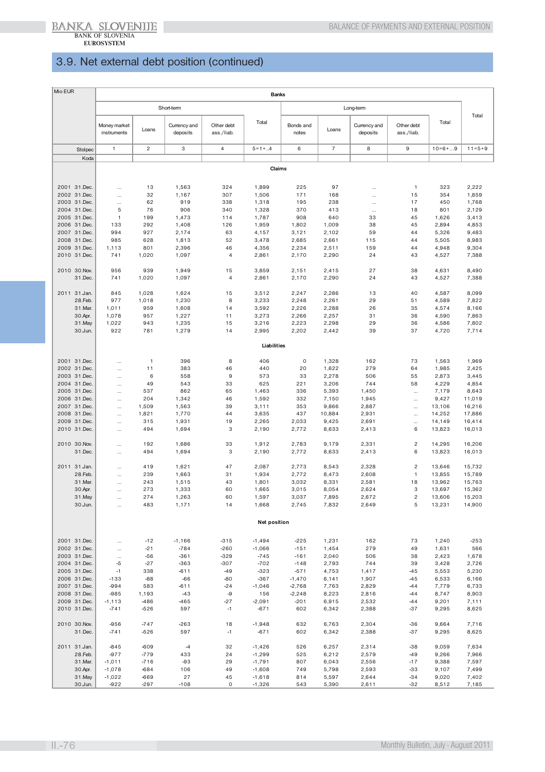## 3.9. Net external debt position (continued)

| Mio EUR | Banks | | | | | | | | | | |
|---|---|---|---|---|---|---|---|---|---|---|---|
| | Short-term | | | | | Long-term | | | | | Total |
| | Money market instruments | Loans | Currency and deposits | Other debt ass./liab. | Total | Bonds and notes | Loans | Currency and deposits | Other debt ass./liab. | Total | |
| Stolpec | 1 | 2 | 3 | 4 | 5=1+..4 | 6 | 7 | 8 | 9 | 10=6+...9 | 11=5+9 |
| Koda | | | | | | | | | | | |
| | **Claims** | | | | | | | | | | |
| 2001 31.Dec. | ... | 13 | 1,563 | 324 | 1,899 | 225 | 97 | ... | 1 | 323 | 2,222 |
| 2002 31.Dec. | ... | 32 | 1,167 | 307 | 1,506 | 171 | 168 | ... | 15 | 354 | 1,859 |
| 2003 31.Dec. | ... | 62 | 919 | 338 | 1,318 | 195 | 238 | ... | 17 | 450 | 1,768 |
| 2004 31.Dec. | 5 | 76 | 906 | 340 | 1,328 | 370 | 413 | ... | 18 | 801 | 2,129 |
| 2005 31.Dec. | 1 | 199 | 1,473 | 114 | 1,787 | 908 | 640 | 33 | 45 | 1,626 | 3,413 |
| 2006 31.Dec. | 133 | 292 | 1,408 | 126 | 1,959 | 1,802 | 1,009 | 38 | 45 | 2,894 | 4,853 |
| 2007 31.Dec. | 994 | 927 | 2,174 | 63 | 4,157 | 3,121 | 2,102 | 59 | 44 | 5,326 | 9,483 |
| 2008 31.Dec. | 985 | 628 | 1,813 | 52 | 3,478 | 2,685 | 2,661 | 115 | 44 | 5,505 | 8,983 |
| 2009 31.Dec. | 1,113 | 801 | 2,396 | 46 | 4,356 | 2,234 | 2,511 | 159 | 44 | 4,948 | 9,304 |
| 2010 31.Dec. | 741 | 1,020 | 1,097 | 4 | 2,861 | 2,170 | 2,290 | 24 | 43 | 4,527 | 7,388 |
| 2010 30.Nov. | 956 | 939 | 1,949 | 15 | 3,859 | 2,151 | 2,415 | 27 | 38 | 4,631 | 8,490 |
| 31.Dec. | 741 | 1,020 | 1,097 | 4 | 2,861 | 2,170 | 2,290 | 24 | 43 | 4,527 | 7,388 |
| 2011 31.Jan. | 845 | 1,028 | 1,624 | 15 | 3,512 | 2,247 | 2,286 | 13 | 40 | 4,587 | 8,099 |
| 28.Feb. | 977 | 1,018 | 1,230 | 8 | 3,233 | 2,248 | 2,261 | 29 | 51 | 4,589 | 7,822 |
| 31.Mar. | 1,011 | 959 | 1,608 | 14 | 3,592 | 2,226 | 2,288 | 26 | 35 | 4,574 | 8,166 |
| 30.Apr. | 1,078 | 957 | 1,227 | 11 | 3,273 | 2,266 | 2,257 | 31 | 36 | 4,590 | 7,863 |
| 31.May | 1,022 | 943 | 1,235 | 15 | 3,216 | 2,223 | 2,298 | 29 | 36 | 4,586 | 7,802 |
| 30.Jun. | 922 | 781 | 1,279 | 14 | 2,995 | 2,202 | 2,442 | 39 | 37 | 4,720 | 7,714 |
| | **Liabilities** | | | | | | | | | | |
| 2001 31.Dec. | ... | 1 | 396 | 8 | 406 | 0 | 1,328 | 162 | 73 | 1,563 | 1,969 |
| 2002 31.Dec. | ... | 11 | 383 | 46 | 440 | 20 | 1,622 | 279 | 64 | 1,985 | 2,425 |
| 2003 31.Dec. | ... | 6 | 558 | 9 | 573 | 33 | 2,278 | 506 | 55 | 2,873 | 3,445 |
| 2004 31.Dec. | ... | 49 | 543 | 33 | 625 | 221 | 3,206 | 744 | 58 | 4,229 | 4,854 |
| 2005 31.Dec. | ... | 537 | 862 | 65 | 1,463 | 336 | 5,393 | 1,450 | ... | 7,179 | 8,643 |
| 2006 31.Dec. | ... | 204 | 1,342 | 46 | 1,592 | 332 | 7,150 | 1,945 | ... | 9,427 | 11,019 |
| 2007 31.Dec. | ... | 1,509 | 1,563 | 39 | 3,111 | 353 | 9,866 | 2,887 | ... | 13,106 | 16,216 |
| 2008 31.Dec. | ... | 1,821 | 1,770 | 44 | 3,635 | 437 | 10,884 | 2,931 | ... | 14,252 | 17,886 |
| 2009 31.Dec. | ... | 315 | 1,931 | 19 | 2,265 | 2,033 | 9,425 | 2,691 | ... | 14,149 | 16,414 |
| 2010 31.Dec. | ... | 494 | 1,694 | 3 | 2,190 | 2,772 | 8,633 | 2,413 | 6 | 13,823 | 16,013 |
| 2010 30.Nov. | ... | 192 | 1,686 | 33 | 1,912 | 2,783 | 9,179 | 2,331 | 2 | 14,295 | 16,206 |
| 31.Dec. | ... | 494 | 1,694 | 3 | 2,190 | 2,772 | 8,633 | 2,413 | 6 | 13,823 | 16,013 |
| 2011 31.Jan. | ... | 419 | 1,621 | 47 | 2,087 | 2,773 | 8,543 | 2,328 | 2 | 13,646 | 15,732 |
| 28.Feb. | ... | 239 | 1,663 | 31 | 1,934 | 2,772 | 8,473 | 2,608 | 1 | 13,855 | 15,789 |
| 31.Mar. | ... | 243 | 1,515 | 43 | 1,801 | 3,032 | 8,331 | 2,581 | 18 | 13,962 | 15,763 |
| 30.Apr. | ... | 273 | 1,333 | 60 | 1,665 | 3,015 | 8,054 | 2,624 | 3 | 13,697 | 15,362 |
| 31.May | ... | 274 | 1,263 | 60 | 1,597 | 3,037 | 7,895 | 2,672 | 2 | 13,606 | 15,203 |
| 30.Jun. | ... | 483 | 1,171 | 14 | 1,668 | 2,745 | 7,832 | 2,649 | 5 | 13,231 | 14,900 |
| | **Net position** | | | | | | | | | | |
| 2001 31.Dec. | ... | -12 | -1,166 | -315 | -1,494 | -225 | 1,231 | 162 | 73 | 1,240 | -253 |
| 2002 31.Dec. | ... | -21 | -784 | -260 | -1,066 | -151 | 1,454 | 279 | 49 | 1,631 | 566 |
| 2003 31.Dec. | ... | -56 | -361 | -329 | -745 | -161 | 2,040 | 506 | 38 | 2,423 | 1,678 |
| 2004 31.Dec. | -5 | -27 | -363 | -307 | -702 | -148 | 2,793 | 744 | 39 | 3,428 | 2,726 |
| 2005 31.Dec. | -1 | 338 | -611 | -49 | -323 | -571 | 4,753 | 1,417 | -45 | 5,553 | 5,230 |
| 2006 31.Dec. | -133 | -88 | -66 | -80 | -367 | -1,470 | 6,141 | 1,907 | -45 | 6,533 | 6,166 |
| 2007 31.Dec. | -994 | 583 | -611 | -24 | -1,046 | -2,768 | 7,763 | 2,829 | -44 | 7,779 | 6,733 |
| 2008 31.Dec. | -985 | 1,193 | -43 | -9 | 156 | -2,248 | 8,223 | 2,816 | -44 | 8,747 | 8,903 |
| 2009 31.Dec. | -1,113 | -486 | -465 | -27 | -2,091 | -201 | 6,915 | 2,532 | -44 | 9,201 | 7,111 |
| 2010 31.Dec. | -741 | -526 | 597 | -1 | -671 | 602 | 6,342 | 2,388 | -37 | 9,295 | 8,625 |
| 2010 30.Nov. | -956 | -747 | -263 | 18 | -1,948 | 632 | 6,763 | 2,304 | -36 | 9,664 | 7,716 |
| 31.Dec. | -741 | -526 | 597 | -1 | -671 | 602 | 6,342 | 2,388 | -37 | 9,295 | 8,625 |
| 2011 31.Jan. | -845 | -609 | -4 | 32 | -1,426 | 526 | 6,257 | 2,314 | -38 | 9,059 | 7,634 |
| 28.Feb. | -977 | -779 | 433 | 24 | -1,299 | 525 | 6,212 | 2,579 | -49 | 9,266 | 7,966 |
| 31.Mar. | -1,011 | -716 | -93 | 29 | -1,791 | 807 | 6,043 | 2,556 | -17 | 9,388 | 7,597 |
| 30.Apr. | -1,078 | -684 | 106 | 49 | -1,608 | 749 | 5,798 | 2,593 | -33 | 9,107 | 7,499 |
| 31.May | -1,022 | -669 | 27 | 45 | -1,618 | 814 | 5,597 | 2,644 | -34 | 9,020 | 7,402 |
| 30.Jun. | -922 | -297 | -108 | 0 | -1,326 | 543 | 5,390 | 2,611 | -32 | 8,512 | 7,185 |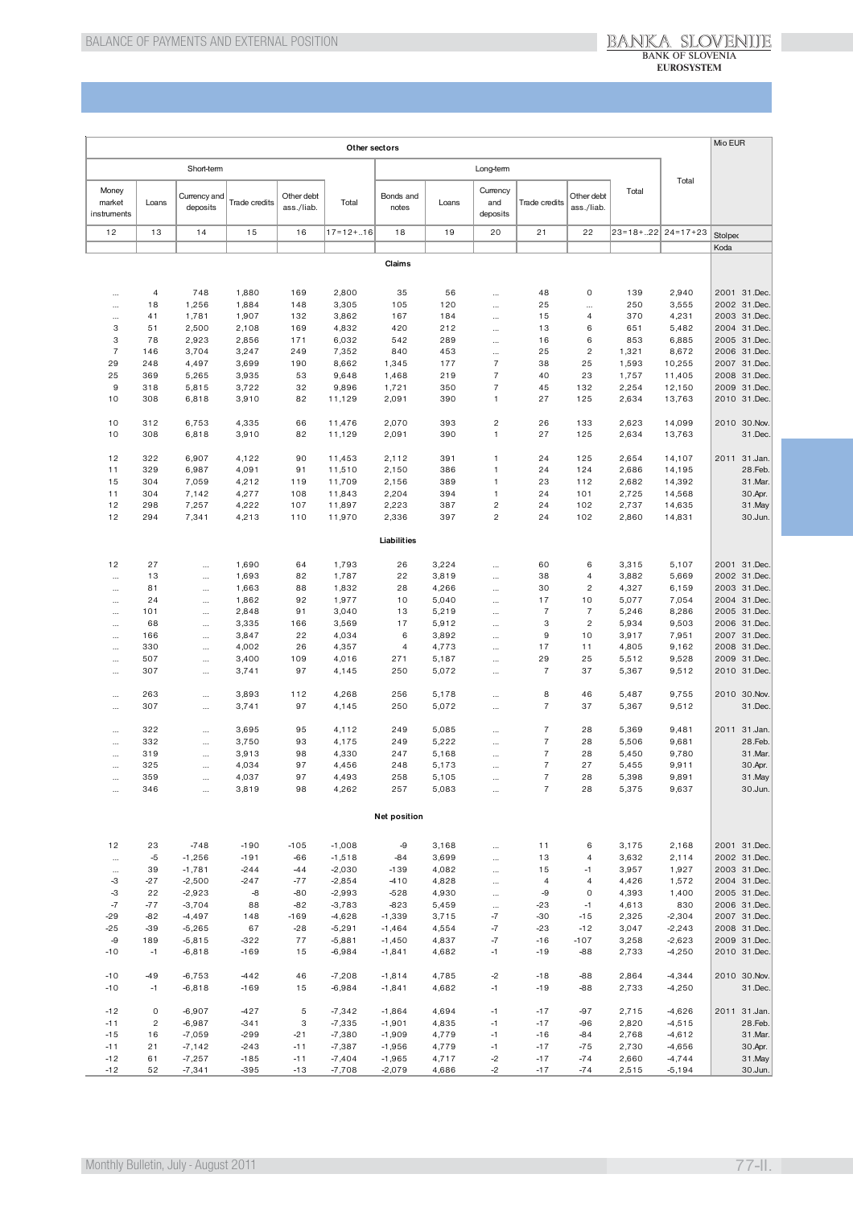| Other sectors | | | | | | | | | | | | | Mio EUR |
|---|---|---|---|---|---|---|---|---|---|---|---|---|---|
| Short-term | | | | | | Long-term | | | | | | Total | |
| Money market instruments | Loans | Currency and deposits | Trade credits | Other debt ass./liab. | Total | Bonds and notes | Loans | Currency and deposits | Trade credits | Other debt ass./liab. | Total | | |
| 12 | 13 | 14 | 15 | 16 | 17=12+..16 | 18 | 19 | 20 | 21 | 22 | 23=18+..22 | 24=17+23 | Stolpec |
| | | | | | | | | | | | | | Koda |
| **Claims** | | | | | | | | | | | | | |
| ... | 4 | 748 | 1,880 | 169 | 2,800 | 35 | 56 | ... | 48 | 0 | 139 | 2,940 | 2001 31.Dec. |
| ... | 18 | 1,256 | 1,884 | 148 | 3,305 | 105 | 120 | ... | 25 | ... | 250 | 3,555 | 2002 31.Dec. |
| ... | 41 | 1,781 | 1,907 | 132 | 3,862 | 167 | 184 | ... | 15 | 4 | 370 | 4,231 | 2003 31.Dec. |
| 3 | 51 | 2,500 | 2,108 | 169 | 4,832 | 420 | 212 | ... | 13 | 6 | 651 | 5,482 | 2004 31.Dec. |
| 3 | 78 | 2,923 | 2,856 | 171 | 6,032 | 542 | 289 | ... | 16 | 6 | 853 | 6,885 | 2005 31.Dec. |
| 7 | 146 | 3,704 | 3,247 | 249 | 7,352 | 840 | 453 | ... | 25 | 2 | 1,321 | 8,672 | 2006 31.Dec. |
| 29 | 248 | 4,497 | 3,699 | 190 | 8,662 | 1,345 | 177 | 7 | 38 | 25 | 1,593 | 10,255 | 2007 31.Dec. |
| 25 | 369 | 5,265 | 3,935 | 53 | 9,648 | 1,468 | 219 | 7 | 40 | 23 | 1,757 | 11,405 | 2008 31.Dec. |
| 9 | 318 | 5,815 | 3,722 | 32 | 9,896 | 1,721 | 350 | 7 | 45 | 132 | 2,254 | 12,150 | 2009 31.Dec. |
| 10 | 308 | 6,818 | 3,910 | 82 | 11,129 | 2,091 | 390 | 1 | 27 | 125 | 2,634 | 13,763 | 2010 31.Dec. |
| 10 | 312 | 6,753 | 4,335 | 66 | 11,476 | 2,070 | 393 | 2 | 26 | 133 | 2,623 | 14,099 | 2010 30.Nov. |
| 10 | 308 | 6,818 | 3,910 | 82 | 11,129 | 2,091 | 390 | 1 | 27 | 125 | 2,634 | 13,763 | 31.Dec. |
| 12 | 322 | 6,907 | 4,122 | 90 | 11,453 | 2,112 | 391 | 1 | 24 | 125 | 2,654 | 14,107 | 2011 31.Jan. |
| 11 | 329 | 6,987 | 4,091 | 91 | 11,510 | 2,150 | 386 | 1 | 24 | 124 | 2,686 | 14,195 | 28.Feb. |
| 15 | 304 | 7,059 | 4,212 | 119 | 11,709 | 2,156 | 389 | 1 | 23 | 112 | 2,682 | 14,392 | 31.Mar. |
| 11 | 304 | 7,142 | 4,277 | 108 | 11,843 | 2,204 | 394 | 1 | 24 | 101 | 2,725 | 14,568 | 30.Apr. |
| 12 | 298 | 7,257 | 4,222 | 107 | 11,897 | 2,223 | 387 | 2 | 24 | 102 | 2,737 | 14,635 | 31.May |
| 12 | 294 | 7,341 | 4,213 | 110 | 11,970 | 2,336 | 397 | 2 | 24 | 102 | 2,860 | 14,831 | 30.Jun. |
| **Liabilities** | | | | | | | | | | | | | |
| 12 | 27 | ... | 1,690 | 64 | 1,793 | 26 | 3,224 | ... | 60 | 6 | 3,315 | 5,107 | 2001 31.Dec. |
| ... | 13 | ... | 1,693 | 82 | 1,787 | 22 | 3,819 | ... | 38 | 4 | 3,882 | 5,669 | 2002 31.Dec. |
| ... | 81 | ... | 1,663 | 88 | 1,832 | 28 | 4,266 | ... | 30 | 2 | 4,327 | 6,159 | 2003 31.Dec. |
| ... | 24 | ... | 1,862 | 92 | 1,977 | 10 | 5,040 | ... | 17 | 10 | 5,077 | 7,054 | 2004 31.Dec. |
| ... | 101 | ... | 2,848 | 91 | 3,040 | 13 | 5,219 | ... | 7 | 7 | 5,246 | 8,286 | 2005 31.Dec. |
| ... | 68 | ... | 3,335 | 166 | 3,569 | 17 | 5,912 | ... | 3 | 2 | 5,934 | 9,503 | 2006 31.Dec. |
| ... | 166 | ... | 3,847 | 22 | 4,034 | 6 | 3,892 | ... | 9 | 10 | 3,917 | 7,951 | 2007 31.Dec. |
| ... | 330 | ... | 4,002 | 26 | 4,357 | 4 | 4,773 | ... | 17 | 11 | 4,805 | 9,162 | 2008 31.Dec. |
| ... | 507 | ... | 3,400 | 109 | 4,016 | 271 | 5,187 | ... | 29 | 25 | 5,512 | 9,528 | 2009 31.Dec. |
| ... | 307 | ... | 3,741 | 97 | 4,145 | 250 | 5,072 | ... | 7 | 37 | 5,367 | 9,512 | 2010 31.Dec. |
| ... | 263 | ... | 3,893 | 112 | 4,268 | 256 | 5,178 | ... | 8 | 46 | 5,487 | 9,755 | 2010 30.Nov. |
| ... | 307 | ... | 3,741 | 97 | 4,145 | 250 | 5,072 | ... | 7 | 37 | 5,367 | 9,512 | 31.Dec. |
| ... | 322 | ... | 3,695 | 95 | 4,112 | 249 | 5,085 | ... | 7 | 28 | 5,369 | 9,481 | 2011 31.Jan. |
| ... | 332 | ... | 3,750 | 93 | 4,175 | 249 | 5,222 | ... | 7 | 28 | 5,506 | 9,681 | 28.Feb. |
| ... | 319 | ... | 3,913 | 98 | 4,330 | 247 | 5,168 | ... | 7 | 28 | 5,450 | 9,780 | 31.Mar. |
| ... | 325 | ... | 4,034 | 97 | 4,456 | 248 | 5,173 | ... | 7 | 27 | 5,455 | 9,911 | 30.Apr. |
| ... | 359 | ... | 4,037 | 97 | 4,493 | 258 | 5,105 | ... | 7 | 28 | 5,398 | 9,891 | 31.May |
| ... | 346 | ... | 3,819 | 98 | 4,262 | 257 | 5,083 | ... | 7 | 28 | 5,375 | 9,637 | 30.Jun. |
| **Net position** | | | | | | | | | | | | | |
| 12 | 23 | -748 | -190 | -105 | -1,008 | -9 | 3,168 | ... | 11 | 6 | 3,175 | 2,168 | 2001 31.Dec. |
| ... | -5 | -1,256 | -191 | -66 | -1,518 | -84 | 3,699 | ... | 13 | 4 | 3,632 | 2,114 | 2002 31.Dec. |
| ... | 39 | -1,781 | -244 | -44 | -2,030 | -139 | 4,082 | ... | 15 | -1 | 3,957 | 1,927 | 2003 31.Dec. |
| -3 | -27 | -2,500 | -247 | -77 | -2,854 | -410 | 4,828 | ... | 4 | 4 | 4,426 | 1,572 | 2004 31.Dec. |
| -3 | 22 | -2,923 | -8 | -80 | -2,993 | -528 | 4,930 | ... | -9 | 0 | 4,393 | 1,400 | 2005 31.Dec. |
| -7 | -77 | -3,704 | 88 | -82 | -3,783 | -823 | 5,459 | ... | -23 | -1 | 4,613 | 830 | 2006 31.Dec. |
| -29 | -82 | -4,497 | 148 | -169 | -4,628 | -1,339 | 3,715 | -7 | -30 | -15 | 2,325 | -2,304 | 2007 31.Dec. |
| -25 | -39 | -5,265 | 67 | -28 | -5,291 | -1,464 | 4,554 | -7 | -23 | -12 | 3,047 | -2,243 | 2008 31.Dec. |
| -9 | 189 | -5,815 | -322 | 77 | -5,881 | -1,450 | 4,837 | -7 | -16 | -107 | 3,258 | -2,623 | 2009 31.Dec. |
| -10 | -1 | -6,818 | -169 | 15 | -6,984 | -1,841 | 4,682 | -1 | -19 | -88 | 2,733 | -4,250 | 2010 31.Dec. |
| -10 | -49 | -6,753 | -442 | 46 | -7,208 | -1,814 | 4,785 | -2 | -18 | -88 | 2,864 | -4,344 | 2010 30.Nov. |
| -10 | -1 | -6,818 | -169 | 15 | -6,984 | -1,841 | 4,682 | -1 | -19 | -88 | 2,733 | -4,250 | 31.Dec. |
| -12 | 0 | -6,907 | -427 | 5 | -7,342 | -1,864 | 4,694 | -1 | -17 | -97 | 2,715 | -4,626 | 2011 31.Jan. |
| -11 | 2 | -6,987 | -341 | 3 | -7,335 | -1,901 | 4,835 | -1 | -17 | -96 | 2,820 | -4,515 | 28.Feb. |
| -15 | 16 | -7,059 | -299 | -21 | -7,380 | -1,909 | 4,779 | -1 | -16 | -84 | 2,768 | -4,612 | 31.Mar. |
| -11 | 21 | -7,142 | -243 | -11 | -7,387 | -1,956 | 4,779 | -1 | -17 | -75 | 2,730 | -4,656 | 30.Apr. |
| -12 | 61 | -7,257 | -185 | -11 | -7,404 | -1,965 | 4,717 | -2 | -17 | -74 | 2,660 | -4,744 | 31.May |
| -12 | 52 | -7,341 | -395 | -13 | -7,708 | -2,079 | 4,686 | -2 | -17 | -74 | 2,515 | -5,194 | 30.Jun. |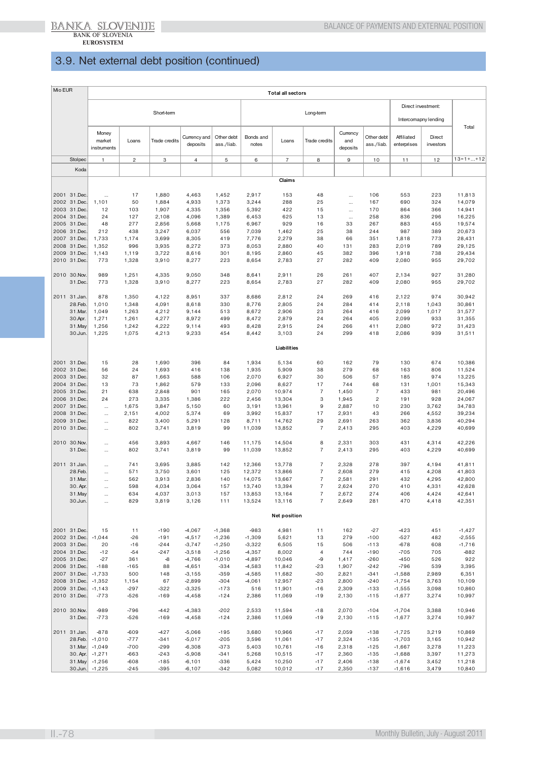# 3.9. Net external debt position (continued)

| Mio EUR | | Total all sectors | | | | | | | | | | | | |
|---|---|---|---|---|---|---|---|---|---|---|---|---|---|---|
| | | Short-term | | | | | Long-term | | | | | Direct investment: Intercomapny lending | | Total |
| | | Money market instruments | Loans | Trade credits | Currency and deposits | Other debt ass./liab. | Bonds and notes | Loans | Trade credits | Currency and deposits | Other debt ass./liab. | Affiliated enterprises | Direct investors | |
| Stolpec | | 1 | 2 | 3 | 4 | 5 | 6 | 7 | 8 | 9 | 10 | 11 | 12 | 13=1+...+12 |
| Koda | | | | | | | | | | | | | | |
| | | | | | | | | **Claims** | | | | | | |
| 2001 | 31.Dec. | ... | 17 | 1,880 | 4,463 | 1,452 | 2,917 | 153 | 48 | ... | 106 | 553 | 223 | 11,813 |
| 2002 | 31.Dec. | 1,101 | 50 | 1,884 | 4,933 | 1,373 | 3,244 | 288 | 25 | ... | 167 | 690 | 324 | 14,079 |
| 2003 | 31.Dec. | 12 | 103 | 1,907 | 4,335 | 1,356 | 5,392 | 422 | 15 | ... | 170 | 864 | 366 | 14,941 |
| 2004 | 31.Dec. | 24 | 127 | 2,108 | 4,096 | 1,389 | 6,453 | 625 | 13 | ... | 258 | 836 | 296 | 16,225 |
| 2005 | 31.Dec. | 48 | 277 | 2,856 | 5,668 | 1,175 | 6,967 | 929 | 16 | 33 | 267 | 883 | 455 | 19,574 |
| 2006 | 31.Dec. | 212 | 438 | 3,247 | 6,037 | 556 | 7,039 | 1,462 | 25 | 38 | 244 | 987 | 389 | 20,673 |
| 2007 | 31.Dec. | 1,733 | 1,174 | 3,699 | 8,305 | 419 | 7,776 | 2,279 | 38 | 66 | 351 | 1,818 | 773 | 28,431 |
| 2008 | 31.Dec. | 1,352 | 996 | 3,935 | 8,272 | 373 | 8,053 | 2,880 | 40 | 131 | 283 | 2,019 | 789 | 29,125 |
| 2009 | 31.Dec. | 1,143 | 1,119 | 3,722 | 8,616 | 301 | 8,195 | 2,860 | 45 | 382 | 396 | 1,918 | 738 | 29,434 |
| 2010 | 31.Dec. | 773 | 1,328 | 3,910 | 8,277 | 223 | 8,654 | 2,783 | 27 | 282 | 409 | 2,080 | 955 | 29,702 |
| 2010 | 30.Nov. | 989 | 1,251 | 4,335 | 9,050 | 348 | 8,641 | 2,911 | 26 | 261 | 407 | 2,134 | 927 | 31,280 |
| | 31.Dec. | 773 | 1,328 | 3,910 | 8,277 | 223 | 8,654 | 2,783 | 27 | 282 | 409 | 2,080 | 955 | 29,702 |
| 2011 | 31.Jan. | 878 | 1,350 | 4,122 | 8,951 | 337 | 8,686 | 2,812 | 24 | 269 | 416 | 2,122 | 974 | 30,942 |
| | 28.Feb. | 1,010 | 1,348 | 4,091 | 8,618 | 330 | 8,776 | 2,805 | 24 | 284 | 414 | 2,118 | 1,043 | 30,861 |
| | 31.Mar. | 1,049 | 1,263 | 4,212 | 9,144 | 513 | 8,672 | 2,906 | 23 | 264 | 416 | 2,099 | 1,017 | 31,577 |
| | 30.Apr. | 1,271 | 1,261 | 4,277 | 8,972 | 499 | 8,472 | 2,879 | 24 | 264 | 405 | 2,099 | 933 | 31,355 |
| | 31.May | 1,256 | 1,242 | 4,222 | 9,114 | 493 | 8,428 | 2,915 | 24 | 266 | 411 | 2,080 | 972 | 31,423 |
| | 30.Jun. | 1,225 | 1,075 | 4,213 | 9,233 | 454 | 8,442 | 3,103 | 24 | 299 | 418 | 2,086 | 939 | 31,511 |
| | | | | | | | | **Liabilities** | | | | | | |
| 2001 | 31.Dec. | 15 | 28 | 1,690 | 396 | 84 | 1,934 | 5,134 | 60 | 162 | 79 | 130 | 674 | 10,386 |
| 2002 | 31.Dec. | 56 | 24 | 1,693 | 416 | 138 | 1,935 | 5,909 | 38 | 279 | 68 | 163 | 806 | 11,524 |
| 2003 | 31.Dec. | 32 | 87 | 1,663 | 588 | 106 | 2,070 | 6,927 | 30 | 506 | 57 | 185 | 974 | 13,225 |
| 2004 | 31.Dec. | 13 | 73 | 1,862 | 579 | 133 | 2,096 | 8,627 | 17 | 744 | 68 | 131 | 1,001 | 15,343 |
| 2005 | 31.Dec. | 21 | 638 | 2,848 | 901 | 165 | 2,070 | 10,974 | 7 | 1,450 | 7 | 433 | 981 | 20,496 |
| 2006 | 31.Dec. | 24 | 273 | 3,335 | 1,386 | 222 | 2,456 | 13,304 | 3 | 1,945 | 2 | 191 | 928 | 24,067 |
| 2007 | 31.Dec. | ... | 1,675 | 3,847 | 5,150 | 60 | 3,191 | 13,961 | 9 | 2,887 | 10 | 230 | 3,762 | 34,783 |
| 2008 | 31.Dec. | ... | 2,151 | 4,002 | 5,374 | 69 | 3,992 | 15,837 | 17 | 2,931 | 43 | 266 | 4,552 | 39,234 |
| 2009 | 31.Dec. | ... | 822 | 3,400 | 5,291 | 128 | 8,711 | 14,762 | 29 | 2,691 | 263 | 362 | 3,836 | 40,294 |
| 2010 | 31.Dec. | ... | 802 | 3,741 | 3,819 | 99 | 11,039 | 13,852 | 7 | 2,413 | 295 | 403 | 4,229 | 40,699 |
| 2010 | 30.Nov. | ... | 456 | 3,893 | 4,667 | 146 | 11,175 | 14,504 | 8 | 2,331 | 303 | 431 | 4,314 | 42,226 |
| | 31.Dec. | ... | 802 | 3,741 | 3,819 | 99 | 11,039 | 13,852 | 7 | 2,413 | 295 | 403 | 4,229 | 40,699 |
| 2011 | 31.Jan. | ... | 741 | 3,695 | 3,885 | 142 | 12,366 | 13,778 | 7 | 2,328 | 278 | 397 | 4,194 | 41,811 |
| | 28.Feb. | ... | 571 | 3,750 | 3,601 | 125 | 12,372 | 13,866 | 7 | 2,608 | 279 | 415 | 4,208 | 41,803 |
| | 31.Mar. | ... | 562 | 3,913 | 2,836 | 140 | 14,075 | 13,667 | 7 | 2,581 | 291 | 432 | 4,295 | 42,800 |
| | 30. Apr. | ... | 598 | 4,034 | 3,064 | 157 | 13,740 | 13,394 | 7 | 2,624 | 270 | 410 | 4,331 | 42,628 |
| | 31.May | ... | 634 | 4,037 | 3,013 | 157 | 13,853 | 13,164 | 7 | 2,672 | 274 | 406 | 4,424 | 42,641 |
| | 30.Jun. | ... | 829 | 3,819 | 3,126 | 111 | 13,524 | 13,116 | 7 | 2,649 | 281 | 470 | 4,418 | 42,351 |
| | | | | | | | | **Net position** | | | | | | |
| 2001 | 31.Dec. | 15 | 11 | -190 | -4,067 | -1,368 | -983 | 4,981 | 11 | 162 | -27 | -423 | 451 | -1,427 |
| 2002 | 31.Dec. | -1,044 | -26 | -191 | -4,517 | -1,236 | -1,309 | 5,621 | 13 | 279 | -100 | -527 | 482 | -2,555 |
| 2003 | 31.Dec. | 20 | -16 | -244 | -3,747 | -1,250 | -3,322 | 6,505 | 15 | 506 | -113 | -678 | 608 | -1,716 |
| 2004 | 31.Dec. | -12 | -54 | -247 | -3,518 | -1,256 | -4,357 | 8,002 | 4 | 744 | -190 | -705 | 705 | -882 |
| 2005 | 31.Dec. | -27 | 361 | -8 | -4,766 | -1,010 | -4,897 | 10,046 | -9 | 1,417 | -260 | -450 | 526 | 922 |
| 2006 | 31.Dec. | -188 | -165 | 88 | -4,651 | -334 | -4,583 | 11,842 | -23 | 1,907 | -242 | -796 | 539 | 3,395 |
| 2007 | 31.Dec. | -1,733 | 500 | 148 | -3,155 | -359 | -4,585 | 11,682 | -30 | 2,821 | -341 | -1,588 | 2,989 | 6,351 |
| 2008 | 31.Dec. | -1,352 | 1,154 | 67 | -2,899 | -304 | -4,061 | 12,957 | -23 | 2,800 | -240 | -1,754 | 3,763 | 10,109 |
| 2009 | 31.Dec. | -1,143 | -297 | -322 | -3,325 | -173 | 516 | 11,901 | -16 | 2,309 | -133 | -1,555 | 3,098 | 10,860 |
| 2010 | 31.Dec. | -773 | -526 | -169 | -4,458 | -124 | 2,386 | 11,069 | -19 | 2,130 | -115 | -1,677 | 3,274 | 10,997 |
| 2010 | 30.Nov. | -989 | -796 | -442 | -4,383 | -202 | 2,533 | 11,594 | -18 | 2,070 | -104 | -1,704 | 3,388 | 10,946 |
| | 31.Dec. | -773 | -526 | -169 | -4,458 | -124 | 2,386 | 11,069 | -19 | 2,130 | -115 | -1,677 | 3,274 | 10,997 |
| 2011 | 31.Jan. | -878 | -609 | -427 | -5,066 | -195 | 3,680 | 10,966 | -17 | 2,059 | -138 | -1,725 | 3,219 | 10,869 |
| | 28.Feb. | -1,010 | -777 | -341 | -5,017 | -205 | 3,596 | 11,061 | -17 | 2,324 | -135 | -1,703 | 3,165 | 10,942 |
| | 31.Mar. | -1,049 | -700 | -299 | -6,308 | -373 | 5,403 | 10,761 | -16 | 2,318 | -125 | -1,667 | 3,278 | 11,223 |
| | 30. Apr. | -1,271 | -663 | -243 | -5,908 | -341 | 5,268 | 10,515 | -17 | 2,360 | -135 | -1,688 | 3,397 | 11,273 |
| | 31.May | -1,256 | -608 | -185 | -6,101 | -336 | 5,424 | 10,250 | -17 | 2,406 | -138 | -1,674 | 3,452 | 11,218 |
| | 30.Jun. | -1,225 | -245 | -395 | -6,107 | -342 | 5,082 | 10,012 | -17 | 2,350 | -137 | -1,616 | 3,479 | 10,840 |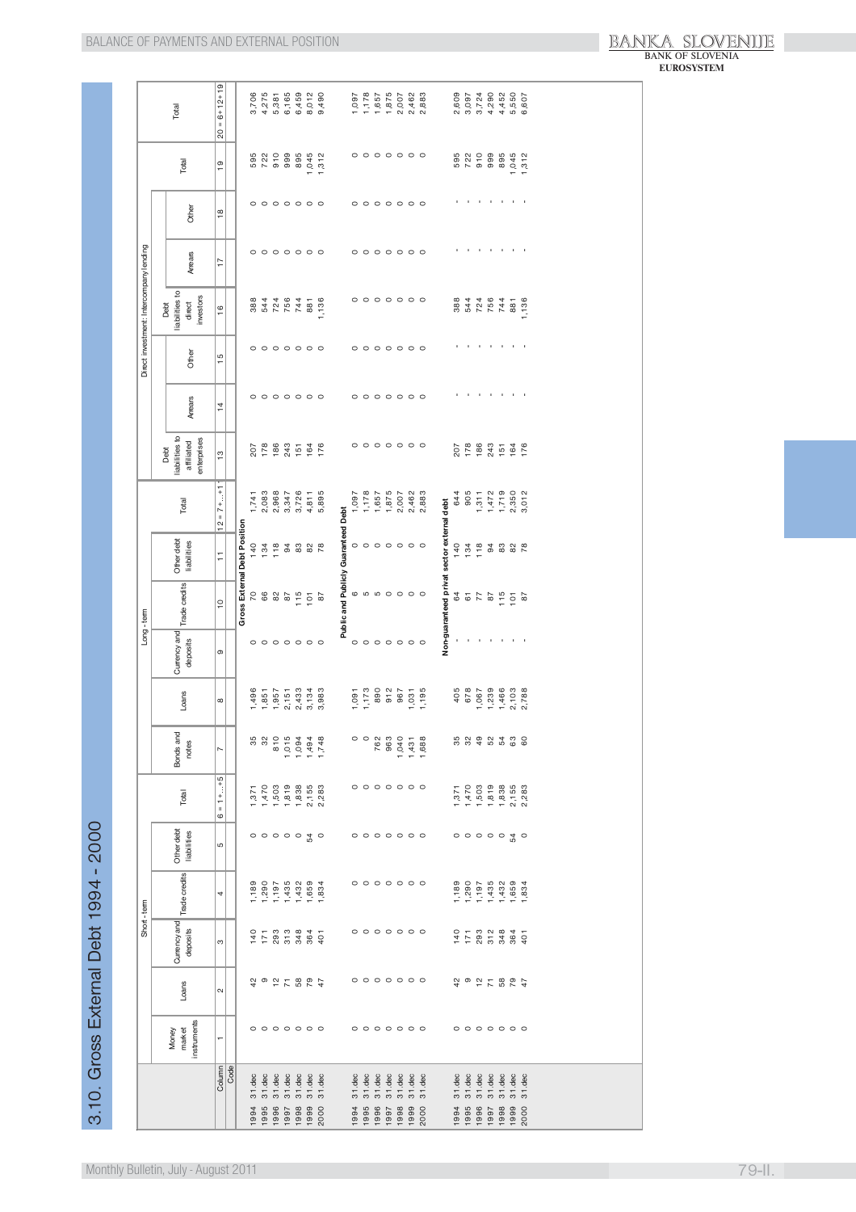# 3.10. Gross External Debt 1994 - 2000

| | | Short - term | | | | | | Long - term | | | | | Direct investment: Intercompany lending | | | | | | | Total |
|---|---|---|---|---|---|---|---|---|---|---|---|---|---|---|---|---|---|---|---|---|
| | | Money market instruments | Loans | Currency and deposits | Trade credits | Other debt liabilities | Total | Bonds and notes | Loans | Currency and deposits | Trade credits | Other debt liabilities | Total | Debt liabilities to affiliated enterprises | Arrears | Other | Debt liabilities to direct investors | Arrears | Other | Total | |
| Column | | 1 | 2 | 3 | 4 | 5 | 6 = 1+...+5 | 7 | 8 | 9 | 10 | 11 | 12 = 7+...+11 | 13 | 14 | 15 | 16 | 17 | 18 | 19 | 20 = 6+12+19 |
| Code | | | | | | | | | | | | | | | | | | | | | |
| **Gross External Debt Position** | | | | | | | | | | | | | | | | | | | | | |
| 1994 | 31.dec | 0 | 42 | 140 | 1,189 | 0 | 1,371 | 35 | 1,496 | 0 | 70 | 140 | 1,741 | 207 | 0 | 0 | 388 | 0 | 0 | 595 | 3,706 |
| 1995 | 31.dec | 0 | 9 | 171 | 1,290 | 0 | 1,470 | 32 | 1,851 | 0 | 66 | 134 | 2,083 | 178 | 0 | 0 | 544 | 0 | 0 | 722 | 4,275 |
| 1996 | 31.dec | 0 | 12 | 293 | 1,197 | 0 | 1,503 | 810 | 1,957 | 0 | 82 | 118 | 2,968 | 186 | 0 | 0 | 724 | 0 | 0 | 910 | 5,381 |
| 1997 | 31.dec | 0 | 71 | 313 | 1,435 | 0 | 1,819 | 1,015 | 2,151 | 0 | 87 | 94 | 3,347 | 243 | 0 | 0 | 756 | 0 | 0 | 999 | 6,165 |
| 1998 | 31.dec | 0 | 58 | 348 | 1,432 | 0 | 1,838 | 1,094 | 2,433 | 0 | 115 | 83 | 3,726 | 151 | 0 | 0 | 744 | 0 | 0 | 895 | 6,459 |
| 1999 | 31.dec | 0 | 79 | 364 | 1,659 | 54 | 2,155 | 1,494 | 3,134 | 0 | 101 | 82 | 4,811 | 164 | 0 | 0 | 881 | 0 | 0 | 1,045 | 8,012 |
| 2000 | 31.dec | 0 | 47 | 401 | 1,834 | 0 | 2,283 | 1,748 | 3,983 | 0 | 87 | 78 | 5,895 | 176 | 0 | 0 | 1,136 | 0 | 0 | 1,312 | 9,490 |
| **Public and Publicly Guaranteed Debt** | | | | | | | | | | | | | | | | | | | | | |
| 1994 | 31.dec | 0 | 0 | 0 | 0 | 0 | 0 | 0 | 1,091 | 0 | 6 | 0 | 1,097 | 0 | 0 | 0 | 0 | 0 | 0 | 0 | 1,097 |
| 1995 | 31.dec | 0 | 0 | 0 | 0 | 0 | 0 | 0 | 1,173 | 0 | 5 | 0 | 1,178 | 0 | 0 | 0 | 0 | 0 | 0 | 0 | 1,178 |
| 1996 | 31.dec | 0 | 0 | 0 | 0 | 0 | 0 | 762 | 890 | 0 | 5 | 0 | 1,657 | 0 | 0 | 0 | 0 | 0 | 0 | 0 | 1,657 |
| 1997 | 31.dec | 0 | 0 | 0 | 0 | 0 | 0 | 963 | 912 | 0 | 0 | 0 | 1,875 | 0 | 0 | 0 | 0 | 0 | 0 | 0 | 1,875 |
| 1998 | 31.dec | 0 | 0 | 0 | 0 | 0 | 0 | 1,040 | 967 | 0 | 0 | 0 | 2,007 | 0 | 0 | 0 | 0 | 0 | 0 | 0 | 2,007 |
| 1999 | 31.dec | 0 | 0 | 0 | 0 | 0 | 0 | 1,431 | 1,031 | 0 | 0 | 0 | 2,462 | 0 | 0 | 0 | 0 | 0 | 0 | 0 | 2,462 |
| 2000 | 31.dec | 0 | 0 | 0 | 0 | 0 | 0 | 1,688 | 1,195 | 0 | 0 | 0 | 2,883 | 0 | 0 | 0 | 0 | 0 | 0 | 0 | 2,883 |
| **Non-guaranteed privat sector external debt** | | | | | | | | | | | | | | | | | | | | | |
| 1994 | 31.dec | 0 | 42 | 140 | 1,189 | 0 | 1,371 | 35 | 405 | - | 64 | 140 | 644 | 207 | - | - | 388 | - | - | 595 | 2,609 |
| 1995 | 31.dec | 0 | 9 | 171 | 1,290 | 0 | 1,470 | 32 | 678 | - | 61 | 134 | 905 | 178 | - | - | 544 | - | - | 722 | 3,097 |
| 1996 | 31.dec | 0 | 12 | 293 | 1,197 | 0 | 1,503 | 49 | 1,067 | - | 77 | 118 | 1,311 | 186 | - | - | 724 | - | - | 910 | 3,724 |
| 1997 | 31.dec | 0 | 71 | 312 | 1,435 | 0 | 1,819 | 52 | 1,239 | - | 87 | 94 | 1,472 | 243 | - | - | 756 | - | - | 999 | 4,290 |
| 1998 | 31.dec | 0 | 58 | 348 | 1,432 | 0 | 1,838 | 54 | 1,466 | - | 115 | 83 | 1,719 | 151 | - | - | 744 | - | - | 895 | 4,452 |
| 1999 | 31.dec | 0 | 79 | 364 | 1,659 | 54 | 2,155 | 63 | 2,103 | - | 101 | 82 | 2,350 | 164 | - | - | 881 | - | - | 1,045 | 5,550 |
| 2000 | 31.dec | 0 | 47 | 401 | 1,834 | 0 | 2,283 | 60 | 2,788 | - | 87 | 78 | 3,012 | 176 | - | - | 1,136 | - | - | 1,312 | 6,607 |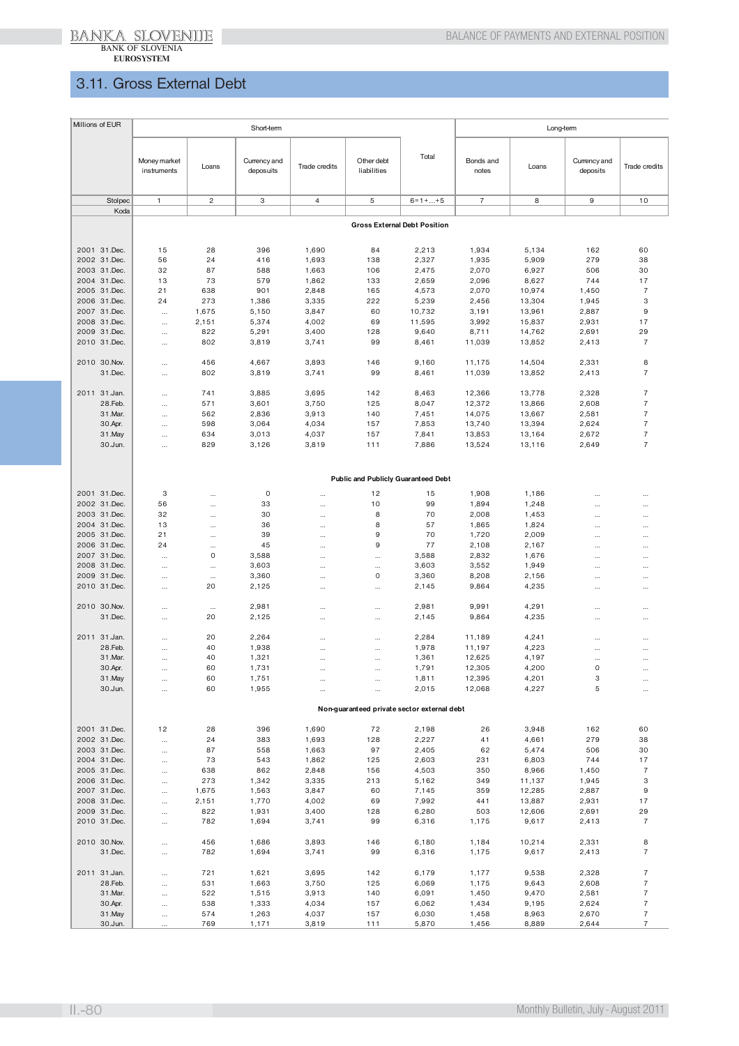# 3.11. Gross External Debt

| Millions of EUR | Short-term | | | | | | Long-term | | | |
|---|---|---|---|---|---|---|---|---|---|---|
| | Money market instruments | Loans | Currency and deposuits | Trade credits | Other debt liabilities | Total | Bonds and notes | Loans | Currency and deposits | Trade credits |
| Stolpec | 1 | 2 | 3 | 4 | 5 | 6=1+...+5 | 7 | 8 | 9 | 10 |
| Koda | | | | | | | | | | |
| | | | | | **Gross External Debt Position** | | | | | |
| 2001 31.Dec. | 15 | 28 | 396 | 1,690 | 84 | 2,213 | 1,934 | 5,134 | 162 | 60 |
| 2002 31.Dec. | 56 | 24 | 416 | 1,693 | 138 | 2,327 | 1,935 | 5,909 | 279 | 38 |
| 2003 31.Dec. | 32 | 87 | 588 | 1,663 | 106 | 2,475 | 2,070 | 6,927 | 506 | 30 |
| 2004 31.Dec. | 13 | 73 | 579 | 1,862 | 133 | 2,659 | 2,096 | 8,627 | 744 | 17 |
| 2005 31.Dec. | 21 | 638 | 901 | 2,848 | 165 | 4,573 | 2,070 | 10,974 | 1,450 | 7 |
| 2006 31.Dec. | 24 | 273 | 1,386 | 3,335 | 222 | 5,239 | 2,456 | 13,304 | 1,945 | 3 |
| 2007 31.Dec. | ... | 1,675 | 5,150 | 3,847 | 60 | 10,732 | 3,191 | 13,961 | 2,887 | 9 |
| 2008 31.Dec. | ... | 2,151 | 5,374 | 4,002 | 69 | 11,595 | 3,992 | 15,837 | 2,931 | 17 |
| 2009 31.Dec. | ... | 822 | 5,291 | 3,400 | 128 | 9,640 | 8,711 | 14,762 | 2,691 | 29 |
| 2010 31.Dec. | ... | 802 | 3,819 | 3,741 | 99 | 8,461 | 11,039 | 13,852 | 2,413 | 7 |
| 2010 30.Nov. | ... | 456 | 4,667 | 3,893 | 146 | 9,160 | 11,175 | 14,504 | 2,331 | 8 |
| 31.Dec. | ... | 802 | 3,819 | 3,741 | 99 | 8,461 | 11,039 | 13,852 | 2,413 | 7 |
| 2011 31.Jan. | ... | 741 | 3,885 | 3,695 | 142 | 8,463 | 12,366 | 13,778 | 2,328 | 7 |
| 28.Feb. | ... | 571 | 3,601 | 3,750 | 125 | 8,047 | 12,372 | 13,866 | 2,608 | 7 |
| 31.Mar. | ... | 562 | 2,836 | 3,913 | 140 | 7,451 | 14,075 | 13,667 | 2,581 | 7 |
| 30.Apr. | ... | 598 | 3,064 | 4,034 | 157 | 7,853 | 13,740 | 13,394 | 2,624 | 7 |
| 31.May | ... | 634 | 3,013 | 4,037 | 157 | 7,841 | 13,853 | 13,164 | 2,672 | 7 |
| 30.Jun. | ... | 829 | 3,126 | 3,819 | 111 | 7,886 | 13,524 | 13,116 | 2,649 | 7 |
| | | | | | **Public and Publicly Guaranteed Debt** | | | | | |
| 2001 31.Dec. | 3 | ... | 0 | ... | 12 | 15 | 1,908 | 1,186 | ... | ... |
| 2002 31.Dec. | 56 | ... | 33 | ... | 10 | 99 | 1,894 | 1,248 | ... | ... |
| 2003 31.Dec. | 32 | ... | 30 | ... | 8 | 70 | 2,008 | 1,453 | ... | ... |
| 2004 31.Dec. | 13 | ... | 36 | ... | 8 | 57 | 1,865 | 1,824 | ... | ... |
| 2005 31.Dec. | 21 | ... | 39 | ... | 9 | 70 | 1,720 | 2,009 | ... | ... |
| 2006 31.Dec. | 24 | ... | 45 | ... | 9 | 77 | 2,108 | 2,167 | ... | ... |
| 2007 31.Dec. | ... | 0 | 3,588 | ... | ... | 3,588 | 2,832 | 1,676 | ... | ... |
| 2008 31.Dec. | ... | ... | 3,603 | ... | ... | 3,603 | 3,552 | 1,949 | ... | ... |
| 2009 31.Dec. | ... | ... | 3,360 | ... | 0 | 3,360 | 8,208 | 2,156 | ... | ... |
| 2010 31.Dec. | ... | 20 | 2,125 | ... | ... | 2,145 | 9,864 | 4,235 | ... | ... |
| 2010 30.Nov. | ... | ... | 2,981 | ... | ... | 2,981 | 9,991 | 4,291 | ... | ... |
| 31.Dec. | ... | 20 | 2,125 | ... | ... | 2,145 | 9,864 | 4,235 | ... | ... |
| 2011 31.Jan. | ... | 20 | 2,264 | ... | ... | 2,284 | 11,189 | 4,241 | ... | ... |
| 28.Feb. | ... | 40 | 1,938 | ... | ... | 1,978 | 11,197 | 4,223 | ... | ... |
| 31.Mar. | ... | 40 | 1,321 | ... | ... | 1,361 | 12,625 | 4,197 | ... | ... |
| 30.Apr. | ... | 60 | 1,731 | ... | ... | 1,791 | 12,305 | 4,200 | 0 | ... |
| 31.May | ... | 60 | 1,751 | ... | ... | 1,811 | 12,395 | 4,201 | 3 | ... |
| 30.Jun. | ... | 60 | 1,955 | ... | ... | 2,015 | 12,068 | 4,227 | 5 | ... |
| | | | | | **Non-guaranteed private sector external debt** | | | | | |
| 2001 31.Dec. | 12 | 28 | 396 | 1,690 | 72 | 2,198 | 26 | 3,948 | 162 | 60 |
| 2002 31.Dec. | ... | 24 | 383 | 1,693 | 128 | 2,227 | 41 | 4,661 | 279 | 38 |
| 2003 31.Dec. | ... | 87 | 558 | 1,663 | 97 | 2,405 | 62 | 5,474 | 506 | 30 |
| 2004 31.Dec. | ... | 73 | 543 | 1,862 | 125 | 2,603 | 231 | 6,803 | 744 | 17 |
| 2005 31.Dec. | ... | 638 | 862 | 2,848 | 156 | 4,503 | 350 | 8,966 | 1,450 | 7 |
| 2006 31.Dec. | ... | 273 | 1,342 | 3,335 | 213 | 5,162 | 349 | 11,137 | 1,945 | 3 |
| 2007 31.Dec. | ... | 1,675 | 1,563 | 3,847 | 60 | 7,145 | 359 | 12,285 | 2,887 | 9 |
| 2008 31.Dec. | ... | 2,151 | 1,770 | 4,002 | 69 | 7,992 | 441 | 13,887 | 2,931 | 17 |
| 2009 31.Dec. | ... | 822 | 1,931 | 3,400 | 128 | 6,280 | 503 | 12,606 | 2,691 | 29 |
| 2010 31.Dec. | ... | 782 | 1,694 | 3,741 | 99 | 6,316 | 1,175 | 9,617 | 2,413 | 7 |
| 2010 30.Nov. | ... | 456 | 1,686 | 3,893 | 146 | 6,180 | 1,184 | 10,214 | 2,331 | 8 |
| 31.Dec. | ... | 782 | 1,694 | 3,741 | 99 | 6,316 | 1,175 | 9,617 | 2,413 | 7 |
| 2011 31.Jan. | ... | 721 | 1,621 | 3,695 | 142 | 6,179 | 1,177 | 9,538 | 2,328 | 7 |
| 28.Feb. | ... | 531 | 1,663 | 3,750 | 125 | 6,069 | 1,175 | 9,643 | 2,608 | 7 |
| 31.Mar. | ... | 522 | 1,515 | 3,913 | 140 | 6,091 | 1,450 | 9,470 | 2,581 | 7 |
| 30.Apr. | ... | 538 | 1,333 | 4,034 | 157 | 6,062 | 1,434 | 9,195 | 2,624 | 7 |
| 31.May | ... | 574 | 1,263 | 4,037 | 157 | 6,030 | 1,458 | 8,963 | 2,670 | 7 |
| 30.Jun. | ... | 769 | 1,171 | 3,819 | 111 | 5,870 | 1,456 | 8,889 | 2,644 | 7 |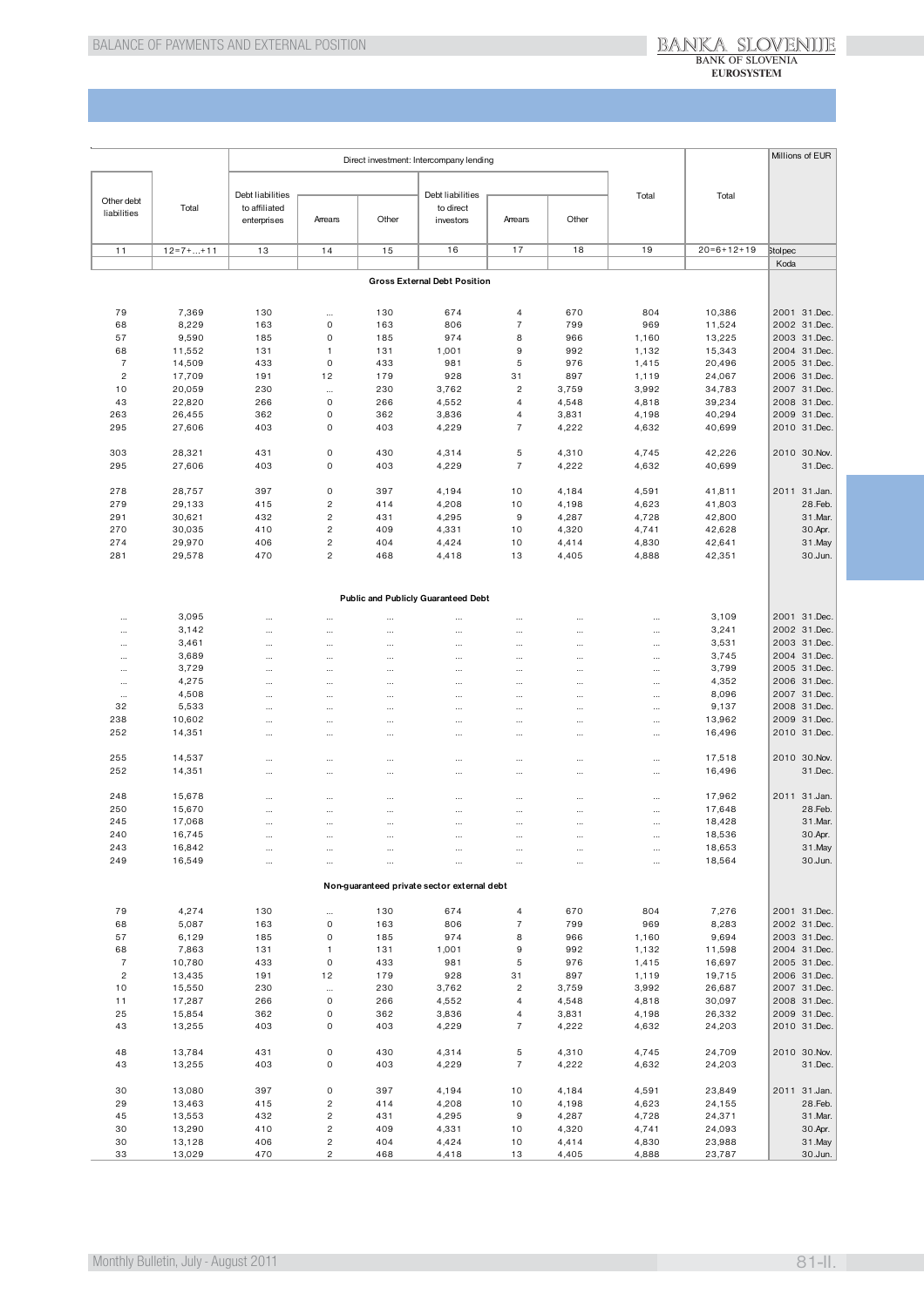Millions of EUR

| Other debt liabilities | Total | Direct investment: Intercompany lending | | | | | | Total | Total | |
|---|---|---|---|---|---|---|---|---|---|---|
| | | Debt liabilities to affiliated enterprises | Arrears | Other | Debt liabilities to direct investors | Arrears | Other | | | |
| 11 | 12=7+...+11 | 13 | 14 | 15 | 16 | 17 | 18 | 19 | 20=6+12+19 | Stolpec |
| | | | | | | | | | | Koda |
| **Gross External Debt Position** | | | | | | | | | | |
| 79 | 7,369 | 130 | ... | 130 | 674 | 4 | 670 | 804 | 10,386 | 2001 31.Dec. |
| 68 | 8,229 | 163 | 0 | 163 | 806 | 7 | 799 | 969 | 11,524 | 2002 31.Dec. |
| 57 | 9,590 | 185 | 0 | 185 | 974 | 8 | 966 | 1,160 | 13,225 | 2003 31.Dec. |
| 68 | 11,552 | 131 | 1 | 131 | 1,001 | 9 | 992 | 1,132 | 15,343 | 2004 31.Dec. |
| 7 | 14,509 | 433 | 0 | 433 | 981 | 5 | 976 | 1,415 | 20,496 | 2005 31.Dec. |
| 2 | 17,709 | 191 | 12 | 179 | 928 | 31 | 897 | 1,119 | 24,067 | 2006 31.Dec. |
| 10 | 20,059 | 230 | ... | 230 | 3,762 | 2 | 3,759 | 3,992 | 34,783 | 2007 31.Dec. |
| 43 | 22,820 | 266 | 0 | 266 | 4,552 | 4 | 4,548 | 4,818 | 39,234 | 2008 31.Dec. |
| 263 | 26,455 | 362 | 0 | 362 | 3,836 | 4 | 3,831 | 4,198 | 40,294 | 2009 31.Dec. |
| 295 | 27,606 | 403 | 0 | 403 | 4,229 | 7 | 4,222 | 4,632 | 40,699 | 2010 31.Dec. |
| 303 | 28,321 | 431 | 0 | 430 | 4,314 | 5 | 4,310 | 4,745 | 42,226 | 2010 30.Nov. |
| 295 | 27,606 | 403 | 0 | 403 | 4,229 | 7 | 4,222 | 4,632 | 40,699 | 31.Dec. |
| 278 | 28,757 | 397 | 0 | 397 | 4,194 | 10 | 4,184 | 4,591 | 41,811 | 2011 31.Jan. |
| 279 | 29,133 | 415 | 2 | 414 | 4,208 | 10 | 4,198 | 4,623 | 41,803 | 28.Feb. |
| 291 | 30,621 | 432 | 2 | 431 | 4,295 | 9 | 4,287 | 4,728 | 42,800 | 31.Mar. |
| 270 | 30,035 | 410 | 2 | 409 | 4,331 | 10 | 4,320 | 4,741 | 42,628 | 30.Apr. |
| 274 | 29,970 | 406 | 2 | 404 | 4,424 | 10 | 4,414 | 4,830 | 42,641 | 31.May |
| 281 | 29,578 | 470 | 2 | 468 | 4,418 | 13 | 4,405 | 4,888 | 42,351 | 30.Jun. |
| **Public and Publicly Guaranteed Debt** | | | | | | | | | | |
| ... | 3,095 | ... | ... | ... | ... | ... | ... | ... | 3,109 | 2001 31.Dec. |
| ... | 3,142 | ... | ... | ... | ... | ... | ... | ... | 3,241 | 2002 31.Dec. |
| ... | 3,461 | ... | ... | ... | ... | ... | ... | ... | 3,531 | 2003 31.Dec. |
| ... | 3,689 | ... | ... | ... | ... | ... | ... | ... | 3,745 | 2004 31.Dec. |
| ... | 3,729 | ... | ... | ... | ... | ... | ... | ... | 3,799 | 2005 31.Dec. |
| ... | 4,275 | ... | ... | ... | ... | ... | ... | ... | 4,352 | 2006 31.Dec. |
| ... | 4,508 | ... | ... | ... | ... | ... | ... | ... | 8,096 | 2007 31.Dec. |
| 32 | 5,533 | ... | ... | ... | ... | ... | ... | ... | 9,137 | 2008 31.Dec. |
| 238 | 10,602 | ... | ... | ... | ... | ... | ... | ... | 13,962 | 2009 31.Dec. |
| 252 | 14,351 | ... | ... | ... | ... | ... | ... | ... | 16,496 | 2010 31.Dec. |
| 255 | 14,537 | ... | ... | ... | ... | ... | ... | ... | 17,518 | 2010 30.Nov. |
| 252 | 14,351 | ... | ... | ... | ... | ... | ... | ... | 16,496 | 31.Dec. |
| 248 | 15,678 | ... | ... | ... | ... | ... | ... | ... | 17,962 | 2011 31.Jan. |
| 250 | 15,670 | ... | ... | ... | ... | ... | ... | ... | 17,648 | 28.Feb. |
| 245 | 17,068 | ... | ... | ... | ... | ... | ... | ... | 18,428 | 31.Mar. |
| 240 | 16,745 | ... | ... | ... | ... | ... | ... | ... | 18,536 | 30.Apr. |
| 243 | 16,842 | ... | ... | ... | ... | ... | ... | ... | 18,653 | 31.May |
| 249 | 16,549 | ... | ... | ... | ... | ... | ... | ... | 18,564 | 30.Jun. |
| **Non-guaranteed private sector external debt** | | | | | | | | | | |
| 79 | 4,274 | 130 | ... | 130 | 674 | 4 | 670 | 804 | 7,276 | 2001 31.Dec. |
| 68 | 5,087 | 163 | 0 | 163 | 806 | 7 | 799 | 969 | 8,283 | 2002 31.Dec. |
| 57 | 6,129 | 185 | 0 | 185 | 974 | 8 | 966 | 1,160 | 9,694 | 2003 31.Dec. |
| 68 | 7,863 | 131 | 1 | 131 | 1,001 | 9 | 992 | 1,132 | 11,598 | 2004 31.Dec. |
| 7 | 10,780 | 433 | 0 | 433 | 981 | 5 | 976 | 1,415 | 16,697 | 2005 31.Dec. |
| 2 | 13,435 | 191 | 12 | 179 | 928 | 31 | 897 | 1,119 | 19,715 | 2006 31.Dec. |
| 10 | 15,550 | 230 | ... | 230 | 3,762 | 2 | 3,759 | 3,992 | 26,687 | 2007 31.Dec. |
| 11 | 17,287 | 266 | 0 | 266 | 4,552 | 4 | 4,548 | 4,818 | 30,097 | 2008 31.Dec. |
| 25 | 15,854 | 362 | 0 | 362 | 3,836 | 4 | 3,831 | 4,198 | 26,332 | 2009 31.Dec. |
| 43 | 13,255 | 403 | 0 | 403 | 4,229 | 7 | 4,222 | 4,632 | 24,203 | 2010 31.Dec. |
| 48 | 13,784 | 431 | 0 | 430 | 4,314 | 5 | 4,310 | 4,745 | 24,709 | 2010 30.Nov. |
| 43 | 13,255 | 403 | 0 | 403 | 4,229 | 7 | 4,222 | 4,632 | 24,203 | 31.Dec. |
| 30 | 13,080 | 397 | 0 | 397 | 4,194 | 10 | 4,184 | 4,591 | 23,849 | 2011 31.Jan. |
| 29 | 13,463 | 415 | 2 | 414 | 4,208 | 10 | 4,198 | 4,623 | 24,155 | 28.Feb. |
| 45 | 13,553 | 432 | 2 | 431 | 4,295 | 9 | 4,287 | 4,728 | 24,371 | 31.Mar. |
| 30 | 13,290 | 410 | 2 | 409 | 4,331 | 10 | 4,320 | 4,741 | 24,093 | 30.Apr. |
| 30 | 13,128 | 406 | 2 | 404 | 4,424 | 10 | 4,414 | 4,830 | 23,988 | 31.May |
| 33 | 13,029 | 470 | 2 | 468 | 4,418 | 13 | 4,405 | 4,888 | 23,787 | 30.Jun. |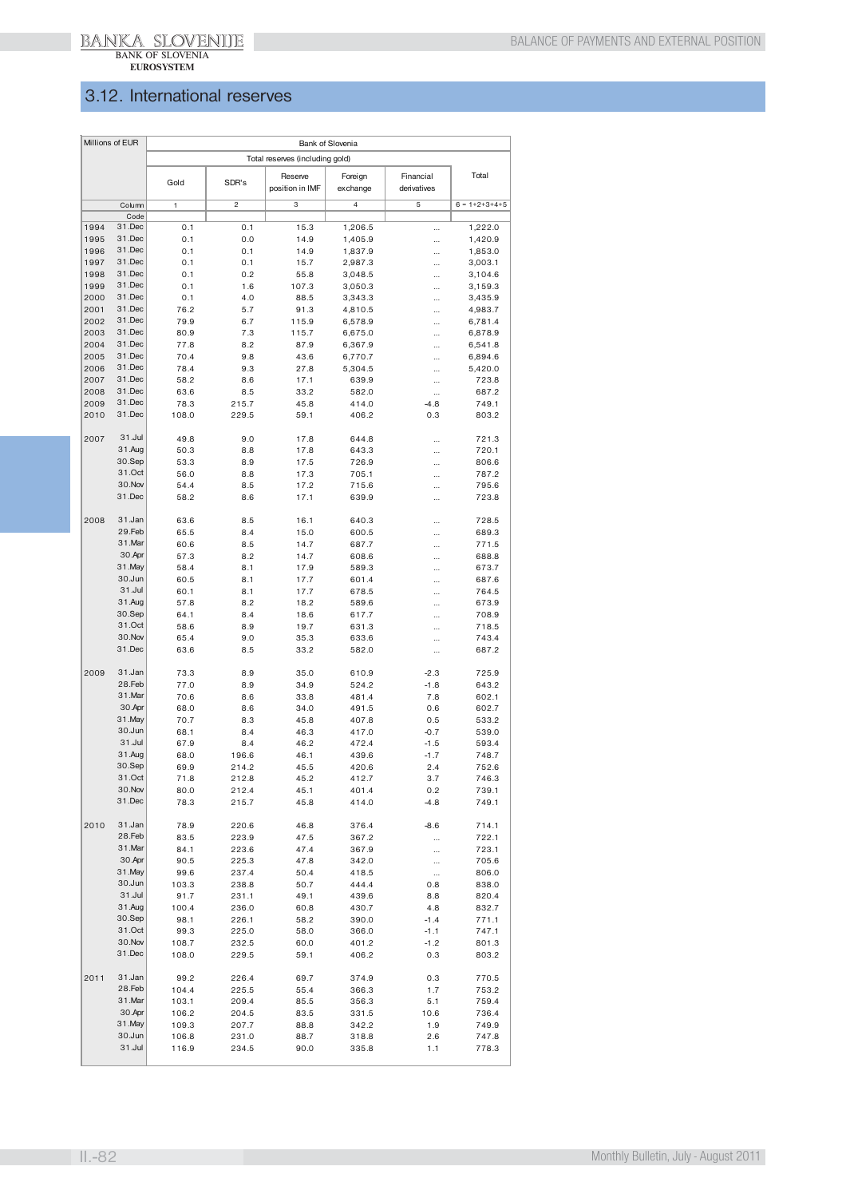## 3.12. International reserves

| Millions of EUR | | Bank of Slovenia | | | | | |
|---|---|---|---|---|---|---|---|
| | | Total reserves (including gold) | | | | | |
| | | Gold | SDR's | Reserve position in IMF | Foreign exchange | Financial derivatives | Total |
| | Column | 1 | 2 | 3 | 4 | 5 | 6 = 1+2+3+4+5 |
| | Code | | | | | | |
| 1994 | 31.Dec | 0.1 | 0.1 | 15.3 | 1,206.5 | ... | 1,222.0 |
| 1995 | 31.Dec | 0.1 | 0.0 | 14.9 | 1,405.9 | ... | 1,420.9 |
| 1996 | 31.Dec | 0.1 | 0.1 | 14.9 | 1,837.9 | ... | 1,853.0 |
| 1997 | 31.Dec | 0.1 | 0.1 | 15.7 | 2,987.3 | ... | 3,003.1 |
| 1998 | 31.Dec | 0.1 | 0.2 | 55.8 | 3,048.5 | ... | 3,104.6 |
| 1999 | 31.Dec | 0.1 | 1.6 | 107.3 | 3,050.3 | ... | 3,159.3 |
| 2000 | 31.Dec | 0.1 | 4.0 | 88.5 | 3,343.3 | ... | 3,435.9 |
| 2001 | 31.Dec | 76.2 | 5.7 | 91.3 | 4,810.5 | ... | 4,983.7 |
| 2002 | 31.Dec | 79.9 | 6.7 | 115.9 | 6,578.9 | ... | 6,781.4 |
| 2003 | 31.Dec | 80.9 | 7.3 | 115.7 | 6,675.0 | ... | 6,878.9 |
| 2004 | 31.Dec | 77.8 | 8.2 | 87.9 | 6,367.9 | ... | 6,541.8 |
| 2005 | 31.Dec | 70.4 | 9.8 | 43.6 | 6,770.7 | ... | 6,894.6 |
| 2006 | 31.Dec | 78.4 | 9.3 | 27.8 | 5,304.5 | ... | 5,420.0 |
| 2007 | 31.Dec | 58.2 | 8.6 | 17.1 | 639.9 | ... | 723.8 |
| 2008 | 31.Dec | 63.6 | 8.5 | 33.2 | 582.0 | ... | 687.2 |
| 2009 | 31.Dec | 78.3 | 215.7 | 45.8 | 414.0 | -4.8 | 749.1 |
| 2010 | 31.Dec | 108.0 | 229.5 | 59.1 | 406.2 | 0.3 | 803.2 |
| 2007 | 31.Jul | 49.8 | 9.0 | 17.8 | 644.8 | ... | 721.3 |
| | 31.Aug | 50.3 | 8.8 | 17.8 | 643.3 | ... | 720.1 |
| | 30.Sep | 53.3 | 8.9 | 17.5 | 726.9 | ... | 806.6 |
| | 31.Oct | 56.0 | 8.8 | 17.3 | 705.1 | ... | 787.2 |
| | 30.Nov | 54.4 | 8.5 | 17.2 | 715.6 | ... | 795.6 |
| | 31.Dec | 58.2 | 8.6 | 17.1 | 639.9 | ... | 723.8 |
| 2008 | 31.Jan | 63.6 | 8.5 | 16.1 | 640.3 | ... | 728.5 |
| | 29.Feb | 65.5 | 8.4 | 15.0 | 600.5 | ... | 689.3 |
| | 31.Mar | 60.6 | 8.5 | 14.7 | 687.7 | ... | 771.5 |
| | 30.Apr | 57.3 | 8.2 | 14.7 | 608.6 | ... | 688.8 |
| | 31.May | 58.4 | 8.1 | 17.9 | 589.3 | ... | 673.7 |
| | 30.Jun | 60.5 | 8.1 | 17.7 | 601.4 | ... | 687.6 |
| | 31.Jul | 60.1 | 8.1 | 17.7 | 678.5 | ... | 764.5 |
| | 31.Aug | 57.8 | 8.2 | 18.2 | 589.6 | ... | 673.9 |
| | 30.Sep | 64.1 | 8.4 | 18.6 | 617.7 | ... | 708.9 |
| | 31.Oct | 58.6 | 8.9 | 19.7 | 631.3 | ... | 718.5 |
| | 30.Nov | 65.4 | 9.0 | 35.3 | 633.6 | ... | 743.4 |
| | 31.Dec | 63.6 | 8.5 | 33.2 | 582.0 | ... | 687.2 |
| 2009 | 31.Jan | 73.3 | 8.9 | 35.0 | 610.9 | -2.3 | 725.9 |
| | 28.Feb | 77.0 | 8.9 | 34.9 | 524.2 | -1.8 | 643.2 |
| | 31.Mar | 70.6 | 8.6 | 33.8 | 481.4 | 7.8 | 602.1 |
| | 30.Apr | 68.0 | 8.6 | 34.0 | 491.5 | 0.6 | 602.7 |
| | 31.May | 70.7 | 8.3 | 45.8 | 407.8 | 0.5 | 533.2 |
| | 30.Jun | 68.1 | 8.4 | 46.3 | 417.0 | -0.7 | 539.0 |
| | 31.Jul | 67.9 | 8.4 | 46.2 | 472.4 | -1.5 | 593.4 |
| | 31.Aug | 68.0 | 196.6 | 46.1 | 439.6 | -1.7 | 748.7 |
| | 30.Sep | 69.9 | 214.2 | 45.5 | 420.6 | 2.4 | 752.6 |
| | 31.Oct | 71.8 | 212.8 | 45.2 | 412.7 | 3.7 | 746.3 |
| | 30.Nov | 80.0 | 212.4 | 45.1 | 401.4 | 0.2 | 739.1 |
| | 31.Dec | 78.3 | 215.7 | 45.8 | 414.0 | -4.8 | 749.1 |
| 2010 | 31.Jan | 78.9 | 220.6 | 46.8 | 376.4 | -8.6 | 714.1 |
| | 28.Feb | 83.5 | 223.9 | 47.5 | 367.2 | ... | 722.1 |
| | 31.Mar | 84.1 | 223.6 | 47.4 | 367.9 | ... | 723.1 |
| | 30.Apr | 90.5 | 225.3 | 47.8 | 342.0 | ... | 705.6 |
| | 31.May | 99.6 | 237.4 | 50.4 | 418.5 | ... | 806.0 |
| | 30.Jun | 103.3 | 238.8 | 50.7 | 444.4 | 0.8 | 838.0 |
| | 31.Jul | 91.7 | 231.1 | 49.1 | 439.6 | 8.8 | 820.4 |
| | 31.Aug | 100.4 | 236.0 | 60.8 | 430.7 | 4.8 | 832.7 |
| | 30.Sep | 98.1 | 226.1 | 58.2 | 390.0 | -1.4 | 771.1 |
| | 31.Oct | 99.3 | 225.0 | 58.0 | 366.0 | -1.1 | 747.1 |
| | 30.Nov | 108.7 | 232.5 | 60.0 | 401.2 | -1.2 | 801.3 |
| | 31.Dec | 108.0 | 229.5 | 59.1 | 406.2 | 0.3 | 803.2 |
| 2011 | 31.Jan | 99.2 | 226.4 | 69.7 | 374.9 | 0.3 | 770.5 |
| | 28.Feb | 104.4 | 225.5 | 55.4 | 366.3 | 1.7 | 753.2 |
| | 31.Mar | 103.1 | 209.4 | 85.5 | 356.3 | 5.1 | 759.4 |
| | 30.Apr | 106.2 | 204.5 | 83.5 | 331.5 | 10.6 | 736.4 |
| | 31.May | 109.3 | 207.7 | 88.8 | 342.2 | 1.9 | 749.9 |
| | 30.Jun | 106.8 | 231.0 | 88.7 | 318.8 | 2.6 | 747.8 |
| | 31.Jul | 116.9 | 234.5 | 90.0 | 335.8 | 1.1 | 778.3 |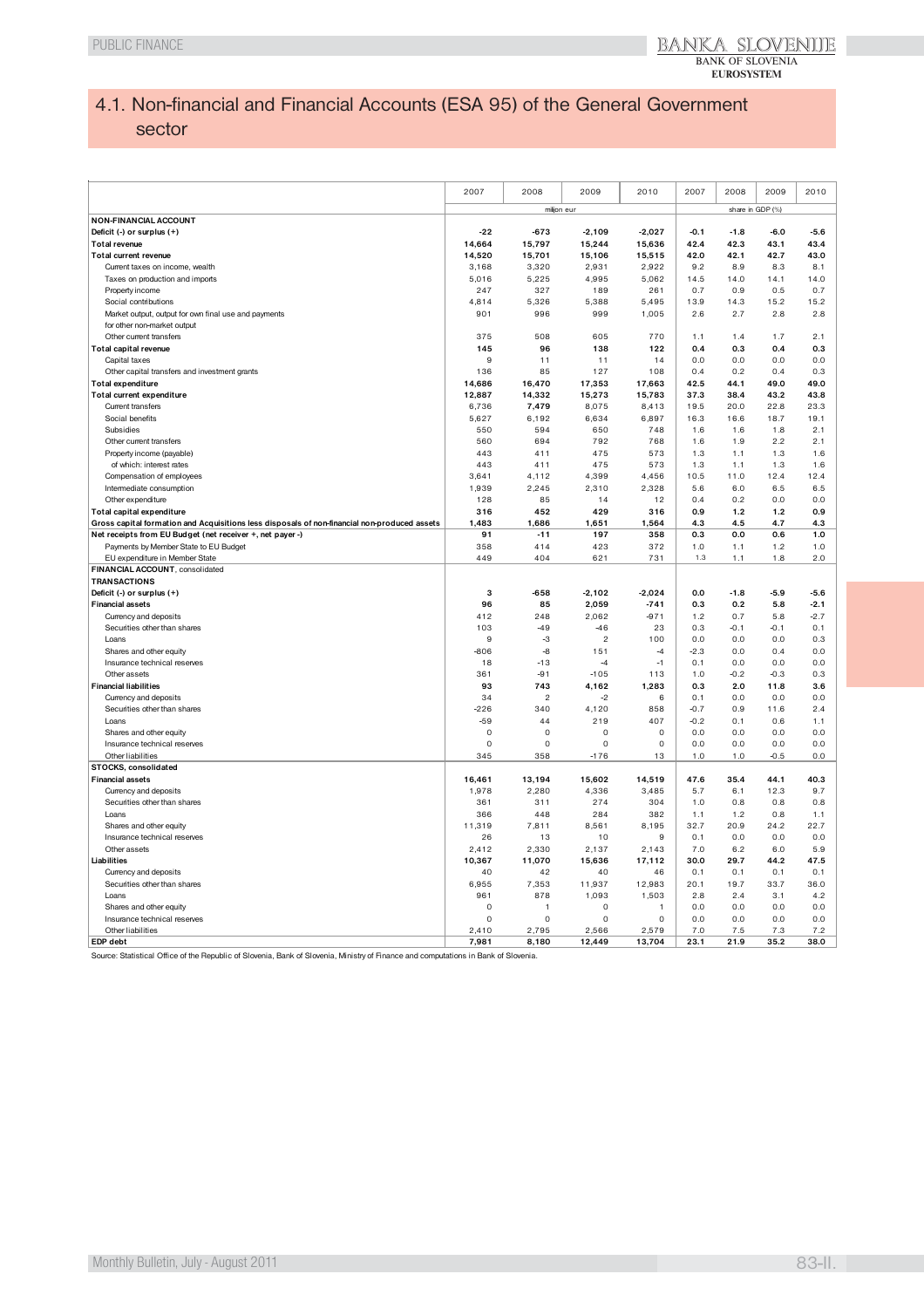# 4.1. Non-financial and Financial Accounts (ESA 95) of the General Government sector

| | 2007 | 2008 | 2009 | 2010 | 2007 | 2008 | 2009 | 2010 |
|---|---|---|---|---|---|---|---|---|
| | million eur | | | | share in GDP (%) | | | |
| **NON-FINANCIAL ACCOUNT** | | | | | | | | |
| **Deficit (-) or surplus (+)** | **-22** | **-673** | **-2,109** | **-2,027** | **-0.1** | **-1.8** | **-6.0** | **-5.6** |
| **Total revenue** | **14,664** | **15,797** | **15,244** | **15,636** | **42.4** | **42.3** | **43.1** | **43.4** |
| **Total current revenue** | **14,520** | **15,701** | **15,106** | **15,515** | **42.0** | **42.1** | **42.7** | **43.0** |
| Current taxes on income, wealth | 3,168 | 3,320 | 2,931 | 2,922 | 9.2 | 8.9 | 8.3 | 8.1 |
| Taxes on production and imports | 5,016 | 5,225 | 4,995 | 5,062 | 14.5 | 14.0 | 14.1 | 14.0 |
| Property income | 247 | 327 | 189 | 261 | 0.7 | 0.9 | 0.5 | 0.7 |
| Social contributions | 4,814 | 5,326 | 5,388 | 5,495 | 13.9 | 14.3 | 15.2 | 15.2 |
| Market output, output for own final use and payments for other non-market output | 901 | 996 | 999 | 1,005 | 2.6 | 2.7 | 2.8 | 2.8 |
| Other current transfers | 375 | 508 | 605 | 770 | 1.1 | 1.4 | 1.7 | 2.1 |
| **Total capital revenue** | **145** | **96** | **138** | **122** | **0.4** | **0.3** | **0.4** | **0.3** |
| Capital taxes | 9 | 11 | 11 | 14 | 0.0 | 0.0 | 0.0 | 0.0 |
| Other capital transfers and investment grants | 136 | 85 | 127 | 108 | 0.4 | 0.2 | 0.4 | 0.3 |
| **Total expenditure** | **14,686** | **16,470** | **17,353** | **17,663** | **42.5** | **44.1** | **49.0** | **49.0** |
| **Total current expenditure** | **12,887** | **14,332** | **15,273** | **15,783** | **37.3** | **38.4** | **43.2** | **43.8** |
| Current transfers | 6,736 | 7,479 | 8,075 | 8,413 | 19.5 | 20.0 | 22.8 | 23.3 |
| Social benefits | 5,627 | 6,192 | 6,634 | 6,897 | 16.3 | 16.6 | 18.7 | 19.1 |
| Subsidies | 550 | 594 | 650 | 748 | 1.6 | 1.6 | 1.8 | 2.1 |
| Other current transfers | 560 | 694 | 792 | 768 | 1.6 | 1.9 | 2.2 | 2.1 |
| Property income (payable) | 443 | 411 | 475 | 573 | 1.3 | 1.1 | 1.3 | 1.6 |
| of which: interest rates | 443 | 411 | 475 | 573 | 1.3 | 1.1 | 1.3 | 1.6 |
| Compensation of employees | 3,641 | 4,112 | 4,399 | 4,456 | 10.5 | 11.0 | 12.4 | 12.4 |
| Intermediate consumption | 1,939 | 2,245 | 2,310 | 2,328 | 5.6 | 6.0 | 6.5 | 6.5 |
| Other expenditure | 128 | 85 | 14 | 12 | 0.4 | 0.2 | 0.0 | 0.0 |
| **Total capital expenditure** | **316** | **452** | **429** | **316** | **0.9** | **1.2** | **1.2** | **0.9** |
| **Gross capital formation and Acquisitions less disposals of non-financial non-produced assets** | **1,483** | **1,686** | **1,651** | **1,564** | **4.3** | **4.5** | **4.7** | **4.3** |
| **Net receipts from EU Budget (net receiver +, net payer -)** | **91** | **-11** | **197** | **358** | **0.3** | **0.0** | **0.6** | **1.0** |
| Payments by Member State to EU Budget | 358 | 414 | 423 | 372 | 1.0 | 1.1 | 1.2 | 1.0 |
| EU expenditure in Member State | 449 | 404 | 621 | 731 | 1.3 | 1.1 | 1.8 | 2.0 |
| **FINANCIAL ACCOUNT**, consolidated | | | | | | | | |
| **TRANSACTIONS** | | | | | | | | |
| **Deficit (-) or surplus (+)** | **3** | **-658** | **-2,102** | **-2,024** | **0.0** | **-1.8** | **-5.9** | **-5.6** |
| **Financial assets** | **96** | **85** | **2,059** | **-741** | **0.3** | **0.2** | **5.8** | **-2.1** |
| Currency and deposits | 412 | 248 | 2,062 | -971 | 1.2 | 0.7 | 5.8 | -2.7 |
| Securities other than shares | 103 | -49 | -46 | 23 | 0.3 | -0.1 | -0.1 | 0.1 |
| Loans | 9 | -3 | 2 | 100 | 0.0 | 0.0 | 0.0 | 0.3 |
| Shares and other equity | -806 | -8 | 151 | -4 | -2.3 | 0.0 | 0.4 | 0.0 |
| Insurance technical reserves | 18 | -13 | -4 | -1 | 0.1 | 0.0 | 0.0 | 0.0 |
| Other assets | 361 | -91 | -105 | 113 | 1.0 | -0.2 | -0.3 | 0.3 |
| **Financial liabilities** | **93** | **743** | **4,162** | **1,283** | **0.3** | **2.0** | **11.8** | **3.6** |
| Currency and deposits | 34 | 2 | -2 | 6 | 0.1 | 0.0 | 0.0 | 0.0 |
| Securities other than shares | -226 | 340 | 4,120 | 858 | -0.7 | 0.9 | 11.6 | 2.4 |
| Loans | -59 | 44 | 219 | 407 | -0.2 | 0.1 | 0.6 | 1.1 |
| Shares and other equity | 0 | 0 | 0 | 0 | 0.0 | 0.0 | 0.0 | 0.0 |
| Insurance technical reserves | 0 | 0 | 0 | 0 | 0.0 | 0.0 | 0.0 | 0.0 |
| Other liabilities | 345 | 358 | -176 | 13 | 1.0 | 1.0 | -0.5 | 0.0 |
| **STOCKS, consolidated** | | | | | | | | |
| **Financial assets** | **16,461** | **13,194** | **15,602** | **14,519** | **47.6** | **35.4** | **44.1** | **40.3** |
| Currency and deposits | 1,978 | 2,280 | 4,336 | 3,485 | 5.7 | 6.1 | 12.3 | 9.7 |
| Securities other than shares | 361 | 311 | 274 | 304 | 1.0 | 0.8 | 0.8 | 0.8 |
| Loans | 366 | 448 | 284 | 382 | 1.1 | 1.2 | 0.8 | 1.1 |
| Shares and other equity | 11,319 | 7,811 | 8,561 | 8,195 | 32.7 | 20.9 | 24.2 | 22.7 |
| Insurance technical reserves | 26 | 13 | 10 | 9 | 0.1 | 0.0 | 0.0 | 0.0 |
| Other assets | 2,412 | 2,330 | 2,137 | 2,143 | 7.0 | 6.2 | 6.0 | 5.9 |
| **Liabilities** | **10,367** | **11,070** | **15,636** | **17,112** | **30.0** | **29.7** | **44.2** | **47.5** |
| Currency and deposits | 40 | 42 | 40 | 46 | 0.1 | 0.1 | 0.1 | 0.1 |
| Securities other than shares | 6,955 | 7,353 | 11,937 | 12,983 | 20.1 | 19.7 | 33.7 | 36.0 |
| Loans | 961 | 878 | 1,093 | 1,503 | 2.8 | 2.4 | 3.1 | 4.2 |
| Shares and other equity | 0 | 1 | 0 | 1 | 0.0 | 0.0 | 0.0 | 0.0 |
| Insurance technical reserves | 0 | 0 | 0 | 0 | 0.0 | 0.0 | 0.0 | 0.0 |
| Other liabilities | 2,410 | 2,795 | 2,566 | 2,579 | 7.0 | 7.5 | 7.3 | 7.2 |
| **EDP debt** | **7,981** | **8,180** | **12,449** | **13,704** | **23.1** | **21.9** | **35.2** | **38.0** |

Source: Statistical Office of the Republic of Slovenia, Bank of Slovenia, Ministry of Finance and computations in Bank of Slovenia.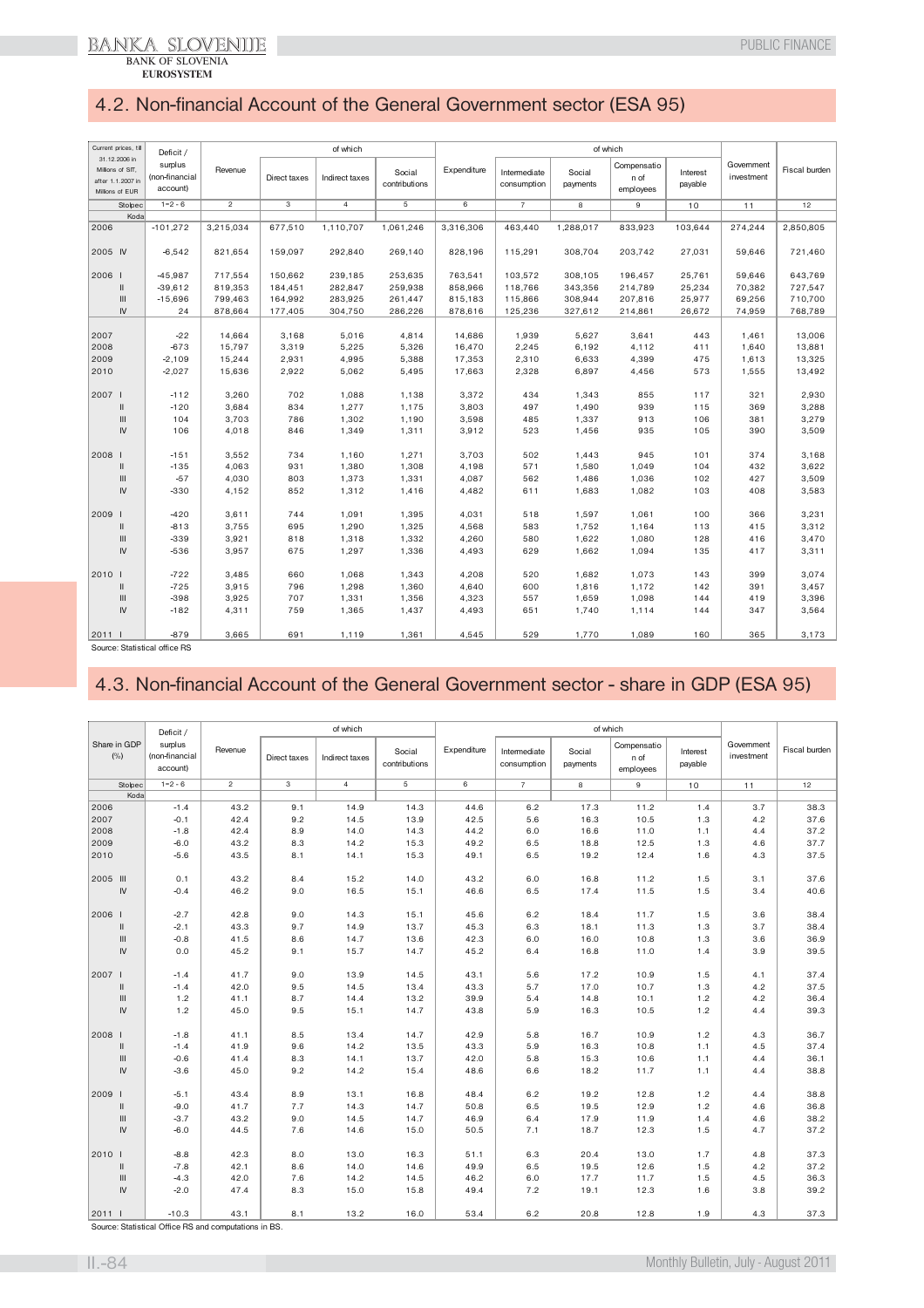## 4.2. Non-financial Account of the General Government sector (ESA 95)

| Current prices, till 31.12.2006 in Millions of SIT, after 1.1.2007 in Millions of EUR | Deficit / surplus (non-financial account) | Revenue | of which | | | Expenditure | of which | | | | Government investment | Fiscal burden |
|---|---|---|---|---|---|---|---|---|---|---|---|---|
| | | | Direct taxes | Indirect taxes | Social contributions | | Intermediate consumption | Social payments | Compensation of employees | Interest payable | | |
| Stolpec | 1=2-6 | 2 | 3 | 4 | 5 | 6 | 7 | 8 | 9 | 10 | 11 | 12 |
| Koda | | | | | | | | | | | | |
| 2006 | -101,272 | 3,215,034 | 677,510 | 1,110,707 | 1,061,246 | 3,316,306 | 463,440 | 1,288,017 | 833,923 | 103,644 | 274,244 | 2,850,805 |
| 2005 IV | -6,542 | 821,654 | 159,097 | 292,840 | 269,140 | 828,196 | 115,291 | 308,704 | 203,742 | 27,031 | 59,646 | 721,460 |
| 2006 I | -45,987 | 717,554 | 150,662 | 239,185 | 253,635 | 763,541 | 103,572 | 308,105 | 196,457 | 25,761 | 59,646 | 643,769 |
| II | -39,612 | 819,353 | 184,451 | 282,847 | 259,938 | 858,966 | 118,766 | 343,356 | 214,789 | 25,234 | 70,382 | 727,547 |
| III | -15,696 | 799,463 | 164,992 | 283,925 | 261,447 | 815,183 | 115,866 | 308,944 | 207,816 | 25,977 | 69,256 | 710,700 |
| IV | 24 | 878,664 | 177,405 | 304,750 | 286,226 | 878,616 | 125,236 | 327,612 | 214,861 | 26,672 | 74,959 | 768,789 |
| 2007 | -22 | 14,664 | 3,168 | 5,016 | 4,814 | 14,686 | 1,939 | 5,627 | 3,641 | 443 | 1,461 | 13,006 |
| 2008 | -673 | 15,797 | 3,319 | 5,225 | 5,326 | 16,470 | 2,245 | 6,192 | 4,112 | 411 | 1,640 | 13,881 |
| 2009 | -2,109 | 15,244 | 2,931 | 4,995 | 5,388 | 17,353 | 2,310 | 6,633 | 4,399 | 475 | 1,613 | 13,325 |
| 2010 | -2,027 | 15,636 | 2,922 | 5,062 | 5,495 | 17,663 | 2,328 | 6,897 | 4,456 | 573 | 1,555 | 13,492 |
| 2007 I | -112 | 3,260 | 702 | 1,088 | 1,138 | 3,372 | 434 | 1,343 | 855 | 117 | 321 | 2,930 |
| II | -120 | 3,684 | 834 | 1,277 | 1,175 | 3,803 | 497 | 1,490 | 939 | 115 | 369 | 3,288 |
| III | 104 | 3,703 | 786 | 1,302 | 1,190 | 3,598 | 485 | 1,337 | 913 | 106 | 381 | 3,279 |
| IV | 106 | 4,018 | 846 | 1,349 | 1,311 | 3,912 | 523 | 1,456 | 935 | 105 | 390 | 3,509 |
| 2008 I | -151 | 3,552 | 734 | 1,160 | 1,271 | 3,703 | 502 | 1,443 | 945 | 101 | 374 | 3,168 |
| II | -135 | 4,063 | 931 | 1,380 | 1,308 | 4,198 | 571 | 1,580 | 1,049 | 104 | 432 | 3,622 |
| III | -57 | 4,030 | 803 | 1,373 | 1,331 | 4,087 | 562 | 1,486 | 1,036 | 102 | 427 | 3,509 |
| IV | -330 | 4,152 | 852 | 1,312 | 1,416 | 4,482 | 611 | 1,683 | 1,082 | 103 | 408 | 3,583 |
| 2009 I | -420 | 3,611 | 744 | 1,091 | 1,395 | 4,031 | 518 | 1,597 | 1,061 | 100 | 366 | 3,231 |
| II | -813 | 3,755 | 695 | 1,290 | 1,325 | 4,568 | 583 | 1,752 | 1,164 | 113 | 415 | 3,312 |
| III | -339 | 3,921 | 818 | 1,318 | 1,332 | 4,260 | 580 | 1,622 | 1,080 | 128 | 416 | 3,470 |
| IV | -536 | 3,957 | 675 | 1,297 | 1,336 | 4,493 | 629 | 1,662 | 1,094 | 135 | 417 | 3,311 |
| 2010 I | -722 | 3,485 | 660 | 1,068 | 1,343 | 4,208 | 520 | 1,682 | 1,073 | 143 | 399 | 3,074 |
| II | -725 | 3,915 | 796 | 1,298 | 1,360 | 4,640 | 600 | 1,816 | 1,172 | 142 | 391 | 3,457 |
| III | -398 | 3,925 | 707 | 1,331 | 1,356 | 4,323 | 557 | 1,659 | 1,098 | 144 | 419 | 3,396 |
| IV | -182 | 4,311 | 759 | 1,365 | 1,437 | 4,493 | 651 | 1,740 | 1,114 | 144 | 347 | 3,564 |
| 2011 I | -879 | 3,665 | 691 | 1,119 | 1,361 | 4,545 | 529 | 1,770 | 1,089 | 160 | 365 | 3,173 |

Source: Statistical office RS

## 4.3. Non-financial Account of the General Government sector - share in GDP (ESA 95)

| Share in GDP (%) | Deficit / surplus (non-financial account) | Revenue | of which | | | Expenditure | of which | | | | Government investment | Fiscal burden |
|---|---|---|---|---|---|---|---|---|---|---|---|---|
| | | | Direct taxes | Indirect taxes | Social contributions | | Intermediate consumption | Social payments | Compensation of employees | Interest payable | | |
| Stolpec | 1=2-6 | 2 | 3 | 4 | 5 | 6 | 7 | 8 | 9 | 10 | 11 | 12 |
| Koda | | | | | | | | | | | | |
| 2006 | -1.4 | 43.2 | 9.1 | 14.9 | 14.3 | 44.6 | 6.2 | 17.3 | 11.2 | 1.4 | 3.7 | 38.3 |
| 2007 | -0.1 | 42.4 | 9.2 | 14.5 | 13.9 | 42.5 | 5.6 | 16.3 | 10.5 | 1.3 | 4.2 | 37.6 |
| 2008 | -1.8 | 42.4 | 8.9 | 14.0 | 14.3 | 44.2 | 6.0 | 16.6 | 11.0 | 1.1 | 4.4 | 37.2 |
| 2009 | -6.0 | 43.2 | 8.3 | 14.2 | 15.3 | 49.2 | 6.5 | 18.8 | 12.5 | 1.3 | 4.6 | 37.7 |
| 2010 | -5.6 | 43.5 | 8.1 | 14.1 | 15.3 | 49.1 | 6.5 | 19.2 | 12.4 | 1.6 | 4.3 | 37.5 |
| 2005 III | 0.1 | 43.2 | 8.4 | 15.2 | 14.0 | 43.2 | 6.0 | 16.8 | 11.2 | 1.5 | 3.1 | 37.6 |
| IV | -0.4 | 46.2 | 9.0 | 16.5 | 15.1 | 46.6 | 6.5 | 17.4 | 11.5 | 1.5 | 3.4 | 40.6 |
| 2006 I | -2.7 | 42.8 | 9.0 | 14.3 | 15.1 | 45.6 | 6.2 | 18.4 | 11.7 | 1.5 | 3.6 | 38.4 |
| II | -2.1 | 43.3 | 9.7 | 14.9 | 13.7 | 45.3 | 6.3 | 18.1 | 11.3 | 1.3 | 3.7 | 38.4 |
| III | -0.8 | 41.5 | 8.6 | 14.7 | 13.6 | 42.3 | 6.0 | 16.0 | 10.8 | 1.3 | 3.6 | 36.9 |
| IV | 0.0 | 45.2 | 9.1 | 15.7 | 14.7 | 45.2 | 6.4 | 16.8 | 11.0 | 1.4 | 3.9 | 39.5 |
| 2007 I | -1.4 | 41.7 | 9.0 | 13.9 | 14.5 | 43.1 | 5.6 | 17.2 | 10.9 | 1.5 | 4.1 | 37.4 |
| II | -1.4 | 42.0 | 9.5 | 14.5 | 13.4 | 43.3 | 5.7 | 17.0 | 10.7 | 1.3 | 4.2 | 37.5 |
| III | 1.2 | 41.1 | 8.7 | 14.4 | 13.2 | 39.9 | 5.4 | 14.8 | 10.1 | 1.2 | 4.2 | 36.4 |
| IV | 1.2 | 45.0 | 9.5 | 15.1 | 14.7 | 43.8 | 5.9 | 16.3 | 10.5 | 1.2 | 4.4 | 39.3 |
| 2008 I | -1.8 | 41.1 | 8.5 | 13.4 | 14.7 | 42.9 | 5.8 | 16.7 | 10.9 | 1.2 | 4.3 | 36.7 |
| II | -1.4 | 41.9 | 9.6 | 14.2 | 13.5 | 43.3 | 5.9 | 16.3 | 10.8 | 1.1 | 4.5 | 37.4 |
| III | -0.6 | 41.4 | 8.3 | 14.1 | 13.7 | 42.0 | 5.8 | 15.3 | 10.6 | 1.1 | 4.4 | 36.1 |
| IV | -3.6 | 45.0 | 9.2 | 14.2 | 15.4 | 48.6 | 6.6 | 18.2 | 11.7 | 1.1 | 4.4 | 38.8 |
| 2009 I | -5.1 | 43.4 | 8.9 | 13.1 | 16.8 | 48.4 | 6.2 | 19.2 | 12.8 | 1.2 | 4.4 | 38.8 |
| II | -9.0 | 41.7 | 7.7 | 14.3 | 14.7 | 50.8 | 6.5 | 19.5 | 12.9 | 1.2 | 4.6 | 36.8 |
| III | -3.7 | 43.2 | 9.0 | 14.5 | 14.7 | 46.9 | 6.4 | 17.9 | 11.9 | 1.4 | 4.6 | 38.2 |
| IV | -6.0 | 44.5 | 7.6 | 14.6 | 15.0 | 50.5 | 7.1 | 18.7 | 12.3 | 1.5 | 4.7 | 37.2 |
| 2010 I | -8.8 | 42.3 | 8.0 | 13.0 | 16.3 | 51.1 | 6.3 | 20.4 | 13.0 | 1.7 | 4.8 | 37.3 |
| II | -7.8 | 42.1 | 8.6 | 14.0 | 14.6 | 49.9 | 6.5 | 19.5 | 12.6 | 1.5 | 4.2 | 37.2 |
| III | -4.3 | 42.0 | 7.6 | 14.2 | 14.5 | 46.2 | 6.0 | 17.7 | 11.7 | 1.5 | 4.5 | 36.3 |
| IV | -2.0 | 47.4 | 8.3 | 15.0 | 15.8 | 49.4 | 7.2 | 19.1 | 12.3 | 1.6 | 3.8 | 39.2 |
| 2011 I | -10.3 | 43.1 | 8.1 | 13.2 | 16.0 | 53.4 | 6.2 | 20.8 | 12.8 | 1.9 | 4.3 | 37.3 |

Source: Statistical Office RS and computations in BS.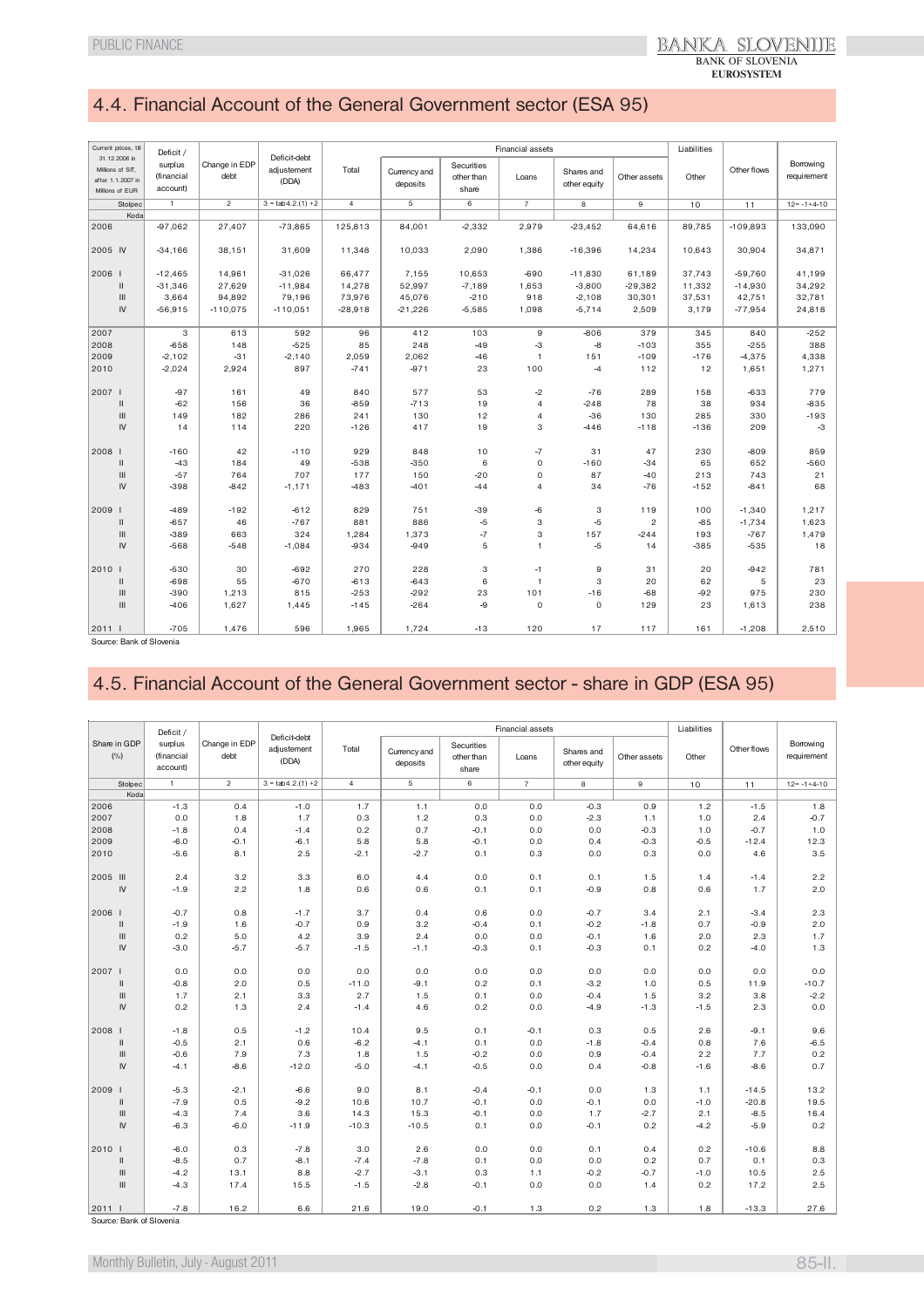## 4.4. Financial Account of the General Government sector (ESA 95)

| Current prices, till 31.12.2006 in Millions of SIT, after 1.1.2007 in Millions of EUR | Deficit / surplus (financial account) | Change in EDP debt | Deficit-debt adjustement (DDA) | Financial assets | | | | | | Liabilities | Other flows | Borrowing requirement |
|---|---|---|---|---|---|---|---|---|---|---|---|---|
| | | | | Total | Currency and deposits | Securities other than share | Loans | Shares and other equity | Other assets | Other | | |
| Stolpec | 1 | 2 | 3 = tab4.2.(1) +2 | 4 | 5 | 6 | 7 | 8 | 9 | 10 | 11 | 12= -1+4-10 |
| Koda | | | | | | | | | | | | |
| 2006 | -97,062 | 27,407 | -73,865 | 125,813 | 84,001 | -2,332 | 2,979 | -23,452 | 64,616 | 89,785 | -109,893 | 133,090 |
| 2005 IV | -34,166 | 38,151 | 31,609 | 11,348 | 10,033 | 2,090 | 1,386 | -16,396 | 14,234 | 10,643 | 30,904 | 34,871 |
| 2006 I | -12,465 | 14,961 | -31,026 | 66,477 | 7,155 | 10,653 | -690 | -11,830 | 61,189 | 37,743 | -59,760 | 41,199 |
| II | -31,346 | 27,629 | -11,984 | 14,278 | 52,997 | -7,189 | 1,653 | -3,800 | -29,382 | 11,332 | -14,930 | 34,292 |
| III | 3,664 | 94,892 | 79,196 | 73,976 | 45,076 | -210 | 918 | -2,108 | 30,301 | 37,531 | 42,751 | 32,781 |
| IV | -56,915 | -110,075 | -110,051 | -28,918 | -21,226 | -5,585 | 1,098 | -5,714 | 2,509 | 3,179 | -77,954 | 24,818 |
| 2007 | 3 | 613 | 592 | 96 | 412 | 103 | 9 | -806 | 379 | 345 | 840 | -252 |
| 2008 | -658 | 148 | -525 | 85 | 248 | -49 | -3 | -8 | -103 | 355 | -255 | 388 |
| 2009 | -2,102 | -31 | -2,140 | 2,059 | 2,062 | -46 | 1 | 151 | -109 | -176 | -4,375 | 4,338 |
| 2010 | -2,024 | 2,924 | 897 | -741 | -971 | 23 | 100 | -4 | 112 | 12 | 1,651 | 1,271 |
| 2007 I | -97 | 161 | 49 | 840 | 577 | 53 | -2 | -76 | 289 | 158 | -633 | 779 |
| II | -62 | 156 | 36 | -859 | -713 | 19 | 4 | -248 | 78 | 38 | 934 | -835 |
| III | 149 | 182 | 286 | 241 | 130 | 12 | 4 | -36 | 130 | 285 | 330 | -193 |
| IV | 14 | 114 | 220 | -126 | 417 | 19 | 3 | -446 | -118 | -136 | 209 | -3 |
| 2008 I | -160 | 42 | -110 | 929 | 848 | 10 | -7 | 31 | 47 | 230 | -809 | 859 |
| II | -43 | 184 | 49 | -538 | -350 | 6 | 0 | -160 | -34 | 65 | 652 | -560 |
| III | -57 | 764 | 707 | 177 | 150 | -20 | 0 | 87 | -40 | 213 | 743 | 21 |
| IV | -398 | -842 | -1,171 | -483 | -401 | -44 | 4 | 34 | -76 | -152 | -841 | 68 |
| 2009 I | -489 | -192 | -612 | 829 | 751 | -39 | -6 | 3 | 119 | 100 | -1,340 | 1,217 |
| II | -657 | 46 | -767 | 881 | 886 | -5 | 3 | -5 | 2 | -85 | -1,734 | 1,623 |
| III | -389 | 663 | 324 | 1,284 | 1,373 | -7 | 3 | 157 | -244 | 193 | -767 | 1,479 |
| IV | -568 | -548 | -1,084 | -934 | -949 | 5 | 1 | -5 | 14 | -385 | -535 | 18 |
| 2010 I | -530 | 30 | -692 | 270 | 228 | 3 | -1 | 9 | 31 | 20 | -942 | 781 |
| II | -698 | 55 | -670 | -613 | -643 | 6 | 1 | 3 | 20 | 62 | 5 | 23 |
| III | -390 | 1,213 | 815 | -253 | -292 | 23 | 101 | -16 | -68 | -92 | 975 | 230 |
| III | -406 | 1,627 | 1,445 | -145 | -264 | -9 | 0 | 0 | 129 | 23 | 1,613 | 238 |
| 2011 I | -705 | 1,476 | 596 | 1,965 | 1,724 | -13 | 120 | 17 | 117 | 161 | -1,208 | 2,510 |

Source: Bank of Slovenia

## 4.5. Financial Account of the General Government sector - share in GDP (ESA 95)

| Share in GDP (%) | Deficit / surplus (financial account) | Change in EDP debt | Deficit-debt adjustement (DDA) | Financial assets | | | | | | Liabilities | Other flows | Borrowing requirement |
|---|---|---|---|---|---|---|---|---|---|---|---|---|
| | | | | Total | Currency and deposits | Securities other than share | Loans | Shares and other equity | Other assets | Other | | |
| Stolpec | 1 | 2 | 3 = tab4.2.(1) +2 | 4 | 5 | 6 | 7 | 8 | 9 | 10 | 11 | 12= -1+4-10 |
| Koda | | | | | | | | | | | | |
| 2006 | -1.3 | 0.4 | -1.0 | 1.7 | 1.1 | 0.0 | 0.0 | -0.3 | 0.9 | 1.2 | -1.5 | 1.8 |
| 2007 | 0.0 | 1.8 | 1.7 | 0.3 | 1.2 | 0.3 | 0.0 | -2.3 | 1.1 | 1.0 | 2.4 | -0.7 |
| 2008 | -1.8 | 0.4 | -1.4 | 0.2 | 0.7 | -0.1 | 0.0 | 0.0 | -0.3 | 1.0 | -0.7 | 1.0 |
| 2009 | -6.0 | -0.1 | -6.1 | 5.8 | 5.8 | -0.1 | 0.0 | 0.4 | -0.3 | -0.5 | -12.4 | 12.3 |
| 2010 | -5.6 | 8.1 | 2.5 | -2.1 | -2.7 | 0.1 | 0.3 | 0.0 | 0.3 | 0.0 | 4.6 | 3.5 |
| 2005 III | 2.4 | 3.2 | 3.3 | 6.0 | 4.4 | 0.0 | 0.1 | 0.1 | 1.5 | 1.4 | -1.4 | 2.2 |
| IV | -1.9 | 2.2 | 1.8 | 0.6 | 0.6 | 0.1 | 0.1 | -0.9 | 0.8 | 0.6 | 1.7 | 2.0 |
| 2006 I | -0.7 | 0.8 | -1.7 | 3.7 | 0.4 | 0.6 | 0.0 | -0.7 | 3.4 | 2.1 | -3.4 | 2.3 |
| II | -1.9 | 1.6 | -0.7 | 0.9 | 3.2 | -0.4 | 0.1 | -0.2 | -1.8 | 0.7 | -0.9 | 2.0 |
| III | 0.2 | 5.0 | 4.2 | 3.9 | 2.4 | 0.0 | 0.0 | -0.1 | 1.6 | 2.0 | 2.3 | 1.7 |
| IV | -3.0 | -5.7 | -5.7 | -1.5 | -1.1 | -0.3 | 0.1 | -0.3 | 0.1 | 0.2 | -4.0 | 1.3 |
| 2007 I | 0.0 | 0.0 | 0.0 | 0.0 | 0.0 | 0.0 | 0.0 | 0.0 | 0.0 | 0.0 | 0.0 | 0.0 |
| II | -0.8 | 2.0 | 0.5 | -11.0 | -9.1 | 0.2 | 0.1 | -3.2 | 1.0 | 0.5 | 11.9 | -10.7 |
| III | 1.7 | 2.1 | 3.3 | 2.7 | 1.5 | 0.1 | 0.0 | -0.4 | 1.5 | 3.2 | 3.8 | -2.2 |
| IV | 0.2 | 1.3 | 2.4 | -1.4 | 4.6 | 0.2 | 0.0 | -4.9 | -1.3 | -1.5 | 2.3 | 0.0 |
| 2008 I | -1.8 | 0.5 | -1.2 | 10.4 | 9.5 | 0.1 | -0.1 | 0.3 | 0.5 | 2.6 | -9.1 | 9.6 |
| II | -0.5 | 2.1 | 0.6 | -6.2 | -4.1 | 0.1 | 0.0 | -1.8 | -0.4 | 0.8 | 7.6 | -6.5 |
| III | -0.6 | 7.9 | 7.3 | 1.8 | 1.5 | -0.2 | 0.0 | 0.9 | -0.4 | 2.2 | 7.7 | 0.2 |
| IV | -4.1 | -8.6 | -12.0 | -5.0 | -4.1 | -0.5 | 0.0 | 0.4 | -0.8 | -1.6 | -8.6 | 0.7 |
| 2009 I | -5.3 | -2.1 | -6.6 | 9.0 | 8.1 | -0.4 | -0.1 | 0.0 | 1.3 | 1.1 | -14.5 | 13.2 |
| II | -7.9 | 0.5 | -9.2 | 10.6 | 10.7 | -0.1 | 0.0 | -0.1 | 0.0 | -1.0 | -20.8 | 19.5 |
| III | -4.3 | 7.4 | 3.6 | 14.3 | 15.3 | -0.1 | 0.0 | 1.7 | -2.7 | 2.1 | -8.5 | 16.4 |
| IV | -6.3 | -6.0 | -11.9 | -10.3 | -10.5 | 0.1 | 0.0 | -0.1 | 0.2 | -4.2 | -5.9 | 0.2 |
| 2010 I | -6.0 | 0.3 | -7.8 | 3.0 | 2.6 | 0.0 | 0.0 | 0.1 | 0.4 | 0.2 | -10.6 | 8.8 |
| II | -8.5 | 0.7 | -8.1 | -7.4 | -7.8 | 0.1 | 0.0 | 0.0 | 0.2 | 0.7 | 0.1 | 0.3 |
| III | -4.2 | 13.1 | 8.8 | -2.7 | -3.1 | 0.3 | 1.1 | -0.2 | -0.7 | -1.0 | 10.5 | 2.5 |
| III | -4.3 | 17.4 | 15.5 | -1.5 | -2.8 | -0.1 | 0.0 | 0.0 | 1.4 | 0.2 | 17.2 | 2.5 |
| 2011 I | -7.8 | 16.2 | 6.6 | 21.6 | 19.0 | -0.1 | 1.3 | 0.2 | 1.3 | 1.8 | -13.3 | 27.6 |

Source: Bank of Slovenia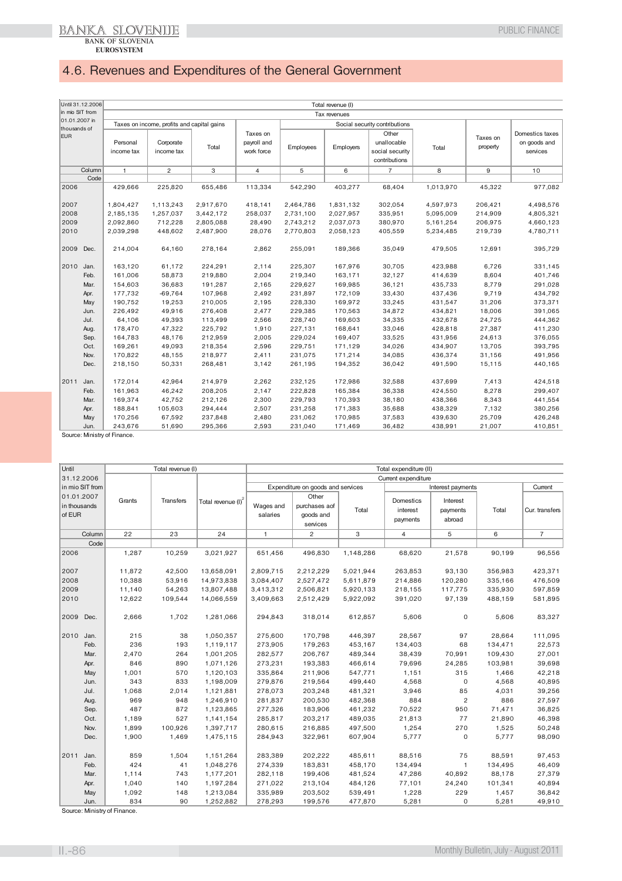## 4.6. Revenues and Expenditures of the General Government

| Until 31.12.2006 in mio SIT from 01.01.2007 in thousands of EUR | | Total revenue (I) | | | | | | | | | |
|---|---|---|---|---|---|---|---|---|---|---|---|
| | | Tax revenues | | | | | | | | | |
| | | Taxes on income, profits and capital gains | | | Taxes on payroll and work force | Social security contributions | | | | Taxes on property | Domestics taxes on goods and services |
| | | Personal income tax | Corporate income tax | Total | | Employees | Employers | Other unallocable social security contributions | Total | | |
| | Column | 1 | 2 | 3 | 4 | 5 | 6 | 7 | 8 | 9 | 10 |
| | Code | | | | | | | | | | |
| 2006 | | 429,666 | 225,820 | 655,486 | 113,334 | 542,290 | 403,277 | 68,404 | 1,013,970 | 45,322 | 977,082 |
| 2007 | | 1,804,427 | 1,113,243 | 2,917,670 | 418,141 | 2,464,786 | 1,831,132 | 302,054 | 4,597,973 | 206,421 | 4,498,576 |
| 2008 | | 2,185,135 | 1,257,037 | 3,442,172 | 258,037 | 2,731,100 | 2,027,957 | 335,951 | 5,095,009 | 214,909 | 4,805,321 |
| 2009 | | 2,092,860 | 712,228 | 2,805,088 | 28,490 | 2,743,212 | 2,037,073 | 380,970 | 5,161,254 | 206,975 | 4,660,123 |
| 2010 | | 2,039,298 | 448,602 | 2,487,900 | 28,076 | 2,770,803 | 2,058,123 | 405,559 | 5,234,485 | 219,739 | 4,780,711 |
| 2009 | Dec. | 214,004 | 64,160 | 278,164 | 2,862 | 255,091 | 189,366 | 35,049 | 479,505 | 12,691 | 395,729 |
| 2010 | Jan. | 163,120 | 61,172 | 224,291 | 2,114 | 225,307 | 167,976 | 30,705 | 423,988 | 6,726 | 331,145 |
| | Feb. | 161,006 | 58,873 | 219,880 | 2,004 | 219,340 | 163,171 | 32,127 | 414,639 | 8,604 | 401,746 |
| | Mar. | 154,603 | 36,683 | 191,287 | 2,165 | 229,627 | 169,985 | 36,121 | 435,733 | 8,779 | 291,028 |
| | Apr. | 177,732 | -69,764 | 107,968 | 2,492 | 231,897 | 172,109 | 33,430 | 437,436 | 9,719 | 434,792 |
| | May | 190,752 | 19,253 | 210,005 | 2,195 | 228,330 | 169,972 | 33,245 | 431,547 | 31,206 | 373,371 |
| | Jun. | 226,492 | 49,916 | 276,408 | 2,477 | 229,385 | 170,563 | 34,872 | 434,821 | 18,006 | 391,065 |
| | Jul. | 64,106 | 49,393 | 113,499 | 2,566 | 228,740 | 169,603 | 34,335 | 432,678 | 24,725 | 444,362 |
| | Aug. | 178,470 | 47,322 | 225,792 | 1,910 | 227,131 | 168,641 | 33,046 | 428,818 | 27,387 | 411,230 |
| | Sep. | 164,783 | 48,176 | 212,959 | 2,005 | 229,024 | 169,407 | 33,525 | 431,956 | 24,613 | 376,055 |
| | Oct. | 169,261 | 49,093 | 218,354 | 2,596 | 229,751 | 171,129 | 34,026 | 434,907 | 13,705 | 393,795 |
| | Nov. | 170,822 | 48,155 | 218,977 | 2,411 | 231,075 | 171,214 | 34,085 | 436,374 | 31,156 | 491,956 |
| | Dec. | 218,150 | 50,331 | 268,481 | 3,142 | 261,195 | 194,352 | 36,042 | 491,590 | 15,115 | 440,165 |
| 2011 | Jan. | 172,014 | 42,964 | 214,979 | 2,262 | 232,125 | 172,986 | 32,588 | 437,699 | 7,413 | 424,518 |
| | Feb. | 161,963 | 46,242 | 208,205 | 2,147 | 222,828 | 165,384 | 36,338 | 424,550 | 8,278 | 299,407 |
| | Mar. | 169,374 | 42,752 | 212,126 | 2,300 | 229,793 | 170,393 | 38,180 | 438,366 | 8,343 | 441,554 |
| | Apr. | 188,841 | 105,603 | 294,444 | 2,507 | 231,258 | 171,383 | 35,688 | 438,329 | 7,132 | 380,256 |
| | May | 170,256 | 67,592 | 237,848 | 2,480 | 231,062 | 170,985 | 37,583 | 439,630 | 25,709 | 426,248 |
| | Jun. | 243,676 | 51,690 | 295,366 | 2,593 | 231,040 | 171,469 | 36,482 | 438,991 | 21,007 | 410,851 |

Source: Ministry of Finance.

| Until 31.12.2006 in mio SIT from 01.01.2007 in thousands of EUR | | Total revenue (I) | | | Total expenditure (II) | | | | | | |
|---|---|---|---|---|---|---|---|---|---|---|---|
| | | | | | Current expenditure | | | | | | |
| | | | | | Expenditure on goods and services | | | Interest payments | | | Current |
| | | Grants | Transfers | Total revenue (I)[2] | Wages and salaries | Other purchases aof goods and services | Total | Domestics interest payments | Interest payments abroad | Total | Cur. transfers |
| | Column | 22 | 23 | 24 | 1 | 2 | 3 | 4 | 5 | 6 | 7 |
| | Code | | | | | | | | | | |
| 2006 | | 1,287 | 10,259 | 3,021,927 | 651,456 | 496,830 | 1,148,286 | 68,620 | 21,578 | 90,199 | 96,556 |
| 2007 | | 11,872 | 42,500 | 13,658,091 | 2,809,715 | 2,212,229 | 5,021,944 | 263,853 | 93,130 | 356,983 | 423,371 |
| 2008 | | 10,388 | 53,916 | 14,973,838 | 3,084,407 | 2,527,472 | 5,611,879 | 214,886 | 120,280 | 335,166 | 476,509 |
| 2009 | | 11,140 | 54,263 | 13,807,488 | 3,413,312 | 2,506,821 | 5,920,133 | 218,155 | 117,775 | 335,930 | 597,859 |
| 2010 | | 12,622 | 109,544 | 14,066,559 | 3,409,663 | 2,512,429 | 5,922,092 | 391,020 | 97,139 | 488,159 | 581,895 |
| 2009 | Dec. | 2,666 | 1,702 | 1,281,066 | 294,843 | 318,014 | 612,857 | 5,606 | 0 | 5,606 | 83,327 |
| 2010 | Jan. | 215 | 38 | 1,050,357 | 275,600 | 170,798 | 446,397 | 28,567 | 97 | 28,664 | 111,095 |
| | Feb. | 236 | 193 | 1,119,117 | 273,905 | 179,263 | 453,167 | 134,403 | 68 | 134,471 | 22,573 |
| | Mar. | 2,470 | 264 | 1,001,205 | 282,577 | 206,767 | 489,344 | 38,439 | 70,991 | 109,430 | 27,001 |
| | Apr. | 846 | 890 | 1,071,126 | 273,231 | 193,383 | 466,614 | 79,696 | 24,285 | 103,981 | 39,698 |
| | May | 1,001 | 570 | 1,120,103 | 335,864 | 211,906 | 547,771 | 1,151 | 315 | 1,466 | 42,218 |
| | Jun. | 343 | 833 | 1,198,009 | 279,876 | 219,564 | 499,440 | 4,568 | 0 | 4,568 | 40,895 |
| | Jul. | 1,068 | 2,014 | 1,121,881 | 278,073 | 203,248 | 481,321 | 3,946 | 85 | 4,031 | 39,256 |
| | Aug. | 969 | 948 | 1,246,910 | 281,837 | 200,530 | 482,368 | 884 | 2 | 886 | 27,597 |
| | Sep. | 487 | 872 | 1,123,865 | 277,326 | 183,906 | 461,232 | 70,522 | 950 | 71,471 | 36,825 |
| | Oct. | 1,189 | 527 | 1,141,154 | 285,817 | 203,217 | 489,035 | 21,813 | 77 | 21,890 | 46,398 |
| | Nov. | 1,899 | 100,926 | 1,397,717 | 280,615 | 216,885 | 497,500 | 1,254 | 270 | 1,525 | 50,248 |
| | Dec. | 1,900 | 1,469 | 1,475,115 | 284,943 | 322,961 | 607,904 | 5,777 | 0 | 5,777 | 98,090 |
| 2011 | Jan. | 859 | 1,504 | 1,151,264 | 283,389 | 202,222 | 485,611 | 88,516 | 75 | 88,591 | 97,453 |
| | Feb. | 424 | 41 | 1,048,276 | 274,339 | 183,831 | 458,170 | 134,494 | 1 | 134,495 | 46,409 |
| | Mar. | 1,114 | 743 | 1,177,201 | 282,118 | 199,406 | 481,524 | 47,286 | 40,892 | 88,178 | 27,379 |
| | Apr. | 1,040 | 140 | 1,197,284 | 271,022 | 213,104 | 484,126 | 77,101 | 24,240 | 101,341 | 40,894 |
| | May | 1,092 | 148 | 1,213,084 | 335,989 | 203,502 | 539,491 | 1,228 | 229 | 1,457 | 36,842 |
| | Jun. | 834 | 90 | 1,252,882 | 278,293 | 199,576 | 477,870 | 5,281 | 0 | 5,281 | 49,910 |

Source: Ministry of Finance.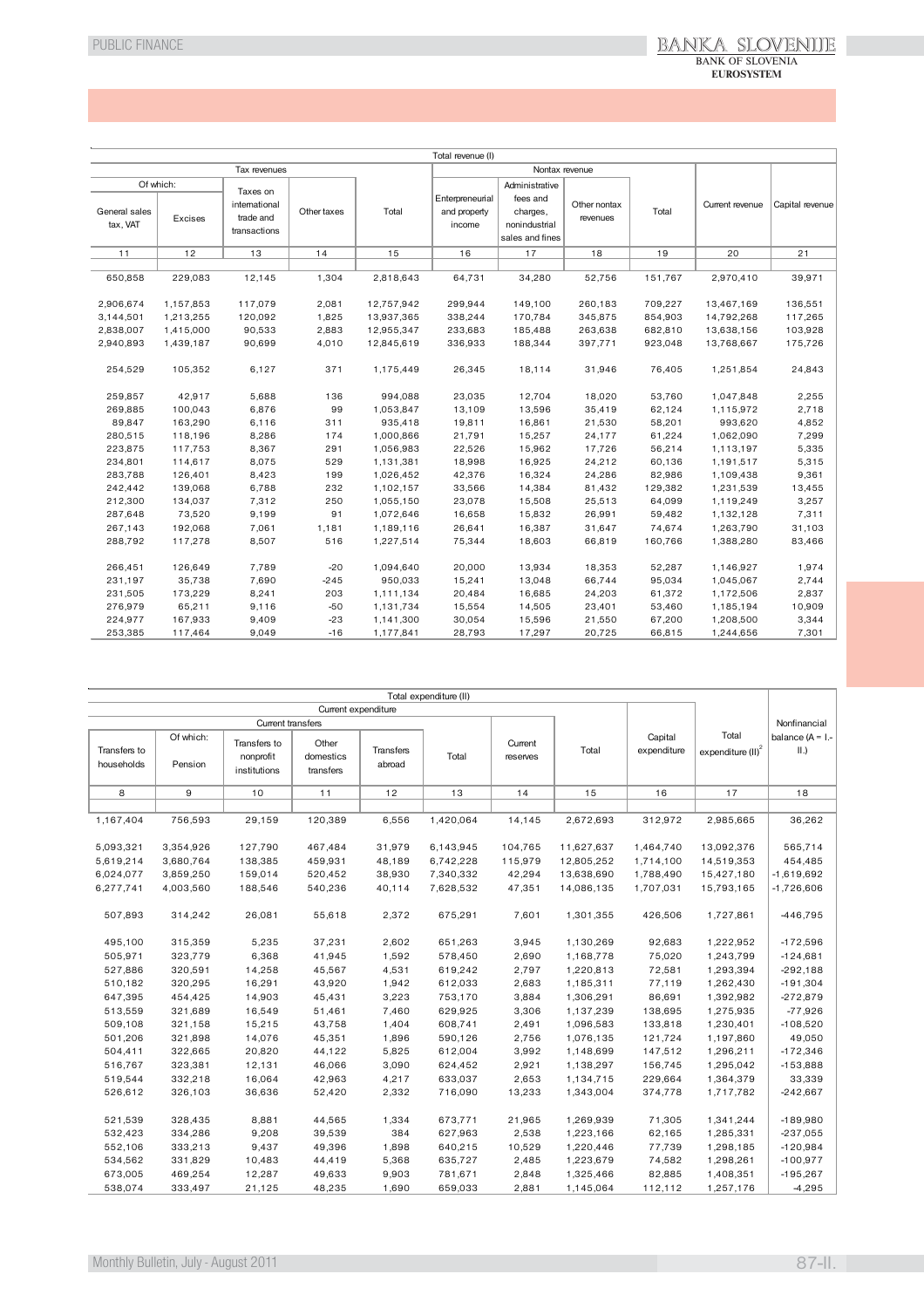| Total revenue (I) | | | | | | | | | | |
|---|---|---|---|---|---|---|---|---|---|---|
| Tax revenues | | | | | Nontax revenue | | | | Current revenue | Capital revenue |
| Of which: | | Taxes on international trade and transactions | Other taxes | Total | Enterpreneurial and property income | Administrative fees and charges, nonindustrial sales and fines | Other nontax revenues | Total | | |
| General sales tax, VAT | Excises | | | | | | | | | |
| 11 | 12 | 13 | 14 | 15 | 16 | 17 | 18 | 19 | 20 | 21 |
| 650,858 | 229,083 | 12,145 | 1,304 | 2,818,643 | 64,731 | 34,280 | 52,756 | 151,767 | 2,970,410 | 39,971 |
| 2,906,674 | 1,157,853 | 117,079 | 2,081 | 12,757,942 | 299,944 | 149,100 | 260,183 | 709,227 | 13,467,169 | 136,551 |
| 3,144,501 | 1,213,255 | 120,092 | 1,825 | 13,937,365 | 338,244 | 170,784 | 345,875 | 854,903 | 14,792,268 | 117,265 |
| 2,838,007 | 1,415,000 | 90,533 | 2,883 | 12,955,347 | 233,683 | 185,488 | 263,638 | 682,810 | 13,638,156 | 103,928 |
| 2,940,893 | 1,439,187 | 90,699 | 4,010 | 12,845,619 | 336,933 | 188,344 | 397,771 | 923,048 | 13,768,667 | 175,726 |
| 254,529 | 105,352 | 6,127 | 371 | 1,175,449 | 26,345 | 18,114 | 31,946 | 76,405 | 1,251,854 | 24,843 |
| 259,857 | 42,917 | 5,688 | 136 | 994,088 | 23,035 | 12,704 | 18,020 | 53,760 | 1,047,848 | 2,255 |
| 269,885 | 100,043 | 6,876 | 99 | 1,053,847 | 13,109 | 13,596 | 35,419 | 62,124 | 1,115,972 | 2,718 |
| 89,847 | 163,290 | 6,116 | 311 | 935,418 | 19,811 | 16,861 | 21,530 | 58,201 | 993,620 | 4,852 |
| 280,515 | 118,196 | 8,286 | 174 | 1,000,866 | 21,791 | 15,257 | 24,177 | 61,224 | 1,062,090 | 7,299 |
| 223,875 | 117,753 | 8,367 | 291 | 1,056,983 | 22,526 | 15,962 | 17,726 | 56,214 | 1,113,197 | 5,335 |
| 234,801 | 114,617 | 8,075 | 529 | 1,131,381 | 18,998 | 16,925 | 24,212 | 60,136 | 1,191,517 | 5,315 |
| 283,788 | 126,401 | 8,423 | 199 | 1,026,452 | 42,376 | 16,324 | 24,286 | 82,986 | 1,109,438 | 9,361 |
| 242,442 | 139,068 | 6,788 | 232 | 1,102,157 | 33,566 | 14,384 | 81,432 | 129,382 | 1,231,539 | 13,455 |
| 212,300 | 134,037 | 7,312 | 250 | 1,055,150 | 23,078 | 15,508 | 25,513 | 64,099 | 1,119,249 | 3,257 |
| 287,648 | 73,520 | 9,199 | 91 | 1,072,646 | 16,658 | 15,832 | 26,991 | 59,482 | 1,132,128 | 7,311 |
| 267,143 | 192,068 | 7,061 | 1,181 | 1,189,116 | 26,641 | 16,387 | 31,647 | 74,674 | 1,263,790 | 31,103 |
| 288,792 | 117,278 | 8,507 | 516 | 1,227,514 | 75,344 | 18,603 | 66,819 | 160,766 | 1,388,280 | 83,466 |
| 266,451 | 126,649 | 7,789 | -20 | 1,094,640 | 20,000 | 13,934 | 18,353 | 52,287 | 1,146,927 | 1,974 |
| 231,197 | 35,738 | 7,690 | -245 | 950,033 | 15,241 | 13,048 | 66,744 | 95,034 | 1,045,067 | 2,744 |
| 231,505 | 173,229 | 8,241 | 203 | 1,111,134 | 20,484 | 16,685 | 24,203 | 61,372 | 1,172,506 | 2,837 |
| 276,979 | 65,211 | 9,116 | -50 | 1,131,734 | 15,554 | 14,505 | 23,401 | 53,460 | 1,185,194 | 10,909 |
| 224,977 | 167,933 | 9,409 | -23 | 1,141,300 | 30,054 | 15,596 | 21,550 | 67,200 | 1,208,500 | 3,344 |
| 253,385 | 117,464 | 9,049 | -16 | 1,177,841 | 28,793 | 17,297 | 20,725 | 66,815 | 1,244,656 | 7,301 |

| Total expenditure (II) | | | | | | | | | | Nonfinancial balance (A = I.-II.) |
|---|---|---|---|---|---|---|---|---|---|---|
| Current expenditure | | | | | | | | Capital expenditure | Total expenditure (II)[2] | |
| Current transfers | | | | | | Current reserves | Total | | | |
| Transfers to households | Of which: Pension | Transfers to nonprofit institutions | Other domestics transfers | Transfers abroad | Total | | | | | |
| 8 | 9 | 10 | 11 | 12 | 13 | 14 | 15 | 16 | 17 | 18 |
| 1,167,404 | 756,593 | 29,159 | 120,389 | 6,556 | 1,420,064 | 14,145 | 2,672,693 | 312,972 | 2,985,665 | 36,262 |
| 5,093,321 | 3,354,926 | 127,790 | 467,484 | 31,979 | 6,143,945 | 104,765 | 11,627,637 | 1,464,740 | 13,092,376 | 565,714 |
| 5,619,214 | 3,680,764 | 138,385 | 459,931 | 48,189 | 6,742,228 | 115,979 | 12,805,252 | 1,714,100 | 14,519,353 | 454,485 |
| 6,024,077 | 3,859,250 | 159,014 | 520,452 | 38,930 | 7,340,332 | 42,294 | 13,638,690 | 1,788,490 | 15,427,180 | -1,619,692 |
| 6,277,741 | 4,003,560 | 188,546 | 540,236 | 40,114 | 7,628,532 | 47,351 | 14,086,135 | 1,707,031 | 15,793,165 | -1,726,606 |
| 507,893 | 314,242 | 26,081 | 55,618 | 2,372 | 675,291 | 7,601 | 1,301,355 | 426,506 | 1,727,861 | -446,795 |
| 495,100 | 315,359 | 5,235 | 37,231 | 2,602 | 651,263 | 3,945 | 1,130,269 | 92,683 | 1,222,952 | -172,596 |
| 505,971 | 323,779 | 6,368 | 41,945 | 1,592 | 578,450 | 2,690 | 1,168,778 | 75,020 | 1,243,799 | -124,681 |
| 527,886 | 320,591 | 14,258 | 45,567 | 4,531 | 619,242 | 2,797 | 1,220,813 | 72,581 | 1,293,394 | -292,188 |
| 510,182 | 320,295 | 16,291 | 43,920 | 1,942 | 612,033 | 2,683 | 1,185,311 | 77,119 | 1,262,430 | -191,304 |
| 647,395 | 454,425 | 14,903 | 45,431 | 3,223 | 753,170 | 3,884 | 1,306,291 | 86,691 | 1,392,982 | -272,879 |
| 513,559 | 321,689 | 16,549 | 51,461 | 7,460 | 629,925 | 3,306 | 1,137,239 | 138,695 | 1,275,935 | -77,926 |
| 509,108 | 321,158 | 15,215 | 43,758 | 1,404 | 608,741 | 2,491 | 1,096,583 | 133,818 | 1,230,401 | -108,520 |
| 501,206 | 321,898 | 14,076 | 45,351 | 1,896 | 590,126 | 2,756 | 1,076,135 | 121,724 | 1,197,860 | 49,050 |
| 504,411 | 322,665 | 20,820 | 44,122 | 5,825 | 612,004 | 3,992 | 1,148,699 | 147,512 | 1,296,211 | -172,346 |
| 516,767 | 323,381 | 12,131 | 46,066 | 3,090 | 624,452 | 2,921 | 1,138,297 | 156,745 | 1,295,042 | -153,888 |
| 519,544 | 332,218 | 16,064 | 42,963 | 4,217 | 633,037 | 2,653 | 1,134,715 | 229,664 | 1,364,379 | 33,339 |
| 526,612 | 326,103 | 36,636 | 52,420 | 2,332 | 716,090 | 13,233 | 1,343,004 | 374,778 | 1,717,782 | -242,667 |
| 521,539 | 328,435 | 8,881 | 44,565 | 1,334 | 673,771 | 21,965 | 1,269,939 | 71,305 | 1,341,244 | -189,980 |
| 532,423 | 334,286 | 9,208 | 39,539 | 384 | 627,963 | 2,538 | 1,223,166 | 62,165 | 1,285,331 | -237,055 |
| 552,106 | 333,213 | 9,437 | 49,396 | 1,898 | 640,215 | 10,529 | 1,220,446 | 77,739 | 1,298,185 | -120,984 |
| 534,562 | 331,829 | 10,483 | 44,419 | 5,368 | 635,727 | 2,485 | 1,223,679 | 74,582 | 1,298,261 | -100,977 |
| 673,005 | 469,254 | 12,287 | 49,633 | 9,903 | 781,671 | 2,848 | 1,325,466 | 82,885 | 1,408,351 | -195,267 |
| 538,074 | 333,497 | 21,125 | 48,235 | 1,690 | 659,033 | 2,881 | 1,145,064 | 112,112 | 1,257,176 | -4,295 |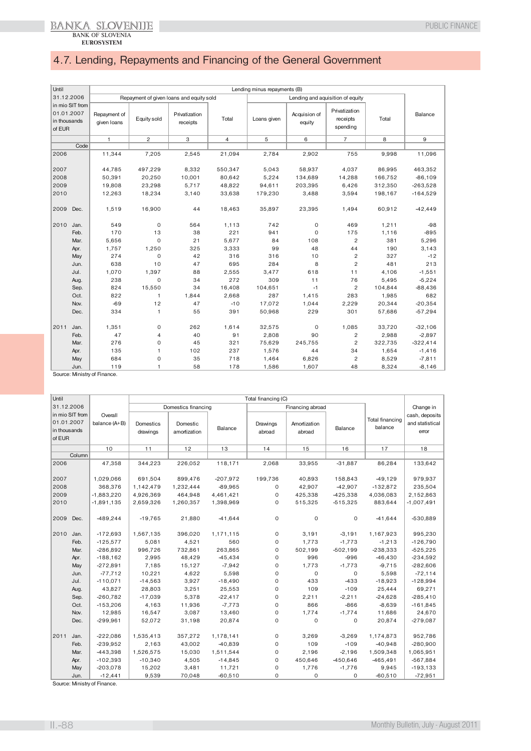# 4.7. Lending, Repayments and Financing of the General Government

| Until 31.12.2006 in mio SIT from 01.01.2007 in thousands of EUR | | Lending minus repayments (B) | | | | | | | | |
|---|---|---|---|---|---|---|---|---|---|---|
| | | Repayment of given loans and equity sold | | | | Lending and aquisition of equity | | | | Balance |
| | | Repayment of given loans | Equity sold | Privatization receipts | Total | Loans given | Acquision of equity | Privatization receipts spending | Total | |
| | Code | 1 | 2 | 3 | 4 | 5 | 6 | 7 | 8 | 9 |
| 2006 | | 11,344 | 7,205 | 2,545 | 21,094 | 2,784 | 2,902 | 755 | 9,998 | 11,096 |
| 2007 | | 44,785 | 497,229 | 8,332 | 550,347 | 5,043 | 58,937 | 4,037 | 86,995 | 463,352 |
| 2008 | | 50,391 | 20,250 | 10,001 | 80,642 | 5,224 | 134,689 | 14,288 | 166,752 | -86,109 |
| 2009 | | 19,808 | 23,298 | 5,717 | 48,822 | 94,611 | 203,395 | 6,426 | 312,350 | -263,528 |
| 2010 | | 12,263 | 18,234 | 3,140 | 33,638 | 179,230 | 3,488 | 3,594 | 198,167 | -164,529 |
| 2009 | Dec. | 1,519 | 16,900 | 44 | 18,463 | 35,897 | 23,395 | 1,494 | 60,912 | -42,449 |
| 2010 | Jan. | 549 | 0 | 564 | 1,113 | 742 | 0 | 469 | 1,211 | -98 |
| | Feb. | 170 | 13 | 38 | 221 | 941 | 0 | 175 | 1,116 | -895 |
| | Mar. | 5,656 | 0 | 21 | 5,677 | 84 | 108 | 2 | 381 | 5,296 |
| | Apr. | 1,757 | 1,250 | 325 | 3,333 | 99 | 48 | 44 | 190 | 3,143 |
| | May | 274 | 0 | 42 | 316 | 316 | 10 | 2 | 327 | -12 |
| | Jun. | 638 | 10 | 47 | 695 | 284 | 8 | 2 | 481 | 213 |
| | Jul. | 1,070 | 1,397 | 88 | 2,555 | 3,477 | 618 | 11 | 4,106 | -1,551 |
| | Aug. | 238 | 0 | 34 | 272 | 309 | 11 | 76 | 5,495 | -5,224 |
| | Sep. | 824 | 15,550 | 34 | 16,408 | 104,651 | -1 | 2 | 104,844 | -88,436 |
| | Oct. | 822 | 1 | 1,844 | 2,668 | 287 | 1,415 | 283 | 1,985 | 682 |
| | Nov. | -69 | 12 | 47 | -10 | 17,072 | 1,044 | 2,229 | 20,344 | -20,354 |
| | Dec. | 334 | 1 | 55 | 391 | 50,968 | 229 | 301 | 57,686 | -57,294 |
| 2011 | Jan. | 1,351 | 0 | 262 | 1,614 | 32,575 | 0 | 1,085 | 33,720 | -32,106 |
| | Feb. | 47 | 4 | 40 | 91 | 2,808 | 90 | 2 | 2,988 | -2,897 |
| | Mar. | 276 | 0 | 45 | 321 | 75,629 | 245,755 | 2 | 322,735 | -322,414 |
| | Apr. | 135 | 1 | 102 | 237 | 1,576 | 44 | 34 | 1,654 | -1,416 |
| | May | 684 | 0 | 35 | 718 | 1,464 | 6,826 | 2 | 8,529 | -7,811 |
| | Jun. | 119 | 1 | 58 | 178 | 1,586 | 1,607 | 48 | 8,324 | -8,146 |

Source: Ministry of Finance.

| Until 31.12.2006 in mio SIT from 01.01.2007 in thousands of EUR | | Overall balance (A+B) | Total financing (C) | | | | | | | Change in cash, deposits and statistical error |
|---|---|---|---|---|---|---|---|---|---|---|
| | | | Domestics financing | | | Financing abroad | | | Total financing balance | |
| | | | Domestics drawings | Domestic amortization | Balance | Drawings abroad | Amortization abroad | Balance | | |
| | Column | 10 | 11 | 12 | 13 | 14 | 15 | 16 | 17 | 18 |
| 2006 | | 47,358 | 344,223 | 226,052 | 118,171 | 2,068 | 33,955 | -31,887 | 86,284 | 133,642 |
| 2007 | | 1,029,066 | 691,504 | 899,476 | -207,972 | 199,736 | 40,893 | 158,843 | -49,129 | 979,937 |
| 2008 | | 368,376 | 1,142,479 | 1,232,444 | -89,965 | 0 | 42,907 | -42,907 | -132,872 | 235,504 |
| 2009 | | -1,883,220 | 4,926,369 | 464,948 | 4,461,421 | 0 | 425,338 | -425,338 | 4,036,083 | 2,152,863 |
| 2010 | | -1,891,135 | 2,659,326 | 1,260,357 | 1,398,969 | 0 | 515,325 | -515,325 | 883,644 | -1,007,491 |
| 2009 | Dec. | -489,244 | -19,765 | 21,880 | -41,644 | 0 | 0 | 0 | -41,644 | -530,889 |
| 2010 | Jan. | -172,693 | 1,567,135 | 396,020 | 1,171,115 | 0 | 3,191 | -3,191 | 1,167,923 | 995,230 |
| | Feb. | -125,577 | 5,081 | 4,521 | 560 | 0 | 1,773 | -1,773 | -1,213 | -126,790 |
| | Mar. | -286,892 | 996,726 | 732,861 | 263,865 | 0 | 502,199 | -502,199 | -238,333 | -525,225 |
| | Apr. | -188,162 | 2,995 | 48,429 | -45,434 | 0 | 996 | -996 | -46,430 | -234,592 |
| | May | -272,891 | 7,185 | 15,127 | -7,942 | 0 | 1,773 | -1,773 | -9,715 | -282,606 |
| | Jun. | -77,712 | 10,221 | 4,622 | 5,598 | 0 | 0 | 0 | 5,598 | -72,114 |
| | Jul. | -110,071 | -14,563 | 3,927 | -18,490 | 0 | 433 | -433 | -18,923 | -128,994 |
| | Aug. | 43,827 | 28,803 | 3,251 | 25,553 | 0 | 109 | -109 | 25,444 | 69,271 |
| | Sep. | -260,782 | -17,039 | 5,378 | -22,417 | 0 | 2,211 | -2,211 | -24,628 | -285,410 |
| | Oct. | -153,206 | 4,163 | 11,936 | -7,773 | 0 | 866 | -866 | -8,639 | -161,845 |
| | Nov. | 12,985 | 16,547 | 3,087 | 13,460 | 0 | 1,774 | -1,774 | 11,686 | 24,670 |
| | Dec. | -299,961 | 52,072 | 31,198 | 20,874 | 0 | 0 | 0 | 20,874 | -279,087 |
| 2011 | Jan. | -222,086 | 1,535,413 | 357,272 | 1,178,141 | 0 | 3,269 | -3,269 | 1,174,873 | 952,786 |
| | Feb. | -239,952 | 2,163 | 43,002 | -40,839 | 0 | 109 | -109 | -40,948 | -280,900 |
| | Mar. | -443,398 | 1,526,575 | 15,030 | 1,511,544 | 0 | 2,196 | -2,196 | 1,509,348 | 1,065,951 |
| | Apr. | -102,393 | -10,340 | 4,505 | -14,845 | 0 | 450,646 | -450,646 | -465,491 | -567,884 |
| | May | -203,078 | 15,202 | 3,481 | 11,721 | 0 | 1,776 | -1,776 | 9,945 | -193,133 |
| | Jun. | -12,441 | 9,539 | 70,048 | -60,510 | 0 | 0 | 0 | -60,510 | -72,951 |

Source: Ministry of Finance.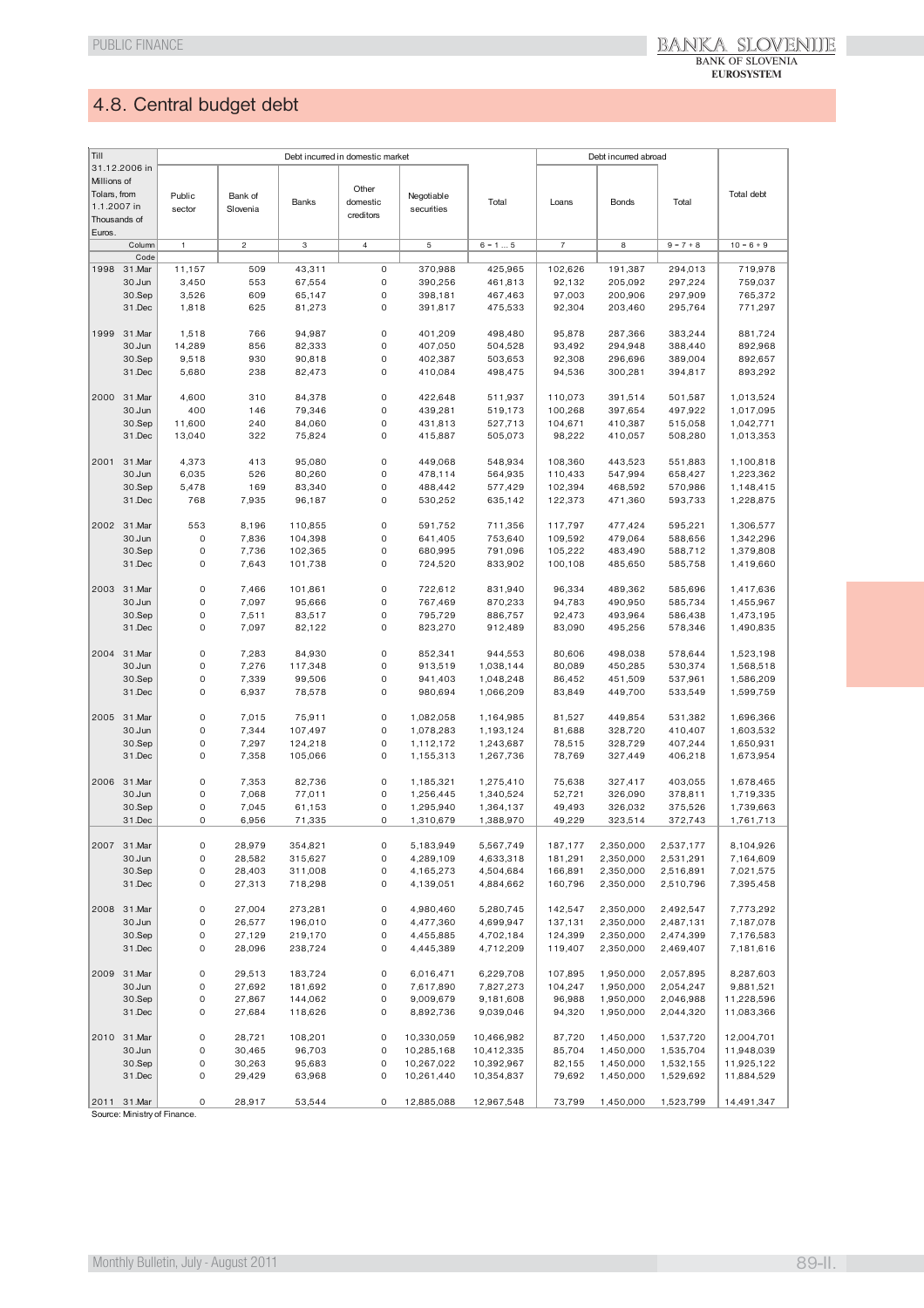## 4.8. Central budget debt

| Till 31.12.2006 in Millions of Tolars, from 1.1.2007 in Thousands of Euros. | | Debt incurred in domestic market | | | | | | Debt incurred abroad | | | Total debt |
|---|---|---|---|---|---|---|---|---|---|---|---|
| | | Public sector | Bank of Slovenia | Banks | Other domestic creditors | Negotiable securities | Total | Loans | Bonds | Total | |
| | Column | 1 | 2 | 3 | 4 | 5 | 6 = 1 ... 5 | 7 | 8 | 9 = 7 + 8 | 10 = 6 + 9 |
| | Code | | | | | | | | | | |
| 1998 | 31.Mar | 11,157 | 509 | 43,311 | 0 | 370,988 | 425,965 | 102,626 | 191,387 | 294,013 | 719,978 |
| | 30.Jun | 3,450 | 553 | 67,554 | 0 | 390,256 | 461,813 | 92,132 | 205,092 | 297,224 | 759,037 |
| | 30.Sep | 3,526 | 609 | 65,147 | 0 | 398,181 | 467,463 | 97,003 | 200,906 | 297,909 | 765,372 |
| | 31.Dec | 1,818 | 625 | 81,273 | 0 | 391,817 | 475,533 | 92,304 | 203,460 | 295,764 | 771,297 |
| 1999 | 31.Mar | 1,518 | 766 | 94,987 | 0 | 401,209 | 498,480 | 95,878 | 287,366 | 383,244 | 881,724 |
| | 30.Jun | 14,289 | 856 | 82,333 | 0 | 407,050 | 504,528 | 93,492 | 294,948 | 388,440 | 892,968 |
| | 30.Sep | 9,518 | 930 | 90,818 | 0 | 402,387 | 503,653 | 92,308 | 296,696 | 389,004 | 892,657 |
| | 31.Dec | 5,680 | 238 | 82,473 | 0 | 410,084 | 498,475 | 94,536 | 300,281 | 394,817 | 893,292 |
| 2000 | 31.Mar | 4,600 | 310 | 84,378 | 0 | 422,648 | 511,937 | 110,073 | 391,514 | 501,587 | 1,013,524 |
| | 30.Jun | 400 | 146 | 79,346 | 0 | 439,281 | 519,173 | 100,268 | 397,654 | 497,922 | 1,017,095 |
| | 30.Sep | 11,600 | 240 | 84,060 | 0 | 431,813 | 527,713 | 104,671 | 410,387 | 515,058 | 1,042,771 |
| | 31.Dec | 13,040 | 322 | 75,824 | 0 | 415,887 | 505,073 | 98,222 | 410,057 | 508,280 | 1,013,353 |
| 2001 | 31.Mar | 4,373 | 413 | 95,080 | 0 | 449,068 | 548,934 | 108,360 | 443,523 | 551,883 | 1,100,818 |
| | 30.Jun | 6,035 | 526 | 80,260 | 0 | 478,114 | 564,935 | 110,433 | 547,994 | 658,427 | 1,223,362 |
| | 30.Sep | 5,478 | 169 | 83,340 | 0 | 488,442 | 577,429 | 102,394 | 468,592 | 570,986 | 1,148,415 |
| | 31.Dec | 768 | 7,935 | 96,187 | 0 | 530,252 | 635,142 | 122,373 | 471,360 | 593,733 | 1,228,875 |
| 2002 | 31.Mar | 553 | 8,196 | 110,855 | 0 | 591,752 | 711,356 | 117,797 | 477,424 | 595,221 | 1,306,577 |
| | 30.Jun | 0 | 7,836 | 104,398 | 0 | 641,405 | 753,640 | 109,592 | 479,064 | 588,656 | 1,342,296 |
| | 30.Sep | 0 | 7,736 | 102,365 | 0 | 680,995 | 791,096 | 105,222 | 483,490 | 588,712 | 1,379,808 |
| | 31.Dec | 0 | 7,643 | 101,738 | 0 | 724,520 | 833,902 | 100,108 | 485,650 | 585,758 | 1,419,660 |
| 2003 | 31.Mar | 0 | 7,466 | 101,861 | 0 | 722,612 | 831,940 | 96,334 | 489,362 | 585,696 | 1,417,636 |
| | 30.Jun | 0 | 7,097 | 95,666 | 0 | 767,469 | 870,233 | 94,783 | 490,950 | 585,734 | 1,455,967 |
| | 30.Sep | 0 | 7,511 | 83,517 | 0 | 795,729 | 886,757 | 92,473 | 493,964 | 586,438 | 1,473,195 |
| | 31.Dec | 0 | 7,097 | 82,122 | 0 | 823,270 | 912,489 | 83,090 | 495,256 | 578,346 | 1,490,835 |
| 2004 | 31.Mar | 0 | 7,283 | 84,930 | 0 | 852,341 | 944,553 | 80,606 | 498,038 | 578,644 | 1,523,198 |
| | 30.Jun | 0 | 7,276 | 117,348 | 0 | 913,519 | 1,038,144 | 80,089 | 450,285 | 530,374 | 1,568,518 |
| | 30.Sep | 0 | 7,339 | 99,506 | 0 | 941,403 | 1,048,248 | 86,452 | 451,509 | 537,961 | 1,586,209 |
| | 31.Dec | 0 | 6,937 | 78,578 | 0 | 980,694 | 1,066,209 | 83,849 | 449,700 | 533,549 | 1,599,759 |
| 2005 | 31.Mar | 0 | 7,015 | 75,911 | 0 | 1,082,058 | 1,164,985 | 81,527 | 449,854 | 531,382 | 1,696,366 |
| | 30.Jun | 0 | 7,344 | 107,497 | 0 | 1,078,283 | 1,193,124 | 81,688 | 328,720 | 410,407 | 1,603,532 |
| | 30.Sep | 0 | 7,297 | 124,218 | 0 | 1,112,172 | 1,243,687 | 78,515 | 328,729 | 407,244 | 1,650,931 |
| | 31.Dec | 0 | 7,358 | 105,066 | 0 | 1,155,313 | 1,267,736 | 78,769 | 327,449 | 406,218 | 1,673,954 |
| 2006 | 31.Mar | 0 | 7,353 | 82,736 | 0 | 1,185,321 | 1,275,410 | 75,638 | 327,417 | 403,055 | 1,678,465 |
| | 30.Jun | 0 | 7,068 | 77,011 | 0 | 1,256,445 | 1,340,524 | 52,721 | 326,090 | 378,811 | 1,719,335 |
| | 30.Sep | 0 | 7,045 | 61,153 | 0 | 1,295,940 | 1,364,137 | 49,493 | 326,032 | 375,526 | 1,739,663 |
| | 31.Dec | 0 | 6,956 | 71,335 | 0 | 1,310,679 | 1,388,970 | 49,229 | 323,514 | 372,743 | 1,761,713 |
| 2007 | 31.Mar | 0 | 28,979 | 354,821 | 0 | 5,183,949 | 5,567,749 | 187,177 | 2,350,000 | 2,537,177 | 8,104,926 |
| | 30.Jun | 0 | 28,582 | 315,627 | 0 | 4,289,109 | 4,633,318 | 181,291 | 2,350,000 | 2,531,291 | 7,164,609 |
| | 30.Sep | 0 | 28,403 | 311,008 | 0 | 4,165,273 | 4,504,684 | 166,891 | 2,350,000 | 2,516,891 | 7,021,575 |
| | 31.Dec | 0 | 27,313 | 718,298 | 0 | 4,139,051 | 4,884,662 | 160,796 | 2,350,000 | 2,510,796 | 7,395,458 |
| 2008 | 31.Mar | 0 | 27,004 | 273,281 | 0 | 4,980,460 | 5,280,745 | 142,547 | 2,350,000 | 2,492,547 | 7,773,292 |
| | 30.Jun | 0 | 26,577 | 196,010 | 0 | 4,477,360 | 4,699,947 | 137,131 | 2,350,000 | 2,487,131 | 7,187,078 |
| | 30.Sep | 0 | 27,129 | 219,170 | 0 | 4,455,885 | 4,702,184 | 124,399 | 2,350,000 | 2,474,399 | 7,176,583 |
| | 31.Dec | 0 | 28,096 | 238,724 | 0 | 4,445,389 | 4,712,209 | 119,407 | 2,350,000 | 2,469,407 | 7,181,616 |
| 2009 | 31.Mar | 0 | 29,513 | 183,724 | 0 | 6,016,471 | 6,229,708 | 107,895 | 1,950,000 | 2,057,895 | 8,287,603 |
| | 30.Jun | 0 | 27,692 | 181,692 | 0 | 7,617,890 | 7,827,273 | 104,247 | 1,950,000 | 2,054,247 | 9,881,521 |
| | 30.Sep | 0 | 27,867 | 144,062 | 0 | 9,009,679 | 9,181,608 | 96,988 | 1,950,000 | 2,046,988 | 11,228,596 |
| | 31.Dec | 0 | 27,684 | 118,626 | 0 | 8,892,736 | 9,039,046 | 94,320 | 1,950,000 | 2,044,320 | 11,083,366 |
| 2010 | 31.Mar | 0 | 28,721 | 108,201 | 0 | 10,330,059 | 10,466,982 | 87,720 | 1,450,000 | 1,537,720 | 12,004,701 |
| | 30.Jun | 0 | 30,465 | 96,703 | 0 | 10,285,168 | 10,412,335 | 85,704 | 1,450,000 | 1,535,704 | 11,948,039 |
| | 30.Sep | 0 | 30,263 | 95,683 | 0 | 10,267,022 | 10,392,967 | 82,155 | 1,450,000 | 1,532,155 | 11,925,122 |
| | 31.Dec | 0 | 29,429 | 63,968 | 0 | 10,261,440 | 10,354,837 | 79,692 | 1,450,000 | 1,529,692 | 11,884,529 |
| 2011 | 31.Mar | 0 | 28,917 | 53,544 | 0 | 12,885,088 | 12,967,548 | 73,799 | 1,450,000 | 1,523,799 | 14,491,347 |

Source: Ministry of Finance.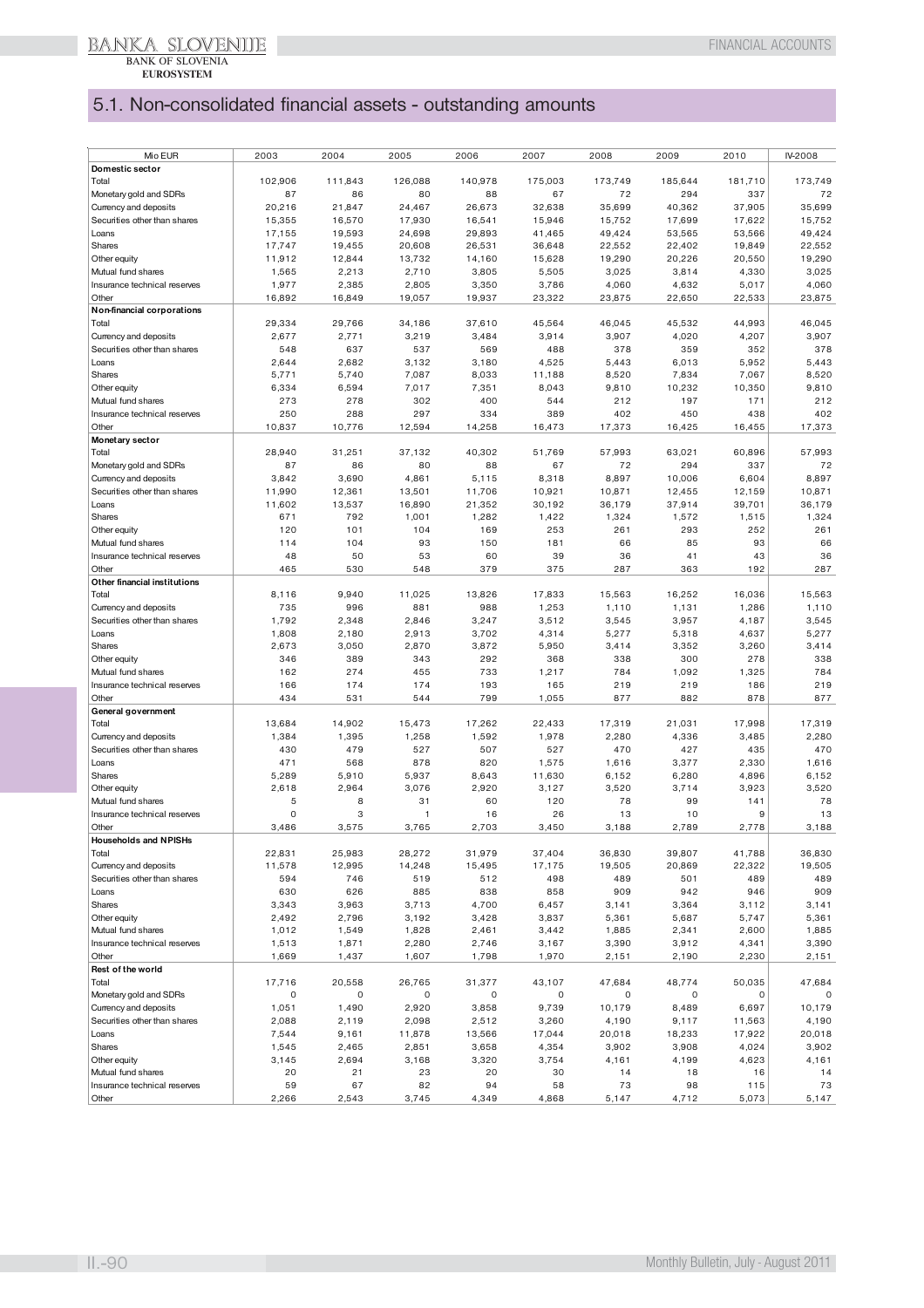# 5.1. Non-consolidated financial assets - outstanding amounts

| Mio EUR | 2003 | 2004 | 2005 | 2006 | 2007 | 2008 | 2009 | 2010 | IV-2008 |
|---|---|---|---|---|---|---|---|---|---|
| **Domestic sector** | | | | | | | | | |
| Total | 102,906 | 111,843 | 126,088 | 140,978 | 175,003 | 173,749 | 185,644 | 181,710 | 173,749 |
| Monetary gold and SDRs | 87 | 86 | 80 | 88 | 67 | 72 | 294 | 337 | 72 |
| Currency and deposits | 20,216 | 21,847 | 24,467 | 26,673 | 32,638 | 35,699 | 40,362 | 37,905 | 35,699 |
| Securities other than shares | 15,355 | 16,570 | 17,930 | 16,541 | 15,946 | 15,752 | 17,699 | 17,622 | 15,752 |
| Loans | 17,155 | 19,593 | 24,698 | 29,893 | 41,465 | 49,424 | 53,565 | 53,566 | 49,424 |
| Shares | 17,747 | 19,455 | 20,608 | 26,531 | 36,648 | 22,552 | 22,402 | 19,849 | 22,552 |
| Other equity | 11,912 | 12,844 | 13,732 | 14,160 | 15,628 | 19,290 | 20,226 | 20,550 | 19,290 |
| Mutual fund shares | 1,565 | 2,213 | 2,710 | 3,805 | 5,505 | 3,025 | 3,814 | 4,330 | 3,025 |
| Insurance technical reserves | 1,977 | 2,385 | 2,805 | 3,350 | 3,786 | 4,060 | 4,632 | 5,017 | 4,060 |
| Other | 16,892 | 16,849 | 19,057 | 19,937 | 23,322 | 23,875 | 22,650 | 22,533 | 23,875 |
| **Non-financial corporations** | | | | | | | | | |
| Total | 29,334 | 29,766 | 34,186 | 37,610 | 45,564 | 46,045 | 45,532 | 44,993 | 46,045 |
| Currency and deposits | 2,677 | 2,771 | 3,219 | 3,484 | 3,914 | 3,907 | 4,020 | 4,207 | 3,907 |
| Securities other than shares | 548 | 637 | 537 | 569 | 488 | 378 | 359 | 352 | 378 |
| Loans | 2,644 | 2,682 | 3,132 | 3,180 | 4,525 | 5,443 | 6,013 | 5,952 | 5,443 |
| Shares | 5,771 | 5,740 | 7,087 | 8,033 | 11,188 | 8,520 | 7,834 | 7,067 | 8,520 |
| Other equity | 6,334 | 6,594 | 7,017 | 7,351 | 8,043 | 9,810 | 10,232 | 10,350 | 9,810 |
| Mutual fund shares | 273 | 278 | 302 | 400 | 544 | 212 | 197 | 171 | 212 |
| Insurance technical reserves | 250 | 288 | 297 | 334 | 389 | 402 | 450 | 438 | 402 |
| Other | 10,837 | 10,776 | 12,594 | 14,258 | 16,473 | 17,373 | 16,425 | 16,455 | 17,373 |
| **Monetary sector** | | | | | | | | | |
| Total | 28,940 | 31,251 | 37,132 | 40,302 | 51,769 | 57,993 | 63,021 | 60,896 | 57,993 |
| Monetary gold and SDRs | 87 | 86 | 80 | 88 | 67 | 72 | 294 | 337 | 72 |
| Currency and deposits | 3,842 | 3,690 | 4,861 | 5,115 | 8,318 | 8,897 | 10,006 | 6,604 | 8,897 |
| Securities other than shares | 11,990 | 12,361 | 13,501 | 11,706 | 10,921 | 10,871 | 12,455 | 12,159 | 10,871 |
| Loans | 11,602 | 13,537 | 16,890 | 21,352 | 30,192 | 36,179 | 37,914 | 39,701 | 36,179 |
| Shares | 671 | 792 | 1,001 | 1,282 | 1,422 | 1,324 | 1,572 | 1,515 | 1,324 |
| Other equity | 120 | 101 | 104 | 169 | 253 | 261 | 293 | 252 | 261 |
| Mutual fund shares | 114 | 104 | 93 | 150 | 181 | 66 | 85 | 93 | 66 |
| Insurance technical reserves | 48 | 50 | 53 | 60 | 39 | 36 | 41 | 43 | 36 |
| Other | 465 | 530 | 548 | 379 | 375 | 287 | 363 | 192 | 287 |
| **Other financial institutions** | | | | | | | | | |
| Total | 8,116 | 9,940 | 11,025 | 13,826 | 17,833 | 15,563 | 16,252 | 16,036 | 15,563 |
| Currency and deposits | 735 | 996 | 881 | 988 | 1,253 | 1,110 | 1,131 | 1,286 | 1,110 |
| Securities other than shares | 1,792 | 2,348 | 2,846 | 3,247 | 3,512 | 3,545 | 3,957 | 4,187 | 3,545 |
| Loans | 1,808 | 2,180 | 2,913 | 3,702 | 4,314 | 5,277 | 5,318 | 4,637 | 5,277 |
| Shares | 2,673 | 3,050 | 2,870 | 3,872 | 5,950 | 3,414 | 3,352 | 3,260 | 3,414 |
| Other equity | 346 | 389 | 343 | 292 | 368 | 338 | 300 | 278 | 338 |
| Mutual fund shares | 162 | 274 | 455 | 733 | 1,217 | 784 | 1,092 | 1,325 | 784 |
| Insurance technical reserves | 166 | 174 | 174 | 193 | 165 | 219 | 219 | 186 | 219 |
| Other | 434 | 531 | 544 | 799 | 1,055 | 877 | 882 | 878 | 877 |
| **General government** | | | | | | | | | |
| Total | 13,684 | 14,902 | 15,473 | 17,262 | 22,433 | 17,319 | 21,031 | 17,998 | 17,319 |
| Currency and deposits | 1,384 | 1,395 | 1,258 | 1,592 | 1,978 | 2,280 | 4,336 | 3,485 | 2,280 |
| Securities other than shares | 430 | 479 | 527 | 507 | 527 | 470 | 427 | 435 | 470 |
| Loans | 471 | 568 | 878 | 820 | 1,575 | 1,616 | 3,377 | 2,330 | 1,616 |
| Shares | 5,289 | 5,910 | 5,937 | 8,643 | 11,630 | 6,152 | 6,280 | 4,896 | 6,152 |
| Other equity | 2,618 | 2,964 | 3,076 | 2,920 | 3,127 | 3,520 | 3,714 | 3,923 | 3,520 |
| Mutual fund shares | 5 | 8 | 31 | 60 | 120 | 78 | 99 | 141 | 78 |
| Insurance technical reserves | 0 | 3 | 1 | 16 | 26 | 13 | 10 | 9 | 13 |
| Other | 3,486 | 3,575 | 3,765 | 2,703 | 3,450 | 3,188 | 2,789 | 2,778 | 3,188 |
| **Households and NPISHs** | | | | | | | | | |
| Total | 22,831 | 25,983 | 28,272 | 31,979 | 37,404 | 36,830 | 39,807 | 41,788 | 36,830 |
| Currency and deposits | 11,578 | 12,995 | 14,248 | 15,495 | 17,175 | 19,505 | 20,869 | 22,322 | 19,505 |
| Securities other than shares | 594 | 746 | 519 | 512 | 498 | 489 | 501 | 489 | 489 |
| Loans | 630 | 626 | 885 | 838 | 858 | 909 | 942 | 946 | 909 |
| Shares | 3,343 | 3,963 | 3,713 | 4,700 | 6,457 | 3,141 | 3,364 | 3,112 | 3,141 |
| Other equity | 2,492 | 2,796 | 3,192 | 3,428 | 3,837 | 5,361 | 5,687 | 5,747 | 5,361 |
| Mutual fund shares | 1,012 | 1,549 | 1,828 | 2,461 | 3,442 | 1,885 | 2,341 | 2,600 | 1,885 |
| Insurance technical reserves | 1,513 | 1,871 | 2,280 | 2,746 | 3,167 | 3,390 | 3,912 | 4,341 | 3,390 |
| Other | 1,669 | 1,437 | 1,607 | 1,798 | 1,970 | 2,151 | 2,190 | 2,230 | 2,151 |
| **Rest of the world** | | | | | | | | | |
| Total | 17,716 | 20,558 | 26,765 | 31,377 | 43,107 | 47,684 | 48,774 | 50,035 | 47,684 |
| Monetary gold and SDRs | 0 | 0 | 0 | 0 | 0 | 0 | 0 | 0 | 0 |
| Currency and deposits | 1,051 | 1,490 | 2,920 | 3,858 | 9,739 | 10,179 | 8,489 | 6,697 | 10,179 |
| Securities other than shares | 2,088 | 2,119 | 2,098 | 2,512 | 3,260 | 4,190 | 9,117 | 11,563 | 4,190 |
| Loans | 7,544 | 9,161 | 11,878 | 13,566 | 17,044 | 20,018 | 18,233 | 17,922 | 20,018 |
| Shares | 1,545 | 2,465 | 2,851 | 3,658 | 4,354 | 3,902 | 3,908 | 4,024 | 3,902 |
| Other equity | 3,145 | 2,694 | 3,168 | 3,320 | 3,754 | 4,161 | 4,199 | 4,623 | 4,161 |
| Mutual fund shares | 20 | 21 | 23 | 20 | 30 | 14 | 18 | 16 | 14 |
| Insurance technical reserves | 59 | 67 | 82 | 94 | 58 | 73 | 98 | 115 | 73 |
| Other | 2,266 | 2,543 | 3,745 | 4,349 | 4,868 | 5,147 | 4,712 | 5,073 | 5,147 |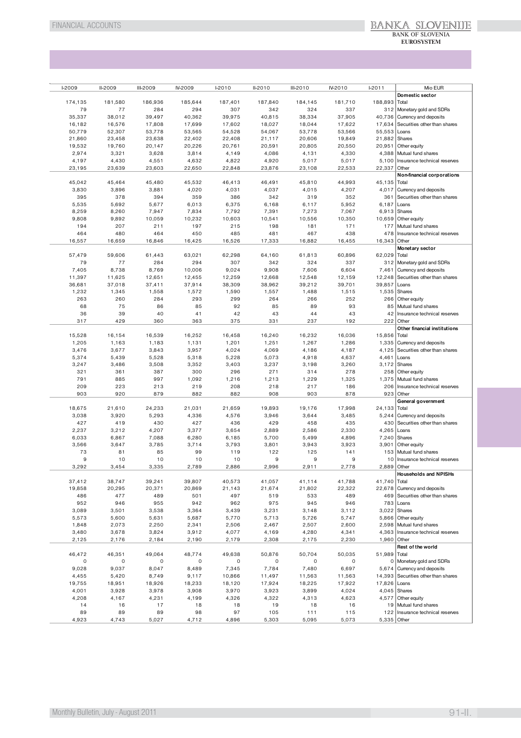| I-2009 | II-2009 | III-2009 | IV-2009 | I-2010 | II-2010 | III-2010 | IV-2010 | I-2011 | Mio EUR |
|---|---|---|---|---|---|---|---|---|---|
| | | | | | | | | | **Domestic sector** |
| 174,135 | 181,580 | 186,936 | 185,644 | 187,401 | 187,840 | 184,145 | 181,710 | 188,893 | Total |
| 79 | 77 | 284 | 294 | 307 | 342 | 324 | 337 | 312 | Monetary gold and SDRs |
| 35,337 | 38,012 | 39,497 | 40,362 | 39,975 | 40,815 | 38,334 | 37,905 | 40,736 | Currency and deposits |
| 16,182 | 16,576 | 17,808 | 17,699 | 17,602 | 18,027 | 18,044 | 17,622 | 17,634 | Securities other than shares |
| 50,779 | 52,307 | 53,778 | 53,565 | 54,528 | 54,067 | 53,778 | 53,566 | 55,553 | Loans |
| 21,860 | 23,458 | 23,638 | 22,402 | 22,408 | 21,117 | 20,606 | 19,849 | 21,882 | Shares |
| 19,532 | 19,760 | 20,147 | 20,226 | 20,761 | 20,591 | 20,805 | 20,550 | 20,951 | Other equity |
| 2,974 | 3,321 | 3,628 | 3,814 | 4,149 | 4,086 | 4,131 | 4,330 | 4,388 | Mutual fund shares |
| 4,197 | 4,430 | 4,551 | 4,632 | 4,822 | 4,920 | 5,017 | 5,017 | 5,100 | Insurance technical reserves |
| 23,195 | 23,639 | 23,603 | 22,650 | 22,848 | 23,876 | 23,108 | 22,533 | 22,337 | Other |
| | | | | | | | | | **Non-financial corporations** |
| 45,042 | 45,464 | 45,480 | 45,532 | 46,413 | 46,491 | 45,810 | 44,993 | 45,135 | Total |
| 3,830 | 3,896 | 3,881 | 4,020 | 4,031 | 4,037 | 4,015 | 4,207 | 4,017 | Currency and deposits |
| 395 | 378 | 394 | 359 | 386 | 342 | 319 | 352 | 361 | Securities other than shares |
| 5,535 | 5,692 | 5,677 | 6,013 | 6,375 | 6,168 | 6,117 | 5,952 | 6,187 | Loans |
| 8,259 | 8,260 | 7,947 | 7,834 | 7,792 | 7,391 | 7,273 | 7,067 | 6,913 | Shares |
| 9,808 | 9,892 | 10,059 | 10,232 | 10,603 | 10,541 | 10,556 | 10,350 | 10,659 | Other equity |
| 194 | 207 | 211 | 197 | 215 | 198 | 181 | 171 | 177 | Mutual fund shares |
| 464 | 480 | 464 | 450 | 485 | 481 | 467 | 438 | 478 | Insurance technical reserves |
| 16,557 | 16,659 | 16,846 | 16,425 | 16,526 | 17,333 | 16,882 | 16,455 | 16,343 | Other |
| | | | | | | | | | **Monetary sector** |
| 57,479 | 59,606 | 61,443 | 63,021 | 62,298 | 64,160 | 61,813 | 60,896 | 62,029 | Total |
| 79 | 77 | 284 | 294 | 307 | 342 | 324 | 337 | 312 | Monetary gold and SDRs |
| 7,405 | 8,738 | 8,769 | 10,006 | 9,024 | 9,908 | 7,606 | 6,604 | 7,461 | Currency and deposits |
| 11,397 | 11,625 | 12,651 | 12,455 | 12,259 | 12,668 | 12,548 | 12,159 | 12,248 | Securities other than shares |
| 36,681 | 37,018 | 37,411 | 37,914 | 38,309 | 38,962 | 39,212 | 39,701 | 39,857 | Loans |
| 1,232 | 1,345 | 1,558 | 1,572 | 1,590 | 1,557 | 1,488 | 1,515 | 1,535 | Shares |
| 263 | 260 | 284 | 293 | 299 | 264 | 266 | 252 | 266 | Other equity |
| 68 | 75 | 86 | 85 | 92 | 85 | 89 | 93 | 85 | Mutual fund shares |
| 36 | 39 | 40 | 41 | 42 | 43 | 44 | 43 | 42 | Insurance technical reserves |
| 317 | 429 | 360 | 363 | 375 | 331 | 237 | 192 | 222 | Other |
| | | | | | | | | | **Other financial institutions** |
| 15,528 | 16,154 | 16,539 | 16,252 | 16,458 | 16,240 | 16,232 | 16,036 | 15,856 | Total |
| 1,205 | 1,163 | 1,183 | 1,131 | 1,201 | 1,251 | 1,267 | 1,286 | 1,335 | Currency and deposits |
| 3,476 | 3,677 | 3,843 | 3,957 | 4,024 | 4,069 | 4,186 | 4,187 | 4,125 | Securities other than shares |
| 5,374 | 5,439 | 5,528 | 5,318 | 5,228 | 5,073 | 4,918 | 4,637 | 4,461 | Loans |
| 3,247 | 3,486 | 3,508 | 3,352 | 3,403 | 3,237 | 3,198 | 3,260 | 3,172 | Shares |
| 321 | 361 | 387 | 300 | 296 | 271 | 314 | 278 | 258 | Other equity |
| 791 | 885 | 997 | 1,092 | 1,216 | 1,213 | 1,229 | 1,325 | 1,375 | Mutual fund shares |
| 209 | 223 | 213 | 219 | 208 | 218 | 217 | 186 | 206 | Insurance technical reserves |
| 903 | 920 | 879 | 882 | 882 | 908 | 903 | 878 | 923 | Other |
| | | | | | | | | | **General government** |
| 18,675 | 21,610 | 24,233 | 21,031 | 21,659 | 19,893 | 19,176 | 17,998 | 24,133 | Total |
| 3,038 | 3,920 | 5,293 | 4,336 | 4,576 | 3,946 | 3,644 | 3,485 | 5,244 | Currency and deposits |
| 427 | 419 | 430 | 427 | 436 | 429 | 458 | 435 | 430 | Securities other than shares |
| 2,237 | 3,212 | 4,207 | 3,377 | 3,654 | 2,889 | 2,586 | 2,330 | 4,265 | Loans |
| 6,033 | 6,867 | 7,088 | 6,280 | 6,185 | 5,700 | 5,499 | 4,896 | 7,240 | Shares |
| 3,566 | 3,647 | 3,785 | 3,714 | 3,793 | 3,801 | 3,943 | 3,923 | 3,901 | Other equity |
| 73 | 81 | 85 | 99 | 119 | 122 | 125 | 141 | 153 | Mutual fund shares |
| 9 | 10 | 10 | 10 | 10 | 9 | 9 | 9 | 10 | Insurance technical reserves |
| 3,292 | 3,454 | 3,335 | 2,789 | 2,886 | 2,996 | 2,911 | 2,778 | 2,889 | Other |
| | | | | | | | | | **Households and NPISHs** |
| 37,412 | 38,747 | 39,241 | 39,807 | 40,573 | 41,057 | 41,114 | 41,788 | 41,740 | Total |
| 19,858 | 20,295 | 20,371 | 20,869 | 21,143 | 21,674 | 21,802 | 22,322 | 22,678 | Currency and deposits |
| 486 | 477 | 489 | 501 | 497 | 519 | 533 | 489 | 469 | Securities other than shares |
| 952 | 946 | 955 | 942 | 962 | 975 | 945 | 946 | 783 | Loans |
| 3,089 | 3,501 | 3,538 | 3,364 | 3,439 | 3,231 | 3,148 | 3,112 | 3,022 | Shares |
| 5,573 | 5,600 | 5,631 | 5,687 | 5,770 | 5,713 | 5,726 | 5,747 | 5,866 | Other equity |
| 1,848 | 2,073 | 2,250 | 2,341 | 2,506 | 2,467 | 2,507 | 2,600 | 2,598 | Mutual fund shares |
| 3,480 | 3,678 | 3,824 | 3,912 | 4,077 | 4,169 | 4,280 | 4,341 | 4,363 | Insurance technical reserves |
| 2,125 | 2,176 | 2,184 | 2,190 | 2,179 | 2,308 | 2,175 | 2,230 | 1,960 | Other |
| | | | | | | | | | **Rest of the world** |
| 46,472 | 46,351 | 49,064 | 48,774 | 49,638 | 50,876 | 50,704 | 50,035 | 51,989 | Total |
| 0 | 0 | 0 | 0 | 0 | 0 | 0 | 0 | 0 | Monetary gold and SDRs |
| 9,028 | 9,037 | 8,047 | 8,489 | 7,345 | 7,784 | 7,480 | 6,697 | 5,674 | Currency and deposits |
| 4,455 | 5,420 | 8,749 | 9,117 | 10,866 | 11,497 | 11,563 | 11,563 | 14,393 | Securities other than shares |
| 19,755 | 18,951 | 18,926 | 18,233 | 18,120 | 17,924 | 18,225 | 17,922 | 17,826 | Loans |
| 4,001 | 3,928 | 3,978 | 3,908 | 3,970 | 3,923 | 3,899 | 4,024 | 4,045 | Shares |
| 4,208 | 4,167 | 4,231 | 4,199 | 4,326 | 4,322 | 4,313 | 4,623 | 4,577 | Other equity |
| 14 | 16 | 17 | 18 | 18 | 19 | 18 | 16 | 19 | Mutual fund shares |
| 89 | 89 | 89 | 98 | 97 | 105 | 111 | 115 | 122 | Insurance technical reserves |
| 4,923 | 4,743 | 5,027 | 4,712 | 4,896 | 5,303 | 5,095 | 5,073 | 5,335 | Other |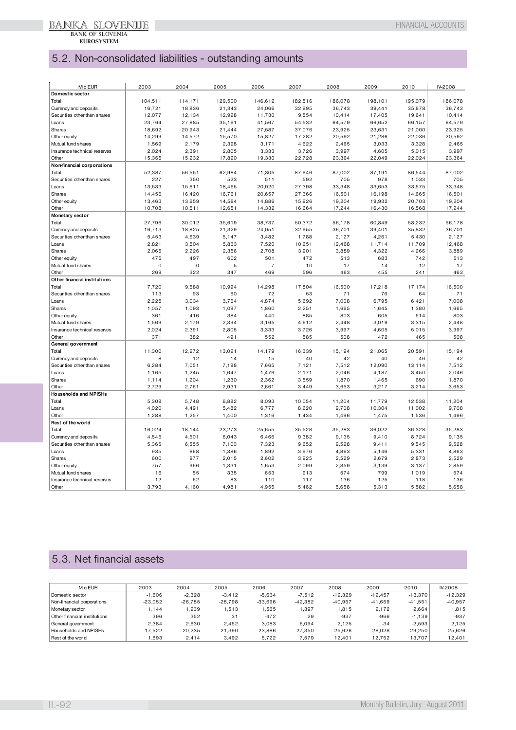## 5.2. Non-consolidated liabilities - outstanding amounts

| Mio EUR | 2003 | 2004 | 2005 | 2006 | 2007 | 2008 | 2009 | 2010 | IV-2008 |
|---|---|---|---|---|---|---|---|---|---|
| **Domestic sector** | | | | | | | | | |
| Total | 104,511 | 114,171 | 129,500 | 146,612 | 182,516 | 186,078 | 198,101 | 195,079 | 186,078 |
| Currency and deposits | 16,721 | 18,836 | 21,343 | 24,066 | 32,995 | 36,743 | 39,441 | 35,878 | 36,743 |
| Securities other than shares | 12,077 | 12,134 | 12,928 | 11,730 | 9,554 | 10,414 | 17,405 | 19,641 | 10,414 |
| Loans | 23,764 | 27,885 | 35,191 | 41,567 | 54,532 | 64,579 | 66,652 | 66,157 | 64,579 |
| Shares | 18,692 | 20,943 | 21,444 | 27,587 | 37,076 | 23,925 | 23,631 | 21,000 | 23,925 |
| Other equity | 14,299 | 14,572 | 15,570 | 15,827 | 17,282 | 20,592 | 21,286 | 22,036 | 20,592 |
| Mutual fund shares | 1,569 | 2,179 | 2,398 | 3,171 | 4,622 | 2,465 | 3,033 | 3,328 | 2,465 |
| Insurance technical reserves | 2,024 | 2,391 | 2,805 | 3,333 | 3,726 | 3,997 | 4,605 | 5,015 | 3,997 |
| Other | 15,365 | 15,232 | 17,820 | 19,330 | 22,728 | 23,364 | 22,049 | 22,024 | 23,364 |
| **Non-financial corporations** | | | | | | | | | |
| Total | 52,387 | 56,551 | 62,984 | 71,305 | 87,946 | 87,002 | 87,191 | 86,544 | 87,002 |
| Securities other than shares | 227 | 350 | 523 | 511 | 592 | 705 | 978 | 1,033 | 705 |
| Loans | 13,533 | 15,611 | 18,465 | 20,920 | 27,398 | 33,348 | 33,653 | 33,575 | 33,348 |
| Shares | 14,456 | 16,420 | 16,761 | 20,657 | 27,366 | 16,501 | 16,198 | 14,665 | 16,501 |
| Other equity | 13,463 | 13,659 | 14,584 | 14,886 | 15,926 | 19,204 | 19,932 | 20,703 | 19,204 |
| Other | 10,708 | 10,511 | 12,651 | 14,332 | 16,664 | 17,244 | 16,430 | 16,568 | 17,244 |
| **Monetary sector** | | | | | | | | | |
| Total | 27,796 | 30,012 | 35,619 | 38,737 | 50,372 | 56,178 | 60,849 | 58,232 | 56,178 |
| Currency and deposits | 16,713 | 18,825 | 21,329 | 24,051 | 32,955 | 36,701 | 39,401 | 35,832 | 36,701 |
| Securities other than shares | 5,453 | 4,639 | 5,147 | 3,482 | 1,788 | 2,127 | 4,261 | 5,430 | 2,127 |
| Loans | 2,821 | 3,504 | 5,833 | 7,520 | 10,651 | 12,468 | 11,714 | 11,709 | 12,468 |
| Shares | 2,065 | 2,226 | 2,356 | 2,708 | 3,901 | 3,889 | 4,322 | 4,266 | 3,889 |
| Other equity | 475 | 497 | 602 | 501 | 472 | 513 | 683 | 742 | 513 |
| Mutual fund shares | 0 | 0 | 5 | 7 | 10 | 17 | 14 | 12 | 17 |
| Other | 269 | 322 | 347 | 469 | 596 | 463 | 455 | 241 | 463 |
| **Other financial institutions** | | | | | | | | | |
| Total | 7,720 | 9,588 | 10,994 | 14,298 | 17,804 | 16,500 | 17,218 | 17,174 | 16,500 |
| Securities other than shares | 113 | 93 | 60 | 72 | 53 | 71 | 76 | 64 | 71 |
| Loans | 2,225 | 3,034 | 3,764 | 4,874 | 5,692 | 7,008 | 6,795 | 6,421 | 7,008 |
| Shares | 1,057 | 1,093 | 1,097 | 1,860 | 2,251 | 1,665 | 1,645 | 1,380 | 1,665 |
| Other equity | 361 | 416 | 384 | 440 | 885 | 803 | 605 | 514 | 803 |
| Mutual fund shares | 1,569 | 2,179 | 2,394 | 3,165 | 4,612 | 2,448 | 3,019 | 3,315 | 2,448 |
| Insurance technical reserves | 2,024 | 2,391 | 2,805 | 3,333 | 3,726 | 3,997 | 4,605 | 5,015 | 3,997 |
| Other | 371 | 382 | 491 | 552 | 585 | 508 | 472 | 465 | 508 |
| **General government** | | | | | | | | | |
| Total | 11,300 | 12,272 | 13,021 | 14,179 | 16,339 | 15,194 | 21,065 | 20,591 | 15,194 |
| Currency and deposits | 8 | 12 | 14 | 15 | 40 | 42 | 40 | 46 | 42 |
| Securities other than shares | 6,284 | 7,051 | 7,198 | 7,665 | 7,121 | 7,512 | 12,090 | 13,114 | 7,512 |
| Loans | 1,165 | 1,245 | 1,647 | 1,476 | 2,171 | 2,046 | 4,187 | 3,450 | 2,046 |
| Shares | 1,114 | 1,204 | 1,230 | 2,362 | 3,559 | 1,870 | 1,465 | 690 | 1,870 |
| Other | 2,729 | 2,761 | 2,931 | 2,661 | 3,449 | 3,653 | 3,217 | 3,214 | 3,653 |
| **Households and NPISHs** | | | | | | | | | |
| Total | 5,308 | 5,748 | 6,882 | 8,093 | 10,054 | 11,204 | 11,779 | 12,538 | 11,204 |
| Loans | 4,020 | 4,491 | 5,482 | 6,777 | 8,620 | 9,708 | 10,304 | 11,002 | 9,708 |
| Other | 1,288 | 1,257 | 1,400 | 1,316 | 1,434 | 1,496 | 1,475 | 1,536 | 1,496 |
| **Rest of the world** | | | | | | | | | |
| Total | 16,024 | 18,144 | 23,273 | 25,655 | 35,528 | 35,283 | 36,022 | 36,328 | 35,283 |
| Currency and deposits | 4,545 | 4,501 | 6,043 | 6,466 | 9,382 | 9,135 | 9,410 | 8,724 | 9,135 |
| Securities other than shares | 5,365 | 6,555 | 7,100 | 7,323 | 9,652 | 9,528 | 9,411 | 9,545 | 9,528 |
| Loans | 935 | 868 | 1,386 | 1,892 | 3,976 | 4,863 | 5,146 | 5,331 | 4,863 |
| Shares | 600 | 977 | 2,015 | 2,602 | 3,925 | 2,529 | 2,679 | 2,873 | 2,529 |
| Other equity | 757 | 966 | 1,331 | 1,653 | 2,099 | 2,859 | 3,139 | 3,137 | 2,859 |
| Mutual fund shares | 16 | 55 | 335 | 653 | 913 | 574 | 799 | 1,019 | 574 |
| Insurance technical reserves | 12 | 62 | 83 | 110 | 117 | 136 | 125 | 118 | 136 |
| Other | 3,793 | 4,160 | 4,981 | 4,955 | 5,462 | 5,658 | 5,313 | 5,582 | 5,658 |

## 5.3. Net financial assets

| Mio EUR | 2003 | 2004 | 2005 | 2006 | 2007 | 2008 | 2009 | 2010 | IV-2008 |
|---|---|---|---|---|---|---|---|---|---|
| Domestic sector | -1,606 | -2,328 | -3,412 | -5,634 | -7,512 | -12,329 | -12,457 | -13,370 | -12,329 |
| Non-financial corporations | -23,052 | -26,785 | -28,798 | -33,696 | -42,382 | -40,957 | -41,659 | -41,551 | -40,957 |
| Monetary sector | 1,144 | 1,239 | 1,513 | 1,565 | 1,397 | 1,815 | 2,172 | 2,664 | 1,815 |
| Other financial institutions | 396 | 352 | 31 | -472 | 29 | -937 | -966 | -1,139 | -937 |
| General government | 2,384 | 2,630 | 2,452 | 3,083 | 6,094 | 2,125 | -34 | -2,593 | 2,125 |
| Households and NPISHs | 17,522 | 20,235 | 21,390 | 23,886 | 27,350 | 25,626 | 28,028 | 29,250 | 25,626 |
| Rest of the world | 1,693 | 2,414 | 3,492 | 5,722 | 7,579 | 12,401 | 12,752 | 13,707 | 12,401 |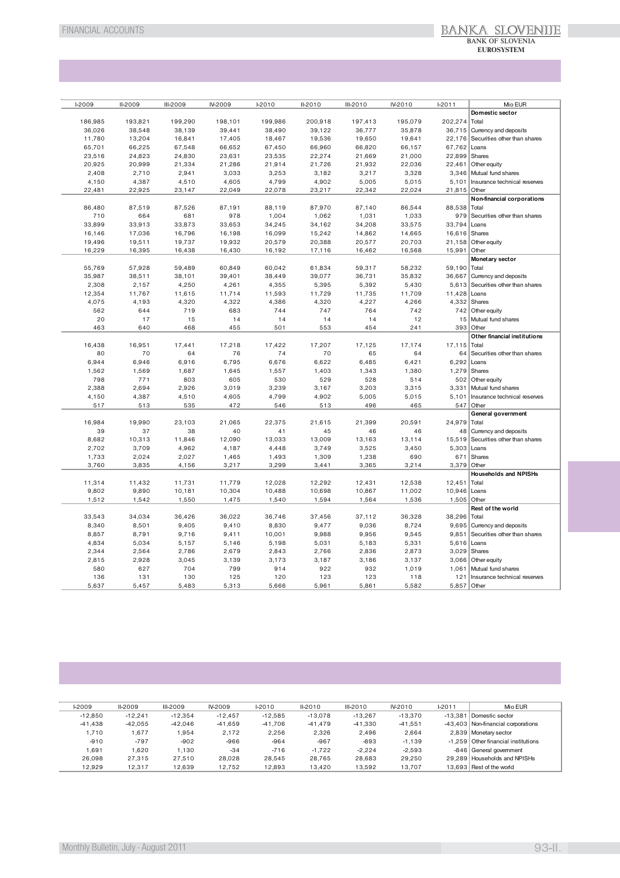| I-2009 | II-2009 | III-2009 | IV-2009 | I-2010 | II-2010 | III-2010 | IV-2010 | I-2011 | Mio EUR |
|---|---|---|---|---|---|---|---|---|---|
| | | | | | | | | | **Domestic sector** |
| 186,985 | 193,821 | 199,290 | 198,101 | 199,986 | 200,918 | 197,413 | 195,079 | 202,274 | Total |
| 36,026 | 38,548 | 38,139 | 39,441 | 38,490 | 39,122 | 36,777 | 35,878 | 36,715 | Currency and deposits |
| 11,780 | 13,204 | 16,841 | 17,405 | 18,467 | 19,536 | 19,650 | 19,641 | 22,176 | Securities other than shares |
| 65,701 | 66,225 | 67,548 | 66,652 | 67,450 | 66,960 | 66,820 | 66,157 | 67,762 | Loans |
| 23,516 | 24,823 | 24,830 | 23,631 | 23,535 | 22,274 | 21,669 | 21,000 | 22,899 | Shares |
| 20,925 | 20,999 | 21,334 | 21,286 | 21,914 | 21,726 | 21,932 | 22,036 | 22,461 | Other equity |
| 2,408 | 2,710 | 2,941 | 3,033 | 3,253 | 3,182 | 3,217 | 3,328 | 3,346 | Mutual fund shares |
| 4,150 | 4,387 | 4,510 | 4,605 | 4,799 | 4,902 | 5,005 | 5,015 | 5,101 | Insurance technical reserves |
| 22,481 | 22,925 | 23,147 | 22,049 | 22,078 | 23,217 | 22,342 | 22,024 | 21,815 | Other |
| | | | | | | | | | **Non-financial corporations** |
| 86,480 | 87,519 | 87,526 | 87,191 | 88,119 | 87,970 | 87,140 | 86,544 | 88,538 | Total |
| 710 | 664 | 681 | 978 | 1,004 | 1,062 | 1,031 | 1,033 | 979 | Securities other than shares |
| 33,899 | 33,913 | 33,873 | 33,653 | 34,245 | 34,162 | 34,208 | 33,575 | 33,794 | Loans |
| 16,146 | 17,036 | 16,796 | 16,198 | 16,099 | 15,242 | 14,862 | 14,665 | 16,616 | Shares |
| 19,496 | 19,511 | 19,737 | 19,932 | 20,579 | 20,388 | 20,577 | 20,703 | 21,158 | Other equity |
| 16,229 | 16,395 | 16,438 | 16,430 | 16,192 | 17,116 | 16,462 | 16,568 | 15,991 | Other |
| | | | | | | | | | **Monetary sector** |
| 55,769 | 57,928 | 59,489 | 60,849 | 60,042 | 61,834 | 59,317 | 58,232 | 59,190 | Total |
| 35,987 | 38,511 | 38,101 | 39,401 | 38,449 | 39,077 | 36,731 | 35,832 | 36,667 | Currency and deposits |
| 2,308 | 2,157 | 4,250 | 4,261 | 4,355 | 5,395 | 5,392 | 5,430 | 5,613 | Securities other than shares |
| 12,354 | 11,767 | 11,615 | 11,714 | 11,593 | 11,729 | 11,735 | 11,709 | 11,428 | Loans |
| 4,075 | 4,193 | 4,320 | 4,322 | 4,386 | 4,320 | 4,227 | 4,266 | 4,332 | Shares |
| 562 | 644 | 719 | 683 | 744 | 747 | 764 | 742 | 742 | Other equity |
| 20 | 17 | 15 | 14 | 14 | 14 | 14 | 12 | 15 | Mutual fund shares |
| 463 | 640 | 468 | 455 | 501 | 553 | 454 | 241 | 393 | Other |
| | | | | | | | | | **Other financial institutions** |
| 16,438 | 16,951 | 17,441 | 17,218 | 17,422 | 17,207 | 17,125 | 17,174 | 17,115 | Total |
| 80 | 70 | 64 | 76 | 74 | 70 | 65 | 64 | 64 | Securities other than shares |
| 6,944 | 6,946 | 6,916 | 6,795 | 6,676 | 6,622 | 6,485 | 6,421 | 6,292 | Loans |
| 1,562 | 1,569 | 1,687 | 1,645 | 1,557 | 1,403 | 1,343 | 1,380 | 1,279 | Shares |
| 798 | 771 | 803 | 605 | 530 | 529 | 528 | 514 | 502 | Other equity |
| 2,388 | 2,694 | 2,926 | 3,019 | 3,239 | 3,167 | 3,203 | 3,315 | 3,331 | Mutual fund shares |
| 4,150 | 4,387 | 4,510 | 4,605 | 4,799 | 4,902 | 5,005 | 5,015 | 5,101 | Insurance technical reserves |
| 517 | 513 | 535 | 472 | 546 | 513 | 496 | 465 | 547 | Other |
| | | | | | | | | | **General government** |
| 16,984 | 19,990 | 23,103 | 21,065 | 22,375 | 21,615 | 21,399 | 20,591 | 24,979 | Total |
| 39 | 37 | 38 | 40 | 41 | 45 | 46 | 46 | 48 | Currency and deposits |
| 8,682 | 10,313 | 11,846 | 12,090 | 13,033 | 13,009 | 13,163 | 13,114 | 15,519 | Securities other than shares |
| 2,702 | 3,709 | 4,962 | 4,187 | 4,448 | 3,749 | 3,525 | 3,450 | 5,303 | Loans |
| 1,733 | 2,024 | 2,027 | 1,465 | 1,493 | 1,309 | 1,238 | 690 | 671 | Shares |
| 3,760 | 3,835 | 4,156 | 3,217 | 3,299 | 3,441 | 3,365 | 3,214 | 3,379 | Other |
| | | | | | | | | | **Households and NPISHs** |
| 11,314 | 11,432 | 11,731 | 11,779 | 12,028 | 12,292 | 12,431 | 12,538 | 12,451 | Total |
| 9,802 | 9,890 | 10,181 | 10,304 | 10,488 | 10,698 | 10,867 | 11,002 | 10,946 | Loans |
| 1,512 | 1,542 | 1,550 | 1,475 | 1,540 | 1,594 | 1,564 | 1,536 | 1,505 | Other |
| | | | | | | | | | **Rest of the world** |
| 33,543 | 34,034 | 36,426 | 36,022 | 36,746 | 37,456 | 37,112 | 36,328 | 38,296 | Total |
| 8,340 | 8,501 | 9,405 | 9,410 | 8,830 | 9,477 | 9,036 | 8,724 | 9,695 | Currency and deposits |
| 8,857 | 8,791 | 9,716 | 9,411 | 10,001 | 9,988 | 9,956 | 9,545 | 9,851 | Securities other than shares |
| 4,834 | 5,034 | 5,157 | 5,146 | 5,198 | 5,031 | 5,183 | 5,331 | 5,616 | Loans |
| 2,344 | 2,564 | 2,786 | 2,679 | 2,843 | 2,766 | 2,836 | 2,873 | 3,029 | Shares |
| 2,815 | 2,928 | 3,045 | 3,139 | 3,173 | 3,187 | 3,186 | 3,137 | 3,066 | Other equity |
| 580 | 627 | 704 | 799 | 914 | 922 | 932 | 1,019 | 1,061 | Mutual fund shares |
| 136 | 131 | 130 | 125 | 120 | 123 | 123 | 118 | 121 | Insurance technical reserves |
| 5,637 | 5,457 | 5,483 | 5,313 | 5,666 | 5,961 | 5,861 | 5,582 | 5,857 | Other |

| I-2009 | II-2009 | III-2009 | IV-2009 | I-2010 | II-2010 | III-2010 | IV-2010 | I-2011 | Mio EUR |
|---|---|---|---|---|---|---|---|---|---|
| -12,850 | -12,241 | -12,354 | -12,457 | -12,585 | -13,078 | -13,267 | -13,370 | -13,381 | Domestic sector |
| -41,438 | -42,055 | -42,046 | -41,659 | -41,706 | -41,479 | -41,330 | -41,551 | -43,403 | Non-financial corporations |
| 1,710 | 1,677 | 1,954 | 2,172 | 2,256 | 2,326 | 2,496 | 2,664 | 2,839 | Monetary sector |
| -910 | -797 | -902 | -966 | -964 | -967 | -893 | -1,139 | -1,259 | Other financial institutions |
| 1,691 | 1,620 | 1,130 | -34 | -716 | -1,722 | -2,224 | -2,593 | -846 | General government |
| 26,098 | 27,315 | 27,510 | 28,028 | 28,545 | 28,765 | 28,683 | 29,250 | 29,289 | Households and NPISHs |
| 12,929 | 12,317 | 12,639 | 12,752 | 12,893 | 13,420 | 13,592 | 13,707 | 13,693 | Rest of the world |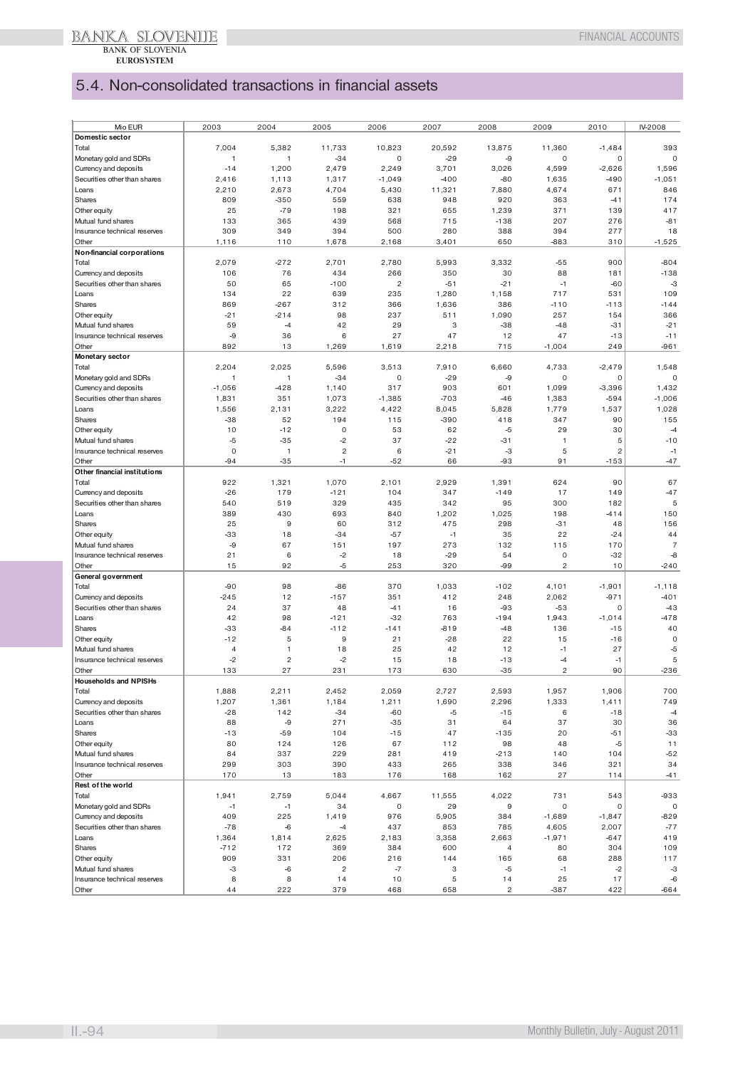## 5.4. Non-consolidated transactions in financial assets

| Mio EUR | 2003 | 2004 | 2005 | 2006 | 2007 | 2008 | 2009 | 2010 | IV-2008 |
|---|---|---|---|---|---|---|---|---|---|
| **Domestic sector** | | | | | | | | | |
| Total | 7,004 | 5,382 | 11,733 | 10,823 | 20,592 | 13,875 | 11,360 | -1,484 | 393 |
| Monetary gold and SDRs | 1 | 1 | -34 | 0 | -29 | -9 | 0 | 0 | 0 |
| Currency and deposits | -14 | 1,200 | 2,479 | 2,249 | 3,701 | 3,026 | 4,599 | -2,626 | 1,596 |
| Securities other than shares | 2,416 | 1,113 | 1,317 | -1,049 | -400 | -80 | 1,635 | -490 | -1,051 |
| Loans | 2,210 | 2,673 | 4,704 | 5,430 | 11,321 | 7,880 | 4,674 | 671 | 846 |
| Shares | 809 | -350 | 559 | 638 | 948 | 920 | 363 | -41 | 174 |
| Other equity | 25 | -79 | 198 | 321 | 655 | 1,239 | 371 | 139 | 417 |
| Mutual fund shares | 133 | 365 | 439 | 568 | 715 | -138 | 207 | 276 | -81 |
| Insurance technical reserves | 309 | 349 | 394 | 500 | 280 | 388 | 394 | 277 | 18 |
| Other | 1,116 | 110 | 1,678 | 2,168 | 3,401 | 650 | -883 | 310 | -1,525 |
| **Non-financial corporations** | | | | | | | | | |
| Total | 2,079 | -272 | 2,701 | 2,780 | 5,993 | 3,332 | -55 | 900 | -804 |
| Currency and deposits | 106 | 76 | 434 | 266 | 350 | 30 | 88 | 181 | -138 |
| Securities other than shares | 50 | 65 | -100 | 2 | -51 | -21 | -1 | -60 | -3 |
| Loans | 134 | 22 | 639 | 235 | 1,280 | 1,158 | 717 | 531 | 109 |
| Shares | 869 | -267 | 312 | 366 | 1,636 | 386 | -110 | -113 | -144 |
| Other equity | -21 | -214 | 98 | 237 | 511 | 1,090 | 257 | 154 | 366 |
| Mutual fund shares | 59 | -4 | 42 | 29 | 3 | -38 | -48 | -31 | -21 |
| Insurance technical reserves | -9 | 36 | 6 | 27 | 47 | 12 | 47 | -13 | -11 |
| Other | 892 | 13 | 1,269 | 1,619 | 2,218 | 715 | -1,004 | 249 | -961 |
| **Monetary sector** | | | | | | | | | |
| Total | 2,204 | 2,025 | 5,596 | 3,513 | 7,910 | 6,660 | 4,733 | -2,479 | 1,548 |
| Monetary gold and SDRs | 1 | 1 | -34 | 0 | -29 | -9 | 0 | 0 | 0 |
| Currency and deposits | -1,056 | -428 | 1,140 | 317 | 903 | 601 | 1,099 | -3,396 | 1,432 |
| Securities other than shares | 1,831 | 351 | 1,073 | -1,385 | -703 | -46 | 1,383 | -594 | -1,006 |
| Loans | 1,556 | 2,131 | 3,222 | 4,422 | 8,045 | 5,828 | 1,779 | 1,537 | 1,028 |
| Shares | -38 | 52 | 194 | 115 | -390 | 418 | 347 | 90 | 155 |
| Other equity | 10 | -12 | 0 | 53 | 62 | -5 | 29 | 30 | -4 |
| Mutual fund shares | -5 | -35 | -2 | 37 | -22 | -31 | 1 | 5 | -10 |
| Insurance technical reserves | 0 | 1 | 2 | 6 | -21 | -3 | 5 | 2 | -1 |
| Other | -94 | -35 | -1 | -52 | 66 | -93 | 91 | -153 | -47 |
| **Other financial institutions** | | | | | | | | | |
| Total | 922 | 1,321 | 1,070 | 2,101 | 2,929 | 1,391 | 624 | 90 | 67 |
| Currency and deposits | -26 | 179 | -121 | 104 | 347 | -149 | 17 | 149 | -47 |
| Securities other than shares | 540 | 519 | 329 | 435 | 342 | 95 | 300 | 182 | 5 |
| Loans | 389 | 430 | 693 | 840 | 1,202 | 1,025 | 198 | -414 | 150 |
| Shares | 25 | 9 | 60 | 312 | 475 | 298 | -31 | 48 | 156 |
| Other equity | -33 | 18 | -34 | -57 | -1 | 35 | 22 | -24 | 44 |
| Mutual fund shares | -9 | 67 | 151 | 197 | 273 | 132 | 115 | 170 | 7 |
| Insurance technical reserves | 21 | 6 | -2 | 18 | -29 | 54 | 0 | -32 | -8 |
| Other | 15 | 92 | -5 | 253 | 320 | -99 | 2 | 10 | -240 |
| **General government** | | | | | | | | | |
| Total | -90 | 98 | -86 | 370 | 1,033 | -102 | 4,101 | -1,901 | -1,118 |
| Currency and deposits | -245 | 12 | -157 | 351 | 412 | 248 | 2,062 | -971 | -401 |
| Securities other than shares | 24 | 37 | 48 | -41 | 16 | -93 | -53 | 0 | -43 |
| Loans | 42 | 98 | -121 | -32 | 763 | -194 | 1,943 | -1,014 | -478 |
| Shares | -33 | -84 | -112 | -141 | -819 | -48 | 136 | -15 | 40 |
| Other equity | -12 | 5 | 9 | 21 | -28 | 22 | 15 | -16 | 0 |
| Mutual fund shares | 4 | 1 | 18 | 25 | 42 | 12 | -1 | 27 | -5 |
| Insurance technical reserves | -2 | 2 | -2 | 15 | 18 | -13 | -4 | -1 | 5 |
| Other | 133 | 27 | 231 | 173 | 630 | -35 | 2 | 90 | -236 |
| **Households and NPISHs** | | | | | | | | | |
| Total | 1,888 | 2,211 | 2,452 | 2,059 | 2,727 | 2,593 | 1,957 | 1,906 | 700 |
| Currency and deposits | 1,207 | 1,361 | 1,184 | 1,211 | 1,690 | 2,296 | 1,333 | 1,411 | 749 |
| Securities other than shares | -28 | 142 | -34 | -60 | -5 | -15 | 6 | -18 | -4 |
| Loans | 88 | -9 | 271 | -35 | 31 | 64 | 37 | 30 | 36 |
| Shares | -13 | -59 | 104 | -15 | 47 | -135 | 20 | -51 | -33 |
| Other equity | 80 | 124 | 126 | 67 | 112 | 98 | 48 | -5 | 11 |
| Mutual fund shares | 84 | 337 | 229 | 281 | 419 | -213 | 140 | 104 | -52 |
| Insurance technical reserves | 299 | 303 | 390 | 433 | 265 | 338 | 346 | 321 | 34 |
| Other | 170 | 13 | 183 | 176 | 168 | 162 | 27 | 114 | -41 |
| **Rest of the world** | | | | | | | | | |
| Total | 1,941 | 2,759 | 5,044 | 4,667 | 11,555 | 4,022 | 731 | 543 | -933 |
| Monetary gold and SDRs | -1 | -1 | 34 | 0 | 29 | 9 | 0 | 0 | 0 |
| Currency and deposits | 409 | 225 | 1,419 | 976 | 5,905 | 384 | -1,689 | -1,847 | -829 |
| Securities other than shares | -78 | -6 | -4 | 437 | 853 | 785 | 4,605 | 2,007 | -77 |
| Loans | 1,364 | 1,814 | 2,625 | 2,183 | 3,358 | 2,663 | -1,971 | -647 | 419 |
| Shares | -712 | 172 | 369 | 384 | 600 | 4 | 80 | 304 | 109 |
| Other equity | 909 | 331 | 206 | 216 | 144 | 165 | 68 | 288 | 117 |
| Mutual fund shares | -3 | -6 | 2 | -7 | 3 | -5 | -1 | -2 | -3 |
| Insurance technical reserves | 8 | 8 | 14 | 10 | 5 | 14 | 25 | 17 | -6 |
| Other | 44 | 222 | 379 | 468 | 658 | 2 | -387 | 422 | -664 |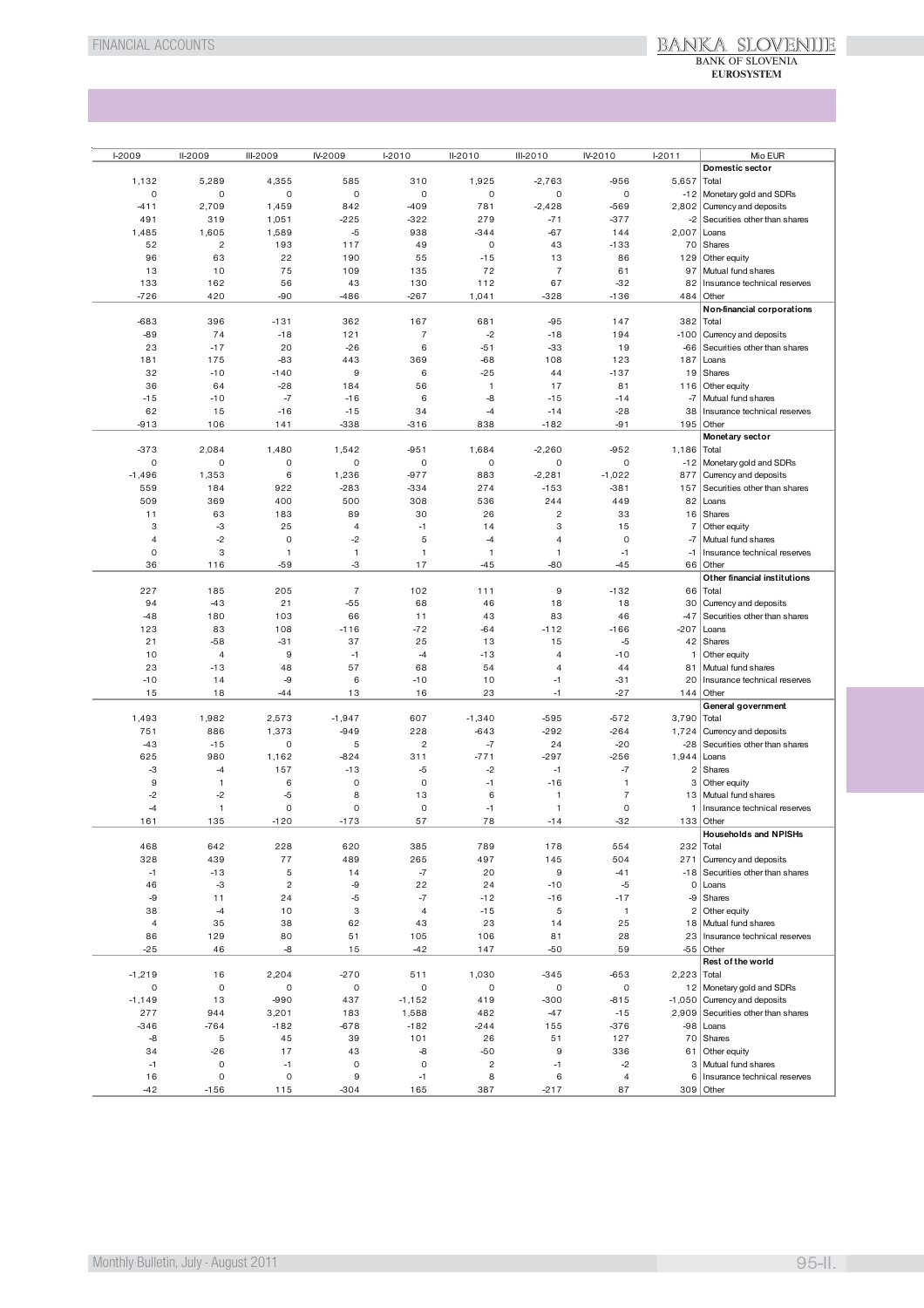| I-2009 | II-2009 | III-2009 | IV-2009 | I-2010 | II-2010 | III-2010 | IV-2010 | I-2011 | Mio EUR |
|---|---|---|---|---|---|---|---|---|---|
| | | | | | | | | | **Domestic sector** |
| 1,132 | 5,289 | 4,355 | 585 | 310 | 1,925 | -2,763 | -956 | 5,657 | Total |
| 0 | 0 | 0 | 0 | 0 | 0 | 0 | 0 | -12 | Monetary gold and SDRs |
| -411 | 2,709 | 1,459 | 842 | -409 | 781 | -2,428 | -569 | 2,802 | Currency and deposits |
| 491 | 319 | 1,051 | -225 | -322 | 279 | -71 | -377 | -2 | Securities other than shares |
| 1,485 | 1,605 | 1,589 | -5 | 938 | -344 | -67 | 144 | 2,007 | Loans |
| 52 | 2 | 193 | 117 | 49 | 0 | 43 | -133 | 70 | Shares |
| 96 | 63 | 22 | 190 | 55 | -15 | 13 | 86 | 129 | Other equity |
| 13 | 10 | 75 | 109 | 135 | 72 | 7 | 61 | 97 | Mutual fund shares |
| 133 | 162 | 56 | 43 | 130 | 112 | 67 | -32 | 82 | Insurance technical reserves |
| -726 | 420 | -90 | -486 | -267 | 1,041 | -328 | -136 | 484 | Other |
| | | | | | | | | | **Non-financial corporations** |
| -683 | 396 | -131 | 362 | 167 | 681 | -95 | 147 | 382 | Total |
| -89 | 74 | -18 | 121 | 7 | -2 | -18 | 194 | -100 | Currency and deposits |
| 23 | -17 | 20 | -26 | 6 | -51 | -33 | 19 | -66 | Securities other than shares |
| 181 | 175 | -83 | 443 | 369 | -68 | 108 | 123 | 187 | Loans |
| 32 | -10 | -140 | 9 | 6 | -25 | 44 | -137 | 19 | Shares |
| 36 | 64 | -28 | 184 | 56 | 1 | 17 | 81 | 116 | Other equity |
| -15 | -10 | -7 | -16 | 6 | -8 | -15 | -14 | -7 | Mutual fund shares |
| 62 | 15 | -16 | -15 | 34 | -4 | -14 | -28 | 38 | Insurance technical reserves |
| -913 | 106 | 141 | -338 | -316 | 838 | -182 | -91 | 195 | Other |
| | | | | | | | | | **Monetary sector** |
| -373 | 2,084 | 1,480 | 1,542 | -951 | 1,684 | -2,260 | -952 | 1,186 | Total |
| 0 | 0 | 0 | 0 | 0 | 0 | 0 | 0 | -12 | Monetary gold and SDRs |
| -1,496 | 1,353 | 6 | 1,236 | -977 | 883 | -2,281 | -1,022 | 877 | Currency and deposits |
| 559 | 184 | 922 | -283 | -334 | 274 | -153 | -381 | 157 | Securities other than shares |
| 509 | 369 | 400 | 500 | 308 | 536 | 244 | 449 | 82 | Loans |
| 11 | 63 | 183 | 89 | 30 | 26 | 2 | 33 | 16 | Shares |
| 3 | -3 | 25 | 4 | -1 | 14 | 3 | 15 | 7 | Other equity |
| 4 | -2 | 0 | -2 | 5 | -4 | 4 | 0 | -7 | Mutual fund shares |
| 0 | 3 | 1 | 1 | 1 | 1 | 1 | -1 | -1 | Insurance technical reserves |
| 36 | 116 | -59 | -3 | 17 | -45 | -80 | -45 | 66 | Other |
| | | | | | | | | | **Other financial institutions** |
| 227 | 185 | 205 | 7 | 102 | 111 | 9 | -132 | 66 | Total |
| 94 | -43 | 21 | -55 | 68 | 46 | 18 | 18 | 30 | Currency and deposits |
| -48 | 180 | 103 | 66 | 11 | 43 | 83 | 46 | -47 | Securities other than shares |
| 123 | 83 | 108 | -116 | -72 | -64 | -112 | -166 | -207 | Loans |
| 21 | -58 | -31 | 37 | 25 | 13 | 15 | -5 | 42 | Shares |
| 10 | 4 | 9 | -1 | -4 | -13 | 4 | -10 | 1 | Other equity |
| 23 | -13 | 48 | 57 | 68 | 54 | 4 | 44 | 81 | Mutual fund shares |
| -10 | 14 | -9 | 6 | -10 | 10 | -1 | -31 | 20 | Insurance technical reserves |
| 15 | 18 | -44 | 13 | 16 | 23 | -1 | -27 | 144 | Other |
| | | | | | | | | | **General government** |
| 1,493 | 1,982 | 2,573 | -1,947 | 607 | -1,340 | -595 | -572 | 3,790 | Total |
| 751 | 886 | 1,373 | -949 | 228 | -643 | -292 | -264 | 1,724 | Currency and deposits |
| -43 | -15 | 0 | 5 | 2 | -7 | 24 | -20 | -28 | Securities other than shares |
| 625 | 980 | 1,162 | -824 | 311 | -771 | -297 | -256 | 1,944 | Loans |
| -3 | -4 | 157 | -13 | -5 | -2 | -1 | -7 | 2 | Shares |
| 9 | 1 | 6 | 0 | 0 | -1 | -16 | 1 | 3 | Other equity |
| -2 | -2 | -5 | 8 | 13 | 6 | 1 | 7 | 13 | Mutual fund shares |
| -4 | 1 | 0 | 0 | 0 | -1 | 1 | 0 | 1 | Insurance technical reserves |
| 161 | 135 | -120 | -173 | 57 | 78 | -14 | -32 | 133 | Other |
| | | | | | | | | | **Households and NPISHs** |
| 468 | 642 | 228 | 620 | 385 | 789 | 178 | 554 | 232 | Total |
| 328 | 439 | 77 | 489 | 265 | 497 | 145 | 504 | 271 | Currency and deposits |
| -1 | -13 | 5 | 14 | -7 | 20 | 9 | -41 | -18 | Securities other than shares |
| 46 | -3 | 2 | -9 | 22 | 24 | -10 | -5 | 0 | Loans |
| -9 | 11 | 24 | -5 | -7 | -12 | -16 | -17 | -9 | Shares |
| 38 | -4 | 10 | 3 | 4 | -15 | 5 | 1 | 2 | Other equity |
| 4 | 35 | 38 | 62 | 43 | 23 | 14 | 25 | 18 | Mutual fund shares |
| 86 | 129 | 80 | 51 | 105 | 106 | 81 | 28 | 23 | Insurance technical reserves |
| -25 | 46 | -8 | 15 | -42 | 147 | -50 | 59 | -55 | Other |
| | | | | | | | | | **Rest of the world** |
| -1,219 | 16 | 2,204 | -270 | 511 | 1,030 | -345 | -653 | 2,223 | Total |
| 0 | 0 | 0 | 0 | 0 | 0 | 0 | 0 | 12 | Monetary gold and SDRs |
| -1,149 | 13 | -990 | 437 | -1,152 | 419 | -300 | -815 | -1,050 | Currency and deposits |
| 277 | 944 | 3,201 | 183 | 1,588 | 482 | -47 | -15 | 2,909 | Securities other than shares |
| -346 | -764 | -182 | -678 | -182 | -244 | 155 | -376 | -98 | Loans |
| -8 | 5 | 45 | 39 | 101 | 26 | 51 | 127 | 70 | Shares |
| 34 | -26 | 17 | 43 | -8 | -50 | 9 | 336 | 61 | Other equity |
| -1 | 0 | -1 | 0 | 0 | 2 | -1 | -2 | 3 | Mutual fund shares |
| 16 | 0 | 0 | 9 | -1 | 8 | 6 | 4 | 6 | Insurance technical reserves |
| -42 | -156 | 115 | -304 | 165 | 387 | -217 | 87 | 309 | Other |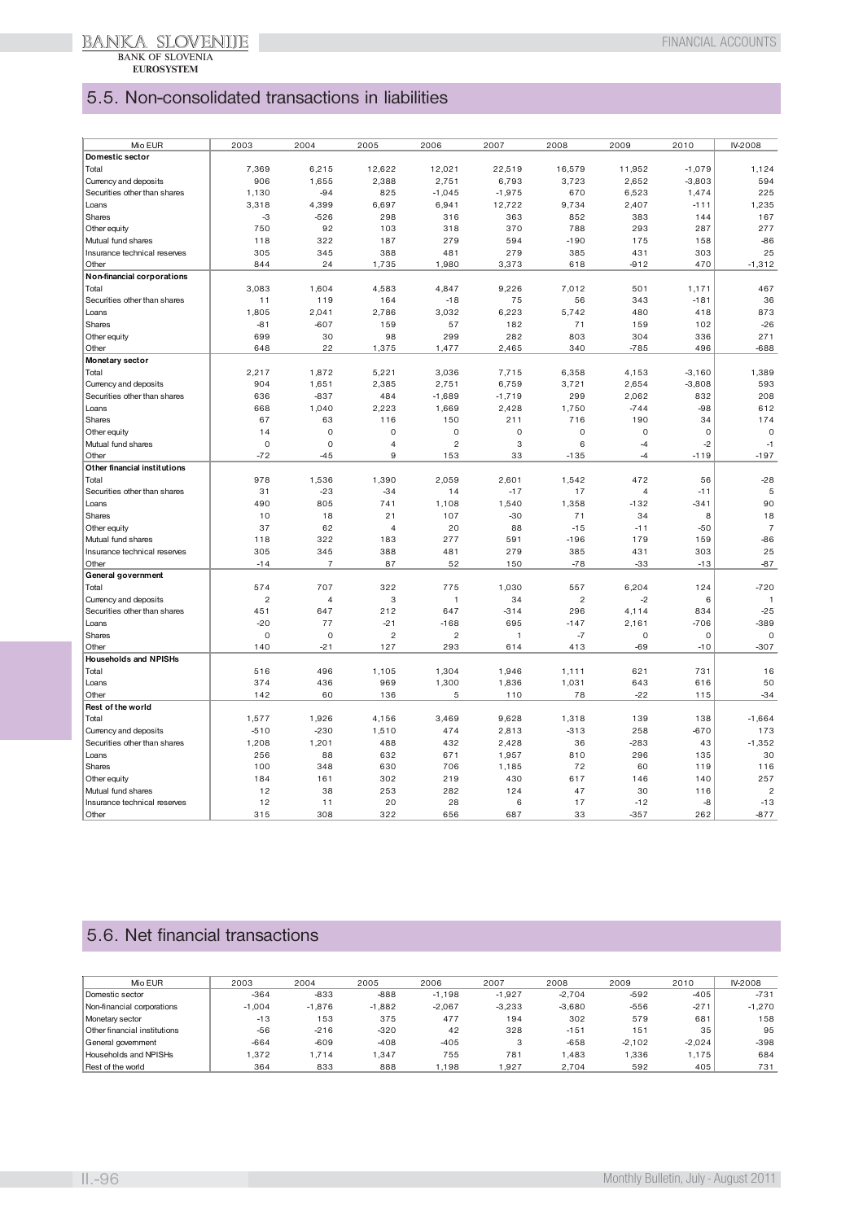## 5.5. Non-consolidated transactions in liabilities

| Mio EUR | 2003 | 2004 | 2005 | 2006 | 2007 | 2008 | 2009 | 2010 | IV-2008 |
|---|---|---|---|---|---|---|---|---|---|
| **Domestic sector** | | | | | | | | | |
| Total | 7,369 | 6,215 | 12,622 | 12,021 | 22,519 | 16,579 | 11,952 | -1,079 | 1,124 |
| Currency and deposits | 906 | 1,655 | 2,388 | 2,751 | 6,793 | 3,723 | 2,652 | -3,803 | 594 |
| Securities other than shares | 1,130 | -94 | 825 | -1,045 | -1,975 | 670 | 6,523 | 1,474 | 225 |
| Loans | 3,318 | 4,399 | 6,697 | 6,941 | 12,722 | 9,734 | 2,407 | -111 | 1,235 |
| Shares | -3 | -526 | 298 | 316 | 363 | 852 | 383 | 144 | 167 |
| Other equity | 750 | 92 | 103 | 318 | 370 | 788 | 293 | 287 | 277 |
| Mutual fund shares | 118 | 322 | 187 | 279 | 594 | -190 | 175 | 158 | -86 |
| Insurance technical reserves | 305 | 345 | 388 | 481 | 279 | 385 | 431 | 303 | 25 |
| Other | 844 | 24 | 1,735 | 1,980 | 3,373 | 618 | -912 | 470 | -1,312 |
| **Non-financial corporations** | | | | | | | | | |
| Total | 3,083 | 1,604 | 4,583 | 4,847 | 9,226 | 7,012 | 501 | 1,171 | 467 |
| Securities other than shares | 11 | 119 | 164 | -18 | 75 | 56 | 343 | -181 | 36 |
| Loans | 1,805 | 2,041 | 2,786 | 3,032 | 6,223 | 5,742 | 480 | 418 | 873 |
| Shares | -81 | -607 | 159 | 57 | 182 | 71 | 159 | 102 | -26 |
| Other equity | 699 | 30 | 98 | 299 | 282 | 803 | 304 | 336 | 271 |
| Other | 648 | 22 | 1,375 | 1,477 | 2,465 | 340 | -785 | 496 | -688 |
| **Monetary sector** | | | | | | | | | |
| Total | 2,217 | 1,872 | 5,221 | 3,036 | 7,715 | 6,358 | 4,153 | -3,160 | 1,389 |
| Currency and deposits | 904 | 1,651 | 2,385 | 2,751 | 6,759 | 3,721 | 2,654 | -3,808 | 593 |
| Securities other than shares | 636 | -837 | 484 | -1,689 | -1,719 | 299 | 2,062 | 832 | 208 |
| Loans | 668 | 1,040 | 2,223 | 1,669 | 2,428 | 1,750 | -744 | -98 | 612 |
| Shares | 67 | 63 | 116 | 150 | 211 | 716 | 190 | 34 | 174 |
| Other equity | 14 | 0 | 0 | 0 | 0 | 0 | 0 | 0 | 0 |
| Mutual fund shares | 0 | 0 | 4 | 2 | 3 | 6 | -4 | -2 | -1 |
| Other | -72 | -45 | 9 | 153 | 33 | -135 | -4 | -119 | -197 |
| **Other financial institutions** | | | | | | | | | |
| Total | 978 | 1,536 | 1,390 | 2,059 | 2,601 | 1,542 | 472 | 56 | -28 |
| Securities other than shares | 31 | -23 | -34 | 14 | -17 | 17 | 4 | -11 | 5 |
| Loans | 490 | 805 | 741 | 1,108 | 1,540 | 1,358 | -132 | -341 | 90 |
| Shares | 10 | 18 | 21 | 107 | -30 | 71 | 34 | 8 | 18 |
| Other equity | 37 | 62 | 4 | 20 | 88 | -15 | -11 | -50 | 7 |
| Mutual fund shares | 118 | 322 | 183 | 277 | 591 | -196 | 179 | 159 | -86 |
| Insurance technical reserves | 305 | 345 | 388 | 481 | 279 | 385 | 431 | 303 | 25 |
| Other | -14 | 7 | 87 | 52 | 150 | -78 | -33 | -13 | -87 |
| **General government** | | | | | | | | | |
| Total | 574 | 707 | 322 | 775 | 1,030 | 557 | 6,204 | 124 | -720 |
| Currency and deposits | 2 | 4 | 3 | 1 | 34 | 2 | -2 | 6 | 1 |
| Securities other than shares | 451 | 647 | 212 | 647 | -314 | 296 | 4,114 | 834 | -25 |
| Loans | -20 | 77 | -21 | -168 | 695 | -147 | 2,161 | -706 | -389 |
| Shares | 0 | 0 | 2 | 2 | 1 | -7 | 0 | 0 | 0 |
| Other | 140 | -21 | 127 | 293 | 614 | 413 | -69 | -10 | -307 |
| **Households and NPISHs** | | | | | | | | | |
| Total | 516 | 496 | 1,105 | 1,304 | 1,946 | 1,111 | 621 | 731 | 16 |
| Loans | 374 | 436 | 969 | 1,300 | 1,836 | 1,031 | 643 | 616 | 50 |
| Other | 142 | 60 | 136 | 5 | 110 | 78 | -22 | 115 | -34 |
| **Rest of the world** | | | | | | | | | |
| Total | 1,577 | 1,926 | 4,156 | 3,469 | 9,628 | 1,318 | 139 | 138 | -1,664 |
| Currency and deposits | -510 | -230 | 1,510 | 474 | 2,813 | -313 | 258 | -670 | 173 |
| Securities other than shares | 1,208 | 1,201 | 488 | 432 | 2,428 | 36 | -283 | 43 | -1,352 |
| Loans | 256 | 88 | 632 | 671 | 1,957 | 810 | 296 | 135 | 30 |
| Shares | 100 | 348 | 630 | 706 | 1,185 | 72 | 60 | 119 | 116 |
| Other equity | 184 | 161 | 302 | 219 | 430 | 617 | 146 | 140 | 257 |
| Mutual fund shares | 12 | 38 | 253 | 282 | 124 | 47 | 30 | 116 | 2 |
| Insurance technical reserves | 12 | 11 | 20 | 28 | 6 | 17 | -12 | -8 | -13 |
| Other | 315 | 308 | 322 | 656 | 687 | 33 | -357 | 262 | -877 |

## 5.6. Net financial transactions

| Mio EUR | 2003 | 2004 | 2005 | 2006 | 2007 | 2008 | 2009 | 2010 | IV-2008 |
|---|---|---|---|---|---|---|---|---|---|
| Domestic sector | -364 | -833 | -888 | -1,198 | -1,927 | -2,704 | -592 | -405 | -731 |
| Non-financial corporations | -1,004 | -1,876 | -1,882 | -2,067 | -3,233 | -3,680 | -556 | -271 | -1,270 |
| Monetary sector | -13 | 153 | 375 | 477 | 194 | 302 | 579 | 681 | 158 |
| Other financial institutions | -56 | -216 | -320 | 42 | 328 | -151 | 151 | 35 | 95 |
| General government | -664 | -609 | -408 | -405 | 3 | -658 | -2,102 | -2,024 | -398 |
| Households and NPISHs | 1,372 | 1,714 | 1,347 | 755 | 781 | 1,483 | 1,336 | 1,175 | 684 |
| Rest of the world | 364 | 833 | 888 | 1,198 | 1,927 | 2,704 | 592 | 405 | 731 |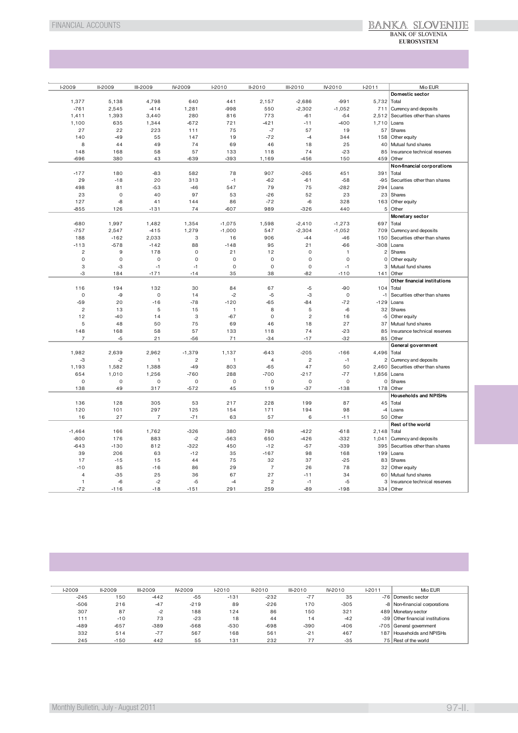| I-2009 | II-2009 | III-2009 | IV-2009 | I-2010 | II-2010 | III-2010 | IV-2010 | I-2011 | Mio EUR |
|---|---|---|---|---|---|---|---|---|---|
| | | | | | | | | | **Domestic sector** |
| 1,377 | 5,138 | 4,798 | 640 | 441 | 2,157 | -2,686 | -991 | 5,732 | Total |
| -761 | 2,545 | -414 | 1,281 | -998 | 550 | -2,302 | -1,052 | 711 | Currency and deposits |
| 1,411 | 1,393 | 3,440 | 280 | 816 | 773 | -61 | -54 | 2,512 | Securities other than shares |
| 1,100 | 635 | 1,344 | -672 | 721 | -421 | -11 | -400 | 1,710 | Loans |
| 27 | 22 | 223 | 111 | 75 | -7 | 57 | 19 | 57 | Shares |
| 140 | -49 | 55 | 147 | 19 | -72 | -4 | 344 | 158 | Other equity |
| 8 | 44 | 49 | 74 | 69 | 46 | 18 | 25 | 40 | Mutual fund shares |
| 148 | 168 | 58 | 57 | 133 | 118 | 74 | -23 | 85 | Insurance technical reserves |
| -696 | 380 | 43 | -639 | -393 | 1,169 | -456 | 150 | 459 | Other |
| | | | | | | | | | **Non-financial corporations** |
| -177 | 180 | -83 | 582 | 78 | 907 | -265 | 451 | 391 | Total |
| 29 | -18 | 20 | 313 | -1 | -62 | -61 | -58 | -95 | Securities other than shares |
| 498 | 81 | -53 | -46 | 547 | 79 | 75 | -282 | 294 | Loans |
| 23 | 0 | 40 | 97 | 53 | -26 | 52 | 23 | 23 | Shares |
| 127 | -8 | 41 | 144 | 86 | -72 | -6 | 328 | 163 | Other equity |
| -855 | 126 | -131 | 74 | -607 | 989 | -326 | 440 | 5 | Other |
| | | | | | | | | | **Monetary sector** |
| -680 | 1,997 | 1,482 | 1,354 | -1,075 | 1,598 | -2,410 | -1,273 | 697 | Total |
| -757 | 2,547 | -415 | 1,279 | -1,000 | 547 | -2,304 | -1,052 | 709 | Currency and deposits |
| 188 | -162 | 2,033 | 3 | 16 | 906 | -44 | -46 | 150 | Securities other than shares |
| -113 | -578 | -142 | 88 | -148 | 95 | 21 | -66 | -308 | Loans |
| 2 | 9 | 178 | 0 | 21 | 12 | 0 | 1 | 2 | Shares |
| 0 | 0 | 0 | 0 | 0 | 0 | 0 | 0 | 0 | Other equity |
| 3 | -3 | -1 | -1 | 0 | 0 | 0 | -1 | 3 | Mutual fund shares |
| -3 | 184 | -171 | -14 | 35 | 38 | -82 | -110 | 141 | Other |
| | | | | | | | | | **Other financial institutions** |
| 116 | 194 | 132 | 30 | 84 | 67 | -5 | -90 | 104 | Total |
| 0 | -9 | 0 | 14 | -2 | -5 | -3 | 0 | -1 | Securities other than shares |
| -59 | 20 | -16 | -78 | -120 | -65 | -84 | -72 | -129 | Loans |
| 2 | 13 | 5 | 15 | 1 | 8 | 5 | -6 | 32 | Shares |
| 12 | -40 | 14 | 3 | -67 | 0 | 2 | 16 | -5 | Other equity |
| 5 | 48 | 50 | 75 | 69 | 46 | 18 | 27 | 37 | Mutual fund shares |
| 148 | 168 | 58 | 57 | 133 | 118 | 74 | -23 | 85 | Insurance technical reserves |
| 7 | -5 | 21 | -56 | 71 | -34 | -17 | -32 | 85 | Other |
| | | | | | | | | | **General government** |
| 1,982 | 2,639 | 2,962 | -1,379 | 1,137 | -643 | -205 | -166 | 4,496 | Total |
| -3 | -2 | 1 | 2 | 1 | 4 | 2 | -1 | 2 | Currency and deposits |
| 1,193 | 1,582 | 1,388 | -49 | 803 | -65 | 47 | 50 | 2,460 | Securities other than shares |
| 654 | 1,010 | 1,256 | -760 | 288 | -700 | -217 | -77 | 1,856 | Loans |
| 0 | 0 | 0 | 0 | 0 | 0 | 0 | 0 | 0 | Shares |
| 138 | 49 | 317 | -572 | 45 | 119 | -37 | -138 | 178 | Other |
| | | | | | | | | | **Households and NPISHs** |
| 136 | 128 | 305 | 53 | 217 | 228 | 199 | 87 | 45 | Total |
| 120 | 101 | 297 | 125 | 154 | 171 | 194 | 98 | -4 | Loans |
| 16 | 27 | 7 | -71 | 63 | 57 | 6 | -11 | 50 | Other |
| | | | | | | | | | **Rest of the world** |
| -1,464 | 166 | 1,762 | -326 | 380 | 798 | -422 | -618 | 2,148 | Total |
| -800 | 176 | 883 | -2 | -563 | 650 | -426 | -332 | 1,041 | Currency and deposits |
| -643 | -130 | 812 | -322 | 450 | -12 | -57 | -339 | 395 | Securities other than shares |
| 39 | 206 | 63 | -12 | 35 | -167 | 98 | 168 | 199 | Loans |
| 17 | -15 | 15 | 44 | 75 | 32 | 37 | -25 | 83 | Shares |
| -10 | 85 | -16 | 86 | 29 | 7 | 26 | 78 | 32 | Other equity |
| 4 | -35 | 25 | 36 | 67 | 27 | -11 | 34 | 60 | Mutual fund shares |
| 1 | -6 | -2 | -5 | -4 | 2 | -1 | -5 | 3 | Insurance technical reserves |
| -72 | -116 | -18 | -151 | 291 | 259 | -89 | -198 | 334 | Other |

| I-2009 | II-2009 | III-2009 | IV-2009 | I-2010 | II-2010 | III-2010 | IV-2010 | I-2011 | Mio EUR |
|---|---|---|---|---|---|---|---|---|---|
| -245 | 150 | -442 | -55 | -131 | -232 | -77 | 35 | -76 | Domestic sector |
| -506 | 216 | -47 | -219 | 89 | -226 | 170 | -305 | -8 | Non-financial corporations |
| 307 | 87 | -2 | 188 | 124 | 86 | 150 | 321 | 489 | Monetary sector |
| 111 | -10 | 73 | -23 | 18 | 44 | 14 | -42 | -39 | Other financial institutions |
| -489 | -657 | -389 | -568 | -530 | -698 | -390 | -406 | -705 | General government |
| 332 | 514 | -77 | 567 | 168 | 561 | -21 | 467 | 187 | Households and NPISHs |
| 245 | -150 | 442 | 55 | 131 | 232 | 77 | -35 | 75 | Rest of the world |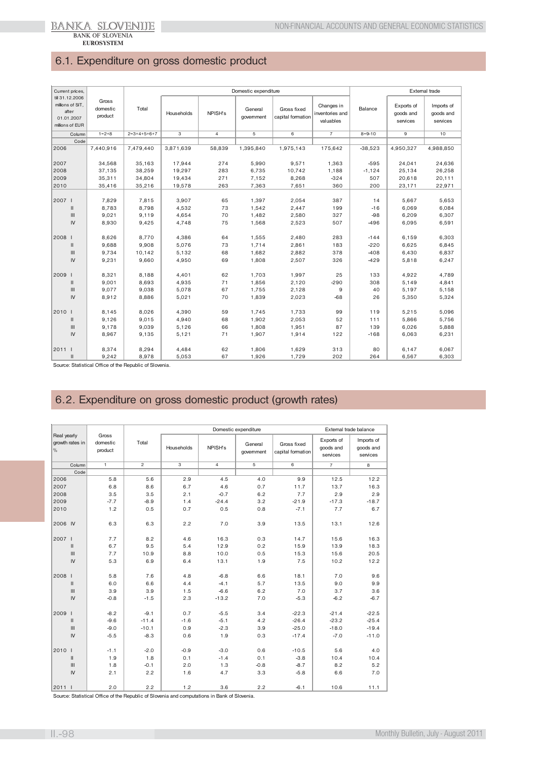## 6.1. Expenditure on gross domestic product

| Current prices, till 31.12.2006 millions of SIT, after 01.01.2007 millions of EUR | Gross domestic product | Domestic expenditure | | | | | | | External trade | | |
|---|---|---|---|---|---|---|---|---|---|---|---|
| | | Total | Households | NPISH's | General government | Gross fixed capital formation | Changes in inventories and valuables | | Balance | Exports of goods and services | Imports of goods and services |
| Column | 1=2+8 | 2=3+4+5+6+7 | 3 | 4 | 5 | 6 | 7 | | 8=9-10 | 9 | 10 |
| Code | | | | | | | | | | | |
| 2006 | 7,440,916 | 7,479,440 | 3,871,639 | 58,839 | 1,395,840 | 1,975,143 | 175,642 | | -38,523 | 4,950,327 | 4,988,850 |
| 2007 | 34,568 | 35,163 | 17,944 | 274 | 5,990 | 9,571 | 1,363 | | -595 | 24,041 | 24,636 |
| 2008 | 37,135 | 38,259 | 19,297 | 283 | 6,735 | 10,742 | 1,188 | | -1,124 | 25,134 | 26,258 |
| 2009 | 35,311 | 34,804 | 19,434 | 271 | 7,152 | 8,268 | -324 | | 507 | 20,618 | 20,111 |
| 2010 | 35,416 | 35,216 | 19,578 | 263 | 7,363 | 7,651 | 360 | | 200 | 23,171 | 22,971 |
| 2007 I | 7,829 | 7,815 | 3,907 | 65 | 1,397 | 2,054 | 387 | | 14 | 5,667 | 5,653 |
| II | 8,783 | 8,798 | 4,532 | 73 | 1,542 | 2,447 | 199 | | -16 | 6,069 | 6,084 |
| III | 9,021 | 9,119 | 4,654 | 70 | 1,482 | 2,580 | 327 | | -98 | 6,209 | 6,307 |
| IV | 8,930 | 9,425 | 4,748 | 75 | 1,568 | 2,523 | 507 | | -496 | 6,095 | 6,591 |
| 2008 I | 8,626 | 8,770 | 4,386 | 64 | 1,555 | 2,480 | 283 | | -144 | 6,159 | 6,303 |
| II | 9,688 | 9,908 | 5,076 | 73 | 1,714 | 2,861 | 183 | | -220 | 6,625 | 6,845 |
| III | 9,734 | 10,142 | 5,132 | 68 | 1,682 | 2,882 | 378 | | -408 | 6,430 | 6,837 |
| IV | 9,231 | 9,660 | 4,950 | 69 | 1,808 | 2,507 | 326 | | -429 | 5,818 | 6,247 |
| 2009 I | 8,321 | 8,188 | 4,401 | 62 | 1,703 | 1,997 | 25 | | 133 | 4,922 | 4,789 |
| II | 9,001 | 8,693 | 4,935 | 71 | 1,856 | 2,120 | -290 | | 308 | 5,149 | 4,841 |
| III | 9,077 | 9,038 | 5,078 | 67 | 1,755 | 2,128 | 9 | | 40 | 5,197 | 5,158 |
| IV | 8,912 | 8,886 | 5,021 | 70 | 1,839 | 2,023 | -68 | | 26 | 5,350 | 5,324 |
| 2010 I | 8,145 | 8,026 | 4,390 | 59 | 1,745 | 1,733 | 99 | | 119 | 5,215 | 5,096 |
| II | 9,126 | 9,015 | 4,940 | 68 | 1,902 | 2,053 | 52 | | 111 | 5,866 | 5,756 |
| III | 9,178 | 9,039 | 5,126 | 66 | 1,808 | 1,951 | 87 | | 139 | 6,026 | 5,888 |
| IV | 8,967 | 9,135 | 5,121 | 71 | 1,907 | 1,914 | 122 | | -168 | 6,063 | 6,231 |
| 2011 I | 8,374 | 8,294 | 4,484 | 62 | 1,806 | 1,629 | 313 | | 80 | 6,147 | 6,067 |
| II | 9,242 | 8,978 | 5,053 | 67 | 1,926 | 1,729 | 202 | | 264 | 6,567 | 6,303 |

Source: Statistical Office of the Republic of Slovenia.

## 6.2. Expenditure on gross domestic product (growth rates)

| Real yearly growth rates in % | Gross domestic product | Domestic expenditure | | | | | External trade balance | |
|---|---|---|---|---|---|---|---|---|
| | | Total | Households | NPISH's | General government | Gross fixed capital formation | Exports of goods and services | Imports of goods and services |
| Column | 1 | 2 | 3 | 4 | 5 | 6 | 7 | 8 |
| Code | | | | | | | | |
| 2006 | 5.8 | 5.6 | 2.9 | 4.5 | 4.0 | 9.9 | 12.5 | 12.2 |
| 2007 | 6.8 | 8.6 | 6.7 | 4.6 | 0.7 | 11.7 | 13.7 | 16.3 |
| 2008 | 3.5 | 3.5 | 2.1 | -0.7 | 6.2 | 7.7 | 2.9 | 2.9 |
| 2009 | -7.7 | -8.9 | 1.4 | -24.4 | 3.2 | -21.9 | -17.3 | -18.7 |
| 2010 | 1.2 | 0.5 | 0.7 | 0.5 | 0.8 | -7.1 | 7.7 | 6.7 |
| 2006 IV | 6.3 | 6.3 | 2.2 | 7.0 | 3.9 | 13.5 | 13.1 | 12.6 |
| 2007 I | 7.7 | 8.2 | 4.6 | 16.3 | 0.3 | 14.7 | 15.6 | 16.3 |
| II | 6.7 | 9.5 | 5.4 | 12.9 | 0.2 | 15.9 | 13.9 | 18.3 |
| III | 7.7 | 10.9 | 8.8 | 10.0 | 0.5 | 15.3 | 15.6 | 20.5 |
| IV | 5.3 | 6.9 | 6.4 | 13.1 | 1.9 | 7.5 | 10.2 | 12.2 |
| 2008 I | 5.8 | 7.6 | 4.8 | -6.8 | 6.6 | 18.1 | 7.0 | 9.6 |
| II | 6.0 | 6.6 | 4.4 | -4.1 | 5.7 | 13.5 | 9.0 | 9.9 |
| III | 3.9 | 3.9 | 1.5 | -6.6 | 6.2 | 7.0 | 3.7 | 3.6 |
| IV | -0.8 | -1.5 | 2.3 | -13.2 | 7.0 | -5.3 | -6.2 | -6.7 |
| 2009 I | -8.2 | -9.1 | 0.7 | -5.5 | 3.4 | -22.3 | -21.4 | -22.5 |
| II | -9.6 | -11.4 | -1.6 | -5.1 | 4.2 | -26.4 | -23.2 | -25.4 |
| III | -9.0 | -10.1 | 0.9 | -2.3 | 3.9 | -25.0 | -18.0 | -19.4 |
| IV | -5.5 | -8.3 | 0.6 | 1.9 | 0.3 | -17.4 | -7.0 | -11.0 |
| 2010 I | -1.1 | -2.0 | -0.9 | -3.0 | 0.6 | -10.5 | 5.6 | 4.0 |
| II | 1.9 | 1.8 | 0.1 | -1.4 | 0.1 | -3.8 | 10.4 | 10.4 |
| III | 1.8 | -0.1 | 2.0 | 1.3 | -0.8 | -8.7 | 8.2 | 5.2 |
| IV | 2.1 | 2.2 | 1.6 | 4.7 | 3.3 | -5.8 | 6.6 | 7.0 |
| 2011 I | 2.0 | 2.2 | 1.2 | 3.6 | 2.2 | -6.1 | 10.6 | 11.1 |

Source: Statistical Office of the Republic of Slovenia and computations in Bank of Slovenia.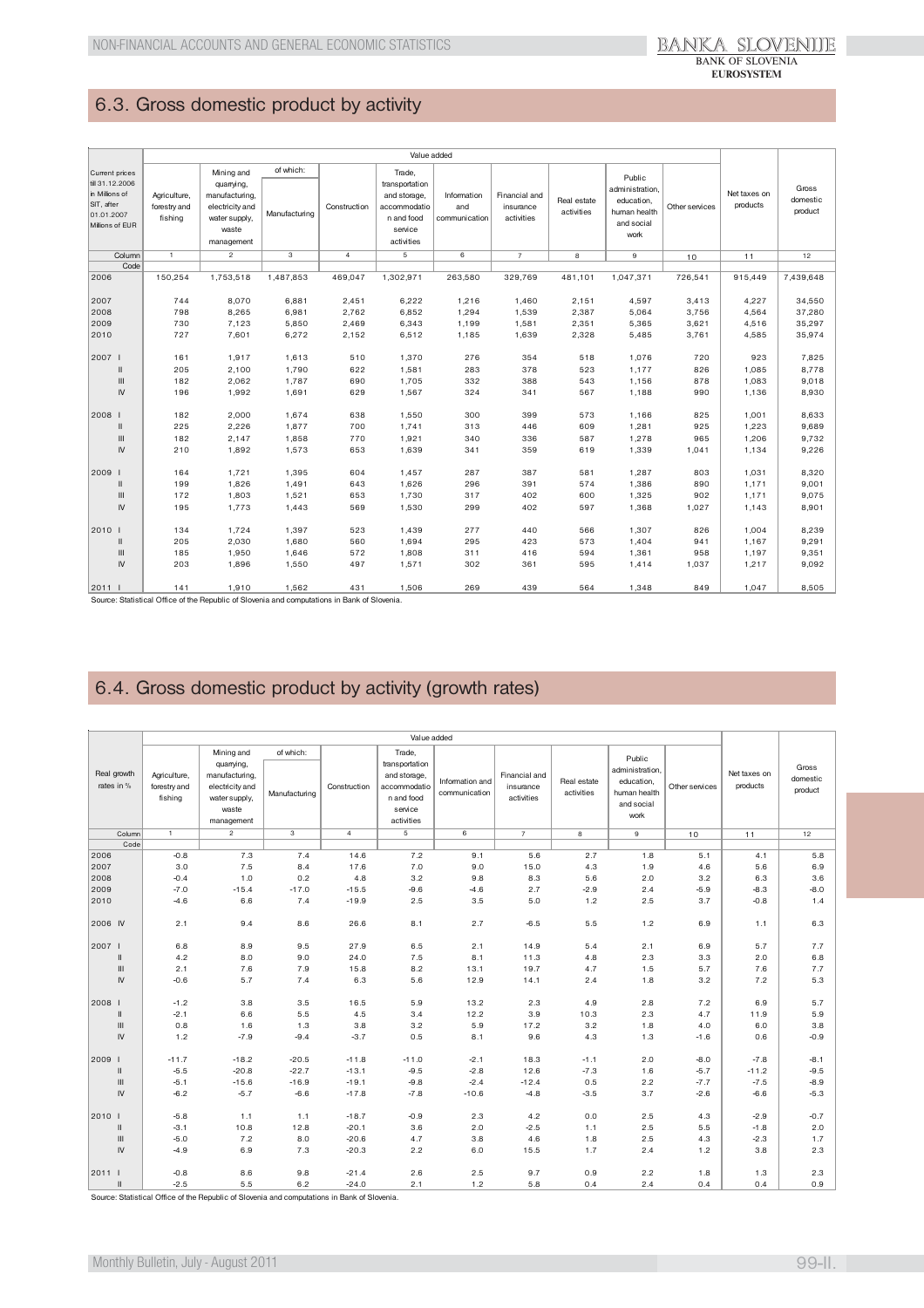## 6.3. Gross domestic product by activity

| Current prices till 31.12.2006 in Millions of SIT, after 01.01.2007 Millions of EUR | Value added | | | | | | | | | | Net taxes on products | Gross domestic product |
|---|---|---|---|---|---|---|---|---|---|---|---|---|
| | Agriculture, forestry and fishing | Mining and quarrying, manufacturing, electricity and water supply, waste management | of which: Manufacturing | Construction | Trade, transportation and storage, accommodation and food service activities | Information and communication | Financial and insurance activities | Real estate activities | Public administration, education, human health and social work | Other services | | |
| Column | 1 | 2 | 3 | 4 | 5 | 6 | 7 | 8 | 9 | 10 | 11 | 12 |
| Code | | | | | | | | | | | | |
| 2006 | 150,254 | 1,753,518 | 1,487,853 | 469,047 | 1,302,971 | 263,580 | 329,769 | 481,101 | 1,047,371 | 726,541 | 915,449 | 7,439,648 |
| 2007 | 744 | 8,070 | 6,881 | 2,451 | 6,222 | 1,216 | 1,460 | 2,151 | 4,597 | 3,413 | 4,227 | 34,550 |
| 2008 | 798 | 8,265 | 6,981 | 2,762 | 6,852 | 1,294 | 1,539 | 2,387 | 5,064 | 3,756 | 4,564 | 37,280 |
| 2009 | 730 | 7,123 | 5,850 | 2,469 | 6,343 | 1,199 | 1,581 | 2,351 | 5,365 | 3,621 | 4,516 | 35,297 |
| 2010 | 727 | 7,601 | 6,272 | 2,152 | 6,512 | 1,185 | 1,639 | 2,328 | 5,485 | 3,761 | 4,585 | 35,974 |
| 2007 I | 161 | 1,917 | 1,613 | 510 | 1,370 | 276 | 354 | 518 | 1,076 | 720 | 923 | 7,825 |
| II | 205 | 2,100 | 1,790 | 622 | 1,581 | 283 | 378 | 523 | 1,177 | 826 | 1,085 | 8,778 |
| III | 182 | 2,062 | 1,787 | 690 | 1,705 | 332 | 388 | 543 | 1,156 | 878 | 1,083 | 9,018 |
| IV | 196 | 1,992 | 1,691 | 629 | 1,567 | 324 | 341 | 567 | 1,188 | 990 | 1,136 | 8,930 |
| 2008 I | 182 | 2,000 | 1,674 | 638 | 1,550 | 300 | 399 | 573 | 1,166 | 825 | 1,001 | 8,633 |
| II | 225 | 2,226 | 1,877 | 700 | 1,741 | 313 | 446 | 609 | 1,281 | 925 | 1,223 | 9,689 |
| III | 182 | 2,147 | 1,858 | 770 | 1,921 | 340 | 336 | 587 | 1,278 | 965 | 1,206 | 9,732 |
| IV | 210 | 1,892 | 1,573 | 653 | 1,639 | 341 | 359 | 619 | 1,339 | 1,041 | 1,134 | 9,226 |
| 2009 I | 164 | 1,721 | 1,395 | 604 | 1,457 | 287 | 387 | 581 | 1,287 | 803 | 1,031 | 8,320 |
| II | 199 | 1,826 | 1,491 | 643 | 1,626 | 296 | 391 | 574 | 1,386 | 890 | 1,171 | 9,001 |
| III | 172 | 1,803 | 1,521 | 653 | 1,730 | 317 | 402 | 600 | 1,325 | 902 | 1,171 | 9,075 |
| IV | 195 | 1,773 | 1,443 | 569 | 1,530 | 299 | 402 | 597 | 1,368 | 1,027 | 1,143 | 8,901 |
| 2010 I | 134 | 1,724 | 1,397 | 523 | 1,439 | 277 | 440 | 566 | 1,307 | 826 | 1,004 | 8,239 |
| II | 205 | 2,030 | 1,680 | 560 | 1,694 | 295 | 423 | 573 | 1,404 | 941 | 1,167 | 9,291 |
| III | 185 | 1,950 | 1,646 | 572 | 1,808 | 311 | 416 | 594 | 1,361 | 958 | 1,197 | 9,351 |
| IV | 203 | 1,896 | 1,550 | 497 | 1,571 | 302 | 361 | 595 | 1,414 | 1,037 | 1,217 | 9,092 |
| 2011 I | 141 | 1,910 | 1,562 | 431 | 1,506 | 269 | 439 | 564 | 1,348 | 849 | 1,047 | 8,505 |

Source: Statistical Office of the Republic of Slovenia and computations in Bank of Slovenia.

## 6.4. Gross domestic product by activity (growth rates)

| Real growth rates in % | Value added | | | | | | | | | | Net taxes on products | Gross domestic product |
|---|---|---|---|---|---|---|---|---|---|---|---|---|
| | Agriculture, forestry and fishing | Mining and quarrying, manufacturing, electricity and water supply, waste management | of which: Manufacturing | Construction | Trade, transportation and storage, accommodation and food service activities | Information and communication | Financial and insurance activities | Real estate activities | Public administration, education, human health and social work | Other services | | |
| Column | 1 | 2 | 3 | 4 | 5 | 6 | 7 | 8 | 9 | 10 | 11 | 12 |
| Code | | | | | | | | | | | | |
| 2006 | -0.8 | 7.3 | 7.4 | 14.6 | 7.2 | 9.1 | 5.6 | 2.7 | 1.8 | 5.1 | 4.1 | 5.8 |
| 2007 | 3.0 | 7.5 | 8.4 | 17.6 | 7.0 | 9.0 | 15.0 | 4.3 | 1.9 | 4.6 | 5.6 | 6.9 |
| 2008 | -0.4 | 1.0 | 0.2 | 4.8 | 3.2 | 9.8 | 8.3 | 5.6 | 2.0 | 3.2 | 6.3 | 3.6 |
| 2009 | -7.0 | -15.4 | -17.0 | -15.5 | -9.6 | -4.6 | 2.7 | -2.9 | 2.4 | -5.9 | -8.3 | -8.0 |
| 2010 | -4.6 | 6.6 | 7.4 | -19.9 | 2.5 | 3.5 | 5.0 | 1.2 | 2.5 | 3.7 | -0.8 | 1.4 |
| 2006 IV | 2.1 | 9.4 | 8.6 | 26.6 | 8.1 | 2.7 | -6.5 | 5.5 | 1.2 | 6.9 | 1.1 | 6.3 |
| 2007 I | 6.8 | 8.9 | 9.5 | 27.9 | 6.5 | 2.1 | 14.9 | 5.4 | 2.1 | 6.9 | 5.7 | 7.7 |
| II | 4.2 | 8.0 | 9.0 | 24.0 | 7.5 | 8.1 | 11.3 | 4.8 | 2.3 | 3.3 | 2.0 | 6.8 |
| III | 2.1 | 7.6 | 7.9 | 15.8 | 8.2 | 13.1 | 19.7 | 4.7 | 1.5 | 5.7 | 7.6 | 7.7 |
| IV | -0.6 | 5.7 | 7.4 | 6.3 | 5.6 | 12.9 | 14.1 | 2.4 | 1.8 | 3.2 | 7.2 | 5.3 |
| 2008 I | -1.2 | 3.8 | 3.5 | 16.5 | 5.9 | 13.2 | 2.3 | 4.9 | 2.8 | 7.2 | 6.9 | 5.7 |
| II | -2.1 | 6.6 | 5.5 | 4.5 | 3.4 | 12.2 | 3.9 | 10.3 | 2.3 | 4.7 | 11.9 | 5.9 |
| III | 0.8 | 1.6 | 1.3 | 3.8 | 3.2 | 5.9 | 17.2 | 3.2 | 1.8 | 4.0 | 6.0 | 3.8 |
| IV | 1.2 | -7.9 | -9.4 | -3.7 | 0.5 | 8.1 | 9.6 | 4.3 | 1.3 | -1.6 | 0.6 | -0.9 |
| 2009 I | -11.7 | -18.2 | -20.5 | -11.8 | -11.0 | -2.1 | 18.3 | -1.1 | 2.0 | -8.0 | -7.8 | -8.1 |
| II | -5.5 | -20.8 | -22.7 | -13.1 | -9.5 | -2.8 | 12.6 | -7.3 | 1.6 | -5.7 | -11.2 | -9.5 |
| III | -5.1 | -15.6 | -16.9 | -19.1 | -9.8 | -2.4 | -12.4 | 0.5 | 2.2 | -7.7 | -7.5 | -8.9 |
| IV | -6.2 | -5.7 | -6.6 | -17.8 | -7.8 | -10.6 | -4.8 | -3.5 | 3.7 | -2.6 | -6.6 | -5.3 |
| 2010 I | -5.8 | 1.1 | 1.1 | -18.7 | -0.9 | 2.3 | 4.2 | 0.0 | 2.5 | 4.3 | -2.9 | -0.7 |
| II | -3.1 | 10.8 | 12.8 | -20.1 | 3.6 | 2.0 | -2.5 | 1.1 | 2.5 | 5.5 | -1.8 | 2.0 |
| III | -5.0 | 7.2 | 8.0 | -20.6 | 4.7 | 3.8 | 4.6 | 1.8 | 2.5 | 4.3 | -2.3 | 1.7 |
| IV | -4.9 | 6.9 | 7.3 | -20.3 | 2.2 | 6.0 | 15.5 | 1.7 | 2.4 | 1.2 | 3.8 | 2.3 |
| 2011 I | -0.8 | 8.6 | 9.8 | -21.4 | 2.6 | 2.5 | 9.7 | 0.9 | 2.2 | 1.8 | 1.3 | 2.3 |
| II | -2.5 | 5.5 | 6.2 | -24.0 | 2.1 | 1.2 | 5.8 | 0.4 | 2.4 | 0.4 | 0.4 | 0.9 |

Source: Statistical Office of the Republic of Slovenia and computations in Bank of Slovenia.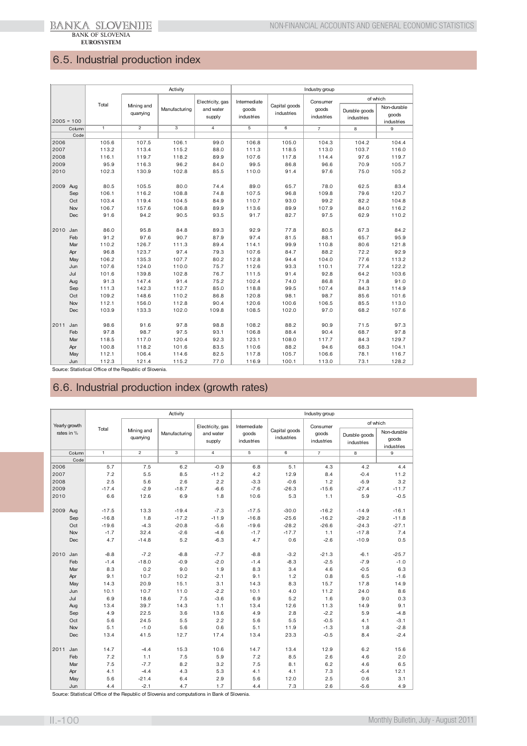## 6.5. Industrial production index

| 2005 = 100 | | Total | Activity | | | Industry group | | | | |
|---|---|---|---|---|---|---|---|---|---|---|
| | | | Mining and quarrying | Manufacturing | Electricity, gas and water supply | Intermediate goods industries | Capital goods industries | Consumer goods industries | of which | |
| | | | | | | | | | Durable goods industries | Non-durable goods industries |
| Column | | 1 | 2 | 3 | 4 | 5 | 6 | 7 | 8 | 9 |
| Code | | | | | | | | | | |
| 2006 | | 105.6 | 107.5 | 106.1 | 99.0 | 106.8 | 105.0 | 104.3 | 104.2 | 104.4 |
| 2007 | | 113.2 | 113.4 | 115.2 | 88.0 | 111.3 | 118.5 | 113.0 | 103.7 | 116.0 |
| 2008 | | 116.1 | 119.7 | 118.2 | 89.9 | 107.6 | 117.8 | 114.4 | 97.6 | 119.7 |
| 2009 | | 95.9 | 116.3 | 96.2 | 84.0 | 99.5 | 86.8 | 96.6 | 70.9 | 105.7 |
| 2010 | | 102.3 | 130.9 | 102.8 | 85.5 | 110.0 | 91.4 | 97.6 | 75.0 | 105.2 |
| 2009 | Aug | 80.5 | 105.5 | 80.0 | 74.4 | 89.0 | 65.7 | 78.0 | 62.5 | 83.4 |
| | Sep | 106.1 | 116.2 | 108.8 | 74.8 | 107.5 | 96.8 | 109.8 | 79.6 | 120.7 |
| | Oct | 103.4 | 119.4 | 104.5 | 84.9 | 110.7 | 93.0 | 99.2 | 82.2 | 104.8 |
| | Nov | 106.7 | 157.6 | 106.8 | 89.9 | 113.6 | 89.9 | 107.9 | 84.0 | 116.2 |
| | Dec | 91.6 | 94.2 | 90.5 | 93.5 | 91.7 | 82.7 | 97.5 | 62.9 | 110.2 |
| 2010 | Jan | 86.0 | 95.8 | 84.8 | 89.3 | 92.9 | 77.8 | 80.5 | 67.3 | 84.2 |
| | Feb | 91.2 | 97.6 | 90.7 | 87.9 | 97.4 | 81.5 | 88.1 | 65.7 | 95.9 |
| | Mar | 110.2 | 126.7 | 111.3 | 89.4 | 114.1 | 99.9 | 110.8 | 80.6 | 121.8 |
| | Apr | 96.8 | 123.7 | 97.4 | 79.3 | 107.6 | 84.7 | 88.2 | 72.2 | 92.9 |
| | May | 106.2 | 135.3 | 107.7 | 80.2 | 112.8 | 94.4 | 104.0 | 77.6 | 113.2 |
| | Jun | 107.6 | 124.0 | 110.0 | 75.7 | 112.6 | 93.3 | 110.1 | 77.4 | 122.2 |
| | Jul | 101.6 | 139.8 | 102.8 | 76.7 | 111.5 | 91.4 | 92.8 | 64.2 | 103.6 |
| | Aug | 91.3 | 147.4 | 91.4 | 75.2 | 102.4 | 74.0 | 86.8 | 71.8 | 91.0 |
| | Sep | 111.3 | 142.3 | 112.7 | 85.0 | 118.8 | 99.5 | 107.4 | 84.3 | 114.9 |
| | Oct | 109.2 | 148.6 | 110.2 | 86.8 | 120.8 | 98.1 | 98.7 | 85.6 | 101.6 |
| | Nov | 112.1 | 156.0 | 112.8 | 90.4 | 120.6 | 100.6 | 106.5 | 85.5 | 113.0 |
| | Dec | 103.9 | 133.3 | 102.0 | 109.8 | 108.5 | 102.0 | 97.0 | 68.2 | 107.6 |
| 2011 | Jan | 98.6 | 91.6 | 97.8 | 98.8 | 108.2 | 88.2 | 90.9 | 71.5 | 97.3 |
| | Feb | 97.8 | 98.7 | 97.5 | 93.1 | 106.8 | 88.4 | 90.4 | 68.7 | 97.8 |
| | Mar | 118.5 | 117.0 | 120.4 | 92.3 | 123.1 | 108.0 | 117.7 | 84.3 | 129.7 |
| | Apr | 100.8 | 118.2 | 101.6 | 83.5 | 110.6 | 88.2 | 94.6 | 68.3 | 104.1 |
| | May | 112.1 | 106.4 | 114.6 | 82.5 | 117.8 | 105.7 | 106.6 | 78.1 | 116.7 |
| | Jun | 112.3 | 121.4 | 115.2 | 77.0 | 116.9 | 100.1 | 113.0 | 73.1 | 128.2 |

Source: Statistical Office of the Republic of Slovenia.

## 6.6. Industrial production index (growth rates)

| Yearly growth rates in % | | Total | Activity | | | Industry group | | | | |
|---|---|---|---|---|---|---|---|---|---|---|
| | | | Mining and quarrying | Manufacturing | Electricity, gas and water supply | Intermediate goods industries | Capital goods industries | Consumer goods industries | of which | |
| | | | | | | | | | Durable goods industries | Non-durable goods industries |
| Column | | 1 | 2 | 3 | 4 | 5 | 6 | 7 | 8 | 9 |
| Code | | | | | | | | | | |
| 2006 | | 5.7 | 7.5 | 6.2 | -0.9 | 6.8 | 5.1 | 4.3 | 4.2 | 4.4 |
| 2007 | | 7.2 | 5.5 | 8.5 | -11.2 | 4.2 | 12.9 | 8.4 | -0.4 | 11.2 |
| 2008 | | 2.5 | 5.6 | 2.6 | 2.2 | -3.3 | -0.6 | 1.2 | -5.9 | 3.2 |
| 2009 | | -17.4 | -2.9 | -18.7 | -6.6 | -7.6 | -26.3 | -15.6 | -27.4 | -11.7 |
| 2010 | | 6.6 | 12.6 | 6.9 | 1.8 | 10.6 | 5.3 | 1.1 | 5.9 | -0.5 |
| 2009 | Aug | -17.5 | 13.3 | -19.4 | -7.3 | -17.5 | -30.0 | -16.2 | -14.9 | -16.1 |
| | Sep | -16.8 | 1.8 | -17.2 | -11.9 | -16.8 | -25.6 | -16.2 | -29.2 | -11.8 |
| | Oct | -19.6 | -4.3 | -20.8 | -5.6 | -19.6 | -28.2 | -26.6 | -24.3 | -27.1 |
| | Nov | -1.7 | 32.4 | -2.6 | -4.6 | -1.7 | -17.7 | 1.1 | -17.8 | 7.4 |
| | Dec | 4.7 | -14.8 | 5.2 | -6.3 | 4.7 | 0.6 | -2.6 | -10.9 | 0.5 |
| 2010 | Jan | -8.8 | -7.2 | -8.8 | -7.7 | -8.8 | -3.2 | -21.3 | -6.1 | -25.7 |
| | Feb | -1.4 | -18.0 | -0.9 | -2.0 | -1.4 | -8.3 | -2.5 | -7.9 | -1.0 |
| | Mar | 8.3 | 0.2 | 9.0 | 1.9 | 8.3 | 3.4 | 4.6 | -0.5 | 6.3 |
| | Apr | 9.1 | 10.7 | 10.2 | -2.1 | 9.1 | 1.2 | 0.8 | 6.5 | -1.6 |
| | May | 14.3 | 20.9 | 15.1 | 3.1 | 14.3 | 8.3 | 15.7 | 17.8 | 14.9 |
| | Jun | 10.1 | 10.7 | 11.0 | -2.2 | 10.1 | 4.0 | 11.2 | 24.0 | 8.6 |
| | Jul | 6.9 | 18.6 | 7.5 | -3.6 | 6.9 | 5.2 | 1.6 | 9.0 | 0.3 |
| | Aug | 13.4 | 39.7 | 14.3 | 1.1 | 13.4 | 12.6 | 11.3 | 14.9 | 9.1 |
| | Sep | 4.9 | 22.5 | 3.6 | 13.6 | 4.9 | 2.8 | -2.2 | 5.9 | -4.8 |
| | Oct | 5.6 | 24.5 | 5.5 | 2.2 | 5.6 | 5.5 | -0.5 | 4.1 | -3.1 |
| | Nov | 5.1 | -1.0 | 5.6 | 0.6 | 5.1 | 11.9 | -1.3 | 1.8 | -2.8 |
| | Dec | 13.4 | 41.5 | 12.7 | 17.4 | 13.4 | 23.3 | -0.5 | 8.4 | -2.4 |
| 2011 | Jan | 14.7 | -4.4 | 15.3 | 10.6 | 14.7 | 13.4 | 12.9 | 6.2 | 15.6 |
| | Feb | 7.2 | 1.1 | 7.5 | 5.9 | 7.2 | 8.5 | 2.6 | 4.6 | 2.0 |
| | Mar | 7.5 | -7.7 | 8.2 | 3.2 | 7.5 | 8.1 | 6.2 | 4.6 | 6.5 |
| | Apr | 4.1 | -4.4 | 4.3 | 5.3 | 4.1 | 4.1 | 7.3 | -5.4 | 12.1 |
| | May | 5.6 | -21.4 | 6.4 | 2.9 | 5.6 | 12.0 | 2.5 | 0.6 | 3.1 |
| | Jun | 4.4 | -2.1 | 4.7 | 1.7 | 4.4 | 7.3 | 2.6 | -5.6 | 4.9 |

Source: Statistical Office of the Republic of Slovenia and computations in Bank of Slovenia.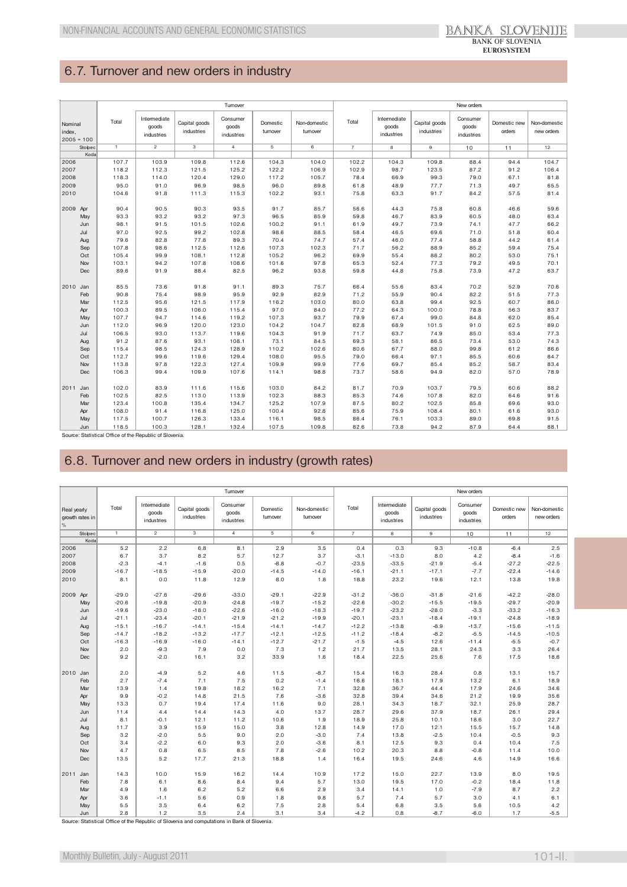## 6.7. Turnover and new orders in industry

| Nominal index, 2005 = 100 | | Turnover | | | | | | New orders | | | | | |
|---|---|---|---|---|---|---|---|---|---|---|---|---|---|
| | | Total | Intermediate goods industries | Capital goods industries | Consumer goods industries | Domestic turnover | Non-domestic turnover | Total | Intermediate goods industries | Capital goods industries | Consumer goods industries | Domestic new orders | Non-domestic new orders |
| | Stolpec | 1 | 2 | 3 | 4 | 5 | 6 | 7 | 8 | 9 | 10 | 11 | 12 |
| | Koda | | | | | | | | | | | | |
| 2006 | | 107.7 | 103.9 | 109.8 | 112.6 | 104.3 | 104.0 | 102.2 | 104.3 | 109.8 | 88.4 | 94.4 | 104.7 |
| 2007 | | 118.2 | 112.3 | 121.5 | 125.2 | 122.2 | 106.9 | 102.9 | 98.7 | 123.5 | 87.2 | 91.2 | 106.4 |
| 2008 | | 118.3 | 114.0 | 120.4 | 129.0 | 117.2 | 105.7 | 78.4 | 66.9 | 99.3 | 79.0 | 67.1 | 81.8 |
| 2009 | | 95.0 | 91.0 | 96.9 | 98.5 | 96.0 | 89.8 | 61.8 | 48.9 | 77.7 | 71.3 | 49.7 | 65.5 |
| 2010 | | 104.6 | 91.8 | 111.3 | 115.3 | 102.2 | 93.1 | 75.8 | 63.3 | 91.7 | 84.2 | 57.5 | 81.4 |
| 2009 | Apr | 90.4 | 90.5 | 90.3 | 93.5 | 91.7 | 85.7 | 56.6 | 44.3 | 75.8 | 60.8 | 46.6 | 59.6 |
| | May | 93.3 | 93.2 | 93.2 | 97.3 | 96.5 | 85.9 | 59.8 | 46.7 | 83.9 | 60.5 | 48.0 | 63.4 |
| | Jun | 98.1 | 91.5 | 101.5 | 102.6 | 100.2 | 91.1 | 61.9 | 49.7 | 73.9 | 74.1 | 47.7 | 66.2 |
| | Jul | 97.0 | 92.5 | 99.2 | 102.8 | 98.6 | 88.5 | 58.4 | 46.5 | 69.6 | 71.0 | 51.8 | 60.4 |
| | Aug | 79.6 | 82.8 | 77.8 | 89.3 | 70.4 | 74.7 | 57.4 | 46.0 | 77.4 | 58.8 | 44.2 | 61.4 |
| | Sep | 107.8 | 98.6 | 112.5 | 112.6 | 107.3 | 102.3 | 71.7 | 56.2 | 88.9 | 85.2 | 59.4 | 75.4 |
| | Oct | 105.4 | 99.9 | 108.1 | 112.8 | 105.2 | 96.2 | 69.9 | 55.4 | 88.2 | 80.2 | 53.0 | 75.1 |
| | Nov | 103.1 | 94.2 | 107.8 | 108.6 | 101.6 | 97.8 | 65.3 | 52.4 | 77.3 | 79.2 | 49.5 | 70.1 |
| | Dec | 89.6 | 91.9 | 88.4 | 82.5 | 96.2 | 93.8 | 59.8 | 44.8 | 75.8 | 73.9 | 47.2 | 63.7 |
| 2010 | Jan | 85.5 | 73.6 | 91.8 | 91.1 | 89.3 | 75.7 | 66.4 | 55.6 | 83.4 | 70.2 | 52.9 | 70.6 |
| | Feb | 90.8 | 75.4 | 98.9 | 95.9 | 92.9 | 82.9 | 71.2 | 55.9 | 90.4 | 82.2 | 51.5 | 77.3 |
| | Mar | 112.5 | 95.6 | 121.5 | 117.9 | 116.2 | 103.0 | 80.0 | 63.8 | 99.4 | 92.5 | 60.7 | 86.0 |
| | Apr | 100.3 | 89.5 | 106.0 | 115.4 | 97.0 | 84.0 | 77.2 | 64.3 | 100.0 | 78.8 | 56.3 | 83.7 |
| | May | 107.7 | 94.7 | 114.6 | 119.2 | 107.3 | 93.7 | 79.9 | 67.4 | 99.0 | 84.8 | 62.0 | 85.4 |
| | Jun | 112.0 | 96.9 | 120.0 | 123.0 | 104.2 | 104.7 | 82.8 | 68.9 | 101.5 | 91.0 | 62.5 | 89.0 |
| | Jul | 106.5 | 93.0 | 113.7 | 119.6 | 104.3 | 91.9 | 71.7 | 63.7 | 74.9 | 85.0 | 53.4 | 77.3 |
| | Aug | 91.2 | 87.6 | 93.1 | 108.1 | 73.1 | 84.5 | 69.3 | 58.1 | 86.5 | 73.4 | 53.0 | 74.3 |
| | Sep | 115.4 | 98.5 | 124.3 | 128.9 | 110.2 | 102.6 | 80.6 | 67.7 | 88.0 | 99.8 | 61.2 | 86.6 |
| | Oct | 112.7 | 99.6 | 119.6 | 129.4 | 108.0 | 95.5 | 79.0 | 66.4 | 97.1 | 85.5 | 60.6 | 84.7 |
| | Nov | 113.8 | 97.8 | 122.3 | 127.4 | 109.9 | 99.9 | 77.6 | 69.7 | 85.4 | 85.2 | 58.7 | 83.4 |
| | Dec | 106.3 | 99.4 | 109.9 | 107.6 | 114.1 | 98.8 | 73.7 | 58.6 | 94.9 | 82.0 | 57.0 | 78.9 |
| 2011 | Jan | 102.0 | 83.9 | 111.6 | 115.6 | 103.0 | 84.2 | 81.7 | 70.9 | 103.7 | 79.5 | 60.6 | 88.2 |
| | Feb | 102.5 | 82.5 | 113.0 | 113.9 | 102.3 | 88.3 | 85.3 | 74.6 | 107.8 | 82.0 | 64.6 | 91.6 |
| | Mar | 123.4 | 100.8 | 135.4 | 134.7 | 125.2 | 107.9 | 87.5 | 80.2 | 102.5 | 85.8 | 69.6 | 93.0 |
| | Apr | 108.0 | 91.4 | 116.8 | 125.0 | 100.4 | 92.8 | 85.6 | 75.9 | 108.4 | 80.1 | 61.6 | 93.0 |
| | May | 117.5 | 100.7 | 126.3 | 133.4 | 116.1 | 98.5 | 86.4 | 76.1 | 103.3 | 89.0 | 69.8 | 91.5 |
| | Jun | 118.5 | 100.3 | 128.1 | 132.4 | 107.5 | 109.8 | 82.6 | 73.8 | 94.2 | 87.9 | 64.4 | 88.1 |

Source: Statistical Office of the Republic of Slovenia.

## 6.8. Turnover and new orders in industry (growth rates)

| Real yearly growth rates in % | | Turnover | | | | | | New orders | | | | | |
|---|---|---|---|---|---|---|---|---|---|---|---|---|---|
| | | Total | Intermediate goods industries | Capital goods industries | Consumer goods industries | Domestic turnover | Non-domestic turnover | Total | Intermediate goods industries | Capital goods industries | Consumer goods industries | Domestic new orders | Non-domestic new orders |
| | Stolpec | 1 | 2 | 3 | 4 | 5 | 6 | 7 | 8 | 9 | 10 | 11 | 12 |
| | Koda | | | | | | | | | | | | |
| 2006 | | 5.2 | 2.2 | 6.8 | 8.1 | 2.9 | 3.5 | 0.4 | 0.3 | 9.3 | -10.8 | -6.4 | 2.5 |
| 2007 | | 6.7 | 3.7 | 8.2 | 5.7 | 12.7 | 3.7 | -3.1 | -13.0 | 8.0 | 4.2 | -8.4 | -1.6 |
| 2008 | | -2.3 | -4.1 | -1.6 | 0.5 | -8.8 | -0.7 | -23.5 | -33.5 | -21.9 | -5.4 | -27.2 | -22.5 |
| 2009 | | -16.7 | -18.5 | -15.9 | -20.0 | -14.5 | -14.0 | -16.1 | -21.1 | -17.1 | -7.7 | -22.4 | -14.6 |
| 2010 | | 8.1 | 0.0 | 11.8 | 12.9 | 8.0 | 1.8 | 18.8 | 23.2 | 19.6 | 12.1 | 13.8 | 19.8 |
| 2009 | Apr | -29.0 | -27.6 | -29.6 | -33.0 | -29.1 | -22.9 | -31.2 | -36.0 | -31.8 | -21.6 | -42.2 | -28.0 |
| | May | -20.6 | -19.8 | -20.9 | -24.8 | -19.7 | -15.2 | -22.6 | -30.2 | -15.5 | -19.5 | -29.7 | -20.9 |
| | Jun | -19.6 | -23.0 | -18.0 | -22.6 | -16.0 | -18.3 | -19.7 | -23.2 | -28.0 | -3.3 | -33.2 | -16.3 |
| | Jul | -21.1 | -23.4 | -20.1 | -21.9 | -21.2 | -19.9 | -20.1 | -23.1 | -18.4 | -19.1 | -24.8 | -18.9 |
| | Aug | -15.1 | -16.7 | -14.1 | -15.4 | -14.1 | -14.7 | -12.2 | -13.8 | -8.9 | -13.7 | -15.6 | -11.5 |
| | Sep | -14.7 | -18.2 | -13.2 | -17.7 | -12.1 | -12.5 | -11.2 | -18.4 | -8.2 | -5.5 | -14.5 | -10.5 |
| | Oct | -16.3 | -16.9 | -16.0 | -14.1 | -12.7 | -21.7 | -1.5 | -4.5 | 12.6 | -11.4 | -5.5 | -0.7 |
| | Nov | 2.0 | -9.3 | 7.9 | 0.0 | 7.3 | 1.2 | 21.7 | 13.5 | 28.1 | 24.3 | 3.3 | 26.4 |
| | Dec | 9.2 | -2.0 | 16.1 | 3.2 | 33.9 | 1.6 | 18.4 | 22.5 | 25.6 | 7.6 | 17.5 | 18.6 |
| 2010 | Jan | 2.0 | -4.9 | 5.2 | 4.6 | 11.5 | -8.7 | 15.4 | 16.3 | 28.4 | 0.8 | 13.1 | 15.7 |
| | Feb | 2.7 | -7.4 | 7.1 | 7.5 | 0.2 | -1.4 | 16.6 | 18.1 | 17.9 | 13.2 | 6.1 | 18.9 |
| | Mar | 13.9 | 1.4 | 19.8 | 18.2 | 16.2 | 7.1 | 32.8 | 36.7 | 44.4 | 17.9 | 24.6 | 34.6 |
| | Apr | 9.9 | -0.2 | 14.8 | 21.5 | 7.6 | -3.6 | 32.8 | 39.4 | 34.6 | 21.2 | 19.9 | 35.6 |
| | May | 13.3 | 0.7 | 19.4 | 17.4 | 11.6 | 9.0 | 28.1 | 34.3 | 18.7 | 32.1 | 25.9 | 28.7 |
| | Jun | 11.4 | 4.4 | 14.4 | 14.3 | 4.0 | 13.7 | 28.7 | 29.6 | 37.9 | 18.7 | 26.1 | 29.4 |
| | Jul | 8.1 | -0.1 | 12.1 | 11.2 | 10.6 | 1.9 | 18.9 | 25.8 | 10.1 | 18.6 | 3.0 | 22.7 |
| | Aug | 11.7 | 3.9 | 15.9 | 15.0 | 3.8 | 12.8 | 14.9 | 17.0 | 12.1 | 15.5 | 15.7 | 14.8 |
| | Sep | 3.2 | -2.0 | 5.5 | 9.0 | 2.0 | -3.0 | 7.4 | 13.8 | -2.5 | 10.4 | -0.5 | 9.3 |
| | Oct | 3.4 | -2.2 | 6.0 | 9.3 | 2.0 | -3.6 | 8.1 | 12.5 | 9.3 | 0.4 | 10.4 | 7.5 |
| | Nov | 4.7 | 0.8 | 6.5 | 8.5 | 7.8 | -2.6 | 10.2 | 20.3 | 8.8 | -0.8 | 11.4 | 10.0 |
| | Dec | 13.5 | 5.2 | 17.7 | 21.3 | 18.8 | 1.4 | 16.4 | 19.5 | 24.6 | 4.6 | 14.9 | 16.6 |
| 2011 | Jan | 14.3 | 10.0 | 15.9 | 16.2 | 14.4 | 10.9 | 17.2 | 15.0 | 22.7 | 13.9 | 8.0 | 19.5 |
| | Feb | 7.8 | 6.1 | 8.6 | 8.4 | 9.4 | 5.7 | 13.0 | 19.5 | 17.0 | -0.2 | 18.4 | 11.8 |
| | Mar | 4.9 | 1.6 | 6.2 | 5.2 | 6.6 | 2.9 | 3.4 | 14.1 | 1.0 | -7.9 | 8.7 | 2.2 |
| | Apr | 3.6 | -1.1 | 5.6 | 0.9 | 1.8 | 9.8 | 5.7 | 7.4 | 5.7 | 3.0 | 4.1 | 6.1 |
| | May | 5.5 | 3.5 | 6.4 | 6.2 | 7.5 | 2.8 | 5.4 | 6.8 | 3.5 | 5.6 | 10.5 | 4.2 |
| | Jun | 2.8 | 1.2 | 3.5 | 2.4 | 3.1 | 3.4 | -4.2 | 0.8 | -8.7 | -6.0 | 1.7 | -5.5 |

Source: Statistical Office of the Republic of Slovenia and computations in Bank of Slovenia.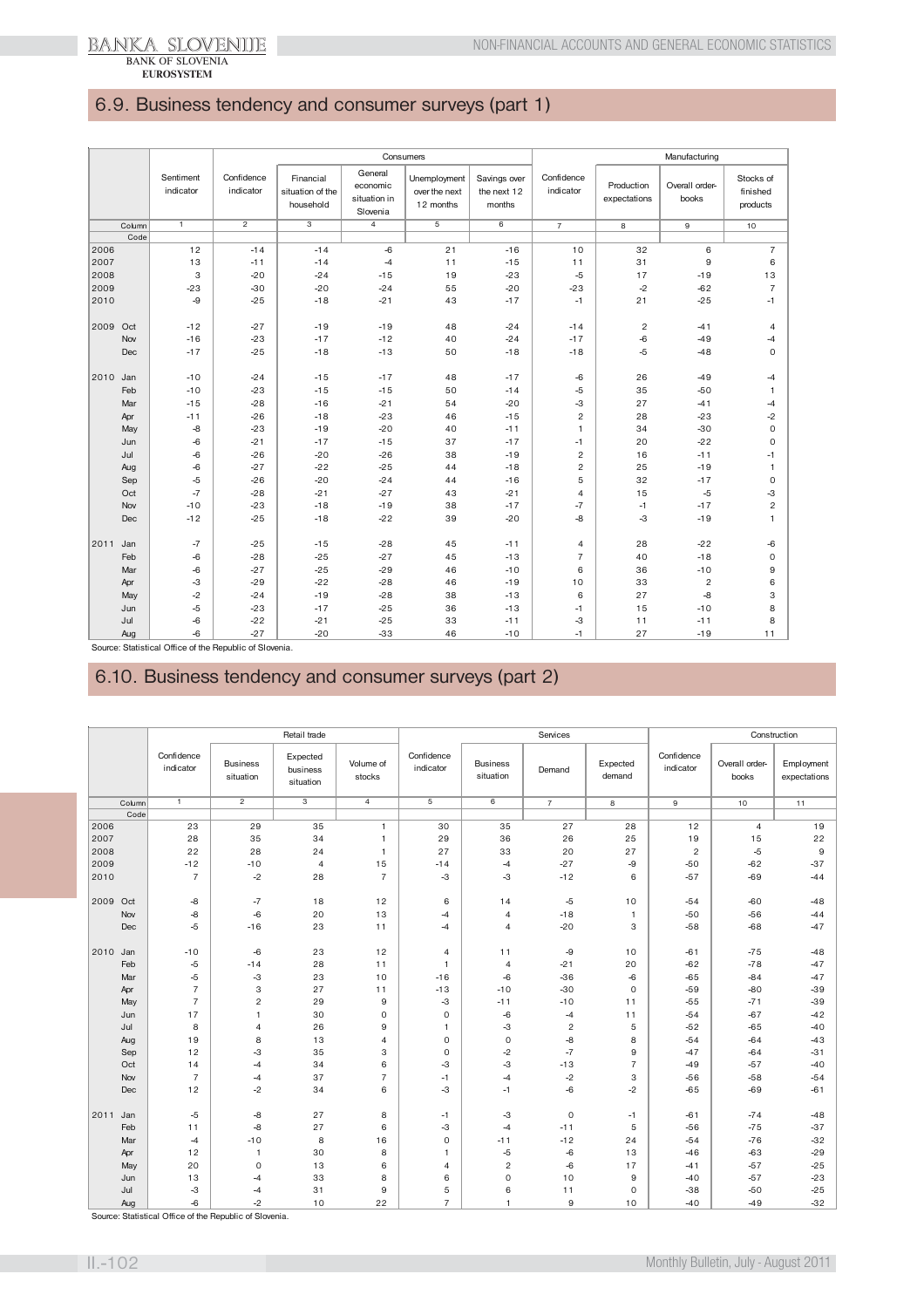## 6.9. Business tendency and consumer surveys (part 1)

| | Sentiment indicator | Consumers | | | | | Manufacturing | | | |
|---|---|---|---|---|---|---|---|---|---|---|
| | | Confidence indicator | Financial situation of the household | General economic situation in Slovenia | Unemployment over the next 12 months | Savings over the next 12 months | Confidence indicator | Production expectations | Overall order-books | Stocks of finished products |
| Column | 1 | 2 | 3 | 4 | 5 | 6 | 7 | 8 | 9 | 10 |
| Code | | | | | | | | | | |
| 2006 | 12 | -14 | -14 | -6 | 21 | -16 | 10 | 32 | 6 | 7 |
| 2007 | 13 | -11 | -14 | -4 | 11 | -15 | 11 | 31 | 9 | 6 |
| 2008 | 3 | -20 | -24 | -15 | 19 | -23 | -5 | 17 | -19 | 13 |
| 2009 | -23 | -30 | -20 | -24 | 55 | -20 | -23 | -2 | -62 | 7 |
| 2010 | -9 | -25 | -18 | -21 | 43 | -17 | -1 | 21 | -25 | -1 |
| 2009 Oct | -12 | -27 | -19 | -19 | 48 | -24 | -14 | 2 | -41 | 4 |
| Nov | -16 | -23 | -17 | -12 | 40 | -24 | -17 | -6 | -49 | -4 |
| Dec | -17 | -25 | -18 | -13 | 50 | -18 | -18 | -5 | -48 | 0 |
| 2010 Jan | -10 | -24 | -15 | -17 | 48 | -17 | -6 | 26 | -49 | -4 |
| Feb | -10 | -23 | -15 | -15 | 50 | -14 | -5 | 35 | -50 | 1 |
| Mar | -15 | -28 | -16 | -21 | 54 | -20 | -3 | 27 | -41 | -4 |
| Apr | -11 | -26 | -18 | -23 | 46 | -15 | 2 | 28 | -23 | -2 |
| May | -8 | -23 | -19 | -20 | 40 | -11 | 1 | 34 | -30 | 0 |
| Jun | -6 | -21 | -17 | -15 | 37 | -17 | -1 | 20 | -22 | 0 |
| Jul | -6 | -26 | -20 | -26 | 38 | -19 | 2 | 16 | -11 | -1 |
| Aug | -6 | -27 | -22 | -25 | 44 | -18 | 2 | 25 | -19 | 1 |
| Sep | -5 | -26 | -20 | -24 | 44 | -16 | 5 | 32 | -17 | 0 |
| Oct | -7 | -28 | -21 | -27 | 43 | -21 | 4 | 15 | -5 | -3 |
| Nov | -10 | -23 | -18 | -19 | 38 | -17 | -7 | -1 | -17 | 2 |
| Dec | -12 | -25 | -18 | -22 | 39 | -20 | -8 | -3 | -19 | 1 |
| 2011 Jan | -7 | -25 | -15 | -28 | 45 | -11 | 4 | 28 | -22 | -6 |
| Feb | -6 | -28 | -25 | -27 | 45 | -13 | 7 | 40 | -18 | 0 |
| Mar | -6 | -27 | -25 | -29 | 46 | -10 | 6 | 36 | -10 | 9 |
| Apr | -3 | -29 | -22 | -28 | 46 | -19 | 10 | 33 | 2 | 6 |
| May | -2 | -24 | -19 | -28 | 38 | -13 | 6 | 27 | -8 | 3 |
| Jun | -5 | -23 | -17 | -25 | 36 | -13 | -1 | 15 | -10 | 8 |
| Jul | -6 | -22 | -21 | -25 | 33 | -11 | -3 | 11 | -11 | 8 |
| Aug | -6 | -27 | -20 | -33 | 46 | -10 | -1 | 27 | -19 | 11 |

Source: Statistical Office of the Republic of Slovenia.

## 6.10. Business tendency and consumer surveys (part 2)

| | Retail trade | | | | Services | | | | Construction | | |
|---|---|---|---|---|---|---|---|---|---|---|---|
| | Confidence indicator | Business situation | Expected business situation | Volume of stocks | Confidence indicator | Business situation | Demand | Expected demand | Confidence indicator | Overall order-books | Employment expectations |
| Column | 1 | 2 | 3 | 4 | 5 | 6 | 7 | 8 | 9 | 10 | 11 |
| Code | | | | | | | | | | | |
| 2006 | 23 | 29 | 35 | 1 | 30 | 35 | 27 | 28 | 12 | 4 | 19 |
| 2007 | 28 | 35 | 34 | 1 | 29 | 36 | 26 | 25 | 19 | 15 | 22 |
| 2008 | 22 | 28 | 24 | 1 | 27 | 33 | 20 | 27 | 2 | -5 | 9 |
| 2009 | -12 | -10 | 4 | 15 | -14 | -4 | -27 | -9 | -50 | -62 | -37 |
| 2010 | 7 | -2 | 28 | 7 | -3 | -3 | -12 | 6 | -57 | -69 | -44 |
| 2009 Oct | -8 | -7 | 18 | 12 | 6 | 14 | -5 | 10 | -54 | -60 | -48 |
| Nov | -8 | -6 | 20 | 13 | -4 | 4 | -18 | 1 | -50 | -56 | -44 |
| Dec | -5 | -16 | 23 | 11 | -4 | 4 | -20 | 3 | -58 | -68 | -47 |
| 2010 Jan | -10 | -6 | 23 | 12 | 4 | 11 | -9 | 10 | -61 | -75 | -48 |
| Feb | -5 | -14 | 28 | 11 | 1 | 4 | -21 | 20 | -62 | -78 | -47 |
| Mar | -5 | -3 | 23 | 10 | -16 | -6 | -36 | -6 | -65 | -84 | -47 |
| Apr | 7 | 3 | 27 | 11 | -13 | -10 | -30 | 0 | -59 | -80 | -39 |
| May | 7 | 2 | 29 | 9 | -3 | -11 | -10 | 11 | -55 | -71 | -39 |
| Jun | 17 | 1 | 30 | 0 | 0 | -6 | -4 | 11 | -54 | -67 | -42 |
| Jul | 8 | 4 | 26 | 9 | 1 | -3 | 2 | 5 | -52 | -65 | -40 |
| Aug | 19 | 8 | 13 | 4 | 0 | 0 | -8 | 8 | -54 | -64 | -43 |
| Sep | 12 | -3 | 35 | 3 | 0 | -2 | -7 | 9 | -47 | -64 | -31 |
| Oct | 14 | -4 | 34 | 6 | -3 | -3 | -13 | 7 | -49 | -57 | -40 |
| Nov | 7 | -4 | 37 | 7 | -1 | -4 | -2 | 3 | -56 | -58 | -54 |
| Dec | 12 | -2 | 34 | 6 | -3 | -1 | -6 | -2 | -65 | -69 | -61 |
| 2011 Jan | -5 | -8 | 27 | 8 | -1 | -3 | 0 | -1 | -61 | -74 | -48 |
| Feb | 11 | -8 | 27 | 6 | -3 | -4 | -11 | 5 | -56 | -75 | -37 |
| Mar | -4 | -10 | 8 | 16 | 0 | -11 | -12 | 24 | -54 | -76 | -32 |
| Apr | 12 | 1 | 30 | 8 | 1 | -5 | -6 | 13 | -46 | -63 | -29 |
| May | 20 | 0 | 13 | 6 | 4 | 2 | -6 | 17 | -41 | -57 | -25 |
| Jun | 13 | -4 | 33 | 8 | 6 | 0 | 10 | 9 | -40 | -57 | -23 |
| Jul | -3 | -4 | 31 | 9 | 5 | 6 | 11 | 0 | -38 | -50 | -25 |
| Aug | -6 | -2 | 10 | 22 | 7 | 1 | 9 | 10 | -40 | -49 | -32 |

Source: Statistical Office of the Republic of Slovenia.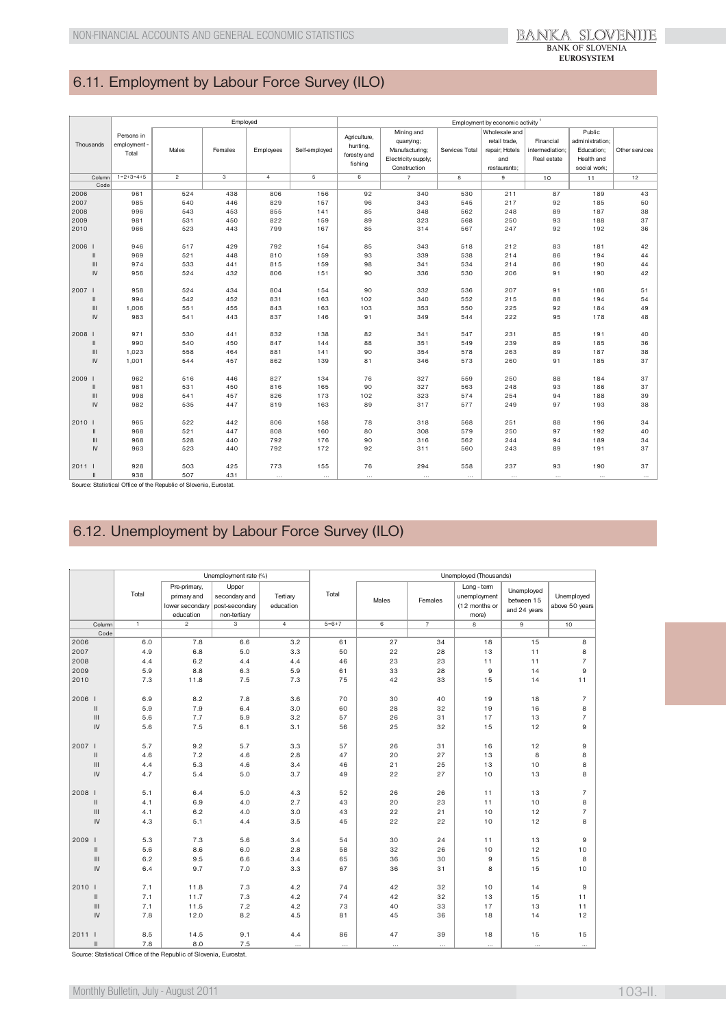## 6.11. Employment by Labour Force Survey (ILO)

| Thousands | Persons in employment - Total | Employed | | | | Employment by economic activity [1] | | | | | | |
|---|---|---|---|---|---|---|---|---|---|---|---|---|
| | | Males | Females | Employees | Self-employed | Agriculture, hunting, forestry and fishing | Mining and quarrying; Manufacturing; Electricity supply; Construction | Services Total | Wholesale and retail trade, repair; Hotels and restaurants; | Financial intermediation; Real estate | Public administration; Education; Health and social work; | Other services |
| Column | 1=2+3=4+5 | 2 | 3 | 4 | 5 | 6 | 7 | 8 | 9 | 10 | 11 | 12 |
| Code | | | | | | | | | | | | |
| 2006 | 961 | 524 | 438 | 806 | 156 | 92 | 340 | 530 | 211 | 87 | 189 | 43 |
| 2007 | 985 | 540 | 446 | 829 | 157 | 96 | 343 | 545 | 217 | 92 | 185 | 50 |
| 2008 | 996 | 543 | 453 | 855 | 141 | 85 | 348 | 562 | 248 | 89 | 187 | 38 |
| 2009 | 981 | 531 | 450 | 822 | 159 | 89 | 323 | 568 | 250 | 93 | 188 | 37 |
| 2010 | 966 | 523 | 443 | 799 | 167 | 85 | 314 | 567 | 247 | 92 | 192 | 36 |
| 2006 I | 946 | 517 | 429 | 792 | 154 | 85 | 343 | 518 | 212 | 83 | 181 | 42 |
| II | 969 | 521 | 448 | 810 | 159 | 93 | 339 | 538 | 214 | 86 | 194 | 44 |
| III | 974 | 533 | 441 | 815 | 159 | 98 | 341 | 534 | 214 | 86 | 190 | 44 |
| IV | 956 | 524 | 432 | 806 | 151 | 90 | 336 | 530 | 206 | 91 | 190 | 42 |
| 2007 I | 958 | 524 | 434 | 804 | 154 | 90 | 332 | 536 | 207 | 91 | 186 | 51 |
| II | 994 | 542 | 452 | 831 | 163 | 102 | 340 | 552 | 215 | 88 | 194 | 54 |
| III | 1,006 | 551 | 455 | 843 | 163 | 103 | 353 | 550 | 225 | 92 | 184 | 49 |
| IV | 983 | 541 | 443 | 837 | 146 | 91 | 349 | 544 | 222 | 95 | 178 | 48 |
| 2008 I | 971 | 530 | 441 | 832 | 138 | 82 | 341 | 547 | 231 | 85 | 191 | 40 |
| II | 990 | 540 | 450 | 847 | 144 | 88 | 351 | 549 | 239 | 89 | 185 | 36 |
| III | 1,023 | 558 | 464 | 881 | 141 | 90 | 354 | 578 | 263 | 89 | 187 | 38 |
| IV | 1,001 | 544 | 457 | 862 | 139 | 81 | 346 | 573 | 260 | 91 | 185 | 37 |
| 2009 I | 962 | 516 | 446 | 827 | 134 | 76 | 327 | 559 | 250 | 88 | 184 | 37 |
| II | 981 | 531 | 450 | 816 | 165 | 90 | 327 | 563 | 248 | 93 | 186 | 37 |
| III | 998 | 541 | 457 | 826 | 173 | 102 | 323 | 574 | 254 | 94 | 188 | 39 |
| IV | 982 | 535 | 447 | 819 | 163 | 89 | 317 | 577 | 249 | 97 | 193 | 38 |
| 2010 I | 965 | 522 | 442 | 806 | 158 | 78 | 318 | 568 | 251 | 88 | 196 | 34 |
| II | 968 | 521 | 447 | 808 | 160 | 80 | 308 | 579 | 250 | 97 | 192 | 40 |
| III | 968 | 528 | 440 | 792 | 176 | 90 | 316 | 562 | 244 | 94 | 189 | 34 |
| IV | 963 | 523 | 440 | 792 | 172 | 92 | 311 | 560 | 243 | 89 | 191 | 37 |
| 2011 I | 928 | 503 | 425 | 773 | 155 | 76 | 294 | 558 | 237 | 93 | 190 | 37 |
| II | 938 | 507 | 431 | ... | ... | ... | ... | ... | ... | ... | ... | ... |

Source: Statistical Office of the Republic of Slovenia, Eurostat.

## 6.12. Unemployment by Labour Force Survey (ILO)

| | Unemployment rate (%) | | | | Unemployed (Thousands) | | | | | |
|---|---|---|---|---|---|---|---|---|---|---|
| | Total | Pre-primary, primary and lower secondary education | Upper secondary and post-secondary non-tertiary | Tertiary education | Total | Males | Females | Long - term unemployment (12 months or more) | Unemployed between 15 and 24 years | Unemployed above 50 years |
| Column | 1 | 2 | 3 | 4 | 5=6+7 | 6 | 7 | 8 | 9 | 10 |
| Code | | | | | | | | | | |
| 2006 | 6.0 | 7.8 | 6.6 | 3.2 | 61 | 27 | 34 | 18 | 15 | 8 |
| 2007 | 4.9 | 6.8 | 5.0 | 3.3 | 50 | 22 | 28 | 13 | 11 | 8 |
| 2008 | 4.4 | 6.2 | 4.4 | 4.4 | 46 | 23 | 23 | 11 | 11 | 7 |
| 2009 | 5.9 | 8.8 | 6.3 | 5.9 | 61 | 33 | 28 | 9 | 14 | 9 |
| 2010 | 7.3 | 11.8 | 7.5 | 7.3 | 75 | 42 | 33 | 15 | 14 | 11 |
| 2006 I | 6.9 | 8.2 | 7.8 | 3.6 | 70 | 30 | 40 | 19 | 18 | 7 |
| II | 5.9 | 7.9 | 6.4 | 3.0 | 60 | 28 | 32 | 19 | 16 | 8 |
| III | 5.6 | 7.7 | 5.9 | 3.2 | 57 | 26 | 31 | 17 | 13 | 7 |
| IV | 5.6 | 7.5 | 6.1 | 3.1 | 56 | 25 | 32 | 15 | 12 | 9 |
| 2007 I | 5.7 | 9.2 | 5.7 | 3.3 | 57 | 26 | 31 | 16 | 12 | 9 |
| II | 4.6 | 7.2 | 4.6 | 2.8 | 47 | 20 | 27 | 13 | 8 | 8 |
| III | 4.4 | 5.3 | 4.6 | 3.4 | 46 | 21 | 25 | 13 | 10 | 8 |
| IV | 4.7 | 5.4 | 5.0 | 3.7 | 49 | 22 | 27 | 10 | 13 | 8 |
| 2008 I | 5.1 | 6.4 | 5.0 | 4.3 | 52 | 26 | 26 | 11 | 13 | 7 |
| II | 4.1 | 6.9 | 4.0 | 2.7 | 43 | 20 | 23 | 11 | 10 | 8 |
| III | 4.1 | 6.2 | 4.0 | 3.0 | 43 | 22 | 21 | 10 | 12 | 7 |
| IV | 4.3 | 5.1 | 4.4 | 3.5 | 45 | 22 | 22 | 10 | 12 | 8 |
| 2009 I | 5.3 | 7.3 | 5.6 | 3.4 | 54 | 30 | 24 | 11 | 13 | 9 |
| II | 5.6 | 8.6 | 6.0 | 2.8 | 58 | 32 | 26 | 10 | 12 | 10 |
| III | 6.2 | 9.5 | 6.6 | 3.4 | 65 | 36 | 30 | 9 | 15 | 8 |
| IV | 6.4 | 9.7 | 7.0 | 3.3 | 67 | 36 | 31 | 8 | 15 | 10 |
| 2010 I | 7.1 | 11.8 | 7.3 | 4.2 | 74 | 42 | 32 | 10 | 14 | 9 |
| II | 7.1 | 11.7 | 7.3 | 4.2 | 74 | 42 | 32 | 13 | 15 | 11 |
| III | 7.1 | 11.5 | 7.2 | 4.2 | 73 | 40 | 33 | 17 | 13 | 11 |
| IV | 7.8 | 12.0 | 8.2 | 4.5 | 81 | 45 | 36 | 18 | 14 | 12 |
| 2011 I | 8.5 | 14.5 | 9.1 | 4.4 | 86 | 47 | 39 | 18 | 15 | 15 |
| II | 7.8 | 8.0 | 7.5 | ... | ... | ... | ... | ... | ... | ... |

Source: Statistical Office of the Republic of Slovenia, Eurostat.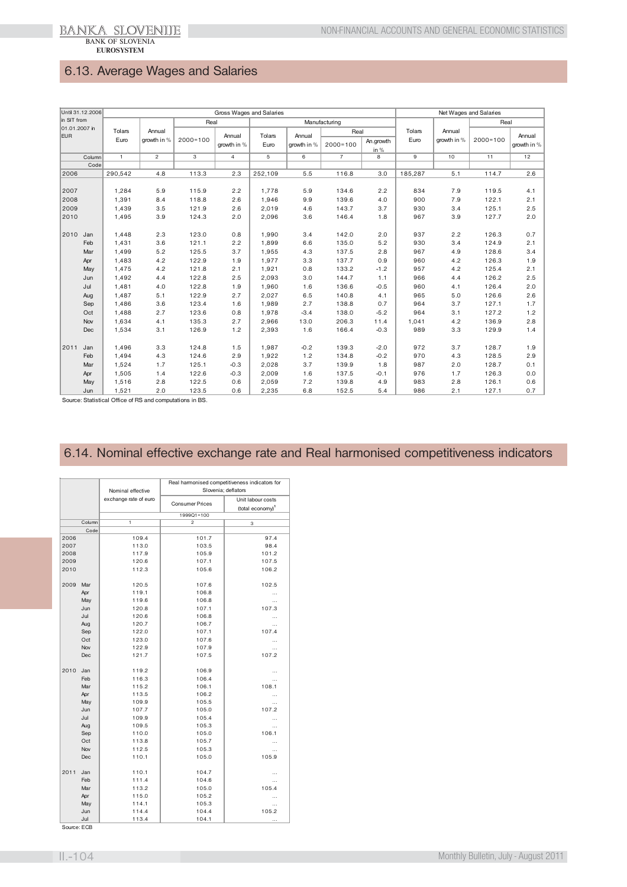## 6.13. Average Wages and Salaries

| Until 31.12.2006 in SIT from 01.01.2007 in EUR | Gross Wages and Salaries | | | | | | | | Net Wages and Salaries | | | |
|---|---|---|---|---|---|---|---|---|---|---|---|---|
| | | | Real | | Manufacturing | | | | | | Real | |
| | | | | | | | Real | | | | | |
| | Tolars Euro | Annual growth in % | 2000=100 | Annual growth in % | Tolars Euro | Annual growth in % | 2000=100 | An.growth in % | Tolars Euro | Annual growth in % | 2000=100 | Annual growth in % |
| Column | 1 | 2 | 3 | 4 | 5 | 6 | 7 | 8 | 9 | 10 | 11 | 12 |
| Code | | | | | | | | | | | | |
| 2006 | 290,542 | 4.8 | 113.3 | 2.3 | 252,109 | 5.5 | 116.8 | 3.0 | 185,287 | 5.1 | 114.7 | 2.6 |
| 2007 | 1,284 | 5.9 | 115.9 | 2.2 | 1,778 | 5.9 | 134.6 | 2.2 | 834 | 7.9 | 119.5 | 4.1 |
| 2008 | 1,391 | 8.4 | 118.8 | 2.6 | 1,946 | 9.9 | 139.6 | 4.0 | 900 | 7.9 | 122.1 | 2.1 |
| 2009 | 1,439 | 3.5 | 121.9 | 2.6 | 2,019 | 4.6 | 143.7 | 3.7 | 930 | 3.4 | 125.1 | 2.5 |
| 2010 | 1,495 | 3.9 | 124.3 | 2.0 | 2,096 | 3.6 | 146.4 | 1.8 | 967 | 3.9 | 127.7 | 2.0 |
| 2010 Jan | 1,448 | 2.3 | 123.0 | 0.8 | 1,990 | 3.4 | 142.0 | 2.0 | 937 | 2.2 | 126.3 | 0.7 |
| Feb | 1,431 | 3.6 | 121.1 | 2.2 | 1,899 | 6.6 | 135.0 | 5.2 | 930 | 3.4 | 124.9 | 2.1 |
| Mar | 1,499 | 5.2 | 125.5 | 3.7 | 1,955 | 4.3 | 137.5 | 2.8 | 967 | 4.9 | 128.6 | 3.4 |
| Apr | 1,483 | 4.2 | 122.9 | 1.9 | 1,977 | 3.3 | 137.7 | 0.9 | 960 | 4.2 | 126.3 | 1.9 |
| May | 1,475 | 4.2 | 121.8 | 2.1 | 1,921 | 0.8 | 133.2 | -1.2 | 957 | 4.2 | 125.4 | 2.1 |
| Jun | 1,492 | 4.4 | 122.8 | 2.5 | 2,093 | 3.0 | 144.7 | 1.1 | 966 | 4.4 | 126.2 | 2.5 |
| Jul | 1,481 | 4.0 | 122.8 | 1.9 | 1,960 | 1.6 | 136.6 | -0.5 | 960 | 4.1 | 126.4 | 2.0 |
| Aug | 1,487 | 5.1 | 122.9 | 2.7 | 2,027 | 6.5 | 140.8 | 4.1 | 965 | 5.0 | 126.6 | 2.6 |
| Sep | 1,486 | 3.6 | 123.4 | 1.6 | 1,989 | 2.7 | 138.8 | 0.7 | 964 | 3.7 | 127.1 | 1.7 |
| Oct | 1,488 | 2.7 | 123.6 | 0.8 | 1,978 | -3.4 | 138.0 | -5.2 | 964 | 3.1 | 127.2 | 1.2 |
| Nov | 1,634 | 4.1 | 135.3 | 2.7 | 2,966 | 13.0 | 206.3 | 11.4 | 1,041 | 4.2 | 136.9 | 2.8 |
| Dec | 1,534 | 3.1 | 126.9 | 1.2 | 2,393 | 1.6 | 166.4 | -0.3 | 989 | 3.3 | 129.9 | 1.4 |
| 2011 Jan | 1,496 | 3.3 | 124.8 | 1.5 | 1,987 | -0.2 | 139.3 | -2.0 | 972 | 3.7 | 128.7 | 1.9 |
| Feb | 1,494 | 4.3 | 124.6 | 2.9 | 1,922 | 1.2 | 134.8 | -0.2 | 970 | 4.3 | 128.5 | 2.9 |
| Mar | 1,524 | 1.7 | 125.1 | -0.3 | 2,028 | 3.7 | 139.9 | 1.8 | 987 | 2.0 | 128.7 | 0.1 |
| Apr | 1,505 | 1.4 | 122.6 | -0.3 | 2,009 | 1.6 | 137.5 | -0.1 | 976 | 1.7 | 126.3 | 0.0 |
| May | 1,516 | 2.8 | 122.5 | 0.6 | 2,059 | 7.2 | 139.8 | 4.9 | 983 | 2.8 | 126.1 | 0.6 |
| Jun | 1,521 | 2.0 | 123.5 | 0.6 | 2,235 | 6.8 | 152.5 | 5.4 | 986 | 2.1 | 127.1 | 0.7 |

Source: Statistical Office of RS and computations in BS.

## 6.14. Nominal effective exchange rate and Real harmonised competitiveness indicators

| | Nominal effective exchange rate of euro | Real harmonised competitiveness indicators for Slovenia; deflators | |
|---|---|---|---|
| | | Consumer Prices | Unit labour costs (total economy)[1] |
| | 1999Q1=100 | | |
| Column | 1 | 2 | 3 |
| Code | | | |
| 2006 | 109.4 | 101.7 | 97.4 |
| 2007 | 113.0 | 103.5 | 98.4 |
| 2008 | 117.9 | 105.9 | 101.2 |
| 2009 | 120.6 | 107.1 | 107.5 |
| 2010 | 112.3 | 105.6 | 106.2 |
| 2009 Mar | 120.5 | 107.6 | 102.5 |
| Apr | 119.1 | 106.8 | ... |
| May | 119.6 | 106.8 | ... |
| Jun | 120.8 | 107.1 | 107.3 |
| Jul | 120.6 | 106.8 | ... |
| Aug | 120.7 | 106.7 | ... |
| Sep | 122.0 | 107.1 | 107.4 |
| Oct | 123.0 | 107.6 | ... |
| Nov | 122.9 | 107.9 | ... |
| Dec | 121.7 | 107.5 | 107.2 |
| 2010 Jan | 119.2 | 106.9 | ... |
| Feb | 116.3 | 106.4 | ... |
| Mar | 115.2 | 106.1 | 108.1 |
| Apr | 113.5 | 106.2 | ... |
| May | 109.9 | 105.5 | ... |
| Jun | 107.7 | 105.0 | 107.2 |
| Jul | 109.9 | 105.4 | ... |
| Aug | 109.5 | 105.3 | ... |
| Sep | 110.0 | 105.0 | 106.1 |
| Oct | 113.8 | 105.7 | ... |
| Nov | 112.5 | 105.3 | ... |
| Dec | 110.1 | 105.0 | 105.9 |
| 2011 Jan | 110.1 | 104.7 | ... |
| Feb | 111.4 | 104.6 | ... |
| Mar | 113.2 | 105.0 | 105.4 |
| Apr | 115.0 | 105.2 | ... |
| May | 114.1 | 105.3 | ... |
| Jun | 114.4 | 104.4 | 105.2 |
| Jul | 113.4 | 104.1 | ... |

Source: ECB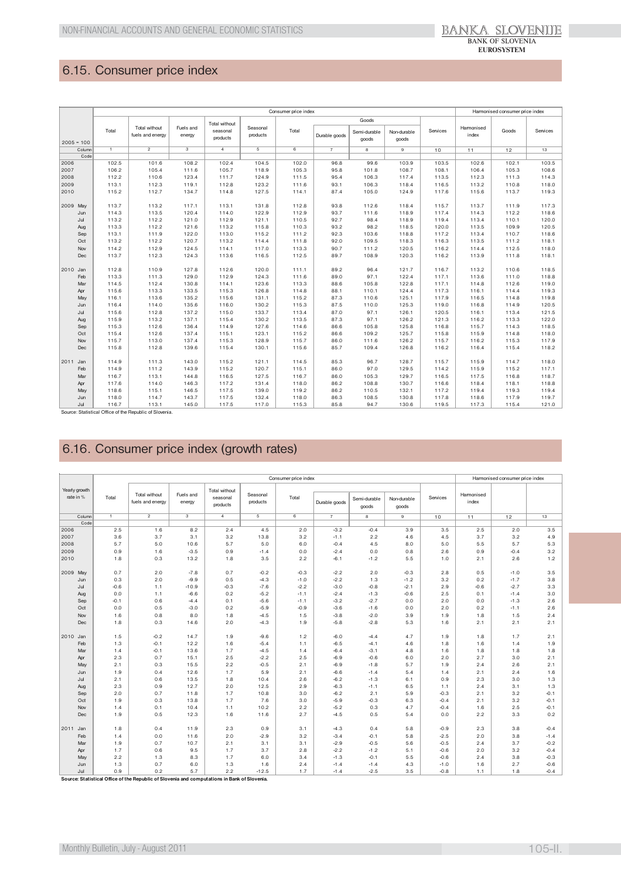## 6.15. Consumer price index

| 2005 = 100 | Consumer price index | | | | | | | | | | Harmonised consumer price index | | |
|---|---|---|---|---|---|---|---|---|---|---|---|---|---|
| | Total | Total without fuels and energy | Fuels and energy | Total without seasonal products | Seasonal products | Total | Goods | | | Services | Harmonised index | Goods | Services |
| | | | | | | | Durable goods | Semi-durable goods | Non-durable goods | | | | |
| Column | 1 | 2 | 3 | 4 | 5 | 6 | 7 | 8 | 9 | 10 | 11 | 12 | 13 |
| Code | | | | | | | | | | | | | |
| 2006 | 102.5 | 101.6 | 108.2 | 102.4 | 104.5 | 102.0 | 96.8 | 99.6 | 103.9 | 103.5 | 102.6 | 102.1 | 103.5 |
| 2007 | 106.2 | 105.4 | 111.6 | 105.7 | 118.9 | 105.3 | 95.8 | 101.8 | 108.7 | 108.1 | 106.4 | 105.3 | 108.6 |
| 2008 | 112.2 | 110.6 | 123.4 | 111.7 | 124.9 | 111.5 | 95.4 | 106.3 | 117.4 | 113.5 | 112.3 | 111.3 | 114.3 |
| 2009 | 113.1 | 112.3 | 119.1 | 112.8 | 123.2 | 111.6 | 93.1 | 106.3 | 118.4 | 116.5 | 113.2 | 110.8 | 118.0 |
| 2010 | 115.2 | 112.7 | 134.7 | 114.8 | 127.5 | 114.1 | 87.4 | 105.0 | 124.9 | 117.6 | 115.6 | 113.7 | 119.3 |
| 2009 May | 113.7 | 113.2 | 117.1 | 113.1 | 131.8 | 112.8 | 93.8 | 112.6 | 118.4 | 115.7 | 113.7 | 111.9 | 117.3 |
| Jun | 114.3 | 113.5 | 120.4 | 114.0 | 122.9 | 112.9 | 93.7 | 111.6 | 118.9 | 117.4 | 114.3 | 112.2 | 118.6 |
| Jul | 113.2 | 112.2 | 121.0 | 112.9 | 121.1 | 110.5 | 92.7 | 98.4 | 118.9 | 119.4 | 113.4 | 110.1 | 120.0 |
| Aug | 113.3 | 112.2 | 121.6 | 113.2 | 115.8 | 110.3 | 93.2 | 98.2 | 118.5 | 120.0 | 113.5 | 109.9 | 120.5 |
| Sep | 113.1 | 111.9 | 122.0 | 113.0 | 115.2 | 111.2 | 92.3 | 103.6 | 118.8 | 117.2 | 113.4 | 110.7 | 118.6 |
| Oct | 113.2 | 112.2 | 120.7 | 113.2 | 114.4 | 111.8 | 92.0 | 109.5 | 118.3 | 116.3 | 113.5 | 111.2 | 118.1 |
| Nov | 114.2 | 112.9 | 124.5 | 114.1 | 117.0 | 113.3 | 90.7 | 111.2 | 120.5 | 116.2 | 114.4 | 112.5 | 118.0 |
| Dec | 113.7 | 112.3 | 124.3 | 113.6 | 116.5 | 112.5 | 89.7 | 108.9 | 120.3 | 116.2 | 113.9 | 111.8 | 118.1 |
| 2010 Jan | 112.8 | 110.9 | 127.8 | 112.6 | 120.0 | 111.1 | 89.2 | 96.4 | 121.7 | 116.7 | 113.2 | 110.6 | 118.5 |
| Feb | 113.3 | 111.3 | 129.0 | 112.9 | 124.3 | 111.6 | 89.0 | 97.1 | 122.4 | 117.1 | 113.6 | 111.0 | 118.8 |
| Mar | 114.5 | 112.4 | 130.8 | 114.1 | 123.6 | 113.3 | 88.6 | 105.8 | 122.8 | 117.1 | 114.8 | 112.6 | 119.0 |
| Apr | 115.6 | 113.3 | 133.5 | 115.3 | 126.8 | 114.8 | 88.1 | 110.1 | 124.4 | 117.3 | 116.1 | 114.4 | 119.3 |
| May | 116.1 | 113.6 | 135.2 | 115.6 | 131.1 | 115.2 | 87.3 | 110.6 | 125.1 | 117.9 | 116.5 | 114.8 | 119.8 |
| Jun | 116.4 | 114.0 | 135.6 | 116.0 | 130.2 | 115.3 | 87.5 | 110.0 | 125.3 | 119.0 | 116.8 | 114.9 | 120.5 |
| Jul | 115.6 | 112.8 | 137.2 | 115.0 | 133.7 | 113.4 | 87.0 | 97.1 | 126.1 | 120.5 | 116.1 | 113.4 | 121.5 |
| Aug | 115.9 | 113.2 | 137.1 | 115.4 | 130.2 | 113.5 | 87.3 | 97.1 | 126.2 | 121.3 | 116.2 | 113.3 | 122.0 |
| Sep | 115.3 | 112.6 | 136.4 | 114.9 | 127.6 | 114.6 | 86.6 | 105.8 | 125.8 | 116.8 | 115.7 | 114.3 | 118.5 |
| Oct | 115.4 | 112.6 | 137.4 | 115.1 | 123.1 | 115.2 | 86.6 | 109.2 | 125.7 | 115.8 | 115.9 | 114.8 | 118.0 |
| Nov | 115.7 | 113.0 | 137.4 | 115.3 | 128.9 | 115.7 | 86.0 | 111.6 | 126.2 | 115.7 | 116.2 | 115.3 | 117.9 |
| Dec | 115.8 | 112.8 | 139.6 | 115.4 | 130.1 | 115.6 | 85.7 | 109.4 | 126.8 | 116.2 | 116.4 | 115.4 | 118.2 |
| 2011 Jan | 114.9 | 111.3 | 143.0 | 115.2 | 121.1 | 114.5 | 85.3 | 96.7 | 128.7 | 115.7 | 115.9 | 114.7 | 118.0 |
| Feb | 114.9 | 111.2 | 143.9 | 115.2 | 120.7 | 115.1 | 86.0 | 97.0 | 129.5 | 114.2 | 115.9 | 115.2 | 117.1 |
| Mar | 116.7 | 113.1 | 144.8 | 116.5 | 127.5 | 116.7 | 86.0 | 105.3 | 129.7 | 116.5 | 117.5 | 116.8 | 118.7 |
| Apr | 117.6 | 114.0 | 146.3 | 117.2 | 131.4 | 118.0 | 86.2 | 108.8 | 130.7 | 116.6 | 118.4 | 118.1 | 118.8 |
| May | 118.6 | 115.1 | 146.5 | 117.5 | 139.0 | 119.2 | 86.2 | 110.5 | 132.1 | 117.2 | 119.4 | 119.3 | 119.4 |
| Jun | 118.0 | 114.7 | 143.7 | 117.5 | 132.4 | 118.0 | 86.3 | 108.5 | 130.8 | 117.8 | 118.6 | 117.9 | 119.7 |
| Jul | 116.7 | 113.1 | 145.0 | 117.5 | 117.0 | 115.3 | 85.8 | 94.7 | 130.6 | 119.5 | 117.3 | 115.4 | 121.0 |

Source: Statistical Office of the Republic of Slovenia.

## 6.16. Consumer price index (growth rates)

| Yearly growth rate in % | Consumer price index | | | | | | | | | | Harmonised consumer price index | | |
|---|---|---|---|---|---|---|---|---|---|---|---|---|---|
| | Total | Total without fuels and energy | Fuels and energy | Total without seasonal products | Seasonal products | Total | Durable goods | Semi-durable goods | Non-durable goods | Services | Harmonised index | | |
| Column | 1 | 2 | 3 | 4 | 5 | 6 | 7 | 8 | 9 | 10 | 11 | 12 | 13 |
| Code | | | | | | | | | | | | | |
| 2006 | 2.5 | 1.6 | 8.2 | 2.4 | 4.5 | 2.0 | -3.2 | -0.4 | 3.9 | 3.5 | 2.5 | 2.0 | 3.5 |
| 2007 | 3.6 | 3.7 | 3.1 | 3.2 | 13.8 | 3.2 | -1.1 | 2.2 | 4.6 | 4.5 | 3.7 | 3.2 | 4.9 |
| 2008 | 5.7 | 5.0 | 10.6 | 5.7 | 5.0 | 6.0 | -0.4 | 4.5 | 8.0 | 5.0 | 5.5 | 5.7 | 5.3 |
| 2009 | 0.9 | 1.6 | -3.5 | 0.9 | -1.4 | 0.0 | -2.4 | 0.0 | 0.8 | 2.6 | 0.9 | -0.4 | 3.2 |
| 2010 | 1.8 | 0.3 | 13.2 | 1.8 | 3.5 | 2.2 | -6.1 | -1.2 | 5.5 | 1.0 | 2.1 | 2.6 | 1.2 |
| 2009 May | 0.7 | 2.0 | -7.8 | 0.7 | -0.2 | -0.3 | -2.2 | 2.0 | -0.3 | 2.8 | 0.5 | -1.0 | 3.5 |
| Jun | 0.3 | 2.0 | -9.9 | 0.5 | -4.3 | -1.0 | -2.2 | 1.3 | -1.2 | 3.2 | 0.2 | -1.7 | 3.8 |
| Jul | -0.6 | 1.1 | -10.9 | -0.3 | -7.6 | -2.2 | -3.0 | -0.8 | -2.1 | 2.9 | -0.6 | -2.7 | 3.3 |
| Aug | 0.0 | 1.1 | -6.6 | 0.2 | -5.2 | -1.1 | -2.4 | -1.3 | -0.6 | 2.5 | 0.1 | -1.4 | 3.0 |
| Sep | -0.1 | 0.6 | -4.4 | 0.1 | -5.6 | -1.1 | -3.2 | -2.7 | 0.0 | 2.0 | 0.0 | -1.3 | 2.6 |
| Oct | 0.0 | 0.5 | -3.0 | 0.2 | -5.9 | -0.9 | -3.6 | -1.6 | 0.0 | 2.0 | 0.2 | -1.1 | 2.6 |
| Nov | 1.6 | 0.8 | 8.0 | 1.8 | -4.5 | 1.5 | -3.8 | -2.0 | 3.9 | 1.9 | 1.8 | 1.5 | 2.4 |
| Dec | 1.8 | 0.3 | 14.6 | 2.0 | -4.3 | 1.9 | -5.8 | -2.8 | 5.3 | 1.6 | 2.1 | 2.1 | 2.1 |
| 2010 Jan | 1.5 | -0.2 | 14.7 | 1.9 | -9.6 | 1.2 | -6.0 | -4.4 | 4.7 | 1.9 | 1.8 | 1.7 | 2.1 |
| Feb | 1.3 | -0.1 | 12.2 | 1.6 | -5.4 | 1.1 | -6.5 | -4.1 | 4.6 | 1.8 | 1.6 | 1.4 | 1.9 |
| Mar | 1.4 | -0.1 | 13.6 | 1.7 | -4.5 | 1.4 | -6.4 | -3.1 | 4.8 | 1.6 | 1.8 | 1.8 | 1.8 |
| Apr | 2.3 | 0.7 | 15.1 | 2.5 | -2.2 | 2.5 | -6.9 | -0.6 | 6.0 | 2.0 | 2.7 | 3.0 | 2.1 |
| May | 2.1 | 0.3 | 15.5 | 2.2 | -0.5 | 2.1 | -6.9 | -1.8 | 5.7 | 1.9 | 2.4 | 2.6 | 2.1 |
| Jun | 1.9 | 0.4 | 12.6 | 1.7 | 5.9 | 2.1 | -6.6 | -1.4 | 5.4 | 1.4 | 2.1 | 2.4 | 1.6 |
| Jul | 2.1 | 0.6 | 13.5 | 1.8 | 10.4 | 2.6 | -6.2 | -1.3 | 6.1 | 0.9 | 2.3 | 3.0 | 1.3 |
| Aug | 2.3 | 0.9 | 12.7 | 2.0 | 12.5 | 2.9 | -6.3 | -1.1 | 6.5 | 1.1 | 2.4 | 3.1 | 1.3 |
| Sep | 2.0 | 0.7 | 11.8 | 1.7 | 10.8 | 3.0 | -6.2 | 2.1 | 5.9 | -0.3 | 2.1 | 3.2 | -0.1 |
| Oct | 1.9 | 0.3 | 13.8 | 1.7 | 7.6 | 3.0 | -5.9 | -0.3 | 6.3 | -0.4 | 2.1 | 3.2 | -0.1 |
| Nov | 1.4 | 0.1 | 10.4 | 1.1 | 10.2 | 2.2 | -5.2 | 0.3 | 4.7 | -0.4 | 1.6 | 2.5 | -0.1 |
| Dec | 1.9 | 0.5 | 12.3 | 1.6 | 11.6 | 2.7 | -4.5 | 0.5 | 5.4 | 0.0 | 2.2 | 3.3 | 0.2 |
| 2011 Jan | 1.8 | 0.4 | 11.9 | 2.3 | 0.9 | 3.1 | -4.3 | 0.4 | 5.8 | -0.9 | 2.3 | 3.8 | -0.4 |
| Feb | 1.4 | 0.0 | 11.6 | 2.0 | -2.9 | 3.2 | -3.4 | -0.1 | 5.8 | -2.5 | 2.0 | 3.8 | -1.4 |
| Mar | 1.9 | 0.7 | 10.7 | 2.1 | 3.1 | 3.1 | -2.9 | -0.5 | 5.6 | -0.5 | 2.4 | 3.7 | -0.2 |
| Apr | 1.7 | 0.6 | 9.5 | 1.7 | 3.7 | 2.8 | -2.2 | -1.2 | 5.1 | -0.6 | 2.0 | 3.2 | -0.4 |
| May | 2.2 | 1.3 | 8.3 | 1.7 | 6.0 | 3.4 | -1.3 | -0.1 | 5.5 | -0.6 | 2.4 | 3.8 | -0.3 |
| Jun | 1.3 | 0.7 | 6.0 | 1.3 | 1.6 | 2.4 | -1.4 | -1.4 | 4.3 | -1.0 | 1.6 | 2.7 | -0.6 |
| Jul | 0.9 | 0.2 | 5.7 | 2.2 | -12.5 | 1.7 | -1.4 | -2.5 | 3.5 | -0.8 | 1.1 | 1.8 | -0.4 |

**Source: Statistical Office of the Republic of Slovenia and computations in Bank of Slovenia.**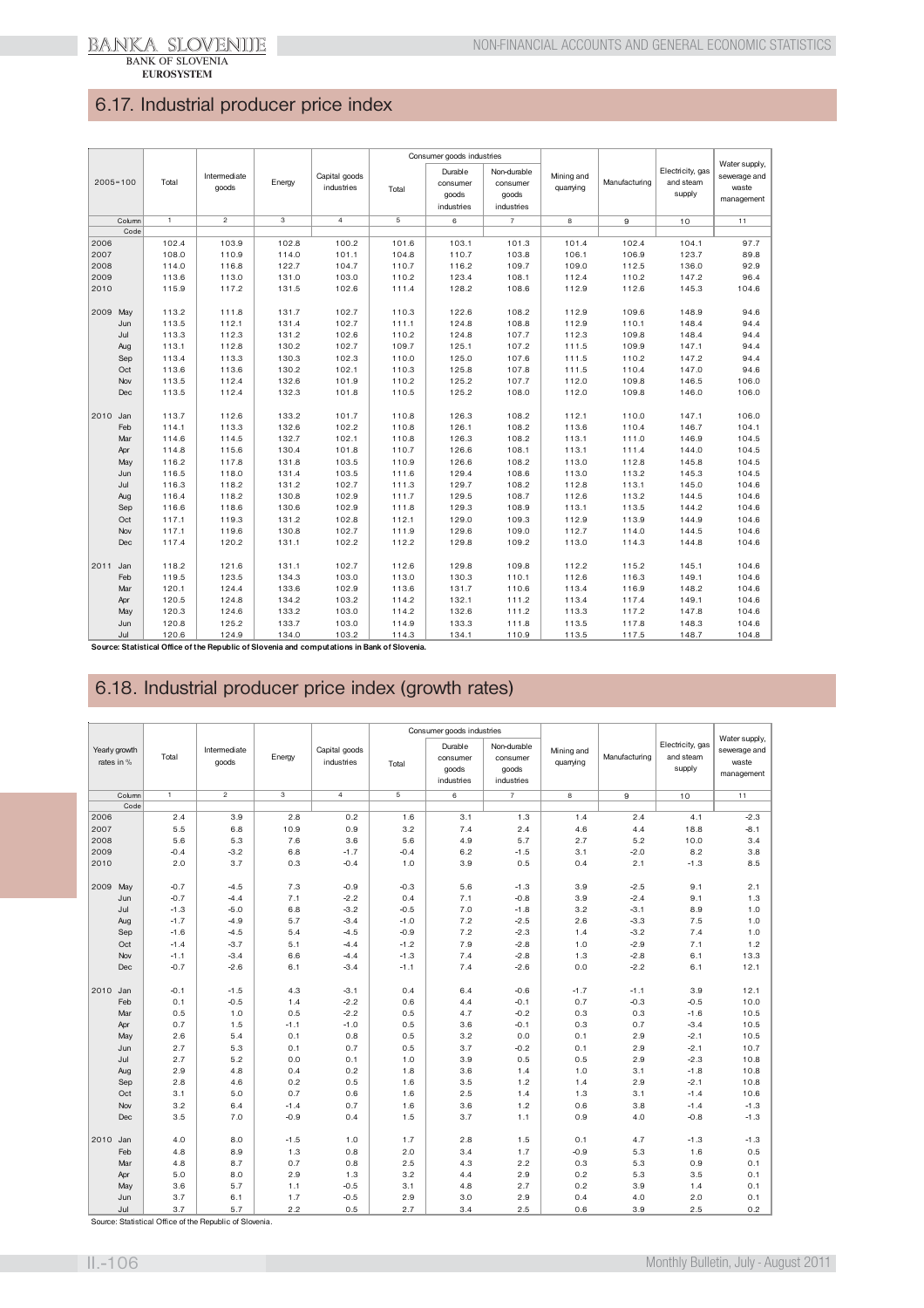## 6.17. Industrial producer price index

| 2005=100 | Total | Intermediate goods | Energy | Capital goods industries | Consumer goods industries | | | Mining and quarrying | Manufacturing | Electricity, gas and steam supply | Water supply, sewerage and waste management |
|---|---|---|---|---|---|---|---|---|---|---|---|
| | | | | | Total | Durable consumer goods industries | Non-durable consumer goods industries | | | | |
| Column | 1 | 2 | 3 | 4 | 5 | 6 | 7 | 8 | 9 | 10 | 11 |
| Code | | | | | | | | | | | |
| 2006 | 102.4 | 103.9 | 102.8 | 100.2 | 101.6 | 103.1 | 101.3 | 101.4 | 102.4 | 104.1 | 97.7 |
| 2007 | 108.0 | 110.9 | 114.0 | 101.1 | 104.8 | 110.7 | 103.8 | 106.1 | 106.9 | 123.7 | 89.8 |
| 2008 | 114.0 | 116.8 | 122.7 | 104.7 | 110.7 | 116.2 | 109.7 | 109.0 | 112.5 | 136.0 | 92.9 |
| 2009 | 113.6 | 113.0 | 131.0 | 103.0 | 110.2 | 123.4 | 108.1 | 112.4 | 110.2 | 147.2 | 96.4 |
| 2010 | 115.9 | 117.2 | 131.5 | 102.6 | 111.4 | 128.2 | 108.6 | 112.9 | 112.6 | 145.3 | 104.6 |
| 2009 May | 113.2 | 111.8 | 131.7 | 102.7 | 110.3 | 122.6 | 108.2 | 112.9 | 109.6 | 148.9 | 94.6 |
| Jun | 113.5 | 112.1 | 131.4 | 102.7 | 111.1 | 124.8 | 108.8 | 112.9 | 110.1 | 148.4 | 94.4 |
| Jul | 113.3 | 112.3 | 131.2 | 102.6 | 110.2 | 124.8 | 107.7 | 112.3 | 109.8 | 148.4 | 94.4 |
| Aug | 113.1 | 112.8 | 130.2 | 102.7 | 109.7 | 125.1 | 107.2 | 111.5 | 109.9 | 147.1 | 94.4 |
| Sep | 113.4 | 113.3 | 130.3 | 102.3 | 110.0 | 125.0 | 107.6 | 111.5 | 110.2 | 147.2 | 94.4 |
| Oct | 113.6 | 113.6 | 130.2 | 102.1 | 110.3 | 125.8 | 107.8 | 111.5 | 110.4 | 147.0 | 94.6 |
| Nov | 113.5 | 112.4 | 132.6 | 101.9 | 110.2 | 125.2 | 107.7 | 112.0 | 109.8 | 146.5 | 106.0 |
| Dec | 113.5 | 112.4 | 132.3 | 101.8 | 110.5 | 125.2 | 108.0 | 112.0 | 109.8 | 146.0 | 106.0 |
| 2010 Jan | 113.7 | 112.6 | 133.2 | 101.7 | 110.8 | 126.3 | 108.2 | 112.1 | 110.0 | 147.1 | 106.0 |
| Feb | 114.1 | 113.3 | 132.6 | 102.2 | 110.8 | 126.1 | 108.2 | 113.6 | 110.4 | 146.7 | 104.1 |
| Mar | 114.6 | 114.5 | 132.7 | 102.1 | 110.8 | 126.3 | 108.2 | 113.1 | 111.0 | 146.9 | 104.5 |
| Apr | 114.8 | 115.6 | 130.4 | 101.8 | 110.7 | 126.6 | 108.1 | 113.1 | 111.4 | 144.0 | 104.5 |
| May | 116.2 | 117.8 | 131.8 | 103.5 | 110.9 | 126.6 | 108.2 | 113.0 | 112.8 | 145.8 | 104.5 |
| Jun | 116.5 | 118.0 | 131.4 | 103.5 | 111.6 | 129.4 | 108.6 | 113.0 | 113.2 | 145.3 | 104.5 |
| Jul | 116.3 | 118.2 | 131.2 | 102.7 | 111.3 | 129.7 | 108.2 | 112.8 | 113.1 | 145.0 | 104.6 |
| Aug | 116.4 | 118.2 | 130.8 | 102.9 | 111.7 | 129.5 | 108.7 | 112.6 | 113.2 | 144.5 | 104.6 |
| Sep | 116.6 | 118.6 | 130.6 | 102.9 | 111.8 | 129.3 | 108.9 | 113.1 | 113.5 | 144.2 | 104.6 |
| Oct | 117.1 | 119.3 | 131.2 | 102.8 | 112.1 | 129.0 | 109.3 | 112.9 | 113.9 | 144.9 | 104.6 |
| Nov | 117.1 | 119.6 | 130.8 | 102.7 | 111.9 | 129.6 | 109.0 | 112.7 | 114.0 | 144.5 | 104.6 |
| Dec | 117.4 | 120.2 | 131.1 | 102.2 | 112.2 | 129.8 | 109.2 | 113.0 | 114.3 | 144.8 | 104.6 |
| 2011 Jan | 118.2 | 121.6 | 131.1 | 102.7 | 112.6 | 129.8 | 109.8 | 112.2 | 115.2 | 145.1 | 104.6 |
| Feb | 119.5 | 123.5 | 134.3 | 103.0 | 113.0 | 130.3 | 110.1 | 112.6 | 116.3 | 149.1 | 104.6 |
| Mar | 120.1 | 124.4 | 133.6 | 102.9 | 113.6 | 131.7 | 110.6 | 113.4 | 116.9 | 148.2 | 104.6 |
| Apr | 120.5 | 124.8 | 134.2 | 103.2 | 114.2 | 132.1 | 111.2 | 113.4 | 117.4 | 149.1 | 104.6 |
| May | 120.3 | 124.6 | 133.2 | 103.0 | 114.2 | 132.6 | 111.2 | 113.3 | 117.2 | 147.8 | 104.6 |
| Jun | 120.8 | 125.2 | 133.7 | 103.0 | 114.9 | 133.3 | 111.8 | 113.5 | 117.8 | 148.3 | 104.6 |
| Jul | 120.6 | 124.9 | 134.0 | 103.2 | 114.3 | 134.1 | 110.9 | 113.5 | 117.5 | 148.7 | 104.8 |

**Source: Statistical Office of the Republic of Slovenia and computations in Bank of Slovenia.**

## 6.18. Industrial producer price index (growth rates)

| Yearly growth rates in % | Total | Intermediate goods | Energy | Capital goods industries | Consumer goods industries | | | Mining and quarrying | Manufacturing | Electricity, gas and steam supply | Water supply, sewerage and waste management |
|---|---|---|---|---|---|---|---|---|---|---|---|
| | | | | | Total | Durable consumer goods industries | Non-durable consumer goods industries | | | | |
| Column | 1 | 2 | 3 | 4 | 5 | 6 | 7 | 8 | 9 | 10 | 11 |
| Code | | | | | | | | | | | |
| 2006 | 2.4 | 3.9 | 2.8 | 0.2 | 1.6 | 3.1 | 1.3 | 1.4 | 2.4 | 4.1 | -2.3 |
| 2007 | 5.5 | 6.8 | 10.9 | 0.9 | 3.2 | 7.4 | 2.4 | 4.6 | 4.4 | 18.8 | -8.1 |
| 2008 | 5.6 | 5.3 | 7.6 | 3.6 | 5.6 | 4.9 | 5.7 | 2.7 | 5.2 | 10.0 | 3.4 |
| 2009 | -0.4 | -3.2 | 6.8 | -1.7 | -0.4 | 6.2 | -1.5 | 3.1 | -2.0 | 8.2 | 3.8 |
| 2010 | 2.0 | 3.7 | 0.3 | -0.4 | 1.0 | 3.9 | 0.5 | 0.4 | 2.1 | -1.3 | 8.5 |
| 2009 May | -0.7 | -4.5 | 7.3 | -0.9 | -0.3 | 5.6 | -1.3 | 3.9 | -2.5 | 9.1 | 2.1 |
| Jun | -0.7 | -4.4 | 7.1 | -2.2 | 0.4 | 7.1 | -0.8 | 3.9 | -2.4 | 9.1 | 1.3 |
| Jul | -1.3 | -5.0 | 6.8 | -3.2 | -0.5 | 7.0 | -1.8 | 3.2 | -3.1 | 8.9 | 1.0 |
| Aug | -1.7 | -4.9 | 5.7 | -3.4 | -1.0 | 7.2 | -2.5 | 2.6 | -3.3 | 7.5 | 1.0 |
| Sep | -1.6 | -4.5 | 5.4 | -4.5 | -0.9 | 7.2 | -2.3 | 1.4 | -3.2 | 7.4 | 1.0 |
| Oct | -1.4 | -3.7 | 5.1 | -4.4 | -1.2 | 7.9 | -2.8 | 1.0 | -2.9 | 7.1 | 1.2 |
| Nov | -1.1 | -3.4 | 6.6 | -4.4 | -1.3 | 7.4 | -2.8 | 1.3 | -2.8 | 6.1 | 13.3 |
| Dec | -0.7 | -2.6 | 6.1 | -3.4 | -1.1 | 7.4 | -2.6 | 0.0 | -2.2 | 6.1 | 12.1 |
| 2010 Jan | -0.1 | -1.5 | 4.3 | -3.1 | 0.4 | 6.4 | -0.6 | -1.7 | -1.1 | 3.9 | 12.1 |
| Feb | 0.1 | -0.5 | 1.4 | -2.2 | 0.6 | 4.4 | -0.1 | 0.7 | -0.3 | -0.5 | 10.0 |
| Mar | 0.5 | 1.0 | 0.5 | -2.2 | 0.5 | 4.7 | -0.2 | 0.3 | 0.3 | -1.6 | 10.5 |
| Apr | 0.7 | 1.5 | -1.1 | -1.0 | 0.5 | 3.6 | -0.1 | 0.3 | 0.7 | -3.4 | 10.5 |
| May | 2.6 | 5.4 | 0.1 | 0.8 | 0.5 | 3.2 | 0.0 | 0.1 | 2.9 | -2.1 | 10.5 |
| Jun | 2.7 | 5.3 | 0.1 | 0.7 | 0.5 | 3.7 | -0.2 | 0.1 | 2.9 | -2.1 | 10.7 |
| Jul | 2.7 | 5.2 | 0.0 | 0.1 | 1.0 | 3.9 | 0.5 | 0.5 | 2.9 | -2.3 | 10.8 |
| Aug | 2.9 | 4.8 | 0.4 | 0.2 | 1.8 | 3.6 | 1.4 | 1.0 | 3.1 | -1.8 | 10.8 |
| Sep | 2.8 | 4.6 | 0.2 | 0.5 | 1.6 | 3.5 | 1.2 | 1.4 | 2.9 | -2.1 | 10.8 |
| Oct | 3.1 | 5.0 | 0.7 | 0.6 | 1.6 | 2.5 | 1.4 | 1.3 | 3.1 | -1.4 | 10.6 |
| Nov | 3.2 | 6.4 | -1.4 | 0.7 | 1.6 | 3.6 | 1.2 | 0.6 | 3.8 | -1.4 | -1.3 |
| Dec | 3.5 | 7.0 | -0.9 | 0.4 | 1.5 | 3.7 | 1.1 | 0.9 | 4.0 | -0.8 | -1.3 |
| 2010 Jan | 4.0 | 8.0 | -1.5 | 1.0 | 1.7 | 2.8 | 1.5 | 0.1 | 4.7 | -1.3 | -1.3 |
| Feb | 4.8 | 8.9 | 1.3 | 0.8 | 2.0 | 3.4 | 1.7 | -0.9 | 5.3 | 1.6 | 0.5 |
| Mar | 4.8 | 8.7 | 0.7 | 0.8 | 2.5 | 4.3 | 2.2 | 0.3 | 5.3 | 0.9 | 0.1 |
| Apr | 5.0 | 8.0 | 2.9 | 1.3 | 3.2 | 4.4 | 2.9 | 0.2 | 5.3 | 3.5 | 0.1 |
| May | 3.6 | 5.7 | 1.1 | -0.5 | 3.1 | 4.8 | 2.7 | 0.2 | 3.9 | 1.4 | 0.1 |
| Jun | 3.7 | 6.1 | 1.7 | -0.5 | 2.9 | 3.0 | 2.9 | 0.4 | 4.0 | 2.0 | 0.1 |
| Jul | 3.7 | 5.7 | 2.2 | 0.5 | 2.7 | 3.4 | 2.5 | 0.6 | 3.9 | 2.5 | 0.2 |

Source: Statistical Office of the Republic of Slovenia.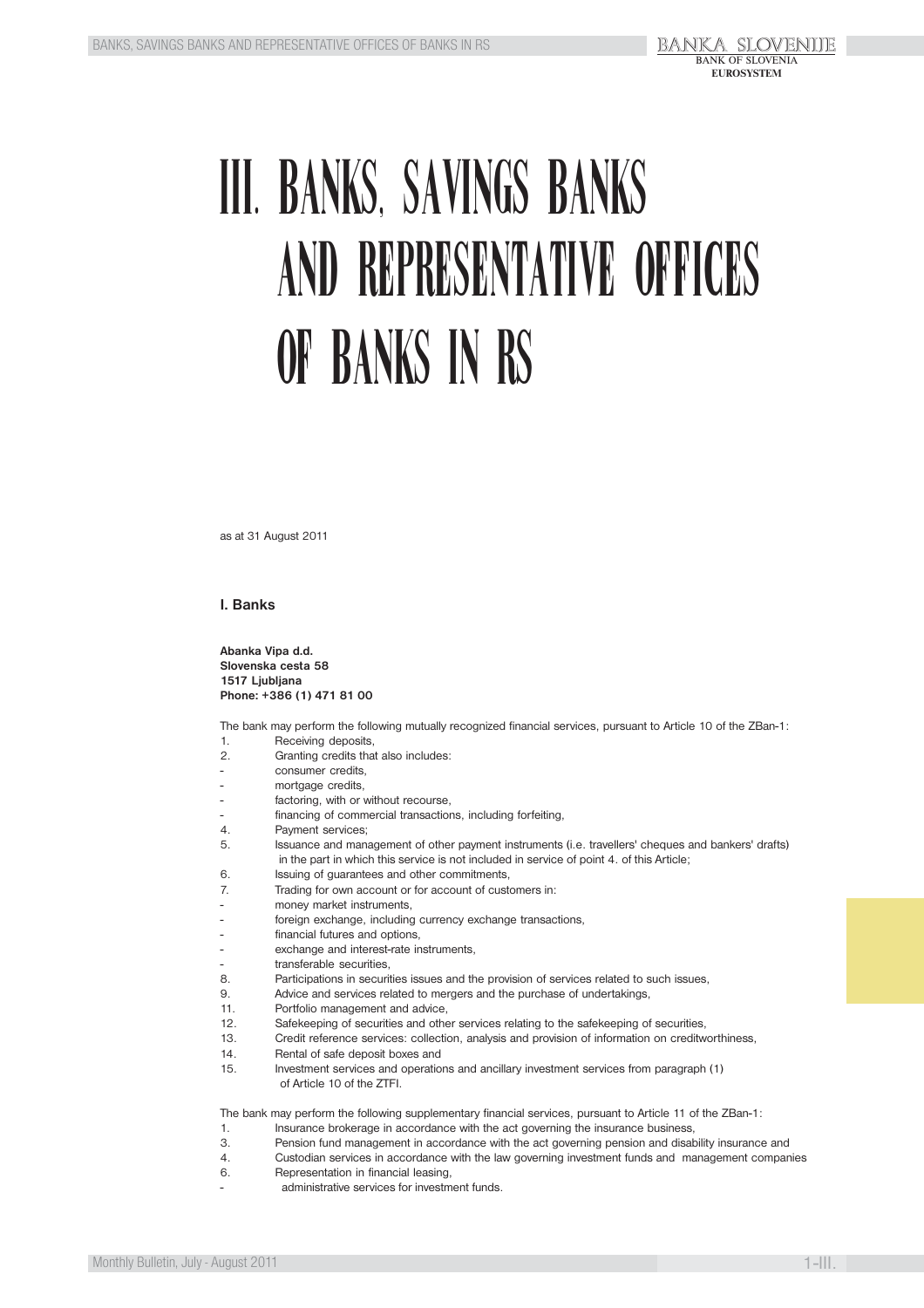# III. BANKS, SAVINGS BANKS AND REPRESENTATIVE OFFICES OF BANKS IN RS

as at 31 August 2011

## I. Banks

**Abanka Vipa d.d.**
**Slovenska cesta 58**
**1517 Ljubljana**
**Phone: +386 (1) 471 81 00**

The bank may perform the following mutually recognized financial services, pursuant to Article 10 of the ZBan-1:

1. Receiving deposits,
2. Granting credits that also includes:
   - consumer credits,
   - mortgage credits,
   - factoring, with or without recourse,
   - financing of commercial transactions, including forfeiting,
4. Payment services;
5. Issuance and management of other payment instruments (i.e. travellers' cheques and bankers' drafts) in the part in which this service is not included in service of point 4. of this Article;
6. Issuing of guarantees and other commitments,
7. Trading for own account or for account of customers in:
   - money market instruments,
   - foreign exchange, including currency exchange transactions,
   - financial futures and options,
   - exchange and interest-rate instruments,
   - transferable securities,
8. Participations in securities issues and the provision of services related to such issues,
9. Advice and services related to mergers and the purchase of undertakings,
11. Portfolio management and advice,
12. Safekeeping of securities and other services relating to the safekeeping of securities,
13. Credit reference services: collection, analysis and provision of information on creditworthiness,
14. Rental of safe deposit boxes and
15. Investment services and operations and ancillary investment services from paragraph (1) of Article 10 of the ZTFI.

The bank may perform the following supplementary financial services, pursuant to Article 11 of the ZBan-1:

1. Insurance brokerage in accordance with the act governing the insurance business,
3. Pension fund management in accordance with the act governing pension and disability insurance and
4. Custodian services in accordance with the law governing investment funds and management companies
6. Representation in financial leasing,
   - administrative services for investment funds.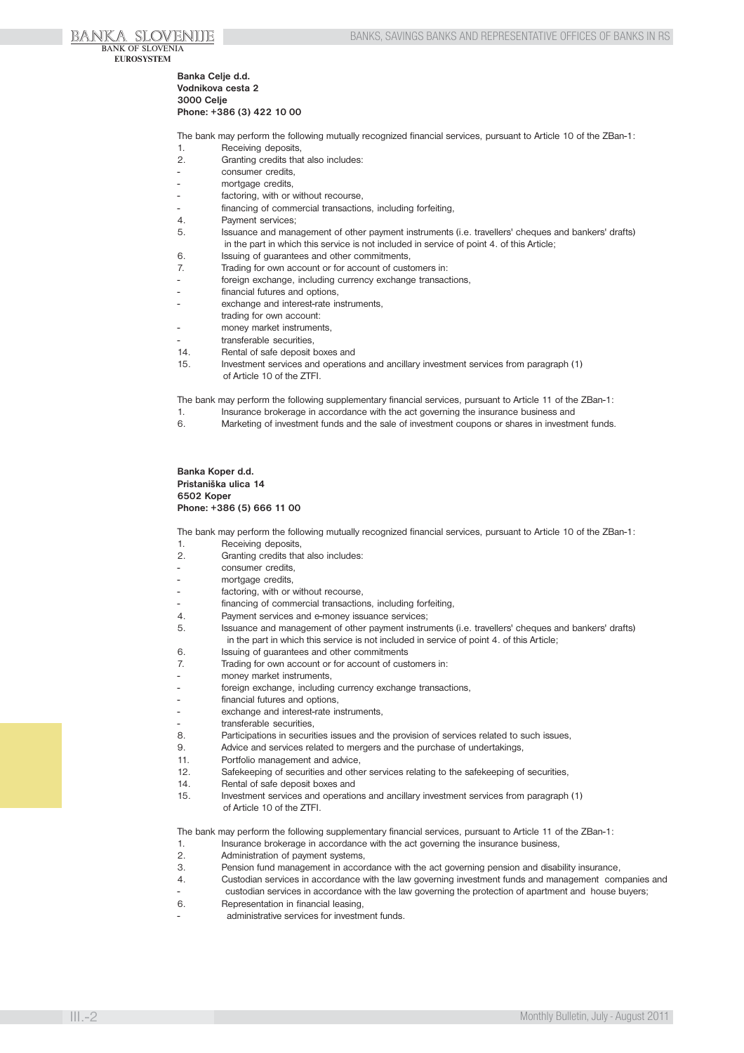**Banka Celje d.d.**
**Vodnikova cesta 2**
**3000 Celje**
**Phone: +386 (3) 422 10 00**

The bank may perform the following mutually recognized financial services, pursuant to Article 10 of the ZBan-1:

1. Receiving deposits,
2. Granting credits that also includes:
- consumer credits,
- mortgage credits,
- factoring, with or without recourse,
- financing of commercial transactions, including forfeiting,
4. Payment services;
5. Issuance and management of other payment instruments (i.e. travellers' cheques and bankers' drafts) in the part in which this service is not included in service of point 4. of this Article;
6. Issuing of guarantees and other commitments,
7. Trading for own account or for account of customers in:
- foreign exchange, including currency exchange transactions,
- financial futures and options,
- exchange and interest-rate instruments,
trading for own account:
- money market instruments,
- transferable securities,
14. Rental of safe deposit boxes and
15. Investment services and operations and ancillary investment services from paragraph (1) of Article 10 of the ZTFI.

The bank may perform the following supplementary financial services, pursuant to Article 11 of the ZBan-1:

1. Insurance brokerage in accordance with the act governing the insurance business and
6. Marketing of investment funds and the sale of investment coupons or shares in investment funds.

**Banka Koper d.d.**
**Pristaniška ulica 14**
**6502 Koper**
**Phone: +386 (5) 666 11 00**

The bank may perform the following mutually recognized financial services, pursuant to Article 10 of the ZBan-1:

1. Receiving deposits,
2. Granting credits that also includes:
- consumer credits,
- mortgage credits,
- factoring, with or without recourse,
- financing of commercial transactions, including forfeiting,
4. Payment services and e-money issuance services;
5. Issuance and management of other payment instruments (i.e. travellers' cheques and bankers' drafts) in the part in which this service is not included in service of point 4. of this Article;
6. Issuing of guarantees and other commitments
7. Trading for own account or for account of customers in:
- money market instruments,
- foreign exchange, including currency exchange transactions,
- financial futures and options,
- exchange and interest-rate instruments,
- transferable securities,
8. Participations in securities issues and the provision of services related to such issues,
9. Advice and services related to mergers and the purchase of undertakings,
11. Portfolio management and advice,
12. Safekeeping of securities and other services relating to the safekeeping of securities,
14. Rental of safe deposit boxes and
15. Investment services and operations and ancillary investment services from paragraph (1) of Article 10 of the ZTFI.

The bank may perform the following supplementary financial services, pursuant to Article 11 of the ZBan-1:

1. Insurance brokerage in accordance with the act governing the insurance business,
2. Administration of payment systems,
3. Pension fund management in accordance with the act governing pension and disability insurance,
4. Custodian services in accordance with the law governing investment funds and management companies and
- custodian services in accordance with the law governing the protection of apartment and house buyers;
6. Representation in financial leasing,
- administrative services for investment funds.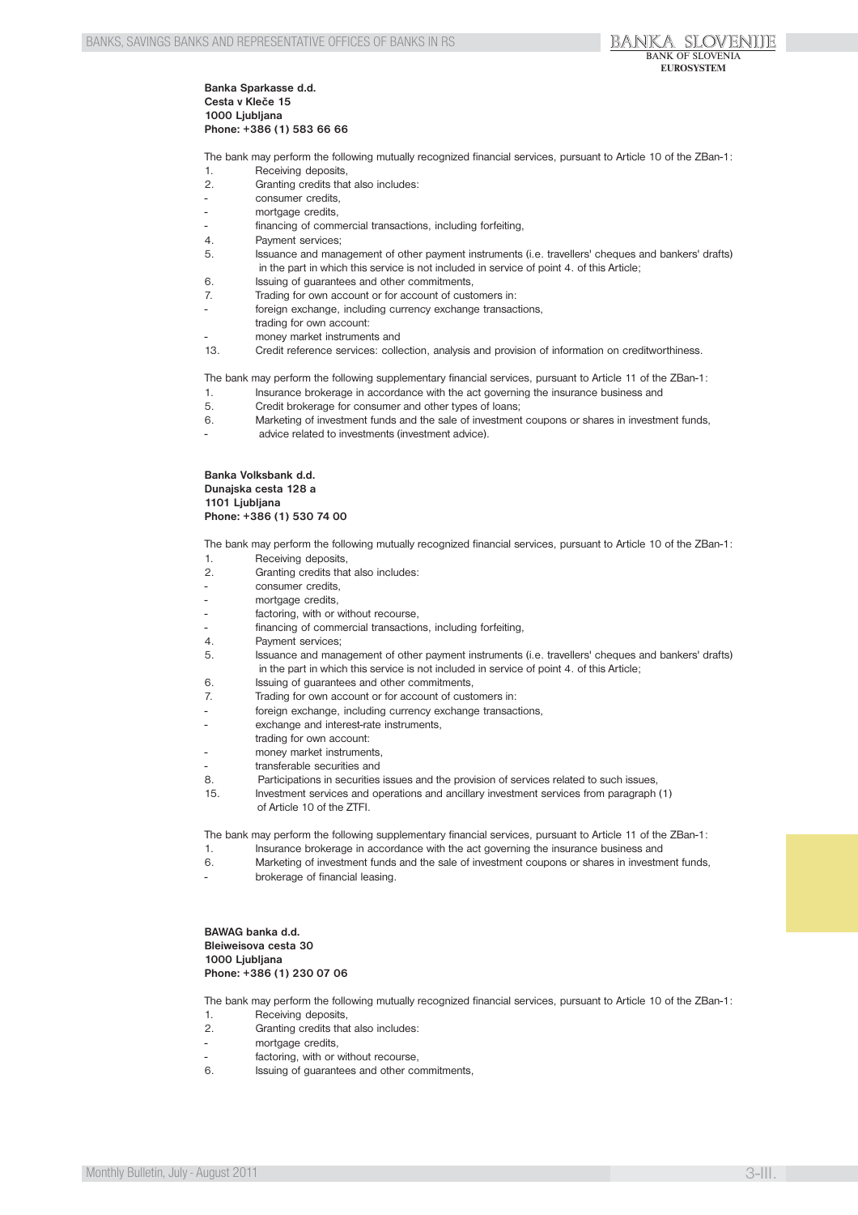**Banka Sparkasse d.d.**
**Cesta v Kleče 15**
**1000 Ljubljana**
**Phone: +386 (1) 583 66 66**

The bank may perform the following mutually recognized financial services, pursuant to Article 10 of the ZBan-1:

1. Receiving deposits,
2. Granting credits that also includes:
- consumer credits,
- mortgage credits,
- financing of commercial transactions, including forfeiting,
4. Payment services;
5. Issuance and management of other payment instruments (i.e. travellers' cheques and bankers' drafts) in the part in which this service is not included in service of point 4. of this Article;
6. Issuing of guarantees and other commitments,
7. Trading for own account or for account of customers in:
- foreign exchange, including currency exchange transactions,
  trading for own account:
- money market instruments and
13. Credit reference services: collection, analysis and provision of information on creditworthiness.

The bank may perform the following supplementary financial services, pursuant to Article 11 of the ZBan-1:

1. Insurance brokerage in accordance with the act governing the insurance business and
5. Credit brokerage for consumer and other types of loans;
6. Marketing of investment funds and the sale of investment coupons or shares in investment funds,
- advice related to investments (investment advice).

**Banka Volksbank d.d.**
**Dunajska cesta 128 a**
**1101 Ljubljana**
**Phone: +386 (1) 530 74 00**

The bank may perform the following mutually recognized financial services, pursuant to Article 10 of the ZBan-1:

1. Receiving deposits,
2. Granting credits that also includes:
- consumer credits,
- mortgage credits,
- factoring, with or without recourse,
- financing of commercial transactions, including forfeiting,
4. Payment services;
5. Issuance and management of other payment instruments (i.e. travellers' cheques and bankers' drafts) in the part in which this service is not included in service of point 4. of this Article;
6. Issuing of guarantees and other commitments,
7. Trading for own account or for account of customers in:
- foreign exchange, including currency exchange transactions,
- exchange and interest-rate instruments,
  trading for own account:
- money market instruments,
- transferable securities and
8. Participations in securities issues and the provision of services related to such issues,
15. Investment services and operations and ancillary investment services from paragraph (1) of Article 10 of the ZTFI.

The bank may perform the following supplementary financial services, pursuant to Article 11 of the ZBan-1:

1. Insurance brokerage in accordance with the act governing the insurance business and
6. Marketing of investment funds and the sale of investment coupons or shares in investment funds,
- brokerage of financial leasing.

**BAWAG banka d.d.**
**Bleiweisova cesta 30**
**1000 Ljubljana**
**Phone: +386 (1) 230 07 06**

The bank may perform the following mutually recognized financial services, pursuant to Article 10 of the ZBan-1:

1. Receiving deposits,
2. Granting credits that also includes:
- mortgage credits,
- factoring, with or without recourse,
6. Issuing of guarantees and other commitments,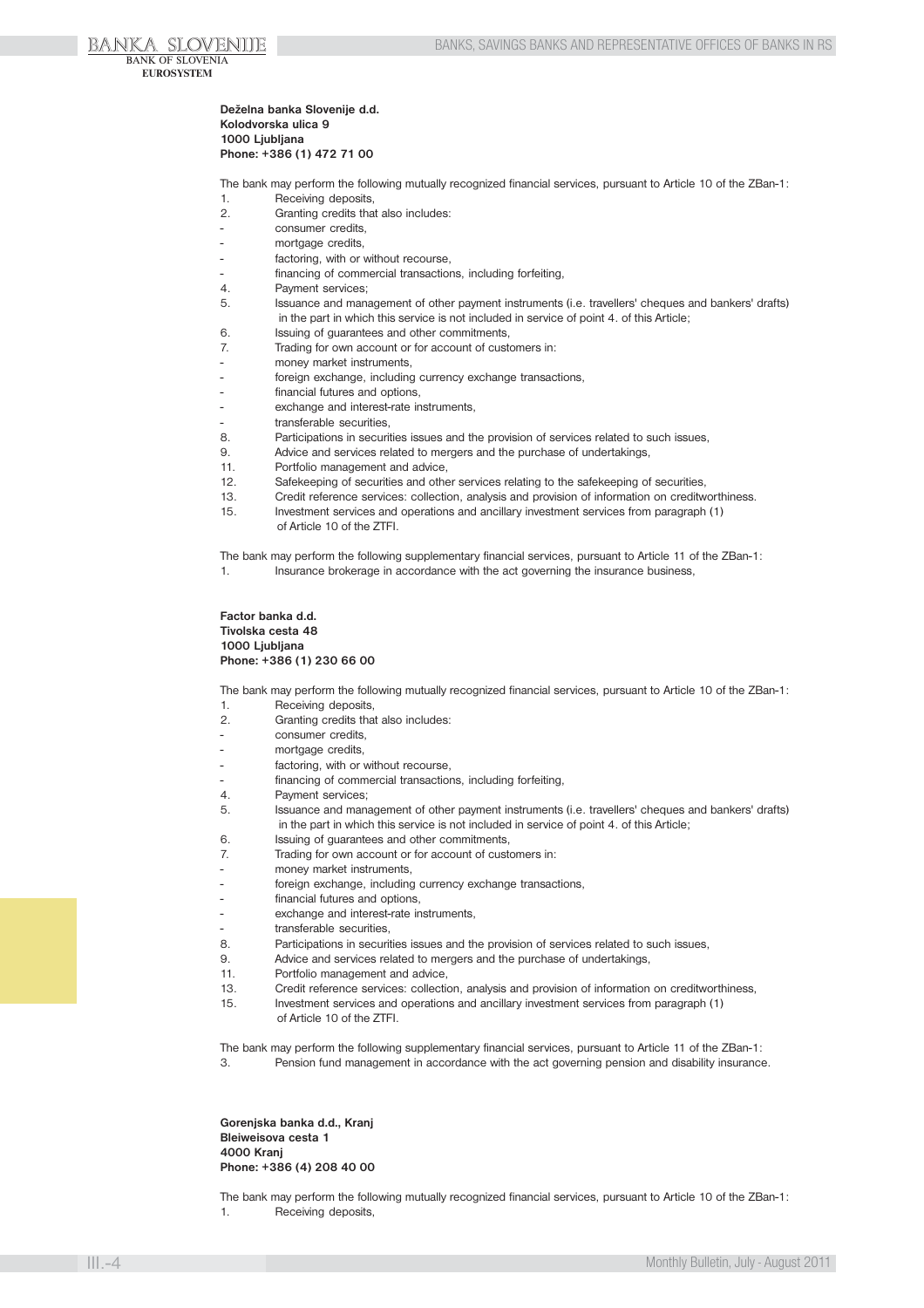**Deželna banka Slovenije d.d.**
**Kolodvorska ulica 9**
**1000 Ljubljana**
**Phone: +386 (1) 472 71 00**

The bank may perform the following mutually recognized financial services, pursuant to Article 10 of the ZBan-1:

1. Receiving deposits,
2. Granting credits that also includes:
   - consumer credits,
   - mortgage credits,
   - factoring, with or without recourse,
   - financing of commercial transactions, including forfeiting,
4. Payment services;
5. Issuance and management of other payment instruments (i.e. travellers' cheques and bankers' drafts) in the part in which this service is not included in service of point 4. of this Article;
6. Issuing of guarantees and other commitments,
7. Trading for own account or for account of customers in:
   - money market instruments,
   - foreign exchange, including currency exchange transactions,
   - financial futures and options,
   - exchange and interest-rate instruments,
   - transferable securities,
8. Participations in securities issues and the provision of services related to such issues,
9. Advice and services related to mergers and the purchase of undertakings,
11. Portfolio management and advice,
12. Safekeeping of securities and other services relating to the safekeeping of securities,
13. Credit reference services: collection, analysis and provision of information on creditworthiness.
15. Investment services and operations and ancillary investment services from paragraph (1) of Article 10 of the ZTFI.

The bank may perform the following supplementary financial services, pursuant to Article 11 of the ZBan-1:

1. Insurance brokerage in accordance with the act governing the insurance business,

**Factor banka d.d.**
**Tivolska cesta 48**
**1000 Ljubljana**
**Phone: +386 (1) 230 66 00**

The bank may perform the following mutually recognized financial services, pursuant to Article 10 of the ZBan-1:

1. Receiving deposits,
2. Granting credits that also includes:
   - consumer credits,
   - mortgage credits,
   - factoring, with or without recourse,
   - financing of commercial transactions, including forfeiting,
4. Payment services;
5. Issuance and management of other payment instruments (i.e. travellers' cheques and bankers' drafts) in the part in which this service is not included in service of point 4. of this Article;
6. Issuing of guarantees and other commitments,
7. Trading for own account or for account of customers in:
   - money market instruments,
   - foreign exchange, including currency exchange transactions,
   - financial futures and options,
   - exchange and interest-rate instruments,
   - transferable securities,
8. Participations in securities issues and the provision of services related to such issues,
9. Advice and services related to mergers and the purchase of undertakings,
11. Portfolio management and advice,
13. Credit reference services: collection, analysis and provision of information on creditworthiness,
15. Investment services and operations and ancillary investment services from paragraph (1) of Article 10 of the ZTFI.

The bank may perform the following supplementary financial services, pursuant to Article 11 of the ZBan-1:

3. Pension fund management in accordance with the act governing pension and disability insurance.

**Gorenjska banka d.d., Kranj**
**Bleiweisova cesta 1**
**4000 Kranj**
**Phone: +386 (4) 208 40 00**

The bank may perform the following mutually recognized financial services, pursuant to Article 10 of the ZBan-1:

1. Receiving deposits,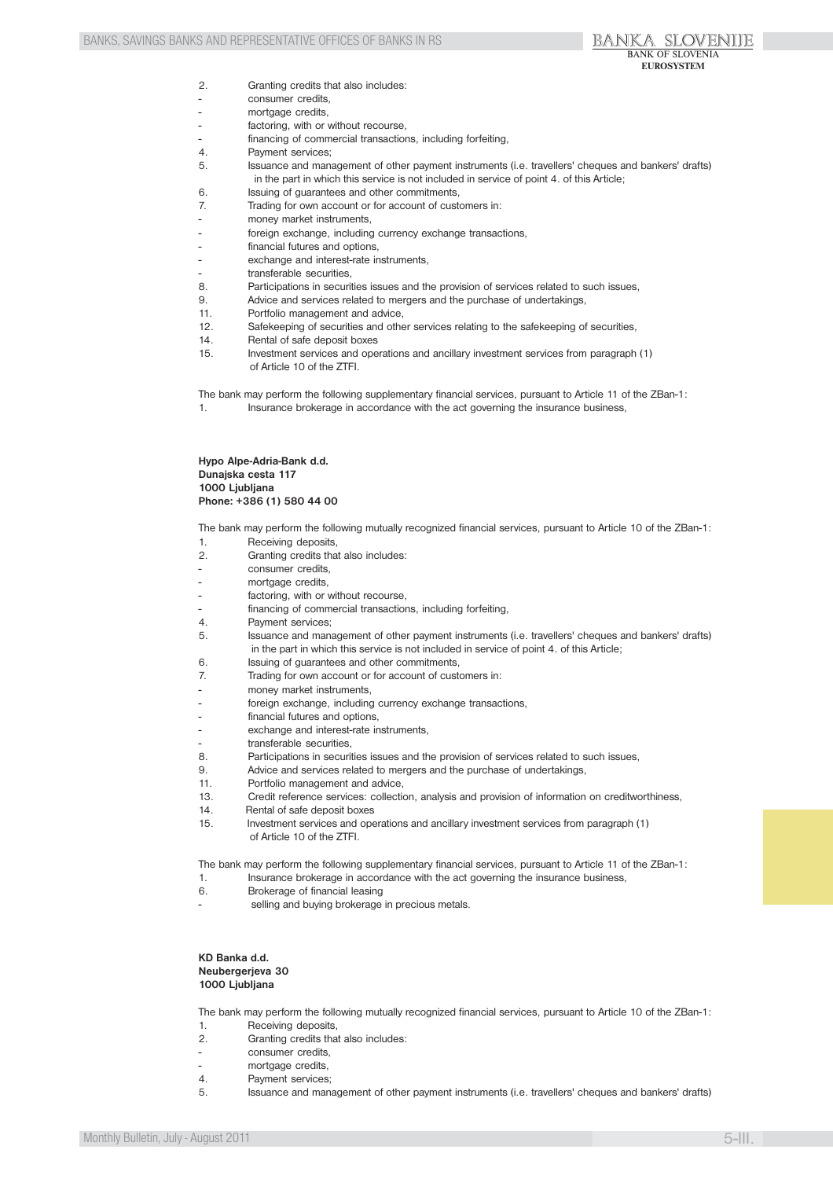2. Granting credits that also includes:
- consumer credits,
- mortgage credits,
- factoring, with or without recourse,
- financing of commercial transactions, including forfeiting,
4. Payment services;
5. Issuance and management of other payment instruments (i.e. travellers' cheques and bankers' drafts) in the part in which this service is not included in service of point 4. of this Article;
6. Issuing of guarantees and other commitments,
7. Trading for own account or for account of customers in:
- money market instruments,
- foreign exchange, including currency exchange transactions,
- financial futures and options,
- exchange and interest-rate instruments,
- transferable securities,
8. Participations in securities issues and the provision of services related to such issues,
9. Advice and services related to mergers and the purchase of undertakings,
11. Portfolio management and advice,
12. Safekeeping of securities and other services relating to the safekeeping of securities,
14. Rental of safe deposit boxes
15. Investment services and operations and ancillary investment services from paragraph (1) of Article 10 of the ZTFI.

The bank may perform the following supplementary financial services, pursuant to Article 11 of the ZBan-1:
1. Insurance brokerage in accordance with the act governing the insurance business,

**Hypo Alpe-Adria-Bank d.d.**
**Dunajska cesta 117**
**1000 Ljubljana**
**Phone: +386 (1) 580 44 00**

The bank may perform the following mutually recognized financial services, pursuant to Article 10 of the ZBan-1:
1. Receiving deposits,
2. Granting credits that also includes:
- consumer credits,
- mortgage credits,
- factoring, with or without recourse,
- financing of commercial transactions, including forfeiting,
4. Payment services;
5. Issuance and management of other payment instruments (i.e. travellers' cheques and bankers' drafts) in the part in which this service is not included in service of point 4. of this Article;
6. Issuing of guarantees and other commitments,
7. Trading for own account or for account of customers in:
- money market instruments,
- foreign exchange, including currency exchange transactions,
- financial futures and options,
- exchange and interest-rate instruments,
- transferable securities,
8. Participations in securities issues and the provision of services related to such issues,
9. Advice and services related to mergers and the purchase of undertakings,
11. Portfolio management and advice,
13. Credit reference services: collection, analysis and provision of information on creditworthiness,
14. Rental of safe deposit boxes
15. Investment services and operations and ancillary investment services from paragraph (1) of Article 10 of the ZTFI.

The bank may perform the following supplementary financial services, pursuant to Article 11 of the ZBan-1:
1. Insurance brokerage in accordance with the act governing the insurance business,
6. Brokerage of financial leasing
- selling and buying brokerage in precious metals.

**KD Banka d.d.**
**Neubergerjeva 30**
**1000 Ljubljana**

The bank may perform the following mutually recognized financial services, pursuant to Article 10 of the ZBan-1:
1. Receiving deposits,
2. Granting credits that also includes:
- consumer credits,
- mortgage credits,
4. Payment services;
5. Issuance and management of other payment instruments (i.e. travellers' cheques and bankers' drafts)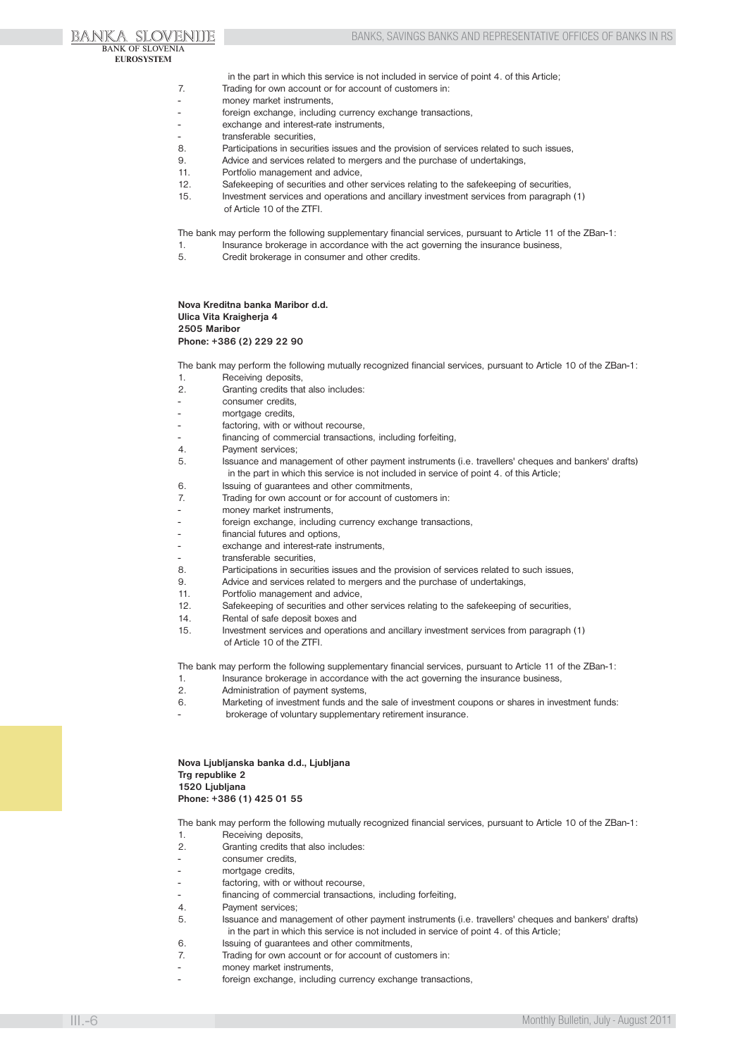in the part in which this service is not included in service of point 4. of this Article;

7. Trading for own account or for account of customers in:
- money market instruments,
- foreign exchange, including currency exchange transactions,
- exchange and interest-rate instruments,
- transferable securities,
8. Participations in securities issues and the provision of services related to such issues,
9. Advice and services related to mergers and the purchase of undertakings,
11. Portfolio management and advice,
12. Safekeeping of securities and other services relating to the safekeeping of securities,
15. Investment services and operations and ancillary investment services from paragraph (1) of Article 10 of the ZTFI.

The bank may perform the following supplementary financial services, pursuant to Article 11 of the ZBan-1:

1. Insurance brokerage in accordance with the act governing the insurance business,
5. Credit brokerage in consumer and other credits.

**Nova Kreditna banka Maribor d.d.**
**Ulica Vita Kraigherja 4**
**2505 Maribor**
**Phone: +386 (2) 229 22 90**

The bank may perform the following mutually recognized financial services, pursuant to Article 10 of the ZBan-1:

1. Receiving deposits,
2. Granting credits that also includes:
- consumer credits,
- mortgage credits,
- factoring, with or without recourse,
- financing of commercial transactions, including forfeiting,
4. Payment services;
5. Issuance and management of other payment instruments (i.e. travellers' cheques and bankers' drafts) in the part in which this service is not included in service of point 4. of this Article;
6. Issuing of guarantees and other commitments,
7. Trading for own account or for account of customers in:
- money market instruments,
- foreign exchange, including currency exchange transactions,
- financial futures and options,
- exchange and interest-rate instruments,
- transferable securities,
8. Participations in securities issues and the provision of services related to such issues,
9. Advice and services related to mergers and the purchase of undertakings,
11. Portfolio management and advice,
12. Safekeeping of securities and other services relating to the safekeeping of securities,
14. Rental of safe deposit boxes and
15. Investment services and operations and ancillary investment services from paragraph (1) of Article 10 of the ZTFI.

The bank may perform the following supplementary financial services, pursuant to Article 11 of the ZBan-1:

1. Insurance brokerage in accordance with the act governing the insurance business,
2. Administration of payment systems,
6. Marketing of investment funds and the sale of investment coupons or shares in investment funds:
- brokerage of voluntary supplementary retirement insurance.

**Nova Ljubljanska banka d.d., Ljubljana**
**Trg republike 2**
**1520 Ljubljana**
**Phone: +386 (1) 425 01 55**

The bank may perform the following mutually recognized financial services, pursuant to Article 10 of the ZBan-1:

1. Receiving deposits,
2. Granting credits that also includes:
- consumer credits,
- mortgage credits,
- factoring, with or without recourse,
- financing of commercial transactions, including forfeiting,
4. Payment services;
5. Issuance and management of other payment instruments (i.e. travellers' cheques and bankers' drafts) in the part in which this service is not included in service of point 4. of this Article;
6. Issuing of guarantees and other commitments,
7. Trading for own account or for account of customers in:
- money market instruments,
- foreign exchange, including currency exchange transactions,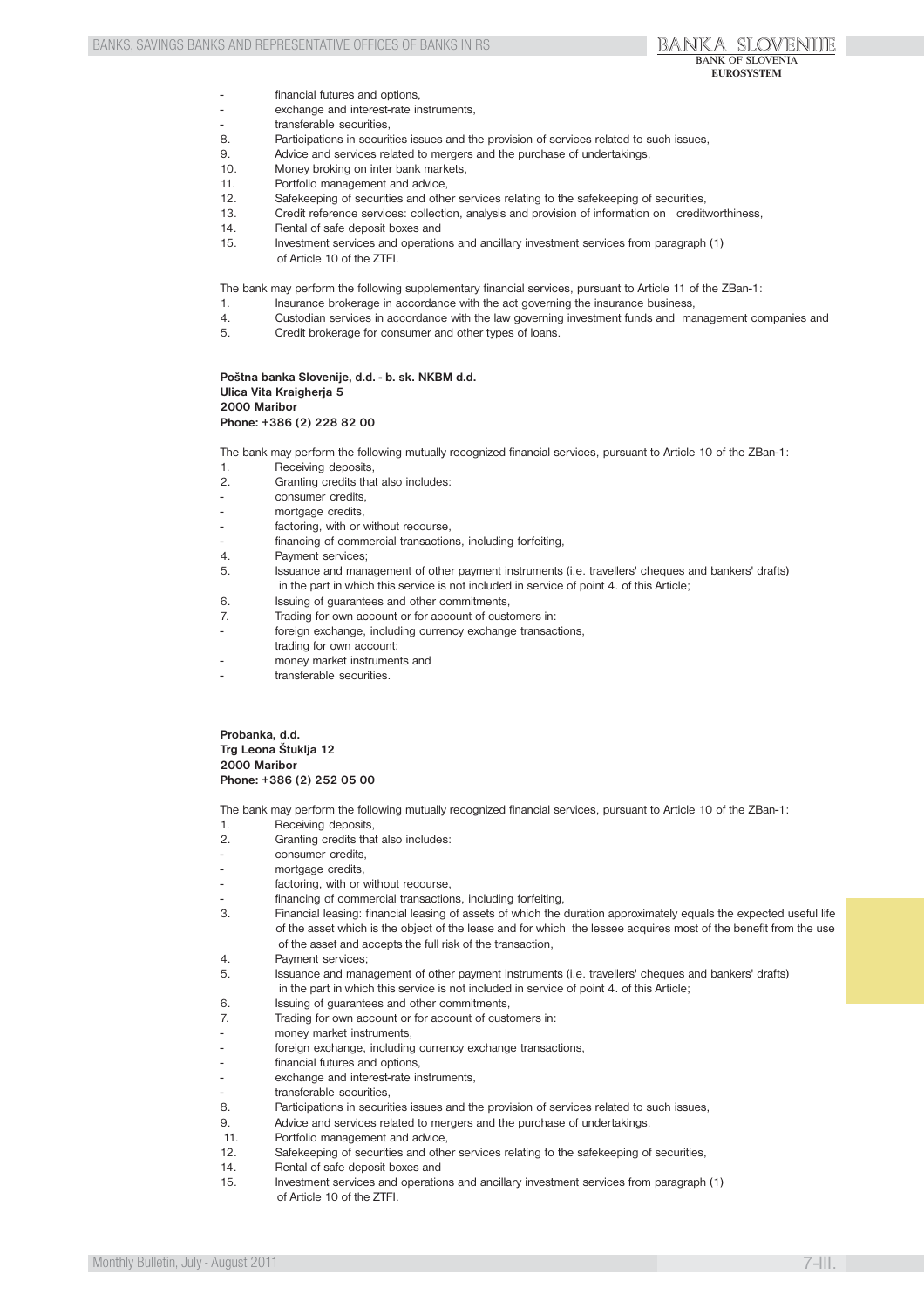- financial futures and options,
- exchange and interest-rate instruments,
- transferable securities,

8. Participations in securities issues and the provision of services related to such issues,
9. Advice and services related to mergers and the purchase of undertakings,
10. Money broking on inter bank markets,
11. Portfolio management and advice,
12. Safekeeping of securities and other services relating to the safekeeping of securities,
13. Credit reference services: collection, analysis and provision of information on creditworthiness,
14. Rental of safe deposit boxes and
15. Investment services and operations and ancillary investment services from paragraph (1) of Article 10 of the ZTFI.

The bank may perform the following supplementary financial services, pursuant to Article 11 of the ZBan-1:

1. Insurance brokerage in accordance with the act governing the insurance business,
4. Custodian services in accordance with the law governing investment funds and management companies and
5. Credit brokerage for consumer and other types of loans.

**Poštna banka Slovenije, d.d. - b. sk. NKBM d.d.**
**Ulica Vita Kraigherja 5**
**2000 Maribor**
**Phone: +386 (2) 228 82 00**

The bank may perform the following mutually recognized financial services, pursuant to Article 10 of the ZBan-1:

1. Receiving deposits,
2. Granting credits that also includes:
   - consumer credits,
   - mortgage credits,
   - factoring, with or without recourse,
   - financing of commercial transactions, including forfeiting,
4. Payment services;
5. Issuance and management of other payment instruments (i.e. travellers' cheques and bankers' drafts) in the part in which this service is not included in service of point 4. of this Article;
6. Issuing of guarantees and other commitments,
7. Trading for own account or for account of customers in:
   - foreign exchange, including currency exchange transactions,

   trading for own account:
   - money market instruments and
   - transferable securities.

**Probanka, d.d.**
**Trg Leona Štuklja 12**
**2000 Maribor**
**Phone: +386 (2) 252 05 00**

The bank may perform the following mutually recognized financial services, pursuant to Article 10 of the ZBan-1:

1. Receiving deposits,
2. Granting credits that also includes:
   - consumer credits,
   - mortgage credits,
   - factoring, with or without recourse,
   - financing of commercial transactions, including forfeiting,
3. Financial leasing: financial leasing of assets of which the duration approximately equals the expected useful life of the asset which is the object of the lease and for which the lessee acquires most of the benefit from the use of the asset and accepts the full risk of the transaction,
4. Payment services;
5. Issuance and management of other payment instruments (i.e. travellers' cheques and bankers' drafts) in the part in which this service is not included in service of point 4. of this Article;
6. Issuing of guarantees and other commitments,
7. Trading for own account or for account of customers in:
   - money market instruments,
   - foreign exchange, including currency exchange transactions,
   - financial futures and options,
   - exchange and interest-rate instruments,
   - transferable securities,
8. Participations in securities issues and the provision of services related to such issues,
9. Advice and services related to mergers and the purchase of undertakings,
11. Portfolio management and advice,
12. Safekeeping of securities and other services relating to the safekeeping of securities,
14. Rental of safe deposit boxes and
15. Investment services and operations and ancillary investment services from paragraph (1) of Article 10 of the ZTFI.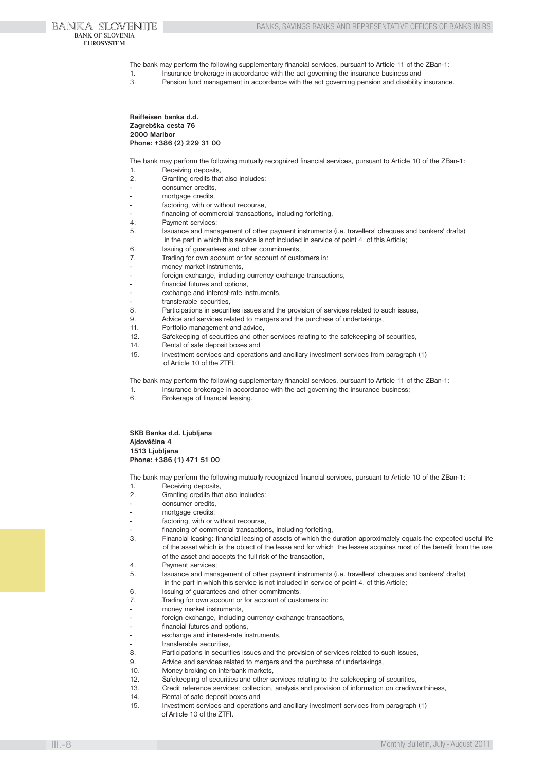The bank may perform the following supplementary financial services, pursuant to Article 11 of the ZBan-1:

1. Insurance brokerage in accordance with the act governing the insurance business and
3. Pension fund management in accordance with the act governing pension and disability insurance.

**Raiffeisen banka d.d.**
**Zagrebška cesta 76**
**2000 Maribor**
**Phone: +386 (2) 229 31 00**

The bank may perform the following mutually recognized financial services, pursuant to Article 10 of the ZBan-1:

1. Receiving deposits,
2. Granting credits that also includes:
   - consumer credits,
   - mortgage credits,
   - factoring, with or without recourse,
   - financing of commercial transactions, including forfeiting,
4. Payment services;
5. Issuance and management of other payment instruments (i.e. travellers' cheques and bankers' drafts) in the part in which this service is not included in service of point 4. of this Article;
6. Issuing of guarantees and other commitments,
7. Trading for own account or for account of customers in:
   - money market instruments,
   - foreign exchange, including currency exchange transactions,
   - financial futures and options,
   - exchange and interest-rate instruments,
   - transferable securities,
8. Participations in securities issues and the provision of services related to such issues,
9. Advice and services related to mergers and the purchase of undertakings,
11. Portfolio management and advice,
12. Safekeeping of securities and other services relating to the safekeeping of securities,
14. Rental of safe deposit boxes and
15. Investment services and operations and ancillary investment services from paragraph (1) of Article 10 of the ZTFI.

The bank may perform the following supplementary financial services, pursuant to Article 11 of the ZBan-1:

1. Insurance brokerage in accordance with the act governing the insurance business;
6. Brokerage of financial leasing.

**SKB Banka d.d. Ljubljana**
**Ajdovščina 4**
**1513 Ljubljana**
**Phone: +386 (1) 471 51 00**

The bank may perform the following mutually recognized financial services, pursuant to Article 10 of the ZBan-1:

1. Receiving deposits,
2. Granting credits that also includes:
   - consumer credits,
   - mortgage credits,
   - factoring, with or without recourse,
   - financing of commercial transactions, including forfeiting,
3. Financial leasing: financial leasing of assets of which the duration approximately equals the expected useful life of the asset which is the object of the lease and for which the lessee acquires most of the benefit from the use of the asset and accepts the full risk of the transaction,
4. Payment services;
5. Issuance and management of other payment instruments (i.e. travellers' cheques and bankers' drafts) in the part in which this service is not included in service of point 4. of this Article;
6. Issuing of guarantees and other commitments,
7. Trading for own account or for account of customers in:
   - money market instruments,
   - foreign exchange, including currency exchange transactions,
   - financial futures and options,
   - exchange and interest-rate instruments,
   - transferable securities,
8. Participations in securities issues and the provision of services related to such issues,
9. Advice and services related to mergers and the purchase of undertakings,
10. Money broking on interbank markets,
12. Safekeeping of securities and other services relating to the safekeeping of securities,
13. Credit reference services: collection, analysis and provision of information on creditworthiness,
14. Rental of safe deposit boxes and
15. Investment services and operations and ancillary investment services from paragraph (1) of Article 10 of the ZTFI.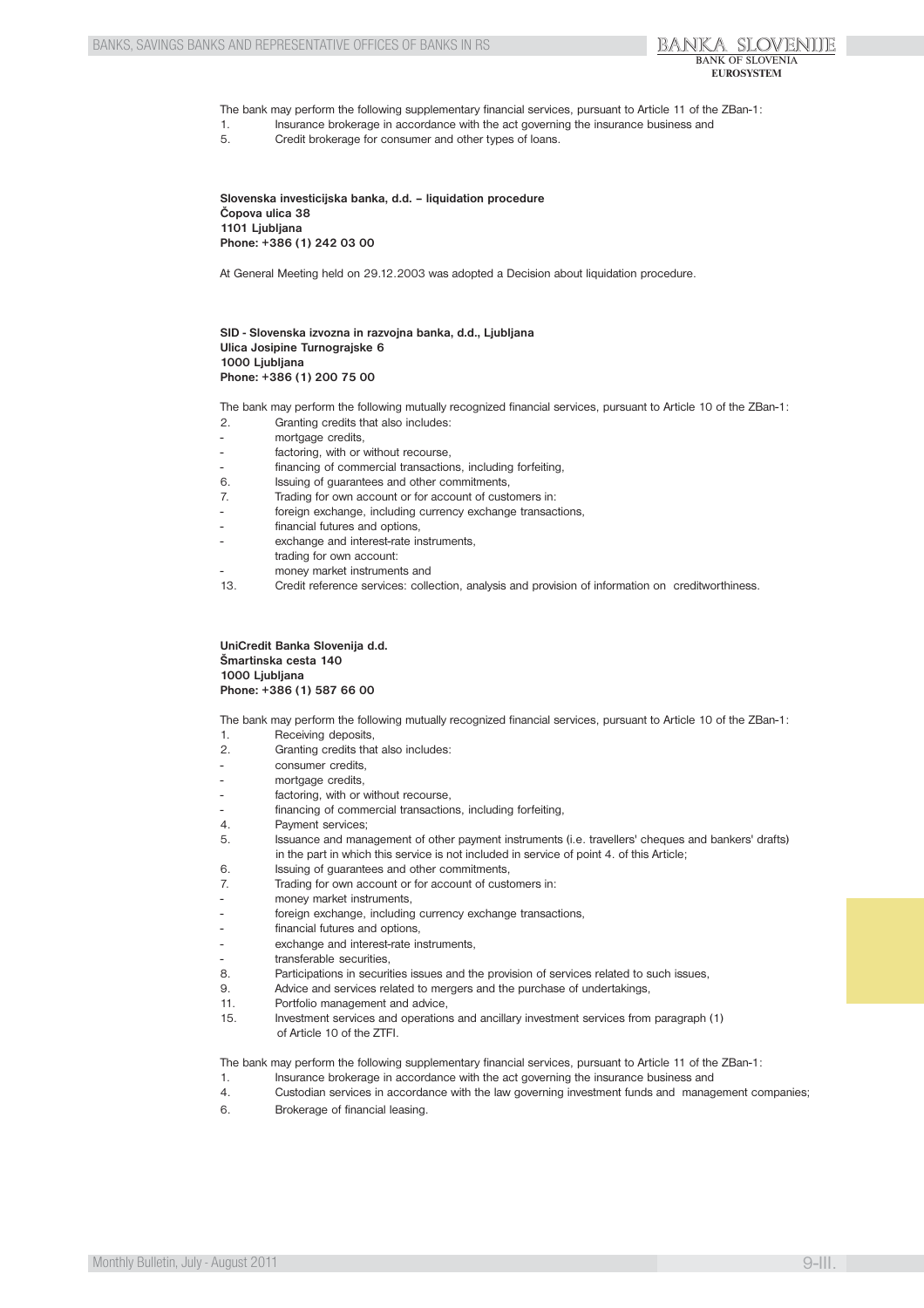The bank may perform the following supplementary financial services, pursuant to Article 11 of the ZBan-1:

1. Insurance brokerage in accordance with the act governing the insurance business and
5. Credit brokerage for consumer and other types of loans.

**Slovenska investicijska banka, d.d. – liquidation procedure**
**Čopova ulica 38**
**1101 Ljubljana**
**Phone: +386 (1) 242 03 00**

At General Meeting held on 29.12.2003 was adopted a Decision about liquidation procedure.

**SID - Slovenska izvozna in razvojna banka, d.d., Ljubljana**
**Ulica Josipine Turnograjske 6**
**1000 Ljubljana**
**Phone: +386 (1) 200 75 00**

The bank may perform the following mutually recognized financial services, pursuant to Article 10 of the ZBan-1:

2. Granting credits that also includes:
   - mortgage credits,
   - factoring, with or without recourse,
   - financing of commercial transactions, including forfeiting,
6. Issuing of guarantees and other commitments,
7. Trading for own account or for account of customers in:
   - foreign exchange, including currency exchange transactions,
   - financial futures and options,
   - exchange and interest-rate instruments,

   trading for own account:
   - money market instruments and
13. Credit reference services: collection, analysis and provision of information on creditworthiness.

**UniCredit Banka Slovenija d.d.**
**Šmartinska cesta 140**
**1000 Ljubljana**
**Phone: +386 (1) 587 66 00**

The bank may perform the following mutually recognized financial services, pursuant to Article 10 of the ZBan-1:

1. Receiving deposits,
2. Granting credits that also includes:
   - consumer credits,
   - mortgage credits,
   - factoring, with or without recourse,
   - financing of commercial transactions, including forfeiting,
4. Payment services;
5. Issuance and management of other payment instruments (i.e. travellers' cheques and bankers' drafts) in the part in which this service is not included in service of point 4. of this Article;
6. Issuing of guarantees and other commitments,
7. Trading for own account or for account of customers in:
   - money market instruments,
   - foreign exchange, including currency exchange transactions,
   - financial futures and options,
   - exchange and interest-rate instruments,
   - transferable securities,
8. Participations in securities issues and the provision of services related to such issues,
9. Advice and services related to mergers and the purchase of undertakings,
11. Portfolio management and advice,
15. Investment services and operations and ancillary investment services from paragraph (1) of Article 10 of the ZTFI.

The bank may perform the following supplementary financial services, pursuant to Article 11 of the ZBan-1:

1. Insurance brokerage in accordance with the act governing the insurance business and
4. Custodian services in accordance with the law governing investment funds and management companies;
6. Brokerage of financial leasing.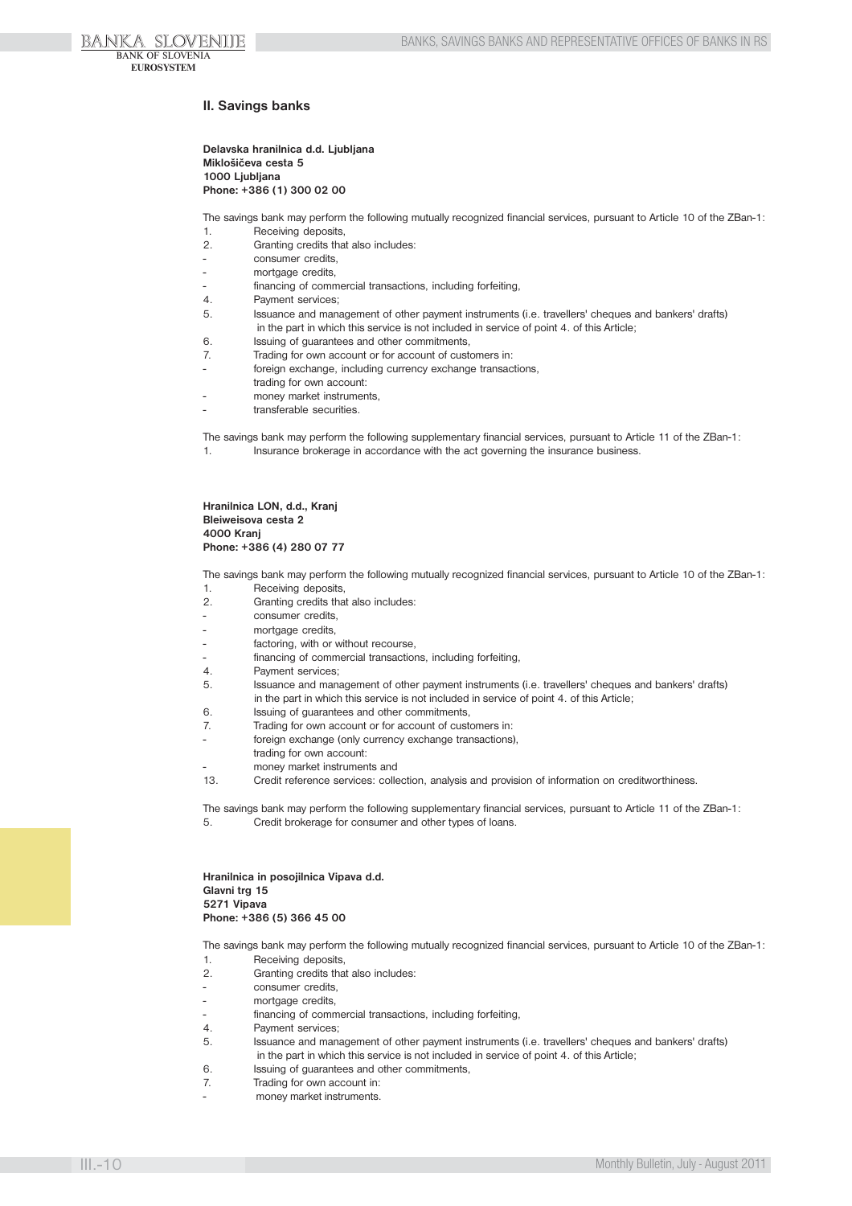## II. Savings banks

**Delavska hranilnica d.d. Ljubljana**
**Miklošičeva cesta 5**
**1000 Ljubljana**
**Phone: +386 (1) 300 02 00**

The savings bank may perform the following mutually recognized financial services, pursuant to Article 10 of the ZBan-1:

1. Receiving deposits,
2. Granting credits that also includes:
   - consumer credits,
   - mortgage credits,
   - financing of commercial transactions, including forfeiting,
4. Payment services;
5. Issuance and management of other payment instruments (i.e. travellers' cheques and bankers' drafts) in the part in which this service is not included in service of point 4. of this Article;
6. Issuing of guarantees and other commitments,
7. Trading for own account or for account of customers in:
   - foreign exchange, including currency exchange transactions,
   
   trading for own account:
   - money market instruments,
   - transferable securities.

The savings bank may perform the following supplementary financial services, pursuant to Article 11 of the ZBan-1:

1. Insurance brokerage in accordance with the act governing the insurance business.

**Hranilnica LON, d.d., Kranj**
**Bleiweisova cesta 2**
**4000 Kranj**
**Phone: +386 (4) 280 07 77**

The savings bank may perform the following mutually recognized financial services, pursuant to Article 10 of the ZBan-1:

1. Receiving deposits,
2. Granting credits that also includes:
   - consumer credits,
   - mortgage credits,
   - factoring, with or without recourse,
   - financing of commercial transactions, including forfeiting,
4. Payment services;
5. Issuance and management of other payment instruments (i.e. travellers' cheques and bankers' drafts) in the part in which this service is not included in service of point 4. of this Article;
6. Issuing of guarantees and other commitments,
7. Trading for own account or for account of customers in:
   - foreign exchange (only currency exchange transactions),
   
   trading for own account:
   - money market instruments and
13. Credit reference services: collection, analysis and provision of information on creditworthiness.

The savings bank may perform the following supplementary financial services, pursuant to Article 11 of the ZBan-1:

5. Credit brokerage for consumer and other types of loans.

**Hranilnica in posojilnica Vipava d.d.**
**Glavni trg 15**
**5271 Vipava**
**Phone: +386 (5) 366 45 00**

The savings bank may perform the following mutually recognized financial services, pursuant to Article 10 of the ZBan-1:

1. Receiving deposits,
2. Granting credits that also includes:
   - consumer credits,
   - mortgage credits,
   - financing of commercial transactions, including forfeiting,
4. Payment services;
5. Issuance and management of other payment instruments (i.e. travellers' cheques and bankers' drafts) in the part in which this service is not included in service of point 4. of this Article;
6. Issuing of guarantees and other commitments,
7. Trading for own account in:
   - money market instruments.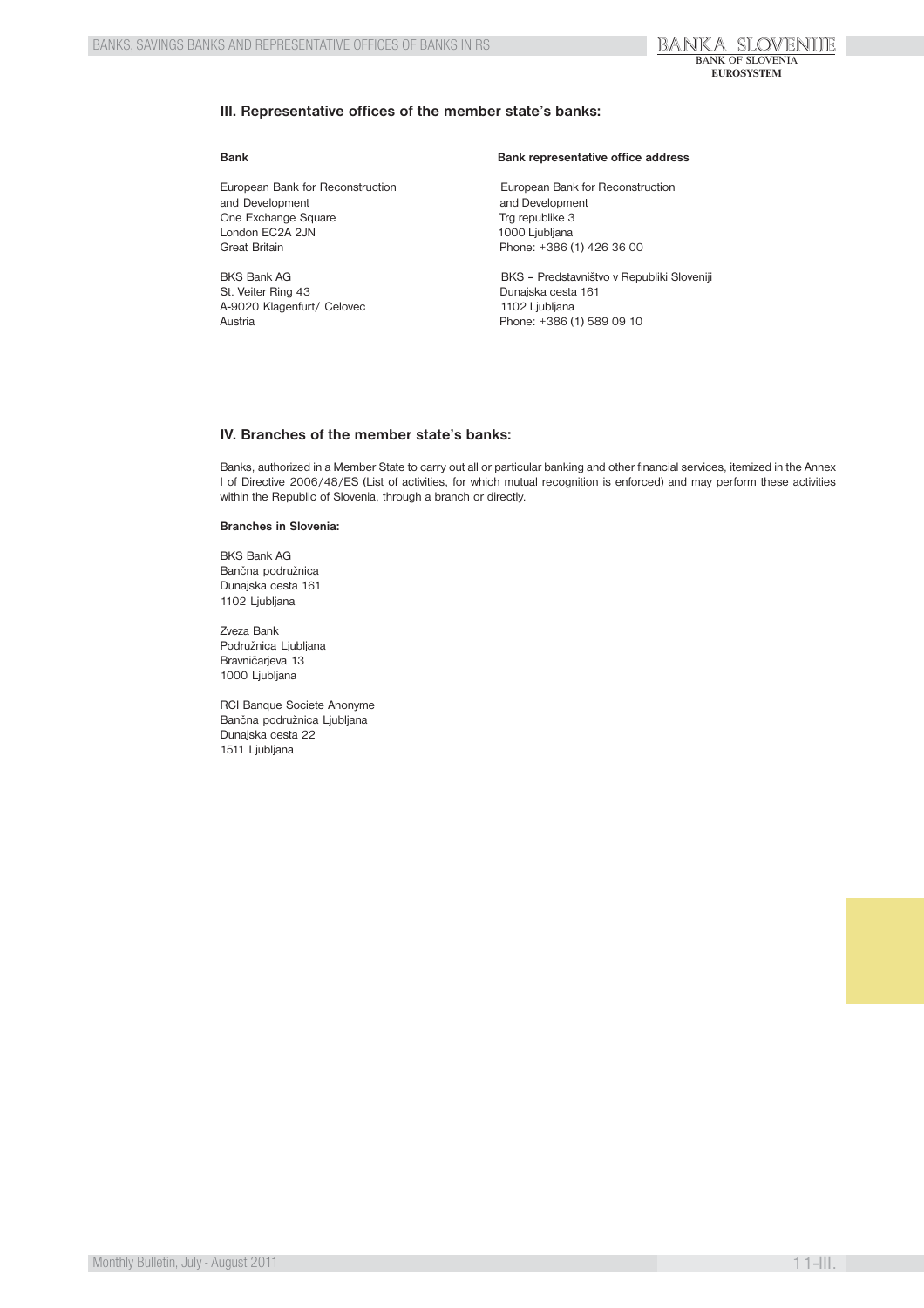## III. Representative offices of the member state's banks:

| Bank | Bank representative office address |
| --- | --- |
| European Bank for Reconstruction and Development<br>One Exchange Square<br>London EC2A 2JN<br>Great Britain | European Bank for Reconstruction and Development<br>Trg republike 3<br>1000 Ljubljana<br>Phone: +386 (1) 426 36 00 |
| BKS Bank AG<br>St. Veiter Ring 43<br>A-9020 Klagenfurt/ Celovec<br>Austria | BKS – Predstavništvo v Republiki Sloveniji<br>Dunajska cesta 161<br>1102 Ljubljana<br>Phone: +386 (1) 589 09 10 |

## IV. Branches of the member state's banks:

Banks, authorized in a Member State to carry out all or particular banking and other financial services, itemized in the Annex I of Directive 2006/48/ES (List of activities, for which mutual recognition is enforced) and may perform these activities within the Republic of Slovenia, through a branch or directly.

**Branches in Slovenia:**

BKS Bank AG
Bančna podružnica
Dunajska cesta 161
1102 Ljubljana

Zveza Bank
Podružnica Ljubljana
Bravničarjeva 13
1000 Ljubljana

RCI Banque Societe Anonyme
Bančna podružnica Ljubljana
Dunajska cesta 22
1511 Ljubljana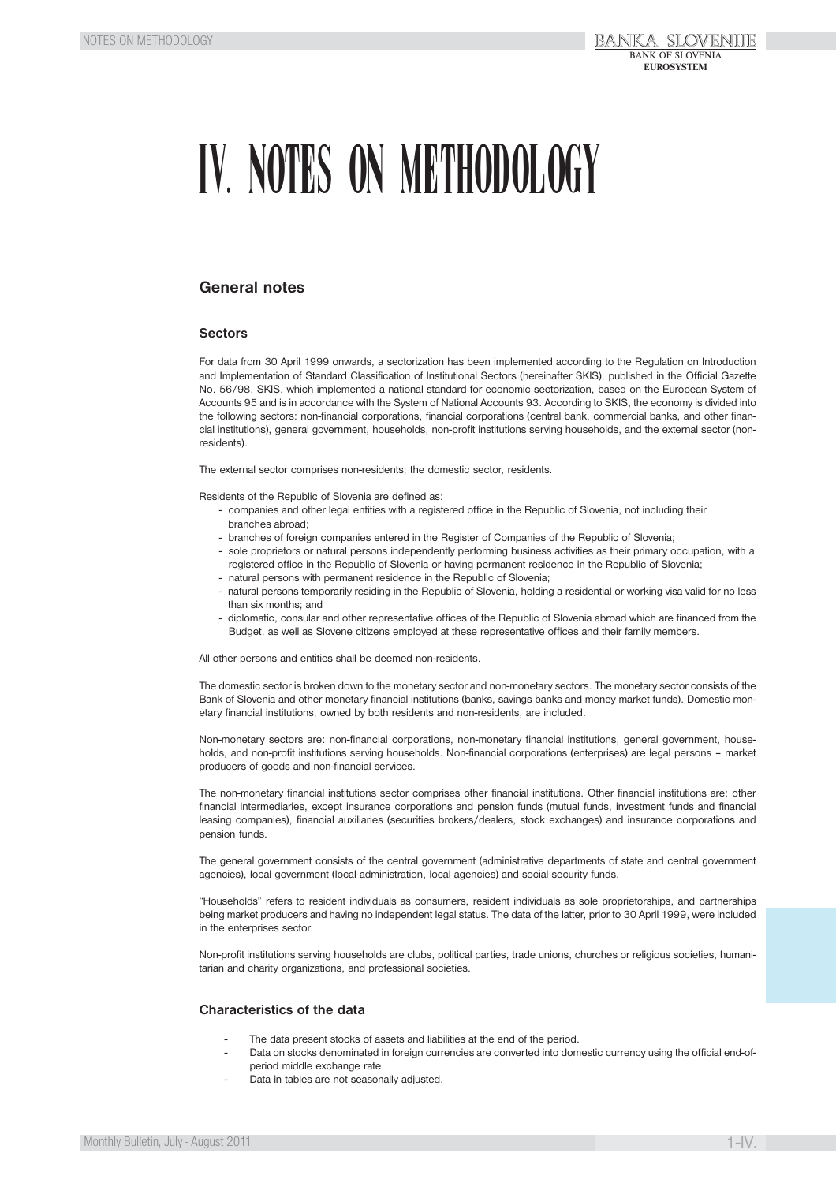# IV. NOTES ON METHODOLOGY

## General notes

### Sectors

For data from 30 April 1999 onwards, a sectorization has been implemented according to the Regulation on Introduction and Implementation of Standard Classification of Institutional Sectors (hereinafter SKIS), published in the Official Gazette No. 56/98. SKIS, which implemented a national standard for economic sectorization, based on the European System of Accounts 95 and is in accordance with the System of National Accounts 93. According to SKIS, the economy is divided into the following sectors: non-financial corporations, financial corporations (central bank, commercial banks, and other financial institutions), general government, households, non-profit institutions serving households, and the external sector (non-residents).

The external sector comprises non-residents; the domestic sector, residents.

Residents of the Republic of Slovenia are defined as:

- companies and other legal entities with a registered office in the Republic of Slovenia, not including their branches abroad;
- branches of foreign companies entered in the Register of Companies of the Republic of Slovenia;
- sole proprietors or natural persons independently performing business activities as their primary occupation, with a registered office in the Republic of Slovenia or having permanent residence in the Republic of Slovenia;
- natural persons with permanent residence in the Republic of Slovenia;
- natural persons temporarily residing in the Republic of Slovenia, holding a residential or working visa valid for no less than six months; and
- diplomatic, consular and other representative offices of the Republic of Slovenia abroad which are financed from the Budget, as well as Slovene citizens employed at these representative offices and their family members.

All other persons and entities shall be deemed non-residents.

The domestic sector is broken down to the monetary sector and non-monetary sectors. The monetary sector consists of the Bank of Slovenia and other monetary financial institutions (banks, savings banks and money market funds). Domestic monetary financial institutions, owned by both residents and non-residents, are included.

Non-monetary sectors are: non-financial corporations, non-monetary financial institutions, general government, households, and non-profit institutions serving households. Non-financial corporations (enterprises) are legal persons – market producers of goods and non-financial services.

The non-monetary financial institutions sector comprises other financial institutions. Other financial institutions are: other financial intermediaries, except insurance corporations and pension funds (mutual funds, investment funds and financial leasing companies), financial auxiliaries (securities brokers/dealers, stock exchanges) and insurance corporations and pension funds.

The general government consists of the central government (administrative departments of state and central government agencies), local government (local administration, local agencies) and social security funds.

"Households" refers to resident individuals as consumers, resident individuals as sole proprietorships, and partnerships being market producers and having no independent legal status. The data of the latter, prior to 30 April 1999, were included in the enterprises sector.

Non-profit institutions serving households are clubs, political parties, trade unions, churches or religious societies, humanitarian and charity organizations, and professional societies.

### Characteristics of the data

- The data present stocks of assets and liabilities at the end of the period.
- Data on stocks denominated in foreign currencies are converted into domestic currency using the official end-of-period middle exchange rate.
- Data in tables are not seasonally adjusted.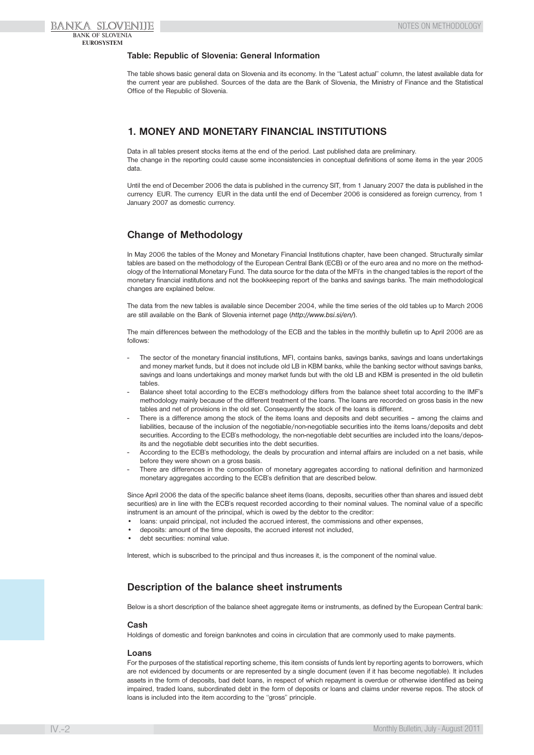### Table: Republic of Slovenia: General Information

The table shows basic general data on Slovenia and its economy. In the ''Latest actual'' column, the latest available data for the current year are published. Sources of the data are the Bank of Slovenia, the Ministry of Finance and the Statistical Office of the Republic of Slovenia.

## 1. MONEY AND MONETARY FINANCIAL INSTITUTIONS

Data in all tables present stocks items at the end of the period. Last published data are preliminary.
The change in the reporting could cause some inconsistencies in conceptual definitions of some items in the year 2005 data.

Until the end of December 2006 the data is published in the currency SIT, from 1 January 2007 the data is published in the currency EUR. The currency EUR in the data until the end of December 2006 is considered as foreign currency, from 1 January 2007 as domestic currency.

## Change of Methodology

In May 2006 the tables of the Money and Monetary Financial Institutions chapter, have been changed. Structurally similar tables are based on the methodology of the European Central Bank (ECB) or of the euro area and no more on the methodology of the International Monetary Fund. The data source for the data of the MFI's in the changed tables is the report of the monetary financial institutions and not the bookkeeping report of the banks and savings banks. The main methodological changes are explained below.

The data from the new tables is available since December 2004, while the time series of the old tables up to March 2006 are still available on the Bank of Slovenia internet page (*http://www.bsi.si/en/*).

The main differences between the methodology of the ECB and the tables in the monthly bulletin up to April 2006 are as follows:

- The sector of the monetary financial institutions, MFI, contains banks, savings banks, savings and loans undertakings and money market funds, but it does not include old LB in KBM banks, while the banking sector without savings banks, savings and loans undertakings and money market funds but with the old LB and KBM is presented in the old bulletin tables.
- Balance sheet total according to the ECB's methodology differs from the balance sheet total according to the IMF's methodology mainly because of the different treatment of the loans. The loans are recorded on gross basis in the new tables and net of provisions in the old set. Consequently the stock of the loans is different.
- There is a difference among the stock of the items loans and deposits and debt securities – among the claims and liabilities, because of the inclusion of the negotiable/non-negotiable securities into the items loans/deposits and debt securities. According to the ECB's methodology, the non-negotiable debt securities are included into the loans/deposits and the negotiable debt securities into the debt securities.
- According to the ECB's methodology, the deals by procuration and internal affairs are included on a net basis, while before they were shown on a gross basis.
- There are differences in the composition of monetary aggregates according to national definition and harmonized monetary aggregates according to the ECB's definition that are described below.

Since April 2006 the data of the specific balance sheet items (loans, deposits, securities other than shares and issued debt securities) are in line with the ECB's request recorded according to their nominal values. The nominal value of a specific instrument is an amount of the principal, which is owed by the debtor to the creditor:

- loans: unpaid principal, not included the accrued interest, the commissions and other expenses,
- deposits: amount of the time deposits, the accrued interest not included,
- debt securities: nominal value.

Interest, which is subscribed to the principal and thus increases it, is the component of the nominal value.

## Description of the balance sheet instruments

Below is a short description of the balance sheet aggregate items or instruments, as defined by the European Central bank:

### Cash

Holdings of domestic and foreign banknotes and coins in circulation that are commonly used to make payments.

### Loans

For the purposes of the statistical reporting scheme, this item consists of funds lent by reporting agents to borrowers, which are not evidenced by documents or are represented by a single document (even if it has become negotiable). It includes assets in the form of deposits, bad debt loans, in respect of which repayment is overdue or otherwise identified as being impaired, traded loans, subordinated debt in the form of deposits or loans and claims under reverse repos. The stock of loans is included into the item according to the ''gross'' principle.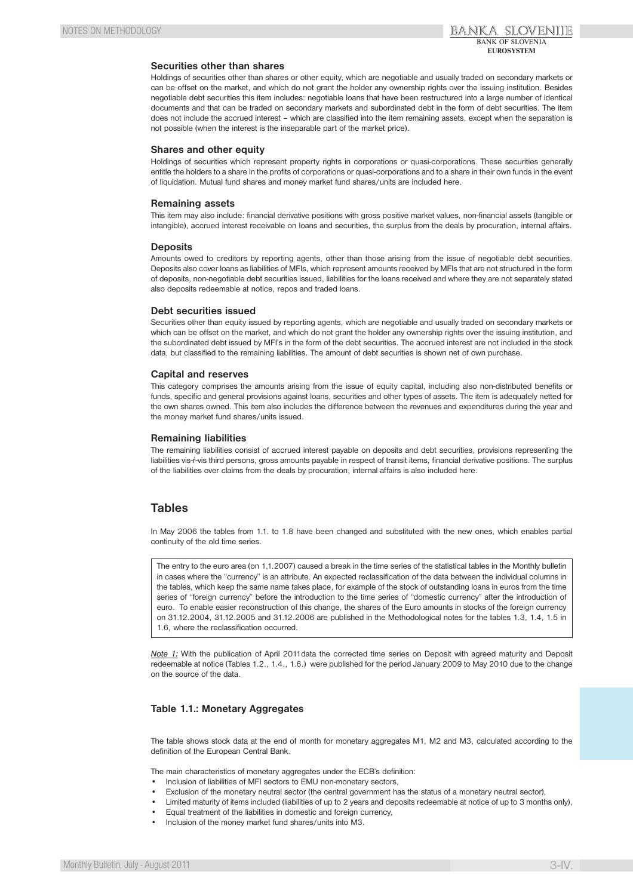### Securities other than shares

Holdings of securities other than shares or other equity, which are negotiable and usually traded on secondary markets or can be offset on the market, and which do not grant the holder any ownership rights over the issuing institution. Besides negotiable debt securities this item includes: negotiable loans that have been restructured into a large number of identical documents and that can be traded on secondary markets and subordinated debt in the form of debt securities. The item does not include the accrued interest – which are classified into the item remaining assets, except when the separation is not possible (when the interest is the inseparable part of the market price).

### Shares and other equity

Holdings of securities which represent property rights in corporations or quasi-corporations. These securities generally entitle the holders to a share in the profits of corporations or quasi-corporations and to a share in their own funds in the event of liquidation. Mutual fund shares and money market fund shares/units are included here.

### Remaining assets

This item may also include: financial derivative positions with gross positive market values, non-financial assets (tangible or intangible), accrued interest receivable on loans and securities, the surplus from the deals by procuration, internal affairs.

### Deposits

Amounts owed to creditors by reporting agents, other than those arising from the issue of negotiable debt securities. Deposits also cover loans as liabilities of MFIs, which represent amounts received by MFIs that are not structured in the form of deposits, non-negotiable debt securities issued, liabilities for the loans received and where they are not separately stated also deposits redeemable at notice, repos and traded loans.

### Debt securities issued

Securities other than equity issued by reporting agents, which are negotiable and usually traded on secondary markets or which can be offset on the market, and which do not grant the holder any ownership rights over the issuing institution, and the subordinated debt issued by MFI's in the form of the debt securities. The accrued interest are not included in the stock data, but classified to the remaining liabilities. The amount of debt securities is shown net of own purchase.

### Capital and reserves

This category comprises the amounts arising from the issue of equity capital, including also non-distributed benefits or funds, specific and general provisions against loans, securities and other types of assets. The item is adequately netted for the own shares owned. This item also includes the difference between the revenues and expenditures during the year and the money market fund shares/units issued.

### Remaining liabilities

The remaining liabilities consist of accrued interest payable on deposits and debt securities, provisions representing the liabilities vis-á-vis third persons, gross amounts payable in respect of transit items, financial derivative positions. The surplus of the liabilities over claims from the deals by procuration, internal affairs is also included here.

## Tables

In May 2006 the tables from 1.1. to 1.8 have been changed and substituted with the new ones, which enables partial continuity of the old time series.

The entry to the euro area (on 1,1.2007) caused a break in the time series of the statistical tables in the Monthly bulletin in cases where the "currency" is an attribute. An expected reclassification of the data between the individual columns in the tables, which keep the same name takes place, for example of the stock of outstanding loans in euros from the time series of "foreign currency" before the introduction to the time series of "domestic currency" after the introduction of euro. To enable easier reconstruction of this change, the shares of the Euro amounts in stocks of the foreign currency on 31.12.2004, 31.12.2005 and 31.12.2006 are published in the Methodological notes for the tables 1.3, 1.4, 1.5 in 1.6, where the reclassification occurred.

*Note 1:* With the publication of April 2011data the corrected time series on Deposit with agreed maturity and Deposit redeemable at notice (Tables 1.2., 1.4., 1.6.) were published for the period January 2009 to May 2010 due to the change on the source of the data.

### Table 1.1.: Monetary Aggregates

The table shows stock data at the end of month for monetary aggregates M1, M2 and M3, calculated according to the definition of the European Central Bank.

The main characteristics of monetary aggregates under the ECB's definition:

- Inclusion of liabilities of MFI sectors to EMU non-monetary sectors,
- Exclusion of the monetary neutral sector (the central government has the status of a monetary neutral sector),
- Limited maturity of items included (liabilities of up to 2 years and deposits redeemable at notice of up to 3 months only),
- Equal treatment of the liabilities in domestic and foreign currency,
- Inclusion of the money market fund shares/units into M3.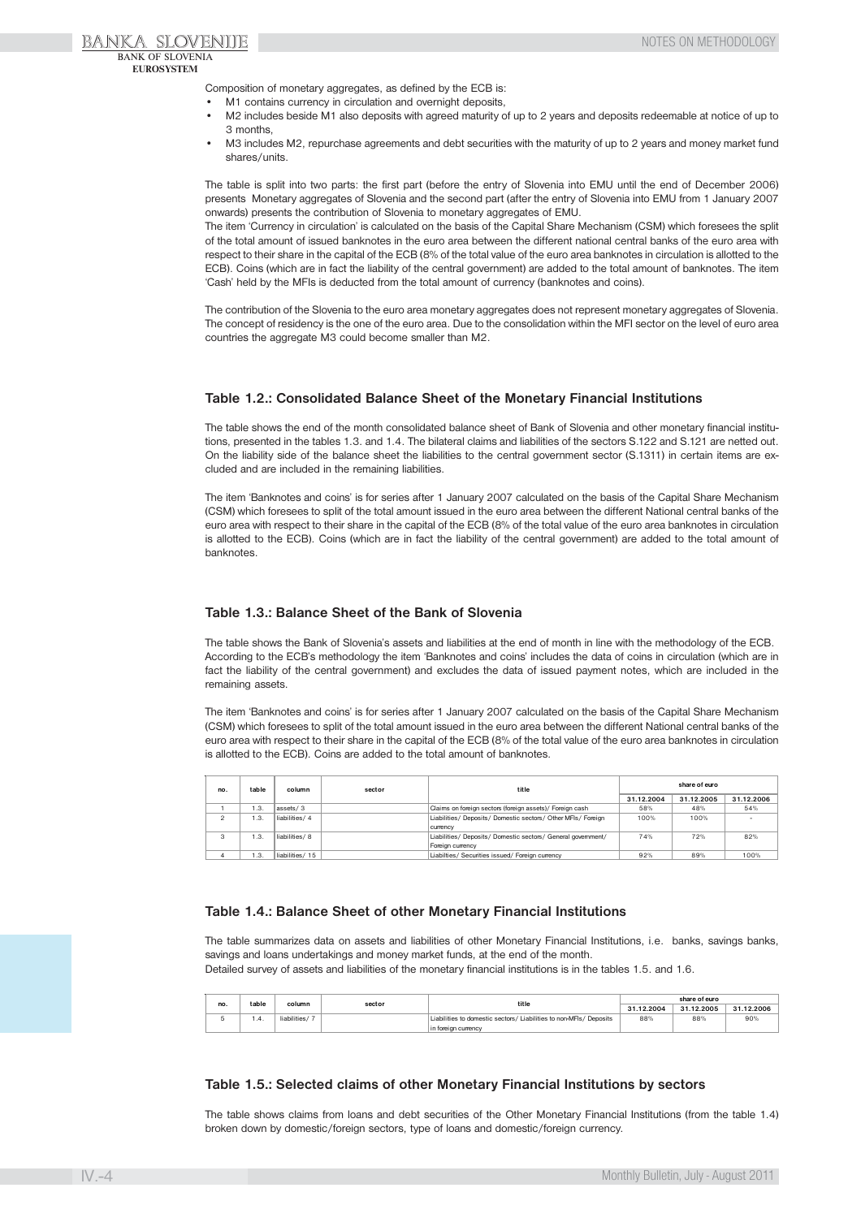Composition of monetary aggregates, as defined by the ECB is:

- M1 contains currency in circulation and overnight deposits,
- M2 includes beside M1 also deposits with agreed maturity of up to 2 years and deposits redeemable at notice of up to 3 months,
- M3 includes M2, repurchase agreements and debt securities with the maturity of up to 2 years and money market fund shares/units.

The table is split into two parts: the first part (before the entry of Slovenia into EMU until the end of December 2006) presents Monetary aggregates of Slovenia and the second part (after the entry of Slovenia into EMU from 1 January 2007 onwards) presents the contribution of Slovenia to monetary aggregates of EMU.

The item 'Currency in circulation' is calculated on the basis of the Capital Share Mechanism (CSM) which foresees the split of the total amount of issued banknotes in the euro area between the different national central banks of the euro area with respect to their share in the capital of the ECB (8% of the total value of the euro area banknotes in circulation is allotted to the ECB). Coins (which are in fact the liability of the central government) are added to the total amount of banknotes. The item 'Cash' held by the MFIs is deducted from the total amount of currency (banknotes and coins).

The contribution of the Slovenia to the euro area monetary aggregates does not represent monetary aggregates of Slovenia. The concept of residency is the one of the euro area. Due to the consolidation within the MFI sector on the level of euro area countries the aggregate M3 could become smaller than M2.

### Table 1.2.: Consolidated Balance Sheet of the Monetary Financial Institutions

The table shows the end of the month consolidated balance sheet of Bank of Slovenia and other monetary financial institutions, presented in the tables 1.3. and 1.4. The bilateral claims and liabilities of the sectors S.122 and S.121 are netted out. On the liability side of the balance sheet the liabilities to the central government sector (S.1311) in certain items are excluded and are included in the remaining liabilities.

The item 'Banknotes and coins' is for series after 1 January 2007 calculated on the basis of the Capital Share Mechanism (CSM) which foresees to split of the total amount issued in the euro area between the different National central banks of the euro area with respect to their share in the capital of the ECB (8% of the total value of the euro area banknotes in circulation is allotted to the ECB). Coins (which are in fact the liability of the central government) are added to the total amount of banknotes.

### Table 1.3.: Balance Sheet of the Bank of Slovenia

The table shows the Bank of Slovenia's assets and liabilities at the end of month in line with the methodology of the ECB. According to the ECB's methodology the item 'Banknotes and coins' includes the data of coins in circulation (which are in fact the liability of the central government) and excludes the data of issued payment notes, which are included in the remaining assets.

The item 'Banknotes and coins' is for series after 1 January 2007 calculated on the basis of the Capital Share Mechanism (CSM) which foresees to split of the total amount issued in the euro area between the different National central banks of the euro area with respect to their share in the capital of the ECB (8% of the total value of the euro area banknotes in circulation is allotted to the ECB). Coins are added to the total amount of banknotes.

| no. | table | column | sector | title | share of euro | | |
|---|---|---|---|---|---|---|---|
| | | | | | 31.12.2004 | 31.12.2005 | 31.12.2006 |
| 1 | 1.3. | assets/ 3 | | Claims on foreign sectors (foreign assets)/ Foreign cash | 58% | 48% | 54% |
| 2 | 1.3. | liabilities/ 4 | | Liabilities/ Deposits/ Domestic sectors/ Other MFIs/ Foreign currency | 100% | 100% | - |
| 3 | 1.3. | liabilities/ 8 | | Liabilities/ Deposits/ Domestic sectors/ General government/ Foreign currency | 74% | 72% | 82% |
| 4 | 1.3. | liabilities/ 15 | | Liabilties/ Securities issued/ Foreign currency | 92% | 89% | 100% |

### Table 1.4.: Balance Sheet of other Monetary Financial Institutions

The table summarizes data on assets and liabilities of other Monetary Financial Institutions, i.e. banks, savings banks, savings and loans undertakings and money market funds, at the end of the month.
Detailed survey of assets and liabilities of the monetary financial institutions is in the tables 1.5. and 1.6.

| no. | table | column | sector | title | share of euro | | |
|---|---|---|---|---|---|---|---|
| | | | | | 31.12.2004 | 31.12.2005 | 31.12.2006 |
| 5 | 1.4. | liabilities/ 7 | | Liabilities to domestic sectors/ Liabilities to non-MFIs/ Deposits in foreign currency | 88% | 88% | 90% |

### Table 1.5.: Selected claims of other Monetary Financial Institutions by sectors

The table shows claims from loans and debt securities of the Other Monetary Financial Institutions (from the table 1.4) broken down by domestic/foreign sectors, type of loans and domestic/foreign currency.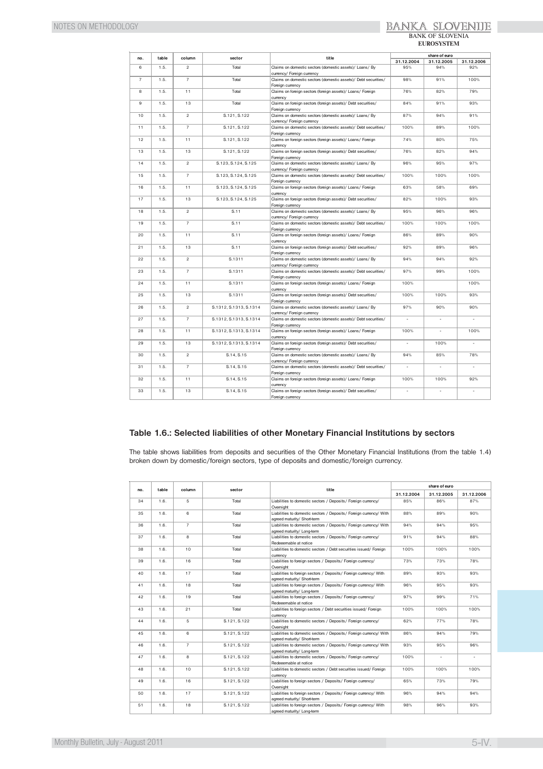| no. | table | column | sector | title | share of euro | | |
|---|---|---|---|---|---|---|---|
| | | | | | 31.12.2004 | 31.12.2005 | 31.12.2006 |
| 6 | 1.5. | 2 | Total | Claims on domestic sectors (domestic assets)/ Loans/ By currency/ Foreign currency | 95% | 94% | 92% |
| 7 | 1.5. | 7 | Total | Claims on domestic sectors (domestic assets)/ Debt securities/ Foreign currency | 98% | 91% | 100% |
| 8 | 1.5. | 11 | Total | Claims on foreign sectors (foreign assets)/ Loans/ Foreign currency | 76% | 82% | 79% |
| 9 | 1.5. | 13 | Total | Claims on foreign sectors (foreign assets)/ Debt securities/ Foreign currency | 84% | 91% | 93% |
| 10 | 1.5. | 2 | S.121, S.122 | Claims on domestic sectors (domestic assets)/ Loans/ By currency/ Foreign currency | 87% | 94% | 91% |
| 11 | 1.5. | 7 | S.121, S.122 | Claims on domestic sectors (domestic assets)/ Debt securities/ Foreign currency | 100% | 89% | 100% |
| 12 | 1.5. | 11 | S.121, S.122 | Claims on foreign sectors (foreign assets)/ Loans/ Foreign currency | 74% | 80% | 75% |
| 13 | 1.5. | 13 | S.121, S.122 | Claims on foreign sectors (foreign assets)/ Debt securities/ Foreign currency | 76% | 82% | 94% |
| 14 | 1.5. | 2 | S.123, S.124, S.125 | Claims on domestic sectors (domestic assets)/ Loans/ By currency/ Foreign currency | 96% | 95% | 97% |
| 15 | 1.5. | 7 | S.123, S.124, S.125 | Claims on domestic sectors (domestic assets)/ Debt securities/ Foreign currency | 100% | 100% | 100% |
| 16 | 1.5. | 11 | S.123, S.124, S.125 | Claims on foreign sectors (foreign assets)/ Loans/ Foreign currency | 63% | 58% | 69% |
| 17 | 1.5. | 13 | S.123, S.124, S.125 | Claims on foreign sectors (foreign assets)/ Debt securities/ Foreign currency | 82% | 100% | 93% |
| 18 | 1.5. | 2 | S.11 | Claims on domestic sectors (domestic assets)/ Loans/ By currency/ Foreign currency | 95% | 96% | 96% |
| 19 | 1.5. | 7 | S.11 | Claims on domestic sectors (domestic assets)/ Debt securities/ Foreign currency | 100% | 100% | 100% |
| 20 | 1.5. | 11 | S.11 | Claims on foreign sectors (foreign assets)/ Loans/ Foreign currency | 86% | 89% | 90% |
| 21 | 1.5. | 13 | S.11 | Claims on foreign sectors (foreign assets)/ Debt securities/ Foreign currency | 92% | 89% | 96% |
| 22 | 1.5. | 2 | S.1311 | Claims on domestic sectors (domestic assets)/ Loans/ By currency/ Foreign currency | 94% | 94% | 92% |
| 23 | 1.5. | 7 | S.1311 | Claims on domestic sectors (domestic assets)/ Debt securities/ Foreign currency | 97% | 99% | 100% |
| 24 | 1.5. | 11 | S.1311 | Claims on foreign sectors (foreign assets)/ Loans/ Foreign currency | 100% | | 100% |
| 25 | 1.5. | 13 | S.1311 | Claims on foreign sectors (foreign assets)/ Debt securities/ Foreign currency | 100% | 100% | 93% |
| 26 | 1.5. | 2 | S.1312, S.1313, S.1314 | Claims on domestic sectors (domestic assets)/ Loans/ By currency/ Foreign currency | 97% | 90% | 90% |
| 27 | 1.5. | 7 | S.1312, S.1313, S.1314 | Claims on domestic sectors (domestic assets)/ Debt securities/ Foreign currency | - | - | - |
| 28 | 1.5. | 11 | S.1312, S.1313, S.1314 | Claims on foreign sectors (foreign assets)/ Loans/ Foreign currency | 100% | - | 100% |
| 29 | 1.5. | 13 | S.1312, S.1313, S.1314 | Claims on foreign sectors (foreign assets)/ Debt securities/ Foreign currency | - | 100% | - |
| 30 | 1.5. | 2 | S.14, S.15 | Claims on domestic sectors (domestic assets)/ Loans/ By currency/ Foreign currency | 94% | 85% | 78% |
| 31 | 1.5. | 7 | S.14, S.15 | Claims on domestic sectors (domestic assets)/ Debt securities/ Foreign currency | - | - | - |
| 32 | 1.5. | 11 | S.14, S.15 | Claims on foreign sectors (foreign assets)/ Loans/ Foreign currency | 100% | 100% | 92% |
| 33 | 1.5. | 13 | S.14, S.15 | Claims on foreign sectors (foreign assets)/ Debt securities/ Foreign currency | - | - | - |

## Table 1.6.: Selected liabilities of other Monetary Financial Institutions by sectors

The table shows liabilities from deposits and securities of the Other Monetary Financial Institutions (from the table 1.4) broken down by domestic/foreign sectors, type of deposits and domestic/foreign currency.

| no. | table | column | sector | title | share of euro | | |
|---|---|---|---|---|---|---|---|
| | | | | | 31.12.2004 | 31.12.2005 | 31.12.2006 |
| 34 | 1.6. | 5 | Total | Liabilities to domestic sectors / Deposits/ Foreign currency/ Overnight | 85% | 86% | 87% |
| 35 | 1.6. | 6 | Total | Liabilities to domestic sectors / Deposits/ Foreign currency/ With agreed maturity/ Short-term | 88% | 89% | 90% |
| 36 | 1.6. | 7 | Total | Liabilities to domestic sectors / Deposits/ Foreign currency/ With agreed maturity/ Long-term | 94% | 94% | 95% |
| 37 | 1.6. | 8 | Total | Liabilities to domestic sectors / Deposits/ Foreign currency/ Redeemable at notice | 91% | 94% | 88% |
| 38 | 1.6. | 10 | Total | Liabilities to domestic sectors / Debt securities issued/ Foreign currency | 100% | 100% | 100% |
| 39 | 1.6. | 16 | Total | Liabilities to foreign sectors / Deposits/ Foreign currency/ Overnight | 73% | 73% | 78% |
| 40 | 1.6. | 17 | Total | Liabilities to foreign sectors / Deposits/ Foreign currency/ With agreed maturity/ Short-term | 89% | 93% | 93% |
| 41 | 1.6. | 18 | Total | Liabilities to foreign sectors / Deposits/ Foreign currency/ With agreed maturity/ Long-term | 96% | 95% | 93% |
| 42 | 1.6. | 19 | Total | Liabilities to foreign sectors / Deposits/ Foreign currency/ Redeemable at notice | 97% | 99% | 71% |
| 43 | 1.6. | 21 | Total | Liabilities to foreign sectors / Debt securities issued/ Foreign currency | 100% | 100% | 100% |
| 44 | 1.6. | 5 | S.121, S.122 | Liabilities to domestic sectors / Deposits/ Foreign currency/ Overnight | 62% | 77% | 78% |
| 45 | 1.6. | 6 | S.121, S.122 | Liabilities to domestic sectors / Deposits/ Foreign currency/ With agreed maturity/ Short-term | 86% | 94% | 79% |
| 46 | 1.6. | 7 | S.121, S.122 | Liabilities to domestic sectors / Deposits/ Foreign currency/ With agreed maturity/ Long-term | 93% | 95% | 96% |
| 47 | 1.6. | 8 | S.121, S.122 | Liabilities to domestic sectors / Deposits/ Foreign currency/ Redeemable at notice | 100% | - | - |
| 48 | 1.6. | 10 | S.121, S.122 | Liabilities to domestic sectors / Debt securities issued/ Foreign currency | 100% | 100% | 100% |
| 49 | 1.6. | 16 | S.121, S.122 | Liabilities to foreign sectors / Deposits/ Foreign currency/ Overnight | 65% | 73% | 79% |
| 50 | 1.6. | 17 | S.121, S.122 | Liabilities to foreign sectors / Deposits/ Foreign currency/ With agreed maturity/ Short-term | 96% | 94% | 94% |
| 51 | 1.6. | 18 | S.121, S.122 | Liabilities to foreign sectors / Deposits/ Foreign currency/ With agreed maturity/ Long-term | 98% | 96% | 93% |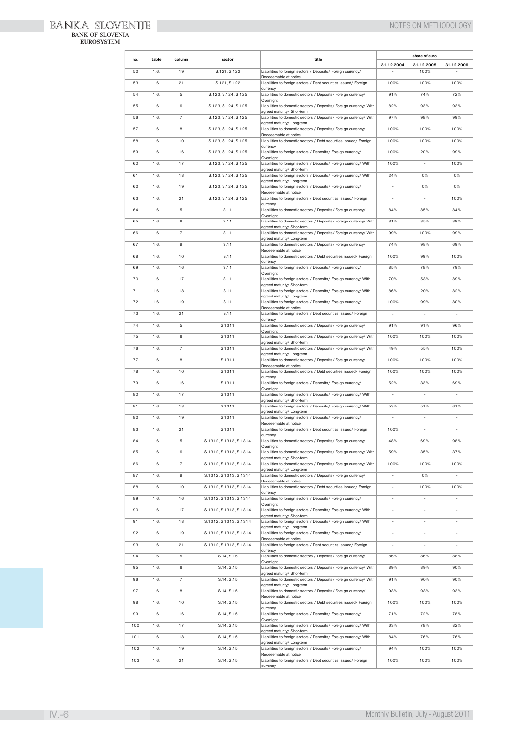| no. | table | column | sector | title | share of euro | | |
|---|---|---|---|---|---|---|---|
| | | | | | 31.12.2004 | 31.12.2005 | 31.12.2006 |
| 52 | 1.6. | 19 | S.121, S.122 | Liabilities to foreign sectors / Deposits/ Foreign currency/ Redeeemable at notice | - | 100% | - |
| 53 | 1.6. | 21 | S.121, S.122 | Liabilities to foreign sectors / Debt securities issued/ Foreign currency | 100% | 100% | 100% |
| 54 | 1.6. | 5 | S.123, S.124, S.125 | Liabilities to domestic sectors / Deposits/ Foreign currency/ Overnight | 91% | 74% | 72% |
| 55 | 1.6. | 6 | S.123, S.124, S.125 | Liabilities to domestic sectors / Deposits/ Foreign currency/ With agreed maturity/ Short-term | 82% | 93% | 93% |
| 56 | 1.6. | 7 | S.123, S.124, S.125 | Liabilities to domestic sectors / Deposits/ Foreign currency/ With agreed maturity/ Long-term | 97% | 98% | 99% |
| 57 | 1.6. | 8 | S.123, S.124, S.125 | Liabilities to domestic sectors / Deposits/ Foreign currency/ Redeeemable at notice | 100% | 100% | 100% |
| 58 | 1.6. | 10 | S.123, S.124, S.125 | Liabilities to domestic sectors / Debt securities issued/ Foreign currency | 100% | 100% | 100% |
| 59 | 1.6. | 16 | S.123, S.124, S.125 | Liabilities to foreign sectors / Deposits/ Foreign currency/ Overnight | 100% | 20% | 99% |
| 60 | 1.6. | 17 | S.123, S.124, S.125 | Liabilities to foreign sectors / Deposits/ Foreign currency/ With agreed maturity/ Short-term | 100% | - | 100% |
| 61 | 1.6. | 18 | S.123, S.124, S.125 | Liabilities to foreign sectors / Deposits/ Foreign currency/ With agreed maturity/ Long-term | 24% | 0% | 0% |
| 62 | 1.6. | 19 | S.123, S.124, S.125 | Liabilities to foreign sectors / Deposits/ Foreign currency/ Redeeemable at notice | - | 0% | 0% |
| 63 | 1.6. | 21 | S.123, S.124, S.125 | Liabilities to foreign sectors / Debt securities issued/ Foreign currency | - | - | 100% |
| 64 | 1.6. | 5 | S.11 | Liabilities to domestic sectors / Deposits/ Foreign currency/ Overnight | 84% | 85% | 84% |
| 65 | 1.6. | 6 | S.11 | Liabilities to domestic sectors / Deposits/ Foreign currency/ With agreed maturity/ Short-term | 81% | 85% | 89% |
| 66 | 1.6. | 7 | S.11 | Liabilities to domestic sectors / Deposits/ Foreign currency/ With agreed maturity/ Long-term | 99% | 100% | 99% |
| 67 | 1.6. | 8 | S.11 | Liabilities to domestic sectors / Deposits/ Foreign currency/ Redeeemable at notice | 74% | 98% | 69% |
| 68 | 1.6. | 10 | S.11 | Liabilities to domestic sectors / Debt securities issued/ Foreign currency | 100% | 99% | 100% |
| 69 | 1.6. | 16 | S.11 | Liabilities to foreign sectors / Deposits/ Foreign currency/ Overnight | 85% | 78% | 79% |
| 70 | 1.6. | 17 | S.11 | Liabilities to foreign sectors / Deposits/ Foreign currency/ With agreed maturity/ Short-term | 70% | 53% | 89% |
| 71 | 1.6. | 18 | S.11 | Liabilities to foreign sectors / Deposits/ Foreign currency/ With agreed maturity/ Long-term | 86% | 20% | 82% |
| 72 | 1.6. | 19 | S.11 | Liabilities to foreign sectors / Deposits/ Foreign currency/ Redeeemable at notice | 100% | 99% | 80% |
| 73 | 1.6. | 21 | S.11 | Liabilities to foreign sectors / Debt securities issued/ Foreign currency | - | - | - |
| 74 | 1.6. | 5 | S.1311 | Liabilities to domestic sectors / Deposits/ Foreign currency/ Overnight | 91% | 91% | 96% |
| 75 | 1.6. | 6 | S.1311 | Liabilities to domestic sectors / Deposits/ Foreign currency/ With agreed maturity/ Short-term | 100% | 100% | 100% |
| 76 | 1.6. | 7 | S.1311 | Liabilities to domestic sectors / Deposits/ Foreign currency/ With agreed maturity/ Long-term | 49% | 55% | 100% |
| 77 | 1.6. | 8 | S.1311 | Liabilities to domestic sectors / Deposits/ Foreign currency/ Redeeemable at notice | 100% | 100% | 100% |
| 78 | 1.6. | 10 | S.1311 | Liabilities to domestic sectors / Debt securities issued/ Foreign currency | 100% | 100% | 100% |
| 79 | 1.6. | 16 | S.1311 | Liabilities to foreign sectors / Deposits/ Foreign currency/ Overnight | 52% | 33% | 69% |
| 80 | 1.6. | 17 | S.1311 | Liabilities to foreign sectors / Deposits/ Foreign currency/ With agreed maturity/ Short-term | - | - | - |
| 81 | 1.6. | 18 | S.1311 | Liabilities to foreign sectors / Deposits/ Foreign currency/ With agreed maturity/ Long-term | 53% | 51% | 61% |
| 82 | 1.6. | 19 | S.1311 | Liabilities to foreign sectors / Deposits/ Foreign currency/ Redeeemable at notice | - | - | - |
| 83 | 1.6. | 21 | S.1311 | Liabilities to foreign sectors / Debt securities issued/ Foreign currency | 100% | - | - |
| 84 | 1.6. | 5 | S.1312, S.1313, S.1314 | Liabilities to domestic sectors / Deposits/ Foreign currency/ Overnight | 48% | 69% | 98% |
| 85 | 1.6. | 6 | S.1312, S.1313, S.1314 | Liabilities to domestic sectors / Deposits/ Foreign currency/ With agreed maturity/ Short-term | 59% | 35% | 37% |
| 86 | 1.6. | 7 | S.1312, S.1313, S.1314 | Liabilities to domestic sectors / Deposits/ Foreign currency/ With agreed maturity/ Long-term | 100% | 100% | 100% |
| 87 | 1.6. | 8 | S.1312, S.1313, S.1314 | Liabilities to domestic sectors / Deposits/ Foreign currency/ Redeeemable at notice | - | 0% | - |
| 88 | 1.6. | 10 | S.1312, S.1313, S.1314 | Liabilities to domestic sectors / Debt securities issued/ Foreign currency | - | 100% | 100% |
| 89 | 1.6. | 16 | S.1312, S.1313, S.1314 | Liabilities to foreign sectors / Deposits/ Foreign currency/ Overnight | - | - | - |
| 90 | 1.6. | 17 | S.1312, S.1313, S.1314 | Liabilities to foreign sectors / Deposits/ Foreign currency/ With agreed maturity/ Short-term | - | - | - |
| 91 | 1.6. | 18 | S.1312, S.1313, S.1314 | Liabilities to foreign sectors / Deposits/ Foreign currency/ With agreed maturity/ Long-term | - | - | - |
| 92 | 1.6. | 19 | S.1312, S.1313, S.1314 | Liabilities to foreign sectors / Deposits/ Foreign currency/ Redeeemable at notice | - | - | - |
| 93 | 1.6. | 21 | S.1312, S.1313, S.1314 | Liabilities to foreign sectors / Debt securities issued/ Foreign currency | - | - | - |
| 94 | 1.6. | 5 | S.14, S.15 | Liabilities to domestic sectors / Deposits/ Foreign currency/ Overnight | 86% | 86% | 88% |
| 95 | 1.6. | 6 | S.14, S.15 | Liabilities to domestic sectors / Deposits/ Foreign currency/ With agreed maturity/ Short-term | 89% | 89% | 90% |
| 96 | 1.6. | 7 | S.14, S.15 | Liabilities to domestic sectors / Deposits/ Foreign currency/ With agreed maturity/ Long-term | 91% | 90% | 90% |
| 97 | 1.6. | 8 | S.14, S.15 | Liabilities to domestic sectors / Deposits/ Foreign currency/ Redeeemable at notice | 93% | 93% | 93% |
| 98 | 1.6. | 10 | S.14, S.15 | Liabilities to domestic sectors / Debt securities issued/ Foreign currency | 100% | 100% | 100% |
| 99 | 1.6. | 16 | S.14, S.15 | Liabilities to foreign sectors / Deposits/ Foreign currency/ Overnight | 71% | 72% | 78% |
| 100 | 1.6. | 17 | S.14, S.15 | Liabilities to foreign sectors / Deposits/ Foreign currency/ With agreed maturity/ Short-term | 63% | 78% | 82% |
| 101 | 1.6. | 18 | S.14, S.15 | Liabilities to foreign sectors / Deposits/ Foreign currency/ With agreed maturity/ Long-term | 84% | 76% | 76% |
| 102 | 1.6. | 19 | S.14, S.15 | Liabilities to foreign sectors / Deposits/ Foreign currency/ Redeeemable at notice | 94% | 100% | 100% |
| 103 | 1.6. | 21 | S.14, S.15 | Liabilities to foreign sectors / Debt securities issued/ Foreign currency | 100% | 100% | 100% |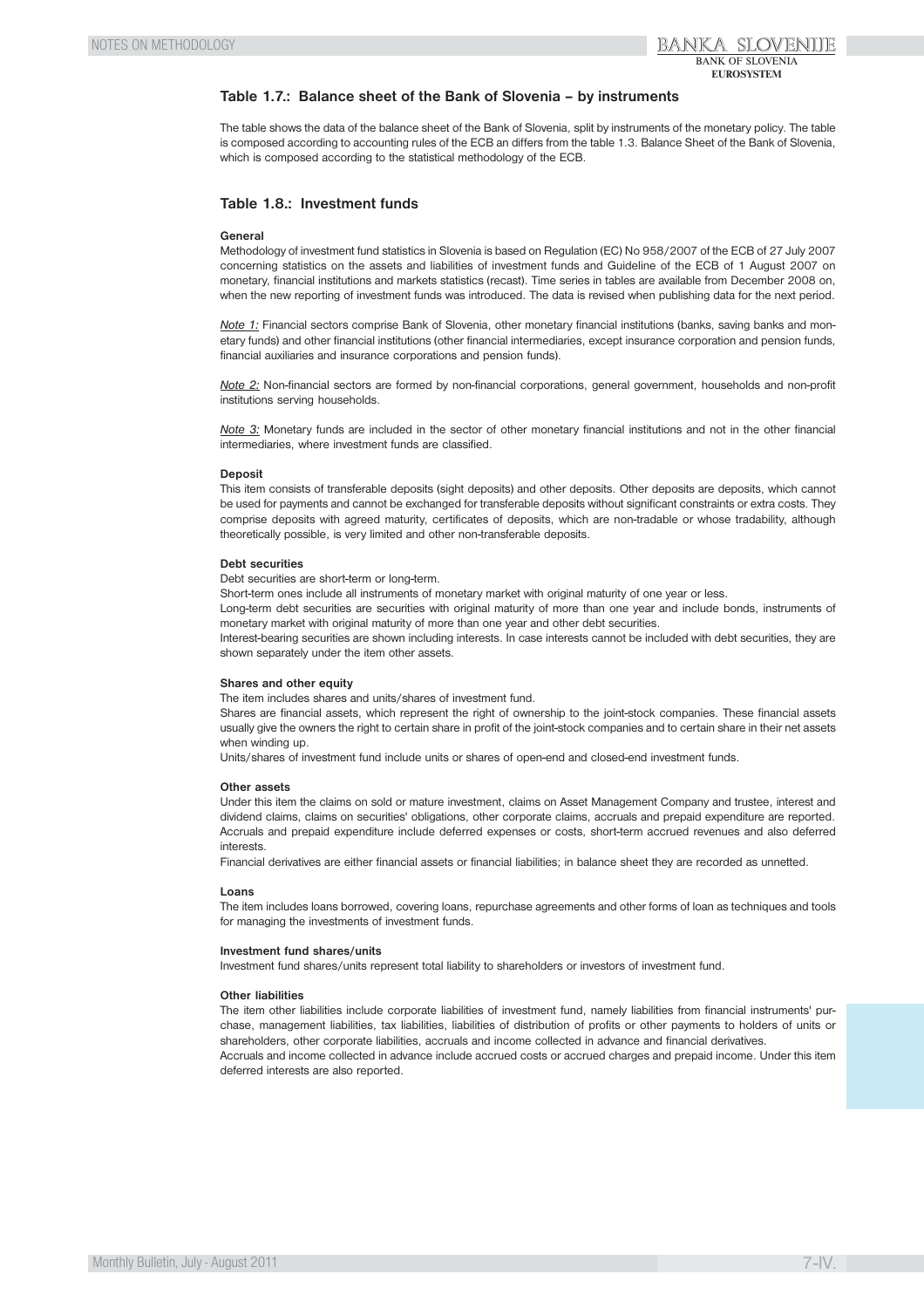## Table 1.7.: Balance sheet of the Bank of Slovenia – by instruments

The table shows the data of the balance sheet of the Bank of Slovenia, split by instruments of the monetary policy. The table is composed according to accounting rules of the ECB an differs from the table 1.3. Balance Sheet of the Bank of Slovenia, which is composed according to the statistical methodology of the ECB.

## Table 1.8.: Investment funds

**General**

Methodology of investment fund statistics in Slovenia is based on Regulation (EC) No 958/2007 of the ECB of 27 July 2007 concerning statistics on the assets and liabilities of investment funds and Guideline of the ECB of 1 August 2007 on monetary, financial institutions and markets statistics (recast). Time series in tables are available from December 2008 on, when the new reporting of investment funds was introduced. The data is revised when publishing data for the next period.

Note 1: Financial sectors comprise Bank of Slovenia, other monetary financial institutions (banks, saving banks and monetary funds) and other financial institutions (other financial intermediaries, except insurance corporation and pension funds, financial auxiliaries and insurance corporations and pension funds).

Note 2: Non-financial sectors are formed by non-financial corporations, general government, households and non-profit institutions serving households.

Note 3: Monetary funds are included in the sector of other monetary financial institutions and not in the other financial intermediaries, where investment funds are classified.

**Deposit**

This item consists of transferable deposits (sight deposits) and other deposits. Other deposits are deposits, which cannot be used for payments and cannot be exchanged for transferable deposits without significant constraints or extra costs. They comprise deposits with agreed maturity, certificates of deposits, which are non-tradable or whose tradability, although theoretically possible, is very limited and other non-transferable deposits.

**Debt securities**

Debt securities are short-term or long-term.

Short-term ones include all instruments of monetary market with original maturity of one year or less.

Long-term debt securities are securities with original maturity of more than one year and include bonds, instruments of monetary market with original maturity of more than one year and other debt securities.

Interest-bearing securities are shown including interests. In case interests cannot be included with debt securities, they are shown separately under the item other assets.

**Shares and other equity**

The item includes shares and units/shares of investment fund.

Shares are financial assets, which represent the right of ownership to the joint-stock companies. These financial assets usually give the owners the right to certain share in profit of the joint-stock companies and to certain share in their net assets when winding up.

Units/shares of investment fund include units or shares of open-end and closed-end investment funds.

**Other assets**

Under this item the claims on sold or mature investment, claims on Asset Management Company and trustee, interest and dividend claims, claims on securities' obligations, other corporate claims, accruals and prepaid expenditure are reported. Accruals and prepaid expenditure include deferred expenses or costs, short-term accrued revenues and also deferred interests.

Financial derivatives are either financial assets or financial liabilities; in balance sheet they are recorded as unnetted.

**Loans**

The item includes loans borrowed, covering loans, repurchase agreements and other forms of loan as techniques and tools for managing the investments of investment funds.

**Investment fund shares/units**

Investment fund shares/units represent total liability to shareholders or investors of investment fund.

**Other liabilities**

The item other liabilities include corporate liabilities of investment fund, namely liabilities from financial instruments' purchase, management liabilities, tax liabilities, liabilities of distribution of profits or other payments to holders of units or shareholders, other corporate liabilities, accruals and income collected in advance and financial derivatives.

Accruals and income collected in advance include accrued costs or accrued charges and prepaid income. Under this item deferred interests are also reported.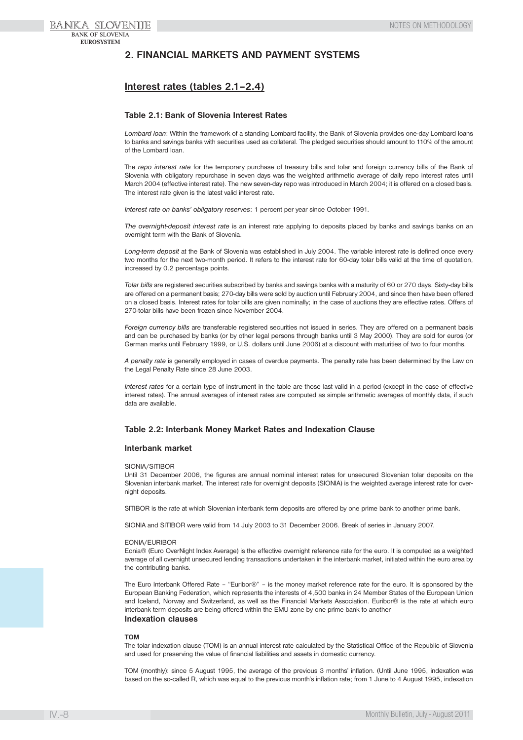## 2. FINANCIAL MARKETS AND PAYMENT SYSTEMS

### Interest rates (tables 2.1–2.4)

#### Table 2.1: Bank of Slovenia Interest Rates

*Lombard loan*: Within the framework of a standing Lombard facility, the Bank of Slovenia provides one-day Lombard loans to banks and savings banks with securities used as collateral. The pledged securities should amount to 110% of the amount of the Lombard loan.

The *repo interest rate* for the temporary purchase of treasury bills and tolar and foreign currency bills of the Bank of Slovenia with obligatory repurchase in seven days was the weighted arithmetic average of daily repo interest rates until March 2004 (effective interest rate). The new seven-day repo was introduced in March 2004; it is offered on a closed basis. The interest rate given is the latest valid interest rate.

*Interest rate on banks' obligatory reserves*: 1 percent per year since October 1991.

*The overnight-deposit interest rate* is an interest rate applying to deposits placed by banks and savings banks on an overnight term with the Bank of Slovenia.

*Long-term deposit* at the Bank of Slovenia was established in July 2004. The variable interest rate is defined once every two months for the next two-month period. It refers to the interest rate for 60-day tolar bills valid at the time of quotation, increased by 0.2 percentage points.

*Tolar bills* are registered securities subscribed by banks and savings banks with a maturity of 60 or 270 days. Sixty-day bills are offered on a permanent basis; 270-day bills were sold by auction until February 2004, and since then have been offered on a closed basis. Interest rates for tolar bills are given nominally; in the case of auctions they are effective rates. Offers of 270-tolar bills have been frozen since November 2004.

*Foreign currency bills* are transferable registered securities not issued in series. They are offered on a permanent basis and can be purchased by banks (or by other legal persons through banks until 3 May 2000). They are sold for euros (or German marks until February 1999, or U.S. dollars until June 2006) at a discount with maturities of two to four months.

*A penalty rate* is generally employed in cases of overdue payments. The penalty rate has been determined by the Law on the Legal Penalty Rate since 28 June 2003.

*Interest rates* for a certain type of instrument in the table are those last valid in a period (except in the case of effective interest rates). The annual averages of interest rates are computed as simple arithmetic averages of monthly data, if such data are available.

#### Table 2.2: Interbank Money Market Rates and Indexation Clause

#### Interbank market

SIONIA/SITIBOR
Until 31 December 2006, the figures are annual nominal interest rates for unsecured Slovenian tolar deposits on the Slovenian interbank market. The interest rate for overnight deposits (SIONIA) is the weighted average interest rate for overnight deposits.

SITIBOR is the rate at which Slovenian interbank term deposits are offered by one prime bank to another prime bank.

SIONIA and SITIBOR were valid from 14 July 2003 to 31 December 2006. Break of series in January 2007.

EONIA/EURIBOR
Eonia® (Euro OverNight Index Average) is the effective overnight reference rate for the euro. It is computed as a weighted average of all overnight unsecured lending transactions undertaken in the interbank market, initiated within the euro area by the contributing banks.

The Euro Interbank Offered Rate – "Euribor®" – is the money market reference rate for the euro. It is sponsored by the European Banking Federation, which represents the interests of 4,500 banks in 24 Member States of the European Union and Iceland, Norway and Switzerland, as well as the Financial Markets Association. Euribor® is the rate at which euro interbank term deposits are being offered within the EMU zone by one prime bank to another

#### Indexation clauses

**TOM**
The tolar indexation clause (TOM) is an annual interest rate calculated by the Statistical Office of the Republic of Slovenia and used for preserving the value of financial liabilities and assets in domestic currency.

TOM (monthly): since 5 August 1995, the average of the previous 3 months' inflation. (Until June 1995, indexation was based on the so-called R, which was equal to the previous month's inflation rate; from 1 June to 4 August 1995, indexation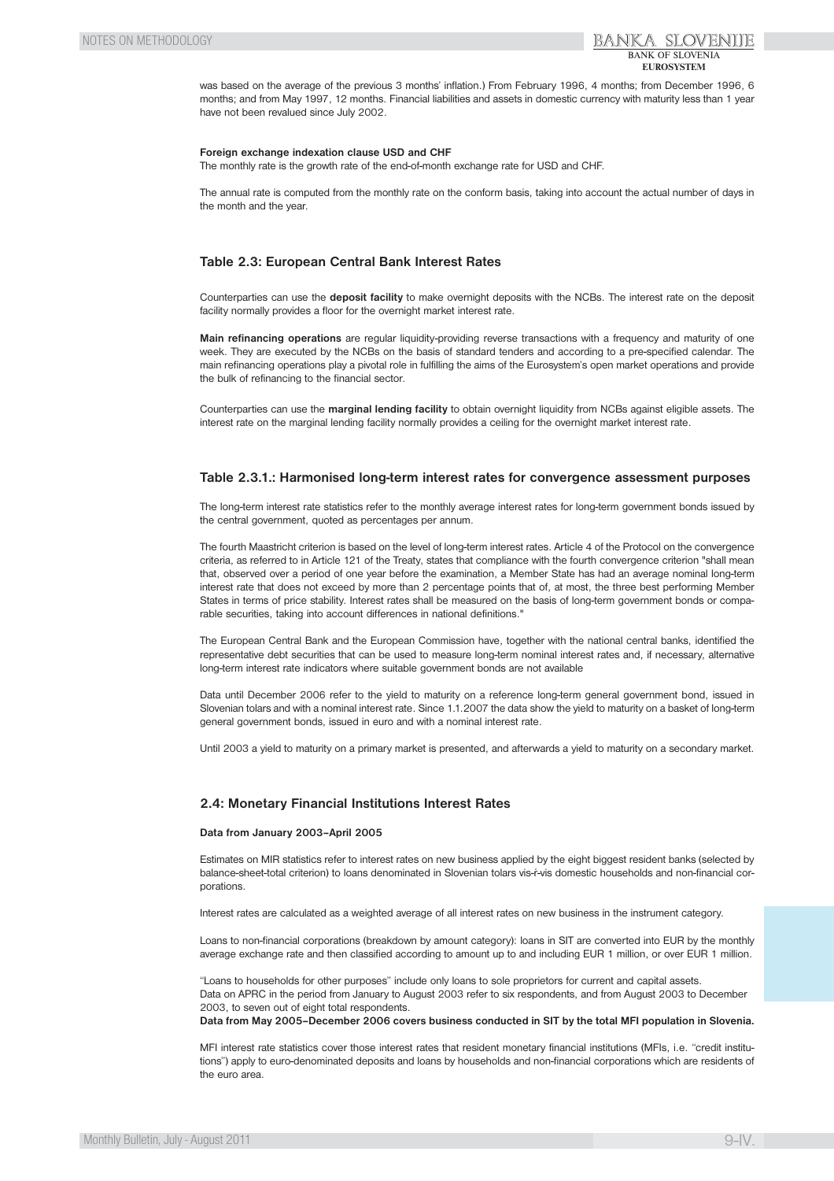was based on the average of the previous 3 months' inflation.) From February 1996, 4 months; from December 1996, 6 months; and from May 1997, 12 months. Financial liabilities and assets in domestic currency with maturity less than 1 year have not been revalued since July 2002.

**Foreign exchange indexation clause USD and CHF**

The monthly rate is the growth rate of the end-of-month exchange rate for USD and CHF.

The annual rate is computed from the monthly rate on the conform basis, taking into account the actual number of days in the month and the year.

### Table 2.3: European Central Bank Interest Rates

Counterparties can use the **deposit facility** to make overnight deposits with the NCBs. The interest rate on the deposit facility normally provides a floor for the overnight market interest rate.

**Main refinancing operations** are regular liquidity-providing reverse transactions with a frequency and maturity of one week. They are executed by the NCBs on the basis of standard tenders and according to a pre-specified calendar. The main refinancing operations play a pivotal role in fulfilling the aims of the Eurosystem's open market operations and provide the bulk of refinancing to the financial sector.

Counterparties can use the **marginal lending facility** to obtain overnight liquidity from NCBs against eligible assets. The interest rate on the marginal lending facility normally provides a ceiling for the overnight market interest rate.

### Table 2.3.1.: Harmonised long-term interest rates for convergence assessment purposes

The long-term interest rate statistics refer to the monthly average interest rates for long-term government bonds issued by the central government, quoted as percentages per annum.

The fourth Maastricht criterion is based on the level of long-term interest rates. Article 4 of the Protocol on the convergence criteria, as referred to in Article 121 of the Treaty, states that compliance with the fourth convergence criterion "shall mean that, observed over a period of one year before the examination, a Member State has had an average nominal long-term interest rate that does not exceed by more than 2 percentage points that of, at most, the three best performing Member States in terms of price stability. Interest rates shall be measured on the basis of long-term government bonds or comparable securities, taking into account differences in national definitions."

The European Central Bank and the European Commission have, together with the national central banks, identified the representative debt securities that can be used to measure long-term nominal interest rates and, if necessary, alternative long-term interest rate indicators where suitable government bonds are not available

Data until December 2006 refer to the yield to maturity on a reference long-term general government bond, issued in Slovenian tolars and with a nominal interest rate. Since 1.1.2007 the data show the yield to maturity on a basket of long-term general government bonds, issued in euro and with a nominal interest rate.

Until 2003 a yield to maturity on a primary market is presented, and afterwards a yield to maturity on a secondary market.

### 2.4: Monetary Financial Institutions Interest Rates

**Data from January 2003–April 2005**

Estimates on MIR statistics refer to interest rates on new business applied by the eight biggest resident banks (selected by balance-sheet-total criterion) to loans denominated in Slovenian tolars vis-ŕ-vis domestic households and non-financial corporations.

Interest rates are calculated as a weighted average of all interest rates on new business in the instrument category.

Loans to non-financial corporations (breakdown by amount category): loans in SIT are converted into EUR by the monthly average exchange rate and then classified according to amount up to and including EUR 1 million, or over EUR 1 million.

"Loans to households for other purposes" include only loans to sole proprietors for current and capital assets.
Data on APRC in the period from January to August 2003 refer to six respondents, and from August 2003 to December 2003, to seven out of eight total respondents.
**Data from May 2005–December 2006 covers business conducted in SIT by the total MFI population in Slovenia.**

MFI interest rate statistics cover those interest rates that resident monetary financial institutions (MFIs, i.e. "credit institutions") apply to euro-denominated deposits and loans by households and non-financial corporations which are residents of the euro area.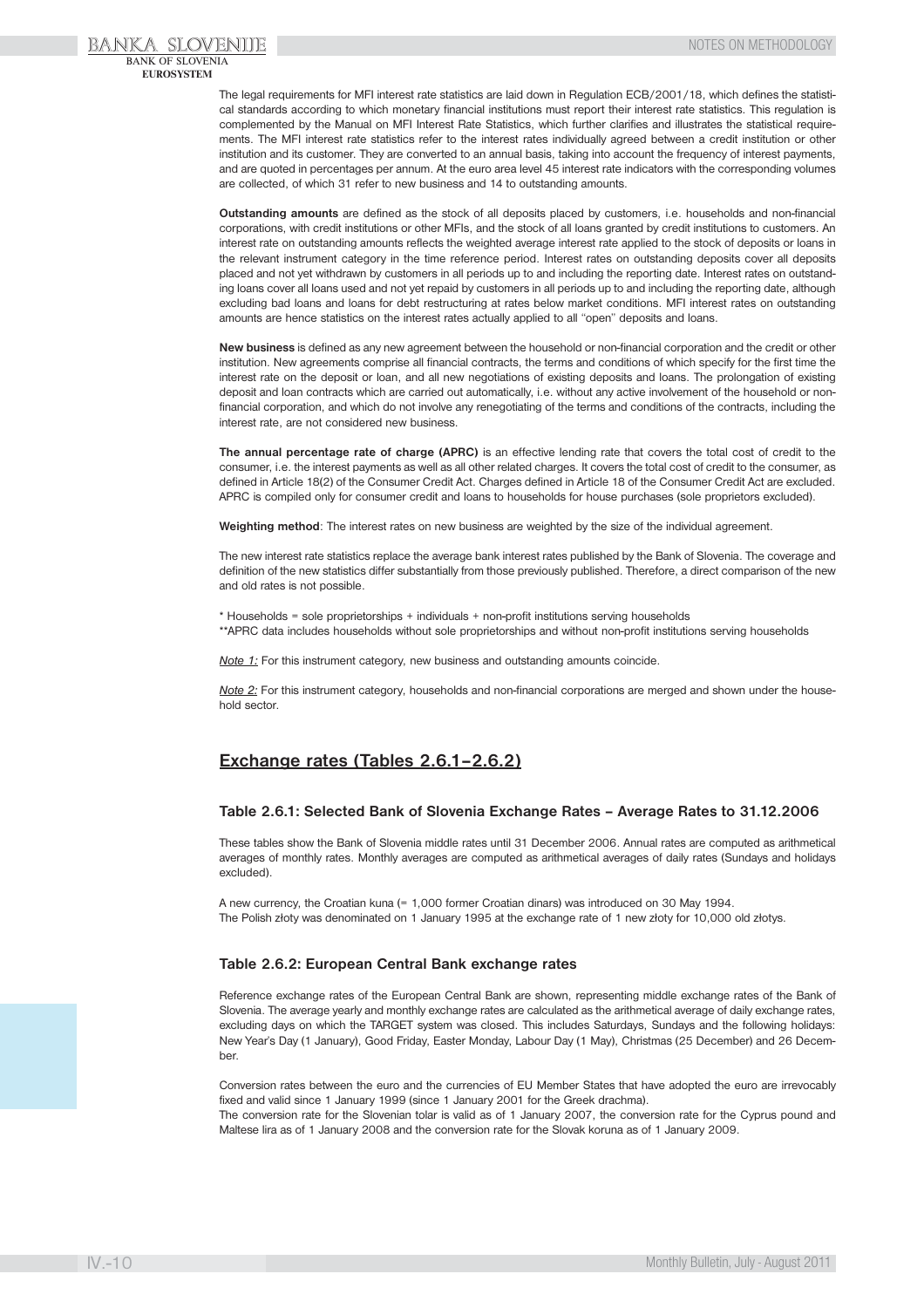The legal requirements for MFI interest rate statistics are laid down in Regulation ECB/2001/18, which defines the statistical standards according to which monetary financial institutions must report their interest rate statistics. This regulation is complemented by the Manual on MFI Interest Rate Statistics, which further clarifies and illustrates the statistical requirements. The MFI interest rate statistics refer to the interest rates individually agreed between a credit institution or other institution and its customer. They are converted to an annual basis, taking into account the frequency of interest payments, and are quoted in percentages per annum. At the euro area level 45 interest rate indicators with the corresponding volumes are collected, of which 31 refer to new business and 14 to outstanding amounts.

**Outstanding amounts** are defined as the stock of all deposits placed by customers, i.e. households and non-financial corporations, with credit institutions or other MFIs, and the stock of all loans granted by credit institutions to customers. An interest rate on outstanding amounts reflects the weighted average interest rate applied to the stock of deposits or loans in the relevant instrument category in the time reference period. Interest rates on outstanding deposits cover all deposits placed and not yet withdrawn by customers in all periods up to and including the reporting date. Interest rates on outstanding loans cover all loans used and not yet repaid by customers in all periods up to and including the reporting date, although excluding bad loans and loans for debt restructuring at rates below market conditions. MFI interest rates on outstanding amounts are hence statistics on the interest rates actually applied to all "open" deposits and loans.

**New business** is defined as any new agreement between the household or non-financial corporation and the credit or other institution. New agreements comprise all financial contracts, the terms and conditions of which specify for the first time the interest rate on the deposit or loan, and all new negotiations of existing deposits and loans. The prolongation of existing deposit and loan contracts which are carried out automatically, i.e. without any active involvement of the household or non-financial corporation, and which do not involve any renegotiating of the terms and conditions of the contracts, including the interest rate, are not considered new business.

**The annual percentage rate of charge (APRC)** is an effective lending rate that covers the total cost of credit to the consumer, i.e. the interest payments as well as all other related charges. It covers the total cost of credit to the consumer, as defined in Article 18(2) of the Consumer Credit Act. Charges defined in Article 18 of the Consumer Credit Act are excluded. APRC is compiled only for consumer credit and loans to households for house purchases (sole proprietors excluded).

**Weighting method**: The interest rates on new business are weighted by the size of the individual agreement.

The new interest rate statistics replace the average bank interest rates published by the Bank of Slovenia. The coverage and definition of the new statistics differ substantially from those previously published. Therefore, a direct comparison of the new and old rates is not possible.

* Households = sole proprietorships + individuals + non-profit institutions serving households
**APRC data includes households without sole proprietorships and without non-profit institutions serving households

*Note 1:* For this instrument category, new business and outstanding amounts coincide.

*Note 2:* For this instrument category, households and non-financial corporations are merged and shown under the household sector.

## Exchange rates (Tables 2.6.1–2.6.2)

### Table 2.6.1: Selected Bank of Slovenia Exchange Rates – Average Rates to 31.12.2006

These tables show the Bank of Slovenia middle rates until 31 December 2006. Annual rates are computed as arithmetical averages of monthly rates. Monthly averages are computed as arithmetical averages of daily rates (Sundays and holidays excluded).

A new currency, the Croatian kuna (= 1,000 former Croatian dinars) was introduced on 30 May 1994.
The Polish złoty was denominated on 1 January 1995 at the exchange rate of 1 new złoty for 10,000 old złotys.

### Table 2.6.2: European Central Bank exchange rates

Reference exchange rates of the European Central Bank are shown, representing middle exchange rates of the Bank of Slovenia. The average yearly and monthly exchange rates are calculated as the arithmetical average of daily exchange rates, excluding days on which the TARGET system was closed. This includes Saturdays, Sundays and the following holidays: New Year's Day (1 January), Good Friday, Easter Monday, Labour Day (1 May), Christmas (25 December) and 26 December.

Conversion rates between the euro and the currencies of EU Member States that have adopted the euro are irrevocably fixed and valid since 1 January 1999 (since 1 January 2001 for the Greek drachma).
The conversion rate for the Slovenian tolar is valid as of 1 January 2007, the conversion rate for the Cyprus pound and Maltese lira as of 1 January 2008 and the conversion rate for the Slovak koruna as of 1 January 2009.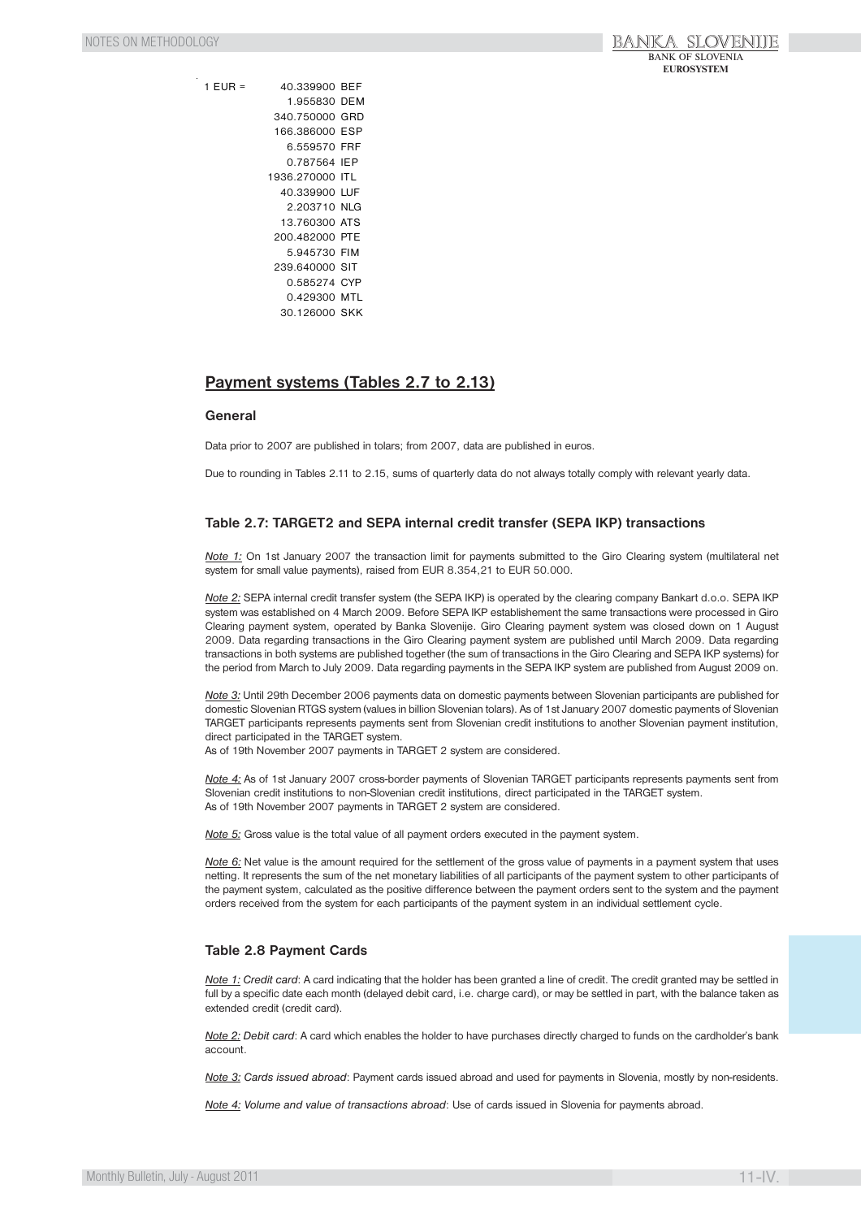| 1 EUR = | | |
|---|---|---|
| | 40.339900 | BEF |
| | 1.955830 | DEM |
| | 340.750000 | GRD |
| | 166.386000 | ESP |
| | 6.559570 | FRF |
| | 0.787564 | IEP |
| | 1936.270000 | ITL |
| | 40.339900 | LUF |
| | 2.203710 | NLG |
| | 13.760300 | ATS |
| | 200.482000 | PTE |
| | 5.945730 | FIM |
| | 239.640000 | SIT |
| | 0.585274 | CYP |
| | 0.429300 | MTL |
| | 30.126000 | SKK |

## Payment systems (Tables 2.7 to 2.13)

### General

Data prior to 2007 are published in tolars; from 2007, data are published in euros.

Due to rounding in Tables 2.11 to 2.15, sums of quarterly data do not always totally comply with relevant yearly data.

### Table 2.7: TARGET2 and SEPA internal credit transfer (SEPA IKP) transactions

*Note 1:* On 1st January 2007 the transaction limit for payments submitted to the Giro Clearing system (multilateral net system for small value payments), raised from EUR 8.354,21 to EUR 50.000.

*Note 2:* SEPA internal credit transfer system (the SEPA IKP) is operated by the clearing company Bankart d.o.o. SEPA IKP system was established on 4 March 2009. Before SEPA IKP establishement the same transactions were processed in Giro Clearing payment system, operated by Banka Slovenije. Giro Clearing payment system was closed down on 1 August 2009. Data regarding transactions in the Giro Clearing payment system are published until March 2009. Data regarding transactions in both systems are published together (the sum of transactions in the Giro Clearing and SEPA IKP systems) for the period from March to July 2009. Data regarding payments in the SEPA IKP system are published from August 2009 on.

*Note 3:* Until 29th December 2006 payments data on domestic payments between Slovenian participants are published for domestic Slovenian RTGS system (values in billion Slovenian tolars). As of 1st January 2007 domestic payments of Slovenian TARGET participants represents payments sent from Slovenian credit institutions to another Slovenian payment institution, direct participated in the TARGET system.
As of 19th November 2007 payments in TARGET 2 system are considered.

*Note 4:* As of 1st January 2007 cross-border payments of Slovenian TARGET participants represents payments sent from Slovenian credit institutions to non-Slovenian credit institutions, direct participated in the TARGET system.
As of 19th November 2007 payments in TARGET 2 system are considered.

*Note 5:* Gross value is the total value of all payment orders executed in the payment system.

*Note 6:* Net value is the amount required for the settlement of the gross value of payments in a payment system that uses netting. It represents the sum of the net monetary liabilities of all participants of the payment system to other participants of the payment system, calculated as the positive difference between the payment orders sent to the system and the payment orders received from the system for each participants of the payment system in an individual settlement cycle.

### Table 2.8 Payment Cards

*Note 1: Credit card*: A card indicating that the holder has been granted a line of credit. The credit granted may be settled in full by a specific date each month (delayed debit card, i.e. charge card), or may be settled in part, with the balance taken as extended credit (credit card).

*Note 2: Debit card*: A card which enables the holder to have purchases directly charged to funds on the cardholder's bank account.

*Note 3: Cards issued abroad*: Payment cards issued abroad and used for payments in Slovenia, mostly by non-residents.

*Note 4: Volume and value of transactions abroad*: Use of cards issued in Slovenia for payments abroad.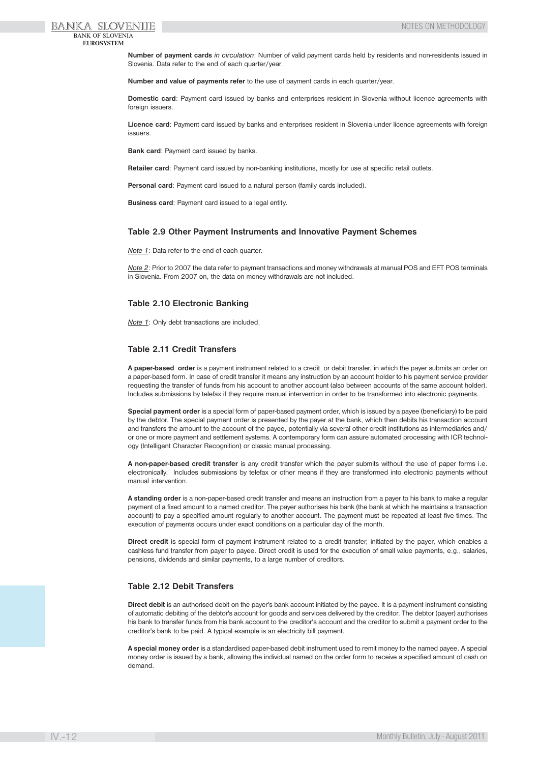**Number of payment cards** *in circulation*: Number of valid payment cards held by residents and non-residents issued in Slovenia. Data refer to the end of each quarter/year.

**Number and value of payments refer** to the use of payment cards in each quarter/year.

**Domestic card**: Payment card issued by banks and enterprises resident in Slovenia without licence agreements with foreign issuers.

**Licence card**: Payment card issued by banks and enterprises resident in Slovenia under licence agreements with foreign issuers.

**Bank card**: Payment card issued by banks.

**Retailer card**: Payment card issued by non-banking institutions, mostly for use at specific retail outlets.

**Personal card**: Payment card issued to a natural person (family cards included).

**Business card**: Payment card issued to a legal entity.

### Table 2.9 Other Payment Instruments and Innovative Payment Schemes

Note 1: Data refer to the end of each quarter.

Note 2: Prior to 2007 the data refer to payment transactions and money withdrawals at manual POS and EFT POS terminals in Slovenia. From 2007 on, the data on money withdrawals are not included.

### Table 2.10 Electronic Banking

Note 1: Only debt transactions are included.

### Table 2.11 Credit Transfers

**A paper-based order** is a payment instrument related to a credit or debit transfer, in which the payer submits an order on a paper-based form. In case of credit transfer it means any instruction by an account holder to his payment service provider requesting the transfer of funds from his account to another account (also between accounts of the same account holder). Includes submissions by telefax if they require manual intervention in order to be transformed into electronic payments.

**Special payment order** is a special form of paper-based payment order, which is issued by a payee (beneficiary) to be paid by the debtor. The special payment order is presented by the payer at the bank, which then debits his transaction account and transfers the amount to the account of the payee, potentially via several other credit institutions as intermediaries and/or one or more payment and settlement systems. A contemporary form can assure automated processing with ICR technology (Intelligent Character Recognition) or classic manual processing.

**A non-paper-based credit transfer** is any credit transfer which the payer submits without the use of paper forms i.e. electronically. Includes submissions by telefax or other means if they are transformed into electronic payments without manual intervention.

**A standing order** is a non-paper-based credit transfer and means an instruction from a payer to his bank to make a regular payment of a fixed amount to a named creditor. The payer authorises his bank (the bank at which he maintains a transaction account) to pay a specified amount regularly to another account. The payment must be repeated at least five times. The execution of payments occurs under exact conditions on a particular day of the month.

**Direct credit** is special form of payment instrument related to a credit transfer, initiated by the payer, which enables a cashless fund transfer from payer to payee. Direct credit is used for the execution of small value payments, e.g., salaries, pensions, dividends and similar payments, to a large number of creditors.

### Table 2.12 Debit Transfers

**Direct debit** is an authorised debit on the payer's bank account initiated by the payee. It is a payment instrument consisting of automatic debiting of the debtor's account for goods and services delivered by the creditor. The debtor (payer) authorises his bank to transfer funds from his bank account to the creditor's account and the creditor to submit a payment order to the creditor's bank to be paid. A typical example is an electricity bill payment.

**A special money order** is a standardised paper-based debit instrument used to remit money to the named payee. A special money order is issued by a bank, allowing the individual named on the order form to receive a specified amount of cash on demand.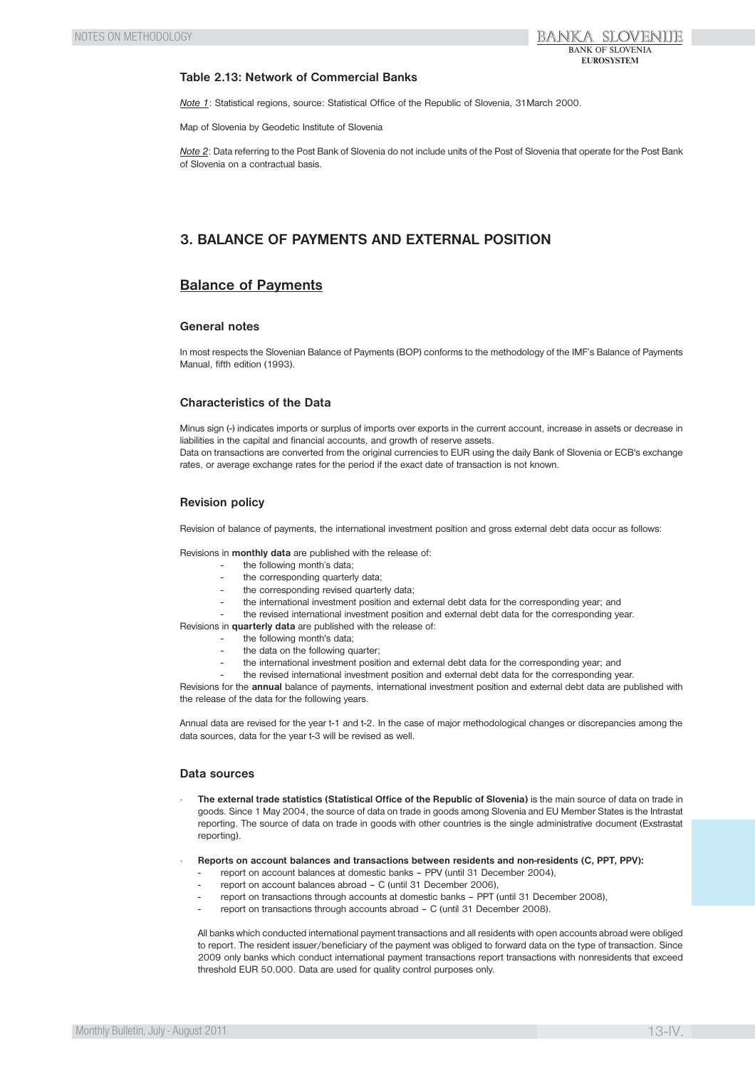**Table 2.13: Network of Commercial Banks**

*Note 1*: Statistical regions, source: Statistical Office of the Republic of Slovenia, 31March 2000.

Map of Slovenia by Geodetic Institute of Slovenia

*Note 2*: Data referring to the Post Bank of Slovenia do not include units of the Post of Slovenia that operate for the Post Bank of Slovenia on a contractual basis.

## 3. BALANCE OF PAYMENTS AND EXTERNAL POSITION

## Balance of Payments

### General notes

In most respects the Slovenian Balance of Payments (BOP) conforms to the methodology of the IMF's Balance of Payments Manual, fifth edition (1993).

### Characteristics of the Data

Minus sign (-) indicates imports or surplus of imports over exports in the current account, increase in assets or decrease in liabilities in the capital and financial accounts, and growth of reserve assets.
Data on transactions are converted from the original currencies to EUR using the daily Bank of Slovenia or ECB's exchange rates, or average exchange rates for the period if the exact date of transaction is not known.

### Revision policy

Revision of balance of payments, the international investment position and gross external debt data occur as follows:

Revisions in **monthly data** are published with the release of:

- the following month's data;
- the corresponding quarterly data;
- the corresponding revised quarterly data;
- the international investment position and external debt data for the corresponding year; and
- the revised international investment position and external debt data for the corresponding year.

Revisions in **quarterly data** are published with the release of:

- the following month's data;
- the data on the following quarter;
- the international investment position and external debt data for the corresponding year; and
- the revised international investment position and external debt data for the corresponding year.

Revisions for the **annual** balance of payments, international investment position and external debt data are published with the release of the data for the following years.

Annual data are revised for the year t-1 and t-2. In the case of major methodological changes or discrepancies among the data sources, data for the year t-3 will be revised as well.

### Data sources

- **The external trade statistics (Statistical Office of the Republic of Slovenia)** is the main source of data on trade in goods. Since 1 May 2004, the source of data on trade in goods among Slovenia and EU Member States is the Intrastat reporting. The source of data on trade in goods with other countries is the single administrative document (Exstrastat reporting).

- **Reports on account balances and transactions between residents and non-residents (C, PPT, PPV):**
  - report on account balances at domestic banks – PPV (until 31 December 2004),
  - report on account balances abroad – C (until 31 December 2006),
  - report on transactions through accounts at domestic banks – PPT (until 31 December 2008),
  - report on transactions through accounts abroad – C (until 31 December 2008).

  All banks which conducted international payment transactions and all residents with open accounts abroad were obliged to report. The resident issuer/beneficiary of the payment was obliged to forward data on the type of transaction. Since 2009 only banks which conduct international payment transactions report transactions with nonresidents that exceed threshold EUR 50.000. Data are used for quality control purposes only.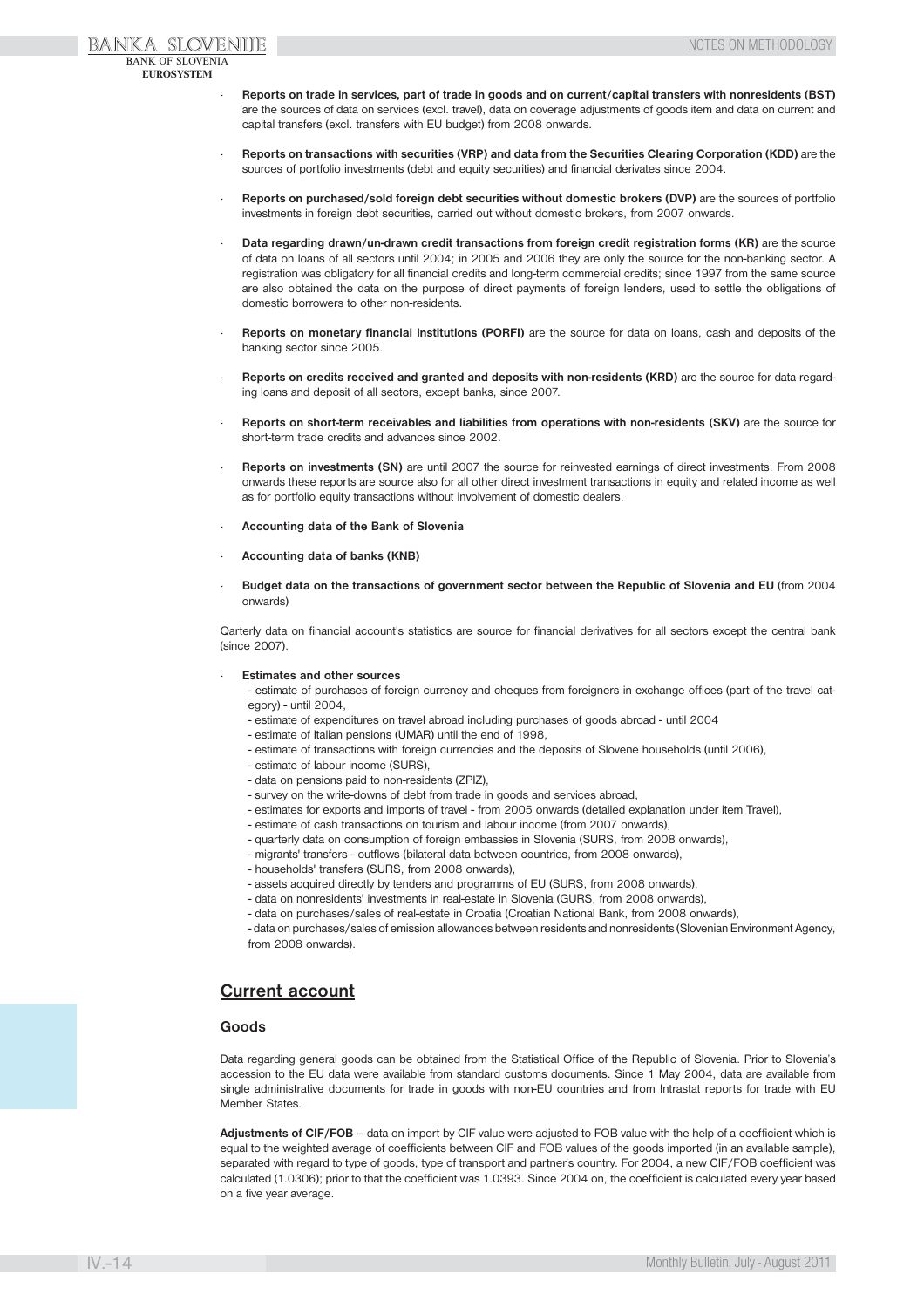- **Reports on trade in services, part of trade in goods and on current/capital transfers with nonresidents (BST)** are the sources of data on services (excl. travel), data on coverage adjustments of goods item and data on current and capital transfers (excl. transfers with EU budget) from 2008 onwards.
- **Reports on transactions with securities (VRP) and data from the Securities Clearing Corporation (KDD)** are the sources of portfolio investments (debt and equity securities) and financial derivates since 2004.
- **Reports on purchased/sold foreign debt securities without domestic brokers (DVP)** are the sources of portfolio investments in foreign debt securities, carried out without domestic brokers, from 2007 onwards.
- **Data regarding drawn/un-drawn credit transactions from foreign credit registration forms (KR)** are the source of data on loans of all sectors until 2004; in 2005 and 2006 they are only the source for the non-banking sector. A registration was obligatory for all financial credits and long-term commercial credits; since 1997 from the same source are also obtained the data on the purpose of direct payments of foreign lenders, used to settle the obligations of domestic borrowers to other non-residents.
- **Reports on monetary financial institutions (PORFI)** are the source for data on loans, cash and deposits of the banking sector since 2005.
- **Reports on credits received and granted and deposits with non-residents (KRD)** are the source for data regarding loans and deposit of all sectors, except banks, since 2007.
- **Reports on short-term receivables and liabilities from operations with non-residents (SKV)** are the source for short-term trade credits and advances since 2002.
- **Reports on investments (SN)** are until 2007 the source for reinvested earnings of direct investments. From 2008 onwards these reports are source also for all other direct investment transactions in equity and related income as well as for portfolio equity transactions without involvement of domestic dealers.
- **Accounting data of the Bank of Slovenia**
- **Accounting data of banks (KNB)**
- **Budget data on the transactions of government sector between the Republic of Slovenia and EU** (from 2004 onwards)

Qarterly data on financial account's statistics are source for financial derivatives for all sectors except the central bank (since 2007).

- **Estimates and other sources**
  - estimate of purchases of foreign currency and cheques from foreigners in exchange offices (part of the travel category) - until 2004,
  - estimate of expenditures on travel abroad including purchases of goods abroad - until 2004
  - estimate of Italian pensions (UMAR) until the end of 1998,
  - estimate of transactions with foreign currencies and the deposits of Slovene households (until 2006),
  - estimate of labour income (SURS),
  - data on pensions paid to non-residents (ZPIZ),
  - survey on the write-downs of debt from trade in goods and services abroad,
  - estimates for exports and imports of travel - from 2005 onwards (detailed explanation under item Travel),
  - estimate of cash transactions on tourism and labour income (from 2007 onwards),
  - quarterly data on consumption of foreign embassies in Slovenia (SURS, from 2008 onwards),
  - migrants' transfers - outflows (bilateral data between countries, from 2008 onwards),
  - households' transfers (SURS, from 2008 onwards),
  - assets acquired directly by tenders and programms of EU (SURS, from 2008 onwards),
  - data on nonresidents' investments in real-estate in Slovenia (GURS, from 2008 onwards),
  - data on purchases/sales of real-estate in Croatia (Croatian National Bank, from 2008 onwards),
  - data on purchases/sales of emission allowances between residents and nonresidents (Slovenian Environment Agency, from 2008 onwards).

## Current account

### Goods

Data regarding general goods can be obtained from the Statistical Office of the Republic of Slovenia. Prior to Slovenia's accession to the EU data were available from standard customs documents. Since 1 May 2004, data are available from single administrative documents for trade in goods with non-EU countries and from Intrastat reports for trade with EU Member States.

**Adjustments of CIF/FOB** – data on import by CIF value were adjusted to FOB value with the help of a coefficient which is equal to the weighted average of coefficients between CIF and FOB values of the goods imported (in an available sample), separated with regard to type of goods, type of transport and partner's country. For 2004, a new CIF/FOB coefficient was calculated (1.0306); prior to that the coefficient was 1.0393. Since 2004 on, the coefficient is calculated every year based on a five year average.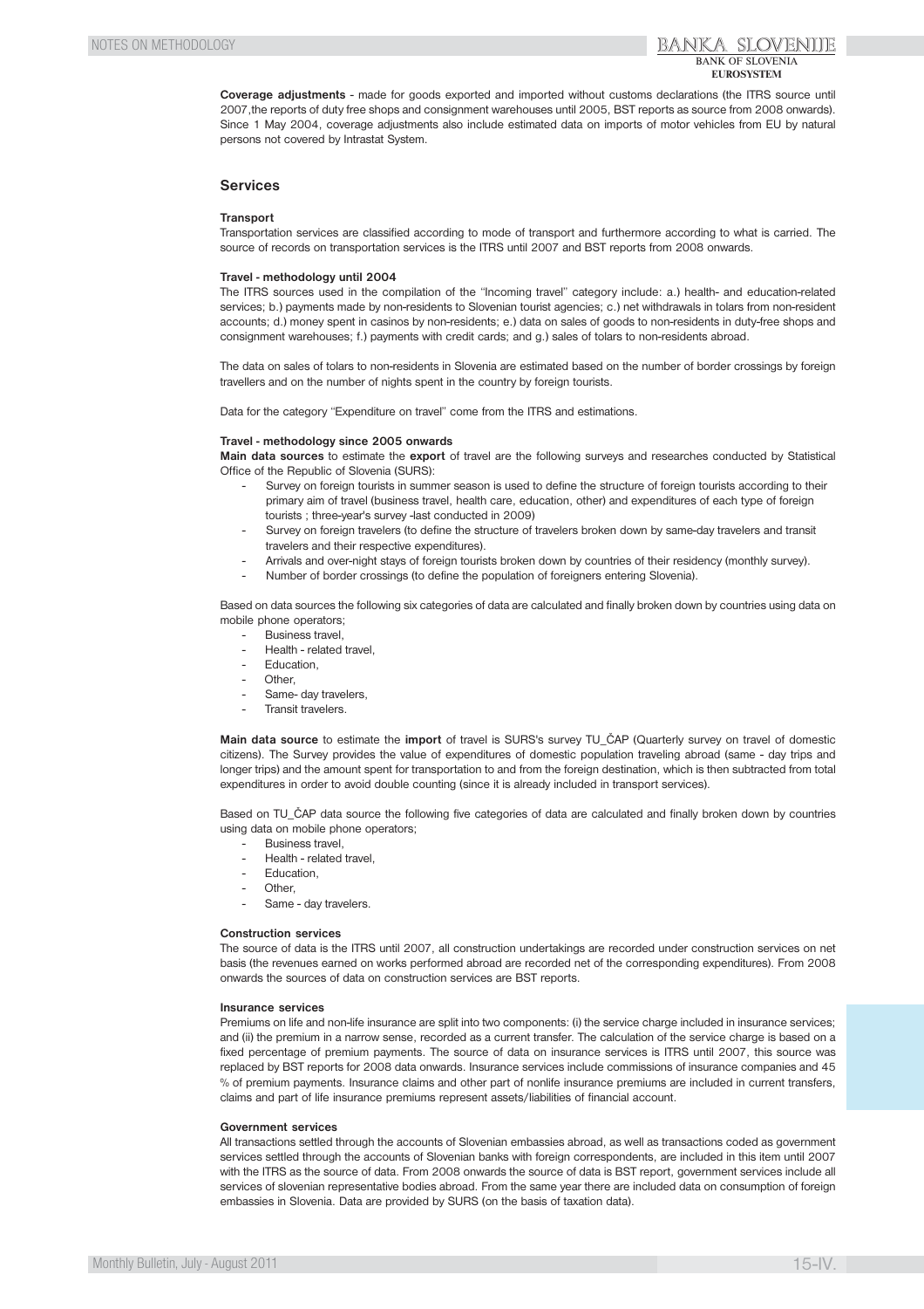**Coverage adjustments** - made for goods exported and imported without customs declarations (the ITRS source until 2007,the reports of duty free shops and consignment warehouses until 2005, BST reports as source from 2008 onwards). Since 1 May 2004, coverage adjustments also include estimated data on imports of motor vehicles from EU by natural persons not covered by Intrastat System.

## Services

**Transport**

Transportation services are classified according to mode of transport and furthermore according to what is carried. The source of records on transportation services is the ITRS until 2007 and BST reports from 2008 onwards.

**Travel - methodology until 2004**

The ITRS sources used in the compilation of the "Incoming travel" category include: a.) health- and education-related services; b.) payments made by non-residents to Slovenian tourist agencies; c.) net withdrawals in tolars from non-resident accounts; d.) money spent in casinos by non-residents; e.) data on sales of goods to non-residents in duty-free shops and consignment warehouses; f.) payments with credit cards; and g.) sales of tolars to non-residents abroad.

The data on sales of tolars to non-residents in Slovenia are estimated based on the number of border crossings by foreign travellers and on the number of nights spent in the country by foreign tourists.

Data for the category "Expenditure on travel" come from the ITRS and estimations.

**Travel - methodology since 2005 onwards**

**Main data sources** to estimate the **export** of travel are the following surveys and researches conducted by Statistical Office of the Republic of Slovenia (SURS):

- Survey on foreign tourists in summer season is used to define the structure of foreign tourists according to their primary aim of travel (business travel, health care, education, other) and expenditures of each type of foreign tourists ; three-year's survey -last conducted in 2009)
- Survey on foreign travelers (to define the structure of travelers broken down by same-day travelers and transit travelers and their respective expenditures).
- Arrivals and over-night stays of foreign tourists broken down by countries of their residency (monthly survey).
- Number of border crossings (to define the population of foreigners entering Slovenia).

Based on data sources the following six categories of data are calculated and finally broken down by countries using data on mobile phone operators;

- Business travel,
- Health - related travel,
- Education,
- Other,
- Same- day travelers,
- Transit travelers.

**Main data source** to estimate the **import** of travel is SURS's survey TU_ČAP (Quarterly survey on travel of domestic citizens). The Survey provides the value of expenditures of domestic population traveling abroad (same - day trips and longer trips) and the amount spent for transportation to and from the foreign destination, which is then subtracted from total expenditures in order to avoid double counting (since it is already included in transport services).

Based on TU_ČAP data source the following five categories of data are calculated and finally broken down by countries using data on mobile phone operators;

- Business travel,
- Health - related travel,
- Education,
- Other,
- Same - day travelers.

**Construction services**

The source of data is the ITRS until 2007, all construction undertakings are recorded under construction services on net basis (the revenues earned on works performed abroad are recorded net of the corresponding expenditures). From 2008 onwards the sources of data on construction services are BST reports.

**Insurance services**

Premiums on life and non-life insurance are split into two components: (i) the service charge included in insurance services; and (ii) the premium in a narrow sense, recorded as a current transfer. The calculation of the service charge is based on a fixed percentage of premium payments. The source of data on insurance services is ITRS until 2007, this source was replaced by BST reports for 2008 data onwards. Insurance services include commissions of insurance companies and 45 % of premium payments. Insurance claims and other part of nonlife insurance premiums are included in current transfers, claims and part of life insurance premiums represent assets/liabilities of financial account.

**Government services**

All transactions settled through the accounts of Slovenian embassies abroad, as well as transactions coded as government services settled through the accounts of Slovenian banks with foreign correspondents, are included in this item until 2007 with the ITRS as the source of data. From 2008 onwards the source of data is BST report, government services include all services of slovenian representative bodies abroad. From the same year there are included data on consumption of foreign embassies in Slovenia. Data are provided by SURS (on the basis of taxation data).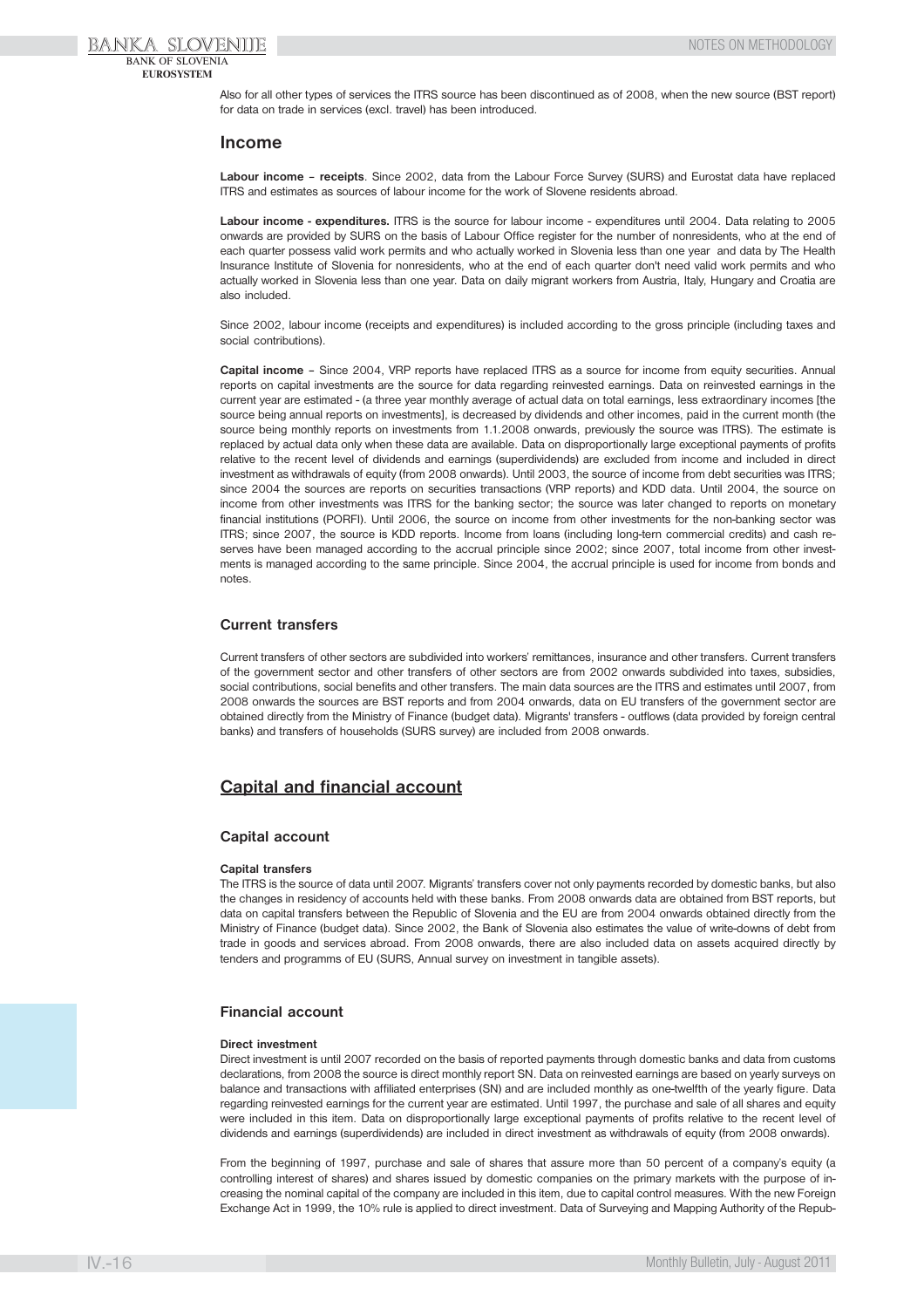Also for all other types of services the ITRS source has been discontinued as of 2008, when the new source (BST report) for data on trade in services (excl. travel) has been introduced.

## Income

**Labour income – receipts**. Since 2002, data from the Labour Force Survey (SURS) and Eurostat data have replaced ITRS and estimates as sources of labour income for the work of Slovene residents abroad.

**Labour income - expenditures.** ITRS is the source for labour income - expenditures until 2004. Data relating to 2005 onwards are provided by SURS on the basis of Labour Office register for the number of nonresidents, who at the end of each quarter possess valid work permits and who actually worked in Slovenia less than one year and data by The Health Insurance Institute of Slovenia for nonresidents, who at the end of each quarter don't need valid work permits and who actually worked in Slovenia less than one year. Data on daily migrant workers from Austria, Italy, Hungary and Croatia are also included.

Since 2002, labour income (receipts and expenditures) is included according to the gross principle (including taxes and social contributions).

**Capital income** – Since 2004, VRP reports have replaced ITRS as a source for income from equity securities. Annual reports on capital investments are the source for data regarding reinvested earnings. Data on reinvested earnings in the current year are estimated - (a three year monthly average of actual data on total earnings, less extraordinary incomes [the source being annual reports on investments], is decreased by dividends and other incomes, paid in the current month (the source being monthly reports on investments from 1.1.2008 onwards, previously the source was ITRS). The estimate is replaced by actual data only when these data are available. Data on disproportionally large exceptional payments of profits relative to the recent level of dividends and earnings (superdividends) are excluded from income and included in direct investment as withdrawals of equity (from 2008 onwards). Until 2003, the source of income from debt securities was ITRS; since 2004 the sources are reports on securities transactions (VRP reports) and KDD data. Until 2004, the source on income from other investments was ITRS for the banking sector; the source was later changed to reports on monetary financial institutions (PORFI). Until 2006, the source on income from other investments for the non-banking sector was ITRS; since 2007, the source is KDD reports. Income from loans (including long-tern commercial credits) and cash reserves have been managed according to the accrual principle since 2002; since 2007, total income from other investments is managed according to the same principle. Since 2004, the accrual principle is used for income from bonds and notes.

### Current transfers

Current transfers of other sectors are subdivided into workers' remittances, insurance and other transfers. Current transfers of the government sector and other transfers of other sectors are from 2002 onwards subdivided into taxes, subsidies, social contributions, social benefits and other transfers. The main data sources are the ITRS and estimates until 2007, from 2008 onwards the sources are BST reports and from 2004 onwards, data on EU transfers of the government sector are obtained directly from the Ministry of Finance (budget data). Migrants' transfers - outflows (data provided by foreign central banks) and transfers of households (SURS survey) are included from 2008 onwards.

## Capital and financial account

### Capital account

**Capital transfers**

The ITRS is the source of data until 2007. Migrants' transfers cover not only payments recorded by domestic banks, but also the changes in residency of accounts held with these banks. From 2008 onwards data are obtained from BST reports, but data on capital transfers between the Republic of Slovenia and the EU are from 2004 onwards obtained directly from the Ministry of Finance (budget data). Since 2002, the Bank of Slovenia also estimates the value of write-downs of debt from trade in goods and services abroad. From 2008 onwards, there are also included data on assets acquired directly by tenders and programms of EU (SURS, Annual survey on investment in tangible assets).

### Financial account

**Direct investment**

Direct investment is until 2007 recorded on the basis of reported payments through domestic banks and data from customs declarations, from 2008 the source is direct monthly report SN. Data on reinvested earnings are based on yearly surveys on balance and transactions with affiliated enterprises (SN) and are included monthly as one-twelfth of the yearly figure. Data regarding reinvested earnings for the current year are estimated. Until 1997, the purchase and sale of all shares and equity were included in this item. Data on disproportionally large exceptional payments of profits relative to the recent level of dividends and earnings (superdividends) are included in direct investment as withdrawals of equity (from 2008 onwards).

From the beginning of 1997, purchase and sale of shares that assure more than 50 percent of a company's equity (a controlling interest of shares) and shares issued by domestic companies on the primary markets with the purpose of increasing the nominal capital of the company are included in this item, due to capital control measures. With the new Foreign Exchange Act in 1999, the 10% rule is applied to direct investment. Data of Surveying and Mapping Authority of the Repub-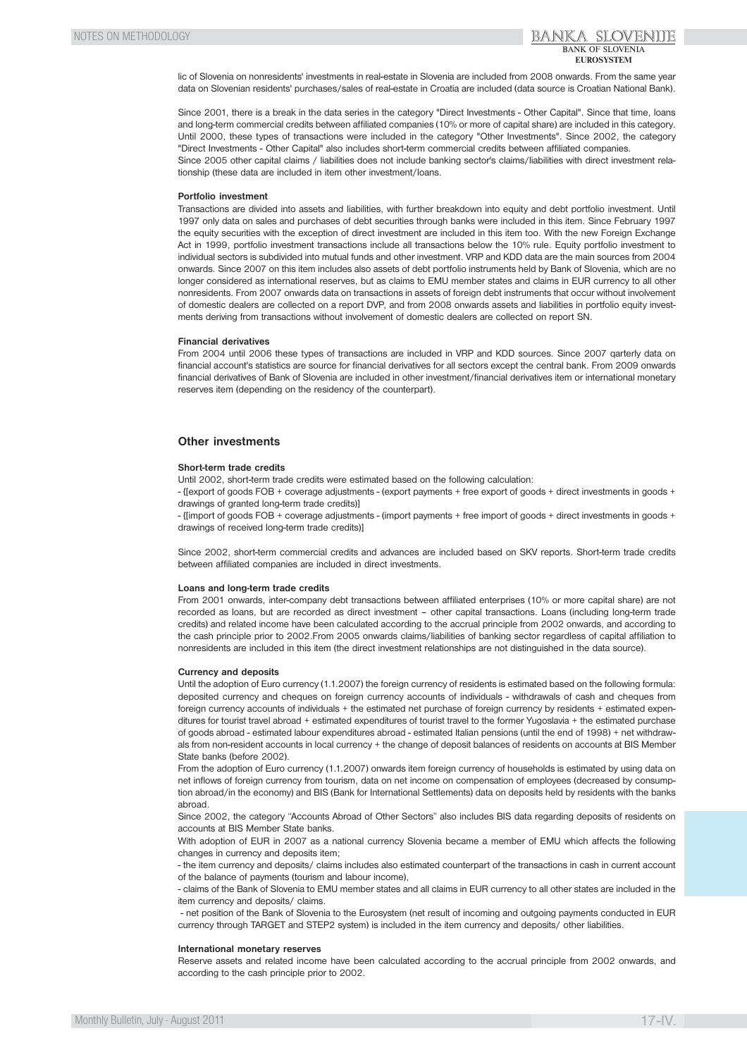lic of Slovenia on nonresidents' investments in real-estate in Slovenia are included from 2008 onwards. From the same year data on Slovenian residents' purchases/sales of real-estate in Croatia are included (data source is Croatian National Bank).

Since 2001, there is a break in the data series in the category "Direct Investments - Other Capital". Since that time, loans and long-term commercial credits between affiliated companies (10% or more of capital share) are included in this category. Until 2000, these types of transactions were included in the category "Other Investments". Since 2002, the category "Direct Investments - Other Capital" also includes short-term commercial credits between affiliated companies.
Since 2005 other capital claims / liabilities does not include banking sector's claims/liabilities with direct investment relationship (these data are included in item other investment/loans.

#### Portfolio investment

Transactions are divided into assets and liabilities, with further breakdown into equity and debt portfolio investment. Until 1997 only data on sales and purchases of debt securities through banks were included in this item. Since February 1997 the equity securities with the exception of direct investment are included in this item too. With the new Foreign Exchange Act in 1999, portfolio investment transactions include all transactions below the 10% rule. Equity portfolio investment to individual sectors is subdivided into mutual funds and other investment. VRP and KDD data are the main sources from 2004 onwards. Since 2007 on this item includes also assets of debt portfolio instruments held by Bank of Slovenia, which are no longer considered as international reserves, but as claims to EMU member states and claims in EUR currency to all other nonresidents. From 2007 onwards data on transactions in assets of foreign debt instruments that occur without involvement of domestic dealers are collected on a report DVP, and from 2008 onwards assets and liabilities in portfolio equity investments deriving from transactions without involvement of domestic dealers are collected on report SN.

#### Financial derivatives

From 2004 until 2006 these types of transactions are included in VRP and KDD sources. Since 2007 qarterly data on financial account's statistics are source for financial derivatives for all sectors except the central bank. From 2009 onwards financial derivatives of Bank of Slovenia are included in other investment/financial derivatives item or international monetary reserves item (depending on the residency of the counterpart).

### Other investments

#### Short-term trade credits

Until 2002, short-term trade credits were estimated based on the following calculation:
- {[export of goods FOB + coverage adjustments - (export payments + free export of goods + direct investments in goods + drawings of granted long-term trade credits)]
- {[import of goods FOB + coverage adjustments - (import payments + free import of goods + direct investments in goods + drawings of received long-term trade credits)]

Since 2002, short-term commercial credits and advances are included based on SKV reports. Short-term trade credits between affiliated companies are included in direct investments.

#### Loans and long-term trade credits

From 2001 onwards, inter-company debt transactions between affiliated enterprises (10% or more capital share) are not recorded as loans, but are recorded as direct investment – other capital transactions. Loans (including long-term trade credits) and related income have been calculated according to the accrual principle from 2002 onwards, and according to the cash principle prior to 2002.From 2005 onwards claims/liabilities of banking sector regardless of capital affiliation to nonresidents are included in this item (the direct investment relationships are not distinguished in the data source).

#### Currency and deposits

Until the adoption of Euro currency (1.1.2007) the foreign currency of residents is estimated based on the following formula: deposited currency and cheques on foreign currency accounts of individuals - withdrawals of cash and cheques from foreign currency accounts of individuals + the estimated net purchase of foreign currency by residents + estimated expenditures for tourist travel abroad + estimated expenditures of tourist travel to the former Yugoslavia + the estimated purchase of goods abroad - estimated labour expenditures abroad - estimated Italian pensions (until the end of 1998) + net withdrawals from non-resident accounts in local currency + the change of deposit balances of residents on accounts at BIS Member State banks (before 2002).
From the adoption of Euro currency (1.1.2007) onwards item foreign currency of households is estimated by using data on net inflows of foreign currency from tourism, data on net income on compensation of employees (decreased by consumption abroad/in the economy) and BIS (Bank for International Settlements) data on deposits held by residents with the banks abroad.
Since 2002, the category "Accounts Abroad of Other Sectors" also includes BIS data regarding deposits of residents on accounts at BIS Member State banks.
With adoption of EUR in 2007 as a national currency Slovenia became a member of EMU which affects the following changes in currency and deposits item;
- the item currency and deposits/ claims includes also estimated counterpart of the transactions in cash in current account of the balance of payments (tourism and labour income),
- claims of the Bank of Slovenia to EMU member states and all claims in EUR currency to all other states are included in the item currency and deposits/ claims.
- net position of the Bank of Slovenia to the Eurosystem (net result of incoming and outgoing payments conducted in EUR currency through TARGET and STEP2 system) is included in the item currency and deposits/ other liabilities.

#### International monetary reserves

Reserve assets and related income have been calculated according to the accrual principle from 2002 onwards, and according to the cash principle prior to 2002.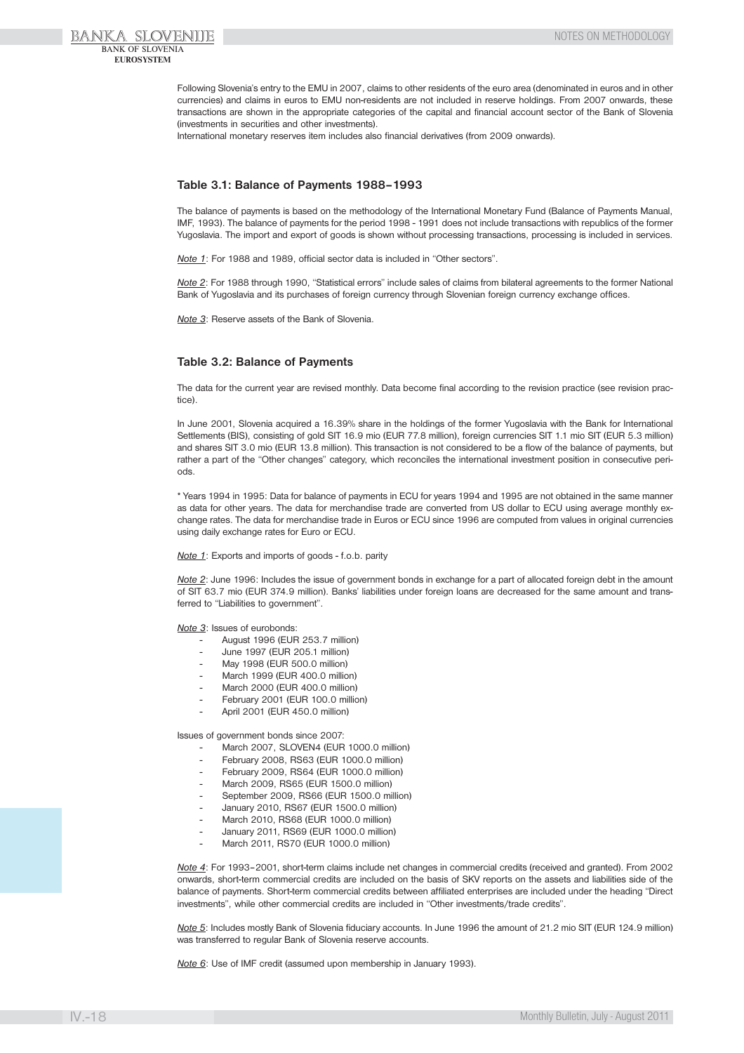Following Slovenia's entry to the EMU in 2007, claims to other residents of the euro area (denominated in euros and in other currencies) and claims in euros to EMU non-residents are not included in reserve holdings. From 2007 onwards, these transactions are shown in the appropriate categories of the capital and financial account sector of the Bank of Slovenia (investments in securities and other investments).
International monetary reserves item includes also financial derivatives (from 2009 onwards).

### Table 3.1: Balance of Payments 1988–1993

The balance of payments is based on the methodology of the International Monetary Fund (Balance of Payments Manual, IMF, 1993). The balance of payments for the period 1998 - 1991 does not include transactions with republics of the former Yugoslavia. The import and export of goods is shown without processing transactions, processing is included in services.

*Note 1*: For 1988 and 1989, official sector data is included in "Other sectors".

*Note 2*: For 1988 through 1990, "Statistical errors" include sales of claims from bilateral agreements to the former National Bank of Yugoslavia and its purchases of foreign currency through Slovenian foreign currency exchange offices.

*Note 3*: Reserve assets of the Bank of Slovenia.

### Table 3.2: Balance of Payments

The data for the current year are revised monthly. Data become final according to the revision practice (see revision practice).

In June 2001, Slovenia acquired a 16.39% share in the holdings of the former Yugoslavia with the Bank for International Settlements (BIS), consisting of gold SIT 16.9 mio (EUR 77.8 million), foreign currencies SIT 1.1 mio SIT (EUR 5.3 million) and shares SIT 3.0 mio (EUR 13.8 million). This transaction is not considered to be a flow of the balance of payments, but rather a part of the "Other changes" category, which reconciles the international investment position in consecutive periods.

* Years 1994 in 1995: Data for balance of payments in ECU for years 1994 and 1995 are not obtained in the same manner as data for other years. The data for merchandise trade are converted from US dollar to ECU using average monthly exchange rates. The data for merchandise trade in Euros or ECU since 1996 are computed from values in original currencies using daily exchange rates for Euro or ECU.

*Note 1*: Exports and imports of goods - f.o.b. parity

*Note 2*: June 1996: Includes the issue of government bonds in exchange for a part of allocated foreign debt in the amount of SIT 63.7 mio (EUR 374.9 million). Banks' liabilities under foreign loans are decreased for the same amount and transferred to "Liabilities to government".

*Note 3*: Issues of eurobonds:

- August 1996 (EUR 253.7 million)
- June 1997 (EUR 205.1 million)
- May 1998 (EUR 500.0 million)
- March 1999 (EUR 400.0 million)
- March 2000 (EUR 400.0 million)
- February 2001 (EUR 100.0 million)
- April 2001 (EUR 450.0 million)

Issues of government bonds since 2007:

- March 2007, SLOVEN4 (EUR 1000.0 million)
- February 2008, RS63 (EUR 1000.0 million)
- February 2009, RS64 (EUR 1000.0 million)
- March 2009, RS65 (EUR 1500.0 million)
- September 2009, RS66 (EUR 1500.0 million)
- January 2010, RS67 (EUR 1500.0 million)
- March 2010, RS68 (EUR 1000.0 million)
- January 2011, RS69 (EUR 1000.0 million)
- March 2011, RS70 (EUR 1000.0 million)

*Note 4*: For 1993–2001, short-term claims include net changes in commercial credits (received and granted). From 2002 onwards, short-term commercial credits are included on the basis of SKV reports on the assets and liabilities side of the balance of payments. Short-term commercial credits between affiliated enterprises are included under the heading "Direct investments", while other commercial credits are included in "Other investments/trade credits".

*Note 5*: Includes mostly Bank of Slovenia fiduciary accounts. In June 1996 the amount of 21.2 mio SIT (EUR 124.9 million) was transferred to regular Bank of Slovenia reserve accounts.

*Note 6*: Use of IMF credit (assumed upon membership in January 1993).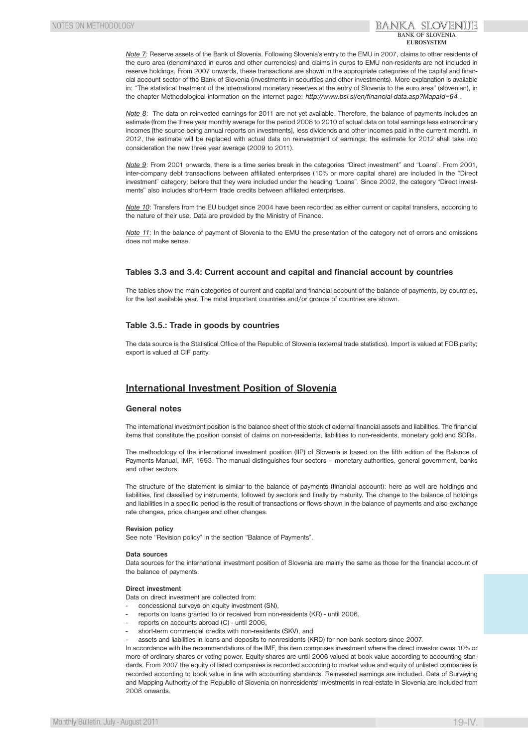*Note 7*: Reserve assets of the Bank of Slovenia. Following Slovenia's entry to the EMU in 2007, claims to other residents of the euro area (denominated in euros and other currencies) and claims in euros to EMU non-residents are not included in reserve holdings. From 2007 onwards, these transactions are shown in the appropriate categories of the capital and financial account sector of the Bank of Slovenia (investments in securities and other investments). More explanation is available in: "The statistical treatment of the international monetary reserves at the entry of Slovenia to the euro area" (slovenian), in the chapter Methodological information on the internet page: *http://www.bsi.si/en/financial-data.asp?MapaId=64* .

*Note 8*: The data on reinvested earnings for 2011 are not yet available. Therefore, the balance of payments includes an estimate (from the three year monthly average for the period 2008 to 2010 of actual data on total earnings less extraordinary incomes [the source being annual reports on investments], less dividends and other incomes paid in the current month). In 2012, the estimate will be replaced with actual data on reinvestment of earnings; the estimate for 2012 shall take into consideration the new three year average (2009 to 2011).

*Note 9*: From 2001 onwards, there is a time series break in the categories "Direct investment" and "Loans". From 2001, inter-company debt transactions between affiliated enterprises (10% or more capital share) are included in the "Direct investment" category; before that they were included under the heading "Loans". Since 2002, the category "Direct investments" also includes short-term trade credits between affiliated enterprises.

*Note 10*: Transfers from the EU budget since 2004 have been recorded as either current or capital transfers, according to the nature of their use. Data are provided by the Ministry of Finance.

*Note 11*: In the balance of payment of Slovenia to the EMU the presentation of the category net of errors and omissions does not make sense.

### Tables 3.3 and 3.4: Current account and capital and financial account by countries

The tables show the main categories of current and capital and financial account of the balance of payments, by countries, for the last available year. The most important countries and/or groups of countries are shown.

### Table 3.5.: Trade in goods by countries

The data source is the Statistical Office of the Republic of Slovenia (external trade statistics). Import is valued at FOB parity; export is valued at CIF parity.

## International Investment Position of Slovenia

### General notes

The international investment position is the balance sheet of the stock of external financial assets and liabilities. The financial items that constitute the position consist of claims on non-residents, liabilities to non-residents, monetary gold and SDRs.

The methodology of the international investment position (IIP) of Slovenia is based on the fifth edition of the Balance of Payments Manual, IMF, 1993. The manual distinguishes four sectors – monetary authorities, general government, banks and other sectors.

The structure of the statement is similar to the balance of payments (financial account): here as well are holdings and liabilities, first classified by instruments, followed by sectors and finally by maturity. The change to the balance of holdings and liabilities in a specific period is the result of transactions or flows shown in the balance of payments and also exchange rate changes, price changes and other changes.

**Revision policy**

See note "Revision policy" in the section "Balance of Payments".

**Data sources**

Data sources for the international investment position of Slovenia are mainly the same as those for the financial account of the balance of payments.

**Direct investment**

Data on direct investment are collected from:

- concessional surveys on equity investment (SN),
- reports on loans granted to or received from non-residents (KR) - until 2006,
- reports on accounts abroad (C) - until 2006,
- short-term commercial credits with non-residents (SKV), and
- assets and liabilities in loans and deposits to nonresidents (KRD) for non-bank sectors since 2007.

In accordance with the recommendations of the IMF, this item comprises investment where the direct investor owns 10% or more of ordinary shares or voting power. Equity shares are until 2006 valued at book value according to accounting standards. From 2007 the equity of listed companies is recorded according to market value and equity of unlisted companies is recorded according to book value in line with accounting standards. Reinvested earnings are included. Data of Surveying and Mapping Authority of the Republic of Slovenia on nonresidents' investments in real-estate in Slovenia are included from 2008 onwards.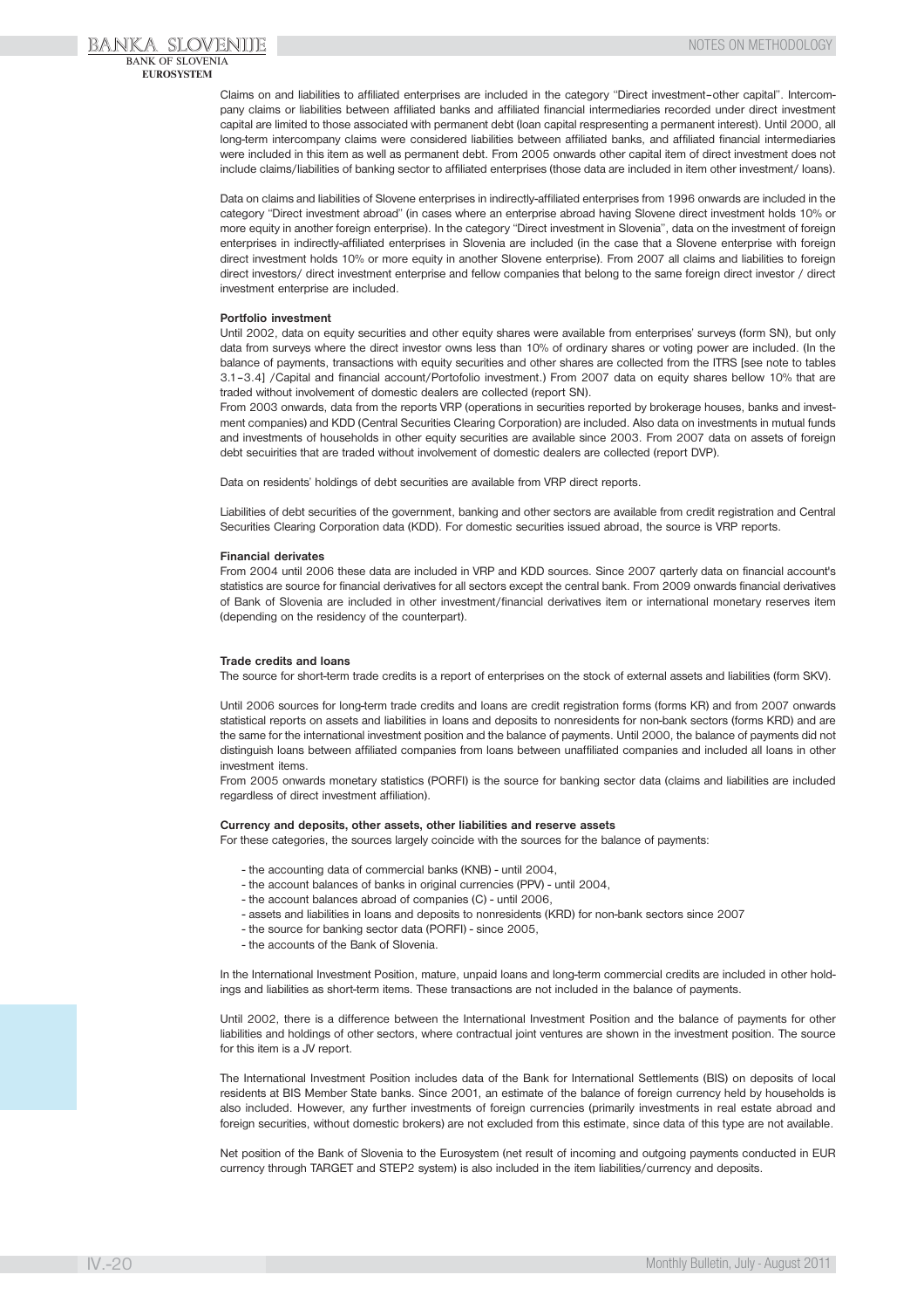Claims on and liabilities to affiliated enterprises are included in the category "Direct investment–other capital". Intercompany claims or liabilities between affiliated banks and affiliated financial intermediaries recorded under direct investment capital are limited to those associated with permanent debt (loan capital respresenting a permanent interest). Until 2000, all long-term intercompany claims were considered liabilities between affiliated banks, and affiliated financial intermediaries were included in this item as well as permanent debt. From 2005 onwards other capital item of direct investment does not include claims/liabilities of banking sector to affiliated enterprises (those data are included in item other investment/ loans).

Data on claims and liabilities of Slovene enterprises in indirectly-affiliated enterprises from 1996 onwards are included in the category "Direct investment abroad" (in cases where an enterprise abroad having Slovene direct investment holds 10% or more equity in another foreign enterprise). In the category "Direct investment in Slovenia", data on the investment of foreign enterprises in indirectly-affiliated enterprises in Slovenia are included (in the case that a Slovene enterprise with foreign direct investment holds 10% or more equity in another Slovene enterprise). From 2007 all claims and liabilities to foreign direct investors/ direct investment enterprise and fellow companies that belong to the same foreign direct investor / direct investment enterprise are included.

**Portfolio investment**

Until 2002, data on equity securities and other equity shares were available from enterprises' surveys (form SN), but only data from surveys where the direct investor owns less than 10% of ordinary shares or voting power are included. (In the balance of payments, transactions with equity securities and other shares are collected from the ITRS [see note to tables 3.1–3.4] /Capital and financial account/Portofolio investment.) From 2007 data on equity shares bellow 10% that are traded without involvement of domestic dealers are collected (report SN).

From 2003 onwards, data from the reports VRP (operations in securities reported by brokerage houses, banks and investment companies) and KDD (Central Securities Clearing Corporation) are included. Also data on investments in mutual funds and investments of households in other equity securities are available since 2003. From 2007 data on assets of foreign debt secuirities that are traded without involvement of domestic dealers are collected (report DVP).

Data on residents' holdings of debt securities are available from VRP direct reports.

Liabilities of debt securities of the government, banking and other sectors are available from credit registration and Central Securities Clearing Corporation data (KDD). For domestic securities issued abroad, the source is VRP reports.

**Financial derivates**

From 2004 until 2006 these data are included in VRP and KDD sources. Since 2007 qarterly data on financial account's statistics are source for financial derivatives for all sectors except the central bank. From 2009 onwards financial derivatives of Bank of Slovenia are included in other investment/financial derivatives item or international monetary reserves item (depending on the residency of the counterpart).

**Trade credits and loans**

The source for short-term trade credits is a report of enterprises on the stock of external assets and liabilities (form SKV).

Until 2006 sources for long-term trade credits and loans are credit registration forms (forms KR) and from 2007 onwards statistical reports on assets and liabilities in loans and deposits to nonresidents for non-bank sectors (forms KRD) and are the same for the international investment position and the balance of payments. Until 2000, the balance of payments did not distinguish loans between affiliated companies from loans between unaffiliated companies and included all loans in other investment items.

From 2005 onwards monetary statistics (PORFI) is the source for banking sector data (claims and liabilities are included regardless of direct investment affiliation).

**Currency and deposits, other assets, other liabilities and reserve assets**

For these categories, the sources largely coincide with the sources for the balance of payments:

- the accounting data of commercial banks (KNB) - until 2004,
- the account balances of banks in original currencies (PPV) - until 2004,
- the account balances abroad of companies (C) - until 2006,
- assets and liabilities in loans and deposits to nonresidents (KRD) for non-bank sectors since 2007
- the source for banking sector data (PORFI) - since 2005,
- the accounts of the Bank of Slovenia.

In the International Investment Position, mature, unpaid loans and long-term commercial credits are included in other holdings and liabilities as short-term items. These transactions are not included in the balance of payments.

Until 2002, there is a difference between the International Investment Position and the balance of payments for other liabilities and holdings of other sectors, where contractual joint ventures are shown in the investment position. The source for this item is a JV report.

The International Investment Position includes data of the Bank for International Settlements (BIS) on deposits of local residents at BIS Member State banks. Since 2001, an estimate of the balance of foreign currency held by households is also included. However, any further investments of foreign currencies (primarily investments in real estate abroad and foreign securities, without domestic brokers) are not excluded from this estimate, since data of this type are not available.

Net position of the Bank of Slovenia to the Eurosystem (net result of incoming and outgoing payments conducted in EUR currency through TARGET and STEP2 system) is also included in the item liabilities/currency and deposits.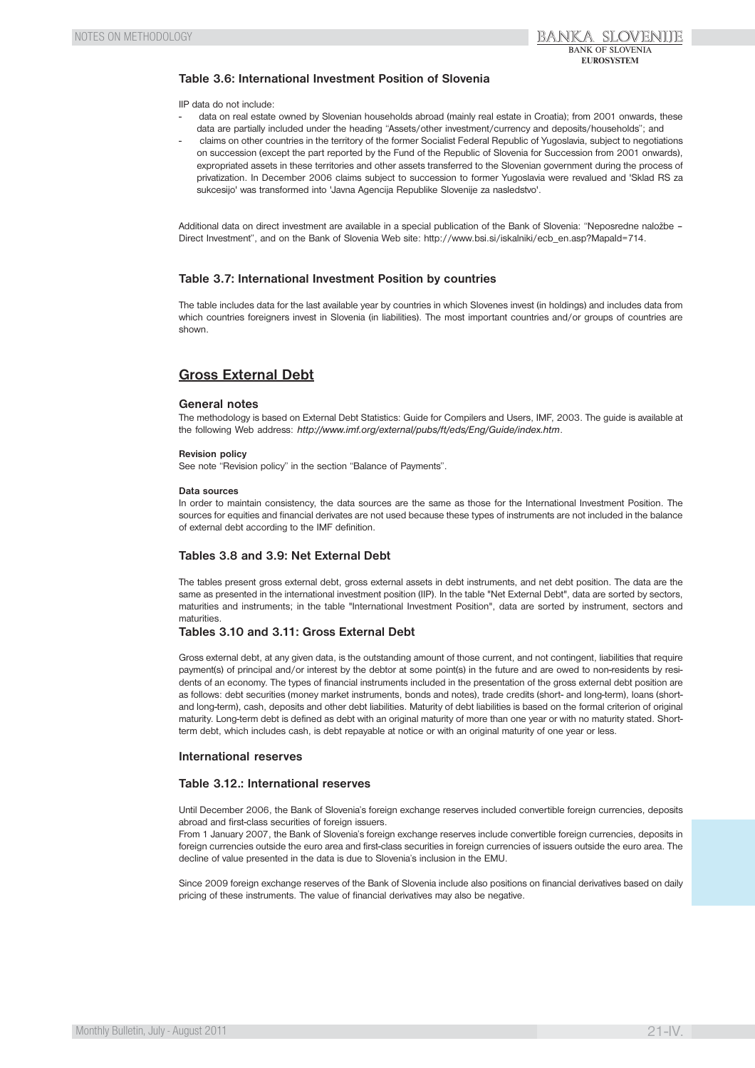### Table 3.6: International Investment Position of Slovenia

IIP data do not include:

- data on real estate owned by Slovenian households abroad (mainly real estate in Croatia); from 2001 onwards, these data are partially included under the heading "Assets/other investment/currency and deposits/households"; and
- claims on other countries in the territory of the former Socialist Federal Republic of Yugoslavia, subject to negotiations on succession (except the part reported by the Fund of the Republic of Slovenia for Succession from 2001 onwards), expropriated assets in these territories and other assets transferred to the Slovenian government during the process of privatization. In December 2006 claims subject to succession to former Yugoslavia were revalued and 'Sklad RS za sukcesijo' was transformed into 'Javna Agencija Republike Slovenije za nasledstvo'.

Additional data on direct investment are available in a special publication of the Bank of Slovenia: "Neposredne naložbe – Direct Investment", and on the Bank of Slovenia Web site: http://www.bsi.si/iskalniki/ecb_en.asp?MapaId=714.

### Table 3.7: International Investment Position by countries

The table includes data for the last available year by countries in which Slovenes invest (in holdings) and includes data from which countries foreigners invest in Slovenia (in liabilities). The most important countries and/or groups of countries are shown.

## Gross External Debt

### General notes

The methodology is based on External Debt Statistics: Guide for Compilers and Users, IMF, 2003. The guide is available at the following Web address: *http://www.imf.org/external/pubs/ft/eds/Eng/Guide/index.htm*.

**Revision policy**

See note "Revision policy" in the section "Balance of Payments".

**Data sources**

In order to maintain consistency, the data sources are the same as those for the International Investment Position. The sources for equities and financial derivates are not used because these types of instruments are not included in the balance of external debt according to the IMF definition.

### Tables 3.8 and 3.9: Net External Debt

The tables present gross external debt, gross external assets in debt instruments, and net debt position. The data are the same as presented in the international investment position (IIP). In the table "Net External Debt", data are sorted by sectors, maturities and instruments; in the table "International Investment Position", data are sorted by instrument, sectors and maturities.

### Tables 3.10 and 3.11: Gross External Debt

Gross external debt, at any given data, is the outstanding amount of those current, and not contingent, liabilities that require payment(s) of principal and/or interest by the debtor at some point(s) in the future and are owed to non-residents by residents of an economy. The types of financial instruments included in the presentation of the gross external debt position are as follows: debt securities (money market instruments, bonds and notes), trade credits (short- and long-term), loans (short- and long-term), cash, deposits and other debt liabilities. Maturity of debt liabilities is based on the formal criterion of original maturity. Long-term debt is defined as debt with an original maturity of more than one year or with no maturity stated. Short-term debt, which includes cash, is debt repayable at notice or with an original maturity of one year or less.

### International reserves

### Table 3.12.: International reserves

Until December 2006, the Bank of Slovenia's foreign exchange reserves included convertible foreign currencies, deposits abroad and first-class securities of foreign issuers.
From 1 January 2007, the Bank of Slovenia's foreign exchange reserves include convertible foreign currencies, deposits in foreign currencies outside the euro area and first-class securities in foreign currencies of issuers outside the euro area. The decline of value presented in the data is due to Slovenia's inclusion in the EMU.

Since 2009 foreign exchange reserves of the Bank of Slovenia include also positions on financial derivatives based on daily pricing of these instruments. The value of financial derivatives may also be negative.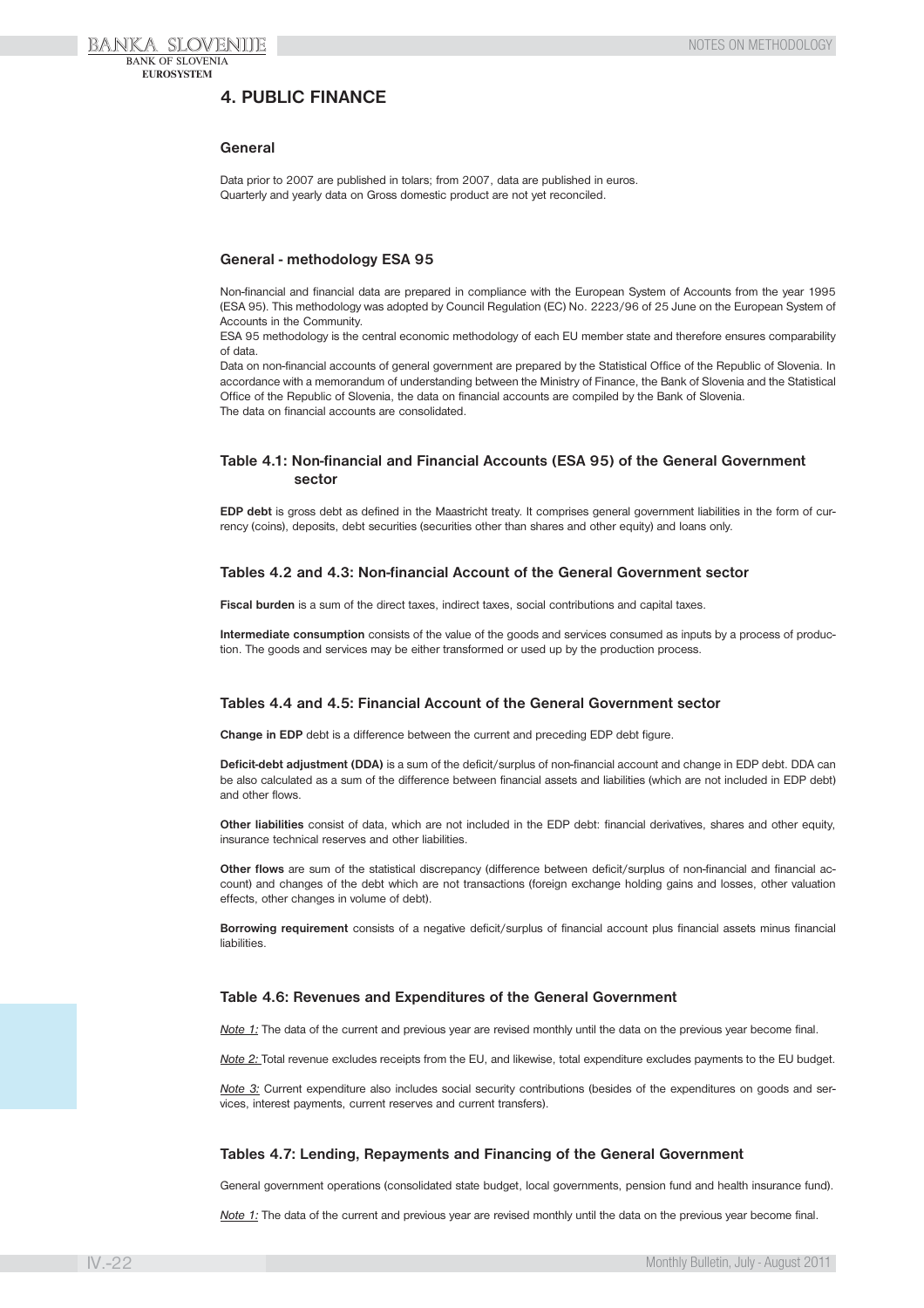# 4. PUBLIC FINANCE

## General

Data prior to 2007 are published in tolars; from 2007, data are published in euros.
Quarterly and yearly data on Gross domestic product are not yet reconciled.

## General - methodology ESA 95

Non-financial and financial data are prepared in compliance with the European System of Accounts from the year 1995 (ESA 95). This methodology was adopted by Council Regulation (EC) No. 2223/96 of 25 June on the European System of Accounts in the Community.
ESA 95 methodology is the central economic methodology of each EU member state and therefore ensures comparability of data.
Data on non-financial accounts of general government are prepared by the Statistical Office of the Republic of Slovenia. In accordance with a memorandum of understanding between the Ministry of Finance, the Bank of Slovenia and the Statistical Office of the Republic of Slovenia, the data on financial accounts are compiled by the Bank of Slovenia.
The data on financial accounts are consolidated.

## Table 4.1: Non-financial and Financial Accounts (ESA 95) of the General Government sector

**EDP debt** is gross debt as defined in the Maastricht treaty. It comprises general government liabilities in the form of currency (coins), deposits, debt securities (securities other than shares and other equity) and loans only.

## Tables 4.2 and 4.3: Non-financial Account of the General Government sector

**Fiscal burden** is a sum of the direct taxes, indirect taxes, social contributions and capital taxes.

**Intermediate consumption** consists of the value of the goods and services consumed as inputs by a process of production. The goods and services may be either transformed or used up by the production process.

## Tables 4.4 and 4.5: Financial Account of the General Government sector

**Change in EDP** debt is a difference between the current and preceding EDP debt figure.

**Deficit-debt adjustment (DDA)** is a sum of the deficit/surplus of non-financial account and change in EDP debt. DDA can be also calculated as a sum of the difference between financial assets and liabilities (which are not included in EDP debt) and other flows.

**Other liabilities** consist of data, which are not included in the EDP debt: financial derivatives, shares and other equity, insurance technical reserves and other liabilities.

**Other flows** are sum of the statistical discrepancy (difference between deficit/surplus of non-financial and financial account) and changes of the debt which are not transactions (foreign exchange holding gains and losses, other valuation effects, other changes in volume of debt).

**Borrowing requirement** consists of a negative deficit/surplus of financial account plus financial assets minus financial liabilities.

## Table 4.6: Revenues and Expenditures of the General Government

_Note 1:_ The data of the current and previous year are revised monthly until the data on the previous year become final.

_Note 2:_ Total revenue excludes receipts from the EU, and likewise, total expenditure excludes payments to the EU budget.

_Note 3:_ Current expenditure also includes social security contributions (besides of the expenditures on goods and services, interest payments, current reserves and current transfers).

## Tables 4.7: Lending, Repayments and Financing of the General Government

General government operations (consolidated state budget, local governments, pension fund and health insurance fund).

_Note 1:_ The data of the current and previous year are revised monthly until the data on the previous year become final.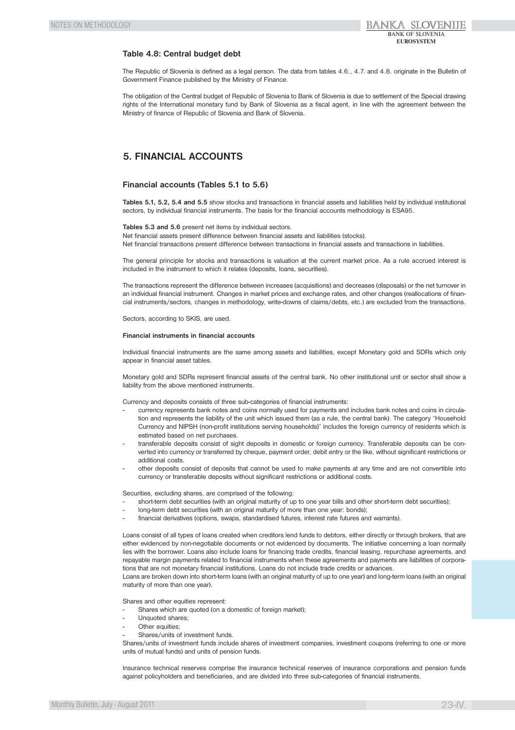### Table 4.8: Central budget debt

The Republic of Slovenia is defined as a legal person. The data from tables 4.6., 4.7. and 4.8. originate in the Bulletin of Government Finance published by the Ministry of Finance.

The obligation of the Central budget of Republic of Slovenia to Bank of Slovenia is due to settlement of the Special drawing rights of the International monetary fund by Bank of Slovenia as a fiscal agent, in line with the agreement between the Ministry of finance of Republic of Slovenia and Bank of Slovenia.

## 5. FINANCIAL ACCOUNTS

### Financial accounts (Tables 5.1 to 5.6)

**Tables 5.1, 5.2, 5.4 and 5.5** show stocks and transactions in financial assets and liabilities held by individual institutional sectors, by individual financial instruments. The basis for the financial accounts methodology is ESA95.

**Tables 5.3 and 5.6** present net items by individual sectors.
Net financial assets present difference between financial assets and liabilities (stocks).
Net financial transactions present difference between transactions in financial assets and transactions in liabilities.

The general principle for stocks and transactions is valuation at the current market price. As a rule accrued interest is included in the instrument to which it relates (deposits, loans, securities).

The transactions represent the difference between increases (acquisitions) and decreases (disposals) or the net turnover in an individual financial instrument. Changes in market prices and exchange rates, and other changes (reallocations of financial instruments/sectors, changes in methodology, write-downs of claims/debts, etc.) are excluded from the transactions.

Sectors, according to SKIS, are used.

**Financial instruments in financial accounts**

Individual financial instruments are the same among assets and liabilities, except Monetary gold and SDRs which only appear in financial asset tables.

Monetary gold and SDRs represent financial assets of the central bank. No other institutional unit or sector shall show a liability from the above mentioned instruments.

Currency and deposits consists of three sub-categories of financial instruments:

- currency represents bank notes and coins normally used for payments and includes bank notes and coins in circulation and represents the liability of the unit which issued them (as a rule, the central bank). The category "Household Currency and NIPSH (non-profit institutions serving households)" includes the foreign currency of residents which is estimated based on net purchases.
- transferable deposits consist of sight deposits in domestic or foreign currency. Transferable deposits can be converted into currency or transferred by cheque, payment order, debit entry or the like, without significant restrictions or additional costs.
- other deposits consist of deposits that cannot be used to make payments at any time and are not convertible into currency or transferable deposits without significant restrictions or additional costs.

Securities, excluding shares, are comprised of the following:

- short-term debt securities (with an original maturity of up to one year bills and other short-term debt securities);
- long-term debt securities (with an original maturity of more than one year: bonds);
- financial derivatives (options, swaps, standardised futures, interest rate futures and warrants).

Loans consist of all types of loans created when creditors lend funds to debtors, either directly or through brokers, that are either evidenced by non-negotiable documents or not evidenced by documents. The initiative concerning a loan normally lies with the borrower. Loans also include loans for financing trade credits, financial leasing, repurchase agreements, and repayable margin payments related to financial instruments when these agreements and payments are liabilities of corporations that are not monetary financial institutions. Loans do not include trade credits or advances.
Loans are broken down into short-term loans (with an original maturity of up to one year) and long-term loans (with an original maturity of more than one year).

Shares and other equities represent:

- Shares which are quoted (on a domestic of foreign market);
- Unquoted shares;
- Other equities;
- Shares/units of investment funds.

Shares/units of investment funds include shares of investment companies, investment coupons (referring to one or more units of mutual funds) and units of pension funds.

Insurance technical reserves comprise the insurance technical reserves of insurance corporations and pension funds against policyholders and beneficiaries, and are divided into three sub-categories of financial instruments.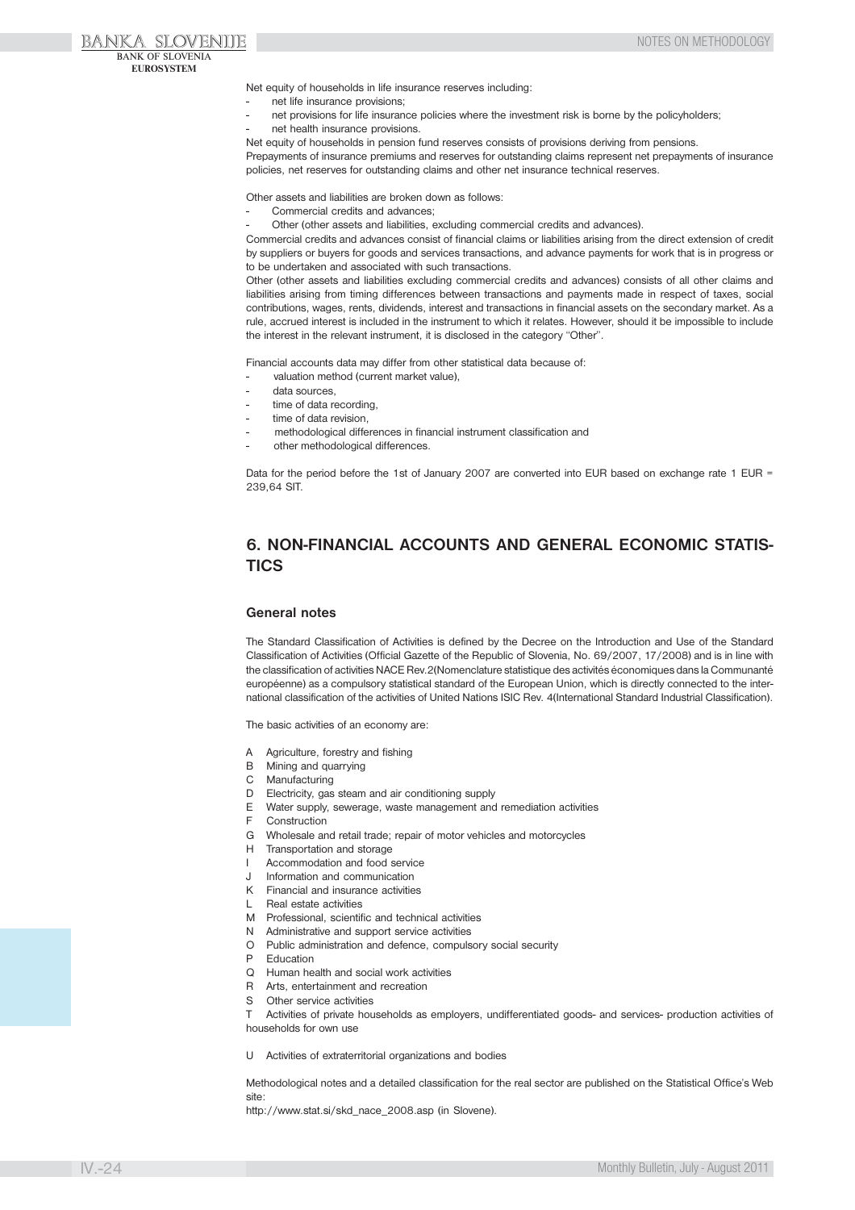Net equity of households in life insurance reserves including:

- net life insurance provisions;
- net provisions for life insurance policies where the investment risk is borne by the policyholders;
- net health insurance provisions.

Net equity of households in pension fund reserves consists of provisions deriving from pensions.

Prepayments of insurance premiums and reserves for outstanding claims represent net prepayments of insurance policies, net reserves for outstanding claims and other net insurance technical reserves.

Other assets and liabilities are broken down as follows:

- Commercial credits and advances;
- Other (other assets and liabilities, excluding commercial credits and advances).

Commercial credits and advances consist of financial claims or liabilities arising from the direct extension of credit by suppliers or buyers for goods and services transactions, and advance payments for work that is in progress or to be undertaken and associated with such transactions.

Other (other assets and liabilities excluding commercial credits and advances) consists of all other claims and liabilities arising from timing differences between transactions and payments made in respect of taxes, social contributions, wages, rents, dividends, interest and transactions in financial assets on the secondary market. As a rule, accrued interest is included in the instrument to which it relates. However, should it be impossible to include the interest in the relevant instrument, it is disclosed in the category "Other".

Financial accounts data may differ from other statistical data because of:

- valuation method (current market value),
- data sources,
- time of data recording,
- time of data revision,
- methodological differences in financial instrument classification and
- other methodological differences.

Data for the period before the 1st of January 2007 are converted into EUR based on exchange rate 1 EUR = 239,64 SIT.

## 6. NON-FINANCIAL ACCOUNTS AND GENERAL ECONOMIC STATISTICS

### General notes

The Standard Classification of Activities is defined by the Decree on the Introduction and Use of the Standard Classification of Activities (Official Gazette of the Republic of Slovenia, No. 69/2007, 17/2008) and is in line with the classification of activities NACE Rev.2(Nomenclature statistique des activités économiques dans la Communanté européenne) as a compulsory statistical standard of the European Union, which is directly connected to the international classification of the activities of United Nations ISIC Rev. 4(International Standard Industrial Classification).

The basic activities of an economy are:

A Agriculture, forestry and fishing
B Mining and quarrying
C Manufacturing
D Electricity, gas steam and air conditioning supply
E Water supply, sewerage, waste management and remediation activities
F Construction
G Wholesale and retail trade; repair of motor vehicles and motorcycles
H Transportation and storage
I Accommodation and food service
J Information and communication
K Financial and insurance activities
L Real estate activities
M Professional, scientific and technical activities
N Administrative and support service activities
O Public administration and defence, compulsory social security
P Education
Q Human health and social work activities
R Arts, entertainment and recreation
S Other service activities
T Activities of private households as employers, undifferentiated goods- and services- production activities of households for own use

U Activities of extraterritorial organizations and bodies

Methodological notes and a detailed classification for the real sector are published on the Statistical Office's Web site:
http://www.stat.si/skd_nace_2008.asp (in Slovene).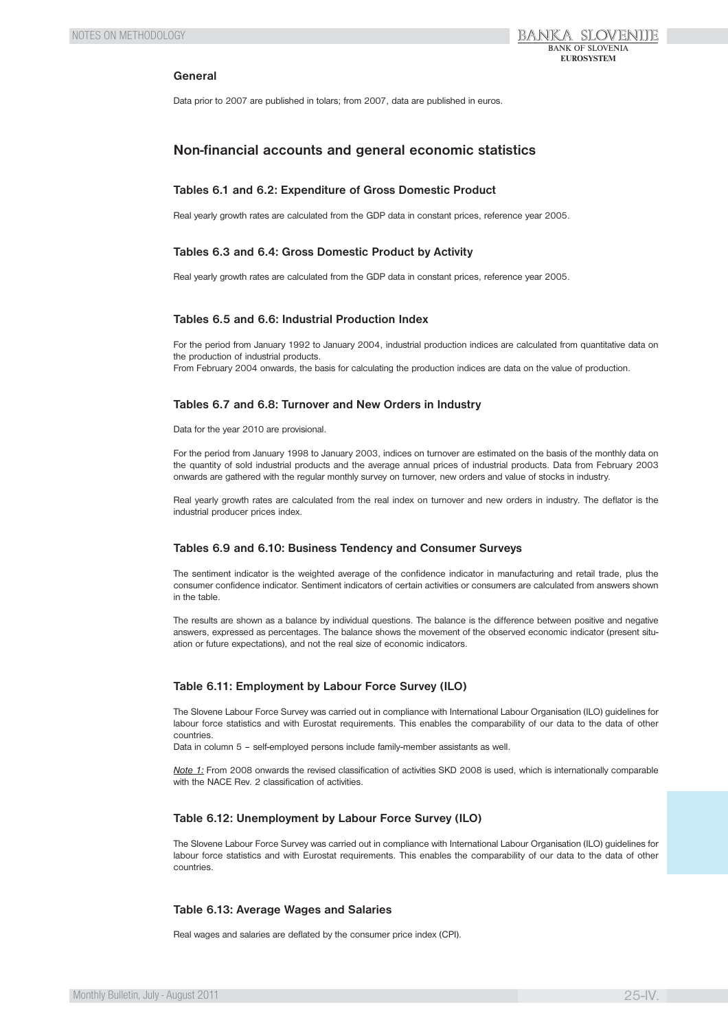## General

Data prior to 2007 are published in tolars; from 2007, data are published in euros.

# Non-financial accounts and general economic statistics

### Tables 6.1 and 6.2: Expenditure of Gross Domestic Product

Real yearly growth rates are calculated from the GDP data in constant prices, reference year 2005.

### Tables 6.3 and 6.4: Gross Domestic Product by Activity

Real yearly growth rates are calculated from the GDP data in constant prices, reference year 2005.

### Tables 6.5 and 6.6: Industrial Production Index

For the period from January 1992 to January 2004, industrial production indices are calculated from quantitative data on the production of industrial products.
From February 2004 onwards, the basis for calculating the production indices are data on the value of production.

### Tables 6.7 and 6.8: Turnover and New Orders in Industry

Data for the year 2010 are provisional.

For the period from January 1998 to January 2003, indices on turnover are estimated on the basis of the monthly data on the quantity of sold industrial products and the average annual prices of industrial products. Data from February 2003 onwards are gathered with the regular monthly survey on turnover, new orders and value of stocks in industry.

Real yearly growth rates are calculated from the real index on turnover and new orders in industry. The deflator is the industrial producer prices index.

### Tables 6.9 and 6.10: Business Tendency and Consumer Surveys

The sentiment indicator is the weighted average of the confidence indicator in manufacturing and retail trade, plus the consumer confidence indicator. Sentiment indicators of certain activities or consumers are calculated from answers shown in the table.

The results are shown as a balance by individual questions. The balance is the difference between positive and negative answers, expressed as percentages. The balance shows the movement of the observed economic indicator (present situation or future expectations), and not the real size of economic indicators.

### Table 6.11: Employment by Labour Force Survey (ILO)

The Slovene Labour Force Survey was carried out in compliance with International Labour Organisation (ILO) guidelines for labour force statistics and with Eurostat requirements. This enables the comparability of our data to the data of other countries.
Data in column 5 – self-employed persons include family-member assistants as well.

*Note 1:* From 2008 onwards the revised classification of activities SKD 2008 is used, which is internationally comparable with the NACE Rev. 2 classification of activities.

### Table 6.12: Unemployment by Labour Force Survey (ILO)

The Slovene Labour Force Survey was carried out in compliance with International Labour Organisation (ILO) guidelines for labour force statistics and with Eurostat requirements. This enables the comparability of our data to the data of other countries.

### Table 6.13: Average Wages and Salaries

Real wages and salaries are deflated by the consumer price index (CPI).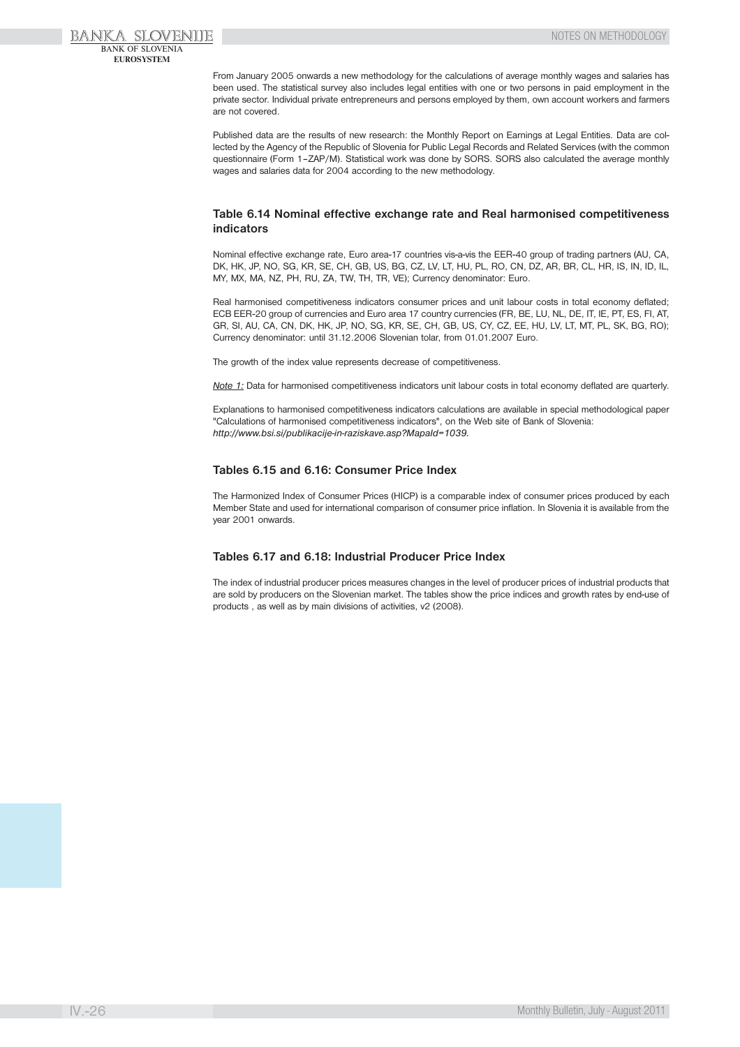From January 2005 onwards a new methodology for the calculations of average monthly wages and salaries has been used. The statistical survey also includes legal entities with one or two persons in paid employment in the private sector. Individual private entrepreneurs and persons employed by them, own account workers and farmers are not covered.

Published data are the results of new research: the Monthly Report on Earnings at Legal Entities. Data are collected by the Agency of the Republic of Slovenia for Public Legal Records and Related Services (with the common questionnaire (Form 1–ZAP/M). Statistical work was done by SORS. SORS also calculated the average monthly wages and salaries data for 2004 according to the new methodology.

### Table 6.14 Nominal effective exchange rate and Real harmonised competitiveness indicators

Nominal effective exchange rate, Euro area-17 countries vis-a-vis the EER-40 group of trading partners (AU, CA, DK, HK, JP, NO, SG, KR, SE, CH, GB, US, BG, CZ, LV, LT, HU, PL, RO, CN, DZ, AR, BR, CL, HR, IS, IN, ID, IL, MY, MX, MA, NZ, PH, RU, ZA, TW, TH, TR, VE); Currency denominator: Euro.

Real harmonised competitiveness indicators consumer prices and unit labour costs in total economy deflated; ECB EER-20 group of currencies and Euro area 17 country currencies (FR, BE, LU, NL, DE, IT, IE, PT, ES, FI, AT, GR, SI, AU, CA, CN, DK, HK, JP, NO, SG, KR, SE, CH, GB, US, CY, CZ, EE, HU, LV, LT, MT, PL, SK, BG, RO); Currency denominator: until 31.12.2006 Slovenian tolar, from 01.01.2007 Euro.

The growth of the index value represents decrease of competitiveness.

*Note 1:* Data for harmonised competitiveness indicators unit labour costs in total economy deflated are quarterly.

Explanations to harmonised competitiveness indicators calculations are available in special methodological paper "Calculations of harmonised competitiveness indicators", on the Web site of Bank of Slovenia: *http://www.bsi.si/publikacije-in-raziskave.asp?MapaId=1039.*

### Tables 6.15 and 6.16: Consumer Price Index

The Harmonized Index of Consumer Prices (HICP) is a comparable index of consumer prices produced by each Member State and used for international comparison of consumer price inflation. In Slovenia it is available from the year 2001 onwards.

### Tables 6.17 and 6.18: Industrial Producer Price Index

The index of industrial producer prices measures changes in the level of producer prices of industrial products that are sold by producers on the Slovenian market. The tables show the price indices and growth rates by end-use of products , as well as by main divisions of activities, v2 (2008).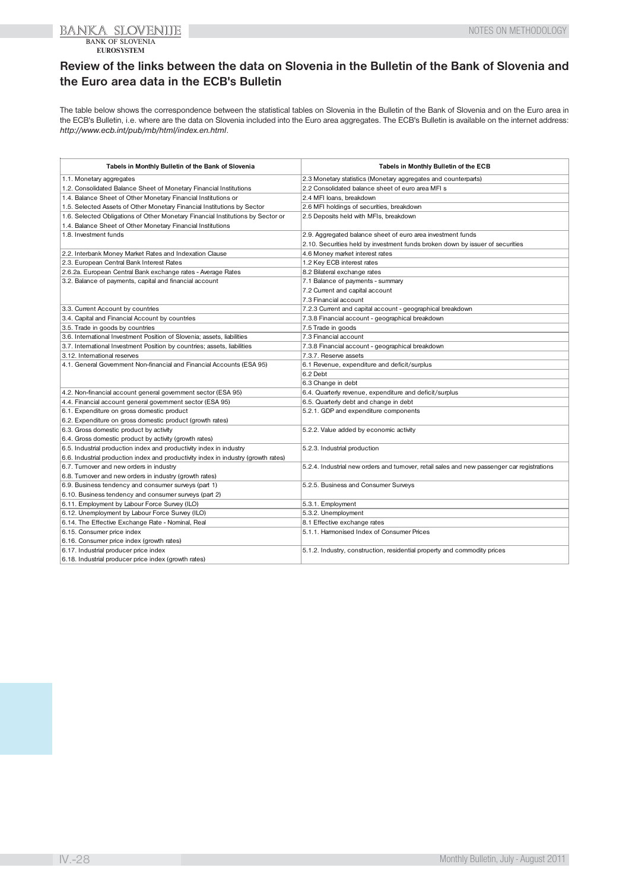## Review of the links between the data on Slovenia in the Bulletin of the Bank of Slovenia and the Euro area data in the ECB's Bulletin

The table below shows the correspondence between the statistical tables on Slovenia in the Bulletin of the Bank of Slovenia and on the Euro area in the ECB's Bulletin, i.e. where are the data on Slovenia included into the Euro area aggregates. The ECB's Bulletin is available on the internet address: *http://www.ecb.int/pub/mb/html/index.en.html*.

| Tabels in Monthly Bulletin of the Bank of Slovenia | Tabels in Monthly Bulletin of the ECB |
|---|---|
| 1.1. Monetary aggregates | 2.3 Monetary statistics (Monetary aggregates and counterparts) |
| 1.2. Consolidated Balance Sheet of Monetary Financial Institutions | 2.2 Consolidated balance sheet of euro area MFI s |
| 1.4. Balance Sheet of Other Monetary Financial Institutions or | 2.4 MFI loans, breakdown |
| 1.5. Selected Assets of Other Monetary Financial Institutions by Sector | 2.6 MFI holdings of securities, breakdown |
| 1.6. Selected Obligations of Other Monetary Financial Institutions by Sector or<br>1.4. Balance Sheet of Other Monetary Financial Institutions | 2.5 Deposits held with MFIs, breakdown |
| 1.8. Investment funds | 2.9. Aggregated balance sheet of euro area investment funds<br>2.10. Securities held by investment funds broken down by issuer of securities |
| 2.2. Interbank Money Market Rates and Indexation Clause | 4.6 Money market interest rates |
| 2.3. European Central Bank Interest Rates | 1.2 Key ECB interest rates |
| 2.6.2a. European Central Bank exchange rates - Average Rates | 8.2 Bilateral exchange rates |
| 3.2. Balance of payments, capital and financial account | 7.1 Balance of payments - summary<br>7.2 Current and capital account<br>7.3 Financial account |
| 3.3. Current Account by countries | 7.2.3 Current and capital account - geographical breakdown |
| 3.4. Capital and Financial Account by countries | 7.3.8 Financial account - geographical breakdown |
| 3.5. Trade in goods by countries | 7.5 Trade in goods |
| 3.6. International Investment Position of Slovenia; assets, liabilities | 7.3 Financial account |
| 3.7. International Investment Position by countries; assets, liabilities | 7.3.8 Financial account - geographical breakdown |
| 3.12. International reserves | 7.3.7. Reserve assets |
| 4.1. General Government Non-financial and Financial Accounts (ESA 95) | 6.1 Revenue, expenditure and deficit/surplus<br>6.2 Debt<br>6.3 Change in debt |
| 4.2. Non-financial account general government sector (ESA 95) | 6.4. Quarterly revenue, expenditure and deficit/surplus |
| 4.4. Financial account general government sector (ESA 95) | 6.5. Quarterly debt and change in debt |
| 6.1. Expenditure on gross domestic product<br>6.2. Expenditure on gross domestic product (growth rates) | 5.2.1. GDP and expenditure components |
| 6.3. Gross domestic product by activity<br>6.4. Gross domestic product by activity (growth rates) | 5.2.2. Value added by economic activity |
| 6.5. Industrial production index and productivity index in industry<br>6.6. Industrial production index and productivity index in industry (growth rates) | 5.2.3. Industrial production |
| 6.7. Turnover and new orders in industry<br>6.8. Turnover and new orders in industry (growth rates) | 5.2.4. Industrial new orders and turnover, retail sales and new passenger car registrations |
| 6.9. Business tendency and consumer surveys (part 1)<br>6.10. Business tendency and consumer surveys (part 2) | 5.2.5. Business and Consumer Surveys |
| 6.11. Employment by Labour Force Survey (ILO) | 5.3.1. Employment |
| 6.12. Unemployment by Labour Force Survey (ILO) | 5.3.2. Unemployment |
| 6.14. The Effective Exchange Rate - Nominal, Real | 8.1 Effective exchange rates |
| 6.15. Consumer price index<br>6.16. Consumer price index (growth rates) | 5.1.1. Harmonised Index of Consumer Prices |
| 6.17. Industrial producer price index<br>6.18. Industrial producer price index (growth rates) | 5.1.2. Industry, construction, residential property and commodity prices |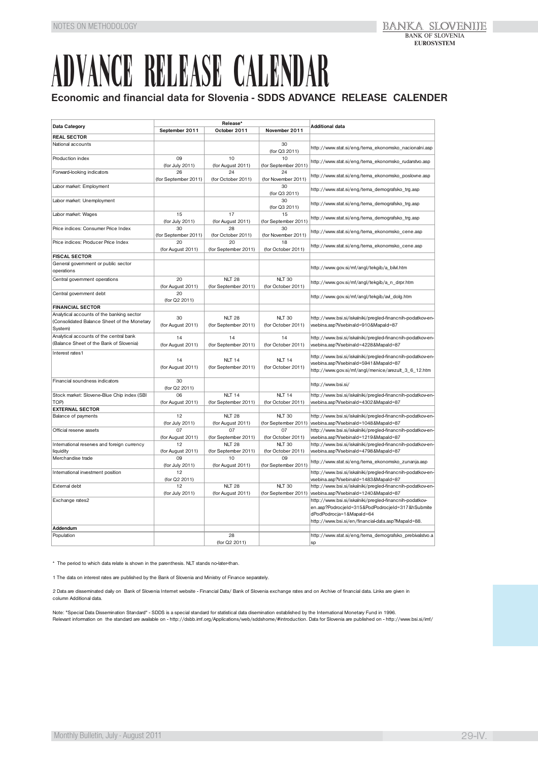# ADVANCE RELEASE CALENDAR

## Economic and financial data for Slovenia - SDDS ADVANCE RELEASE CALENDER

| Data Category | Release* | | | Additional data |
|---|---|---|---|---|
| | September 2011 | October 2011 | November 2011 | |
| **REAL SECTOR** | | | | |
| National accounts | | | 30 (for Q3 2011) | http://www.stat.si/eng/tema_ekonomsko_nacionalni.asp |
| Production index | 09 (for July 2011) | 10 (for August 2011) | 10 (for September 2011) | http://www.stat.si/eng/tema_ekonomsko_rudarstvo.asp |
| Forward-looking indicators | 26 (for September 2011) | 24 (for October 2011) | 24 (for November 2011) | http://www.stat.si/eng/tema_ekonomsko_poslovne.asp |
| Labor market: Employment | | | 30 (for Q3 2011) | http://www.stat.si/eng/tema_demografsko_trg.asp |
| Labor market: Unemployment | | | 30 (for Q3 2011) | http://www.stat.si/eng/tema_demografsko_trg.asp |
| Labor market: Wages | 15 (for July 2011) | 17 (for August 2011) | 15 (for September 2011) | http://www.stat.si/eng/tema_demografsko_trg.asp |
| Price indices: Consumer Price Index | 30 (for September 2011) | 28 (for October 2011) | 30 (for November 2011) | http://www.stat.si/eng/tema_ekonomsko_cene.asp |
| Price indices: Producer Price Index | 20 (for August 2011) | 20 (for September 2011) | 18 (for October 2011) | http://www.stat.si/eng/tema_ekonomsko_cene.asp |
| **FISCAL SECTOR** | | | | |
| General government or public sector operations | | | | http://www.gov.si/mf/angl/tekgib/a_bilvl.htm |
| Central government operations | 20 (for August 2011) | NLT 28 (for September 2011) | NLT 30 (for October 2011) | http://www.gov.si/mf/angl/tekgib/a_n_drpr.htm |
| Central government debt | 20 (for Q2 2011) | | | http://www.gov.si/mf/angl/tekgib/avl_dolg.htm |
| **FINANCIAL SECTOR** | | | | |
| Analytical accounts of the banking sector (Consolidated Balance Sheet of the Monetary System) | 30 (for August 2011) | NLT 28 (for September 2011) | NLT 30 (for October 2011) | http://www.bsi.si/iskalniki/pregled-financnih-podatkov-en-vsebina.asp?VsebinaId=910&MapaId=87 |
| Analytical accounts of the central bank (Balance Sheet of the Bank of Slovenia) | 14 (for August 2011) | 14 (for September 2011) | 14 (for October 2011) | http://www.bsi.si/iskalniki/pregled-financnih-podatkov-en-vsebina.asp?VsebinaId=4228&MapaId=87 |
| Interest rates1 | 14 (for August 2011) | NLT 14 (for September 2011) | NLT 14 (for October 2011) | http://www.bsi.si/iskalniki/pregled-financnih-podatkov-en-vsebina.asp?VsebinaId=5941&MapaId=87 http://www.gov.si/mf/angl/menice/arezult_3_6_12.htm |
| Financial soundness indicators | 30 (for Q2 2011) | | | http://www.bsi.si/ |
| Stock market: Slovene-Blue Chip index (SBI TOP) | 06 (for August 2011) | NLT 14 (for September 2011) | NLT 14 (for October 2011) | http://www.bsi.si/iskalniki/pregled-financnih-podatkov-en-vsebina.asp?VsebinaId=4302&MapaId=87 |
| **EXTERNAL SECTOR** | | | | |
| Balance of payments | 12 (for July 2011) | NLT 28 (for August 2011) | NLT 30 (for September 2011) | http://www.bsi.si/iskalniki/pregled-financnih-podatkov-en-vsebina.asp?VsebinaId=1048&MapaId=87 |
| Official reserve assets | 07 (for August 2011) | 07 (for September 2011) | 07 (for October 2011) | http://www.bsi.si/iskalniki/pregled-financnih-podatkov-en-vsebina.asp?VsebinaId=1219&MapaId=87 |
| International reserves and foreign currency liquidity | 12 (for August 2011) | NLT 28 (for September 2011) | NLT 30 (for October 2011) | http://www.bsi.si/iskalniki/pregled-financnih-podatkov-en-vsebina.asp?VsebinaId=4798&MapaId=87 |
| Merchandise trade | 09 (for July 2011) | 10 (for August 2011) | 09 (for September 2011) | http://www.stat.si/eng/tema_ekonomsko_zunanja.asp |
| International investment position | 12 (for Q2 2011) | | | http://www.bsi.si/iskalniki/pregled-financnih-podatkov-en-vsebina.asp?VsebinaId=1483&MapaId=87 |
| External debt | 12 (for July 2011) | NLT 28 (for August 2011) | NLT 30 (for September 2011) | http://www.bsi.si/iskalniki/pregled-financnih-podatkov-en-vsebina.asp?VsebinaId=1240&MapaId=87 |
| Exchange rates2 | | | | http://www.bsi.si/iskalniki/pregled-financnih-podatkov-en.asp?PodrocjeId=315&PodPodrocjeId=317&hSubmitedPodPodrocja=1&MapaId=64 http://www.bsi.si/en/financial-data.asp?MapaId=88. |
| **Addendum** | | | | |
| Population | | 28 (for Q2 2011) | | http://www.stat.si/eng/tema_demografsko_prebivalstvo.asp |

\* The period to which data relate is shown in the parenthesis. NLT stands no-later-than.

1 The data on interest rates are published by the Bank of Slovenia and Ministry of Finance separately.

2 Data are disseminated daily on Bank of Slovenia Internet website - Financial Data/ Bank of Slovenia exchange rates and on Archive of financial data. Links are given in column Additional data.

Note: "Special Data Dissemination Standard" - SDDS is a special standard for statistical data dissemination established by the International Monetary Fund in 1996.
Relevant information on the standard are available on - http://dsbb.imf.org/Applications/web/sddshome/#introduction. Data for Slovenia are published on - http://www.bsi.si/imf/